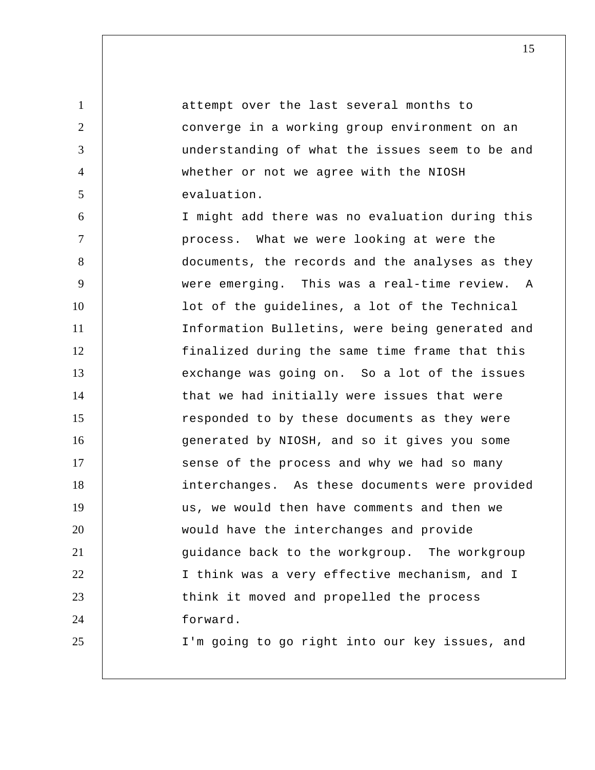attempt over the last several months to converge in a working group environment on an understanding of what the issues seem to be and whether or not we agree with the NIOSH evaluation.

I might add there was no evaluation during this process. What we were looking at were the documents, the records and the analyses as they were emerging. This was a real-time review. A lot of the guidelines, a lot of the Technical Information Bulletins, were being generated and finalized during the same time frame that this exchange was going on. So a lot of the issues that we had initially were issues that were responded to by these documents as they were generated by NIOSH, and so it gives you some sense of the process and why we had so many interchanges. As these documents were provided us, we would then have comments and then we would have the interchanges and provide guidance back to the workgroup. The workgroup I think was a very effective mechanism, and I think it moved and propelled the process forward.

I'm going to go right into our key issues, and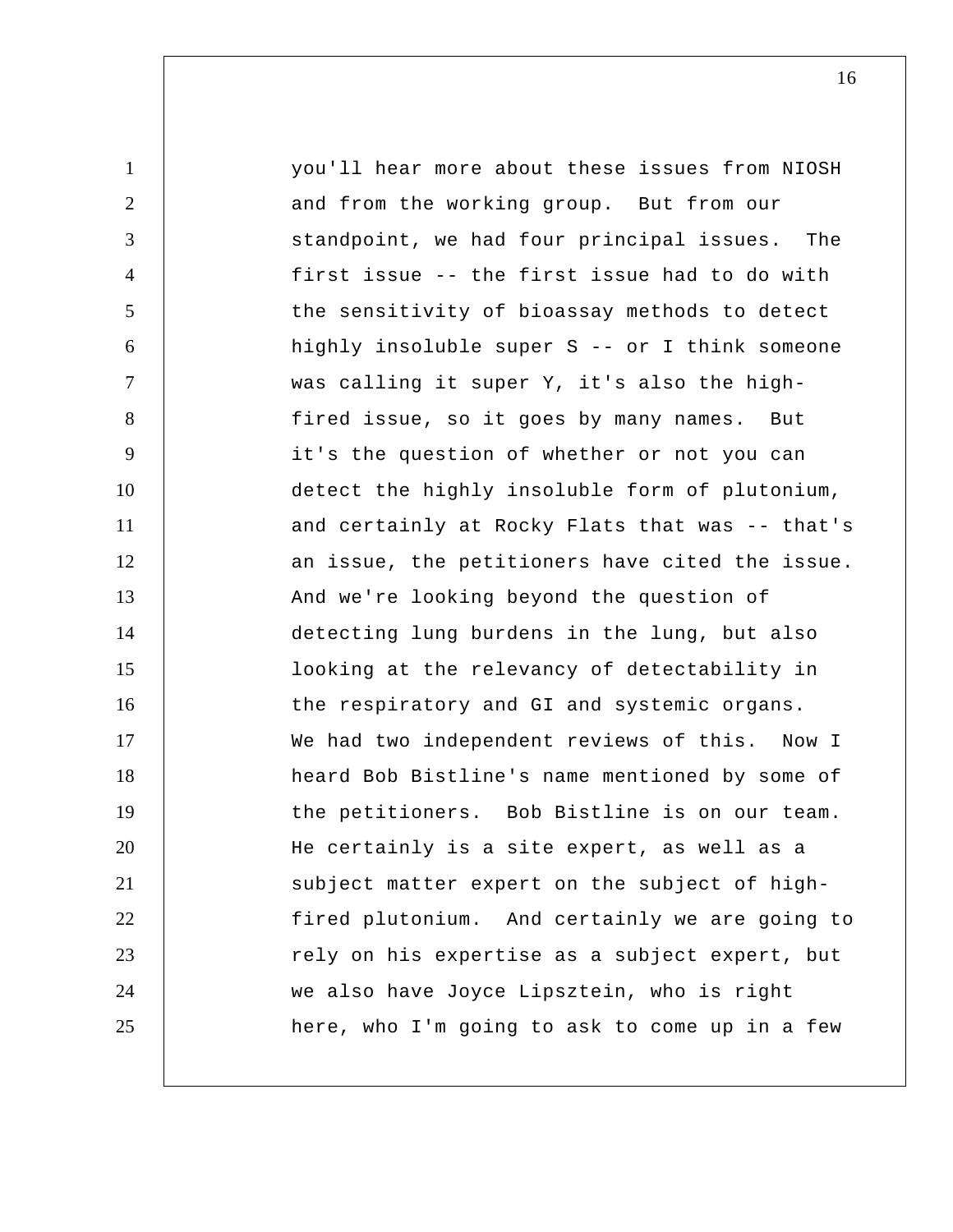you'll hear more about these issues from NIOSH and from the working group. But from our standpoint, we had four principal issues. The first issue -- the first issue had to do with the sensitivity of bioassay methods to detect highly insoluble super S -- or I think someone was calling it super Y, it's also the high-fired issue, so it goes by many names. But it's the question of whether or not you can detect the highly insoluble form of plutonium, and certainly at Rocky Flats that was -- that's an issue, the petitioners have cited the issue. And we're looking beyond the question of detecting lung burdens in the lung, but also looking at the relevancy of detectability in the respiratory and GI and systemic organs. We had two independent reviews of this. Now I heard Bob Bistline's name mentioned by some of the petitioners. Bob Bistline is on our team. He certainly is a site expert, as well as a subject matter expert on the subject of high-fired plutonium. And certainly we are going to rely on his expertise as a subject expert, but we also have Joyce Lipsztein, who is right here, who I'm going to ask to come up in a few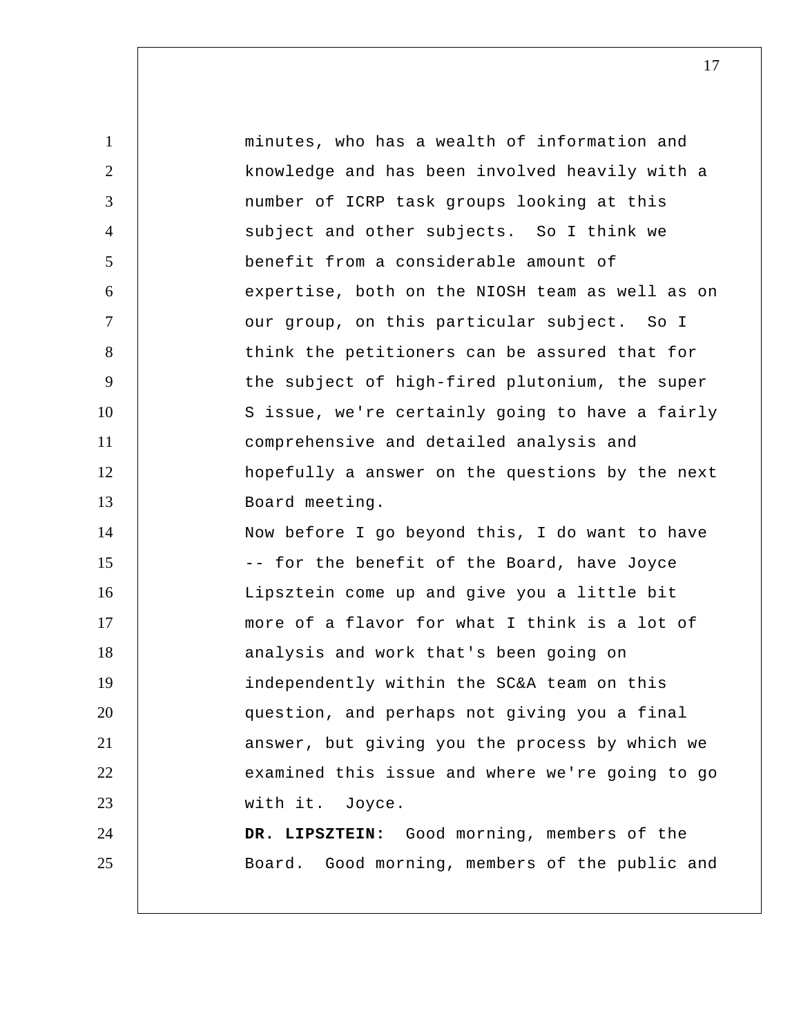minutes, who has a wealth of information and knowledge and has been involved heavily with a number of ICRP task groups looking at this subject and other subjects. So I think we benefit from a considerable amount of expertise, both on the NIOSH team as well as on our group, on this particular subject. So I think the petitioners can be assured that for the subject of high-fired plutonium, the super S issue, we're certainly going to have a fairly comprehensive and detailed analysis and hopefully a answer on the questions by the next Board meeting.

Now before I go beyond this, I do want to have -- for the benefit of the Board, have Joyce Lipsztein come up and give you a little bit more of a flavor for what I think is a lot of analysis and work that's been going on independently within the SC&A team on this question, and perhaps not giving you a final answer, but giving you the process by which we examined this issue and where we're going to go with it. Joyce.

**DR. LIPSZTEIN:** Good morning, members of the Board. Good morning, members of the public and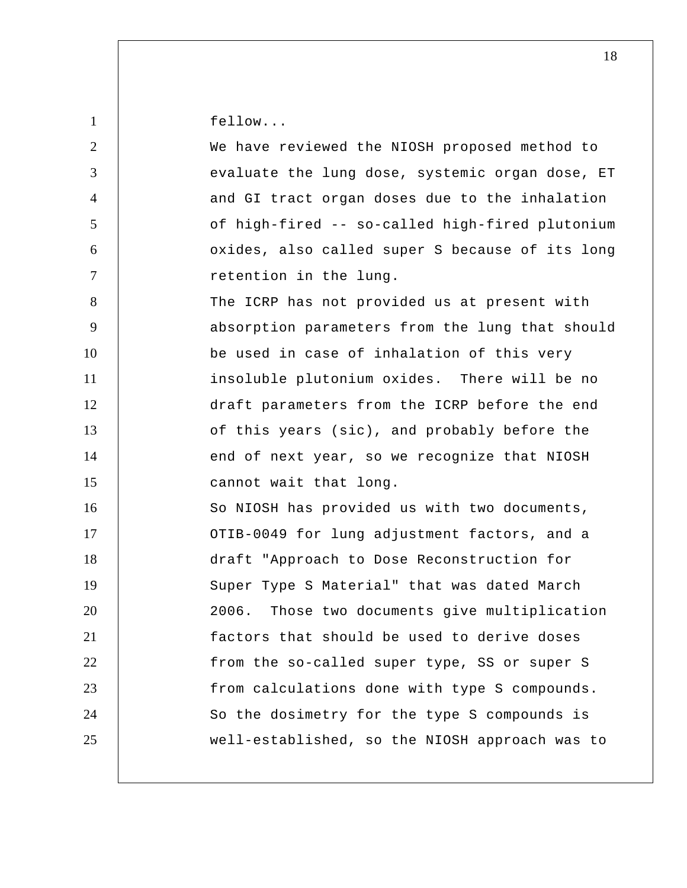fellow...

We have reviewed the NIOSH proposed method to evaluate the lung dose, systemic organ dose, ET and GI tract organ doses due to the inhalation of high-fired -- so-called high-fired plutonium oxides, also called super S because of its long retention in the lung.

The ICRP has not provided us at present with absorption parameters from the lung that should be used in case of inhalation of this very insoluble plutonium oxides. There will be no draft parameters from the ICRP before the end of this years (sic), and probably before the end of next year, so we recognize that NIOSH cannot wait that long.

So NIOSH has provided us with two documents, OTIB-0049 for lung adjustment factors, and a draft "Approach to Dose Reconstruction for Super Type S Material" that was dated March 2006. Those two documents give multiplication factors that should be used to derive doses from the so-called super type, SS or super S from calculations done with type S compounds. So the dosimetry for the type S compounds is well-established, so the NIOSH approach was to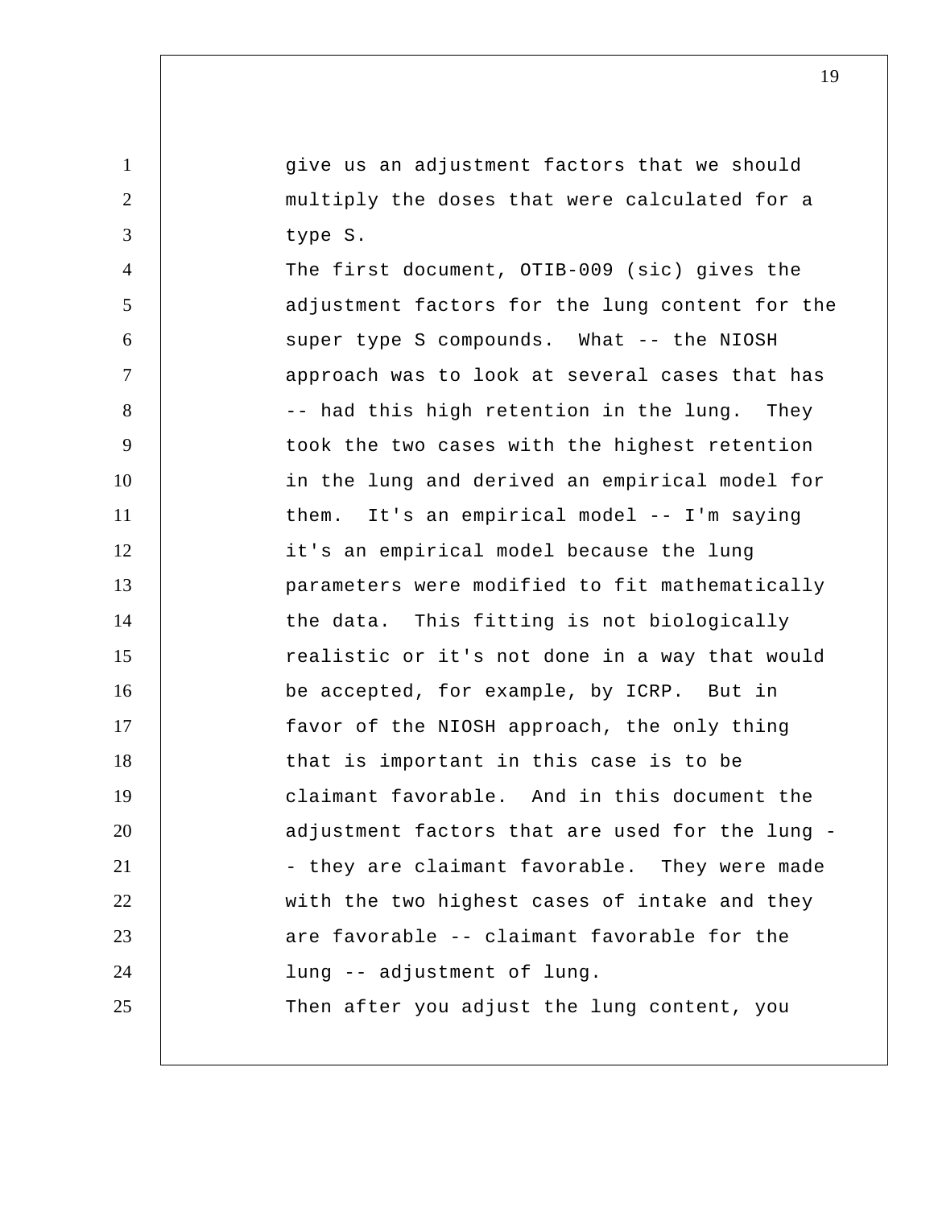give us an adjustment factors that we should multiply the doses that were calculated for a type S.

The first document, OTIB-009 (sic) gives the adjustment factors for the lung content for the super type S compounds. What -- the NIOSH approach was to look at several cases that has -- had this high retention in the lung. They took the two cases with the highest retention in the lung and derived an empirical model for them. It's an empirical model -- I'm saying it's an empirical model because the lung parameters were modified to fit mathematically the data. This fitting is not biologically realistic or it's not done in a way that would be accepted, for example, by ICRP. But in favor of the NIOSH approach, the only thing that is important in this case is to be claimant favorable. And in this document the adjustment factors that are used for the lung -- they are claimant favorable. They were made with the two highest cases of intake and they are favorable -- claimant favorable for the lung -- adjustment of lung.

Then after you adjust the lung content, you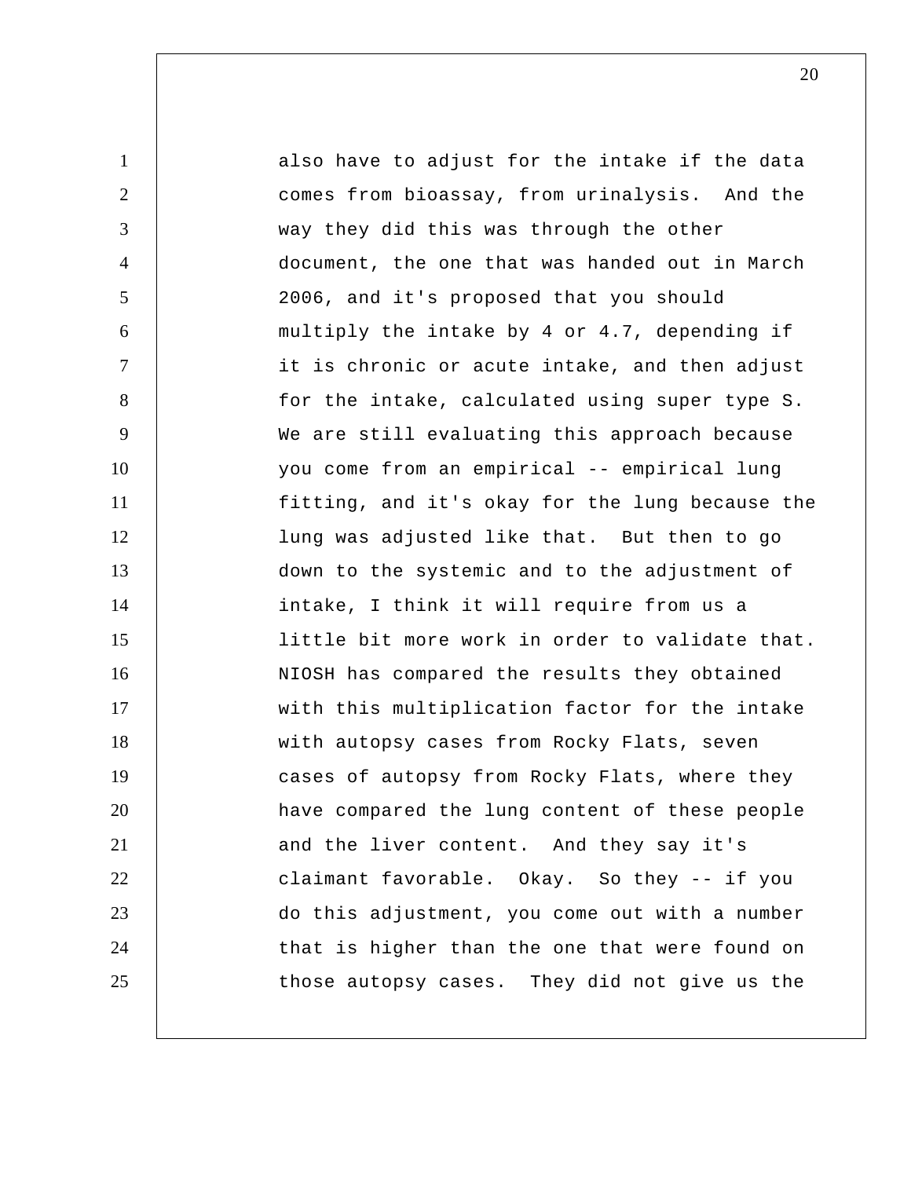also have to adjust for the intake if the data comes from bioassay, from urinalysis. And the way they did this was through the other document, the one that was handed out in March 2006, and it's proposed that you should multiply the intake by 4 or 4.7, depending if it is chronic or acute intake, and then adjust for the intake, calculated using super type S. We are still evaluating this approach because you come from an empirical -- empirical lung fitting, and it's okay for the lung because the lung was adjusted like that. But then to go down to the systemic and to the adjustment of intake, I think it will require from us a little bit more work in order to validate that. NIOSH has compared the results they obtained with this multiplication factor for the intake with autopsy cases from Rocky Flats, seven cases of autopsy from Rocky Flats, where they have compared the lung content of these people and the liver content. And they say it's claimant favorable. Okay. So they -- if you do this adjustment, you come out with a number that is higher than the one that were found on those autopsy cases. They did not give us the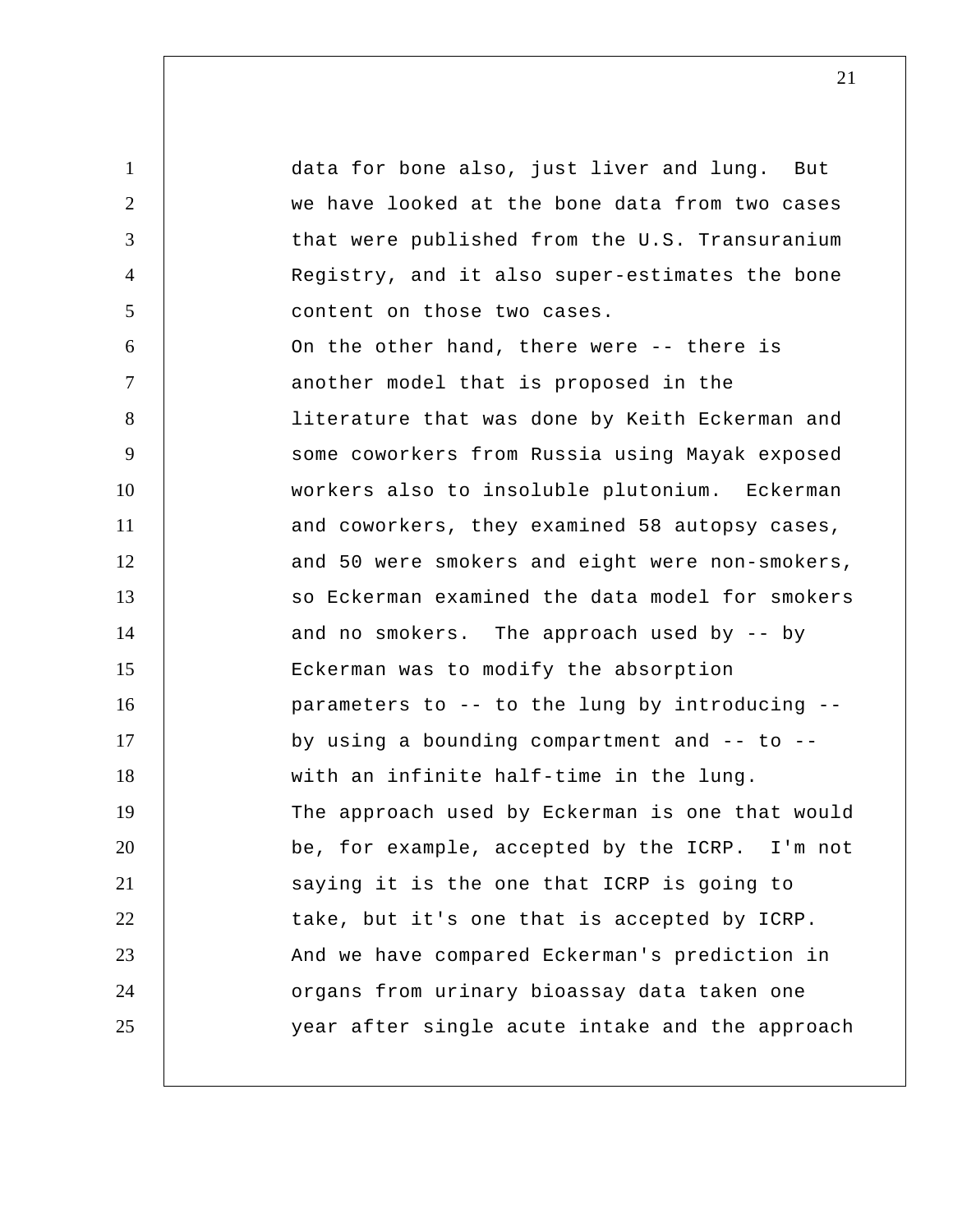data for bone also, just liver and lung. But we have looked at the bone data from two cases that were published from the U.S. Transuranium Registry, and it also super-estimates the bone content on those two cases.

On the other hand, there were -- there is another model that is proposed in the literature that was done by Keith Eckerman and some coworkers from Russia using Mayak exposed workers also to insoluble plutonium. Eckerman and coworkers, they examined 58 autopsy cases, and 50 were smokers and eight were non-smokers, so Eckerman examined the data model for smokers and no smokers. The approach used by -- by Eckerman was to modify the absorption parameters to -- to the lung by introducing -- by using a bounding compartment and -- to -- with an infinite half-time in the lung.

The approach used by Eckerman is one that would be, for example, accepted by the ICRP. I'm not saying it is the one that ICRP is going to take, but it's one that is accepted by ICRP.

And we have compared Eckerman's prediction in organs from urinary bioassay data taken one year after single acute intake and the approach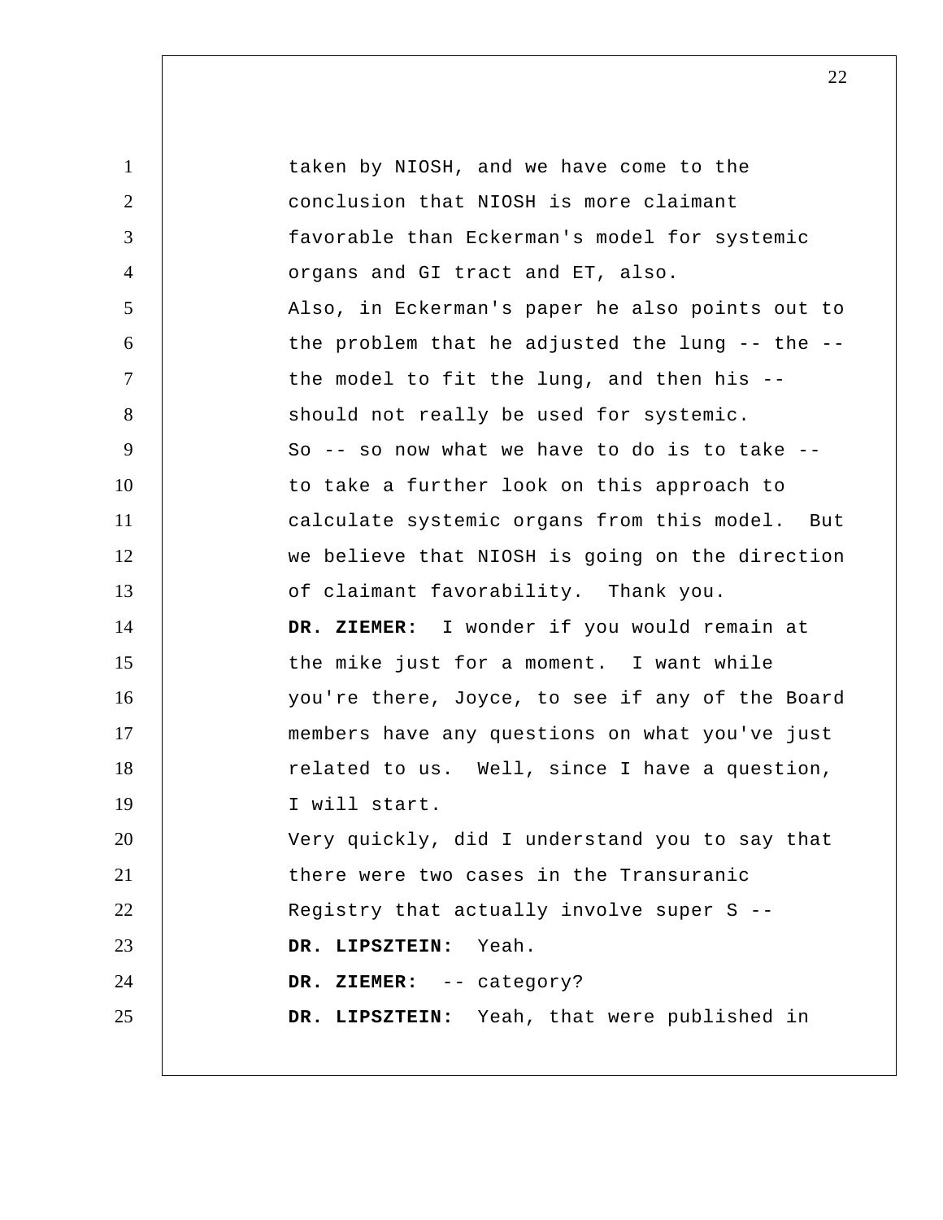taken by NIOSH, and we have come to the conclusion that NIOSH is more claimant favorable than Eckerman's model for systemic organs and GI tract and ET, also.

Also, in Eckerman's paper he also points out to the problem that he adjusted the lung -- the -- the model to fit the lung, and then his -- should not really be used for systemic.

So -- so now what we have to do is to take -- to take a further look on this approach to calculate systemic organs from this model. But we believe that NIOSH is going on the direction of claimant favorability. Thank you.

**DR. ZIEMER:** I wonder if you would remain at the mike just for a moment. I want while you're there, Joyce, to see if any of the Board members have any questions on what you've just related to us. Well, since I have a question, I will start.

Very quickly, did I understand you to say that there were two cases in the Transuranic Registry that actually involve super S --

**DR. LIPSZTEIN:** Yeah.

**DR. ZIEMER:** -- category?

**DR. LIPSZTEIN:** Yeah, that were published in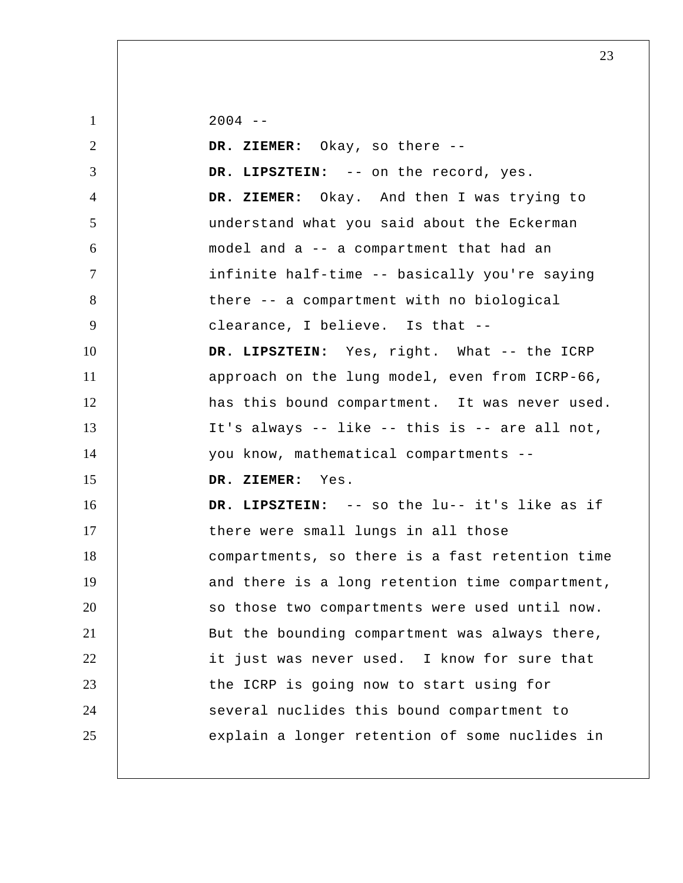2004 --

**DR. ZIEMER:** Okay, so there --

**DR. LIPSZTEIN:** -- on the record, yes.

**DR. ZIEMER:** Okay. And then I was trying to understand what you said about the Eckerman model and a -- a compartment that had an infinite half-time -- basically you're saying there -- a compartment with no biological clearance, I believe. Is that --

**DR. LIPSZTEIN:** Yes, right. What -- the ICRP approach on the lung model, even from ICRP-66, has this bound compartment. It was never used. It's always -- like -- this is -- are all not, you know, mathematical compartments --

**DR. ZIEMER:** Yes.

**DR. LIPSZTEIN:** -- so the lu-- it's like as if there were small lungs in all those compartments, so there is a fast retention time and there is a long retention time compartment, so those two compartments were used until now. But the bounding compartment was always there, it just was never used. I know for sure that the ICRP is going now to start using for several nuclides this bound compartment to explain a longer retention of some nuclides in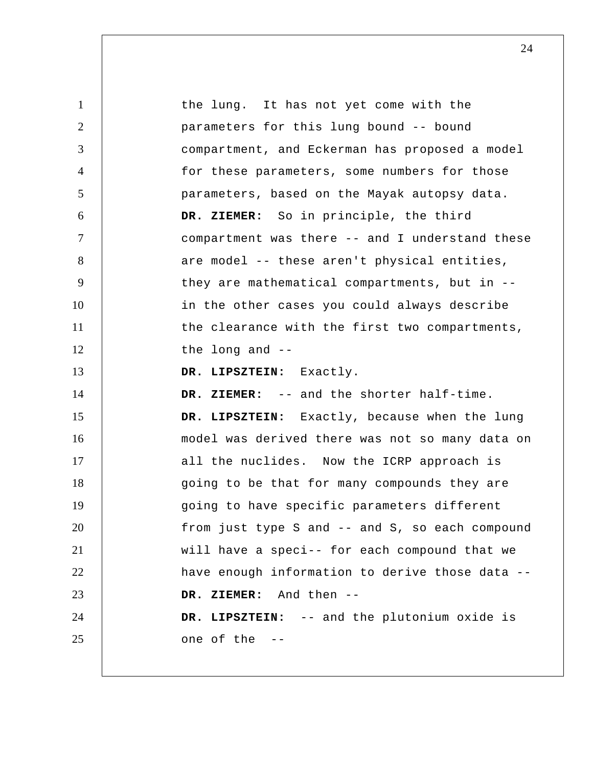the lung. It has not yet come with the parameters for this lung bound -- bound compartment, and Eckerman has proposed a model for these parameters, some numbers for those parameters, based on the Mayak autopsy data.

**DR. ZIEMER:** So in principle, the third compartment was there -- and I understand these are model -- these aren't physical entities, they are mathematical compartments, but in -- in the other cases you could always describe the clearance with the first two compartments, the long and --

**DR. LIPSZTEIN:** Exactly.

**DR. ZIEMER:** -- and the shorter half-time.

**DR. LIPSZTEIN:** Exactly, because when the lung model was derived there was not so many data on all the nuclides. Now the ICRP approach is going to be that for many compounds they are going to have specific parameters different from just type S and -- and S, so each compound will have a speci-- for each compound that we have enough information to derive those data --

**DR. ZIEMER:** And then --

**DR. LIPSZTEIN:** -- and the plutonium oxide is one of the --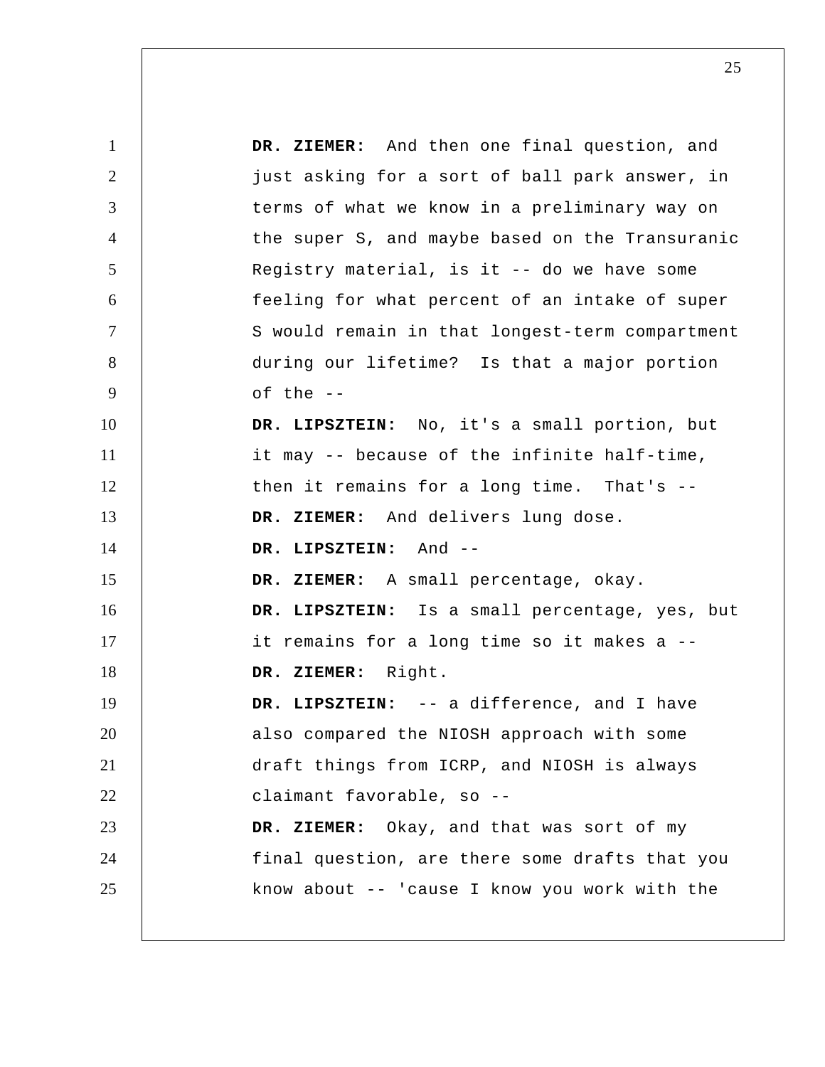**DR. ZIEMER:** And then one final question, and just asking for a sort of ball park answer, in terms of what we know in a preliminary way on the super S, and maybe based on the Transuranic Registry material, is it -- do we have some feeling for what percent of an intake of super S would remain in that longest-term compartment during our lifetime? Is that a major portion of the --

**DR. LIPSZTEIN:** No, it's a small portion, but it may -- because of the infinite half-time, then it remains for a long time. That's --

**DR. ZIEMER:** And delivers lung dose.

**DR. LIPSZTEIN:** And --

**DR. ZIEMER:** A small percentage, okay.

**DR. LIPSZTEIN:** Is a small percentage, yes, but it remains for a long time so it makes a --

**DR. ZIEMER:** Right.

**DR. LIPSZTEIN:** -- a difference, and I have also compared the NIOSH approach with some draft things from ICRP, and NIOSH is always claimant favorable, so --

**DR. ZIEMER:** Okay, and that was sort of my final question, are there some drafts that you know about -- 'cause I know you work with the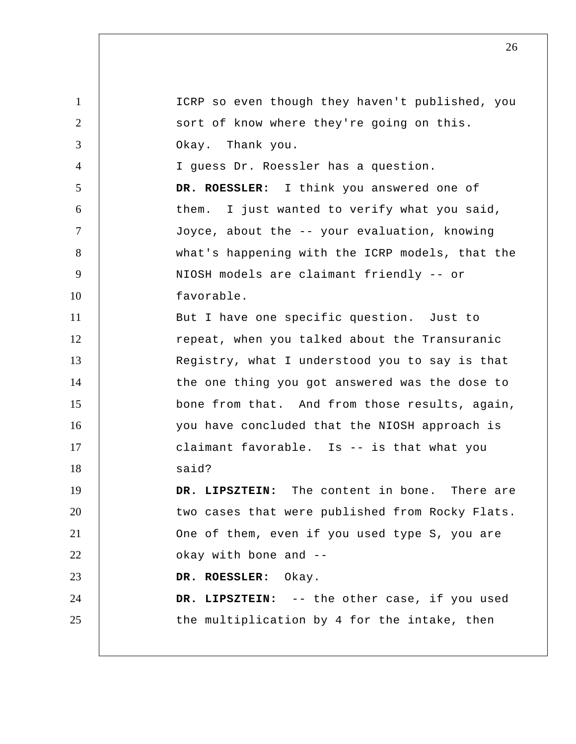ICRP so even though they haven't published, you sort of know where they're going on this.

Okay. Thank you.

I guess Dr. Roessler has a question.

**DR. ROESSLER:** I think you answered one of them. I just wanted to verify what you said, Joyce, about the -- your evaluation, knowing what's happening with the ICRP models, that the NIOSH models are claimant friendly -- or favorable.

But I have one specific question. Just to repeat, when you talked about the Transuranic Registry, what I understood you to say is that the one thing you got answered was the dose to bone from that. And from those results, again, you have concluded that the NIOSH approach is claimant favorable. Is -- is that what you said?

**DR. LIPSZTEIN:** The content in bone. There are two cases that were published from Rocky Flats. One of them, even if you used type S, you are okay with bone and --

**DR. ROESSLER:** Okay.

**DR. LIPSZTEIN:** -- the other case, if you used the multiplication by 4 for the intake, then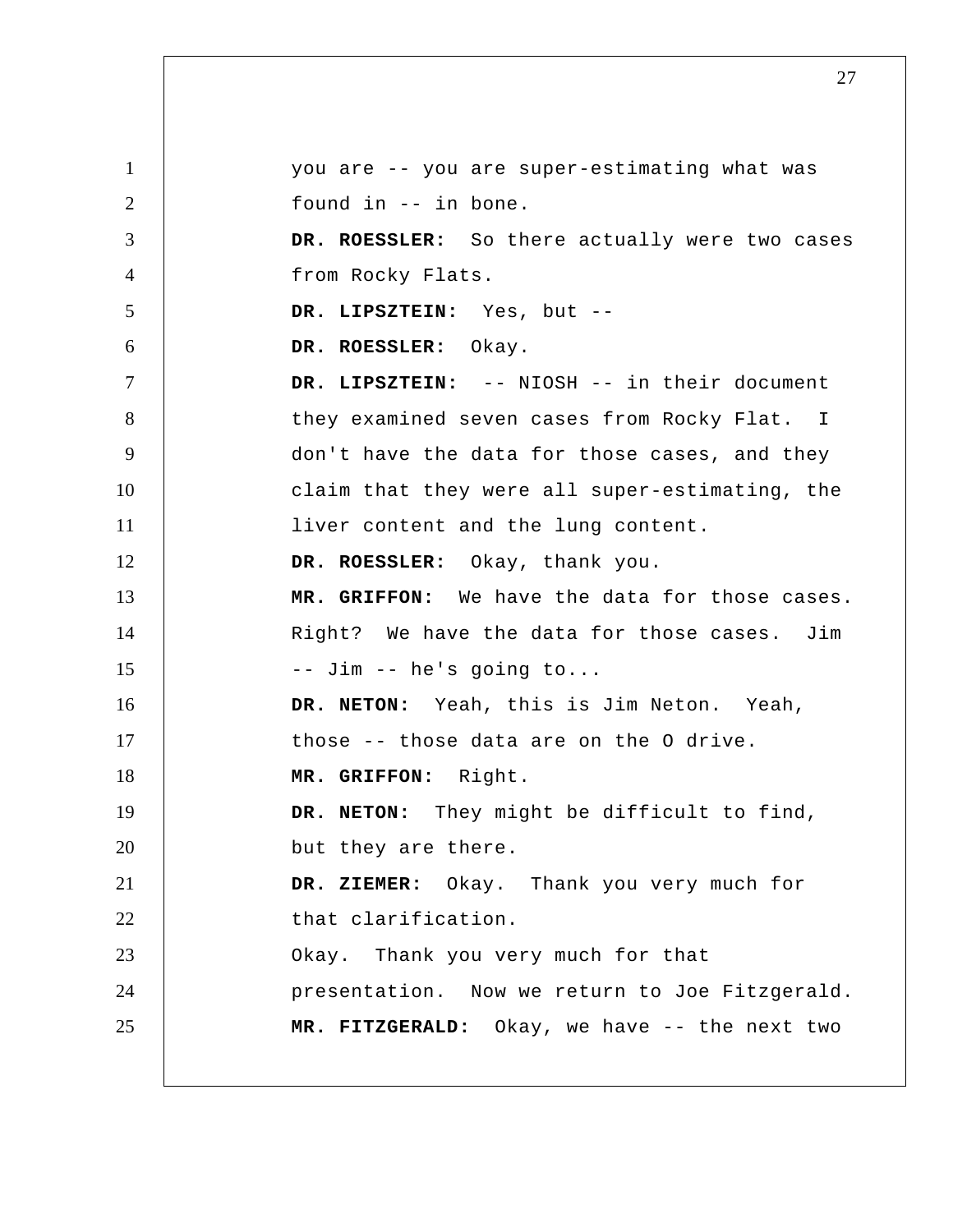you are -- you are super-estimating what was found in -- in bone.

**DR. ROESSLER:** So there actually were two cases from Rocky Flats.

**DR. LIPSZTEIN:** Yes, but --

**DR. ROESSLER:** Okay.

**DR. LIPSZTEIN:** -- NIOSH -- in their document they examined seven cases from Rocky Flat. I don't have the data for those cases, and they claim that they were all super-estimating, the liver content and the lung content.

**DR. ROESSLER:** Okay, thank you.

**MR. GRIFFON:** We have the data for those cases. Right? We have the data for those cases. Jim -- Jim -- he's going to...

**DR. NETON:** Yeah, this is Jim Neton. Yeah, those -- those data are on the O drive.

**MR. GRIFFON:** Right.

**DR. NETON:** They might be difficult to find, but they are there.

**DR. ZIEMER:** Okay. Thank you very much for that clarification.

Okay. Thank you very much for that presentation. Now we return to Joe Fitzgerald.

**MR. FITZGERALD:** Okay, we have -- the next two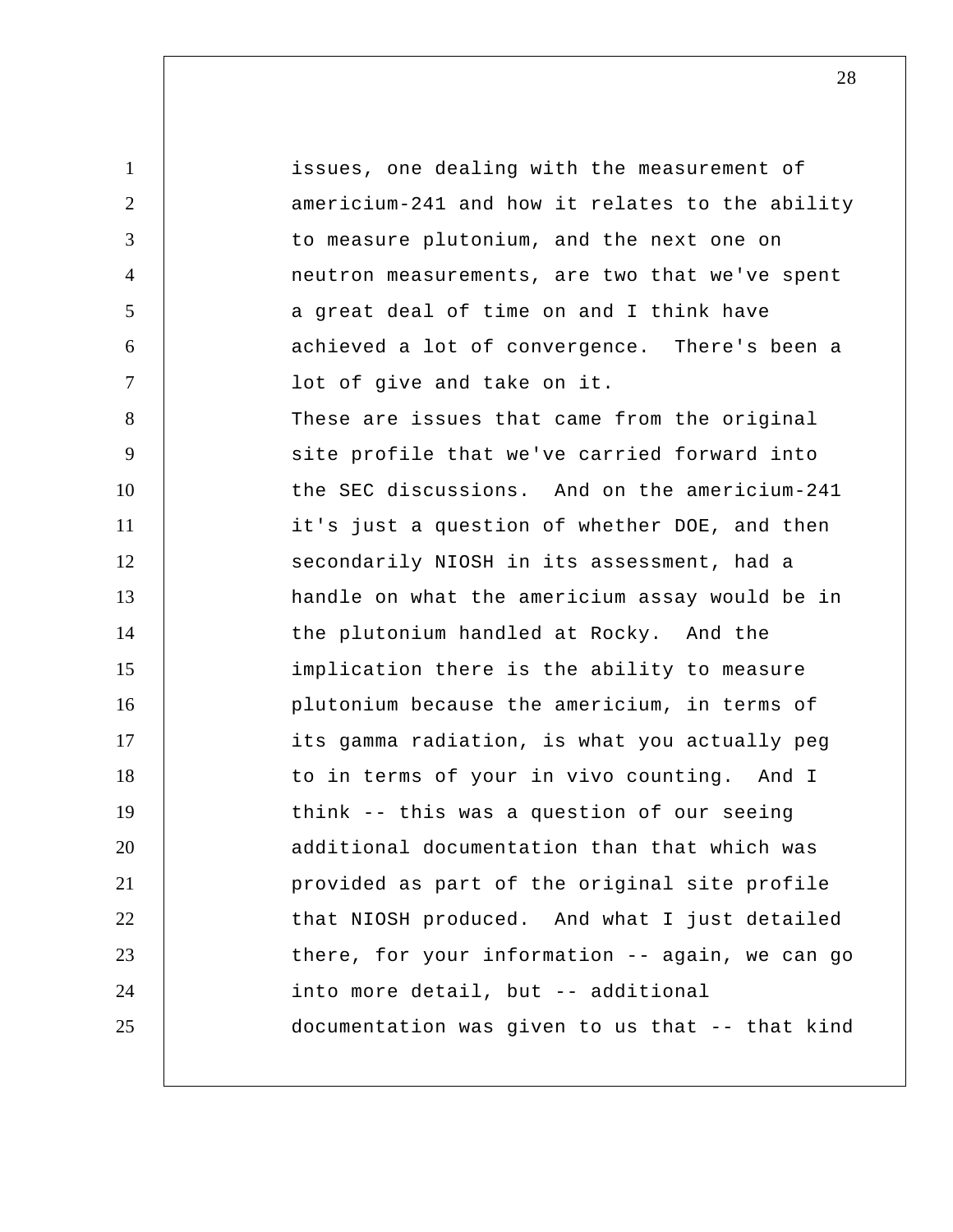issues, one dealing with the measurement of americium-241 and how it relates to the ability to measure plutonium, and the next one on neutron measurements, are two that we've spent a great deal of time on and I think have achieved a lot of convergence. There's been a lot of give and take on it.

These are issues that came from the original site profile that we've carried forward into the SEC discussions. And on the americium-241 it's just a question of whether DOE, and then secondarily NIOSH in its assessment, had a handle on what the americium assay would be in the plutonium handled at Rocky. And the implication there is the ability to measure plutonium because the americium, in terms of its gamma radiation, is what you actually peg to in terms of your in vivo counting. And I think -- this was a question of our seeing additional documentation than that which was provided as part of the original site profile that NIOSH produced. And what I just detailed there, for your information -- again, we can go into more detail, but -- additional documentation was given to us that -- that kind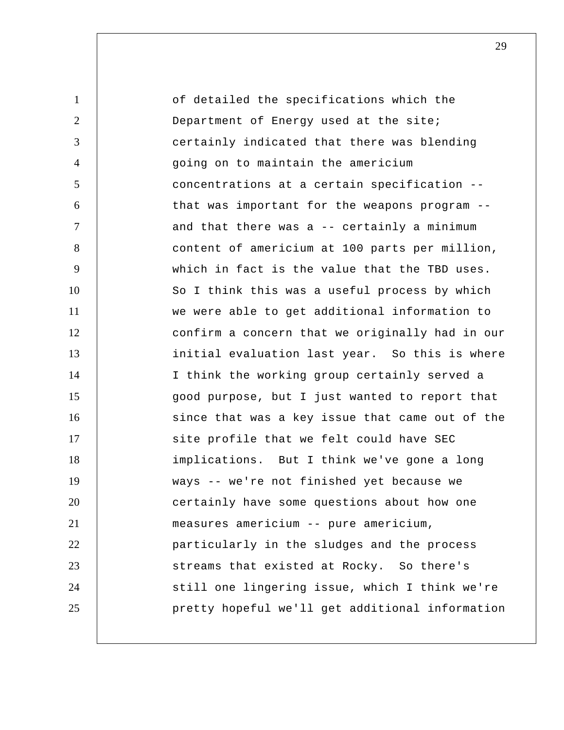of detailed the specifications which the Department of Energy used at the site; certainly indicated that there was blending going on to maintain the americium concentrations at a certain specification -- that was important for the weapons program -- and that there was a -- certainly a minimum content of americium at 100 parts per million, which in fact is the value that the TBD uses. So I think this was a useful process by which we were able to get additional information to confirm a concern that we originally had in our initial evaluation last year. So this is where I think the working group certainly served a good purpose, but I just wanted to report that since that was a key issue that came out of the site profile that we felt could have SEC implications. But I think we've gone a long ways -- we're not finished yet because we certainly have some questions about how one measures americium -- pure americium, particularly in the sludges and the process streams that existed at Rocky. So there's still one lingering issue, which I think we're pretty hopeful we'll get additional information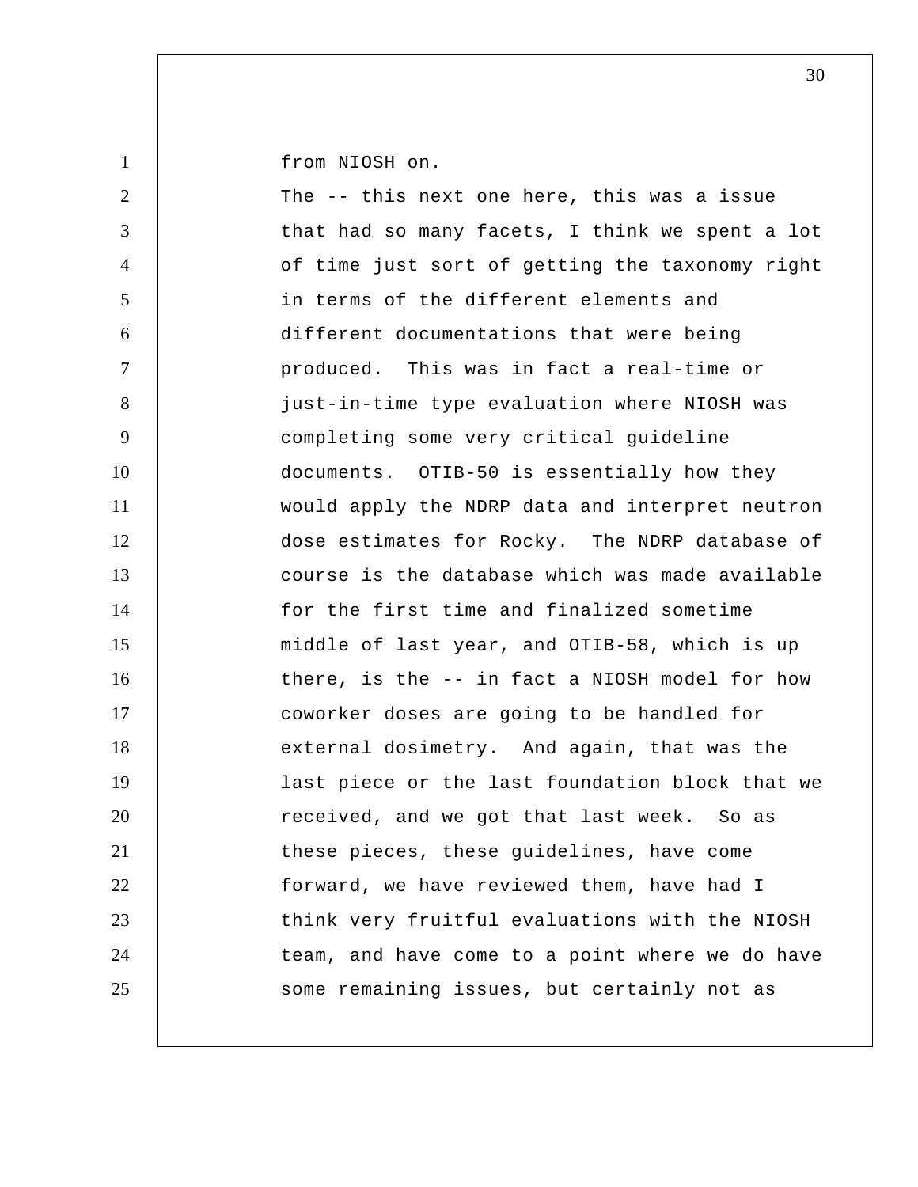from NIOSH on.

The -- this next one here, this was a issue that had so many facets, I think we spent a lot of time just sort of getting the taxonomy right in terms of the different elements and different documentations that were being produced. This was in fact a real-time or just-in-time type evaluation where NIOSH was completing some very critical guideline documents. OTIB-50 is essentially how they would apply the NDRP data and interpret neutron dose estimates for Rocky. The NDRP database of course is the database which was made available for the first time and finalized sometime middle of last year, and OTIB-58, which is up there, is the -- in fact a NIOSH model for how coworker doses are going to be handled for external dosimetry. And again, that was the last piece or the last foundation block that we received, and we got that last week. So as these pieces, these guidelines, have come forward, we have reviewed them, have had I think very fruitful evaluations with the NIOSH team, and have come to a point where we do have some remaining issues, but certainly not as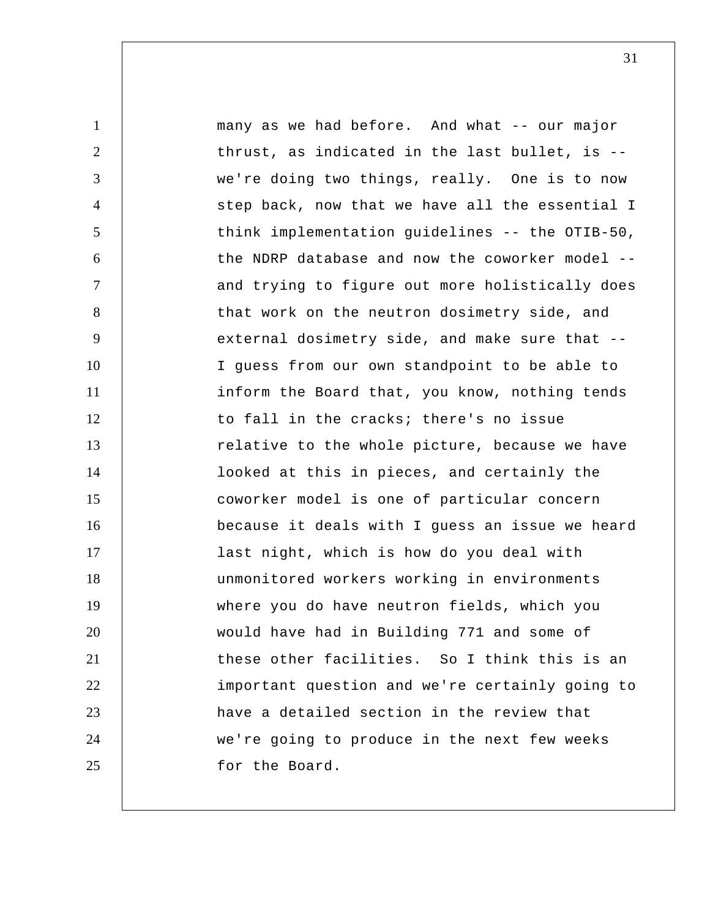many as we had before. And what -- our major thrust, as indicated in the last bullet, is -- we're doing two things, really. One is to now step back, now that we have all the essential I think implementation guidelines -- the OTIB-50, the NDRP database and now the coworker model -- and trying to figure out more holistically does that work on the neutron dosimetry side, and external dosimetry side, and make sure that -- I guess from our own standpoint to be able to inform the Board that, you know, nothing tends to fall in the cracks; there's no issue relative to the whole picture, because we have looked at this in pieces, and certainly the coworker model is one of particular concern because it deals with I guess an issue we heard last night, which is how do you deal with unmonitored workers working in environments where you do have neutron fields, which you would have had in Building 771 and some of these other facilities. So I think this is an important question and we're certainly going to have a detailed section in the review that we're going to produce in the next few weeks for the Board.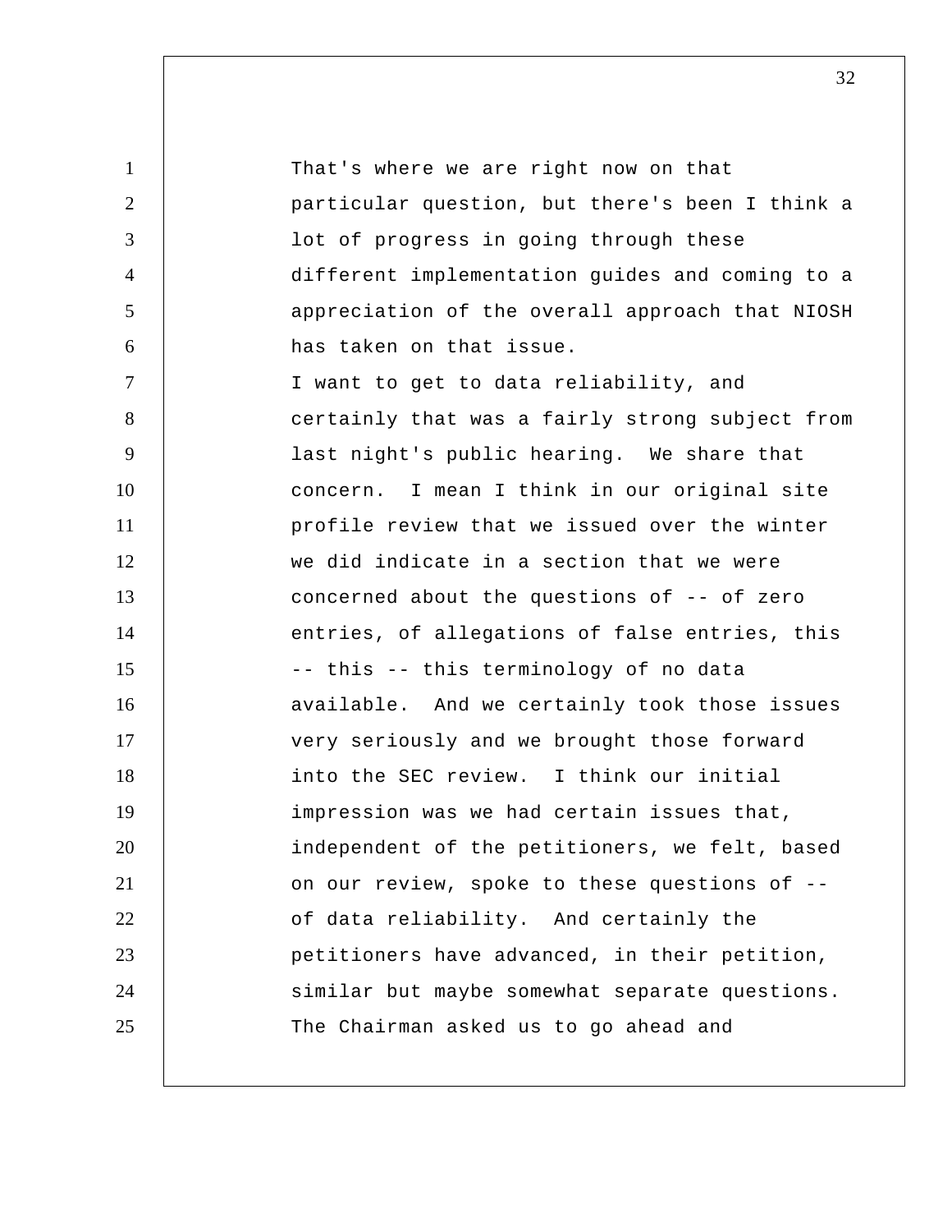That's where we are right now on that particular question, but there's been I think a lot of progress in going through these different implementation guides and coming to a appreciation of the overall approach that NIOSH has taken on that issue.

I want to get to data reliability, and certainly that was a fairly strong subject from last night's public hearing. We share that concern. I mean I think in our original site profile review that we issued over the winter we did indicate in a section that we were concerned about the questions of -- of zero entries, of allegations of false entries, this -- this -- this terminology of no data available. And we certainly took those issues very seriously and we brought those forward into the SEC review. I think our initial impression was we had certain issues that, independent of the petitioners, we felt, based on our review, spoke to these questions of -- of data reliability. And certainly the petitioners have advanced, in their petition, similar but maybe somewhat separate questions. The Chairman asked us to go ahead and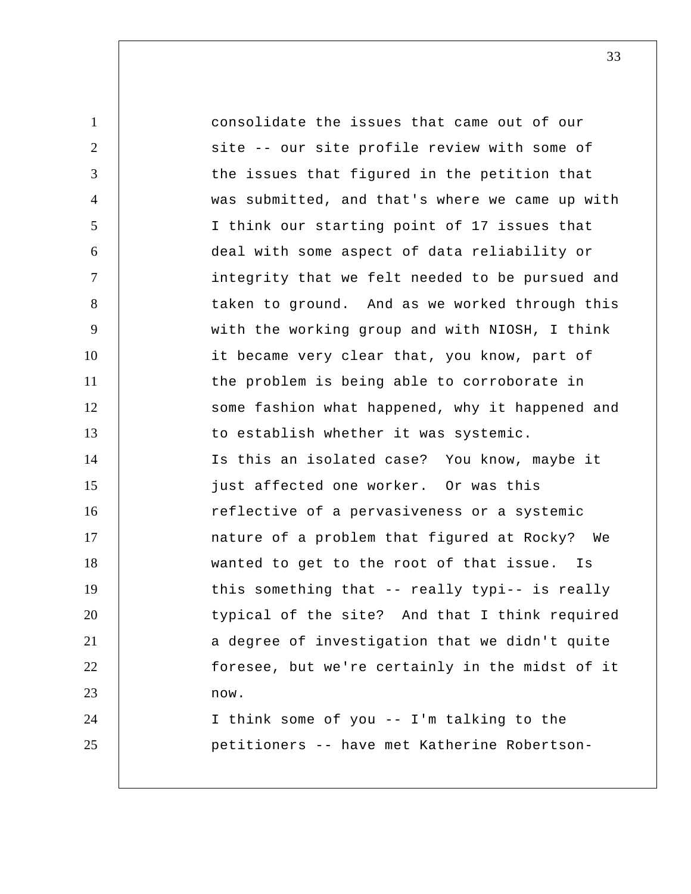consolidate the issues that came out of our site -- our site profile review with some of the issues that figured in the petition that was submitted, and that's where we came up with I think our starting point of 17 issues that deal with some aspect of data reliability or integrity that we felt needed to be pursued and taken to ground. And as we worked through this with the working group and with NIOSH, I think it became very clear that, you know, part of the problem is being able to corroborate in some fashion what happened, why it happened and to establish whether it was systemic.

Is this an isolated case? You know, maybe it just affected one worker. Or was this reflective of a pervasiveness or a systemic nature of a problem that figured at Rocky? We wanted to get to the root of that issue. Is this something that -- really typi-- is really typical of the site? And that I think required a degree of investigation that we didn't quite foresee, but we're certainly in the midst of it now.

I think some of you -- I'm talking to the petitioners -- have met Katherine Robertson-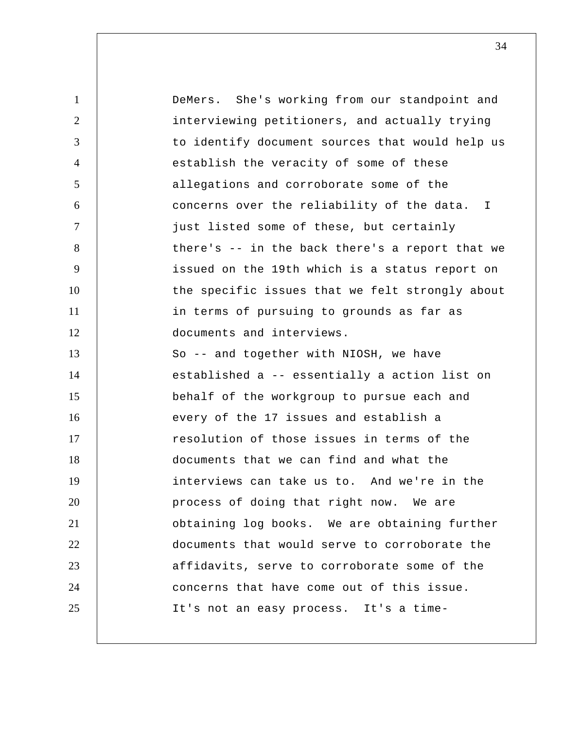DeMers. She's working from our standpoint and interviewing petitioners, and actually trying to identify document sources that would help us establish the veracity of some of these allegations and corroborate some of the concerns over the reliability of the data. I just listed some of these, but certainly there's -- in the back there's a report that we issued on the 19th which is a status report on the specific issues that we felt strongly about in terms of pursuing to grounds as far as documents and interviews.

So -- and together with NIOSH, we have established a -- essentially a action list on behalf of the workgroup to pursue each and every of the 17 issues and establish a resolution of those issues in terms of the documents that we can find and what the interviews can take us to. And we're in the process of doing that right now. We are obtaining log books. We are obtaining further documents that would serve to corroborate the affidavits, serve to corroborate some of the concerns that have come out of this issue. It's not an easy process. It's a time-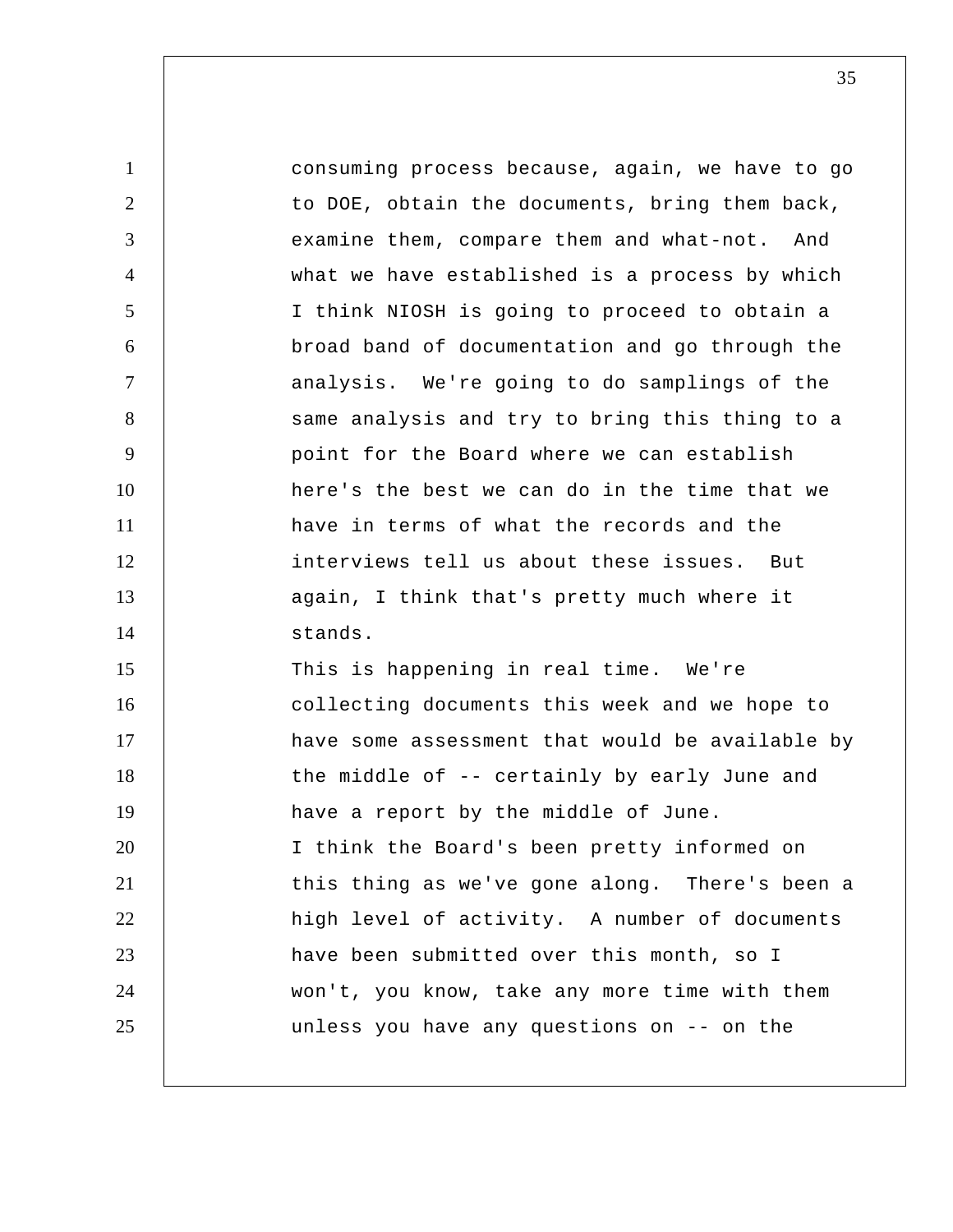consuming process because, again, we have to go to DOE, obtain the documents, bring them back, examine them, compare them and what-not. And what we have established is a process by which I think NIOSH is going to proceed to obtain a broad band of documentation and go through the analysis. We're going to do samplings of the same analysis and try to bring this thing to a point for the Board where we can establish here's the best we can do in the time that we have in terms of what the records and the interviews tell us about these issues. But again, I think that's pretty much where it stands.

This is happening in real time. We're collecting documents this week and we hope to have some assessment that would be available by the middle of -- certainly by early June and have a report by the middle of June.

I think the Board's been pretty informed on this thing as we've gone along. There's been a high level of activity. A number of documents have been submitted over this month, so I won't, you know, take any more time with them unless you have any questions on -- on the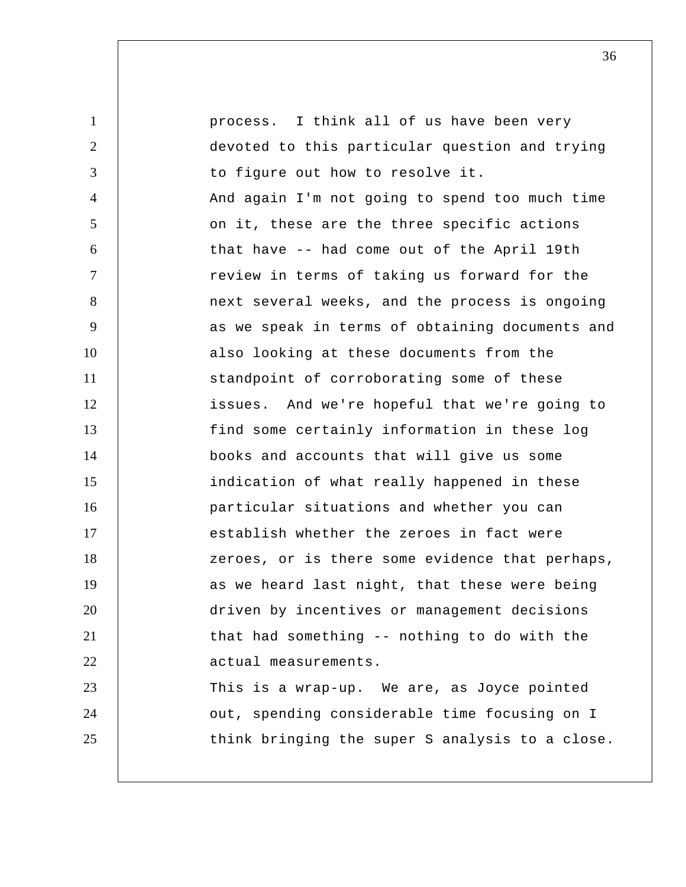process. I think all of us have been very devoted to this particular question and trying to figure out how to resolve it.

And again I'm not going to spend too much time on it, these are the three specific actions that have -- had come out of the April 19th review in terms of taking us forward for the next several weeks, and the process is ongoing as we speak in terms of obtaining documents and also looking at these documents from the standpoint of corroborating some of these issues. And we're hopeful that we're going to find some certainly information in these log books and accounts that will give us some indication of what really happened in these particular situations and whether you can establish whether the zeroes in fact were zeroes, or is there some evidence that perhaps, as we heard last night, that these were being driven by incentives or management decisions that had something -- nothing to do with the actual measurements.

This is a wrap-up. We are, as Joyce pointed out, spending considerable time focusing on I think bringing the super S analysis to a close.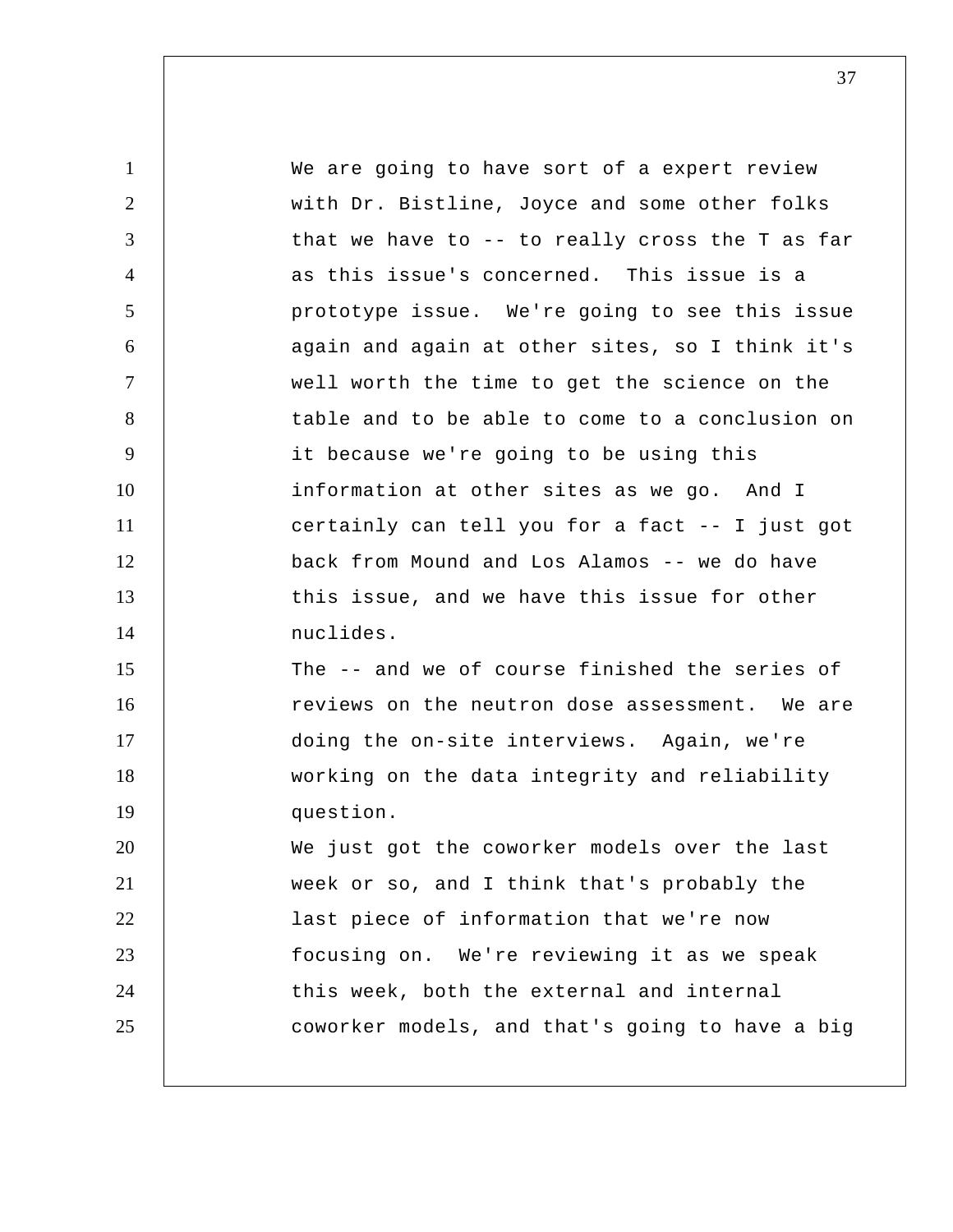We are going to have sort of a expert review with Dr. Bistline, Joyce and some other folks that we have to -- to really cross the T as far as this issue's concerned. This issue is a prototype issue. We're going to see this issue again and again at other sites, so I think it's well worth the time to get the science on the table and to be able to come to a conclusion on it because we're going to be using this information at other sites as we go. And I certainly can tell you for a fact -- I just got back from Mound and Los Alamos -- we do have this issue, and we have this issue for other nuclides.

The -- and we of course finished the series of reviews on the neutron dose assessment. We are doing the on-site interviews. Again, we're working on the data integrity and reliability question.

We just got the coworker models over the last week or so, and I think that's probably the last piece of information that we're now focusing on. We're reviewing it as we speak this week, both the external and internal coworker models, and that's going to have a big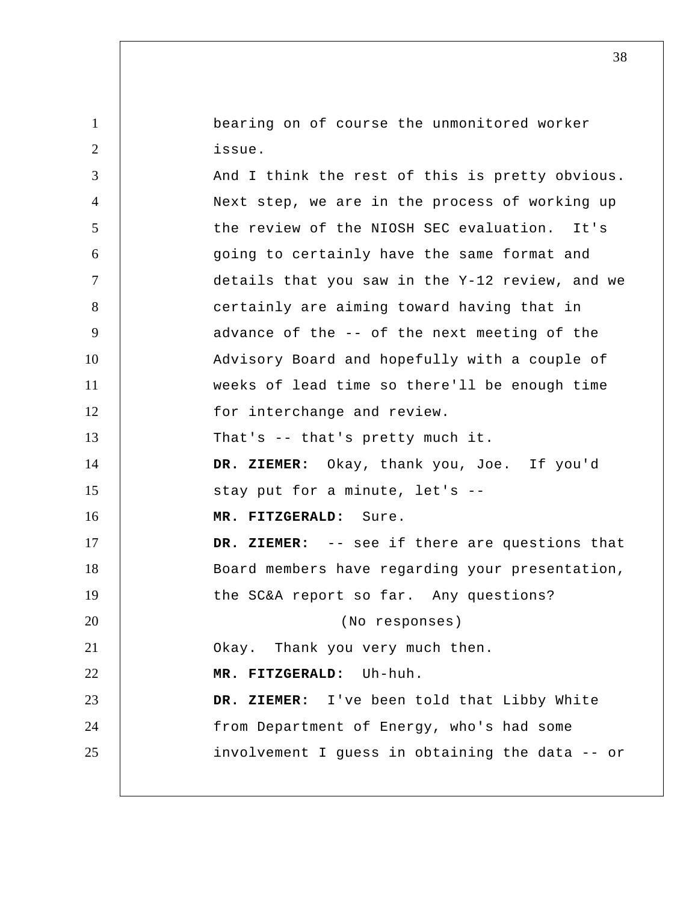bearing on of course the unmonitored worker issue.

And I think the rest of this is pretty obvious. Next step, we are in the process of working up the review of the NIOSH SEC evaluation. It's going to certainly have the same format and details that you saw in the Y-12 review, and we certainly are aiming toward having that in advance of the -- of the next meeting of the Advisory Board and hopefully with a couple of weeks of lead time so there'll be enough time for interchange and review.

That's -- that's pretty much it.

**DR. ZIEMER:** Okay, thank you, Joe. If you'd stay put for a minute, let's --

**MR. FITZGERALD:** Sure.

**DR. ZIEMER:** -- see if there are questions that Board members have regarding your presentation, the SC&A report so far. Any questions?

(No responses)

Okay. Thank you very much then.

**MR. FITZGERALD:** Uh-huh.

**DR. ZIEMER:** I've been told that Libby White from Department of Energy, who's had some involvement I guess in obtaining the data -- or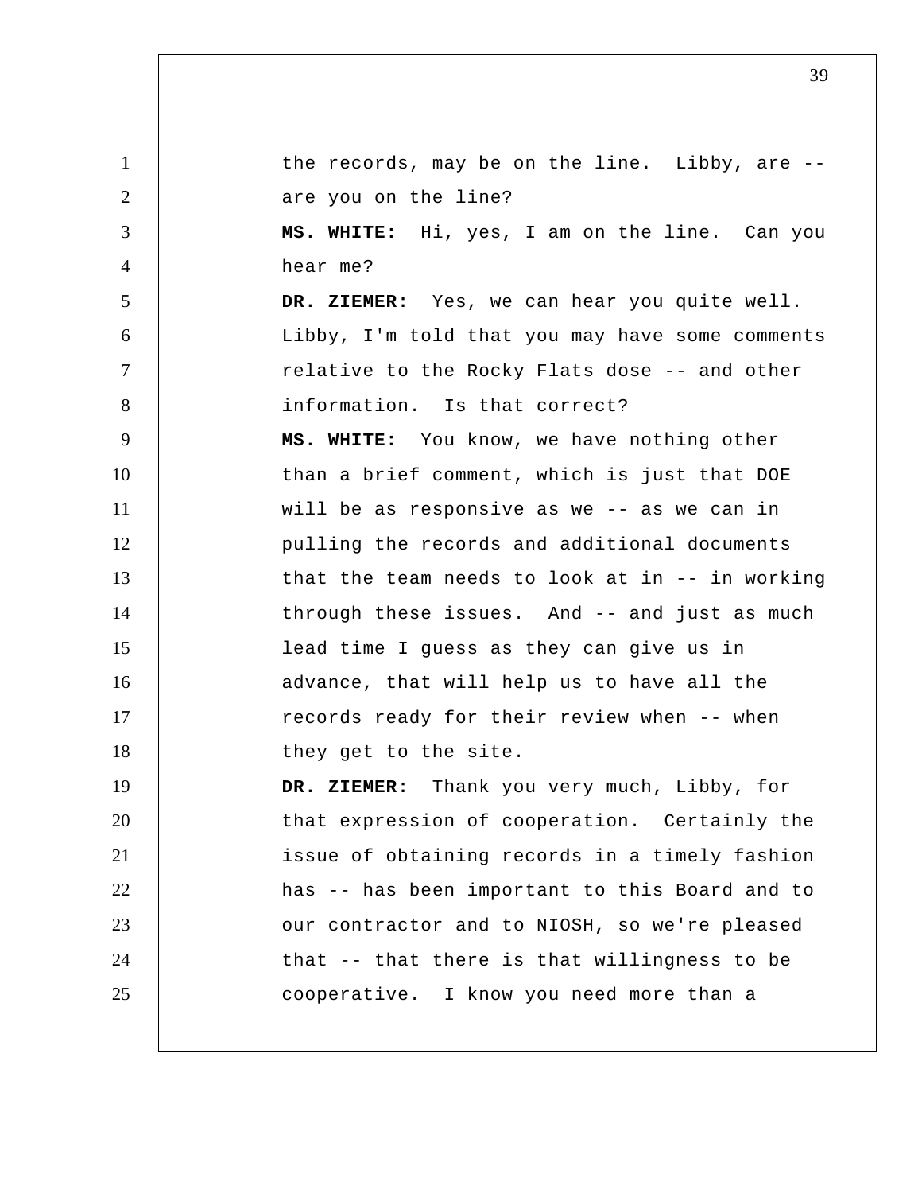the records, may be on the line. Libby, are -- are you on the line?

**MS. WHITE:** Hi, yes, I am on the line. Can you hear me?

**DR. ZIEMER:** Yes, we can hear you quite well. Libby, I'm told that you may have some comments relative to the Rocky Flats dose -- and other information. Is that correct?

**MS. WHITE:** You know, we have nothing other than a brief comment, which is just that DOE will be as responsive as we -- as we can in pulling the records and additional documents that the team needs to look at in -- in working through these issues. And -- and just as much lead time I guess as they can give us in advance, that will help us to have all the records ready for their review when -- when they get to the site.

**DR. ZIEMER:** Thank you very much, Libby, for that expression of cooperation. Certainly the issue of obtaining records in a timely fashion has -- has been important to this Board and to our contractor and to NIOSH, so we're pleased that -- that there is that willingness to be cooperative. I know you need more than a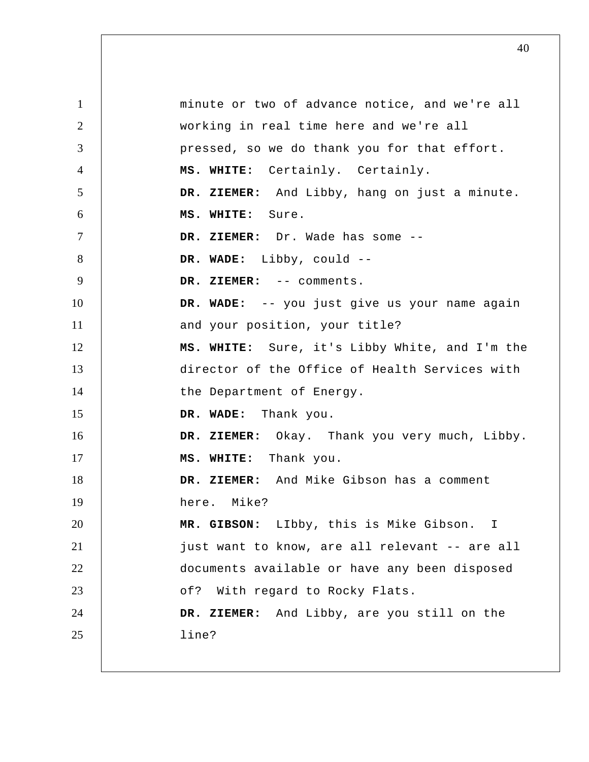minute or two of advance notice, and we're all working in real time here and we're all pressed, so we do thank you for that effort.

**MS. WHITE:** Certainly. Certainly.

**DR. ZIEMER:** And Libby, hang on just a minute.

**MS. WHITE:** Sure.

**DR. ZIEMER:** Dr. Wade has some --

**DR. WADE:** Libby, could --

**DR. ZIEMER:** -- comments.

**DR. WADE:** -- you just give us your name again and your position, your title?

**MS. WHITE:** Sure, it's Libby White, and I'm the director of the Office of Health Services with the Department of Energy.

**DR. WADE:** Thank you.

**DR. ZIEMER:** Okay. Thank you very much, Libby.

**MS. WHITE:** Thank you.

**DR. ZIEMER:** And Mike Gibson has a comment here. Mike?

**MR. GIBSON:** LIbby, this is Mike Gibson. I just want to know, are all relevant -- are all documents available or have any been disposed of? With regard to Rocky Flats.

**DR. ZIEMER:** And Libby, are you still on the line?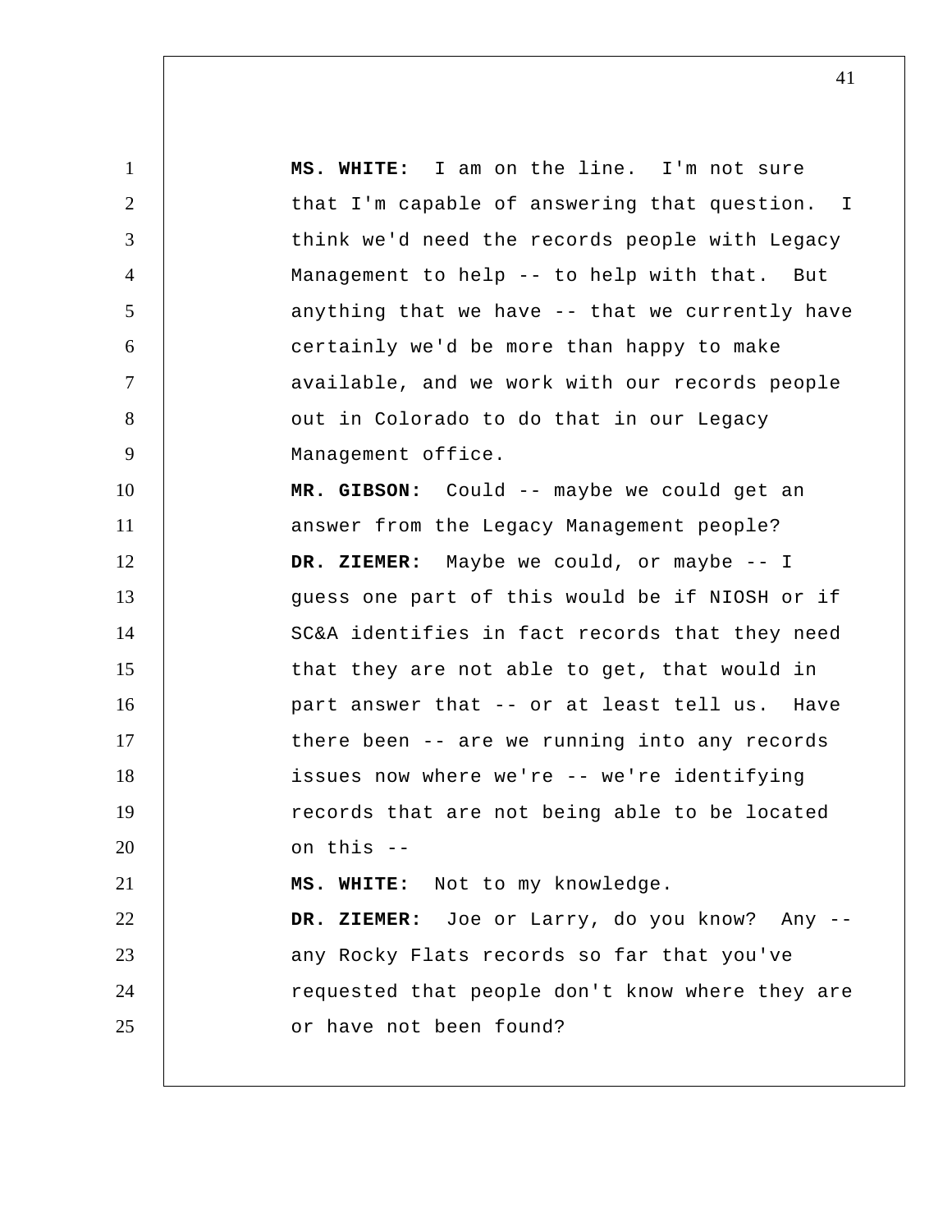**MS. WHITE:** I am on the line. I'm not sure that I'm capable of answering that question. I think we'd need the records people with Legacy Management to help -- to help with that. But anything that we have -- that we currently have certainly we'd be more than happy to make available, and we work with our records people out in Colorado to do that in our Legacy Management office.

**MR. GIBSON:** Could -- maybe we could get an answer from the Legacy Management people?

**DR. ZIEMER:** Maybe we could, or maybe -- I guess one part of this would be if NIOSH or if SC&A identifies in fact records that they need that they are not able to get, that would in part answer that -- or at least tell us. Have there been -- are we running into any records issues now where we're -- we're identifying records that are not being able to be located on this --

**MS. WHITE:** Not to my knowledge.

**DR. ZIEMER:** Joe or Larry, do you know? Any -- any Rocky Flats records so far that you've requested that people don't know where they are or have not been found?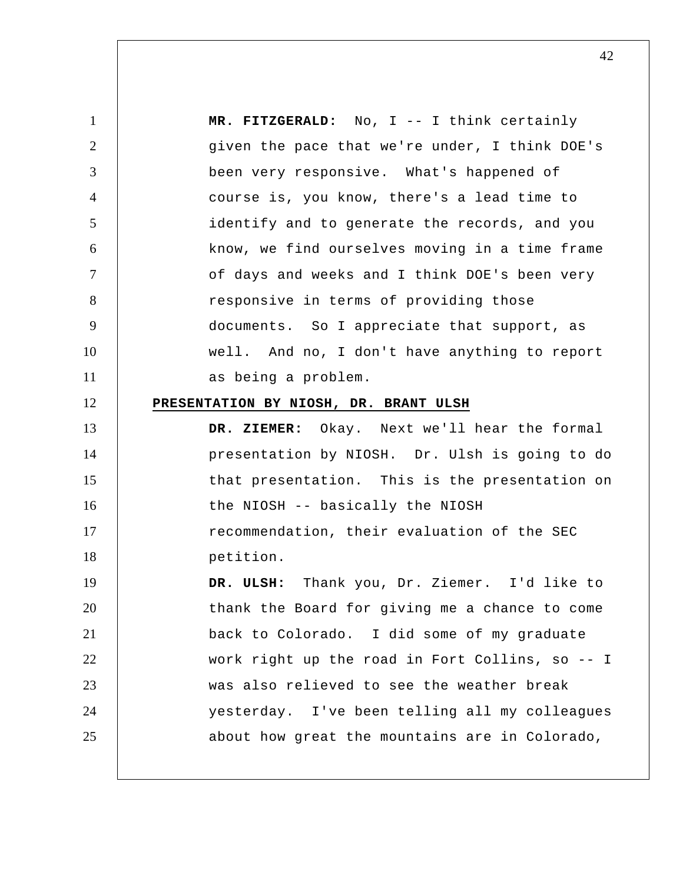**MR. FITZGERALD:** No, I -- I think certainly given the pace that we're under, I think DOE's been very responsive. What's happened of course is, you know, there's a lead time to identify and to generate the records, and you know, we find ourselves moving in a time frame of days and weeks and I think DOE's been very responsive in terms of providing those documents. So I appreciate that support, as well. And no, I don't have anything to report as being a problem.

**PRESENTATION BY NIOSH, DR. BRANT ULSH**

**DR. ZIEMER:** Okay. Next we'll hear the formal presentation by NIOSH. Dr. Ulsh is going to do that presentation. This is the presentation on the NIOSH -- basically the NIOSH recommendation, their evaluation of the SEC petition.

**DR. ULSH:** Thank you, Dr. Ziemer. I'd like to thank the Board for giving me a chance to come back to Colorado. I did some of my graduate work right up the road in Fort Collins, so -- I was also relieved to see the weather break yesterday. I've been telling all my colleagues about how great the mountains are in Colorado,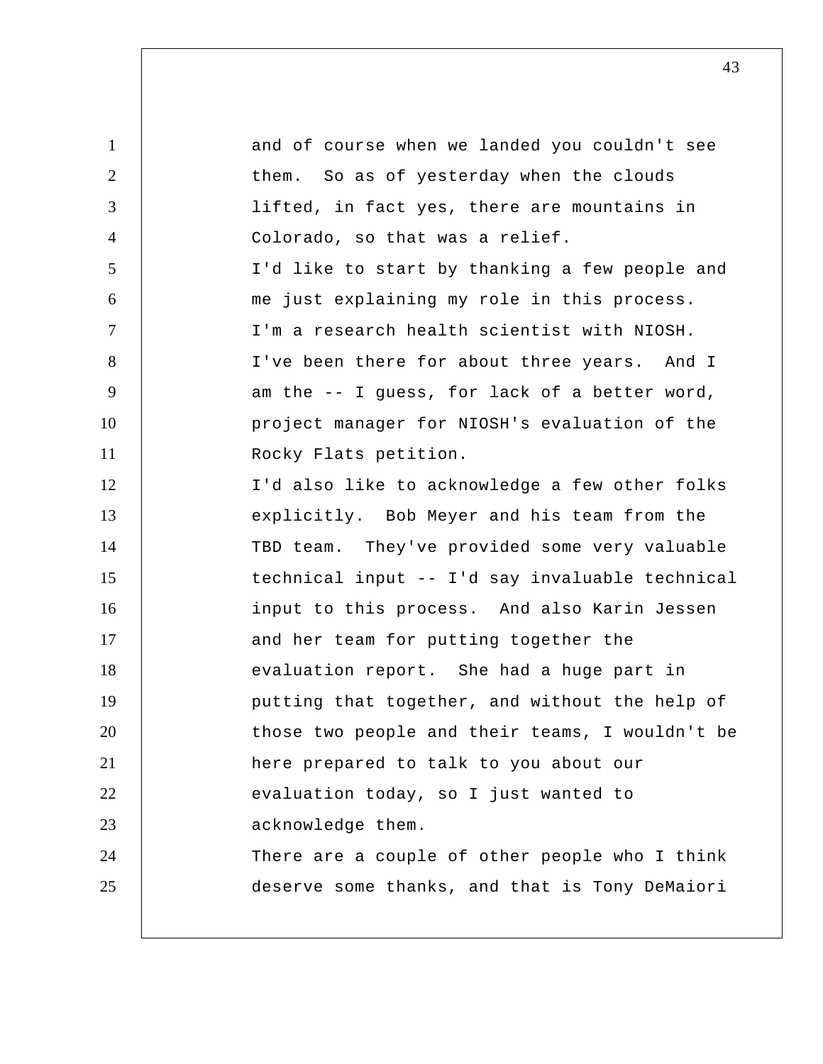and of course when we landed you couldn't see them. So as of yesterday when the clouds lifted, in fact yes, there are mountains in Colorado, so that was a relief.

I'd like to start by thanking a few people and me just explaining my role in this process. I'm a research health scientist with NIOSH. I've been there for about three years. And I am the -- I guess, for lack of a better word, project manager for NIOSH's evaluation of the Rocky Flats petition.

I'd also like to acknowledge a few other folks explicitly. Bob Meyer and his team from the TBD team. They've provided some very valuable technical input -- I'd say invaluable technical input to this process. And also Karin Jessen and her team for putting together the evaluation report. She had a huge part in putting that together, and without the help of those two people and their teams, I wouldn't be here prepared to talk to you about our evaluation today, so I just wanted to acknowledge them.

There are a couple of other people who I think deserve some thanks, and that is Tony DeMaiori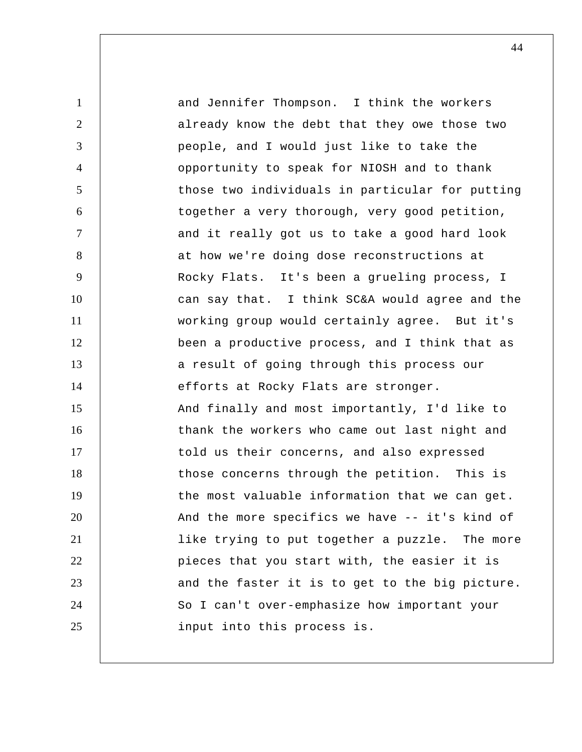and Jennifer Thompson. I think the workers already know the debt that they owe those two people, and I would just like to take the opportunity to speak for NIOSH and to thank those two individuals in particular for putting together a very thorough, very good petition, and it really got us to take a good hard look at how we're doing dose reconstructions at Rocky Flats. It's been a grueling process, I can say that. I think SC&A would agree and the working group would certainly agree. But it's been a productive process, and I think that as a result of going through this process our efforts at Rocky Flats are stronger.

And finally and most importantly, I'd like to thank the workers who came out last night and told us their concerns, and also expressed those concerns through the petition. This is the most valuable information that we can get. And the more specifics we have -- it's kind of like trying to put together a puzzle. The more pieces that you start with, the easier it is and the faster it is to get to the big picture. So I can't over-emphasize how important your input into this process is.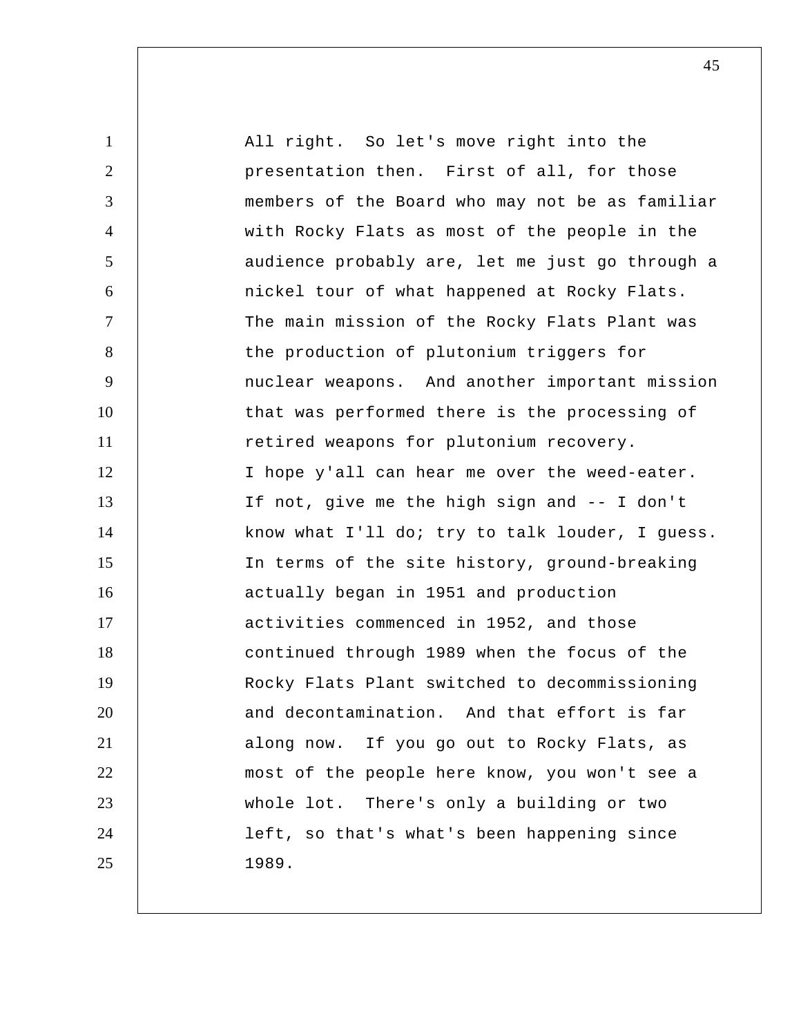All right. So let's move right into the presentation then. First of all, for those members of the Board who may not be as familiar with Rocky Flats as most of the people in the audience probably are, let me just go through a nickel tour of what happened at Rocky Flats. The main mission of the Rocky Flats Plant was the production of plutonium triggers for nuclear weapons. And another important mission that was performed there is the processing of retired weapons for plutonium recovery.

I hope y'all can hear me over the weed-eater. If not, give me the high sign and -- I don't know what I'll do; try to talk louder, I guess.

In terms of the site history, ground-breaking actually began in 1951 and production activities commenced in 1952, and those continued through 1989 when the focus of the Rocky Flats Plant switched to decommissioning and decontamination. And that effort is far along now. If you go out to Rocky Flats, as most of the people here know, you won't see a whole lot. There's only a building or two left, so that's what's been happening since 1989.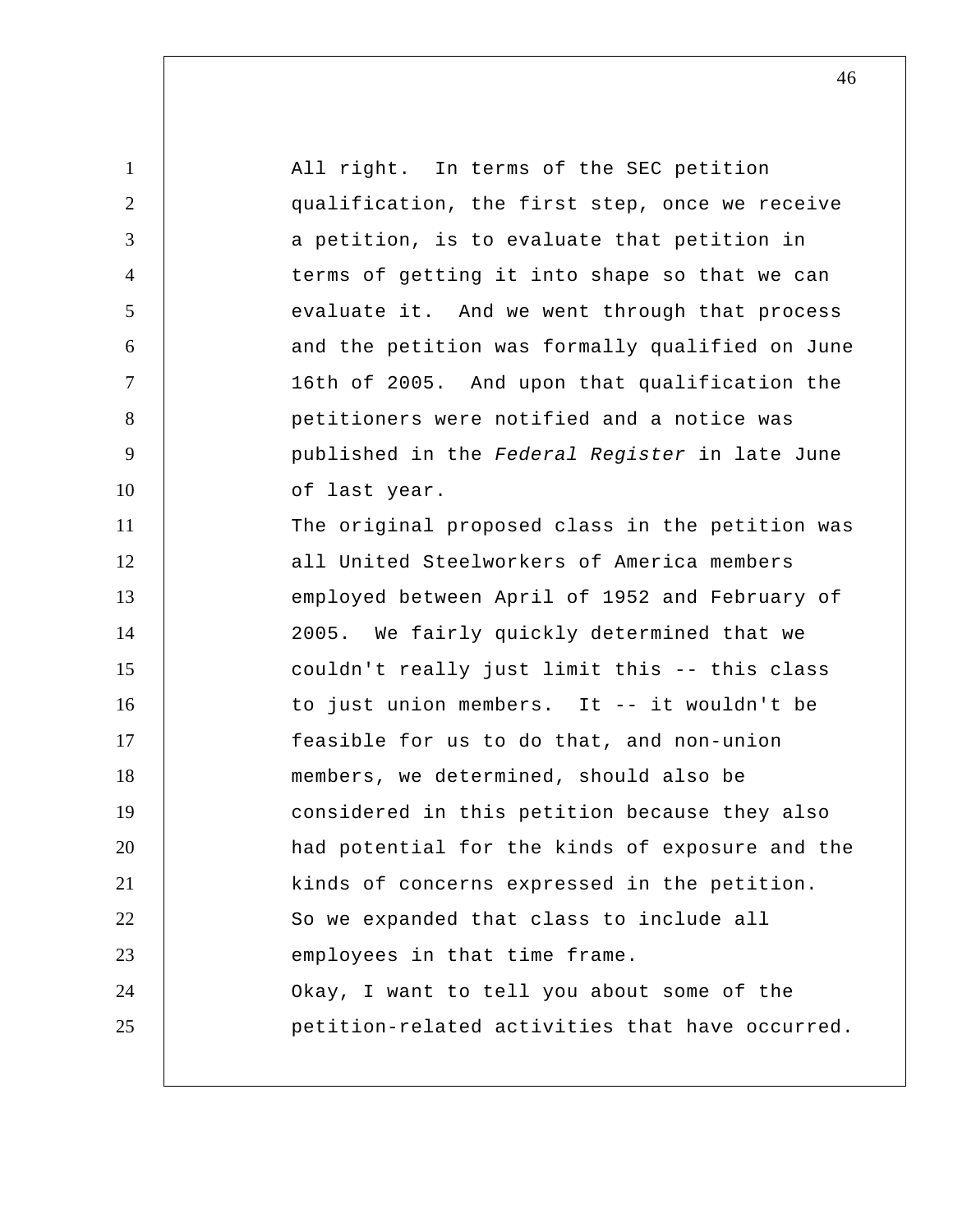All right. In terms of the SEC petition qualification, the first step, once we receive a petition, is to evaluate that petition in terms of getting it into shape so that we can evaluate it. And we went through that process and the petition was formally qualified on June 16th of 2005. And upon that qualification the petitioners were notified and a notice was published in the *Federal Register* in late June of last year.

The original proposed class in the petition was all United Steelworkers of America members employed between April of 1952 and February of 2005. We fairly quickly determined that we couldn't really just limit this -- this class to just union members. It -- it wouldn't be feasible for us to do that, and non-union members, we determined, should also be considered in this petition because they also had potential for the kinds of exposure and the kinds of concerns expressed in the petition. So we expanded that class to include all employees in that time frame.

Okay, I want to tell you about some of the petition-related activities that have occurred.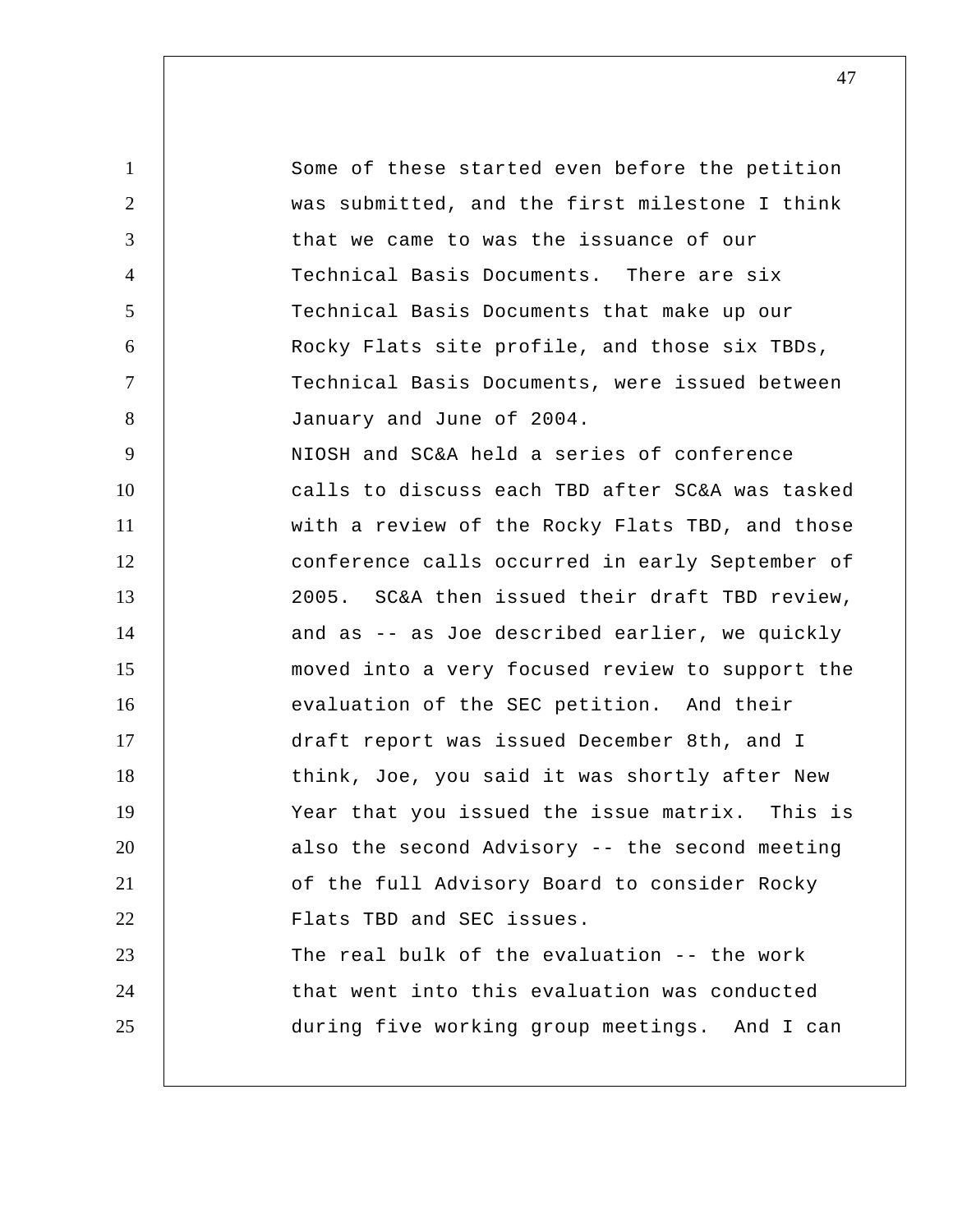Some of these started even before the petition was submitted, and the first milestone I think that we came to was the issuance of our Technical Basis Documents. There are six Technical Basis Documents that make up our Rocky Flats site profile, and those six TBDs, Technical Basis Documents, were issued between January and June of 2004.

NIOSH and SC&A held a series of conference calls to discuss each TBD after SC&A was tasked with a review of the Rocky Flats TBD, and those conference calls occurred in early September of 2005. SC&A then issued their draft TBD review, and as -- as Joe described earlier, we quickly moved into a very focused review to support the evaluation of the SEC petition. And their draft report was issued December 8th, and I think, Joe, you said it was shortly after New Year that you issued the issue matrix. This is also the second Advisory -- the second meeting of the full Advisory Board to consider Rocky Flats TBD and SEC issues.

The real bulk of the evaluation -- the work that went into this evaluation was conducted during five working group meetings. And I can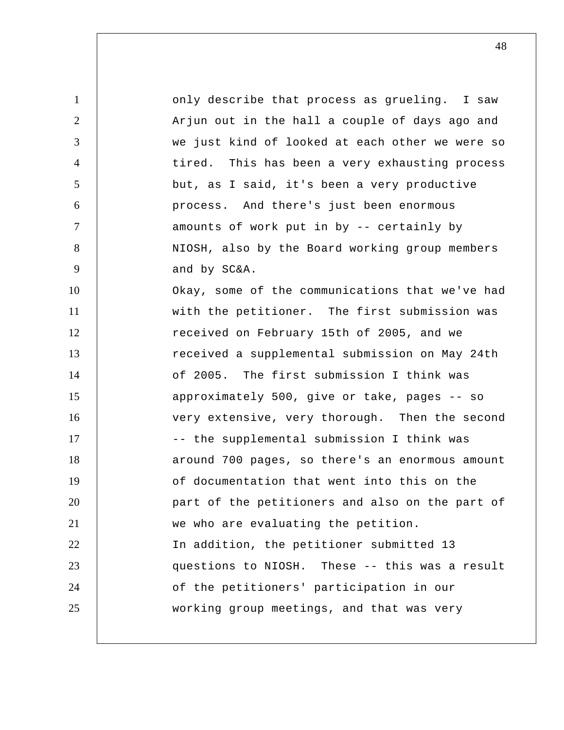only describe that process as grueling. I saw Arjun out in the hall a couple of days ago and we just kind of looked at each other we were so tired. This has been a very exhausting process but, as I said, it's been a very productive process. And there's just been enormous amounts of work put in by -- certainly by NIOSH, also by the Board working group members and by SC&A.

Okay, some of the communications that we've had with the petitioner. The first submission was received on February 15th of 2005, and we received a supplemental submission on May 24th of 2005. The first submission I think was approximately 500, give or take, pages -- so very extensive, very thorough. Then the second -- the supplemental submission I think was around 700 pages, so there's an enormous amount of documentation that went into this on the part of the petitioners and also on the part of we who are evaluating the petition.

In addition, the petitioner submitted 13 questions to NIOSH. These -- this was a result of the petitioners' participation in our working group meetings, and that was very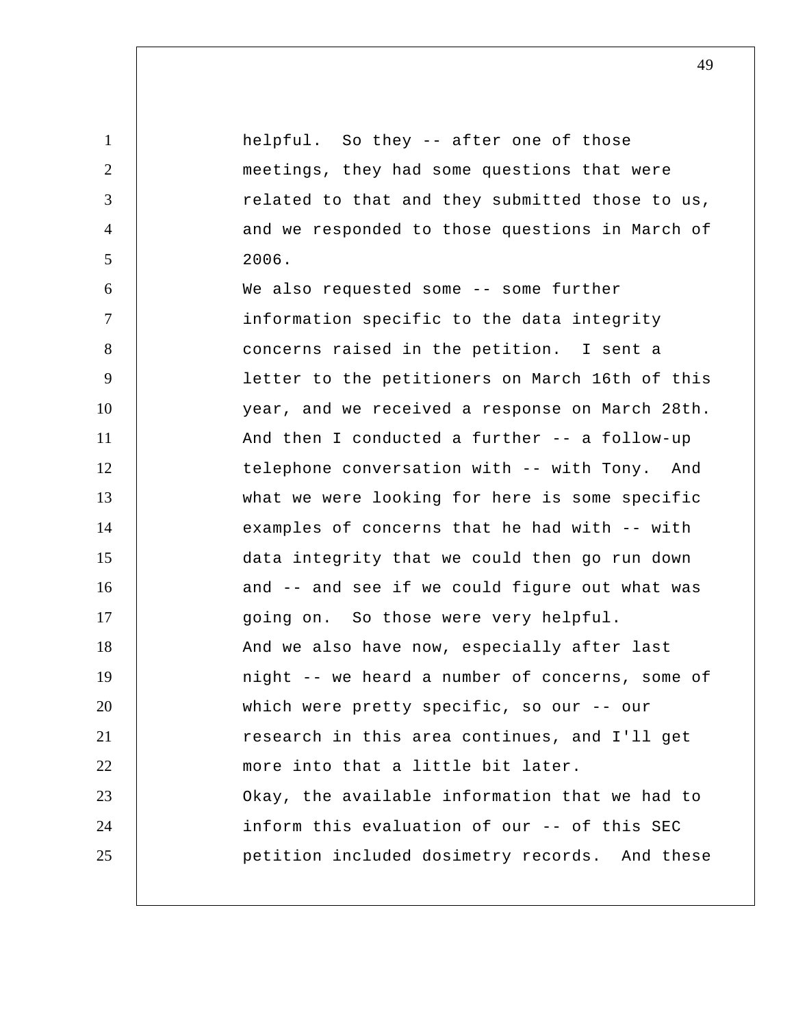helpful. So they -- after one of those meetings, they had some questions that were related to that and they submitted those to us, and we responded to those questions in March of 2006.

We also requested some -- some further information specific to the data integrity concerns raised in the petition. I sent a letter to the petitioners on March 16th of this year, and we received a response on March 28th. And then I conducted a further -- a follow-up telephone conversation with -- with Tony. And what we were looking for here is some specific examples of concerns that he had with -- with data integrity that we could then go run down and -- and see if we could figure out what was going on. So those were very helpful.

And we also have now, especially after last night -- we heard a number of concerns, some of which were pretty specific, so our -- our research in this area continues, and I'll get more into that a little bit later.

Okay, the available information that we had to inform this evaluation of our -- of this SEC petition included dosimetry records. And these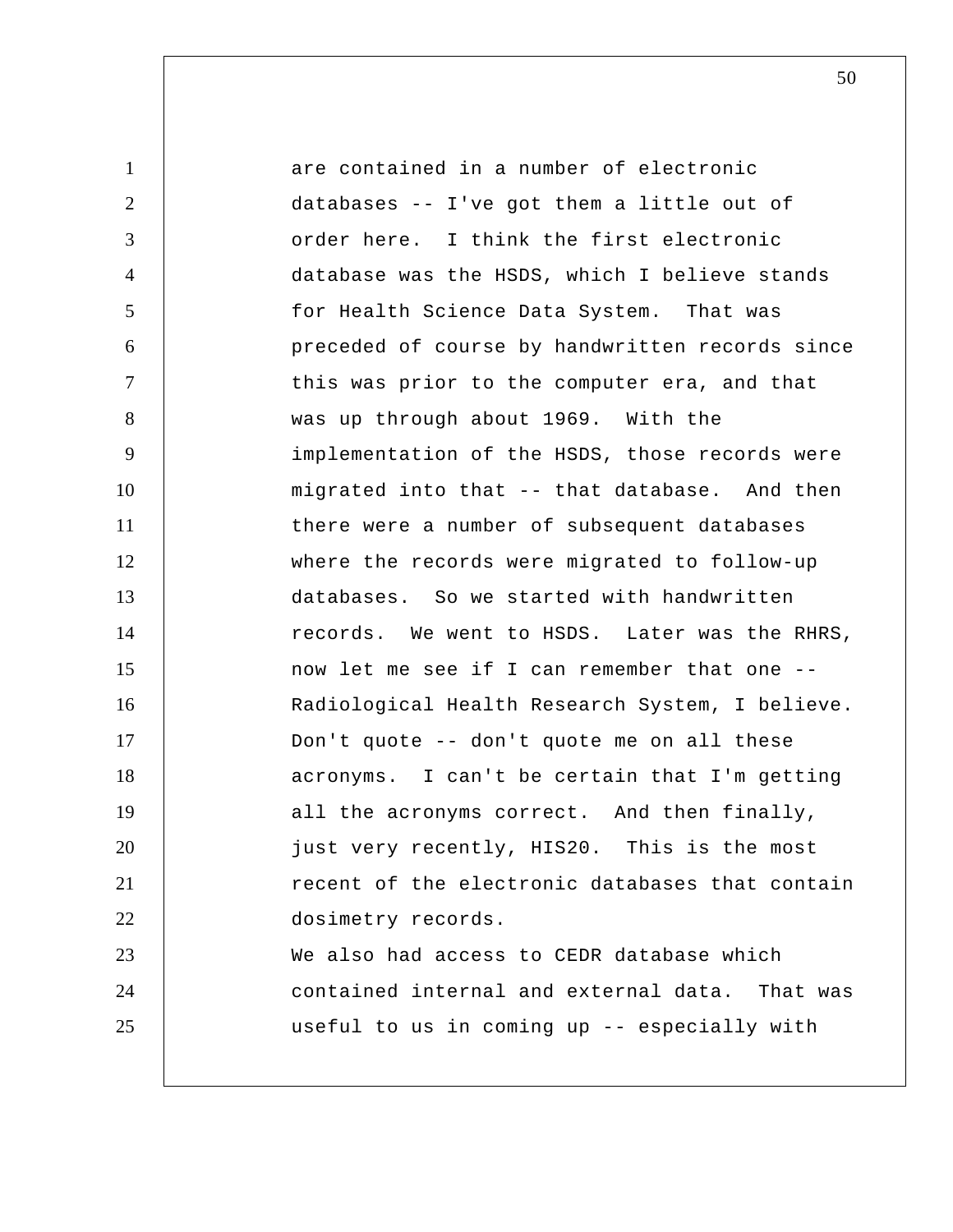are contained in a number of electronic databases -- I've got them a little out of order here. I think the first electronic database was the HSDS, which I believe stands for Health Science Data System. That was preceded of course by handwritten records since this was prior to the computer era, and that was up through about 1969. With the implementation of the HSDS, those records were migrated into that -- that database. And then there were a number of subsequent databases where the records were migrated to follow-up databases. So we started with handwritten records. We went to HSDS. Later was the RHRS, now let me see if I can remember that one -- Radiological Health Research System, I believe. Don't quote -- don't quote me on all these acronyms. I can't be certain that I'm getting all the acronyms correct. And then finally, just very recently, HIS20. This is the most recent of the electronic databases that contain dosimetry records.

We also had access to CEDR database which contained internal and external data. That was useful to us in coming up -- especially with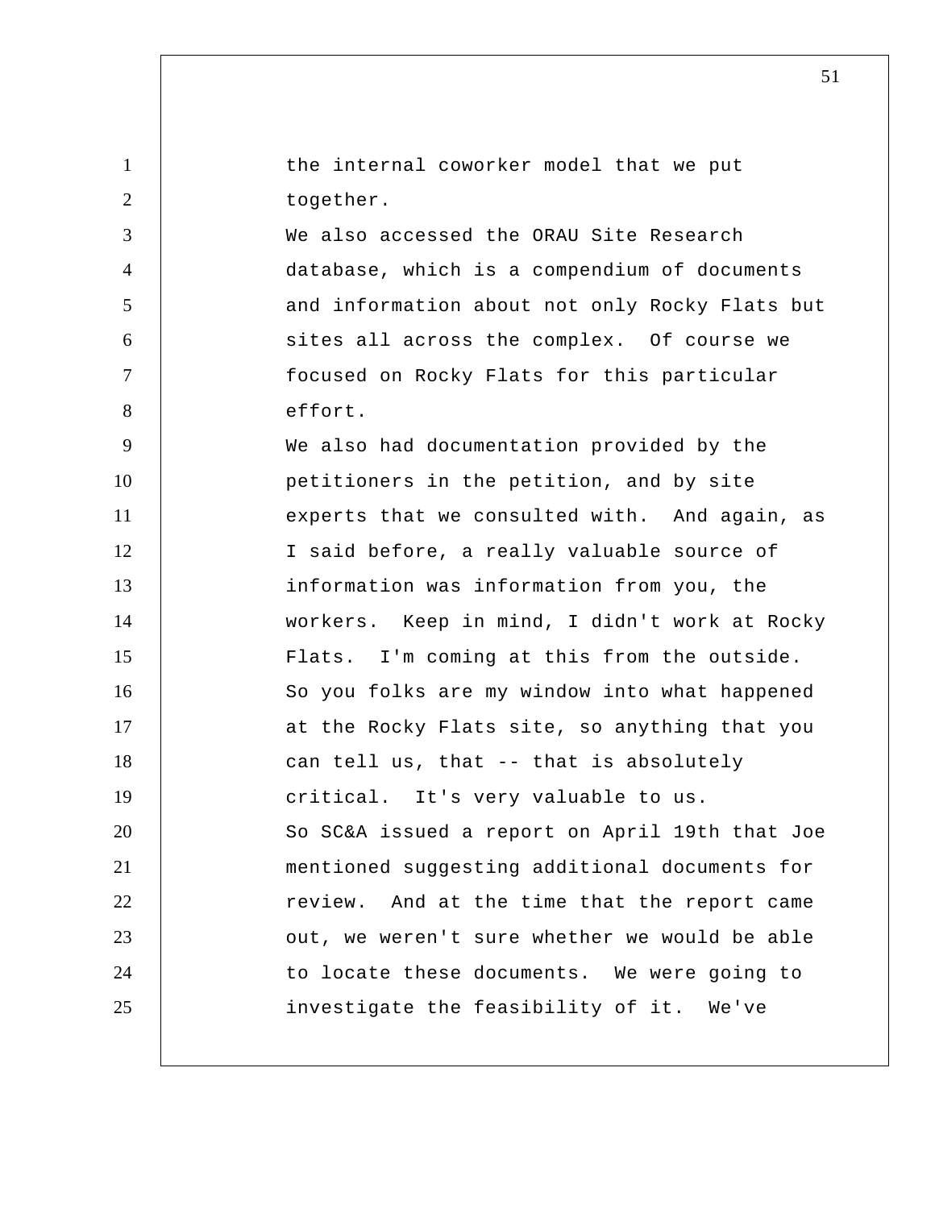the internal coworker model that we put together.

We also accessed the ORAU Site Research database, which is a compendium of documents and information about not only Rocky Flats but sites all across the complex. Of course we focused on Rocky Flats for this particular effort.

We also had documentation provided by the petitioners in the petition, and by site experts that we consulted with. And again, as I said before, a really valuable source of information was information from you, the workers. Keep in mind, I didn't work at Rocky Flats. I'm coming at this from the outside. So you folks are my window into what happened at the Rocky Flats site, so anything that you can tell us, that -- that is absolutely critical. It's very valuable to us.

So SC&A issued a report on April 19th that Joe mentioned suggesting additional documents for review. And at the time that the report came out, we weren't sure whether we would be able to locate these documents. We were going to investigate the feasibility of it. We've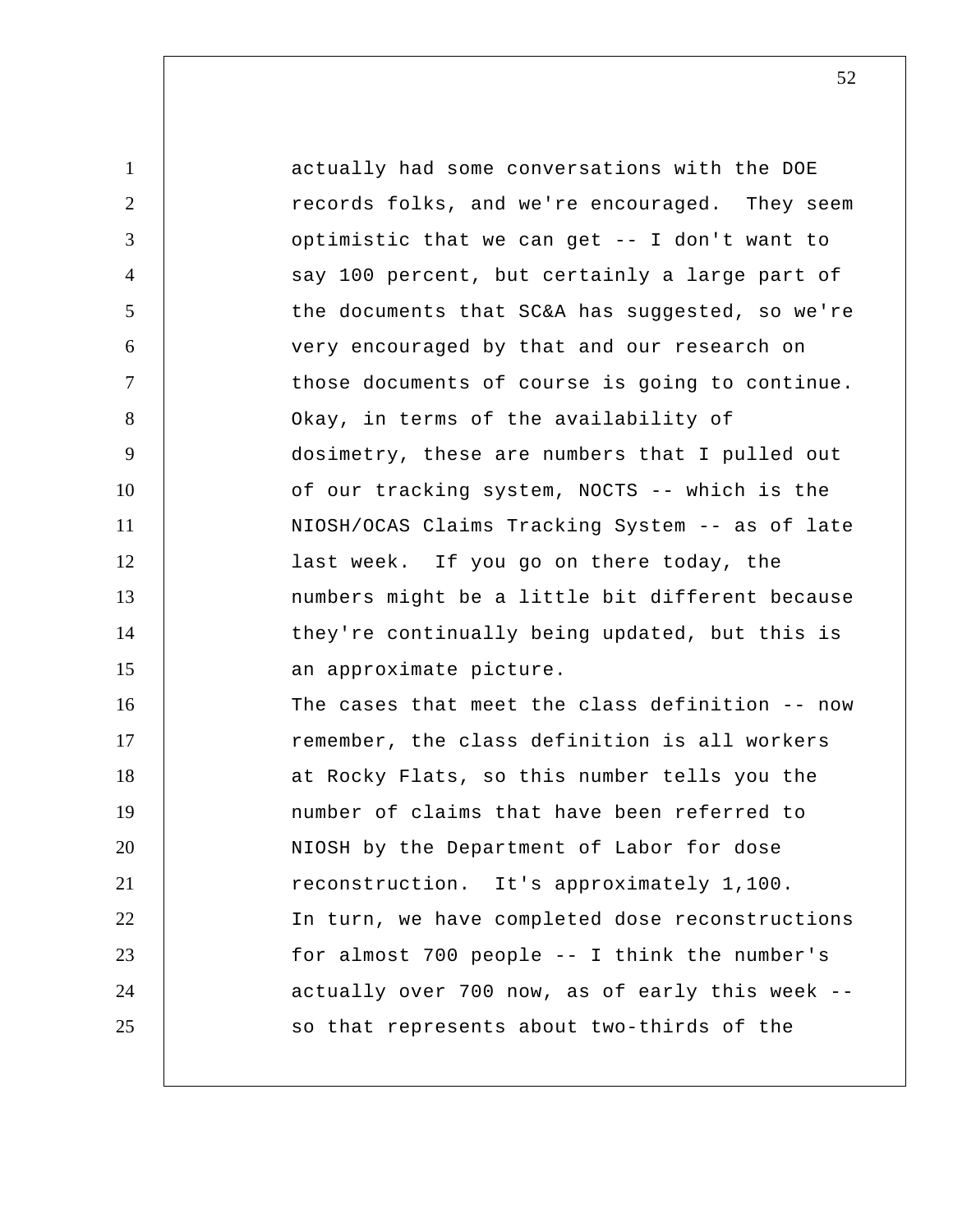actually had some conversations with the DOE records folks, and we're encouraged. They seem optimistic that we can get -- I don't want to say 100 percent, but certainly a large part of the documents that SC&A has suggested, so we're very encouraged by that and our research on those documents of course is going to continue.

Okay, in terms of the availability of dosimetry, these are numbers that I pulled out of our tracking system, NOCTS -- which is the NIOSH/OCAS Claims Tracking System -- as of late last week. If you go on there today, the numbers might be a little bit different because they're continually being updated, but this is an approximate picture.

The cases that meet the class definition -- now remember, the class definition is all workers at Rocky Flats, so this number tells you the number of claims that have been referred to NIOSH by the Department of Labor for dose reconstruction. It's approximately 1,100.

In turn, we have completed dose reconstructions for almost 700 people -- I think the number's actually over 700 now, as of early this week -- so that represents about two-thirds of the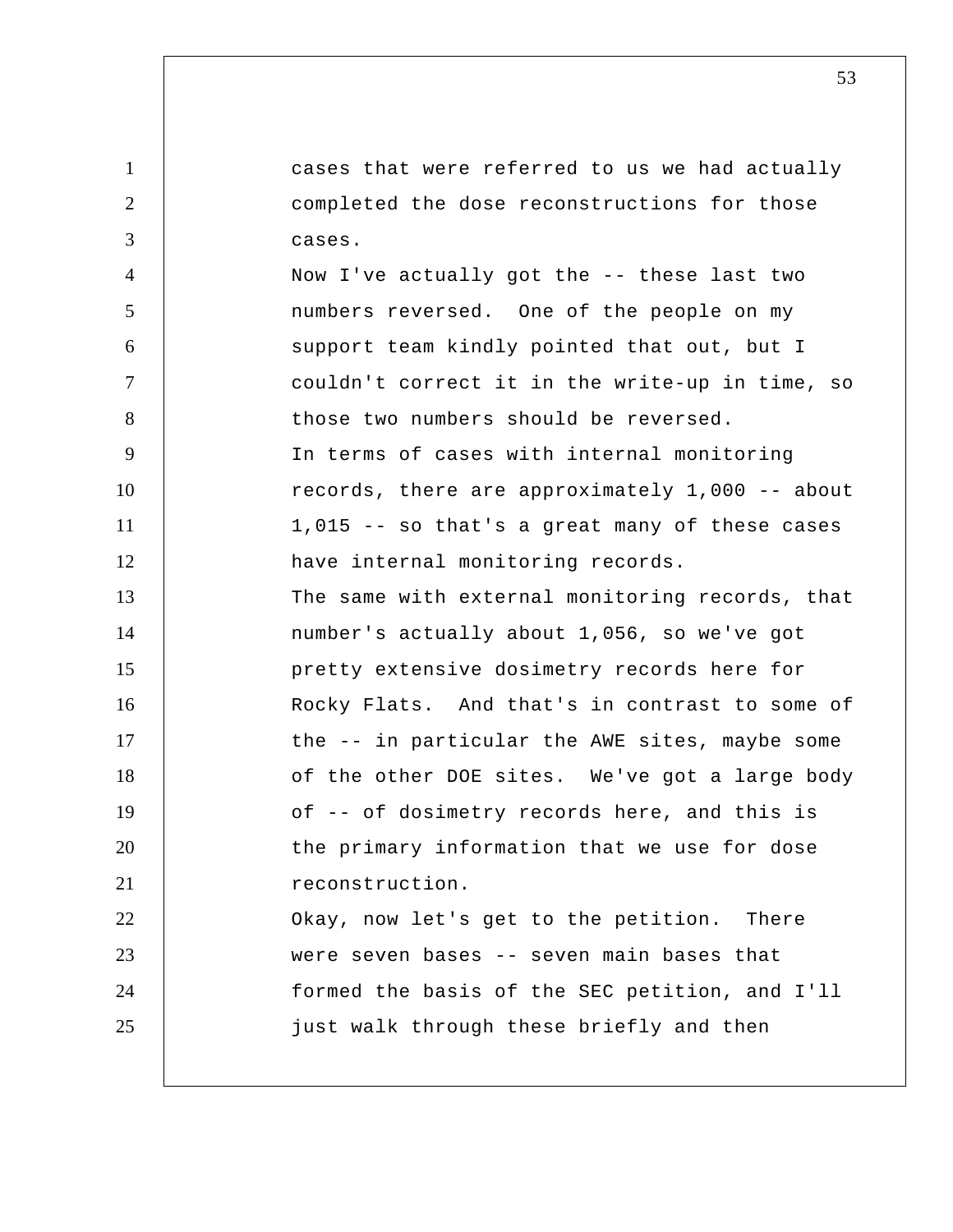cases that were referred to us we had actually completed the dose reconstructions for those cases.

Now I've actually got the -- these last two numbers reversed. One of the people on my support team kindly pointed that out, but I couldn't correct it in the write-up in time, so those two numbers should be reversed.

In terms of cases with internal monitoring records, there are approximately 1,000 -- about 1,015 -- so that's a great many of these cases have internal monitoring records.

The same with external monitoring records, that number's actually about 1,056, so we've got pretty extensive dosimetry records here for Rocky Flats. And that's in contrast to some of the -- in particular the AWE sites, maybe some of the other DOE sites. We've got a large body of -- of dosimetry records here, and this is the primary information that we use for dose reconstruction.

Okay, now let's get to the petition. There were seven bases -- seven main bases that formed the basis of the SEC petition, and I'll just walk through these briefly and then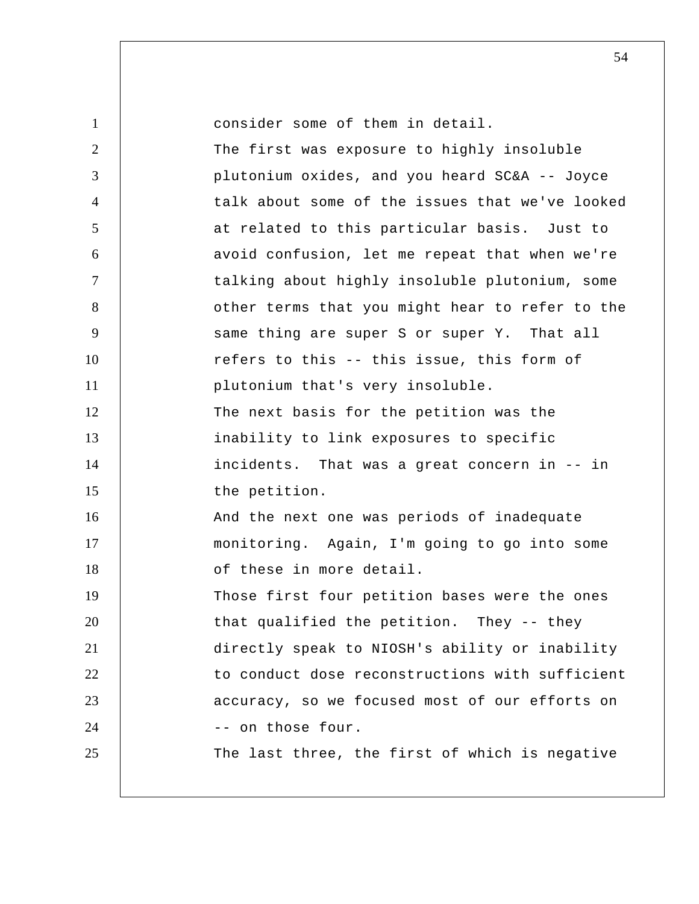consider some of them in detail.

The first was exposure to highly insoluble plutonium oxides, and you heard SC&A -- Joyce talk about some of the issues that we've looked at related to this particular basis. Just to avoid confusion, let me repeat that when we're talking about highly insoluble plutonium, some other terms that you might hear to refer to the same thing are super S or super Y. That all refers to this -- this issue, this form of plutonium that's very insoluble.

The next basis for the petition was the inability to link exposures to specific incidents. That was a great concern in -- in the petition.

And the next one was periods of inadequate monitoring. Again, I'm going to go into some of these in more detail.

Those first four petition bases were the ones that qualified the petition. They -- they directly speak to NIOSH's ability or inability to conduct dose reconstructions with sufficient accuracy, so we focused most of our efforts on -- on those four.

The last three, the first of which is negative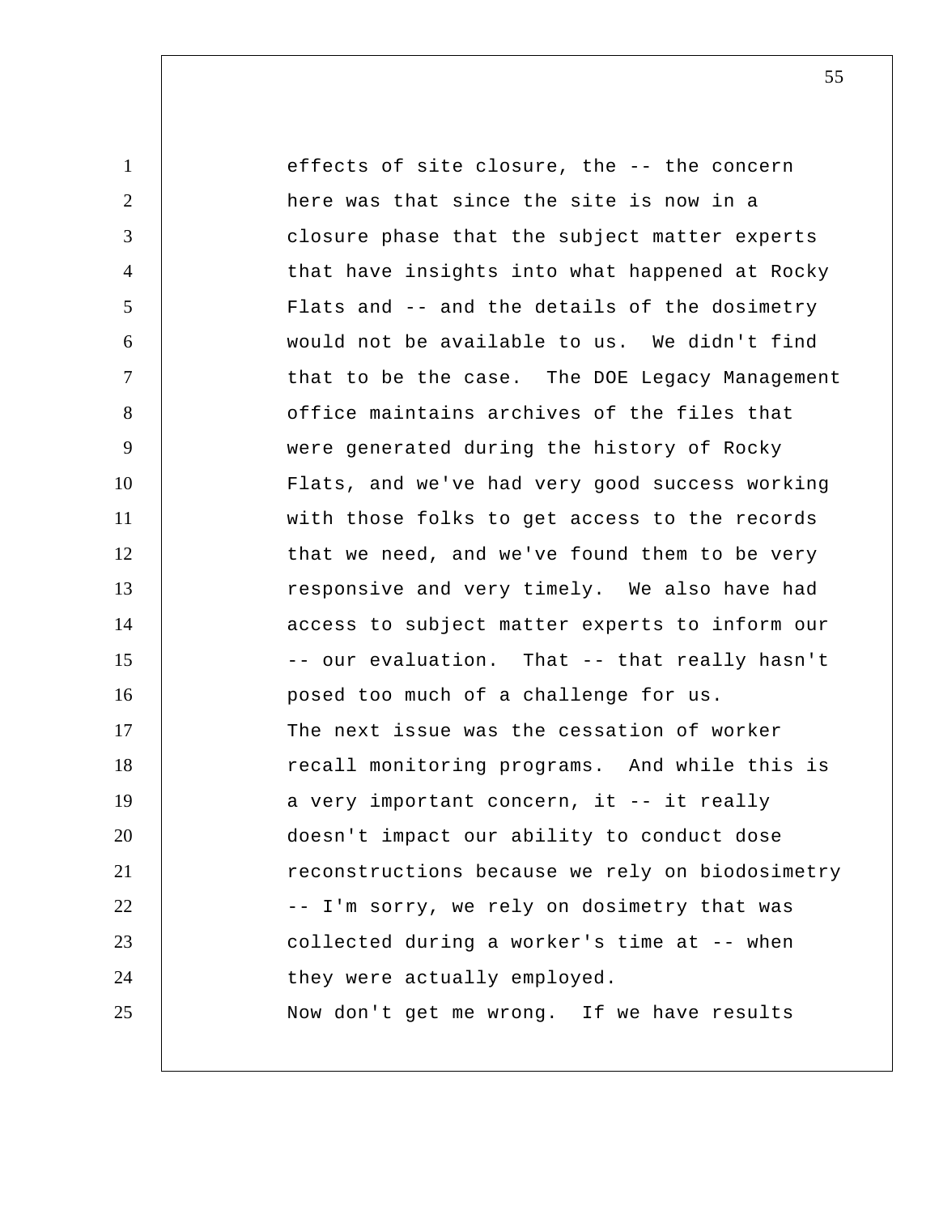effects of site closure, the -- the concern here was that since the site is now in a closure phase that the subject matter experts that have insights into what happened at Rocky Flats and -- and the details of the dosimetry would not be available to us. We didn't find that to be the case. The DOE Legacy Management office maintains archives of the files that were generated during the history of Rocky Flats, and we've had very good success working with those folks to get access to the records that we need, and we've found them to be very responsive and very timely. We also have had access to subject matter experts to inform our -- our evaluation. That -- that really hasn't posed too much of a challenge for us.

The next issue was the cessation of worker recall monitoring programs. And while this is a very important concern, it -- it really doesn't impact our ability to conduct dose reconstructions because we rely on biodosimetry -- I'm sorry, we rely on dosimetry that was collected during a worker's time at -- when they were actually employed.

Now don't get me wrong. If we have results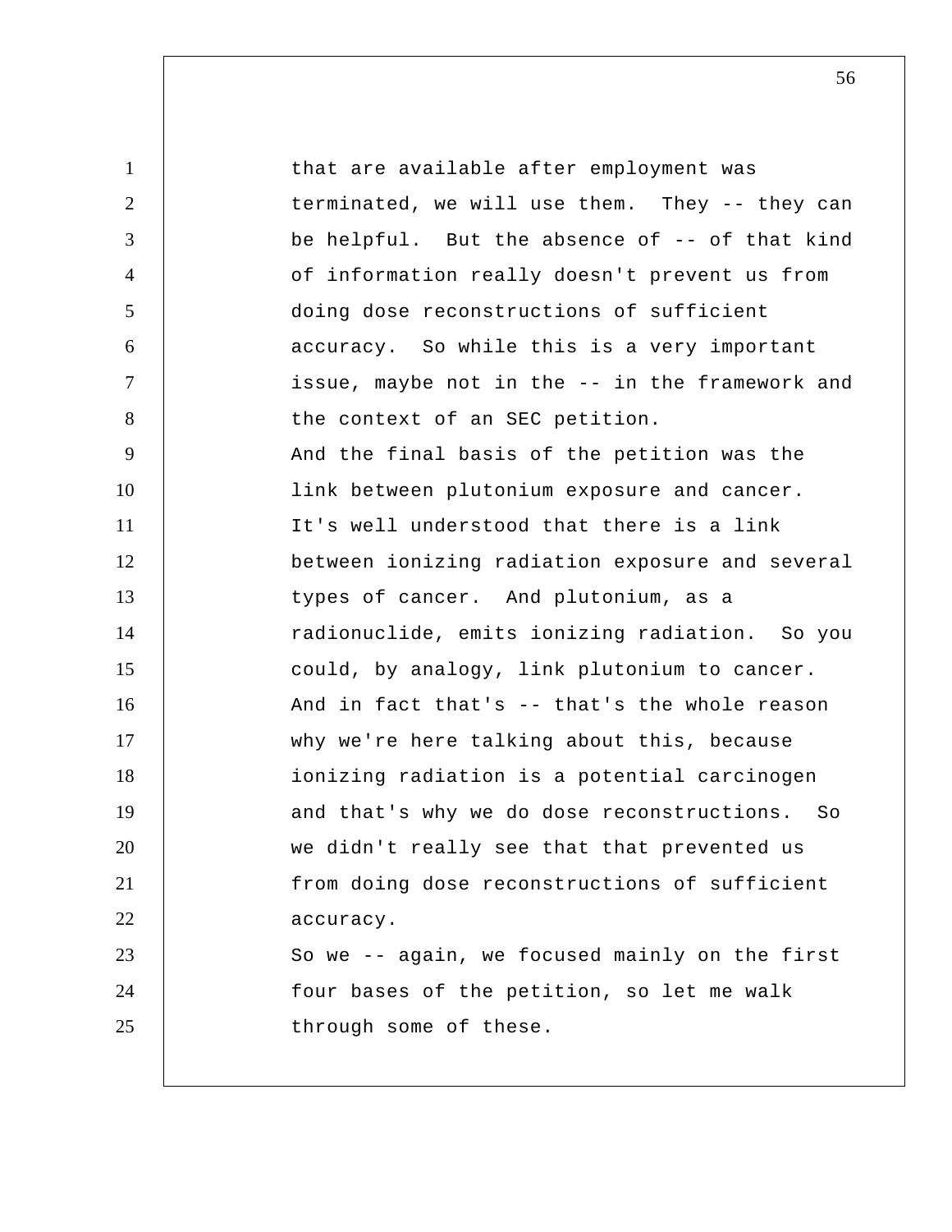that are available after employment was terminated, we will use them. They -- they can be helpful. But the absence of -- of that kind of information really doesn't prevent us from doing dose reconstructions of sufficient accuracy. So while this is a very important issue, maybe not in the -- in the framework and the context of an SEC petition.

And the final basis of the petition was the link between plutonium exposure and cancer. It's well understood that there is a link between ionizing radiation exposure and several types of cancer. And plutonium, as a radionuclide, emits ionizing radiation. So you could, by analogy, link plutonium to cancer. And in fact that's -- that's the whole reason why we're here talking about this, because ionizing radiation is a potential carcinogen and that's why we do dose reconstructions. So we didn't really see that that prevented us from doing dose reconstructions of sufficient accuracy.

So we -- again, we focused mainly on the first four bases of the petition, so let me walk through some of these.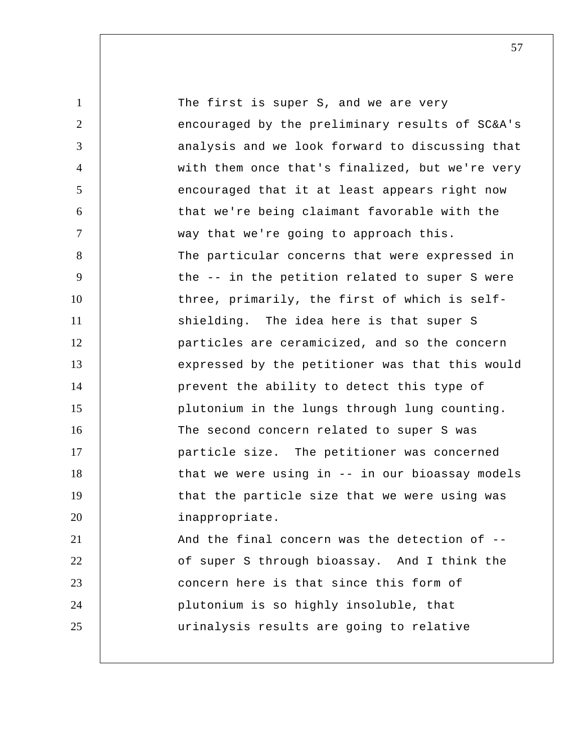The first is super S, and we are very encouraged by the preliminary results of SC&A's analysis and we look forward to discussing that with them once that's finalized, but we're very encouraged that it at least appears right now that we're being claimant favorable with the way that we're going to approach this.

The particular concerns that were expressed in the -- in the petition related to super S were three, primarily, the first of which is self-shielding. The idea here is that super S particles are ceramicized, and so the concern expressed by the petitioner was that this would prevent the ability to detect this type of plutonium in the lungs through lung counting.

The second concern related to super S was particle size. The petitioner was concerned that we were using in -- in our bioassay models that the particle size that we were using was inappropriate.

And the final concern was the detection of -- of super S through bioassay. And I think the concern here is that since this form of plutonium is so highly insoluble, that urinalysis results are going to relative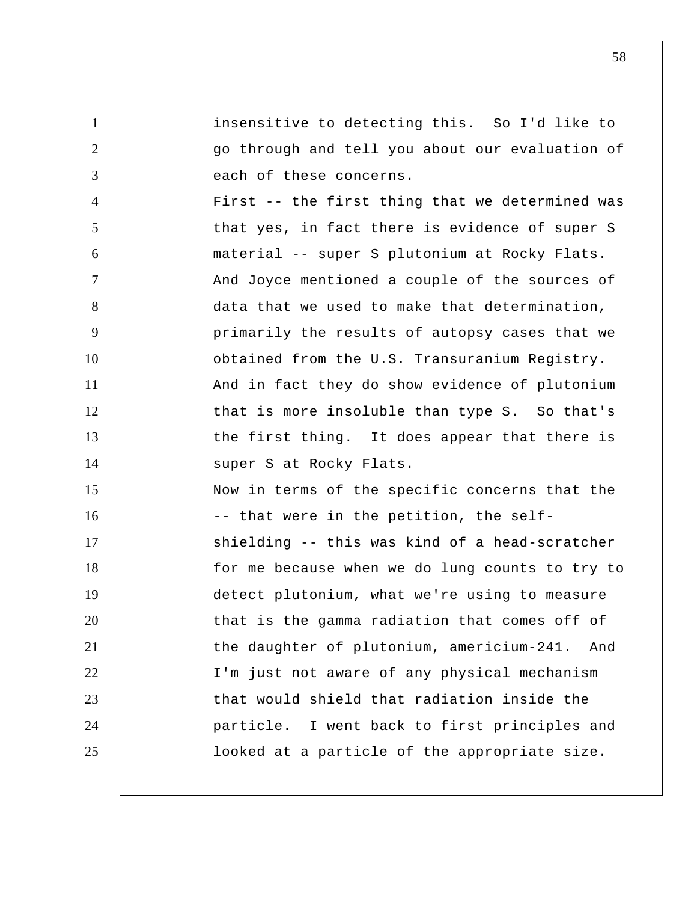insensitive to detecting this. So I'd like to go through and tell you about our evaluation of each of these concerns.

First -- the first thing that we determined was that yes, in fact there is evidence of super S material -- super S plutonium at Rocky Flats. And Joyce mentioned a couple of the sources of data that we used to make that determination, primarily the results of autopsy cases that we obtained from the U.S. Transuranium Registry. And in fact they do show evidence of plutonium that is more insoluble than type S. So that's the first thing. It does appear that there is super S at Rocky Flats.

Now in terms of the specific concerns that the -- that were in the petition, the self-shielding -- this was kind of a head-scratcher for me because when we do lung counts to try to detect plutonium, what we're using to measure that is the gamma radiation that comes off of the daughter of plutonium, americium-241. And I'm just not aware of any physical mechanism that would shield that radiation inside the particle. I went back to first principles and looked at a particle of the appropriate size.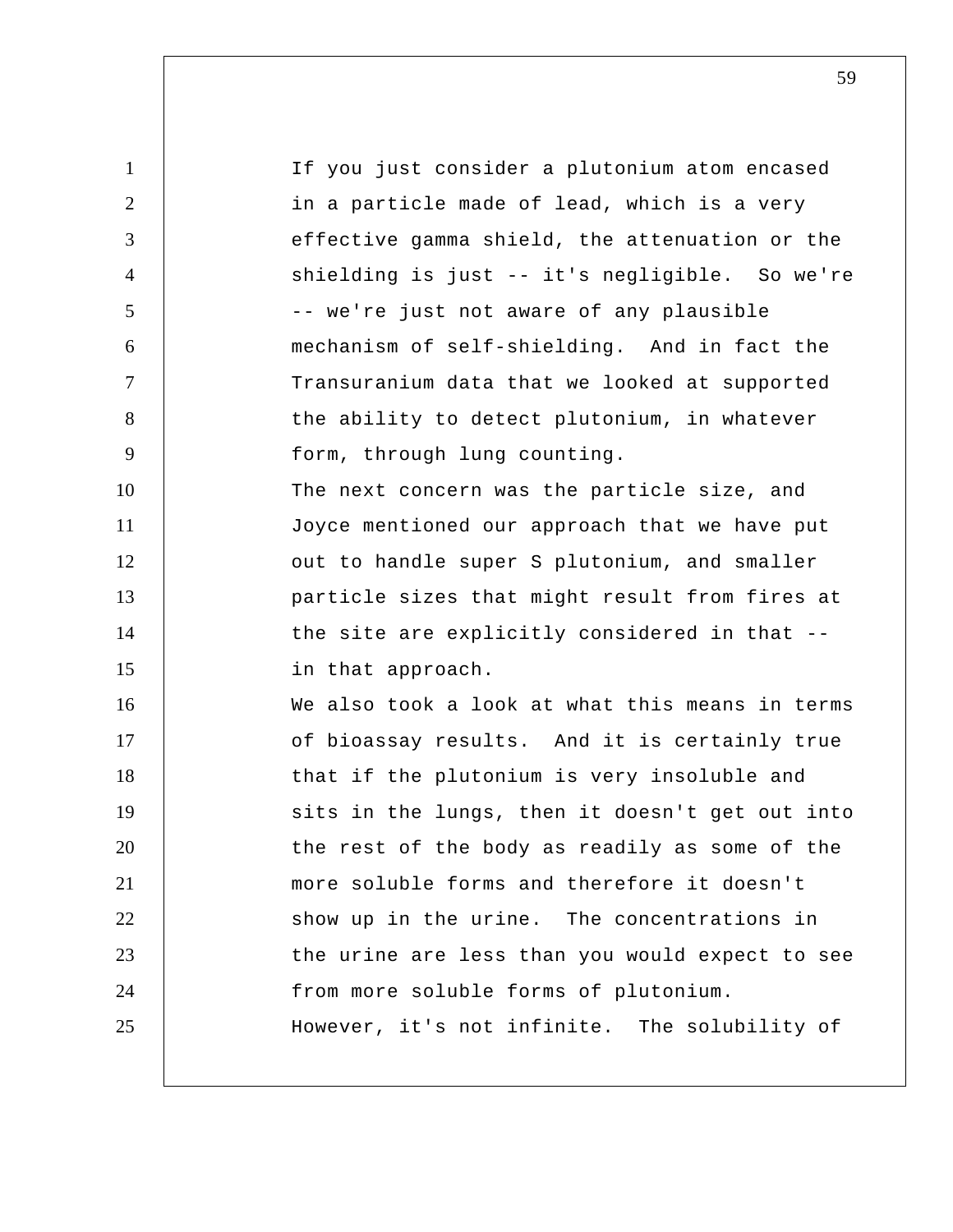If you just consider a plutonium atom encased in a particle made of lead, which is a very effective gamma shield, the attenuation or the shielding is just -- it's negligible. So we're -- we're just not aware of any plausible mechanism of self-shielding. And in fact the Transuranium data that we looked at supported the ability to detect plutonium, in whatever form, through lung counting.

The next concern was the particle size, and Joyce mentioned our approach that we have put out to handle super S plutonium, and smaller particle sizes that might result from fires at the site are explicitly considered in that -- in that approach.

We also took a look at what this means in terms of bioassay results. And it is certainly true that if the plutonium is very insoluble and sits in the lungs, then it doesn't get out into the rest of the body as readily as some of the more soluble forms and therefore it doesn't show up in the urine. The concentrations in the urine are less than you would expect to see from more soluble forms of plutonium.

However, it's not infinite. The solubility of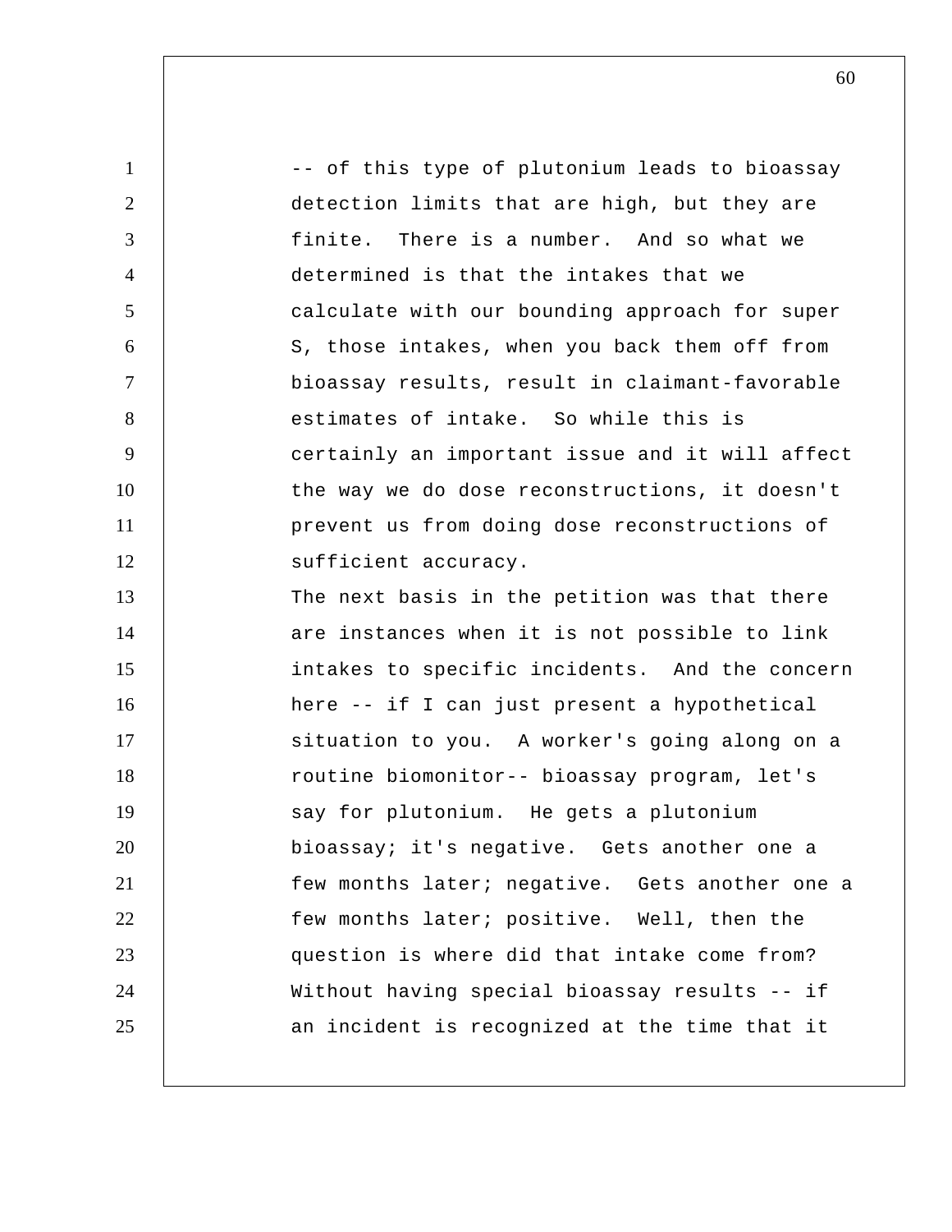-- of this type of plutonium leads to bioassay detection limits that are high, but they are finite. There is a number. And so what we determined is that the intakes that we calculate with our bounding approach for super S, those intakes, when you back them off from bioassay results, result in claimant-favorable estimates of intake. So while this is certainly an important issue and it will affect the way we do dose reconstructions, it doesn't prevent us from doing dose reconstructions of sufficient accuracy.

The next basis in the petition was that there are instances when it is not possible to link intakes to specific incidents. And the concern here -- if I can just present a hypothetical situation to you. A worker's going along on a routine biomonitor-- bioassay program, let's say for plutonium. He gets a plutonium bioassay; it's negative. Gets another one a few months later; negative. Gets another one a few months later; positive. Well, then the question is where did that intake come from? Without having special bioassay results -- if an incident is recognized at the time that it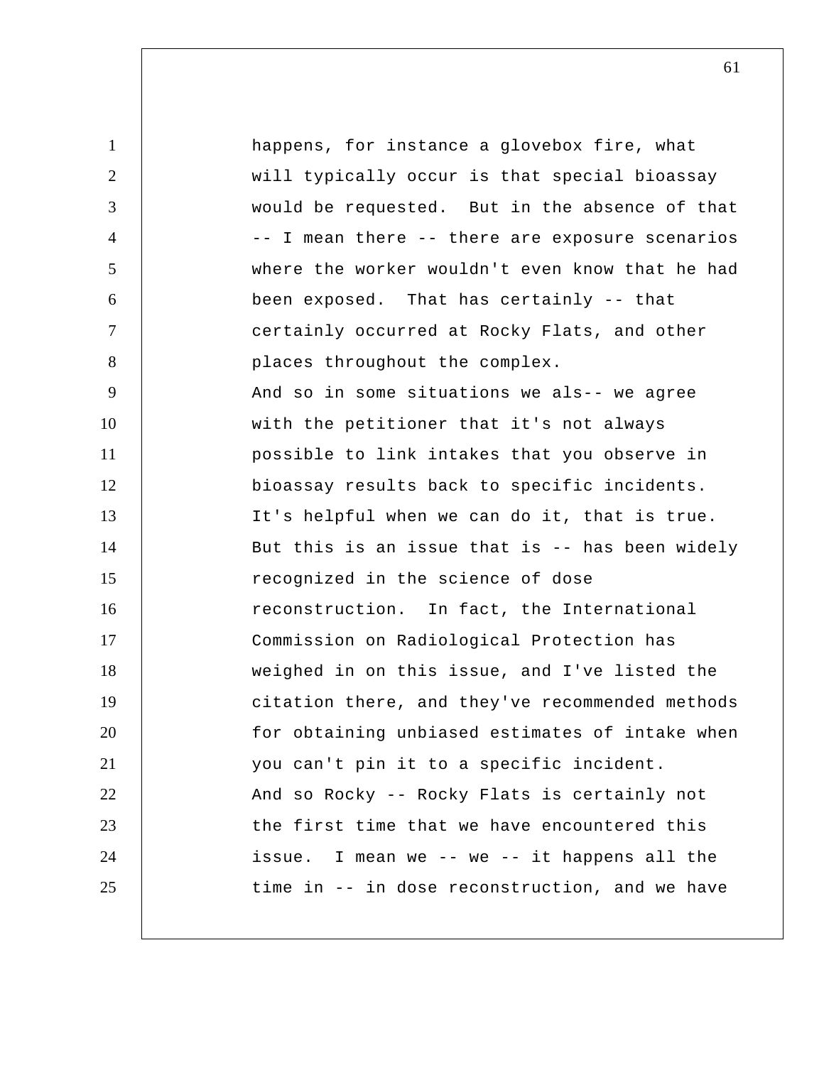happens, for instance a glovebox fire, what will typically occur is that special bioassay would be requested. But in the absence of that -- I mean there -- there are exposure scenarios where the worker wouldn't even know that he had been exposed. That has certainly -- that certainly occurred at Rocky Flats, and other places throughout the complex.

And so in some situations we als-- we agree with the petitioner that it's not always possible to link intakes that you observe in bioassay results back to specific incidents. It's helpful when we can do it, that is true. But this is an issue that is -- has been widely recognized in the science of dose reconstruction. In fact, the International Commission on Radiological Protection has weighed in on this issue, and I've listed the citation there, and they've recommended methods for obtaining unbiased estimates of intake when you can't pin it to a specific incident.

And so Rocky -- Rocky Flats is certainly not the first time that we have encountered this issue. I mean we -- we -- it happens all the time in -- in dose reconstruction, and we have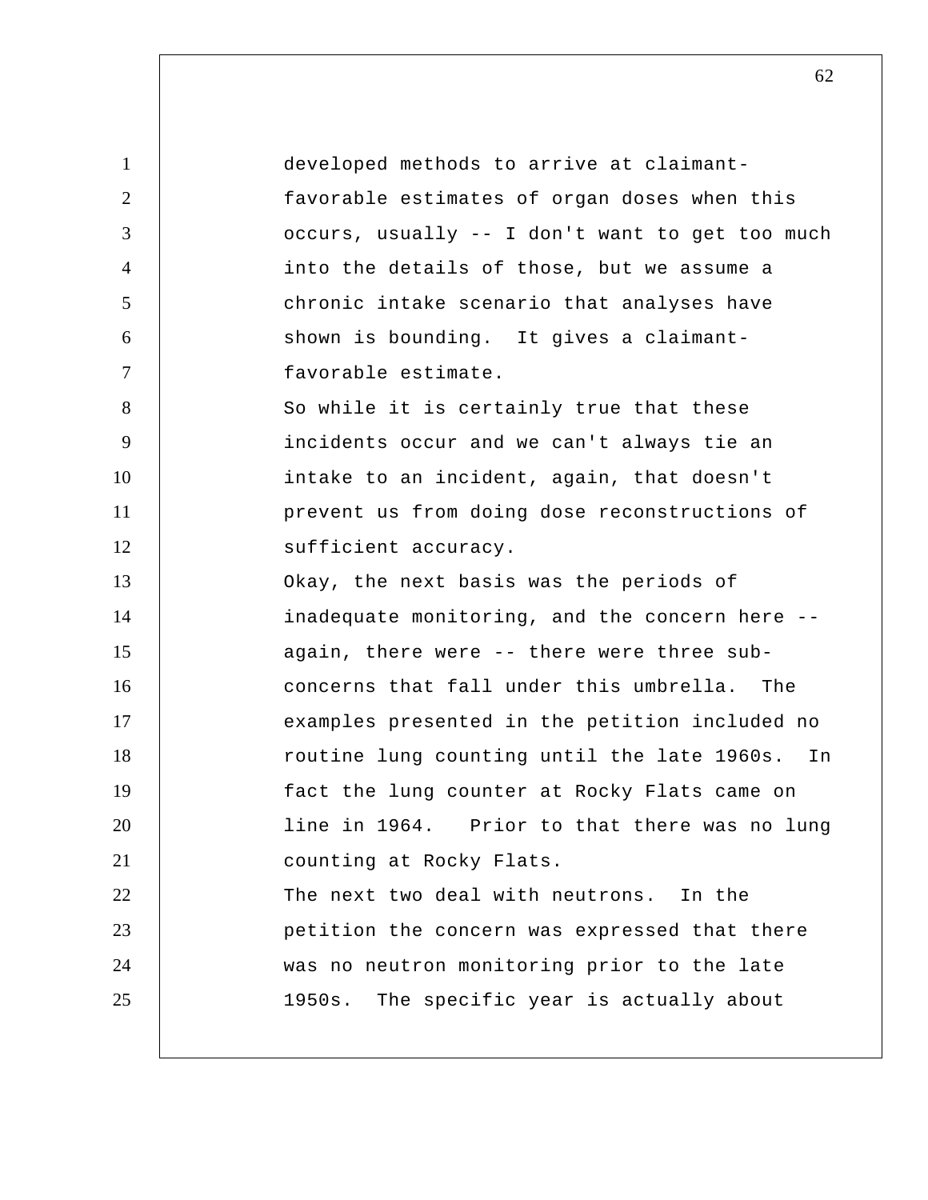developed methods to arrive at claimant-favorable estimates of organ doses when this occurs, usually -- I don't want to get too much into the details of those, but we assume a chronic intake scenario that analyses have shown is bounding. It gives a claimant-favorable estimate.

So while it is certainly true that these incidents occur and we can't always tie an intake to an incident, again, that doesn't prevent us from doing dose reconstructions of sufficient accuracy.

Okay, the next basis was the periods of inadequate monitoring, and the concern here -- again, there were -- there were three sub-concerns that fall under this umbrella. The examples presented in the petition included no routine lung counting until the late 1960s. In fact the lung counter at Rocky Flats came on line in 1964. Prior to that there was no lung counting at Rocky Flats.

The next two deal with neutrons. In the petition the concern was expressed that there was no neutron monitoring prior to the late 1950s. The specific year is actually about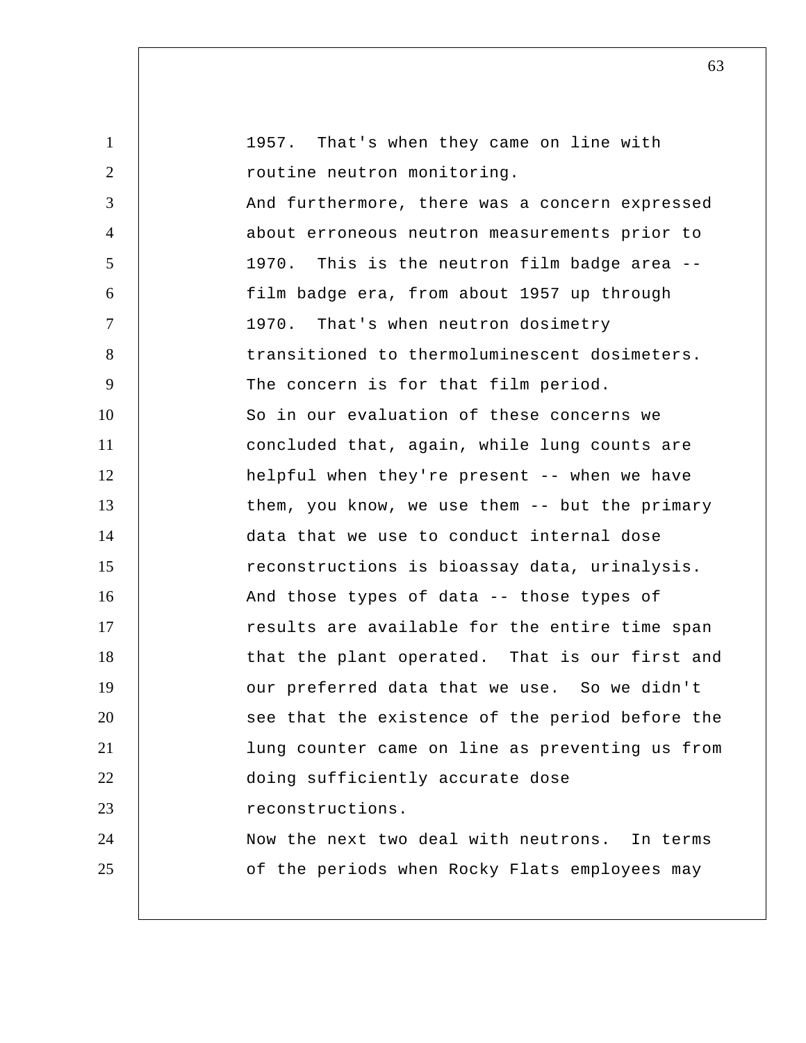1957. That's when they came on line with routine neutron monitoring.

And furthermore, there was a concern expressed about erroneous neutron measurements prior to 1970. This is the neutron film badge area -- film badge era, from about 1957 up through 1970. That's when neutron dosimetry transitioned to thermoluminescent dosimeters. The concern is for that film period.

So in our evaluation of these concerns we concluded that, again, while lung counts are helpful when they're present -- when we have them, you know, we use them -- but the primary data that we use to conduct internal dose reconstructions is bioassay data, urinalysis. And those types of data -- those types of results are available for the entire time span that the plant operated. That is our first and our preferred data that we use. So we didn't see that the existence of the period before the lung counter came on line as preventing us from doing sufficiently accurate dose reconstructions.

Now the next two deal with neutrons. In terms of the periods when Rocky Flats employees may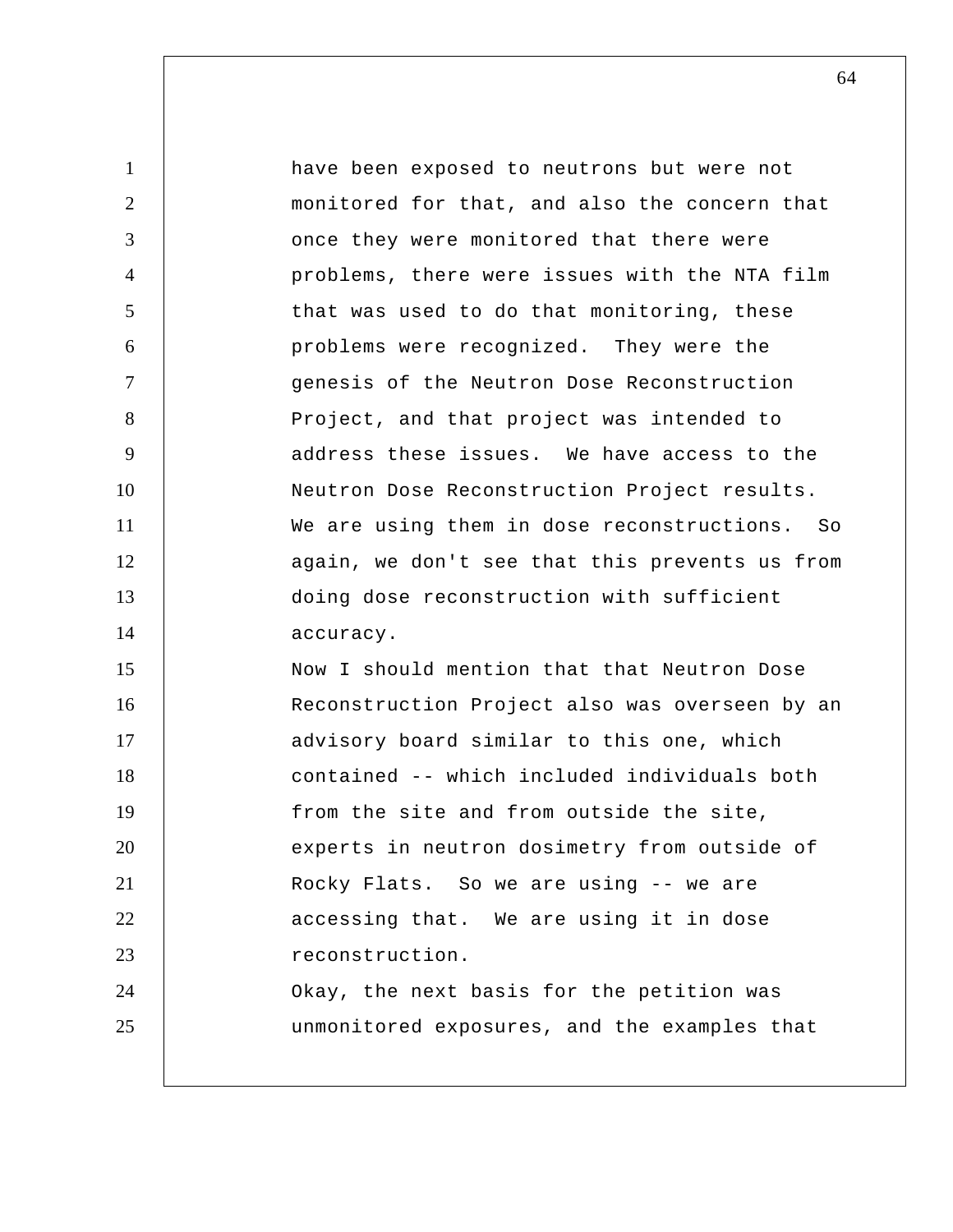have been exposed to neutrons but were not monitored for that, and also the concern that once they were monitored that there were problems, there were issues with the NTA film that was used to do that monitoring, these problems were recognized. They were the genesis of the Neutron Dose Reconstruction Project, and that project was intended to address these issues. We have access to the Neutron Dose Reconstruction Project results. We are using them in dose reconstructions. So again, we don't see that this prevents us from doing dose reconstruction with sufficient accuracy.

Now I should mention that that Neutron Dose Reconstruction Project also was overseen by an advisory board similar to this one, which contained -- which included individuals both from the site and from outside the site, experts in neutron dosimetry from outside of Rocky Flats. So we are using -- we are accessing that. We are using it in dose reconstruction.

Okay, the next basis for the petition was unmonitored exposures, and the examples that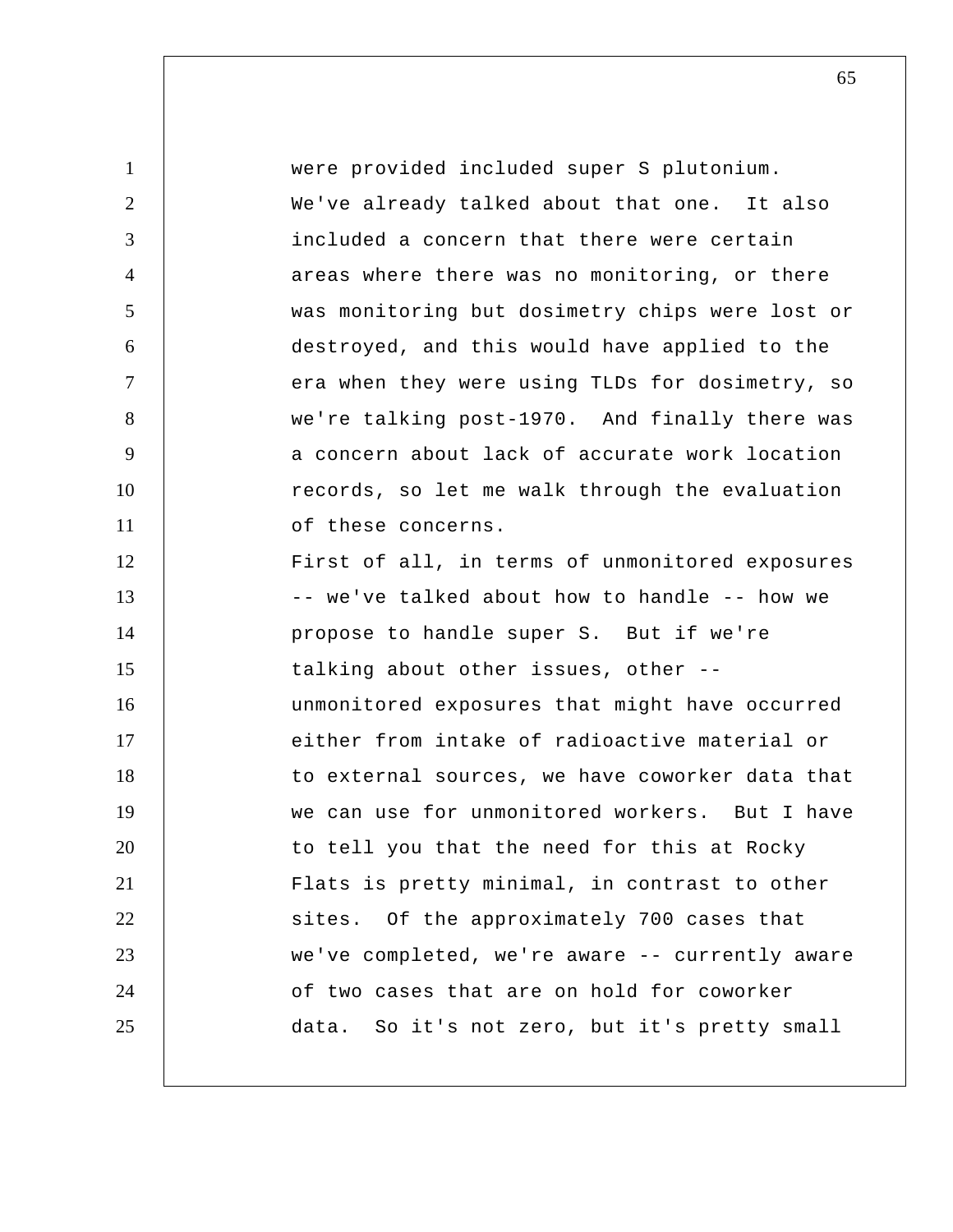were provided included super S plutonium. We've already talked about that one. It also included a concern that there were certain areas where there was no monitoring, or there was monitoring but dosimetry chips were lost or destroyed, and this would have applied to the era when they were using TLDs for dosimetry, so we're talking post-1970. And finally there was a concern about lack of accurate work location records, so let me walk through the evaluation of these concerns.

First of all, in terms of unmonitored exposures -- we've talked about how to handle -- how we propose to handle super S. But if we're talking about other issues, other -- unmonitored exposures that might have occurred either from intake of radioactive material or to external sources, we have coworker data that we can use for unmonitored workers. But I have to tell you that the need for this at Rocky Flats is pretty minimal, in contrast to other sites. Of the approximately 700 cases that we've completed, we're aware -- currently aware of two cases that are on hold for coworker data. So it's not zero, but it's pretty small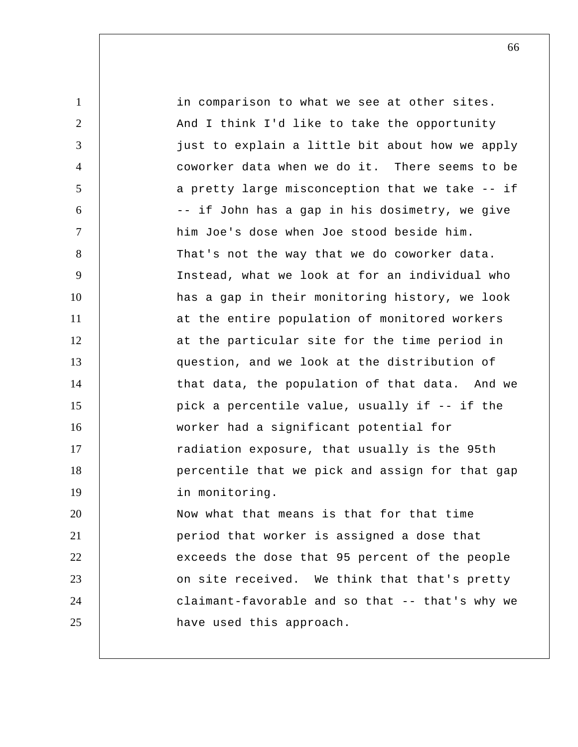in comparison to what we see at other sites. And I think I'd like to take the opportunity just to explain a little bit about how we apply coworker data when we do it. There seems to be a pretty large misconception that we take -- if -- if John has a gap in his dosimetry, we give him Joe's dose when Joe stood beside him. That's not the way that we do coworker data. Instead, what we look at for an individual who has a gap in their monitoring history, we look at the entire population of monitored workers at the particular site for the time period in question, and we look at the distribution of that data, the population of that data. And we pick a percentile value, usually if -- if the worker had a significant potential for radiation exposure, that usually is the 95th percentile that we pick and assign for that gap in monitoring.

Now what that means is that for that time period that worker is assigned a dose that exceeds the dose that 95 percent of the people on site received. We think that that's pretty claimant-favorable and so that -- that's why we have used this approach.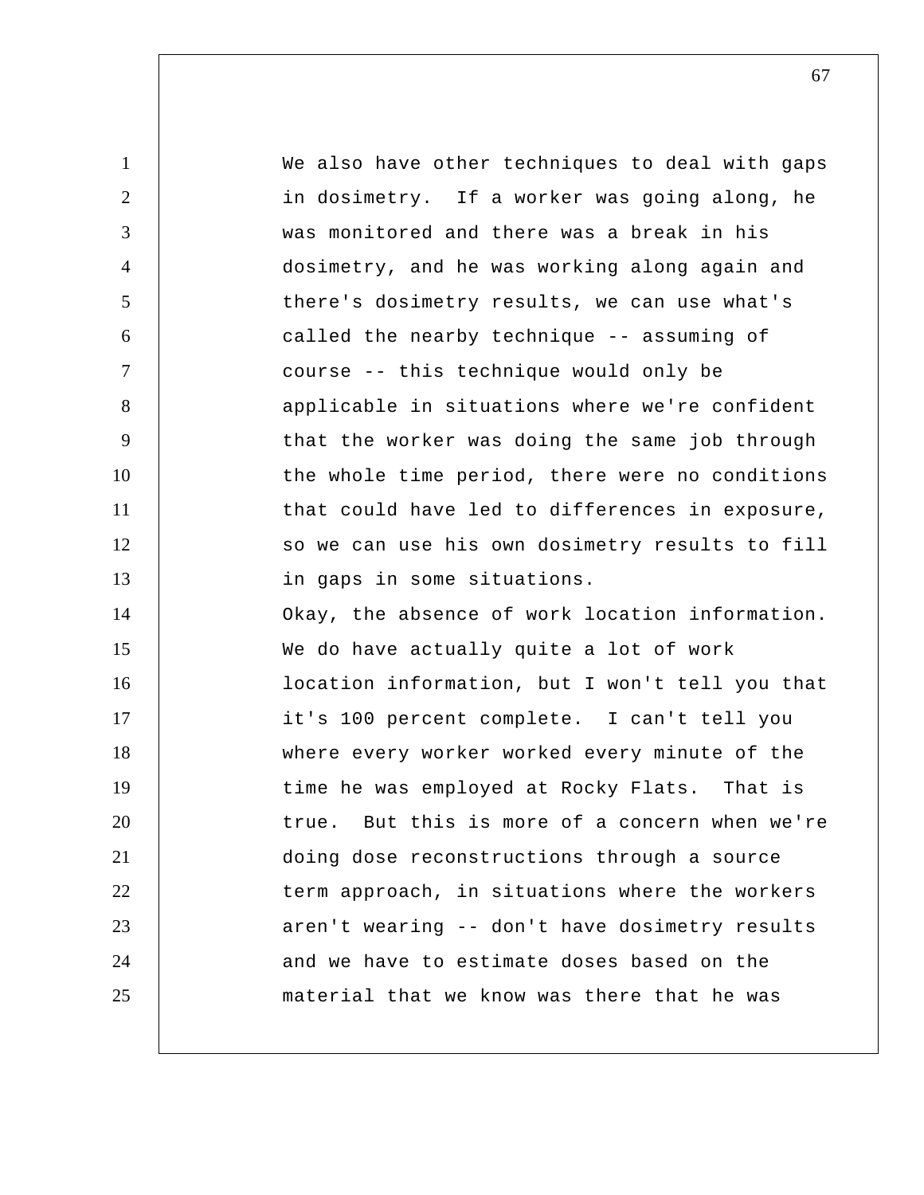We also have other techniques to deal with gaps in dosimetry. If a worker was going along, he was monitored and there was a break in his dosimetry, and he was working along again and there's dosimetry results, we can use what's called the nearby technique -- assuming of course -- this technique would only be applicable in situations where we're confident that the worker was doing the same job through the whole time period, there were no conditions that could have led to differences in exposure, so we can use his own dosimetry results to fill in gaps in some situations.

Okay, the absence of work location information. We do have actually quite a lot of work location information, but I won't tell you that it's 100 percent complete. I can't tell you where every worker worked every minute of the time he was employed at Rocky Flats. That is true. But this is more of a concern when we're doing dose reconstructions through a source term approach, in situations where the workers aren't wearing -- don't have dosimetry results and we have to estimate doses based on the material that we know was there that he was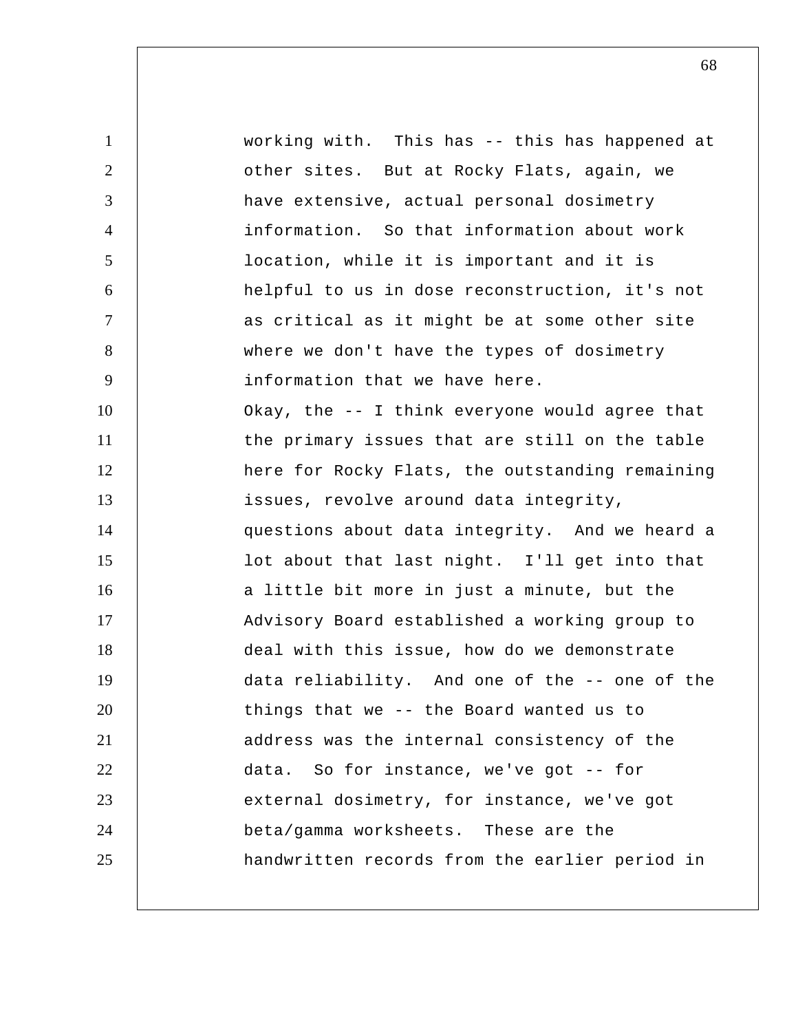working with. This has -- this has happened at other sites. But at Rocky Flats, again, we have extensive, actual personal dosimetry information. So that information about work location, while it is important and it is helpful to us in dose reconstruction, it's not as critical as it might be at some other site where we don't have the types of dosimetry information that we have here.

Okay, the -- I think everyone would agree that the primary issues that are still on the table here for Rocky Flats, the outstanding remaining issues, revolve around data integrity, questions about data integrity. And we heard a lot about that last night. I'll get into that a little bit more in just a minute, but the Advisory Board established a working group to deal with this issue, how do we demonstrate data reliability. And one of the -- one of the things that we -- the Board wanted us to address was the internal consistency of the data. So for instance, we've got -- for external dosimetry, for instance, we've got beta/gamma worksheets. These are the handwritten records from the earlier period in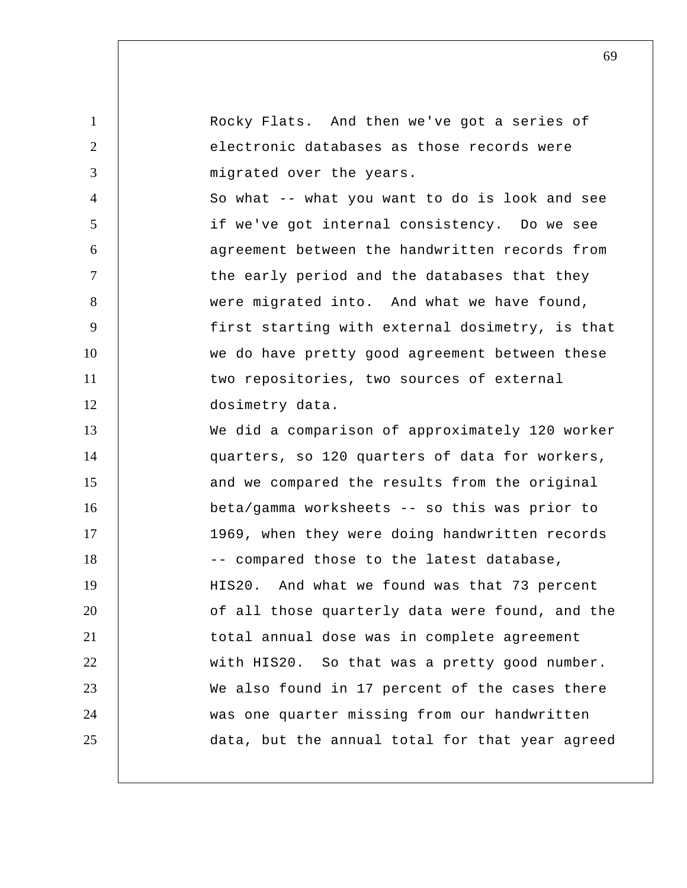Rocky Flats. And then we've got a series of electronic databases as those records were migrated over the years.

So what -- what you want to do is look and see if we've got internal consistency. Do we see agreement between the handwritten records from the early period and the databases that they were migrated into. And what we have found, first starting with external dosimetry, is that we do have pretty good agreement between these two repositories, two sources of external dosimetry data.

We did a comparison of approximately 120 worker quarters, so 120 quarters of data for workers, and we compared the results from the original beta/gamma worksheets -- so this was prior to 1969, when they were doing handwritten records -- compared those to the latest database, HIS20. And what we found was that 73 percent of all those quarterly data were found, and the total annual dose was in complete agreement with HIS20. So that was a pretty good number.

We also found in 17 percent of the cases there was one quarter missing from our handwritten data, but the annual total for that year agreed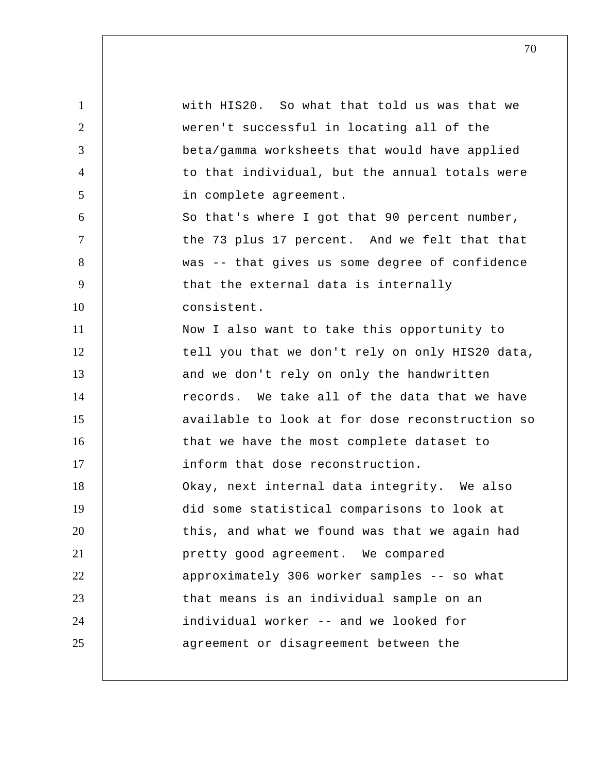with HIS20. So what that told us was that we weren't successful in locating all of the beta/gamma worksheets that would have applied to that individual, but the annual totals were in complete agreement.

So that's where I got that 90 percent number, the 73 plus 17 percent. And we felt that that was -- that gives us some degree of confidence that the external data is internally consistent.

Now I also want to take this opportunity to tell you that we don't rely on only HIS20 data, and we don't rely on only the handwritten records. We take all of the data that we have available to look at for dose reconstruction so that we have the most complete dataset to inform that dose reconstruction.

Okay, next internal data integrity. We also did some statistical comparisons to look at this, and what we found was that we again had pretty good agreement. We compared approximately 306 worker samples -- so what that means is an individual sample on an individual worker -- and we looked for agreement or disagreement between the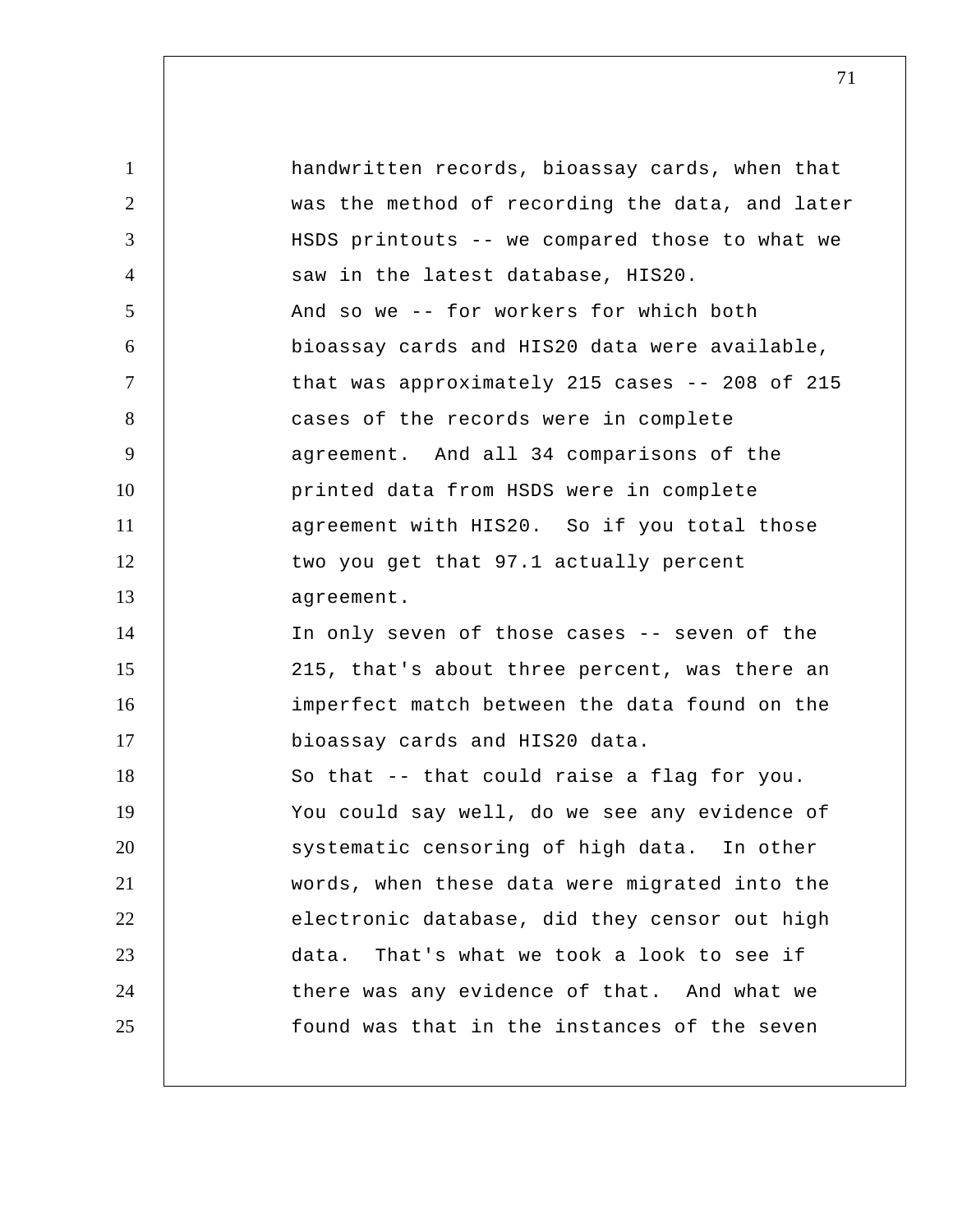handwritten records, bioassay cards, when that was the method of recording the data, and later HSDS printouts -- we compared those to what we saw in the latest database, HIS20.

And so we -- for workers for which both bioassay cards and HIS20 data were available, that was approximately 215 cases -- 208 of 215 cases of the records were in complete agreement. And all 34 comparisons of the printed data from HSDS were in complete agreement with HIS20. So if you total those two you get that 97.1 actually percent agreement.

In only seven of those cases -- seven of the 215, that's about three percent, was there an imperfect match between the data found on the bioassay cards and HIS20 data.

So that -- that could raise a flag for you. You could say well, do we see any evidence of systematic censoring of high data. In other words, when these data were migrated into the electronic database, did they censor out high data. That's what we took a look to see if there was any evidence of that. And what we found was that in the instances of the seven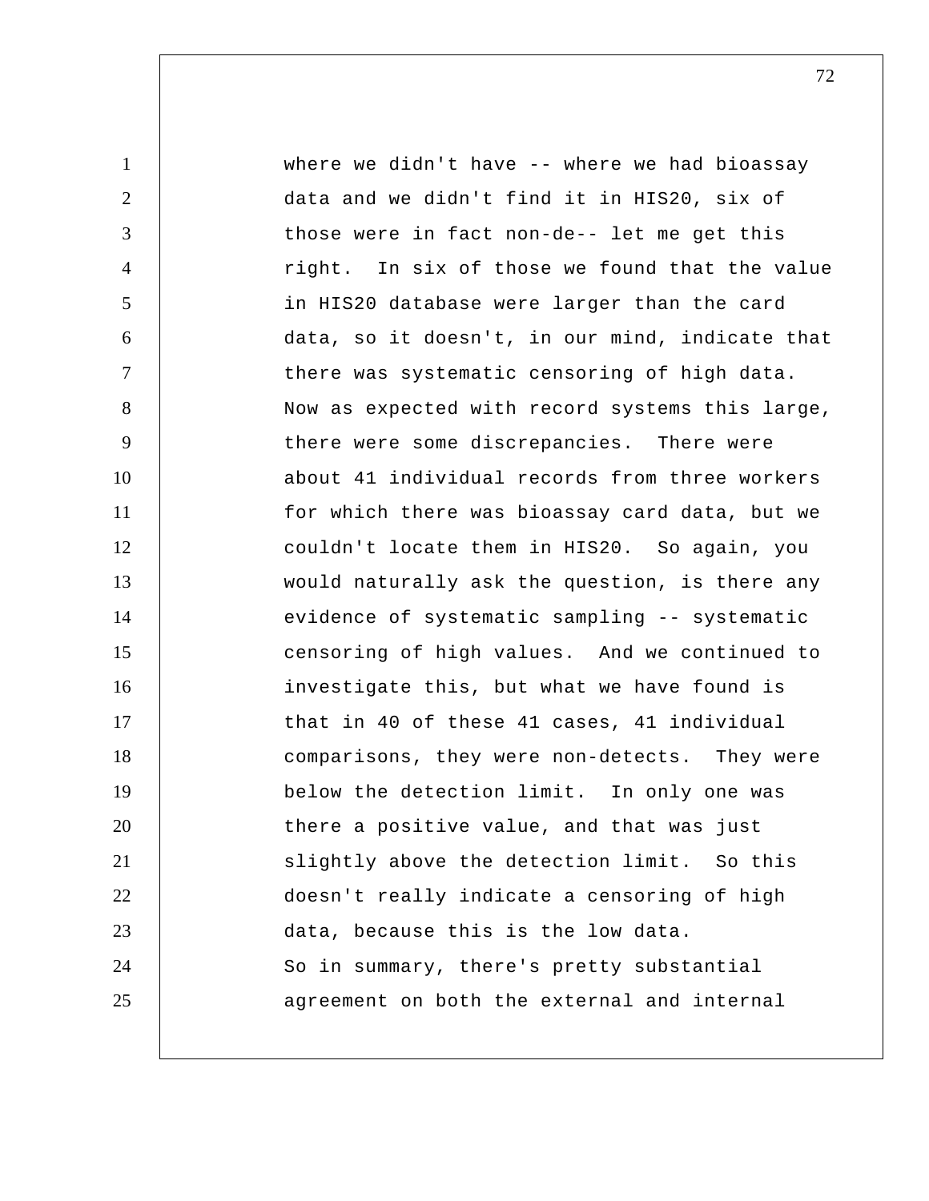where we didn't have -- where we had bioassay data and we didn't find it in HIS20, six of those were in fact non-de-- let me get this right. In six of those we found that the value in HIS20 database were larger than the card data, so it doesn't, in our mind, indicate that there was systematic censoring of high data. Now as expected with record systems this large, there were some discrepancies. There were about 41 individual records from three workers for which there was bioassay card data, but we couldn't locate them in HIS20. So again, you would naturally ask the question, is there any evidence of systematic sampling -- systematic censoring of high values. And we continued to investigate this, but what we have found is that in 40 of these 41 cases, 41 individual comparisons, they were non-detects. They were below the detection limit. In only one was there a positive value, and that was just slightly above the detection limit. So this doesn't really indicate a censoring of high data, because this is the low data.

So in summary, there's pretty substantial agreement on both the external and internal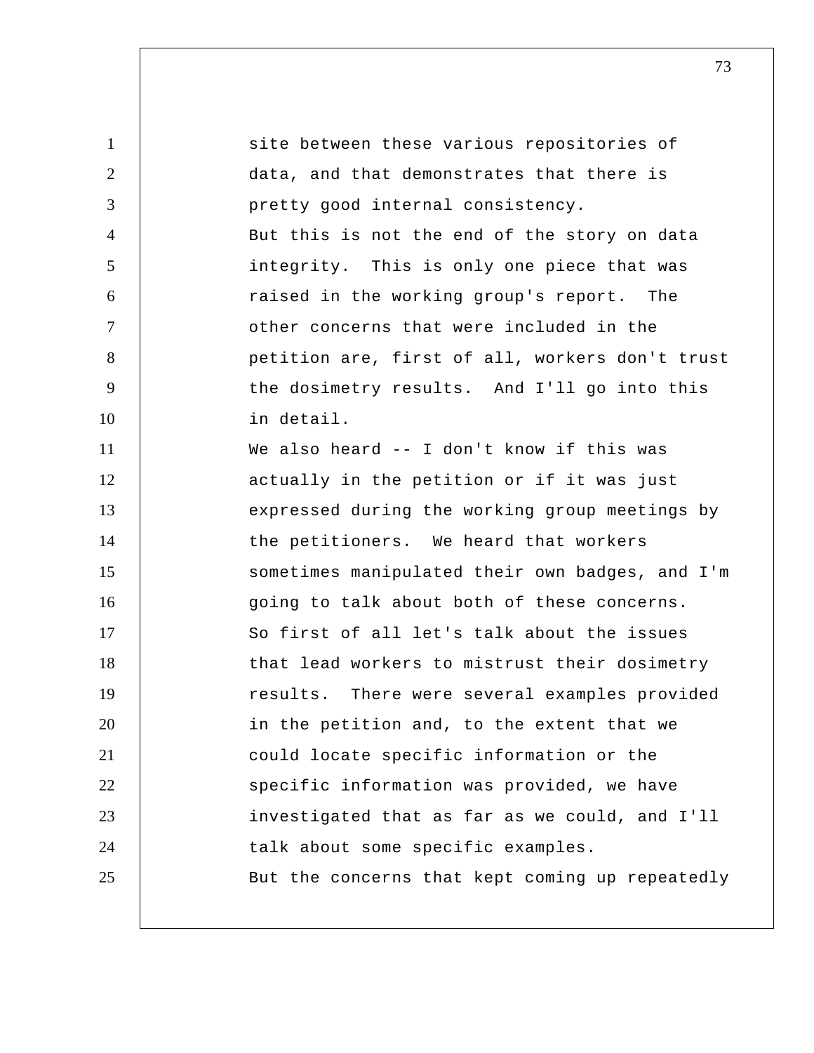site between these various repositories of data, and that demonstrates that there is pretty good internal consistency.

But this is not the end of the story on data integrity. This is only one piece that was raised in the working group's report. The other concerns that were included in the petition are, first of all, workers don't trust the dosimetry results. And I'll go into this in detail.

We also heard -- I don't know if this was actually in the petition or if it was just expressed during the working group meetings by the petitioners. We heard that workers sometimes manipulated their own badges, and I'm going to talk about both of these concerns.

So first of all let's talk about the issues that lead workers to mistrust their dosimetry results. There were several examples provided in the petition and, to the extent that we could locate specific information or the specific information was provided, we have investigated that as far as we could, and I'll talk about some specific examples.

But the concerns that kept coming up repeatedly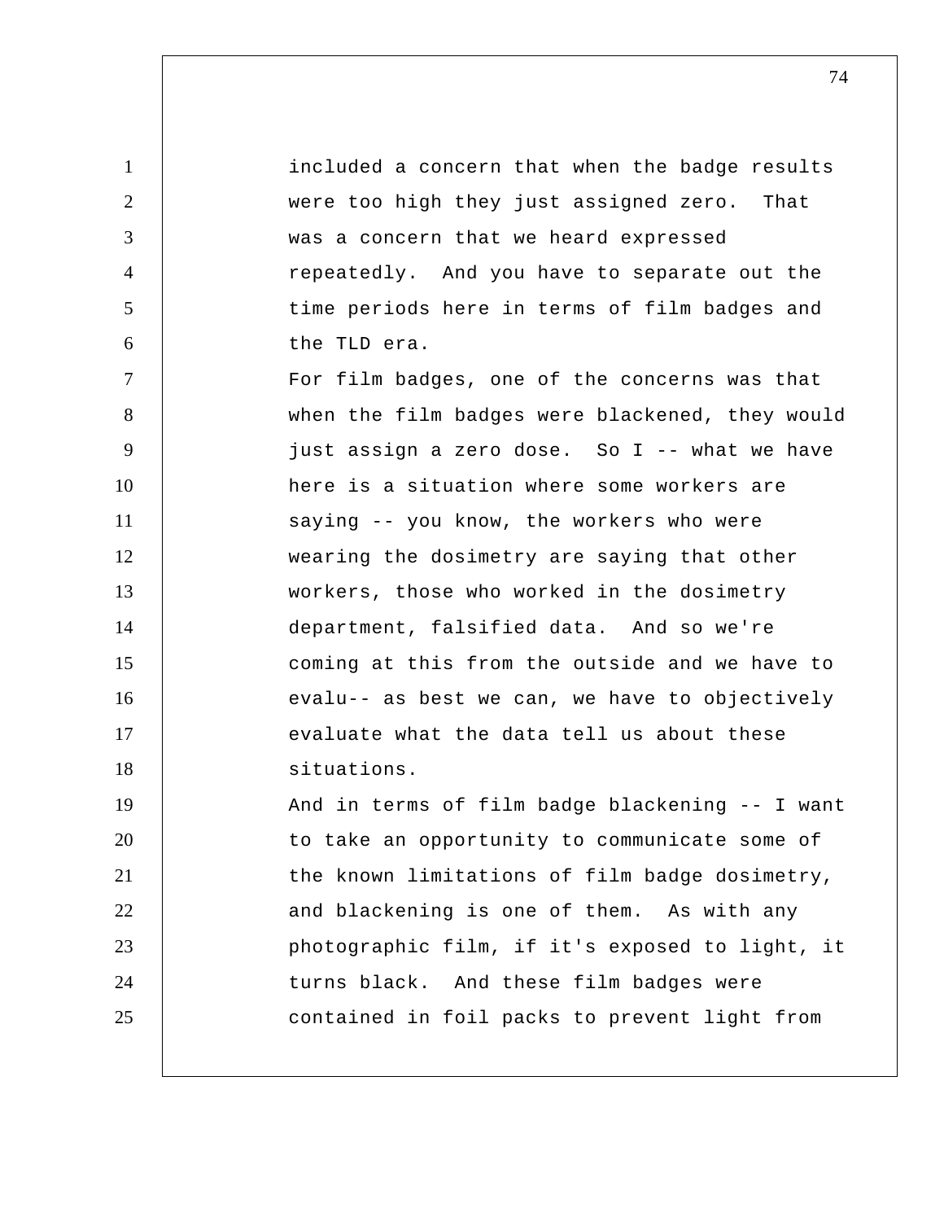included a concern that when the badge results were too high they just assigned zero. That was a concern that we heard expressed repeatedly. And you have to separate out the time periods here in terms of film badges and the TLD era.

For film badges, one of the concerns was that when the film badges were blackened, they would just assign a zero dose. So I -- what we have here is a situation where some workers are saying -- you know, the workers who were wearing the dosimetry are saying that other workers, those who worked in the dosimetry department, falsified data. And so we're coming at this from the outside and we have to evalu-- as best we can, we have to objectively evaluate what the data tell us about these situations.

And in terms of film badge blackening -- I want to take an opportunity to communicate some of the known limitations of film badge dosimetry, and blackening is one of them. As with any photographic film, if it's exposed to light, it turns black. And these film badges were contained in foil packs to prevent light from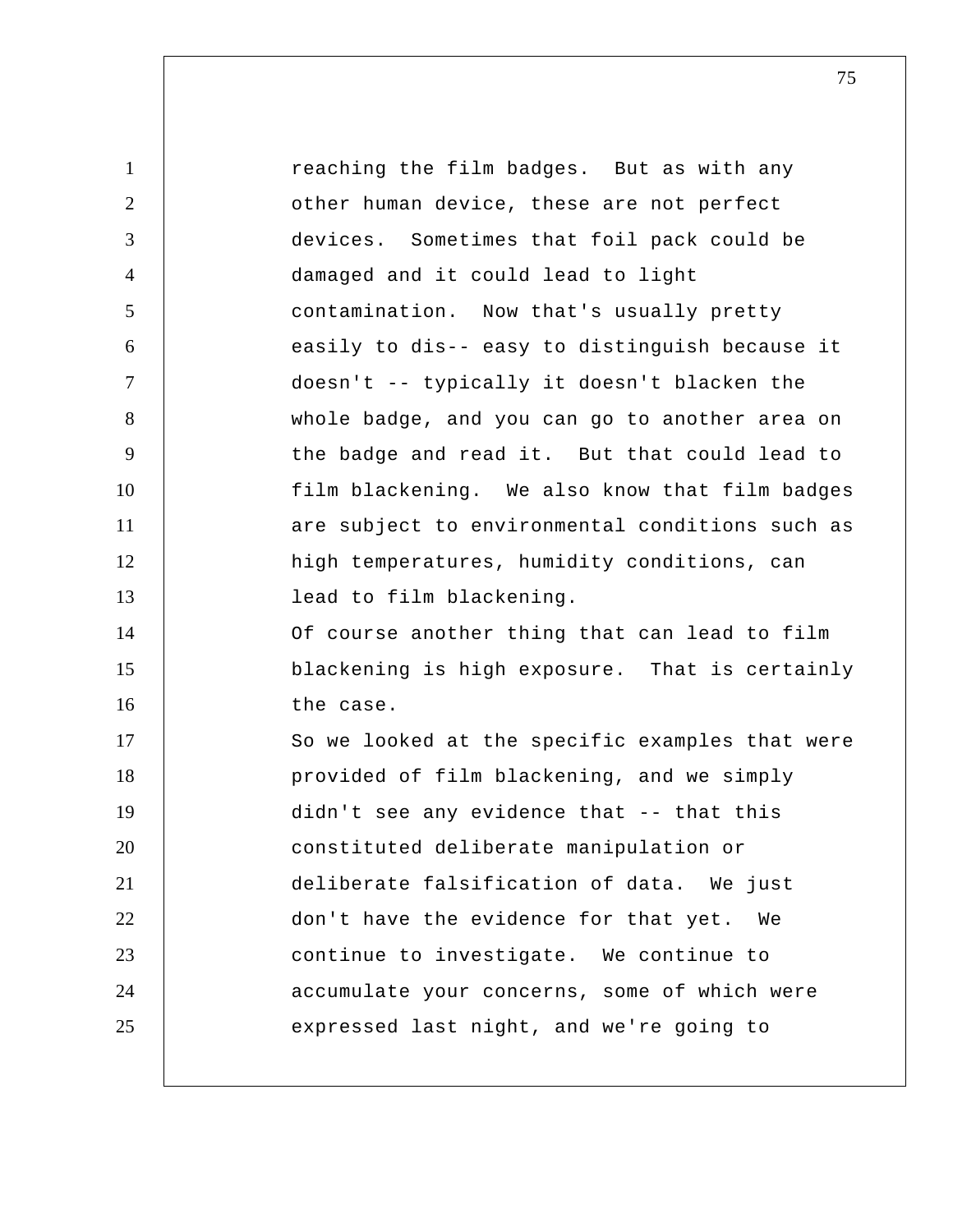reaching the film badges. But as with any other human device, these are not perfect devices. Sometimes that foil pack could be damaged and it could lead to light contamination. Now that's usually pretty easily to dis-- easy to distinguish because it doesn't -- typically it doesn't blacken the whole badge, and you can go to another area on the badge and read it. But that could lead to film blackening. We also know that film badges are subject to environmental conditions such as high temperatures, humidity conditions, can lead to film blackening.

Of course another thing that can lead to film blackening is high exposure. That is certainly the case.

So we looked at the specific examples that were provided of film blackening, and we simply didn't see any evidence that -- that this constituted deliberate manipulation or deliberate falsification of data. We just don't have the evidence for that yet. We continue to investigate. We continue to accumulate your concerns, some of which were expressed last night, and we're going to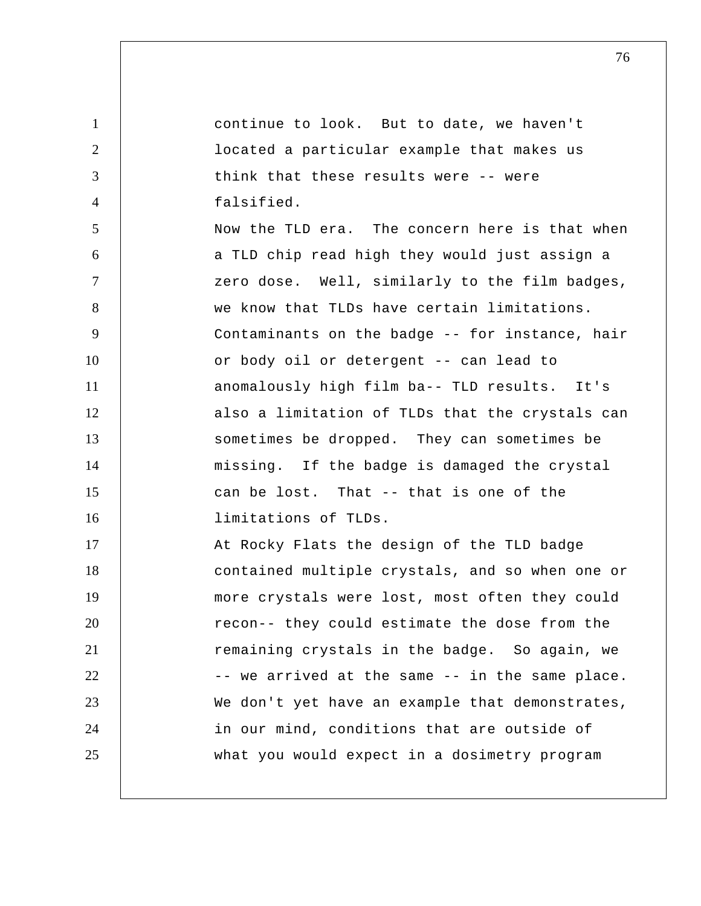continue to look. But to date, we haven't located a particular example that makes us think that these results were -- were falsified.

Now the TLD era. The concern here is that when a TLD chip read high they would just assign a zero dose. Well, similarly to the film badges, we know that TLDs have certain limitations. Contaminants on the badge -- for instance, hair or body oil or detergent -- can lead to anomalously high film ba-- TLD results. It's also a limitation of TLDs that the crystals can sometimes be dropped. They can sometimes be missing. If the badge is damaged the crystal can be lost. That -- that is one of the limitations of TLDs.

At Rocky Flats the design of the TLD badge contained multiple crystals, and so when one or more crystals were lost, most often they could recon-- they could estimate the dose from the remaining crystals in the badge. So again, we -- we arrived at the same -- in the same place. We don't yet have an example that demonstrates, in our mind, conditions that are outside of what you would expect in a dosimetry program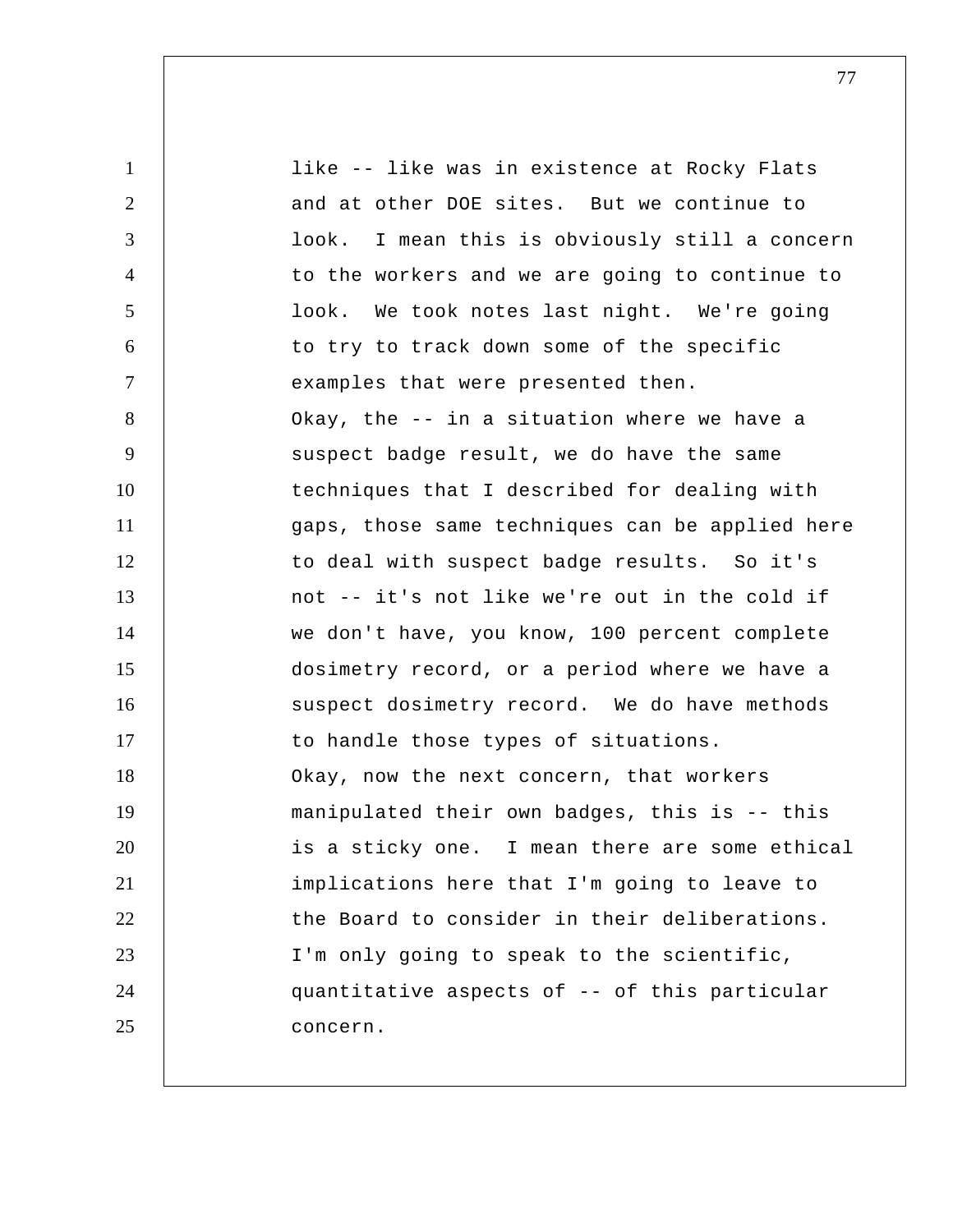like -- like was in existence at Rocky Flats and at other DOE sites. But we continue to look. I mean this is obviously still a concern to the workers and we are going to continue to look. We took notes last night. We're going to try to track down some of the specific examples that were presented then.

Okay, the -- in a situation where we have a suspect badge result, we do have the same techniques that I described for dealing with gaps, those same techniques can be applied here to deal with suspect badge results. So it's not -- it's not like we're out in the cold if we don't have, you know, 100 percent complete dosimetry record, or a period where we have a suspect dosimetry record. We do have methods to handle those types of situations.

Okay, now the next concern, that workers manipulated their own badges, this is -- this is a sticky one. I mean there are some ethical implications here that I'm going to leave to the Board to consider in their deliberations. I'm only going to speak to the scientific, quantitative aspects of -- of this particular concern.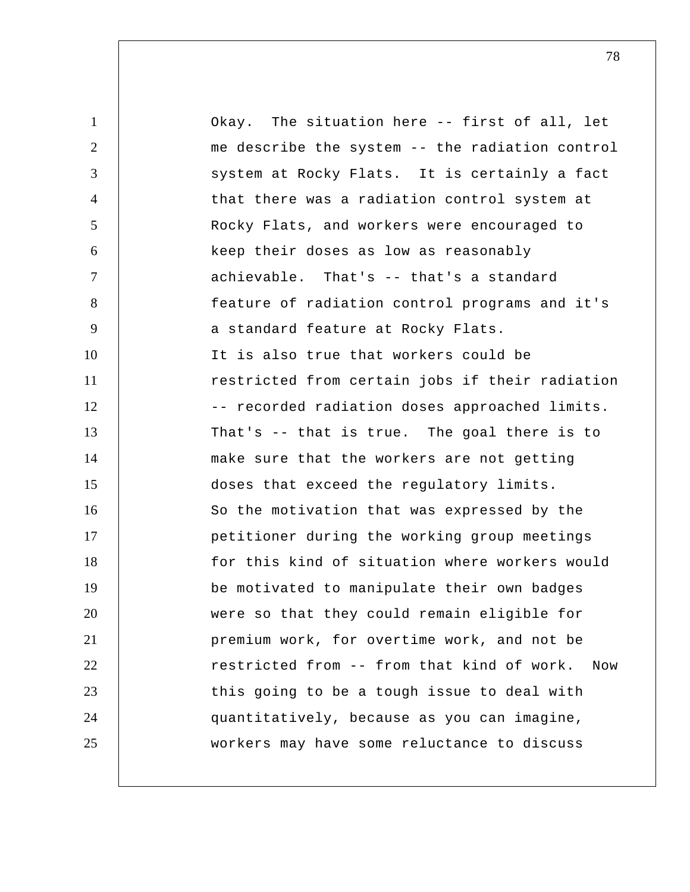Okay. The situation here -- first of all, let me describe the system -- the radiation control system at Rocky Flats. It is certainly a fact that there was a radiation control system at Rocky Flats, and workers were encouraged to keep their doses as low as reasonably achievable. That's -- that's a standard feature of radiation control programs and it's a standard feature at Rocky Flats.

It is also true that workers could be restricted from certain jobs if their radiation -- recorded radiation doses approached limits. That's -- that is true. The goal there is to make sure that the workers are not getting doses that exceed the regulatory limits.

So the motivation that was expressed by the petitioner during the working group meetings for this kind of situation where workers would be motivated to manipulate their own badges were so that they could remain eligible for premium work, for overtime work, and not be restricted from -- from that kind of work. Now this going to be a tough issue to deal with quantitatively, because as you can imagine, workers may have some reluctance to discuss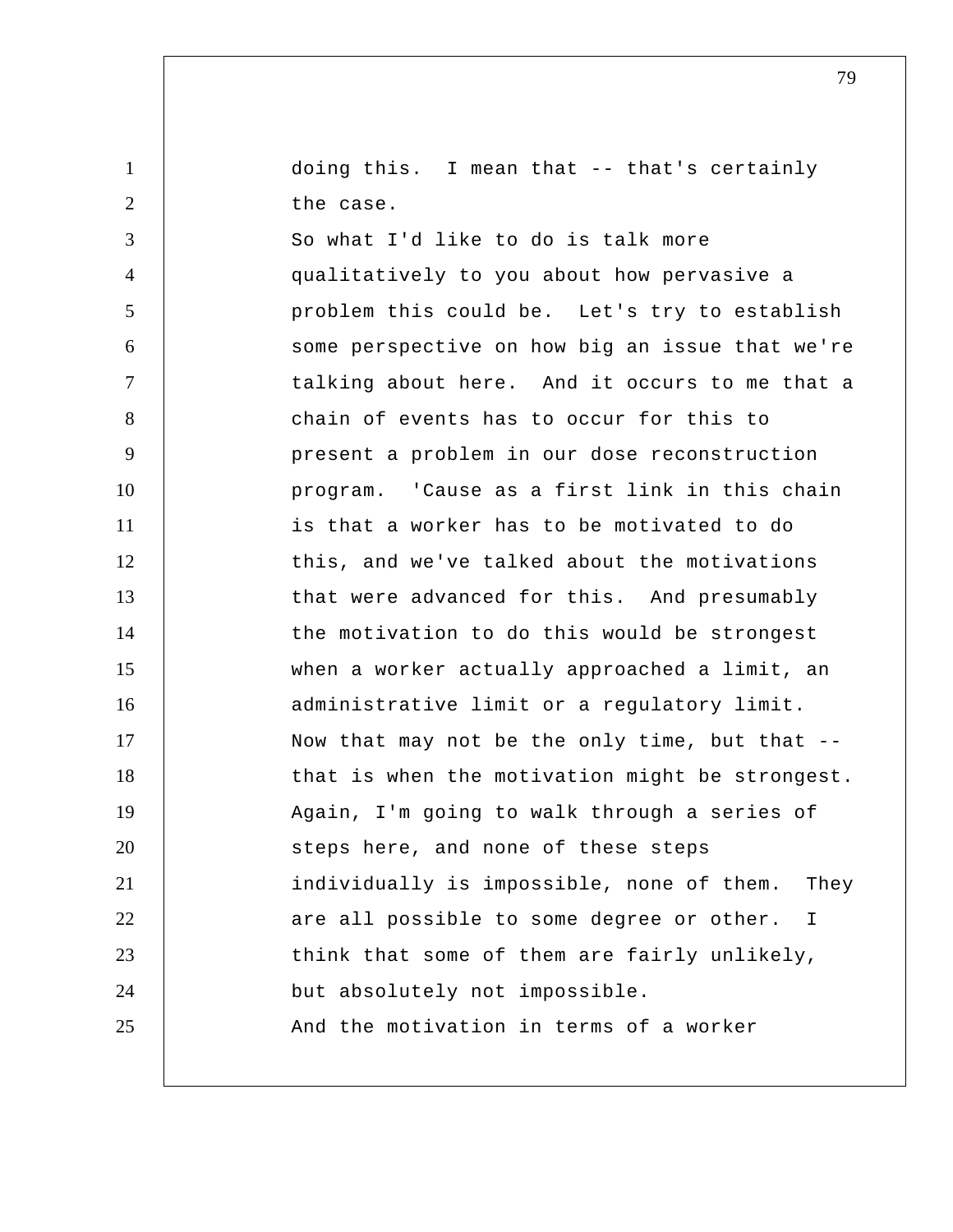doing this. I mean that -- that's certainly the case.

So what I'd like to do is talk more qualitatively to you about how pervasive a problem this could be. Let's try to establish some perspective on how big an issue that we're talking about here. And it occurs to me that a chain of events has to occur for this to present a problem in our dose reconstruction program. 'Cause as a first link in this chain is that a worker has to be motivated to do this, and we've talked about the motivations that were advanced for this. And presumably the motivation to do this would be strongest when a worker actually approached a limit, an administrative limit or a regulatory limit. Now that may not be the only time, but that -- that is when the motivation might be strongest.

Again, I'm going to walk through a series of steps here, and none of these steps individually is impossible, none of them. They are all possible to some degree or other. I think that some of them are fairly unlikely, but absolutely not impossible.

And the motivation in terms of a worker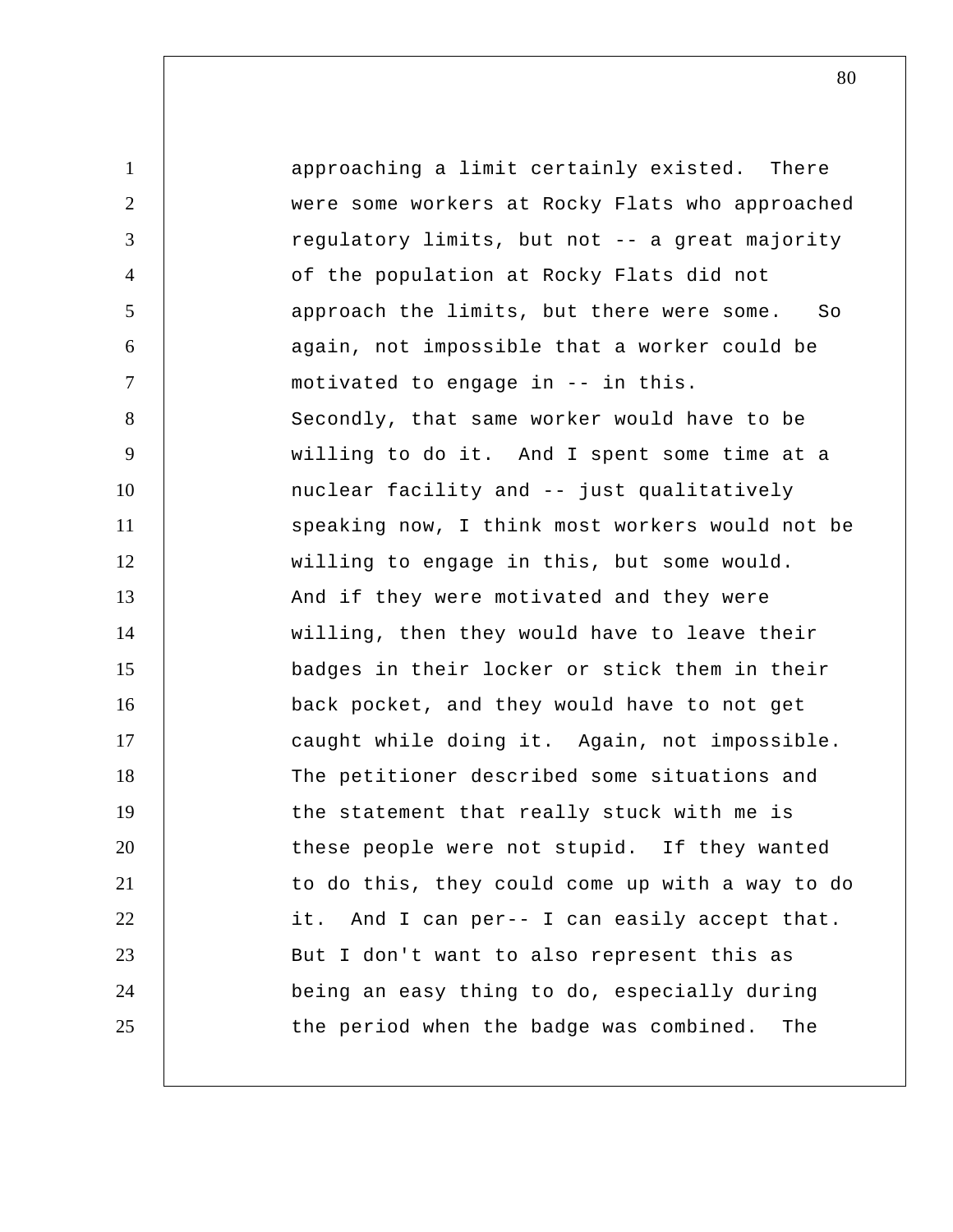approaching a limit certainly existed. There were some workers at Rocky Flats who approached regulatory limits, but not -- a great majority of the population at Rocky Flats did not approach the limits, but there were some. So again, not impossible that a worker could be motivated to engage in -- in this.

Secondly, that same worker would have to be willing to do it. And I spent some time at a nuclear facility and -- just qualitatively speaking now, I think most workers would not be willing to engage in this, but some would.

And if they were motivated and they were willing, then they would have to leave their badges in their locker or stick them in their back pocket, and they would have to not get caught while doing it. Again, not impossible.

The petitioner described some situations and the statement that really stuck with me is these people were not stupid. If they wanted to do this, they could come up with a way to do it. And I can per-- I can easily accept that.

But I don't want to also represent this as being an easy thing to do, especially during the period when the badge was combined. The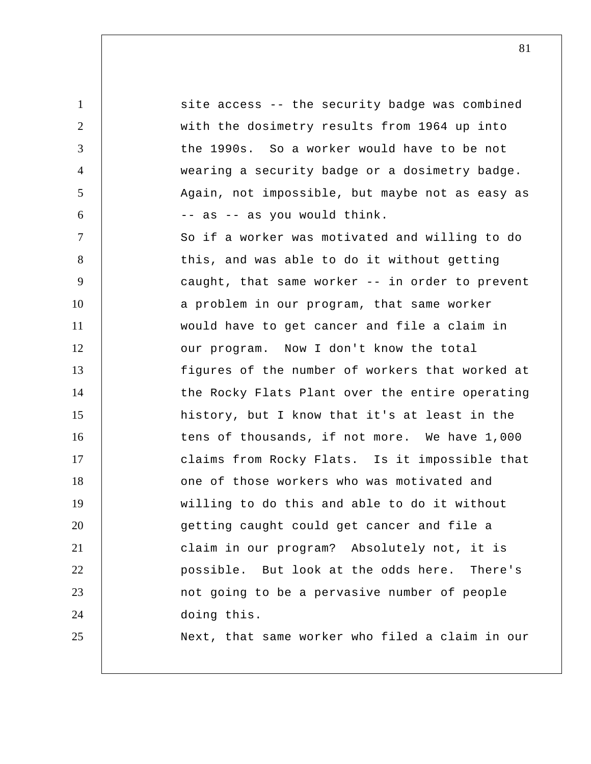site access -- the security badge was combined with the dosimetry results from 1964 up into the 1990s. So a worker would have to be not wearing a security badge or a dosimetry badge. Again, not impossible, but maybe not as easy as -- as -- as you would think.

So if a worker was motivated and willing to do this, and was able to do it without getting caught, that same worker -- in order to prevent a problem in our program, that same worker would have to get cancer and file a claim in our program. Now I don't know the total figures of the number of workers that worked at the Rocky Flats Plant over the entire operating history, but I know that it's at least in the tens of thousands, if not more. We have 1,000 claims from Rocky Flats. Is it impossible that one of those workers who was motivated and willing to do this and able to do it without getting caught could get cancer and file a claim in our program? Absolutely not, it is possible. But look at the odds here. There's not going to be a pervasive number of people doing this.

Next, that same worker who filed a claim in our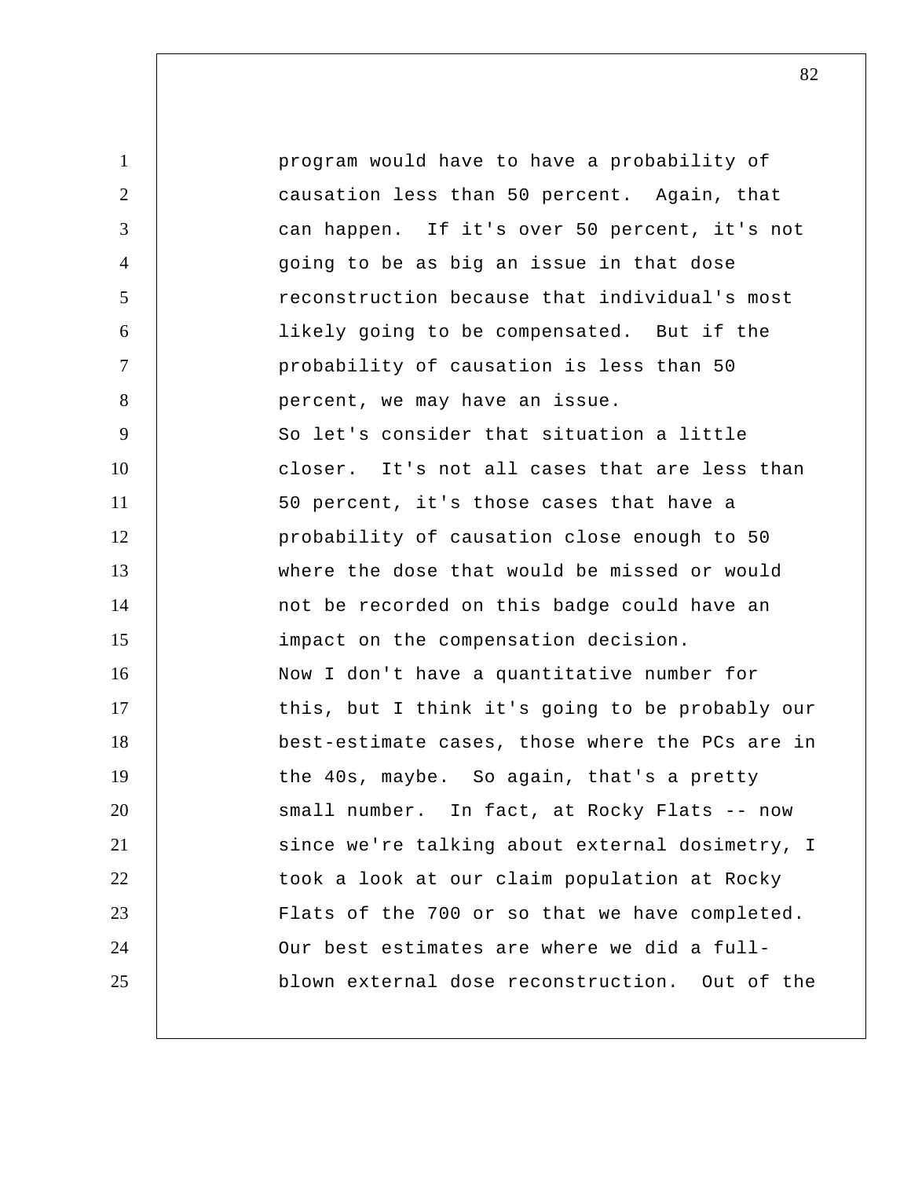program would have to have a probability of causation less than 50 percent. Again, that can happen. If it's over 50 percent, it's not going to be as big an issue in that dose reconstruction because that individual's most likely going to be compensated. But if the probability of causation is less than 50 percent, we may have an issue.

So let's consider that situation a little closer. It's not all cases that are less than 50 percent, it's those cases that have a probability of causation close enough to 50 where the dose that would be missed or would not be recorded on this badge could have an impact on the compensation decision.

Now I don't have a quantitative number for this, but I think it's going to be probably our best-estimate cases, those where the PCs are in the 40s, maybe. So again, that's a pretty small number. In fact, at Rocky Flats -- now since we're talking about external dosimetry, I took a look at our claim population at Rocky Flats of the 700 or so that we have completed. Our best estimates are where we did a full-blown external dose reconstruction. Out of the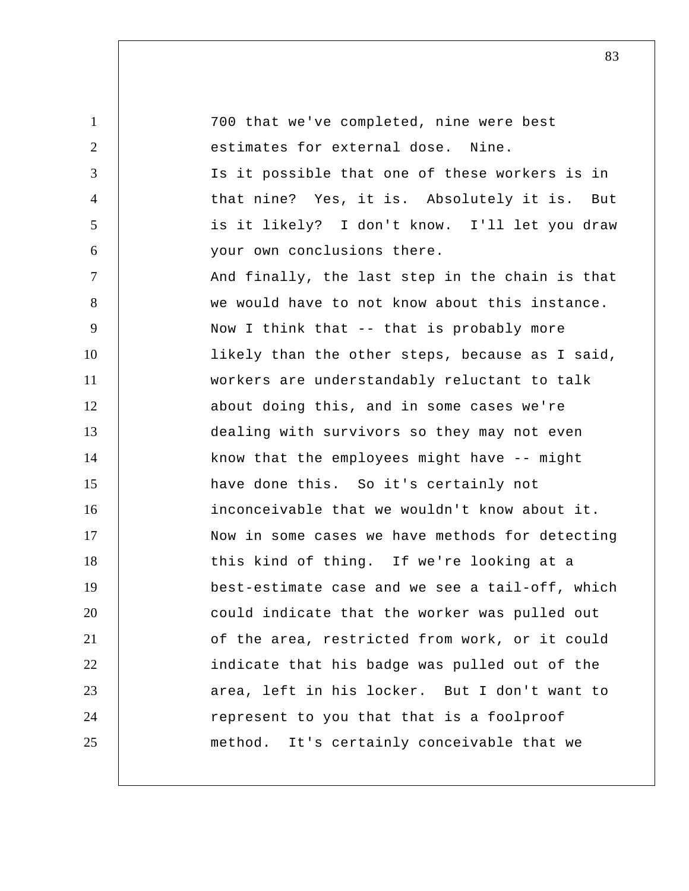700 that we've completed, nine were best estimates for external dose. Nine.

Is it possible that one of these workers is in that nine? Yes, it is. Absolutely it is. But is it likely? I don't know. I'll let you draw your own conclusions there.

And finally, the last step in the chain is that we would have to not know about this instance. Now I think that -- that is probably more likely than the other steps, because as I said, workers are understandably reluctant to talk about doing this, and in some cases we're dealing with survivors so they may not even know that the employees might have -- might have done this. So it's certainly not inconceivable that we wouldn't know about it.

Now in some cases we have methods for detecting this kind of thing. If we're looking at a best-estimate case and we see a tail-off, which could indicate that the worker was pulled out of the area, restricted from work, or it could indicate that his badge was pulled out of the area, left in his locker. But I don't want to represent to you that that is a foolproof method. It's certainly conceivable that we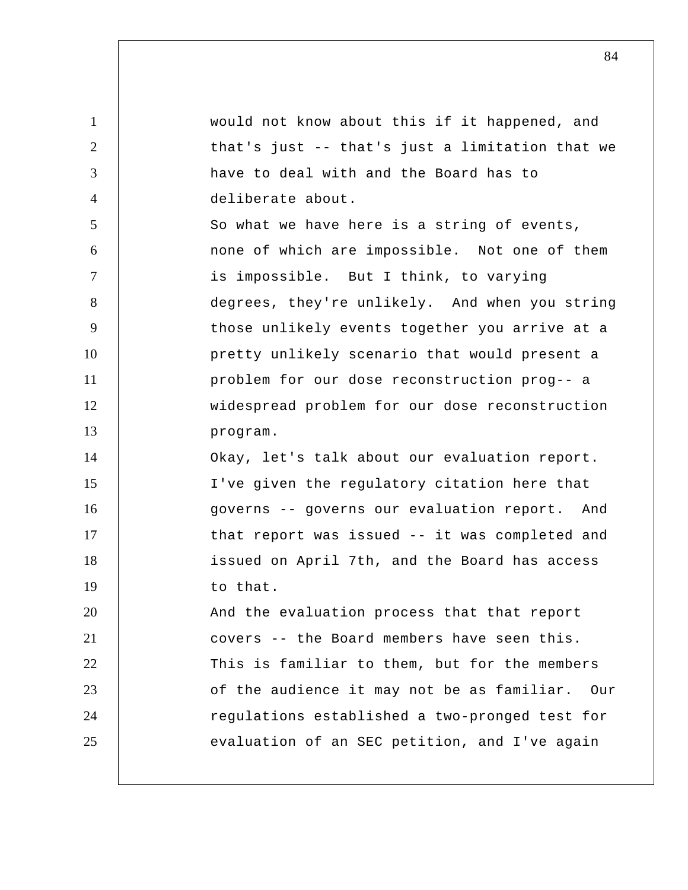would not know about this if it happened, and that's just -- that's just a limitation that we have to deal with and the Board has to deliberate about.

So what we have here is a string of events, none of which are impossible. Not one of them is impossible. But I think, to varying degrees, they're unlikely. And when you string those unlikely events together you arrive at a pretty unlikely scenario that would present a problem for our dose reconstruction prog-- a widespread problem for our dose reconstruction program.

Okay, let's talk about our evaluation report. I've given the regulatory citation here that governs -- governs our evaluation report. And that report was issued -- it was completed and issued on April 7th, and the Board has access to that.

And the evaluation process that that report covers -- the Board members have seen this. This is familiar to them, but for the members of the audience it may not be as familiar. Our regulations established a two-pronged test for evaluation of an SEC petition, and I've again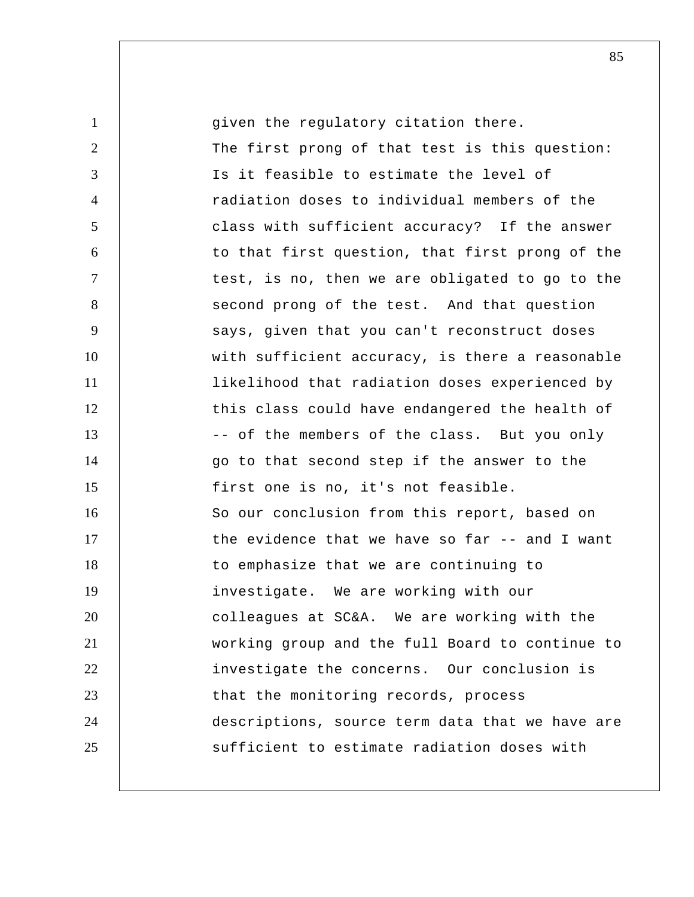given the regulatory citation there.

The first prong of that test is this question: Is it feasible to estimate the level of radiation doses to individual members of the class with sufficient accuracy? If the answer to that first question, that first prong of the test, is no, then we are obligated to go to the second prong of the test. And that question says, given that you can't reconstruct doses with sufficient accuracy, is there a reasonable likelihood that radiation doses experienced by this class could have endangered the health of -- of the members of the class. But you only go to that second step if the answer to the first one is no, it's not feasible.

So our conclusion from this report, based on the evidence that we have so far -- and I want to emphasize that we are continuing to investigate. We are working with our colleagues at SC&A. We are working with the working group and the full Board to continue to investigate the concerns. Our conclusion is that the monitoring records, process descriptions, source term data that we have are sufficient to estimate radiation doses with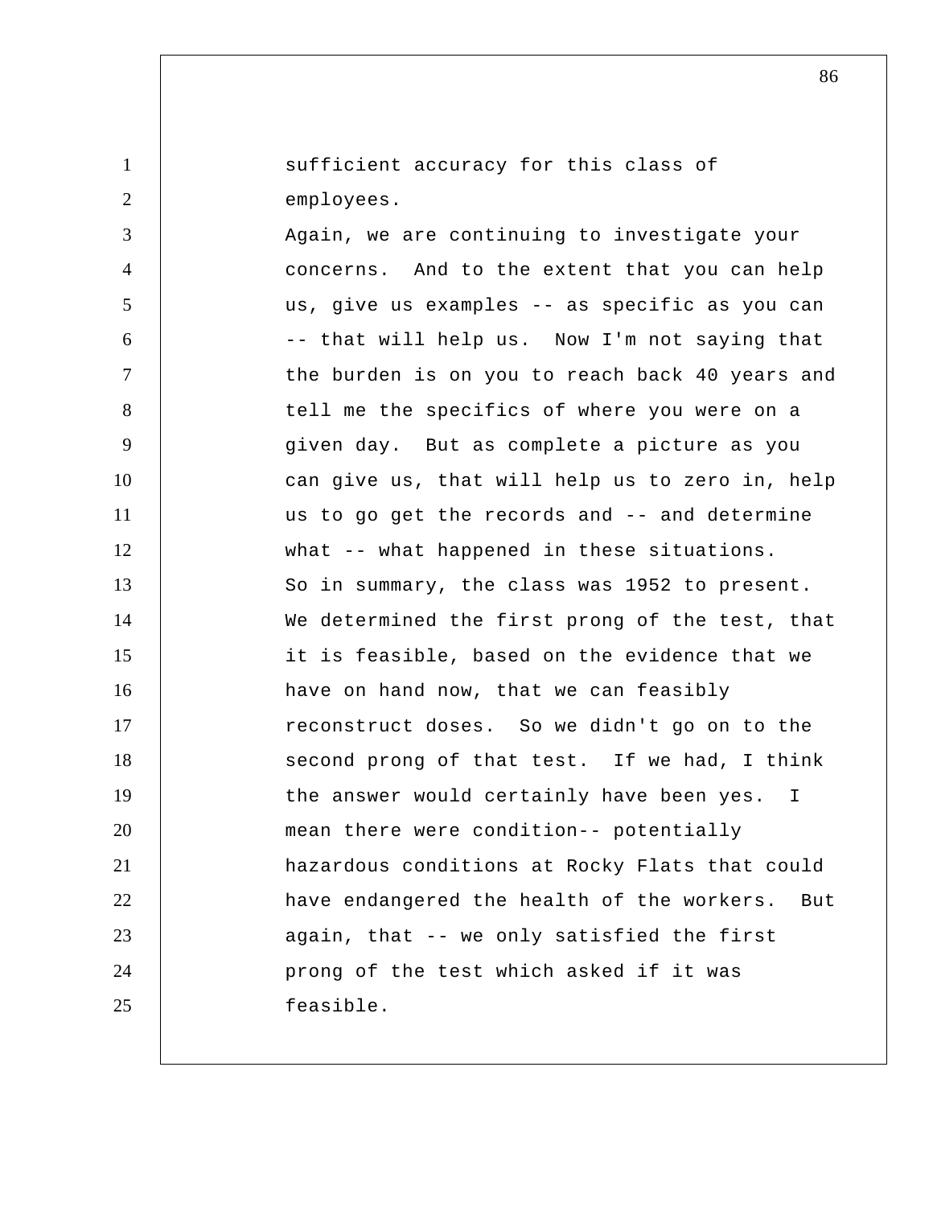sufficient accuracy for this class of employees.

Again, we are continuing to investigate your concerns. And to the extent that you can help us, give us examples -- as specific as you can -- that will help us. Now I'm not saying that the burden is on you to reach back 40 years and tell me the specifics of where you were on a given day. But as complete a picture as you can give us, that will help us to zero in, help us to go get the records and -- and determine what -- what happened in these situations.

So in summary, the class was 1952 to present. We determined the first prong of the test, that it is feasible, based on the evidence that we have on hand now, that we can feasibly reconstruct doses. So we didn't go on to the second prong of that test. If we had, I think the answer would certainly have been yes. I mean there were condition-- potentially hazardous conditions at Rocky Flats that could have endangered the health of the workers. But again, that -- we only satisfied the first prong of the test which asked if it was feasible.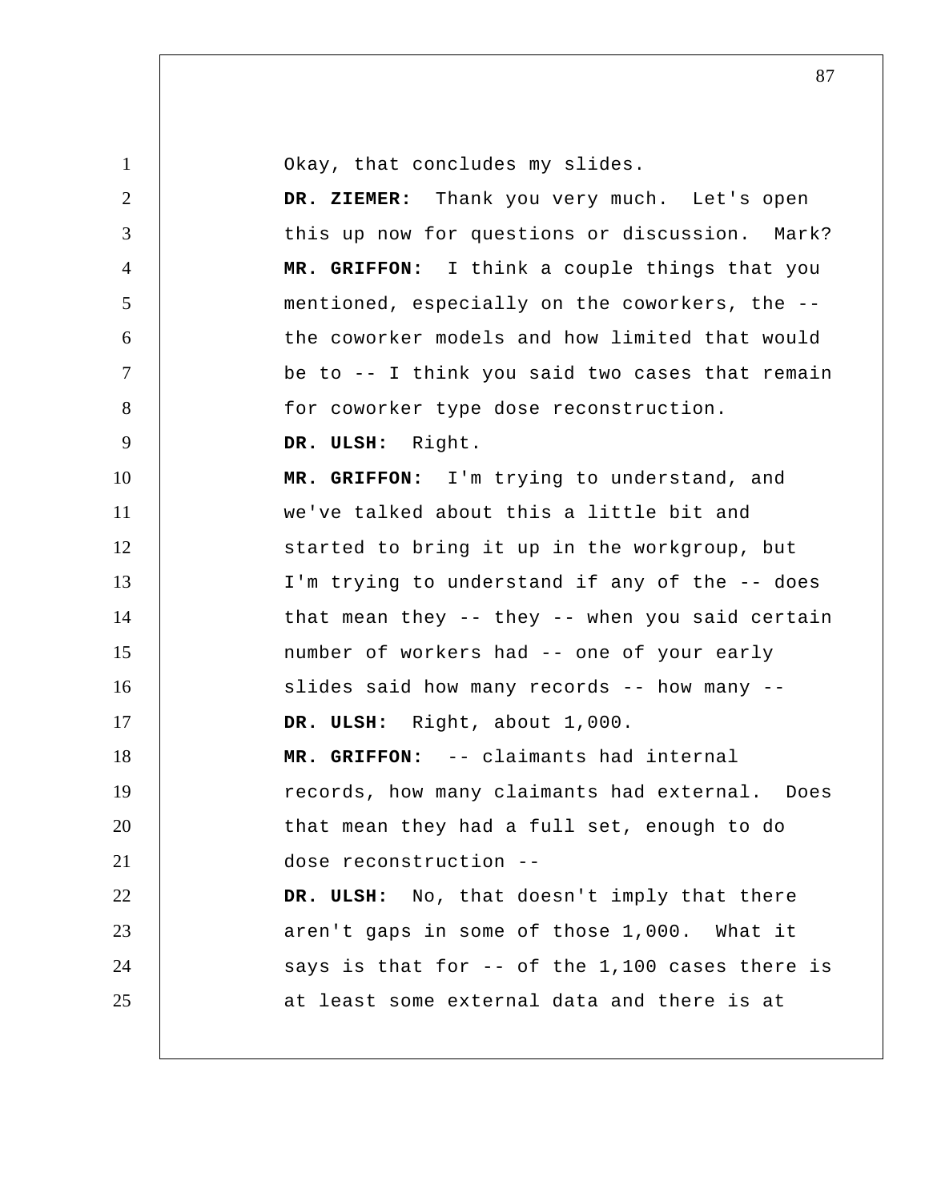Okay, that concludes my slides.

**DR. ZIEMER:** Thank you very much. Let's open this up now for questions or discussion. Mark?

**MR. GRIFFON:** I think a couple things that you mentioned, especially on the coworkers, the -- the coworker models and how limited that would be to -- I think you said two cases that remain for coworker type dose reconstruction.

**DR. ULSH:** Right.

**MR. GRIFFON:** I'm trying to understand, and we've talked about this a little bit and started to bring it up in the workgroup, but I'm trying to understand if any of the -- does that mean they -- they -- when you said certain number of workers had -- one of your early slides said how many records -- how many --

**DR. ULSH:** Right, about 1,000.

**MR. GRIFFON:** -- claimants had internal records, how many claimants had external. Does that mean they had a full set, enough to do dose reconstruction --

**DR. ULSH:** No, that doesn't imply that there aren't gaps in some of those 1,000. What it says is that for -- of the 1,100 cases there is at least some external data and there is at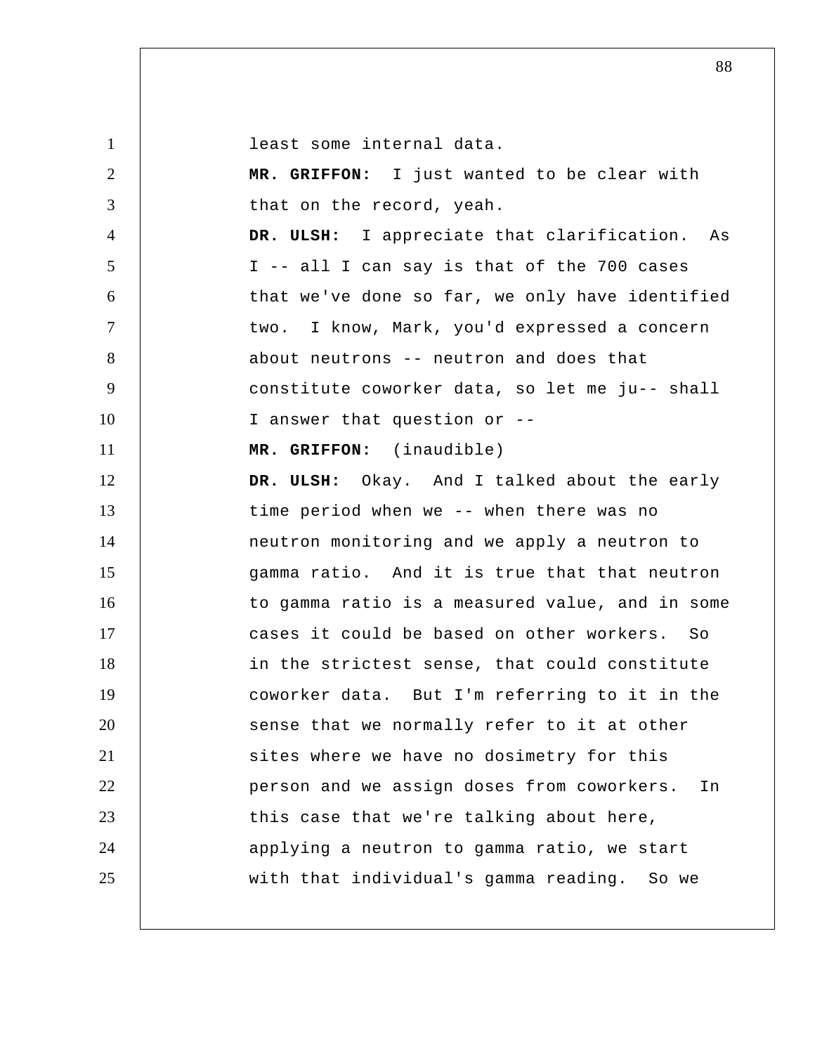least some internal data.

**MR. GRIFFON:** I just wanted to be clear with that on the record, yeah.

**DR. ULSH:** I appreciate that clarification. As I -- all I can say is that of the 700 cases that we've done so far, we only have identified two. I know, Mark, you'd expressed a concern about neutrons -- neutron and does that constitute coworker data, so let me ju-- shall I answer that question or --

**MR. GRIFFON:** (inaudible)

**DR. ULSH:** Okay. And I talked about the early time period when we -- when there was no neutron monitoring and we apply a neutron to gamma ratio. And it is true that that neutron to gamma ratio is a measured value, and in some cases it could be based on other workers. So in the strictest sense, that could constitute coworker data. But I'm referring to it in the sense that we normally refer to it at other sites where we have no dosimetry for this person and we assign doses from coworkers. In this case that we're talking about here, applying a neutron to gamma ratio, we start with that individual's gamma reading. So we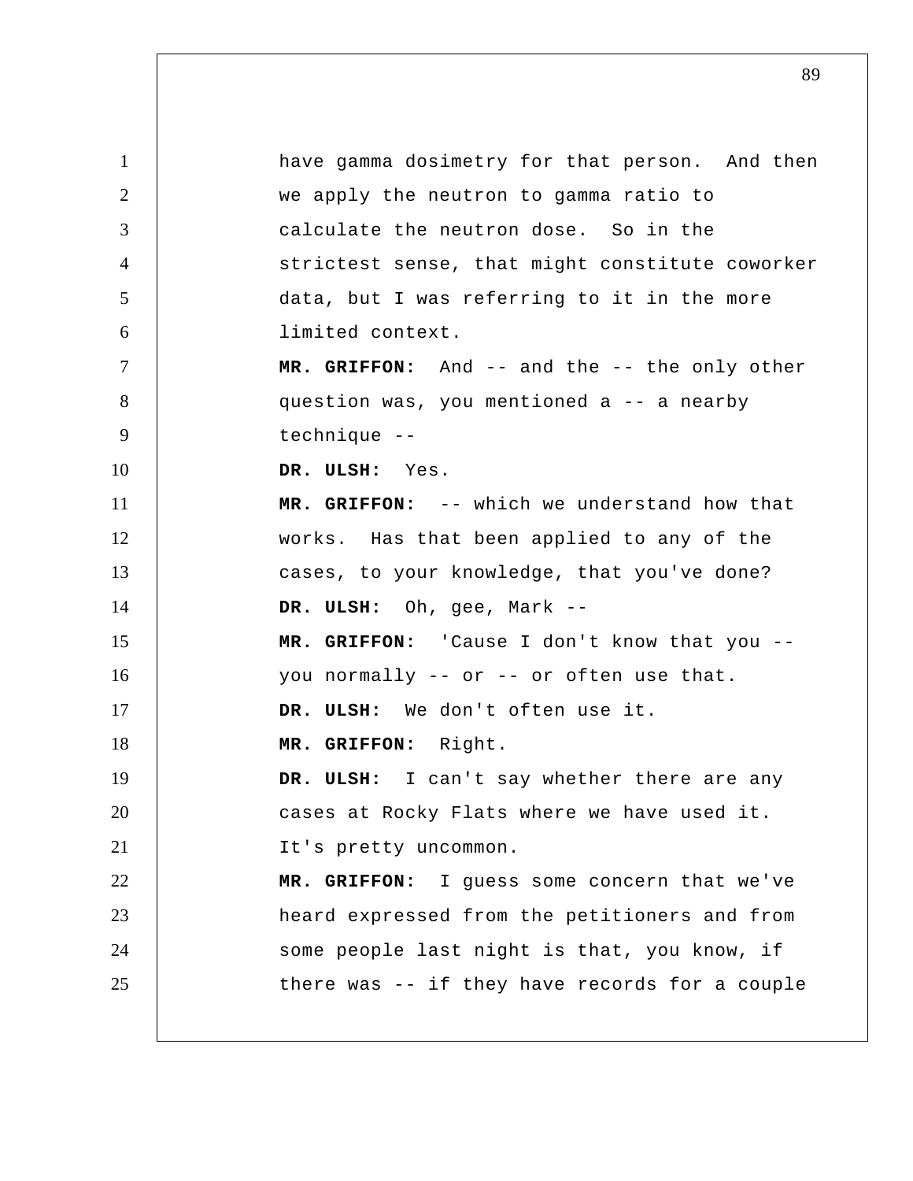have gamma dosimetry for that person. And then we apply the neutron to gamma ratio to calculate the neutron dose. So in the strictest sense, that might constitute coworker data, but I was referring to it in the more limited context.

**MR. GRIFFON:** And -- and the -- the only other question was, you mentioned a -- a nearby technique --

**DR. ULSH:** Yes.

**MR. GRIFFON:** -- which we understand how that works. Has that been applied to any of the cases, to your knowledge, that you've done?

**DR. ULSH:** Oh, gee, Mark --

**MR. GRIFFON:** 'Cause I don't know that you -- you normally -- or -- or often use that.

**DR. ULSH:** We don't often use it.

**MR. GRIFFON:** Right.

**DR. ULSH:** I can't say whether there are any cases at Rocky Flats where we have used it. It's pretty uncommon.

**MR. GRIFFON:** I guess some concern that we've heard expressed from the petitioners and from some people last night is that, you know, if there was -- if they have records for a couple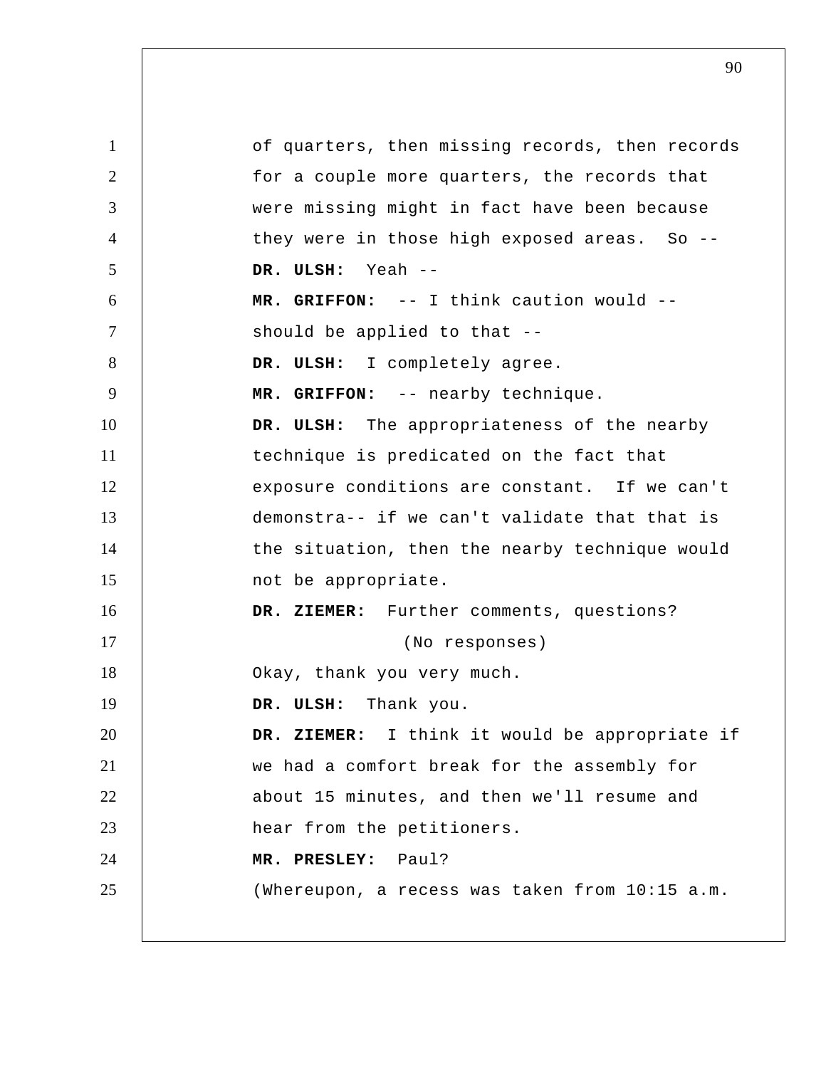of quarters, then missing records, then records for a couple more quarters, the records that were missing might in fact have been because they were in those high exposed areas. So --

**DR. ULSH:** Yeah --

**MR. GRIFFON:** -- I think caution would -- should be applied to that --

**DR. ULSH:** I completely agree.

**MR. GRIFFON:** -- nearby technique.

**DR. ULSH:** The appropriateness of the nearby technique is predicated on the fact that exposure conditions are constant. If we can't demonstra-- if we can't validate that that is the situation, then the nearby technique would not be appropriate.

**DR. ZIEMER:** Further comments, questions?

(No responses)

Okay, thank you very much.

**DR. ULSH:** Thank you.

**DR. ZIEMER:** I think it would be appropriate if we had a comfort break for the assembly for about 15 minutes, and then we'll resume and hear from the petitioners.

**MR. PRESLEY:** Paul?

(Whereupon, a recess was taken from 10:15 a.m.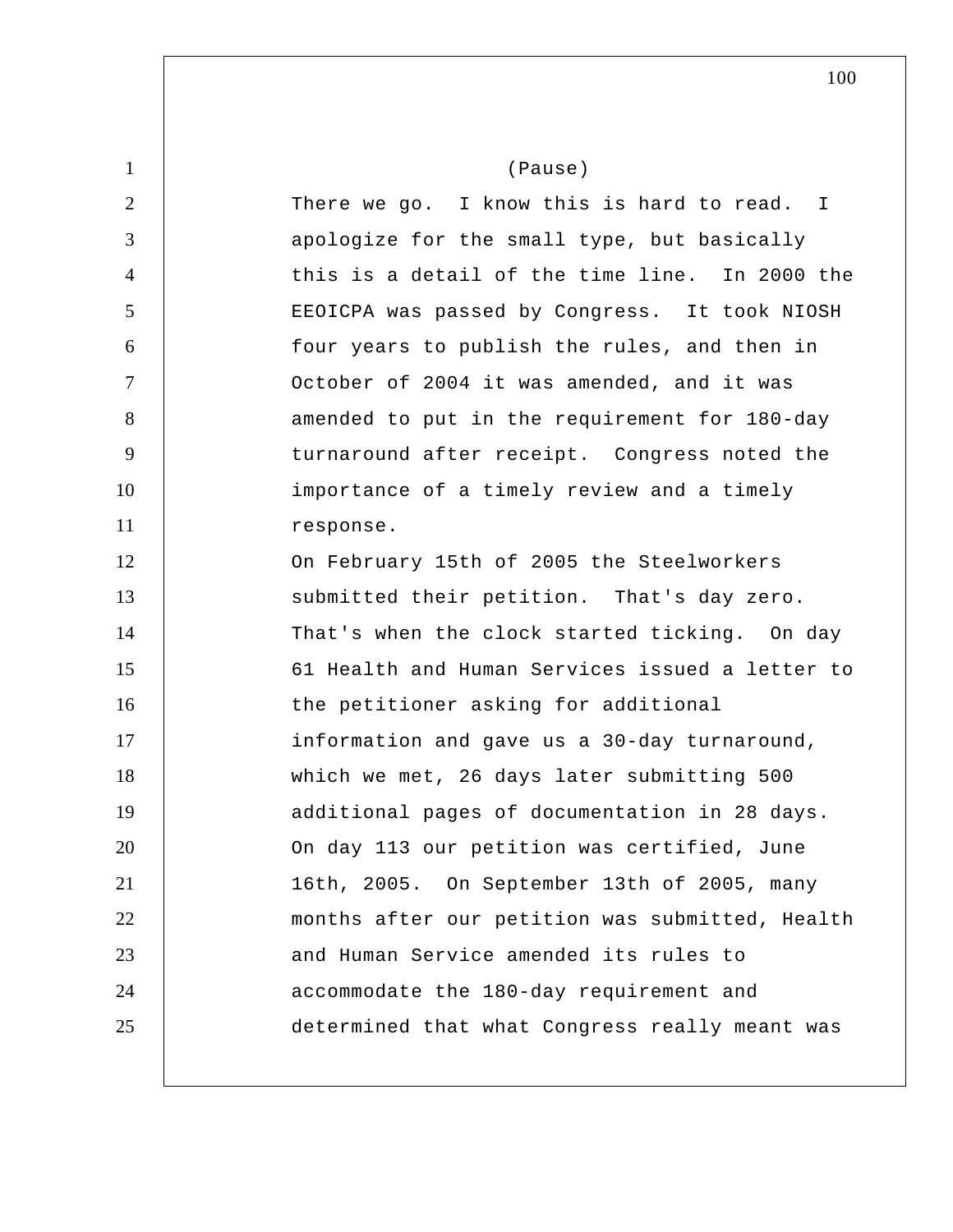(Pause)

There we go. I know this is hard to read. I apologize for the small type, but basically this is a detail of the time line. In 2000 the EEOICPA was passed by Congress. It took NIOSH four years to publish the rules, and then in October of 2004 it was amended, and it was amended to put in the requirement for 180-day turnaround after receipt. Congress noted the importance of a timely review and a timely response.

On February 15th of 2005 the Steelworkers submitted their petition. That's day zero. That's when the clock started ticking. On day 61 Health and Human Services issued a letter to the petitioner asking for additional information and gave us a 30-day turnaround, which we met, 26 days later submitting 500 additional pages of documentation in 28 days. On day 113 our petition was certified, June 16th, 2005. On September 13th of 2005, many months after our petition was submitted, Health and Human Service amended its rules to accommodate the 180-day requirement and determined that what Congress really meant was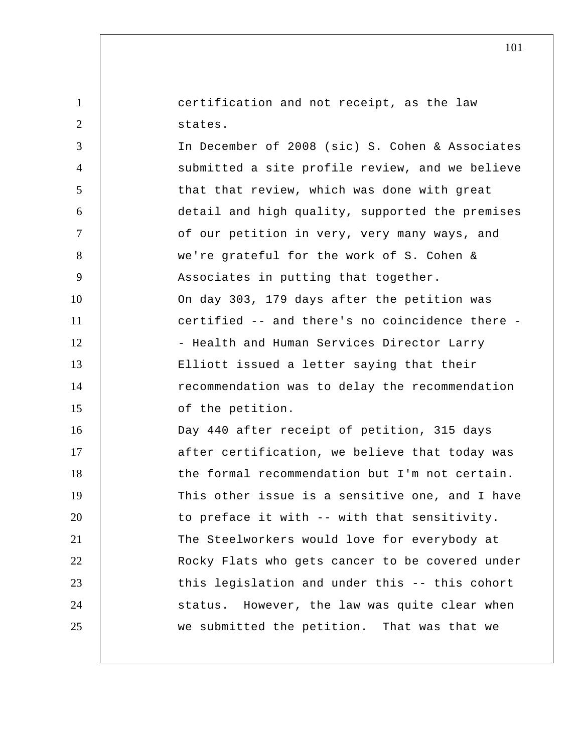certification and not receipt, as the law states.

In December of 2008 (sic) S. Cohen & Associates submitted a site profile review, and we believe that that review, which was done with great detail and high quality, supported the premises of our petition in very, very many ways, and we're grateful for the work of S. Cohen & Associates in putting that together.

On day 303, 179 days after the petition was certified -- and there's no coincidence there -- Health and Human Services Director Larry Elliott issued a letter saying that their recommendation was to delay the recommendation of the petition.

Day 440 after receipt of petition, 315 days after certification, we believe that today was the formal recommendation but I'm not certain.

This other issue is a sensitive one, and I have to preface it with -- with that sensitivity. The Steelworkers would love for everybody at Rocky Flats who gets cancer to be covered under this legislation and under this -- this cohort status. However, the law was quite clear when we submitted the petition. That was that we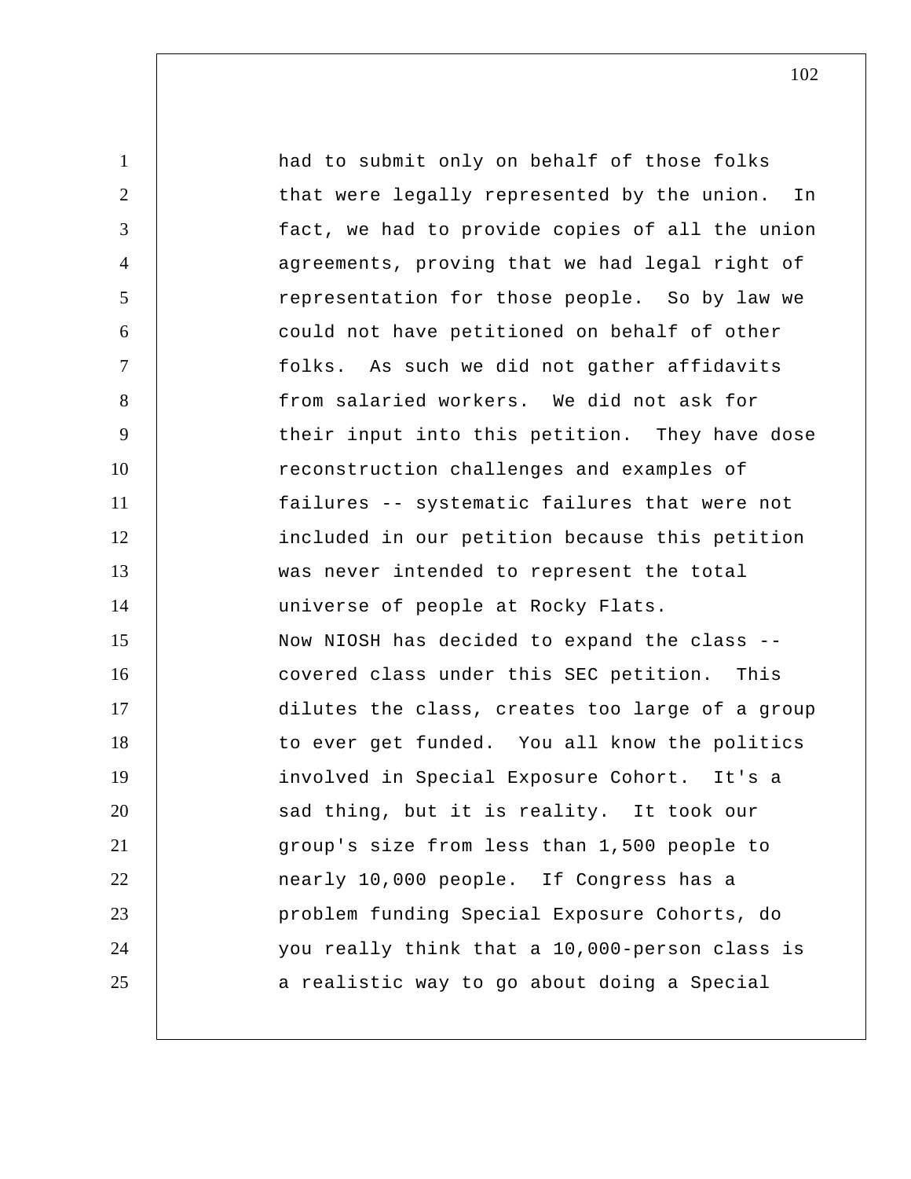had to submit only on behalf of those folks that were legally represented by the union. In fact, we had to provide copies of all the union agreements, proving that we had legal right of representation for those people. So by law we could not have petitioned on behalf of other folks. As such we did not gather affidavits from salaried workers. We did not ask for their input into this petition. They have dose reconstruction challenges and examples of failures -- systematic failures that were not included in our petition because this petition was never intended to represent the total universe of people at Rocky Flats.

Now NIOSH has decided to expand the class -- covered class under this SEC petition. This dilutes the class, creates too large of a group to ever get funded. You all know the politics involved in Special Exposure Cohort. It's a sad thing, but it is reality. It took our group's size from less than 1,500 people to nearly 10,000 people. If Congress has a problem funding Special Exposure Cohorts, do you really think that a 10,000-person class is a realistic way to go about doing a Special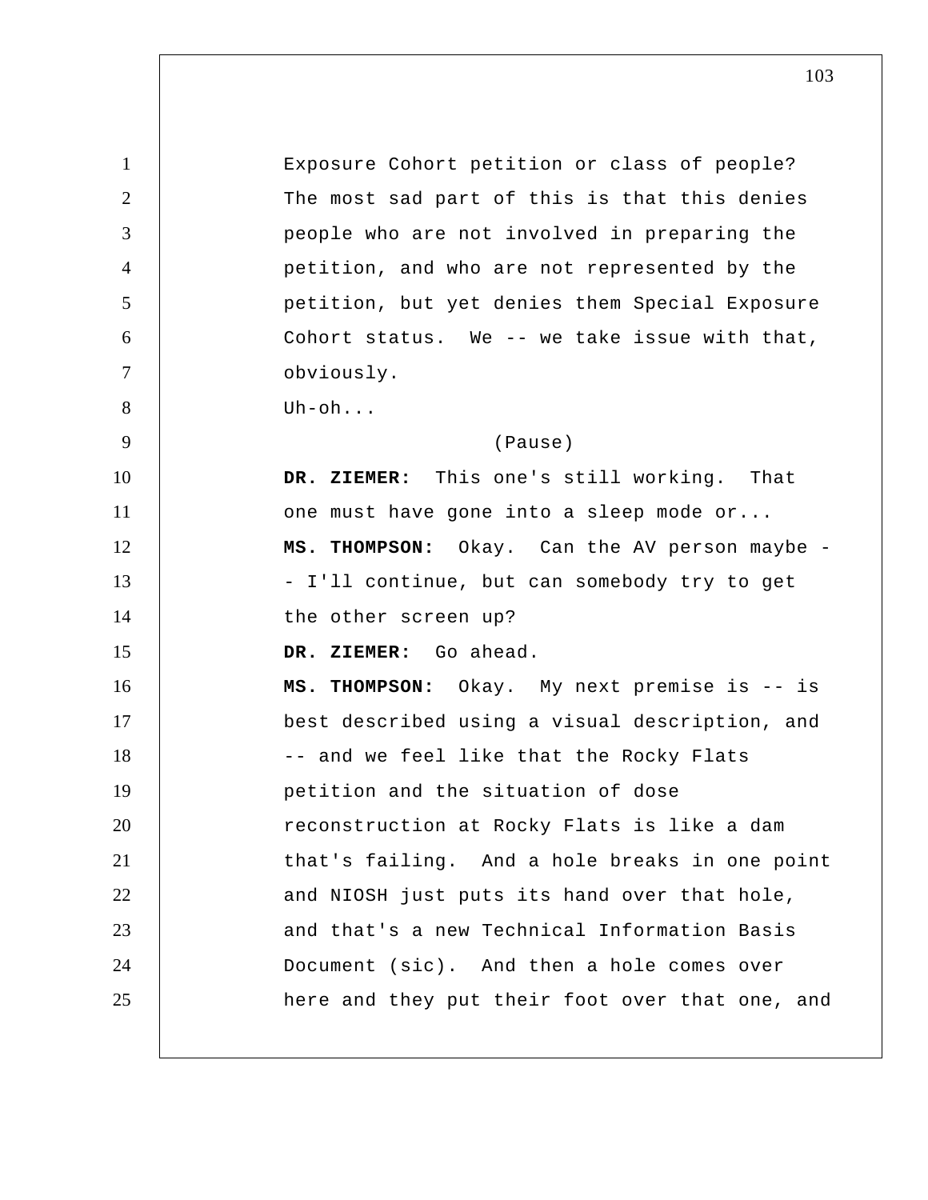Exposure Cohort petition or class of people? The most sad part of this is that this denies people who are not involved in preparing the petition, and who are not represented by the petition, but yet denies them Special Exposure Cohort status. We -- we take issue with that, obviously.

Uh-oh...

(Pause)

**DR. ZIEMER:** This one's still working. That one must have gone into a sleep mode or...

**MS. THOMPSON:** Okay. Can the AV person maybe -- I'll continue, but can somebody try to get the other screen up?

**DR. ZIEMER:** Go ahead.

**MS. THOMPSON:** Okay. My next premise is -- is best described using a visual description, and -- and we feel like that the Rocky Flats petition and the situation of dose reconstruction at Rocky Flats is like a dam that's failing. And a hole breaks in one point and NIOSH just puts its hand over that hole, and that's a new Technical Information Basis Document (sic). And then a hole comes over here and they put their foot over that one, and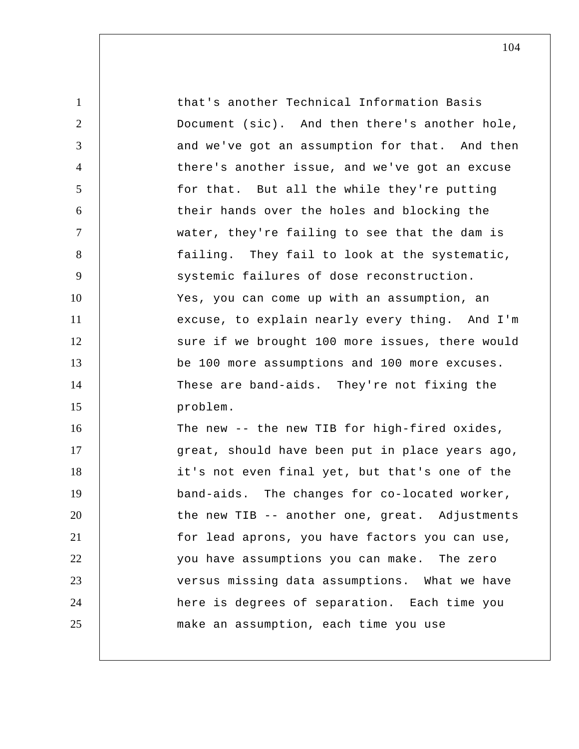that's another Technical Information Basis Document (sic). And then there's another hole, and we've got an assumption for that. And then there's another issue, and we've got an excuse for that. But all the while they're putting their hands over the holes and blocking the water, they're failing to see that the dam is failing. They fail to look at the systematic, systemic failures of dose reconstruction.

Yes, you can come up with an assumption, an excuse, to explain nearly every thing. And I'm sure if we brought 100 more issues, there would be 100 more assumptions and 100 more excuses. These are band-aids. They're not fixing the problem.

The new -- the new TIB for high-fired oxides, great, should have been put in place years ago, it's not even final yet, but that's one of the band-aids. The changes for co-located worker, the new TIB -- another one, great. Adjustments for lead aprons, you have factors you can use, you have assumptions you can make. The zero versus missing data assumptions. What we have here is degrees of separation. Each time you make an assumption, each time you use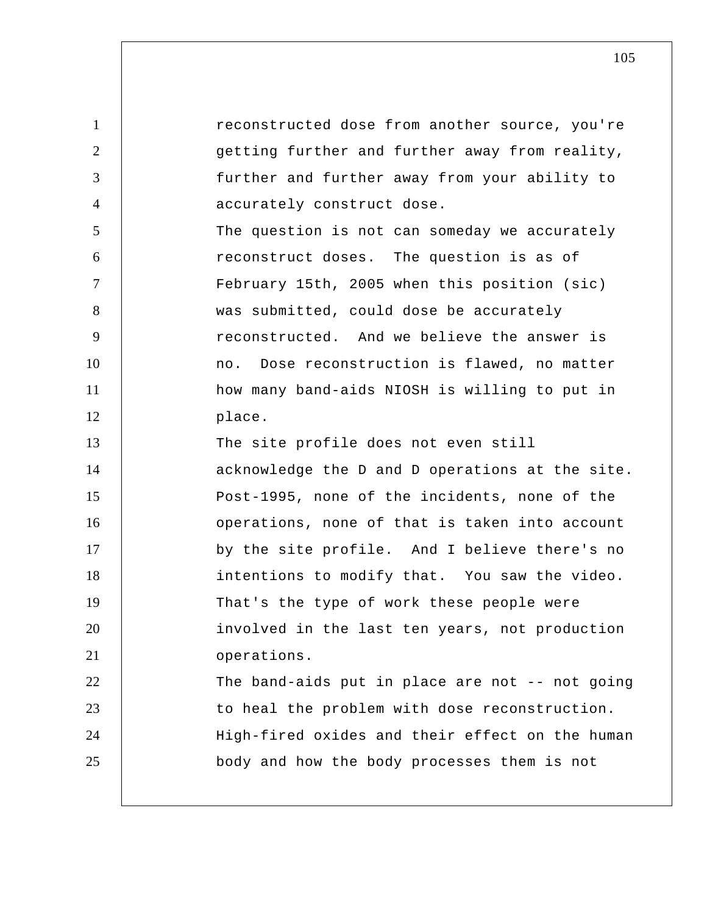reconstructed dose from another source, you're getting further and further away from reality, further and further away from your ability to accurately construct dose.

The question is not can someday we accurately reconstruct doses. The question is as of February 15th, 2005 when this position (sic) was submitted, could dose be accurately reconstructed. And we believe the answer is no. Dose reconstruction is flawed, no matter how many band-aids NIOSH is willing to put in place.

The site profile does not even still acknowledge the D and D operations at the site. Post-1995, none of the incidents, none of the operations, none of that is taken into account by the site profile. And I believe there's no intentions to modify that. You saw the video. That's the type of work these people were involved in the last ten years, not production operations.

The band-aids put in place are not -- not going to heal the problem with dose reconstruction. High-fired oxides and their effect on the human body and how the body processes them is not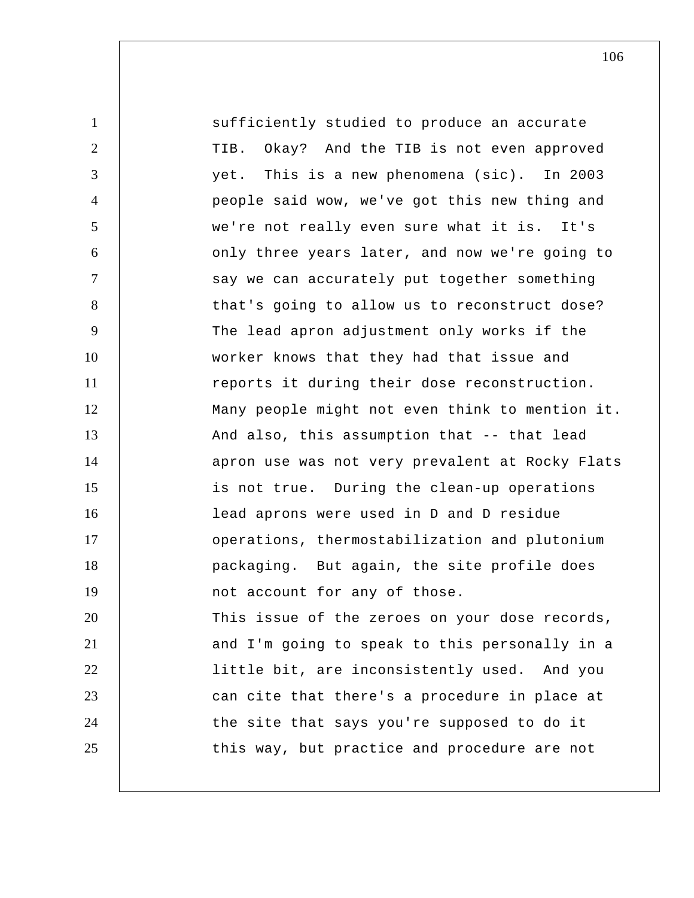sufficiently studied to produce an accurate TIB. Okay? And the TIB is not even approved yet. This is a new phenomena (sic). In 2003 people said wow, we've got this new thing and we're not really even sure what it is. It's only three years later, and now we're going to say we can accurately put together something that's going to allow us to reconstruct dose? The lead apron adjustment only works if the worker knows that they had that issue and reports it during their dose reconstruction. Many people might not even think to mention it. And also, this assumption that -- that lead apron use was not very prevalent at Rocky Flats is not true. During the clean-up operations lead aprons were used in D and D residue operations, thermostabilization and plutonium packaging. But again, the site profile does not account for any of those.

This issue of the zeroes on your dose records, and I'm going to speak to this personally in a little bit, are inconsistently used. And you can cite that there's a procedure in place at the site that says you're supposed to do it this way, but practice and procedure are not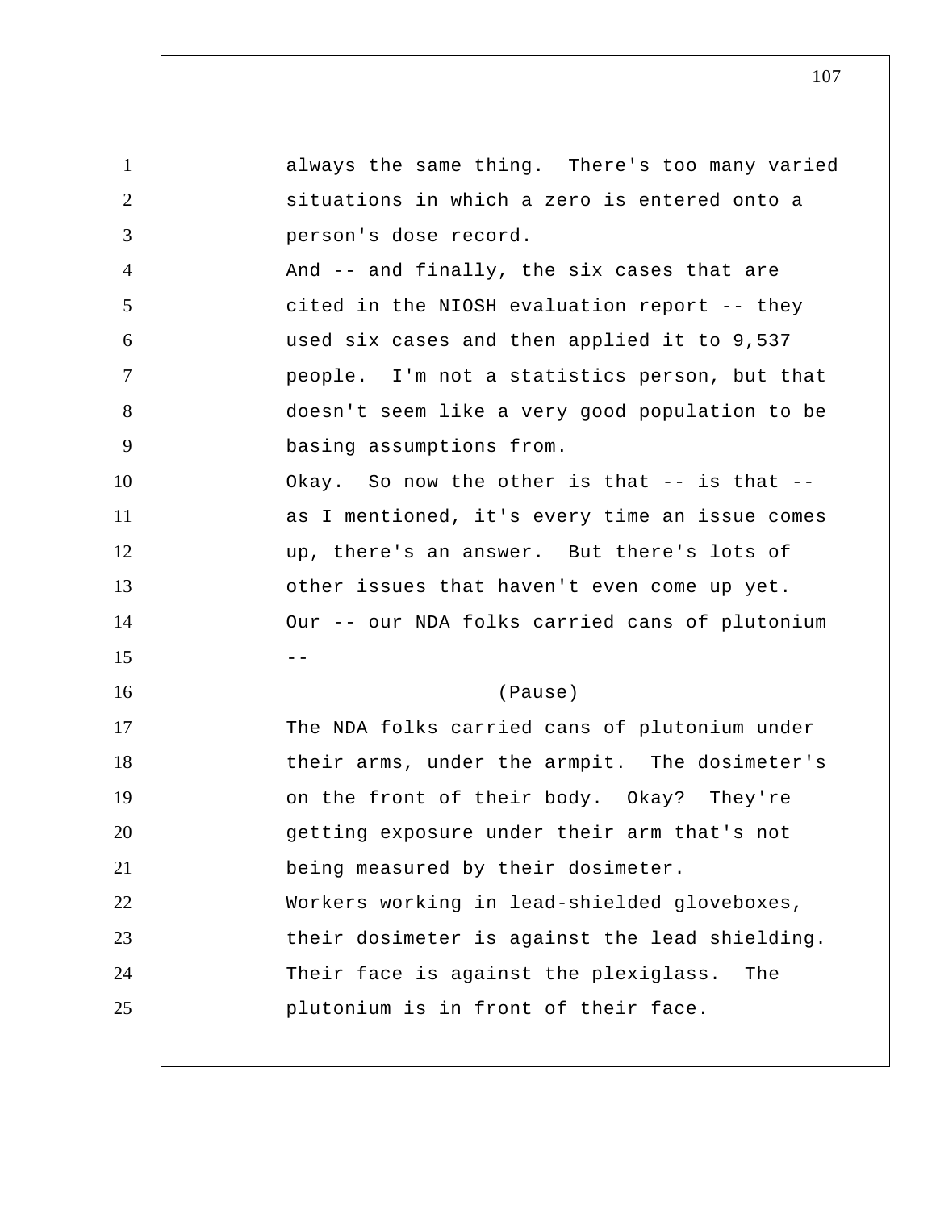always the same thing. There's too many varied situations in which a zero is entered onto a person's dose record.

And -- and finally, the six cases that are cited in the NIOSH evaluation report -- they used six cases and then applied it to 9,537 people. I'm not a statistics person, but that doesn't seem like a very good population to be basing assumptions from.

Okay. So now the other is that -- is that -- as I mentioned, it's every time an issue comes up, there's an answer. But there's lots of other issues that haven't even come up yet.

Our -- our NDA folks carried cans of plutonium --

(Pause)

The NDA folks carried cans of plutonium under their arms, under the armpit. The dosimeter's on the front of their body. Okay? They're getting exposure under their arm that's not being measured by their dosimeter.

Workers working in lead-shielded gloveboxes, their dosimeter is against the lead shielding. Their face is against the plexiglass. The plutonium is in front of their face.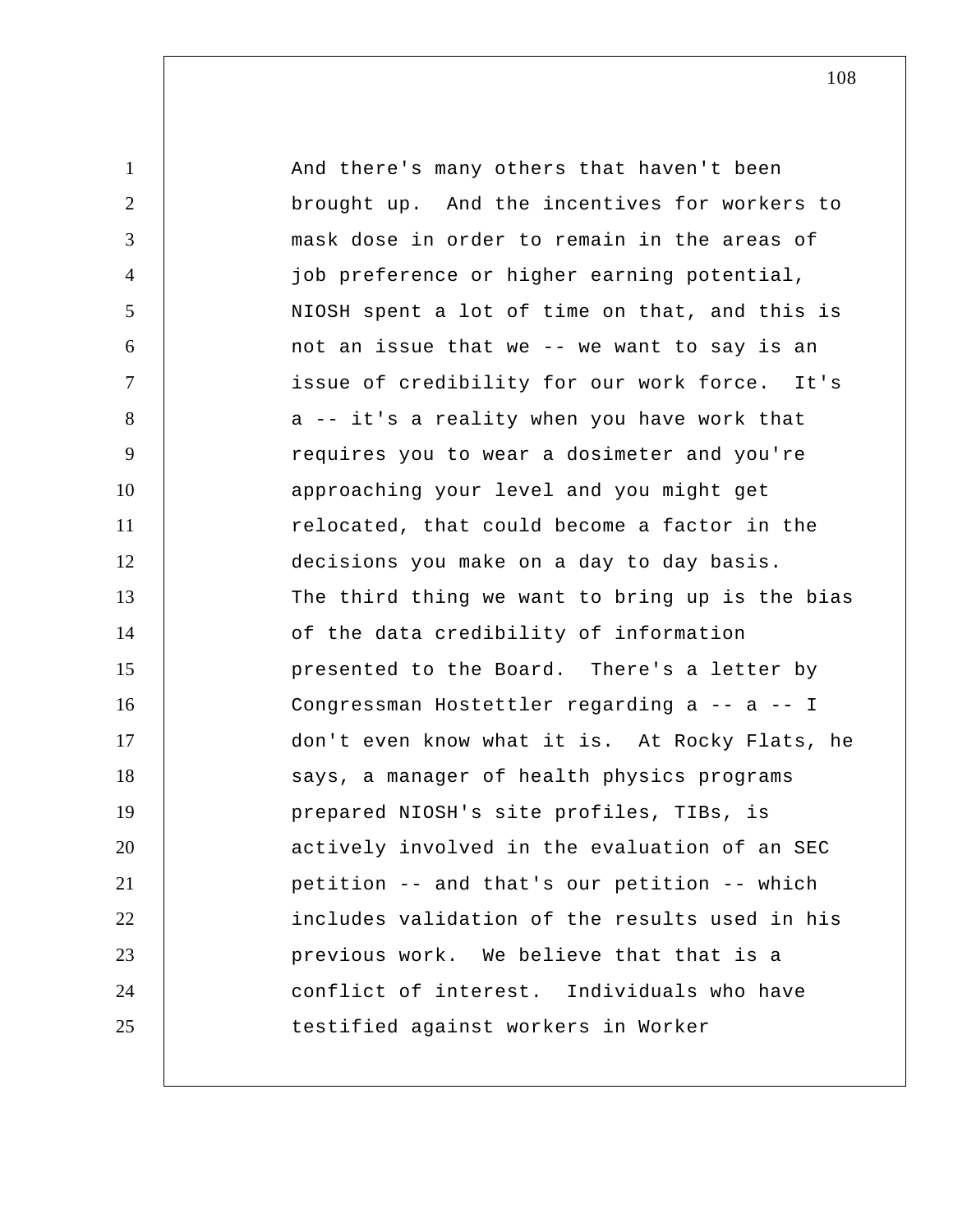And there's many others that haven't been brought up. And the incentives for workers to mask dose in order to remain in the areas of job preference or higher earning potential, NIOSH spent a lot of time on that, and this is not an issue that we -- we want to say is an issue of credibility for our work force. It's a -- it's a reality when you have work that requires you to wear a dosimeter and you're approaching your level and you might get relocated, that could become a factor in the decisions you make on a day to day basis.

The third thing we want to bring up is the bias of the data credibility of information presented to the Board. There's a letter by Congressman Hostettler regarding a -- a -- I don't even know what it is. At Rocky Flats, he says, a manager of health physics programs prepared NIOSH's site profiles, TIBs, is actively involved in the evaluation of an SEC petition -- and that's our petition -- which includes validation of the results used in his previous work. We believe that that is a conflict of interest. Individuals who have testified against workers in Worker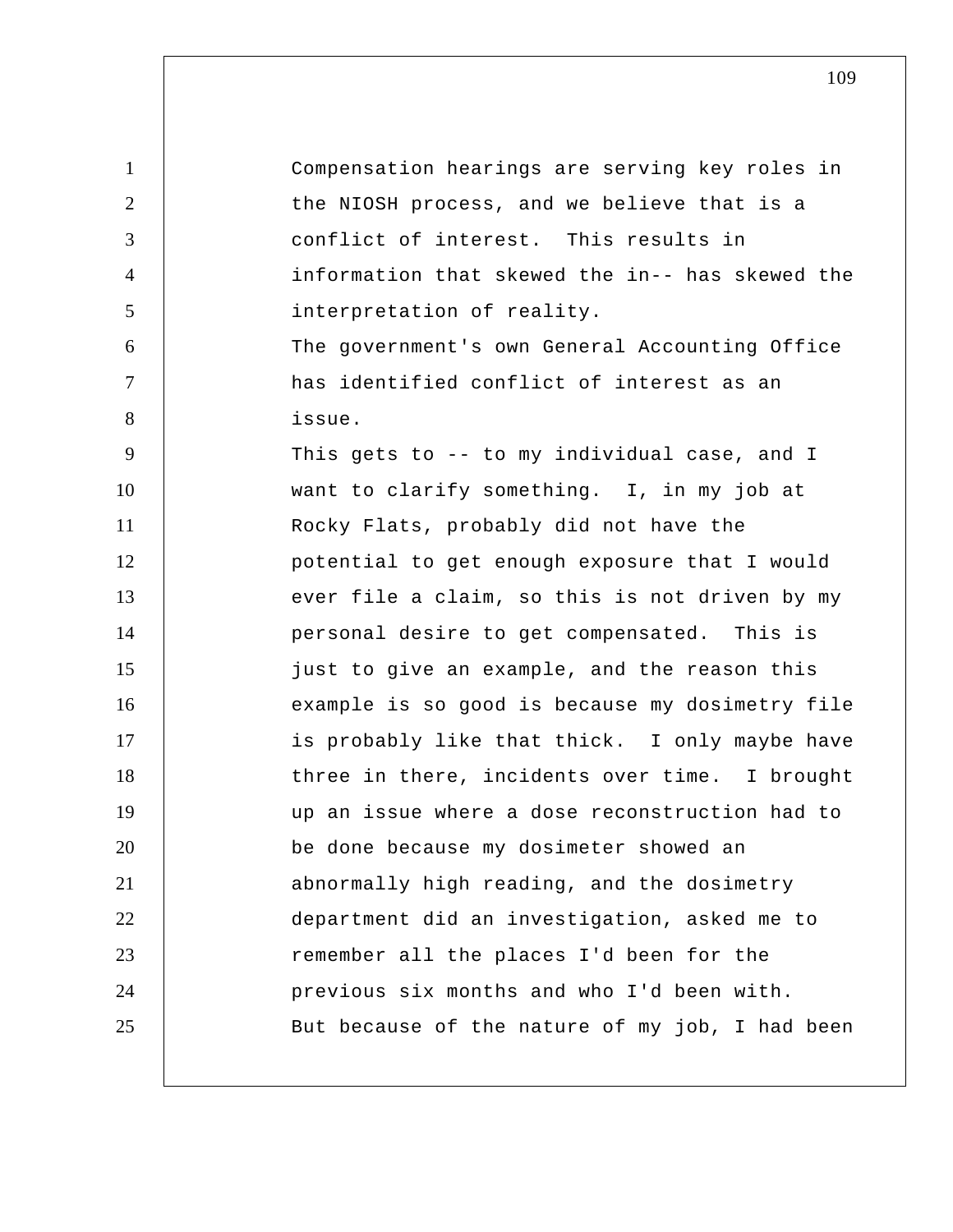Compensation hearings are serving key roles in the NIOSH process, and we believe that is a conflict of interest. This results in information that skewed the in-- has skewed the interpretation of reality.

The government's own General Accounting Office has identified conflict of interest as an issue.

This gets to -- to my individual case, and I want to clarify something. I, in my job at Rocky Flats, probably did not have the potential to get enough exposure that I would ever file a claim, so this is not driven by my personal desire to get compensated. This is just to give an example, and the reason this example is so good is because my dosimetry file is probably like that thick. I only maybe have three in there, incidents over time. I brought up an issue where a dose reconstruction had to be done because my dosimeter showed an abnormally high reading, and the dosimetry department did an investigation, asked me to remember all the places I'd been for the previous six months and who I'd been with.

But because of the nature of my job, I had been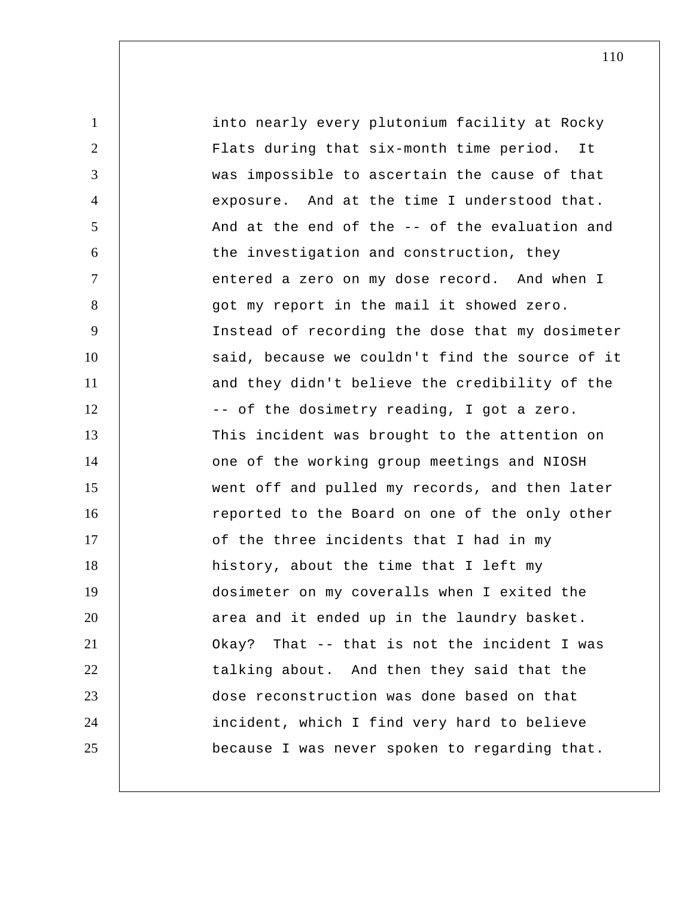into nearly every plutonium facility at Rocky Flats during that six-month time period. It was impossible to ascertain the cause of that exposure. And at the time I understood that. And at the end of the -- of the evaluation and the investigation and construction, they entered a zero on my dose record. And when I got my report in the mail it showed zero. Instead of recording the dose that my dosimeter said, because we couldn't find the source of it and they didn't believe the credibility of the -- of the dosimetry reading, I got a zero. This incident was brought to the attention on one of the working group meetings and NIOSH went off and pulled my records, and then later reported to the Board on one of the only other of the three incidents that I had in my history, about the time that I left my dosimeter on my coveralls when I exited the area and it ended up in the laundry basket. Okay? That -- that is not the incident I was talking about. And then they said that the dose reconstruction was done based on that incident, which I find very hard to believe because I was never spoken to regarding that.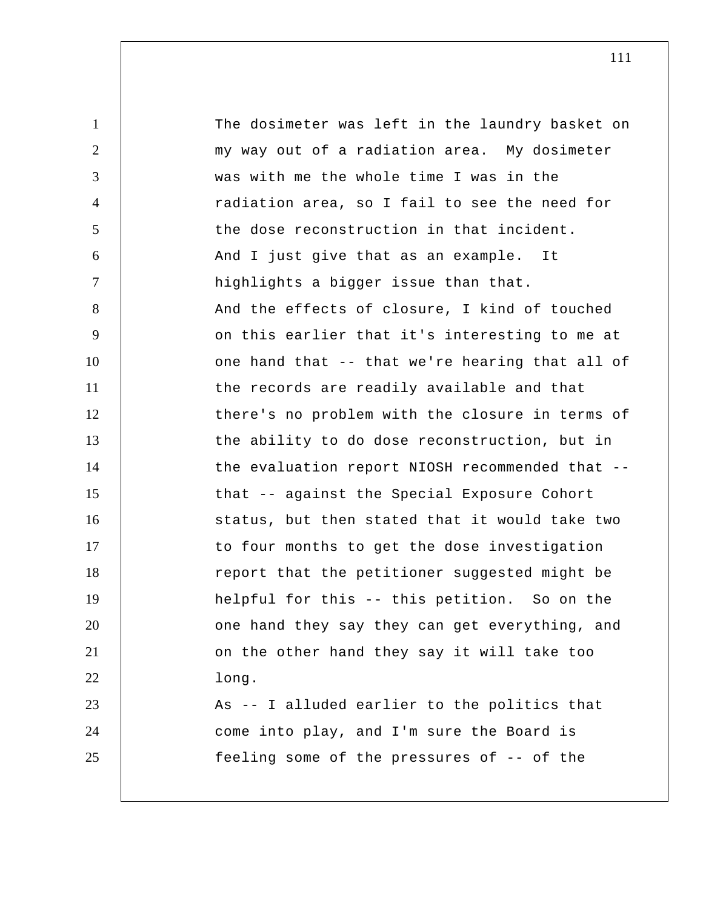The dosimeter was left in the laundry basket on my way out of a radiation area. My dosimeter was with me the whole time I was in the radiation area, so I fail to see the need for the dose reconstruction in that incident.

And I just give that as an example. It highlights a bigger issue than that.

And the effects of closure, I kind of touched on this earlier that it's interesting to me at one hand that -- that we're hearing that all of the records are readily available and that there's no problem with the closure in terms of the ability to do dose reconstruction, but in the evaluation report NIOSH recommended that -- that -- against the Special Exposure Cohort status, but then stated that it would take two to four months to get the dose investigation report that the petitioner suggested might be helpful for this -- this petition. So on the one hand they say they can get everything, and on the other hand they say it will take too long.

As -- I alluded earlier to the politics that come into play, and I'm sure the Board is feeling some of the pressures of -- of the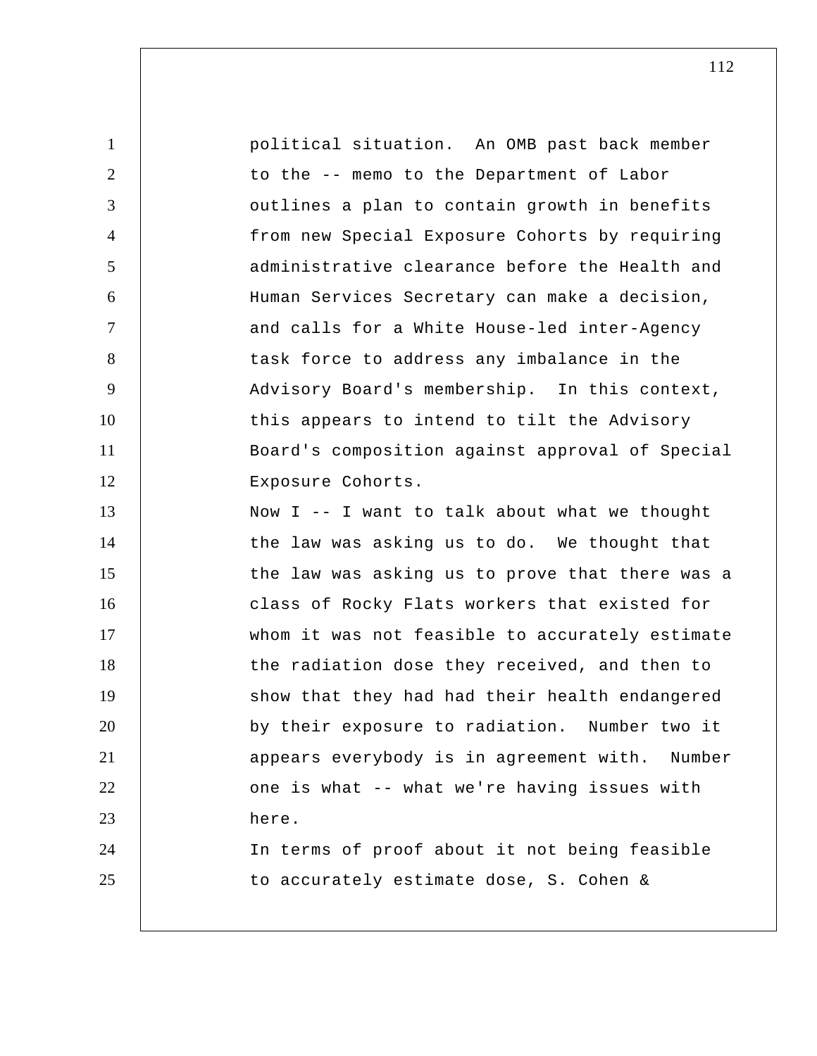political situation. An OMB past back member to the -- memo to the Department of Labor outlines a plan to contain growth in benefits from new Special Exposure Cohorts by requiring administrative clearance before the Health and Human Services Secretary can make a decision, and calls for a White House-led inter-Agency task force to address any imbalance in the Advisory Board's membership. In this context, this appears to intend to tilt the Advisory Board's composition against approval of Special Exposure Cohorts.

Now I -- I want to talk about what we thought the law was asking us to do. We thought that the law was asking us to prove that there was a class of Rocky Flats workers that existed for whom it was not feasible to accurately estimate the radiation dose they received, and then to show that they had had their health endangered by their exposure to radiation. Number two it appears everybody is in agreement with. Number one is what -- what we're having issues with here.

In terms of proof about it not being feasible to accurately estimate dose, S. Cohen &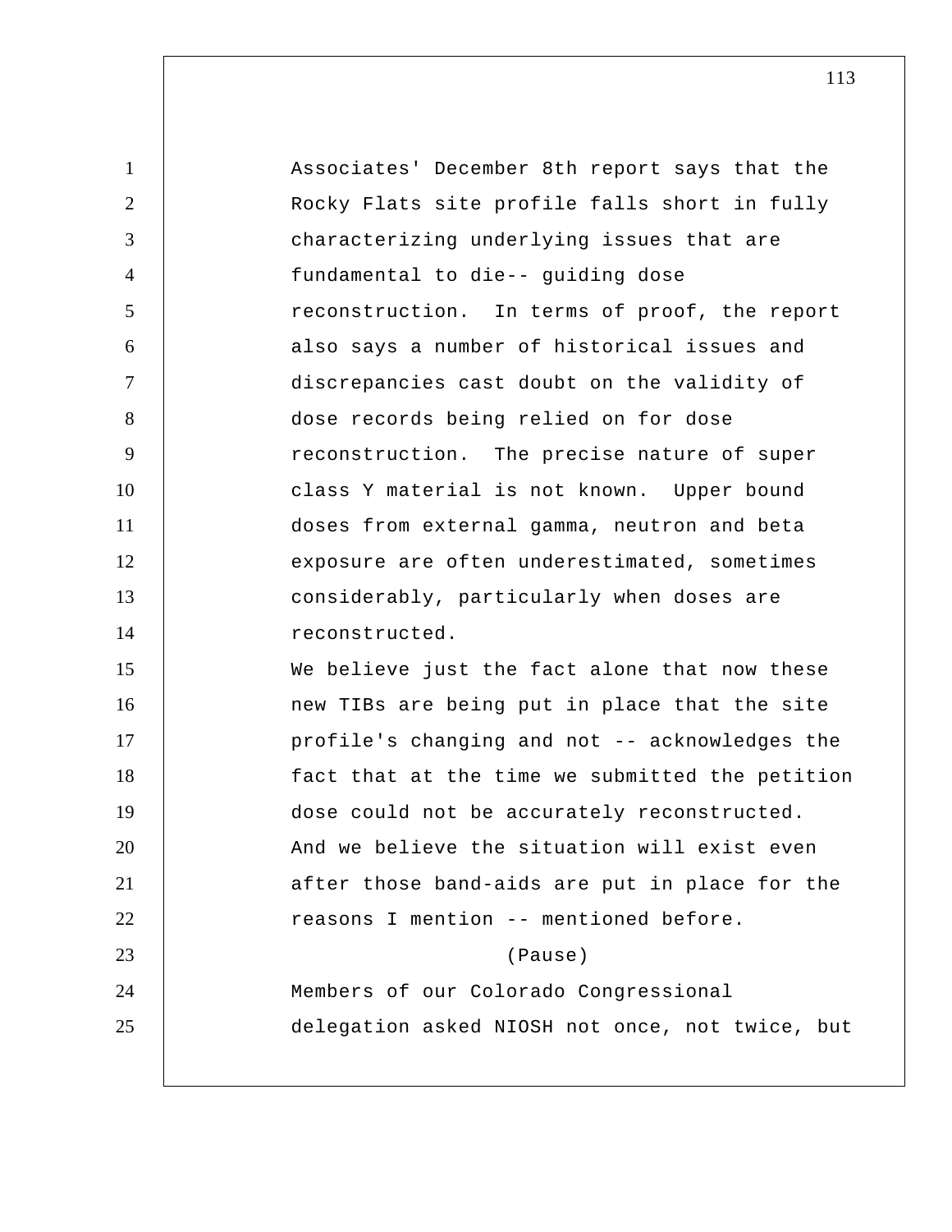Associates' December 8th report says that the Rocky Flats site profile falls short in fully characterizing underlying issues that are fundamental to die-- guiding dose reconstruction. In terms of proof, the report also says a number of historical issues and discrepancies cast doubt on the validity of dose records being relied on for dose reconstruction. The precise nature of super class Y material is not known. Upper bound doses from external gamma, neutron and beta exposure are often underestimated, sometimes considerably, particularly when doses are reconstructed.

We believe just the fact alone that now these new TIBs are being put in place that the site profile's changing and not -- acknowledges the fact that at the time we submitted the petition dose could not be accurately reconstructed. And we believe the situation will exist even after those band-aids are put in place for the reasons I mention -- mentioned before.

(Pause)

Members of our Colorado Congressional delegation asked NIOSH not once, not twice, but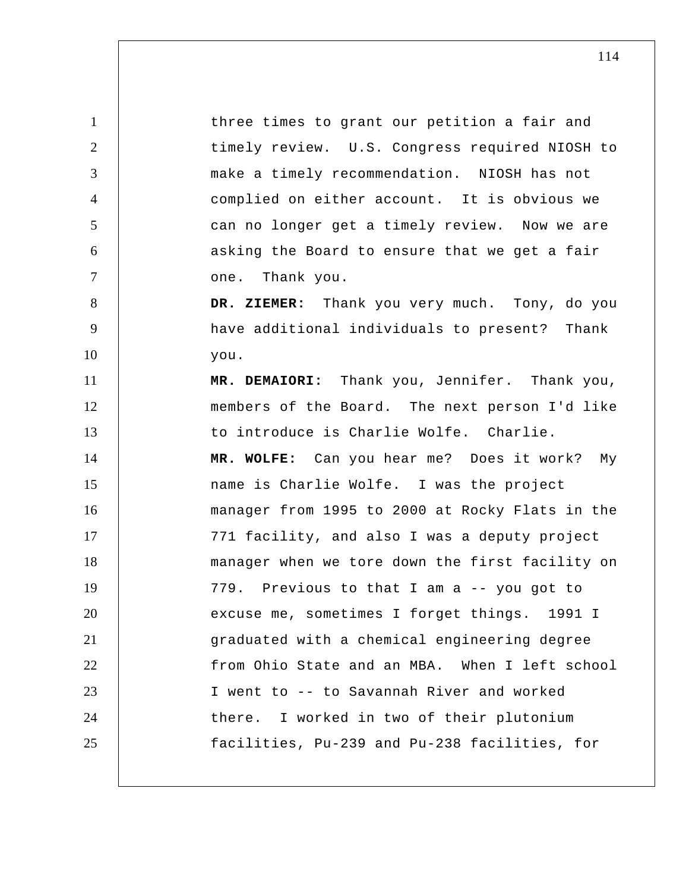three times to grant our petition a fair and timely review. U.S. Congress required NIOSH to make a timely recommendation. NIOSH has not complied on either account. It is obvious we can no longer get a timely review. Now we are asking the Board to ensure that we get a fair one. Thank you.

**DR. ZIEMER:** Thank you very much. Tony, do you have additional individuals to present? Thank you.

**MR. DEMAIORI:** Thank you, Jennifer. Thank you, members of the Board. The next person I'd like to introduce is Charlie Wolfe. Charlie.

**MR. WOLFE:** Can you hear me? Does it work? My name is Charlie Wolfe. I was the project manager from 1995 to 2000 at Rocky Flats in the 771 facility, and also I was a deputy project manager when we tore down the first facility on 779. Previous to that I am a -- you got to excuse me, sometimes I forget things. 1991 I graduated with a chemical engineering degree from Ohio State and an MBA. When I left school I went to -- to Savannah River and worked there. I worked in two of their plutonium facilities, Pu-239 and Pu-238 facilities, for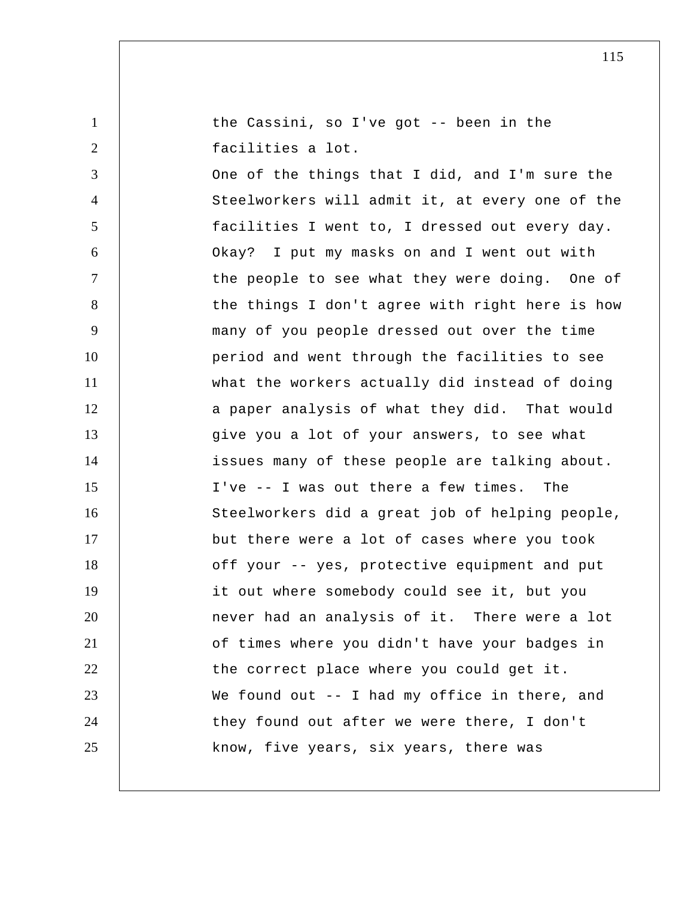the Cassini, so I've got -- been in the facilities a lot.

One of the things that I did, and I'm sure the Steelworkers will admit it, at every one of the facilities I went to, I dressed out every day. Okay? I put my masks on and I went out with the people to see what they were doing. One of the things I don't agree with right here is how many of you people dressed out over the time period and went through the facilities to see what the workers actually did instead of doing a paper analysis of what they did. That would give you a lot of your answers, to see what issues many of these people are talking about. I've -- I was out there a few times. The Steelworkers did a great job of helping people, but there were a lot of cases where you took off your -- yes, protective equipment and put it out where somebody could see it, but you never had an analysis of it. There were a lot of times where you didn't have your badges in the correct place where you could get it.

We found out -- I had my office in there, and they found out after we were there, I don't know, five years, six years, there was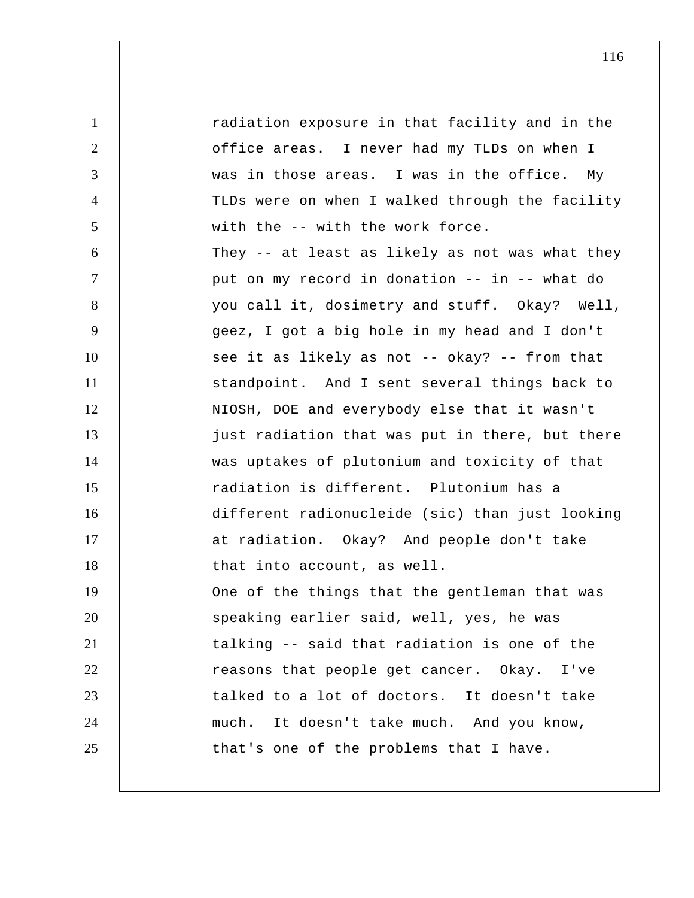radiation exposure in that facility and in the office areas. I never had my TLDs on when I was in those areas. I was in the office. My TLDs were on when I walked through the facility with the -- with the work force.

They -- at least as likely as not was what they put on my record in donation -- in -- what do you call it, dosimetry and stuff. Okay? Well, geez, I got a big hole in my head and I don't see it as likely as not -- okay? -- from that standpoint. And I sent several things back to NIOSH, DOE and everybody else that it wasn't just radiation that was put in there, but there was uptakes of plutonium and toxicity of that radiation is different. Plutonium has a different radionucleide (sic) than just looking at radiation. Okay? And people don't take that into account, as well.

One of the things that the gentleman that was speaking earlier said, well, yes, he was talking -- said that radiation is one of the reasons that people get cancer. Okay. I've talked to a lot of doctors. It doesn't take much. It doesn't take much. And you know, that's one of the problems that I have.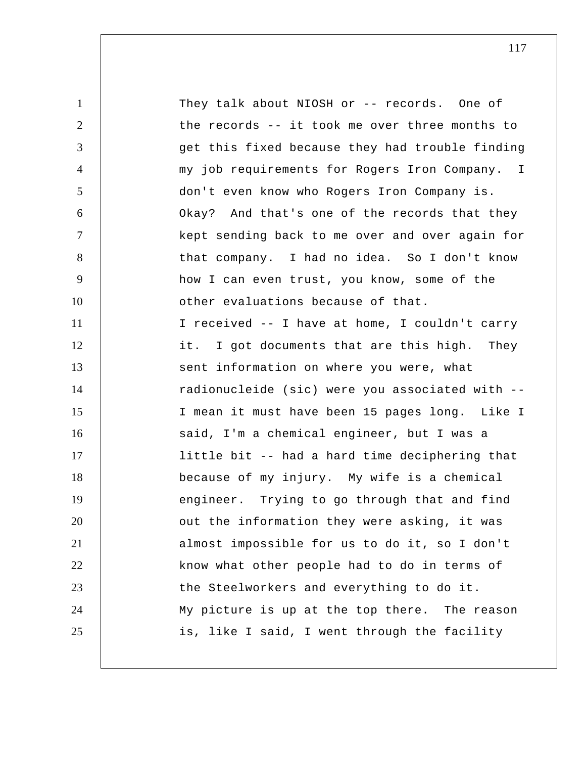They talk about NIOSH or -- records. One of the records -- it took me over three months to get this fixed because they had trouble finding my job requirements for Rogers Iron Company. I don't even know who Rogers Iron Company is. Okay? And that's one of the records that they kept sending back to me over and over again for that company. I had no idea. So I don't know how I can even trust, you know, some of the other evaluations because of that.

I received -- I have at home, I couldn't carry it. I got documents that are this high. They sent information on where you were, what radionucleide (sic) were you associated with -- I mean it must have been 15 pages long. Like I said, I'm a chemical engineer, but I was a little bit -- had a hard time deciphering that because of my injury. My wife is a chemical engineer. Trying to go through that and find out the information they were asking, it was almost impossible for us to do it, so I don't know what other people had to do in terms of the Steelworkers and everything to do it.

My picture is up at the top there. The reason is, like I said, I went through the facility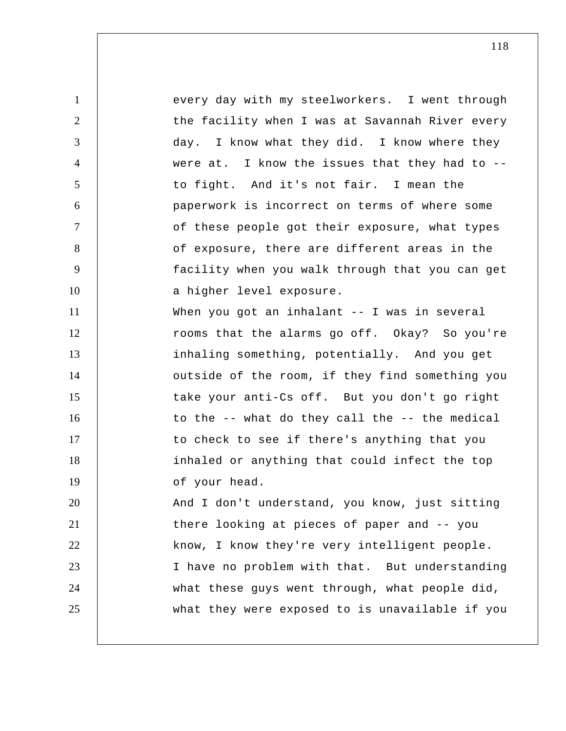every day with my steelworkers. I went through the facility when I was at Savannah River every day. I know what they did. I know where they were at. I know the issues that they had to -- to fight. And it's not fair. I mean the paperwork is incorrect on terms of where some of these people got their exposure, what types of exposure, there are different areas in the facility when you walk through that you can get a higher level exposure.

When you got an inhalant -- I was in several rooms that the alarms go off. Okay? So you're inhaling something, potentially. And you get outside of the room, if they find something you take your anti-Cs off. But you don't go right to the -- what do they call the -- the medical to check to see if there's anything that you inhaled or anything that could infect the top of your head.

And I don't understand, you know, just sitting there looking at pieces of paper and -- you know, I know they're very intelligent people. I have no problem with that. But understanding what these guys went through, what people did, what they were exposed to is unavailable if you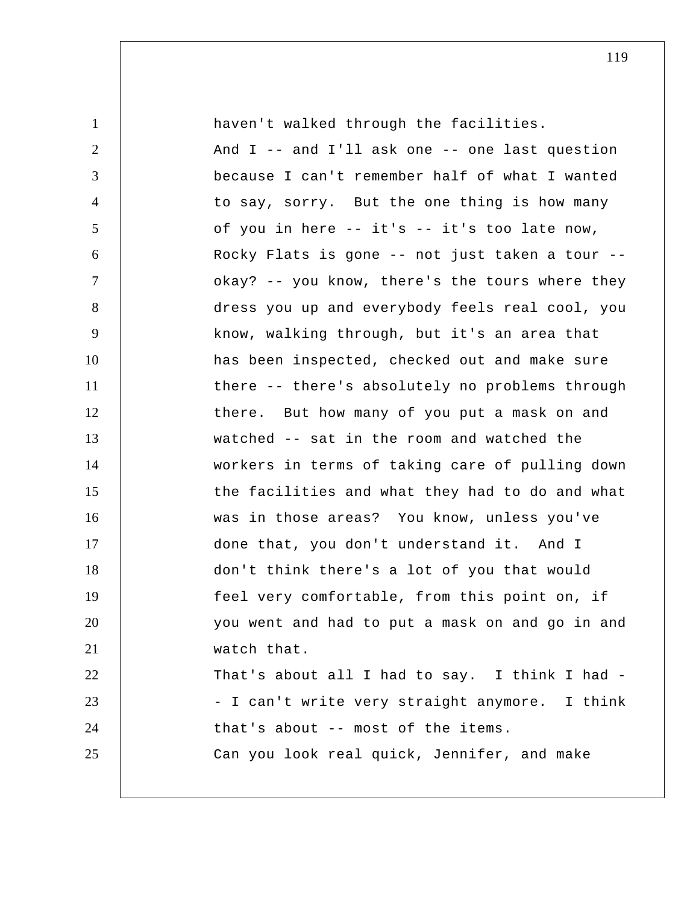haven't walked through the facilities.

And I -- and I'll ask one -- one last question because I can't remember half of what I wanted to say, sorry. But the one thing is how many of you in here -- it's -- it's too late now, Rocky Flats is gone -- not just taken a tour -- okay? -- you know, there's the tours where they dress you up and everybody feels real cool, you know, walking through, but it's an area that has been inspected, checked out and make sure there -- there's absolutely no problems through there. But how many of you put a mask on and watched -- sat in the room and watched the workers in terms of taking care of pulling down the facilities and what they had to do and what was in those areas? You know, unless you've done that, you don't understand it. And I don't think there's a lot of you that would feel very comfortable, from this point on, if you went and had to put a mask on and go in and watch that.

That's about all I had to say. I think I had -- I can't write very straight anymore. I think that's about -- most of the items.

Can you look real quick, Jennifer, and make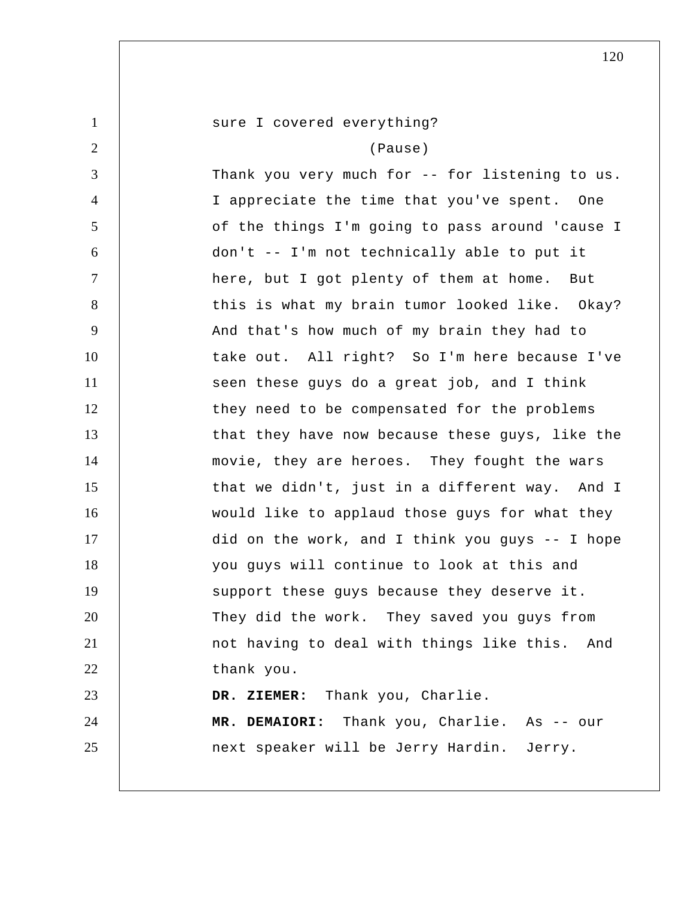sure I covered everything?

(Pause)

Thank you very much for -- for listening to us. I appreciate the time that you've spent. One of the things I'm going to pass around 'cause I don't -- I'm not technically able to put it here, but I got plenty of them at home. But this is what my brain tumor looked like. Okay? And that's how much of my brain they had to take out. All right? So I'm here because I've seen these guys do a great job, and I think they need to be compensated for the problems that they have now because these guys, like the movie, they are heroes. They fought the wars that we didn't, just in a different way. And I would like to applaud those guys for what they did on the work, and I think you guys -- I hope you guys will continue to look at this and support these guys because they deserve it. They did the work. They saved you guys from not having to deal with things like this. And thank you.

**DR. ZIEMER:** Thank you, Charlie.

**MR. DEMAIORI:** Thank you, Charlie. As -- our next speaker will be Jerry Hardin. Jerry.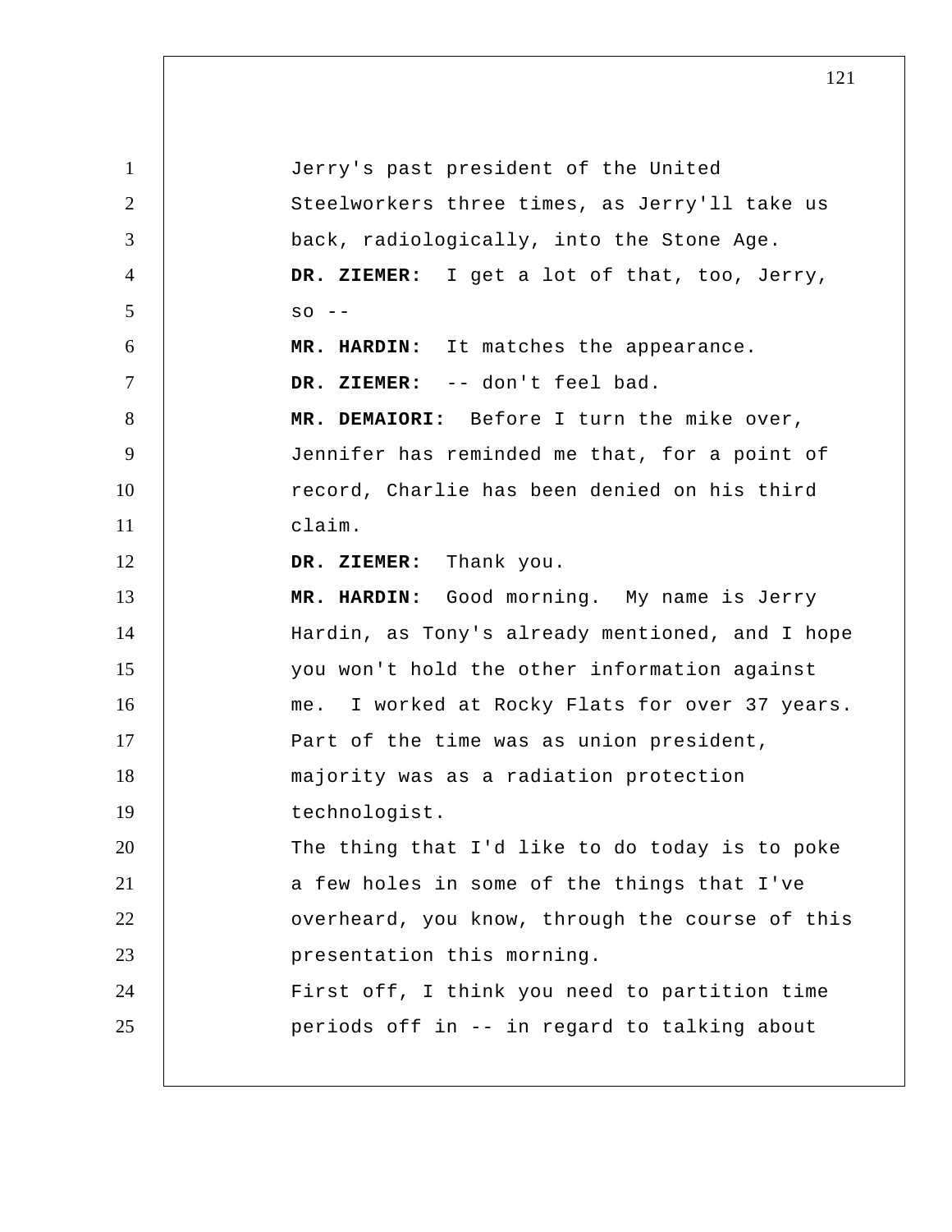Jerry's past president of the United Steelworkers three times, as Jerry'll take us back, radiologically, into the Stone Age.

**DR. ZIEMER:** I get a lot of that, too, Jerry, so --

**MR. HARDIN:** It matches the appearance.

**DR. ZIEMER:** -- don't feel bad.

**MR. DEMAIORI:** Before I turn the mike over, Jennifer has reminded me that, for a point of record, Charlie has been denied on his third claim.

**DR. ZIEMER:** Thank you.

**MR. HARDIN:** Good morning. My name is Jerry Hardin, as Tony's already mentioned, and I hope you won't hold the other information against me. I worked at Rocky Flats for over 37 years. Part of the time was as union president, majority was as a radiation protection technologist.

The thing that I'd like to do today is to poke a few holes in some of the things that I've overheard, you know, through the course of this presentation this morning.

First off, I think you need to partition time periods off in -- in regard to talking about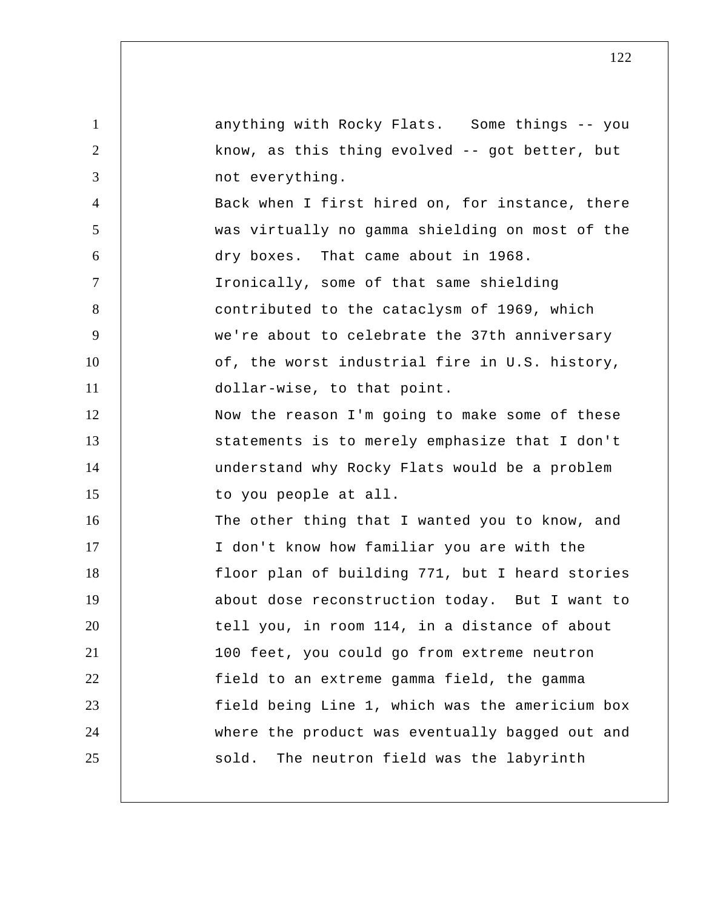anything with Rocky Flats. Some things -- you know, as this thing evolved -- got better, but not everything.

Back when I first hired on, for instance, there was virtually no gamma shielding on most of the dry boxes. That came about in 1968.

Ironically, some of that same shielding contributed to the cataclysm of 1969, which we're about to celebrate the 37th anniversary of, the worst industrial fire in U.S. history, dollar-wise, to that point.

Now the reason I'm going to make some of these statements is to merely emphasize that I don't understand why Rocky Flats would be a problem to you people at all.

The other thing that I wanted you to know, and I don't know how familiar you are with the floor plan of building 771, but I heard stories about dose reconstruction today. But I want to tell you, in room 114, in a distance of about 100 feet, you could go from extreme neutron field to an extreme gamma field, the gamma field being Line 1, which was the americium box where the product was eventually bagged out and sold. The neutron field was the labyrinth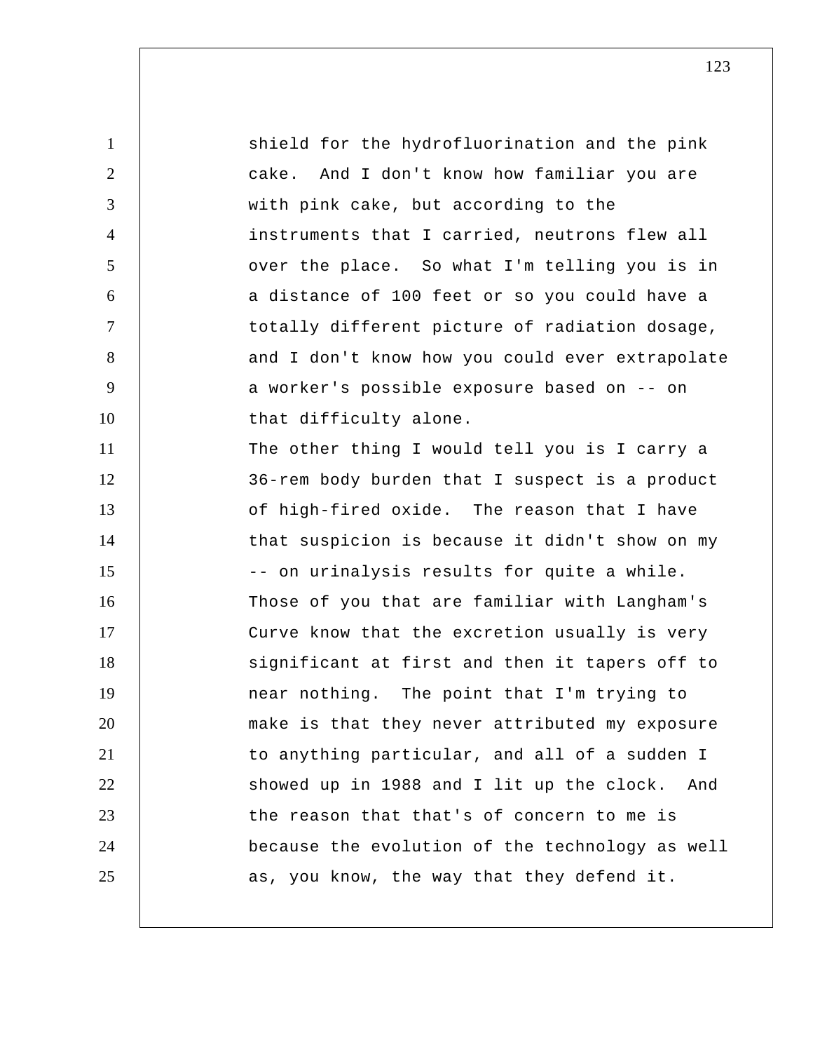shield for the hydrofluorination and the pink cake. And I don't know how familiar you are with pink cake, but according to the instruments that I carried, neutrons flew all over the place. So what I'm telling you is in a distance of 100 feet or so you could have a totally different picture of radiation dosage, and I don't know how you could ever extrapolate a worker's possible exposure based on -- on that difficulty alone.

The other thing I would tell you is I carry a 36-rem body burden that I suspect is a product of high-fired oxide. The reason that I have that suspicion is because it didn't show on my -- on urinalysis results for quite a while. Those of you that are familiar with Langham's Curve know that the excretion usually is very significant at first and then it tapers off to near nothing. The point that I'm trying to make is that they never attributed my exposure to anything particular, and all of a sudden I showed up in 1988 and I lit up the clock. And the reason that that's of concern to me is because the evolution of the technology as well as, you know, the way that they defend it.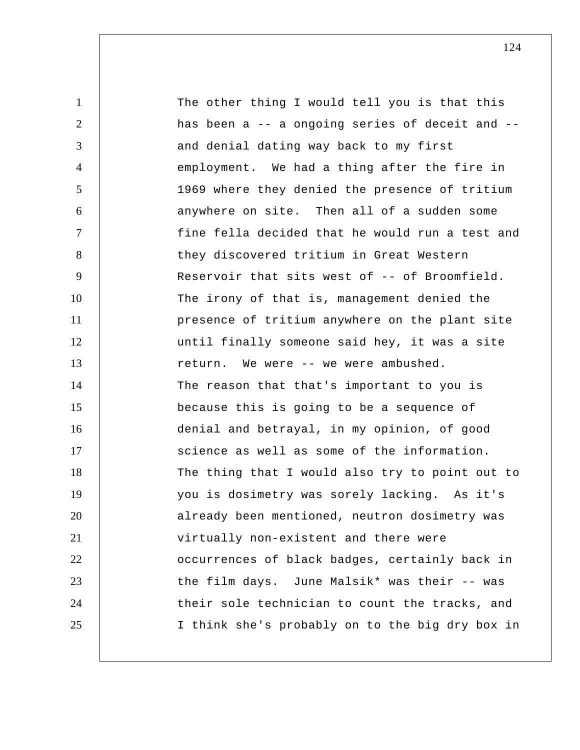The other thing I would tell you is that this has been a -- a ongoing series of deceit and -- and denial dating way back to my first employment. We had a thing after the fire in 1969 where they denied the presence of tritium anywhere on site. Then all of a sudden some fine fella decided that he would run a test and they discovered tritium in Great Western Reservoir that sits west of -- of Broomfield. The irony of that is, management denied the presence of tritium anywhere on the plant site until finally someone said hey, it was a site return. We were -- we were ambushed.

The reason that that's important to you is because this is going to be a sequence of denial and betrayal, in my opinion, of good science as well as some of the information.

The thing that I would also try to point out to you is dosimetry was sorely lacking. As it's already been mentioned, neutron dosimetry was virtually non-existent and there were occurrences of black badges, certainly back in the film days. June Malsik* was their -- was their sole technician to count the tracks, and I think she's probably on to the big dry box in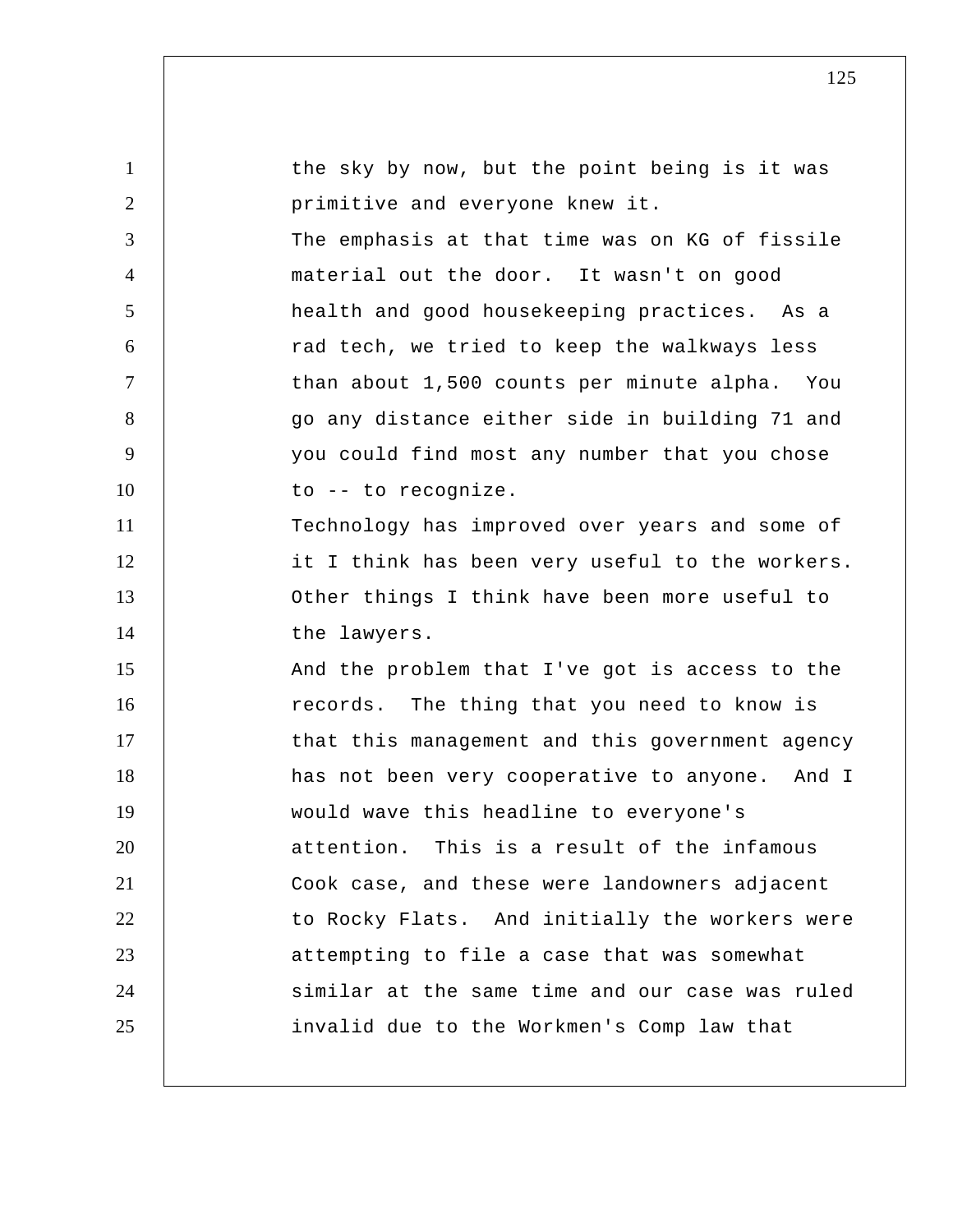the sky by now, but the point being is it was primitive and everyone knew it.

The emphasis at that time was on KG of fissile material out the door. It wasn't on good health and good housekeeping practices. As a rad tech, we tried to keep the walkways less than about 1,500 counts per minute alpha. You go any distance either side in building 71 and you could find most any number that you chose to -- to recognize.

Technology has improved over years and some of it I think has been very useful to the workers. Other things I think have been more useful to the lawyers.

And the problem that I've got is access to the records. The thing that you need to know is that this management and this government agency has not been very cooperative to anyone. And I would wave this headline to everyone's attention. This is a result of the infamous Cook case, and these were landowners adjacent to Rocky Flats. And initially the workers were attempting to file a case that was somewhat similar at the same time and our case was ruled invalid due to the Workmen's Comp law that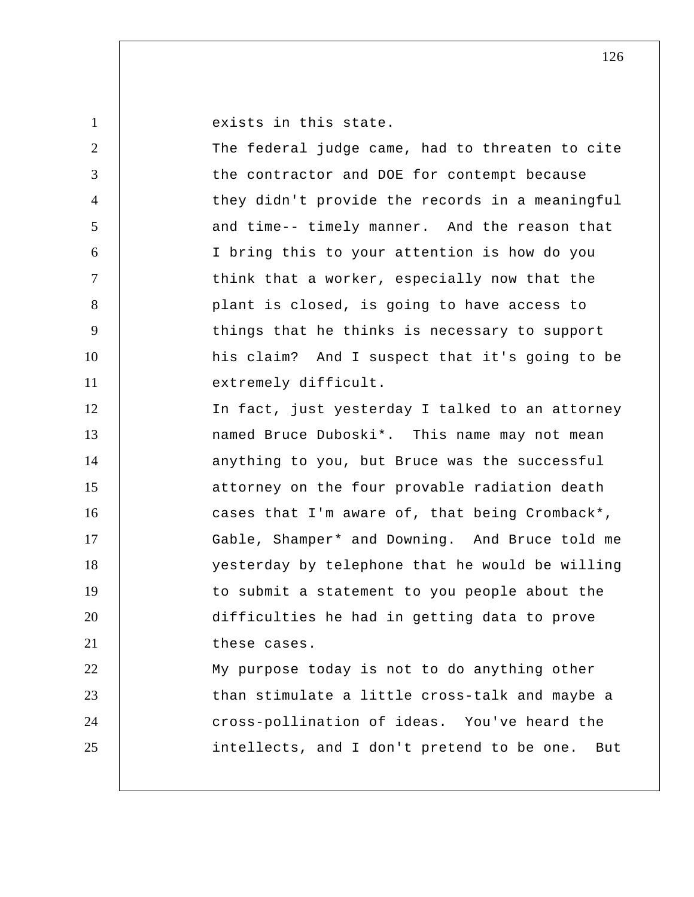exists in this state.

The federal judge came, had to threaten to cite the contractor and DOE for contempt because they didn't provide the records in a meaningful and time-- timely manner. And the reason that I bring this to your attention is how do you think that a worker, especially now that the plant is closed, is going to have access to things that he thinks is necessary to support his claim? And I suspect that it's going to be extremely difficult.

In fact, just yesterday I talked to an attorney named Bruce Duboski*. This name may not mean anything to you, but Bruce was the successful attorney on the four provable radiation death cases that I'm aware of, that being Cromback*, Gable, Shamper* and Downing. And Bruce told me yesterday by telephone that he would be willing to submit a statement to you people about the difficulties he had in getting data to prove these cases.

My purpose today is not to do anything other than stimulate a little cross-talk and maybe a cross-pollination of ideas. You've heard the intellects, and I don't pretend to be one. But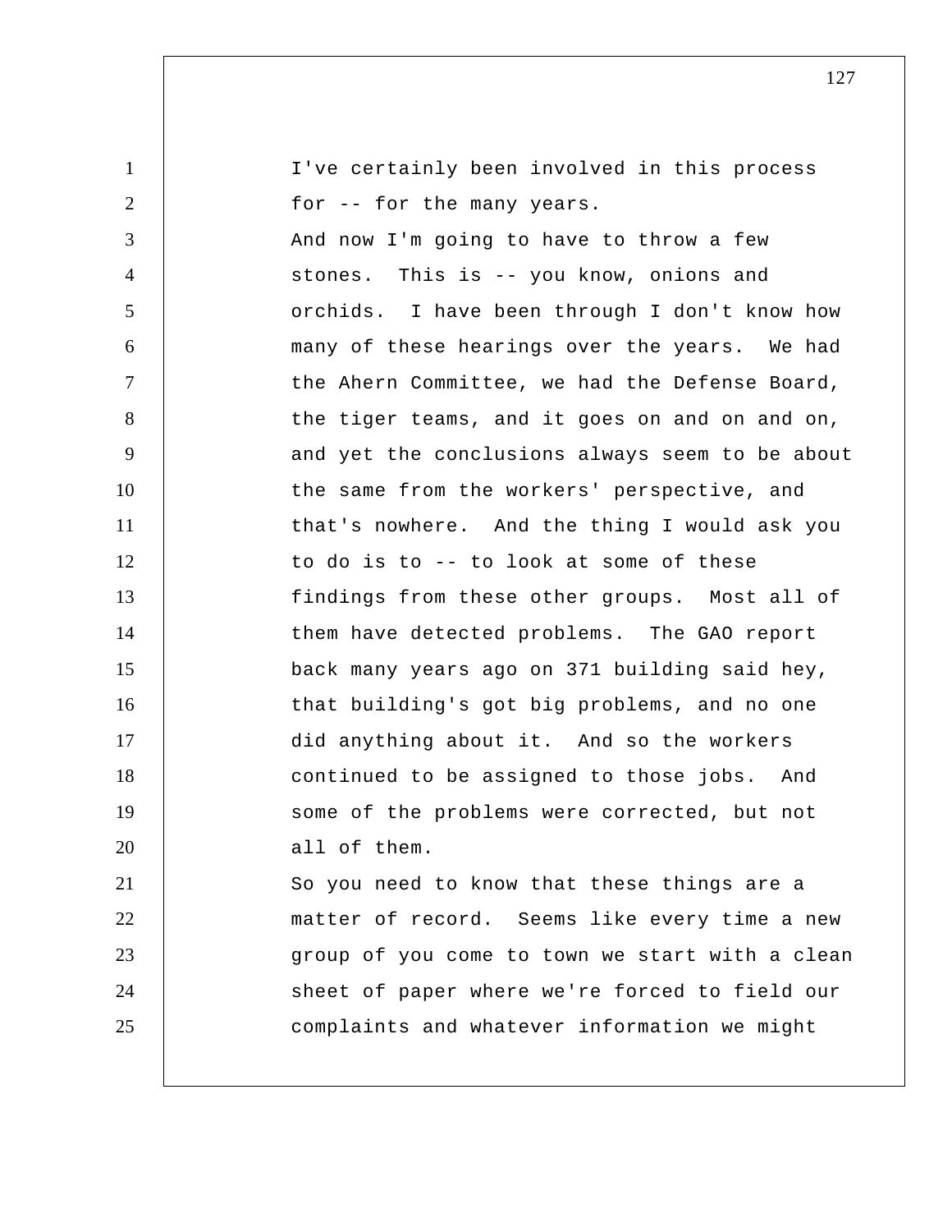I've certainly been involved in this process for -- for the many years.

And now I'm going to have to throw a few stones. This is -- you know, onions and orchids. I have been through I don't know how many of these hearings over the years. We had the Ahern Committee, we had the Defense Board, the tiger teams, and it goes on and on and on, and yet the conclusions always seem to be about the same from the workers' perspective, and that's nowhere. And the thing I would ask you to do is to -- to look at some of these findings from these other groups. Most all of them have detected problems. The GAO report back many years ago on 371 building said hey, that building's got big problems, and no one did anything about it. And so the workers continued to be assigned to those jobs. And some of the problems were corrected, but not all of them.

So you need to know that these things are a matter of record. Seems like every time a new group of you come to town we start with a clean sheet of paper where we're forced to field our complaints and whatever information we might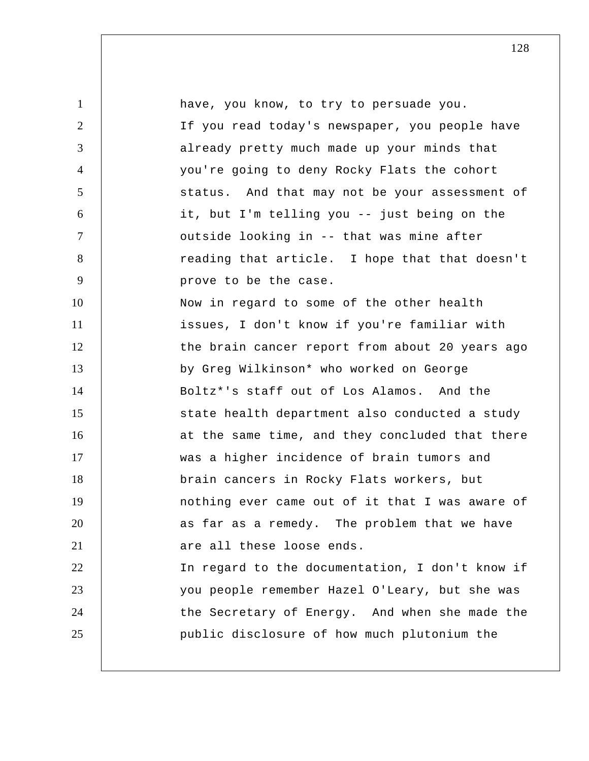have, you know, to try to persuade you.

If you read today's newspaper, you people have already pretty much made up your minds that you're going to deny Rocky Flats the cohort status. And that may not be your assessment of it, but I'm telling you -- just being on the outside looking in -- that was mine after reading that article. I hope that that doesn't prove to be the case.

Now in regard to some of the other health issues, I don't know if you're familiar with the brain cancer report from about 20 years ago by Greg Wilkinson* who worked on George Boltz*'s staff out of Los Alamos. And the state health department also conducted a study at the same time, and they concluded that there was a higher incidence of brain tumors and brain cancers in Rocky Flats workers, but nothing ever came out of it that I was aware of as far as a remedy. The problem that we have are all these loose ends.

In regard to the documentation, I don't know if you people remember Hazel O'Leary, but she was the Secretary of Energy. And when she made the public disclosure of how much plutonium the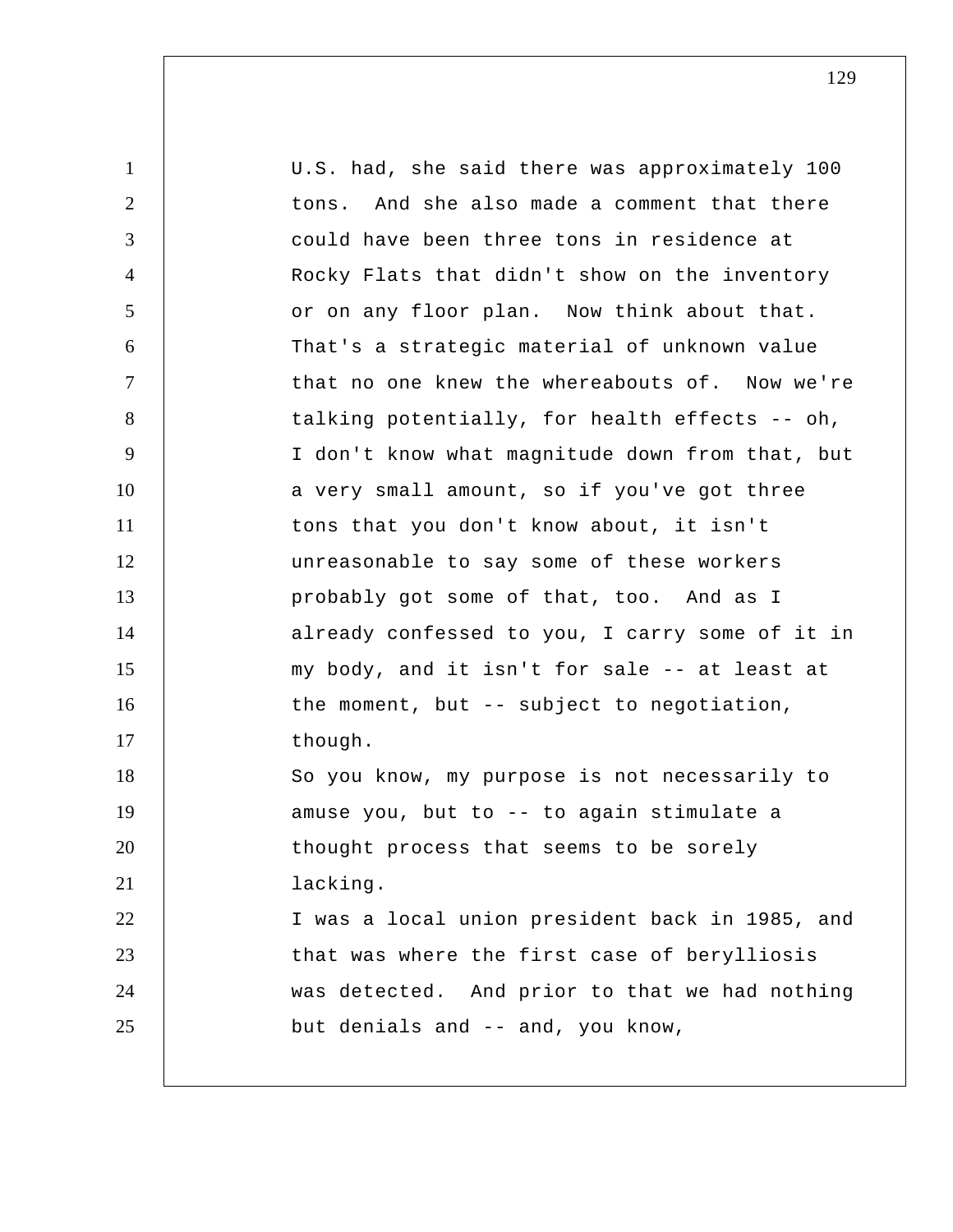U.S. had, she said there was approximately 100 tons. And she also made a comment that there could have been three tons in residence at Rocky Flats that didn't show on the inventory or on any floor plan. Now think about that. That's a strategic material of unknown value that no one knew the whereabouts of. Now we're talking potentially, for health effects -- oh, I don't know what magnitude down from that, but a very small amount, so if you've got three tons that you don't know about, it isn't unreasonable to say some of these workers probably got some of that, too. And as I already confessed to you, I carry some of it in my body, and it isn't for sale -- at least at the moment, but -- subject to negotiation, though.

So you know, my purpose is not necessarily to amuse you, but to -- to again stimulate a thought process that seems to be sorely lacking.

I was a local union president back in 1985, and that was where the first case of berylliosis was detected. And prior to that we had nothing but denials and -- and, you know,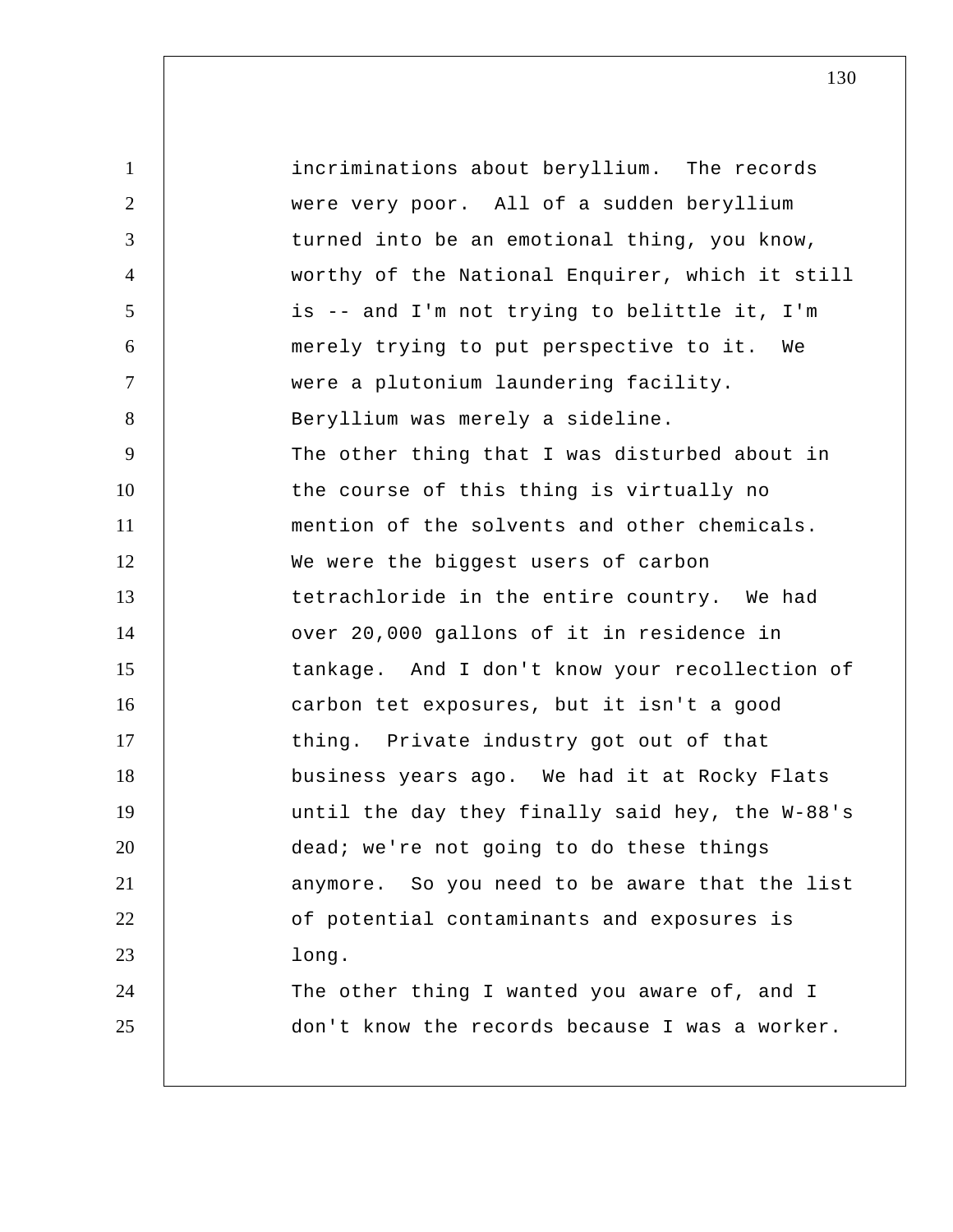incriminations about beryllium. The records were very poor. All of a sudden beryllium turned into be an emotional thing, you know, worthy of the National Enquirer, which it still is -- and I'm not trying to belittle it, I'm merely trying to put perspective to it. We were a plutonium laundering facility. Beryllium was merely a sideline.

The other thing that I was disturbed about in the course of this thing is virtually no mention of the solvents and other chemicals. We were the biggest users of carbon tetrachloride in the entire country. We had over 20,000 gallons of it in residence in tankage. And I don't know your recollection of carbon tet exposures, but it isn't a good thing. Private industry got out of that business years ago. We had it at Rocky Flats until the day they finally said hey, the W-88's dead; we're not going to do these things anymore. So you need to be aware that the list of potential contaminants and exposures is long.

The other thing I wanted you aware of, and I don't know the records because I was a worker.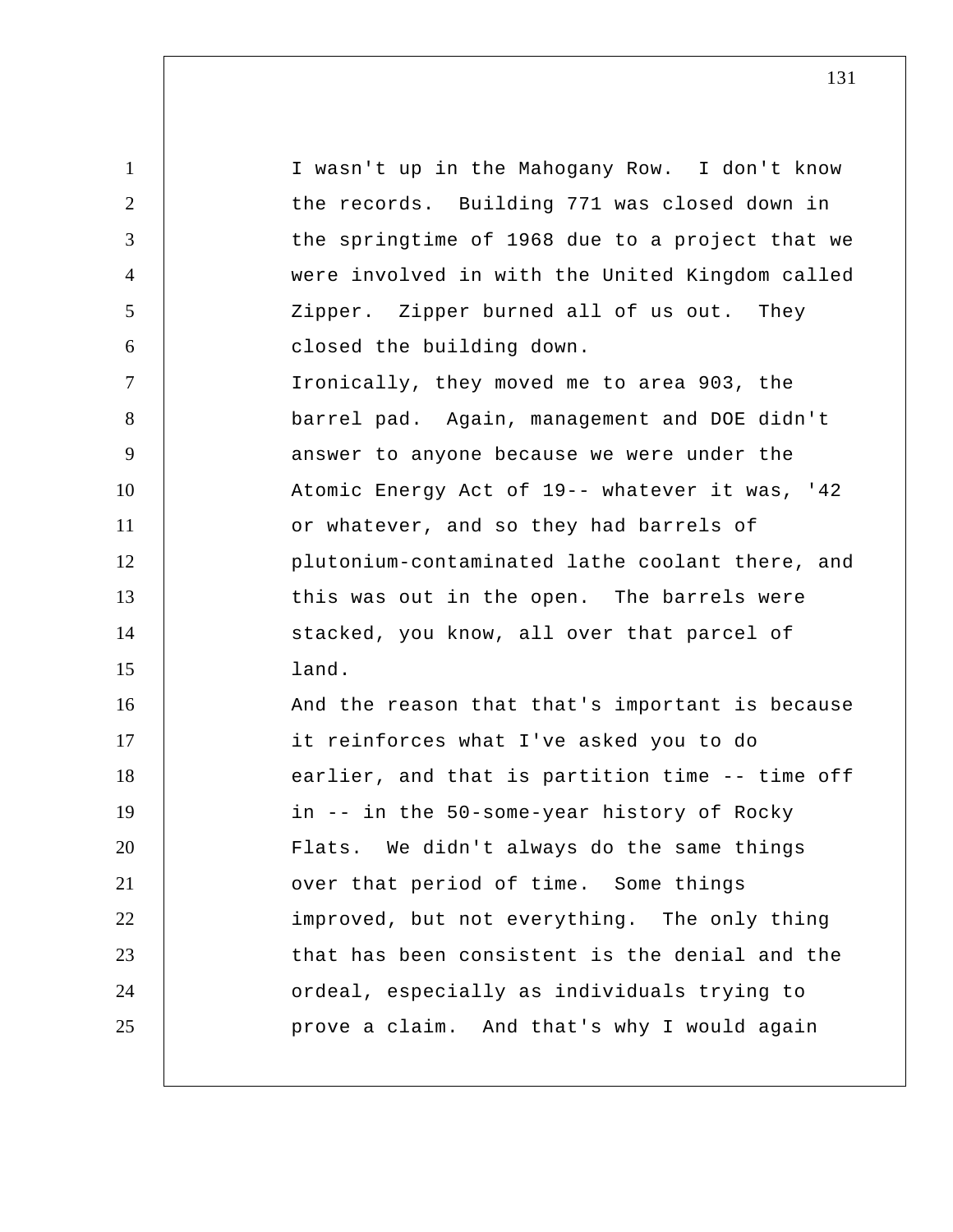I wasn't up in the Mahogany Row. I don't know the records. Building 771 was closed down in the springtime of 1968 due to a project that we were involved in with the United Kingdom called Zipper. Zipper burned all of us out. They closed the building down.

Ironically, they moved me to area 903, the barrel pad. Again, management and DOE didn't answer to anyone because we were under the Atomic Energy Act of 19-- whatever it was, '42 or whatever, and so they had barrels of plutonium-contaminated lathe coolant there, and this was out in the open. The barrels were stacked, you know, all over that parcel of land.

And the reason that that's important is because it reinforces what I've asked you to do earlier, and that is partition time -- time off in -- in the 50-some-year history of Rocky Flats. We didn't always do the same things over that period of time. Some things improved, but not everything. The only thing that has been consistent is the denial and the ordeal, especially as individuals trying to prove a claim. And that's why I would again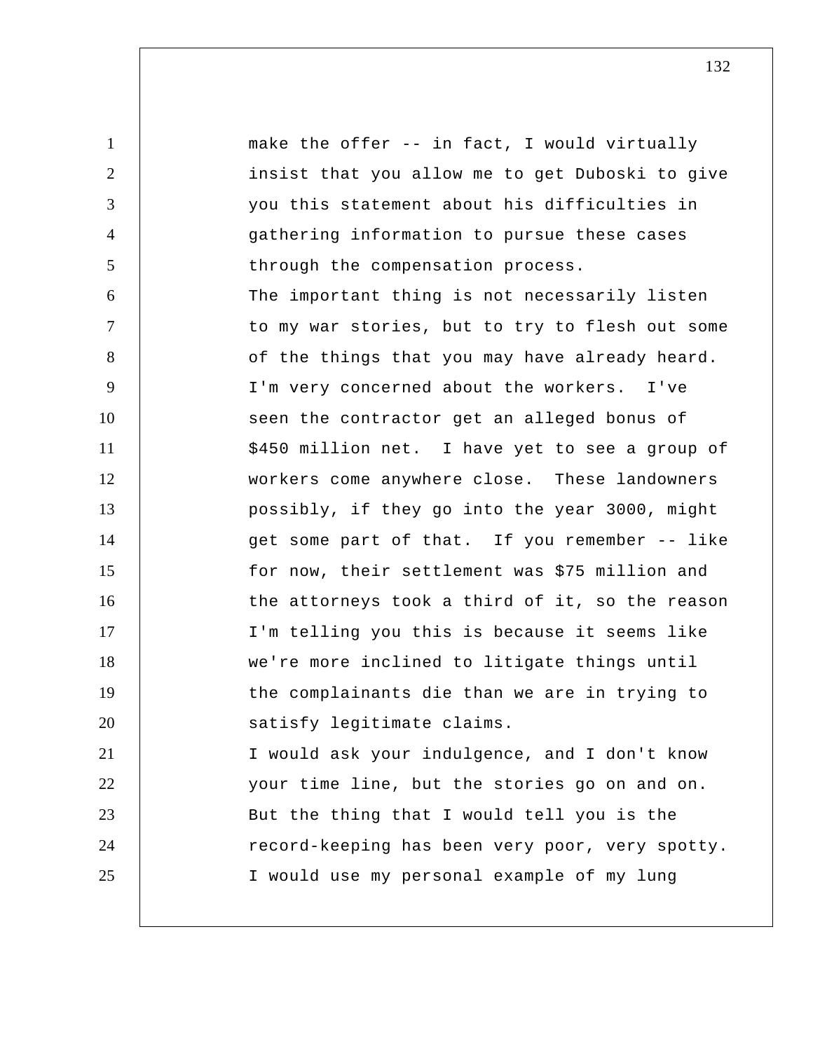make the offer -- in fact, I would virtually insist that you allow me to get Duboski to give you this statement about his difficulties in gathering information to pursue these cases through the compensation process.

The important thing is not necessarily listen to my war stories, but to try to flesh out some of the things that you may have already heard. I'm very concerned about the workers. I've seen the contractor get an alleged bonus of $450 million net. I have yet to see a group of workers come anywhere close. These landowners possibly, if they go into the year 3000, might get some part of that. If you remember -- like for now, their settlement was $75 million and the attorneys took a third of it, so the reason I'm telling you this is because it seems like we're more inclined to litigate things until the complainants die than we are in trying to satisfy legitimate claims.

I would ask your indulgence, and I don't know your time line, but the stories go on and on. But the thing that I would tell you is the record-keeping has been very poor, very spotty. I would use my personal example of my lung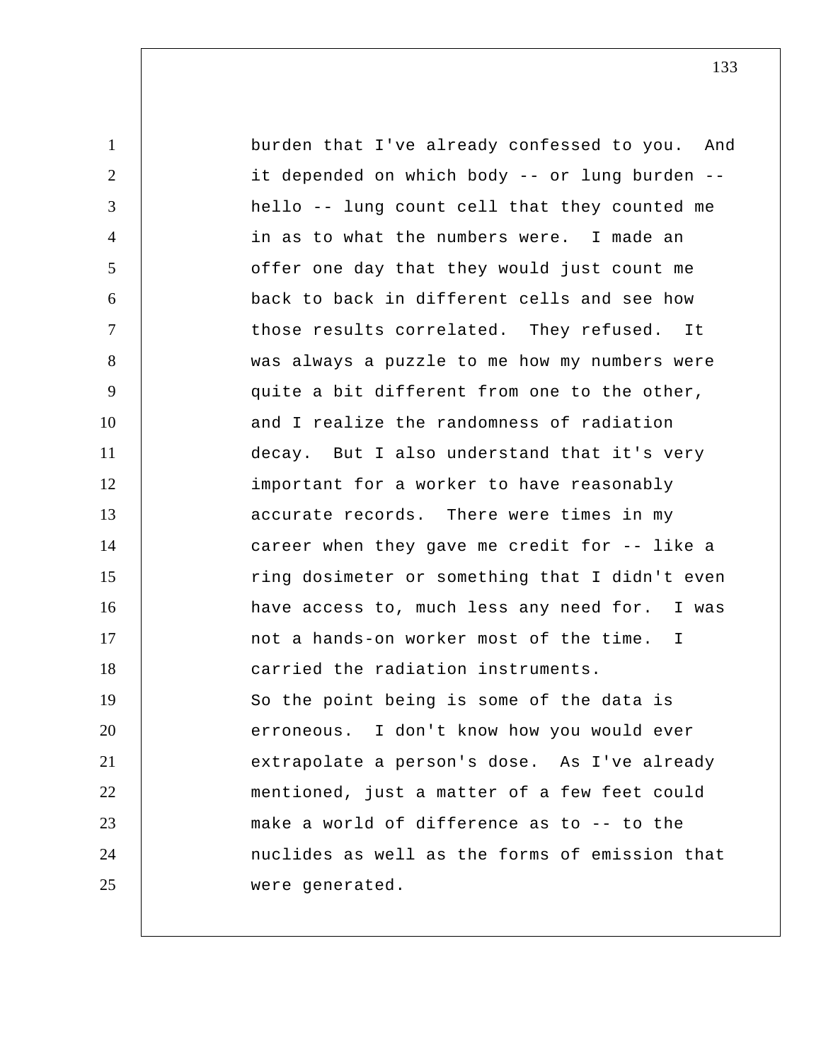burden that I've already confessed to you. And it depended on which body -- or lung burden -- hello -- lung count cell that they counted me in as to what the numbers were. I made an offer one day that they would just count me back to back in different cells and see how those results correlated. They refused. It was always a puzzle to me how my numbers were quite a bit different from one to the other, and I realize the randomness of radiation decay. But I also understand that it's very important for a worker to have reasonably accurate records. There were times in my career when they gave me credit for -- like a ring dosimeter or something that I didn't even have access to, much less any need for. I was not a hands-on worker most of the time. I carried the radiation instruments.

So the point being is some of the data is erroneous. I don't know how you would ever extrapolate a person's dose. As I've already mentioned, just a matter of a few feet could make a world of difference as to -- to the nuclides as well as the forms of emission that were generated.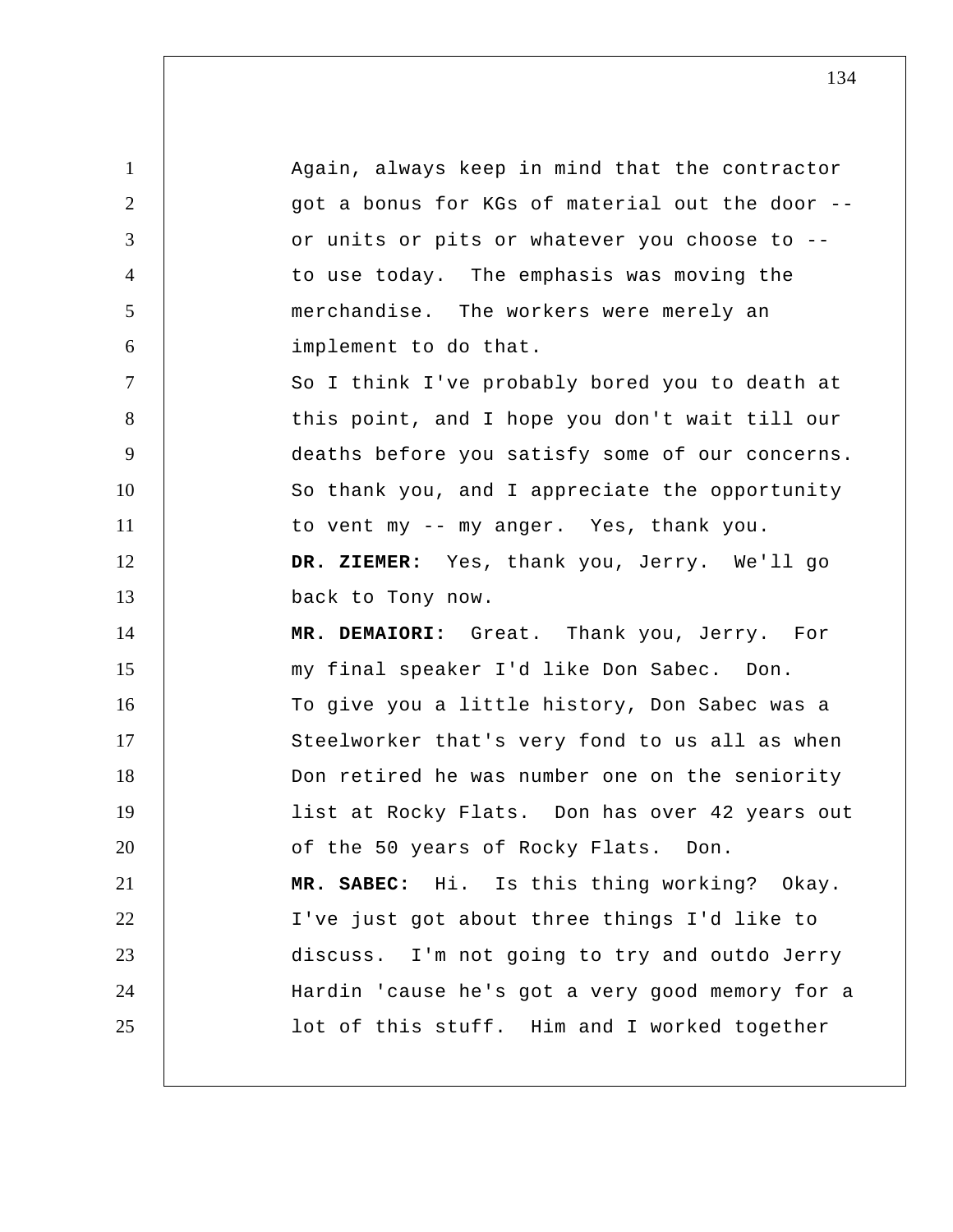Again, always keep in mind that the contractor got a bonus for KGs of material out the door -- or units or pits or whatever you choose to -- to use today. The emphasis was moving the merchandise. The workers were merely an implement to do that.

So I think I've probably bored you to death at this point, and I hope you don't wait till our deaths before you satisfy some of our concerns. So thank you, and I appreciate the opportunity to vent my -- my anger. Yes, thank you.

**DR. ZIEMER:** Yes, thank you, Jerry. We'll go back to Tony now.

**MR. DEMAIORI:** Great. Thank you, Jerry. For my final speaker I'd like Don Sabec. Don.

To give you a little history, Don Sabec was a Steelworker that's very fond to us all as when Don retired he was number one on the seniority list at Rocky Flats. Don has over 42 years out of the 50 years of Rocky Flats. Don.

**MR. SABEC:** Hi. Is this thing working? Okay. I've just got about three things I'd like to discuss. I'm not going to try and outdo Jerry Hardin 'cause he's got a very good memory for a lot of this stuff. Him and I worked together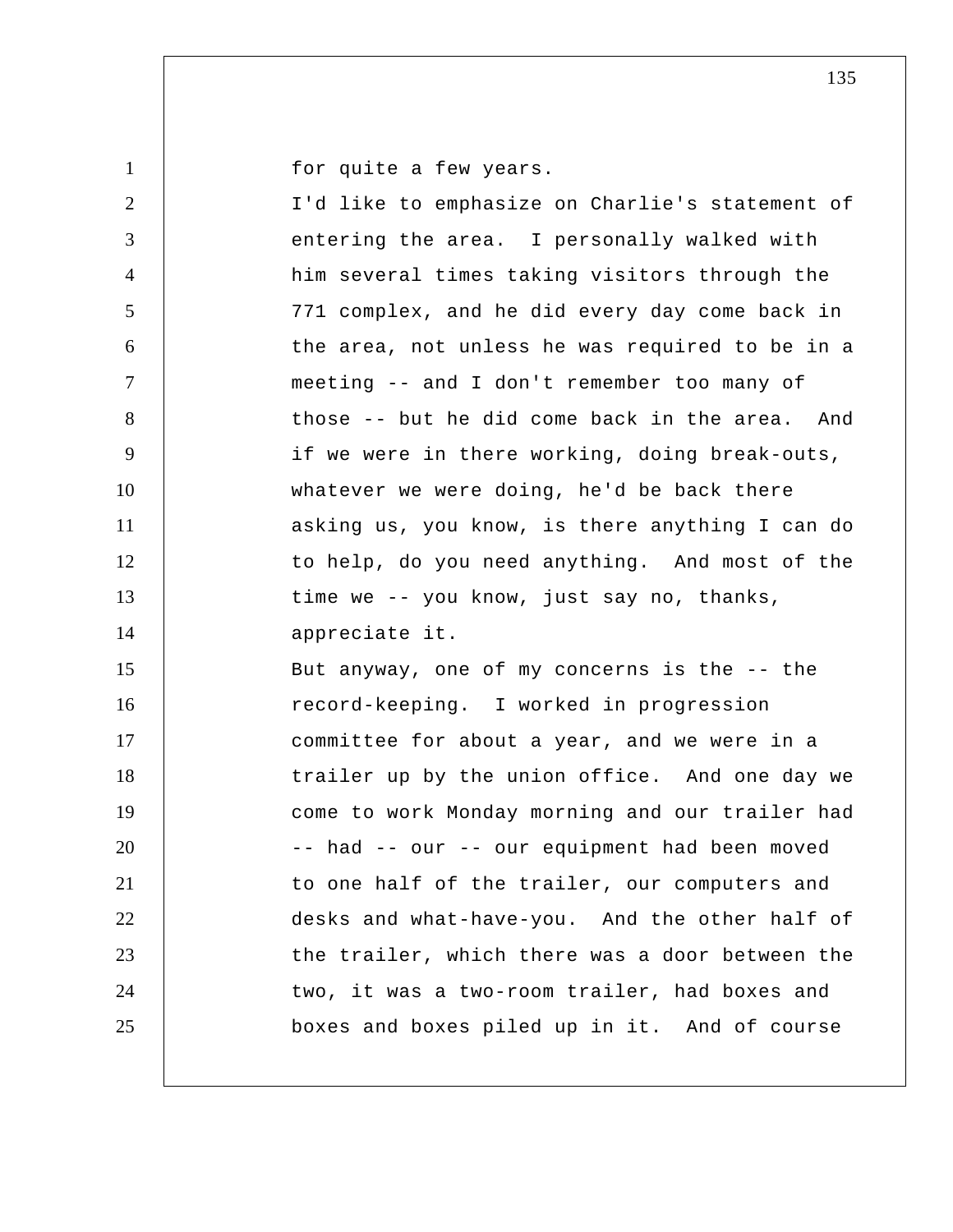for quite a few years.

I'd like to emphasize on Charlie's statement of entering the area. I personally walked with him several times taking visitors through the 771 complex, and he did every day come back in the area, not unless he was required to be in a meeting -- and I don't remember too many of those -- but he did come back in the area. And if we were in there working, doing break-outs, whatever we were doing, he'd be back there asking us, you know, is there anything I can do to help, do you need anything. And most of the time we -- you know, just say no, thanks, appreciate it.

But anyway, one of my concerns is the -- the record-keeping. I worked in progression committee for about a year, and we were in a trailer up by the union office. And one day we come to work Monday morning and our trailer had -- had -- our -- our equipment had been moved to one half of the trailer, our computers and desks and what-have-you. And the other half of the trailer, which there was a door between the two, it was a two-room trailer, had boxes and boxes and boxes piled up in it. And of course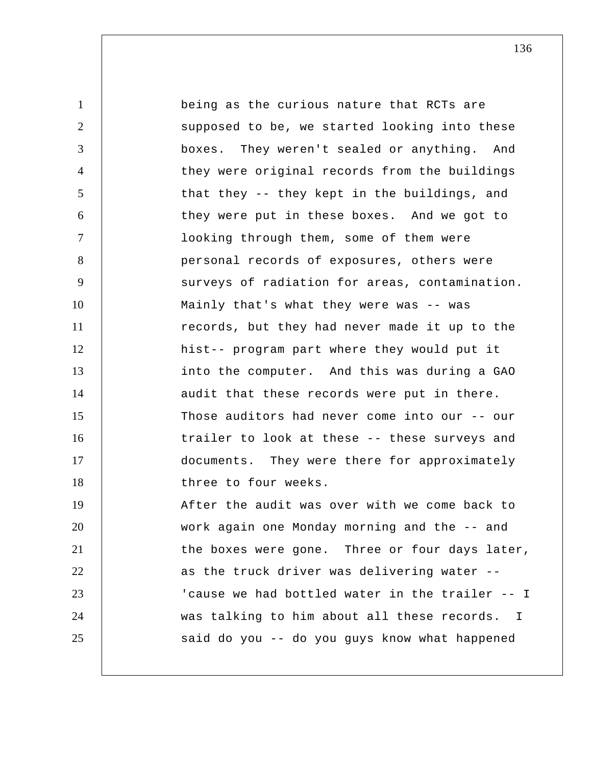being as the curious nature that RCTs are supposed to be, we started looking into these boxes. They weren't sealed or anything. And they were original records from the buildings that they -- they kept in the buildings, and they were put in these boxes. And we got to looking through them, some of them were personal records of exposures, others were surveys of radiation for areas, contamination. Mainly that's what they were was -- was records, but they had never made it up to the hist-- program part where they would put it into the computer. And this was during a GAO audit that these records were put in there. Those auditors had never come into our -- our trailer to look at these -- these surveys and documents. They were there for approximately three to four weeks.

After the audit was over with we come back to work again one Monday morning and the -- and the boxes were gone. Three or four days later, as the truck driver was delivering water -- 'cause we had bottled water in the trailer -- I was talking to him about all these records. I said do you -- do you guys know what happened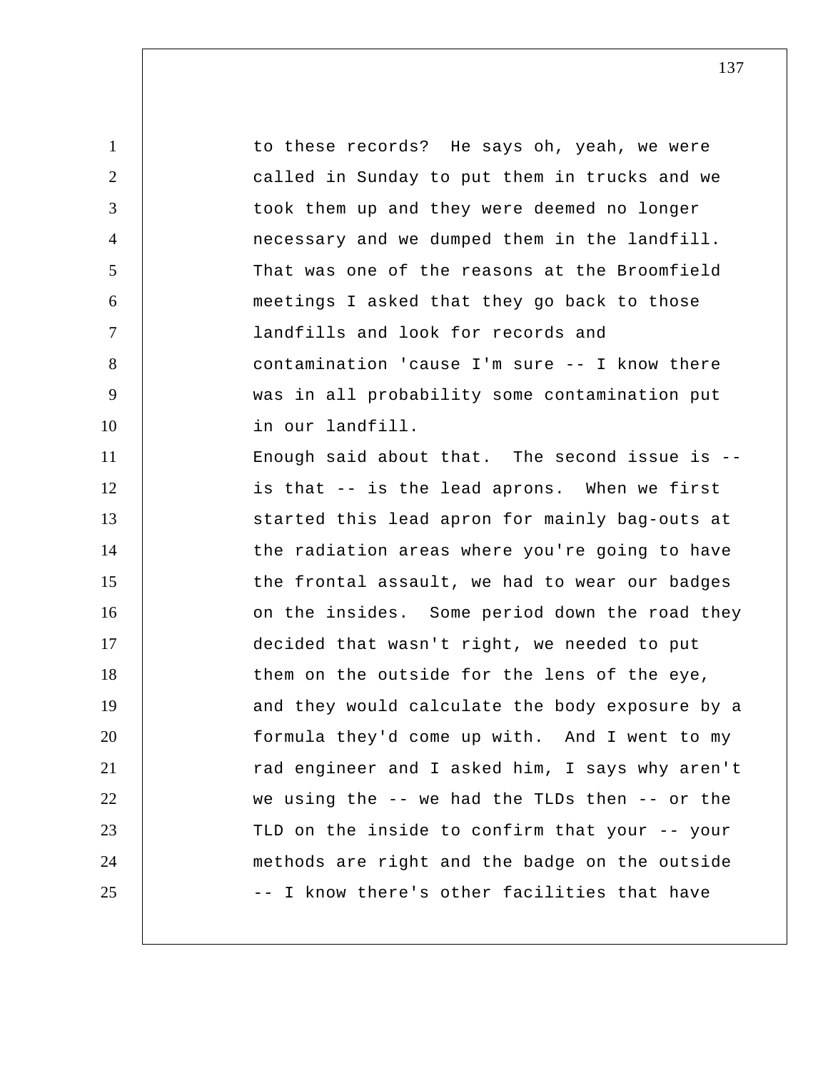to these records? He says oh, yeah, we were called in Sunday to put them in trucks and we took them up and they were deemed no longer necessary and we dumped them in the landfill. That was one of the reasons at the Broomfield meetings I asked that they go back to those landfills and look for records and contamination 'cause I'm sure -- I know there was in all probability some contamination put in our landfill.

Enough said about that. The second issue is -- is that -- is the lead aprons. When we first started this lead apron for mainly bag-outs at the radiation areas where you're going to have the frontal assault, we had to wear our badges on the insides. Some period down the road they decided that wasn't right, we needed to put them on the outside for the lens of the eye, and they would calculate the body exposure by a formula they'd come up with. And I went to my rad engineer and I asked him, I says why aren't we using the -- we had the TLDs then -- or the TLD on the inside to confirm that your -- your methods are right and the badge on the outside -- I know there's other facilities that have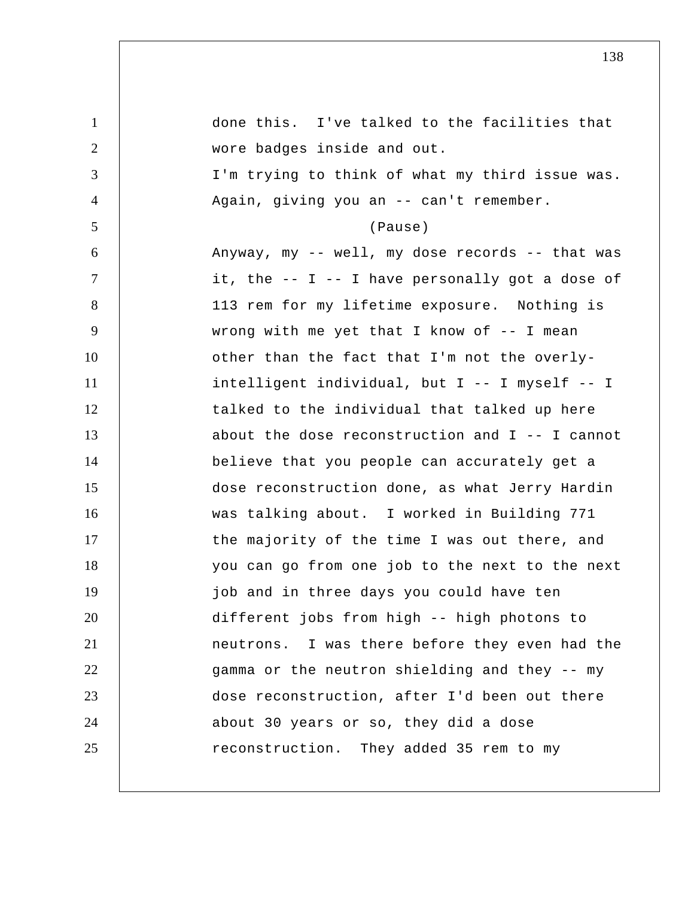done this. I've talked to the facilities that wore badges inside and out.

I'm trying to think of what my third issue was. Again, giving you an -- can't remember.

(Pause)

Anyway, my -- well, my dose records -- that was it, the -- I -- I have personally got a dose of 113 rem for my lifetime exposure. Nothing is wrong with me yet that I know of -- I mean other than the fact that I'm not the overly-intelligent individual, but I -- I myself -- I talked to the individual that talked up here about the dose reconstruction and I -- I cannot believe that you people can accurately get a dose reconstruction done, as what Jerry Hardin was talking about. I worked in Building 771 the majority of the time I was out there, and you can go from one job to the next to the next job and in three days you could have ten different jobs from high -- high photons to neutrons. I was there before they even had the gamma or the neutron shielding and they -- my dose reconstruction, after I'd been out there about 30 years or so, they did a dose reconstruction. They added 35 rem to my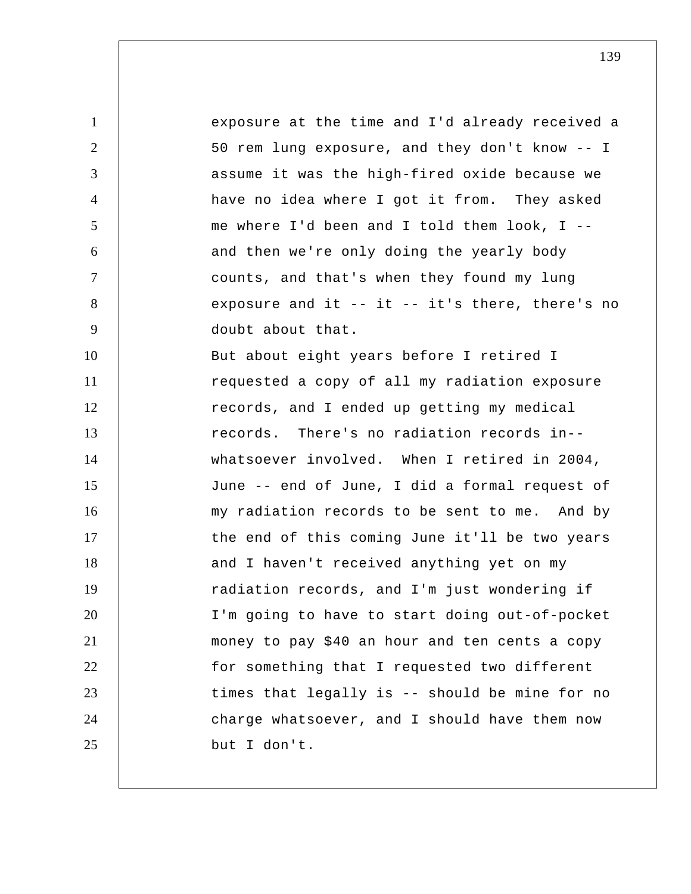exposure at the time and I'd already received a 50 rem lung exposure, and they don't know -- I assume it was the high-fired oxide because we have no idea where I got it from. They asked me where I'd been and I told them look, I -- and then we're only doing the yearly body counts, and that's when they found my lung exposure and it -- it -- it's there, there's no doubt about that.

But about eight years before I retired I requested a copy of all my radiation exposure records, and I ended up getting my medical records. There's no radiation records in-- whatsoever involved. When I retired in 2004, June -- end of June, I did a formal request of my radiation records to be sent to me. And by the end of this coming June it'll be two years and I haven't received anything yet on my radiation records, and I'm just wondering if I'm going to have to start doing out-of-pocket money to pay $40 an hour and ten cents a copy for something that I requested two different times that legally is -- should be mine for no charge whatsoever, and I should have them now but I don't.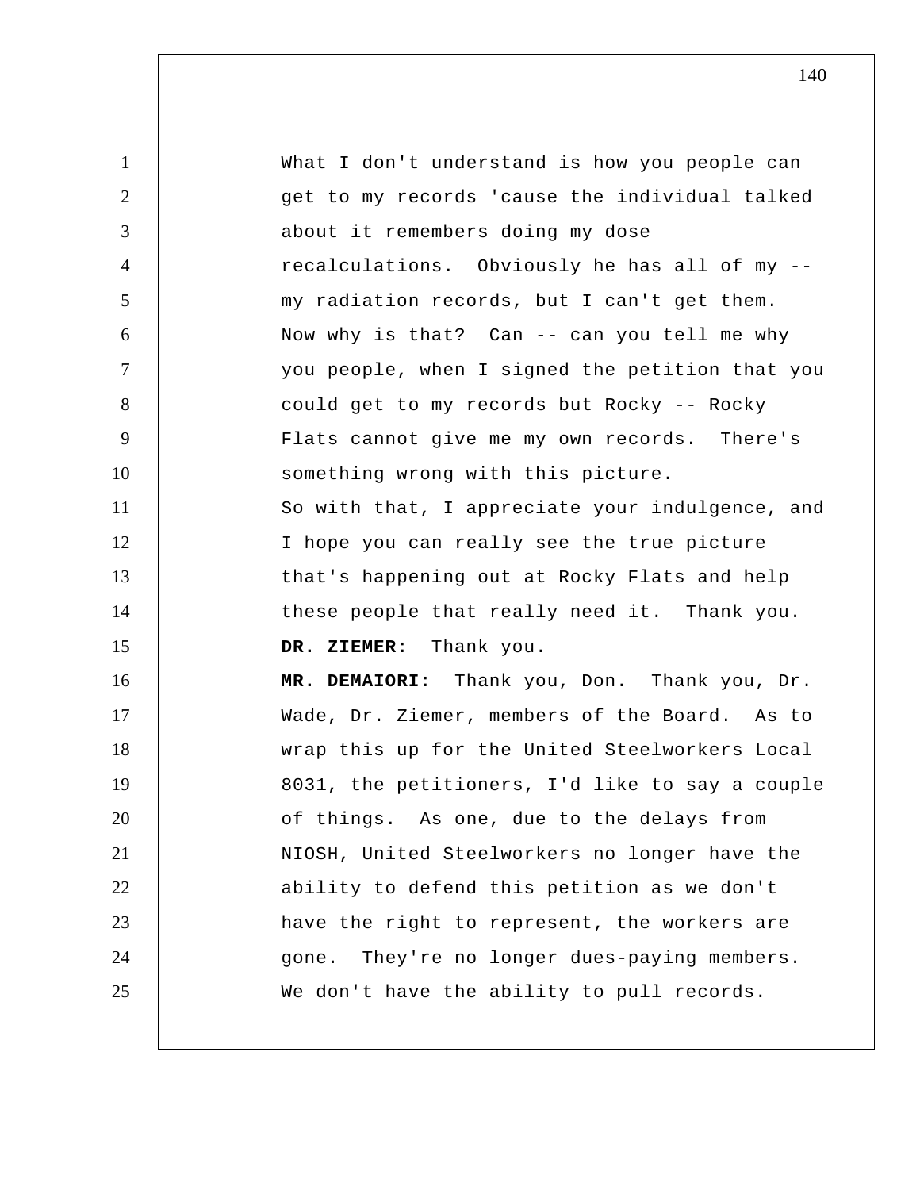What I don't understand is how you people can get to my records 'cause the individual talked about it remembers doing my dose recalculations. Obviously he has all of my -- my radiation records, but I can't get them. Now why is that? Can -- can you tell me why you people, when I signed the petition that you could get to my records but Rocky -- Rocky Flats cannot give me my own records. There's something wrong with this picture.

So with that, I appreciate your indulgence, and I hope you can really see the true picture that's happening out at Rocky Flats and help these people that really need it. Thank you.

**DR. ZIEMER:** Thank you.

**MR. DEMAIORI:** Thank you, Don. Thank you, Dr. Wade, Dr. Ziemer, members of the Board. As to wrap this up for the United Steelworkers Local 8031, the petitioners, I'd like to say a couple of things. As one, due to the delays from NIOSH, United Steelworkers no longer have the ability to defend this petition as we don't have the right to represent, the workers are gone. They're no longer dues-paying members. We don't have the ability to pull records.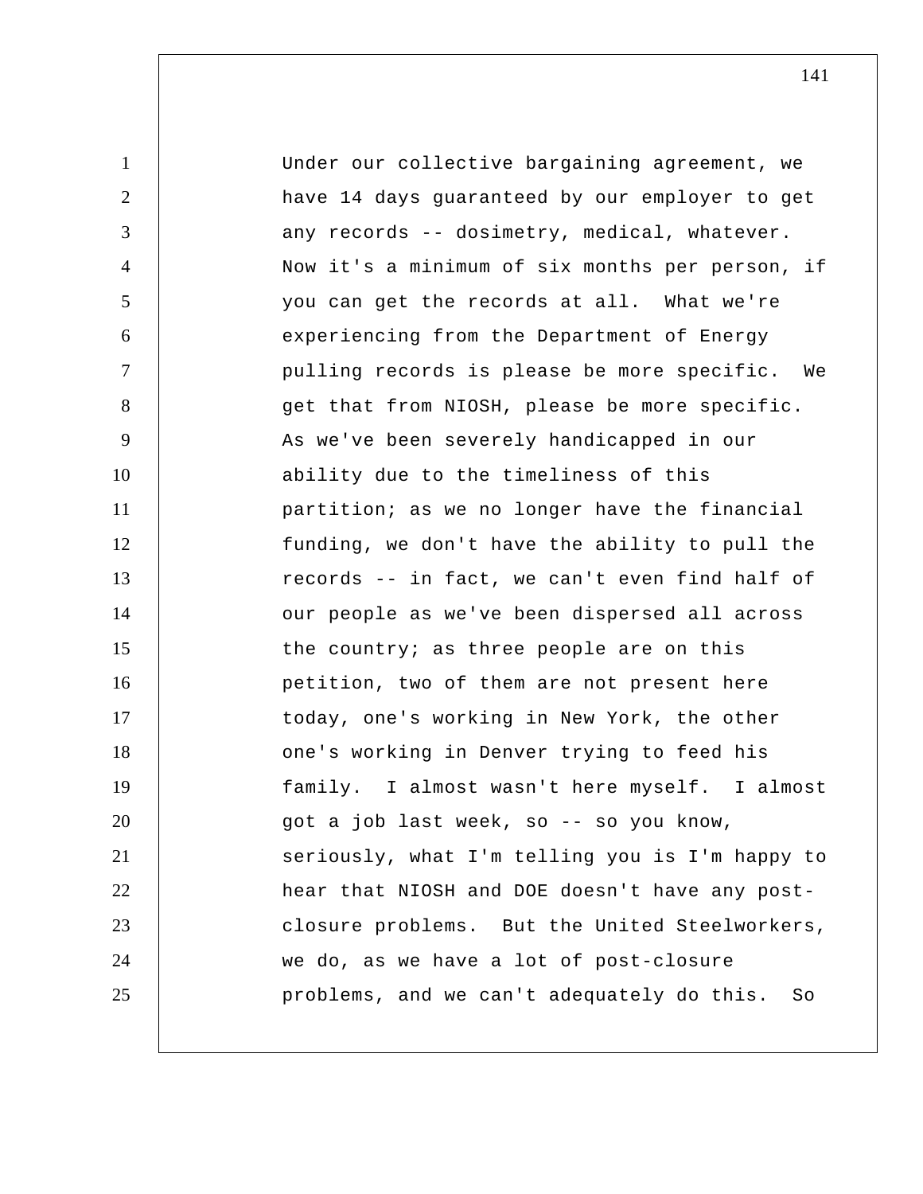Under our collective bargaining agreement, we have 14 days guaranteed by our employer to get any records -- dosimetry, medical, whatever. Now it's a minimum of six months per person, if you can get the records at all. What we're experiencing from the Department of Energy pulling records is please be more specific. We get that from NIOSH, please be more specific. As we've been severely handicapped in our ability due to the timeliness of this partition; as we no longer have the financial funding, we don't have the ability to pull the records -- in fact, we can't even find half of our people as we've been dispersed all across the country; as three people are on this petition, two of them are not present here today, one's working in New York, the other one's working in Denver trying to feed his family. I almost wasn't here myself. I almost got a job last week, so -- so you know, seriously, what I'm telling you is I'm happy to hear that NIOSH and DOE doesn't have any post-closure problems. But the United Steelworkers, we do, as we have a lot of post-closure problems, and we can't adequately do this. So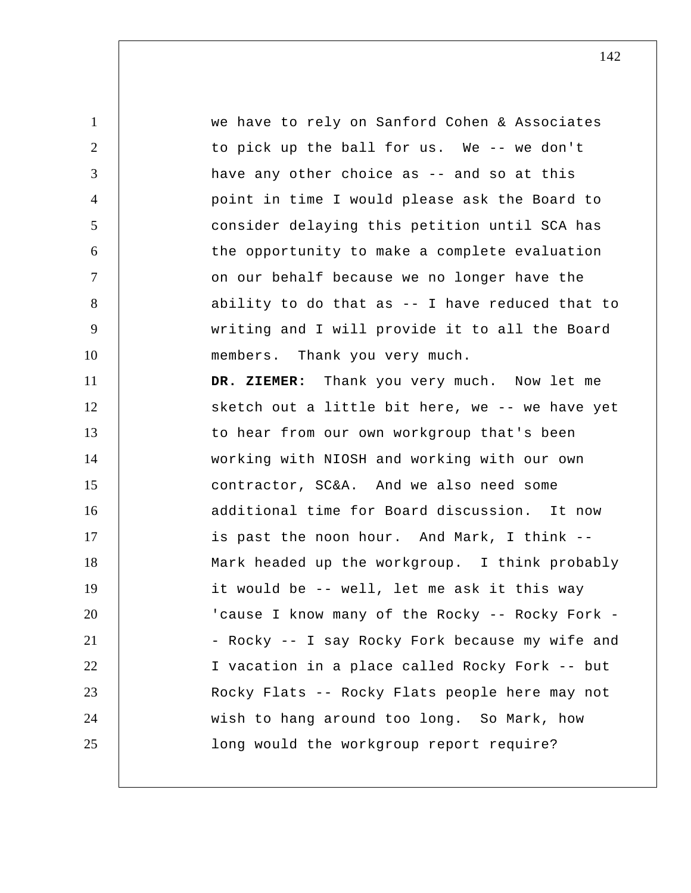we have to rely on Sanford Cohen & Associates to pick up the ball for us. We -- we don't have any other choice as -- and so at this point in time I would please ask the Board to consider delaying this petition until SCA has the opportunity to make a complete evaluation on our behalf because we no longer have the ability to do that as -- I have reduced that to writing and I will provide it to all the Board members. Thank you very much.

**DR. ZIEMER:** Thank you very much. Now let me sketch out a little bit here, we -- we have yet to hear from our own workgroup that's been working with NIOSH and working with our own contractor, SC&A. And we also need some additional time for Board discussion. It now is past the noon hour. And Mark, I think -- Mark headed up the workgroup. I think probably it would be -- well, let me ask it this way 'cause I know many of the Rocky -- Rocky Fork -- Rocky -- I say Rocky Fork because my wife and I vacation in a place called Rocky Fork -- but Rocky Flats -- Rocky Flats people here may not wish to hang around too long. So Mark, how long would the workgroup report require?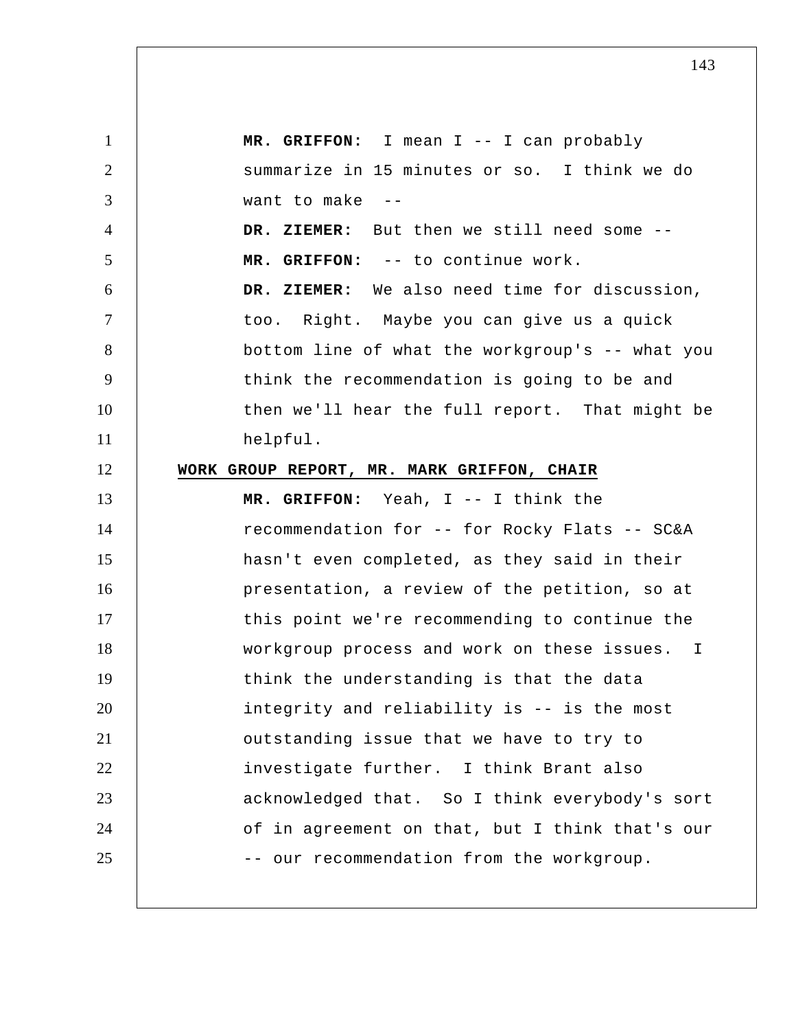**MR. GRIFFON:** I mean I -- I can probably summarize in 15 minutes or so. I think we do want to make --

**DR. ZIEMER:** But then we still need some --

**MR. GRIFFON:** -- to continue work.

**DR. ZIEMER:** We also need time for discussion, too. Right. Maybe you can give us a quick bottom line of what the workgroup's -- what you think the recommendation is going to be and then we'll hear the full report. That might be helpful.

**WORK GROUP REPORT, MR. MARK GRIFFON, CHAIR**

**MR. GRIFFON:** Yeah, I -- I think the recommendation for -- for Rocky Flats -- SC&A hasn't even completed, as they said in their presentation, a review of the petition, so at this point we're recommending to continue the workgroup process and work on these issues. I think the understanding is that the data integrity and reliability is -- is the most outstanding issue that we have to try to investigate further. I think Brant also acknowledged that. So I think everybody's sort of in agreement on that, but I think that's our -- our recommendation from the workgroup.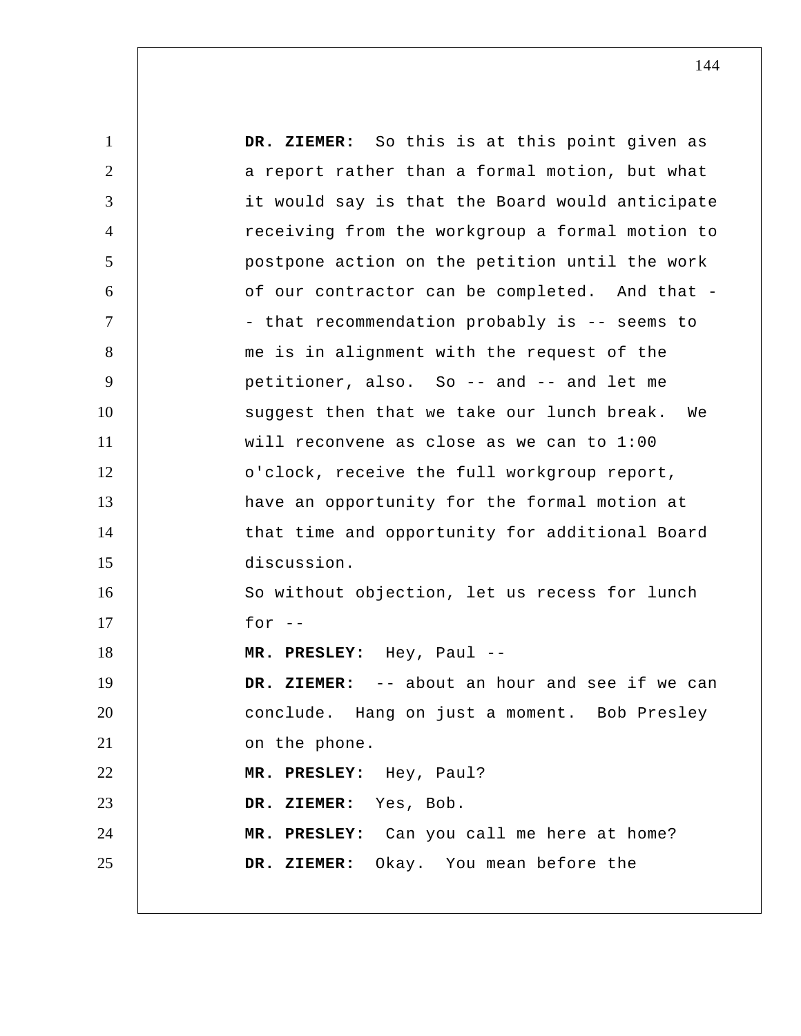**DR. ZIEMER:** So this is at this point given as a report rather than a formal motion, but what it would say is that the Board would anticipate receiving from the workgroup a formal motion to postpone action on the petition until the work of our contractor can be completed. And that -- that recommendation probably is -- seems to me is in alignment with the request of the petitioner, also. So -- and -- and let me suggest then that we take our lunch break. We will reconvene as close as we can to 1:00 o'clock, receive the full workgroup report, have an opportunity for the formal motion at that time and opportunity for additional Board discussion.

So without objection, let us recess for lunch for --

**MR. PRESLEY:** Hey, Paul --

**DR. ZIEMER:** -- about an hour and see if we can conclude. Hang on just a moment. Bob Presley on the phone.

**MR. PRESLEY:** Hey, Paul?

**DR. ZIEMER:** Yes, Bob.

**MR. PRESLEY:** Can you call me here at home?

**DR. ZIEMER:** Okay. You mean before the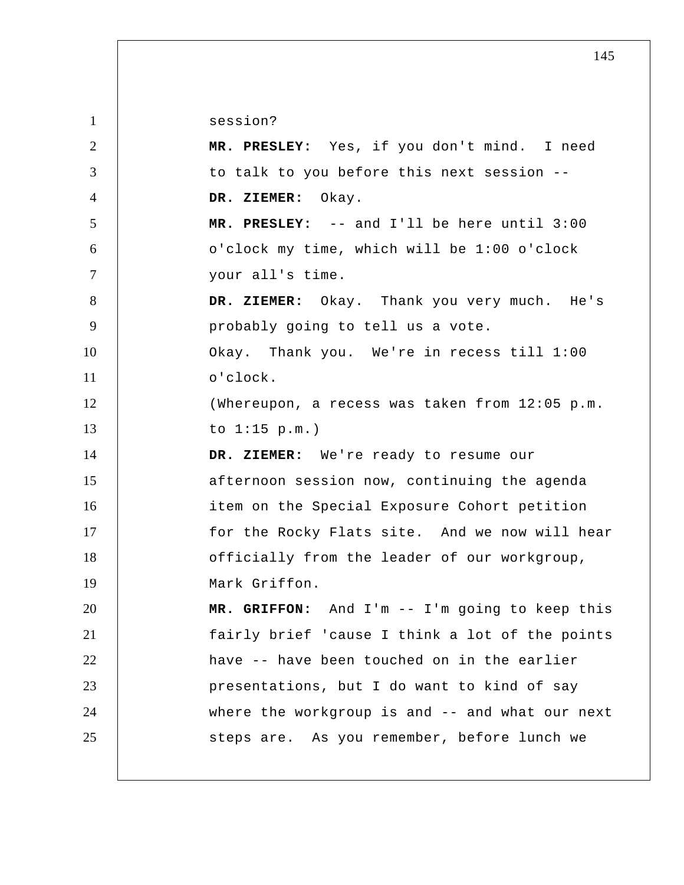session?

**MR. PRESLEY:** Yes, if you don't mind. I need to talk to you before this next session --

**DR. ZIEMER:** Okay.

**MR. PRESLEY:** -- and I'll be here until 3:00 o'clock my time, which will be 1:00 o'clock your all's time.

**DR. ZIEMER:** Okay. Thank you very much. He's probably going to tell us a vote.

Okay. Thank you. We're in recess till 1:00 o'clock.

(Whereupon, a recess was taken from 12:05 p.m. to 1:15 p.m.)

**DR. ZIEMER:** We're ready to resume our afternoon session now, continuing the agenda item on the Special Exposure Cohort petition for the Rocky Flats site. And we now will hear officially from the leader of our workgroup, Mark Griffon.

**MR. GRIFFON:** And I'm -- I'm going to keep this fairly brief 'cause I think a lot of the points have -- have been touched on in the earlier presentations, but I do want to kind of say where the workgroup is and -- and what our next steps are. As you remember, before lunch we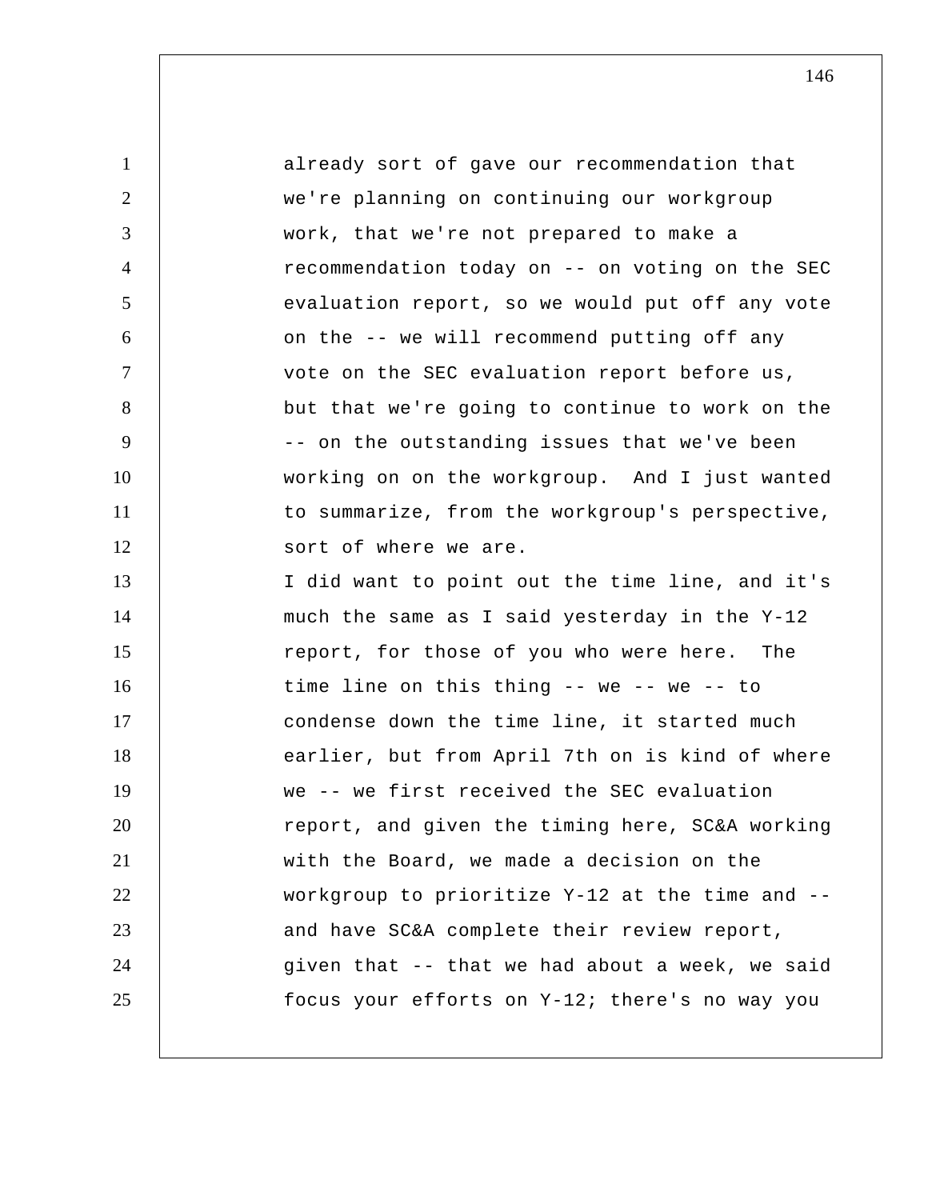already sort of gave our recommendation that we're planning on continuing our workgroup work, that we're not prepared to make a recommendation today on -- on voting on the SEC evaluation report, so we would put off any vote on the -- we will recommend putting off any vote on the SEC evaluation report before us, but that we're going to continue to work on the -- on the outstanding issues that we've been working on on the workgroup. And I just wanted to summarize, from the workgroup's perspective, sort of where we are.

I did want to point out the time line, and it's much the same as I said yesterday in the Y-12 report, for those of you who were here. The time line on this thing -- we -- we -- to condense down the time line, it started much earlier, but from April 7th on is kind of where we -- we first received the SEC evaluation report, and given the timing here, SC&A working with the Board, we made a decision on the workgroup to prioritize Y-12 at the time and -- and have SC&A complete their review report, given that -- that we had about a week, we said focus your efforts on Y-12; there's no way you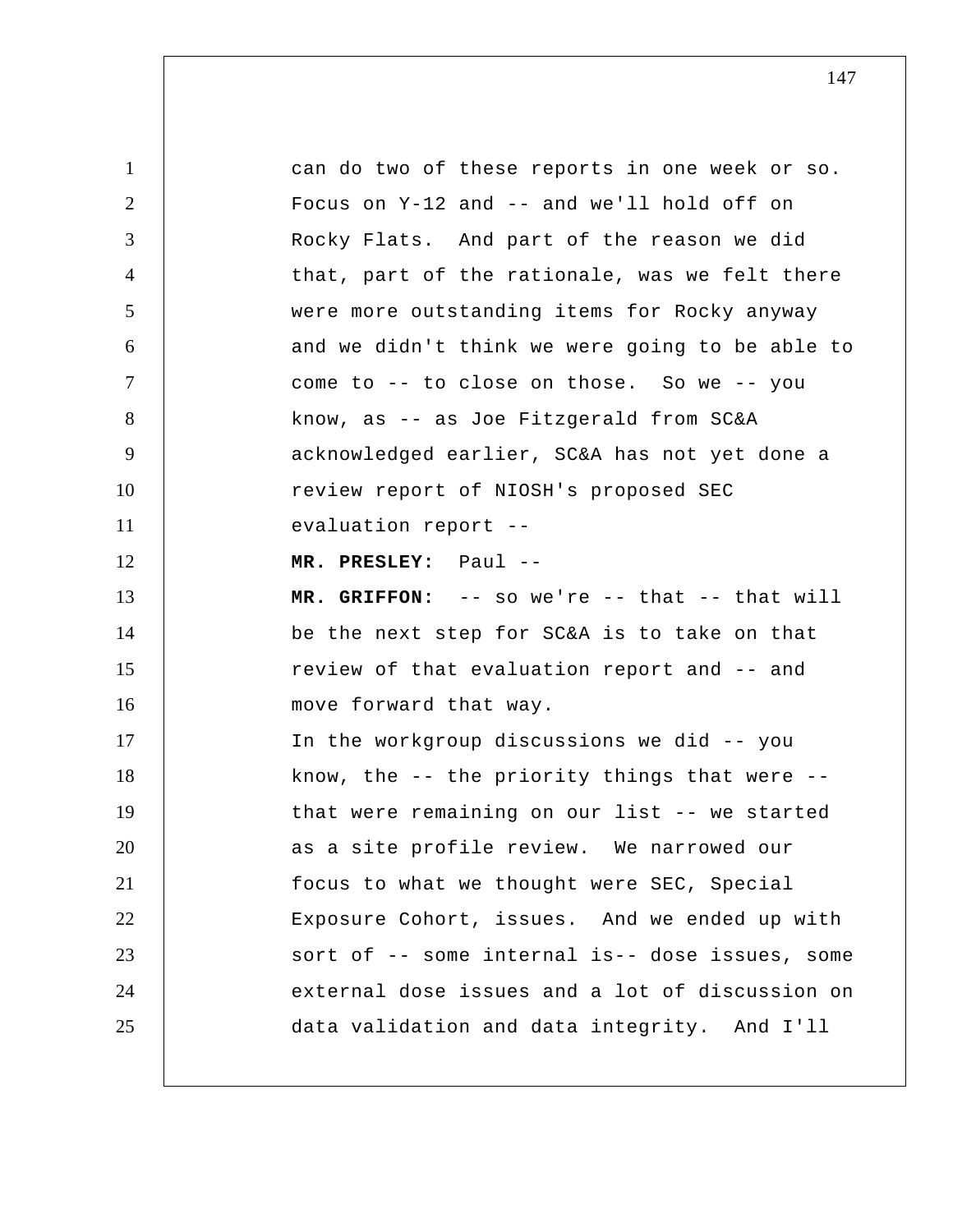can do two of these reports in one week or so. Focus on Y-12 and -- and we'll hold off on Rocky Flats. And part of the reason we did that, part of the rationale, was we felt there were more outstanding items for Rocky anyway and we didn't think we were going to be able to come to -- to close on those. So we -- you know, as -- as Joe Fitzgerald from SC&A acknowledged earlier, SC&A has not yet done a review report of NIOSH's proposed SEC evaluation report --

**MR. PRESLEY:** Paul --

**MR. GRIFFON:** -- so we're -- that -- that will be the next step for SC&A is to take on that review of that evaluation report and -- and move forward that way.

In the workgroup discussions we did -- you know, the -- the priority things that were -- that were remaining on our list -- we started as a site profile review. We narrowed our focus to what we thought were SEC, Special Exposure Cohort, issues. And we ended up with sort of -- some internal is-- dose issues, some external dose issues and a lot of discussion on data validation and data integrity. And I'll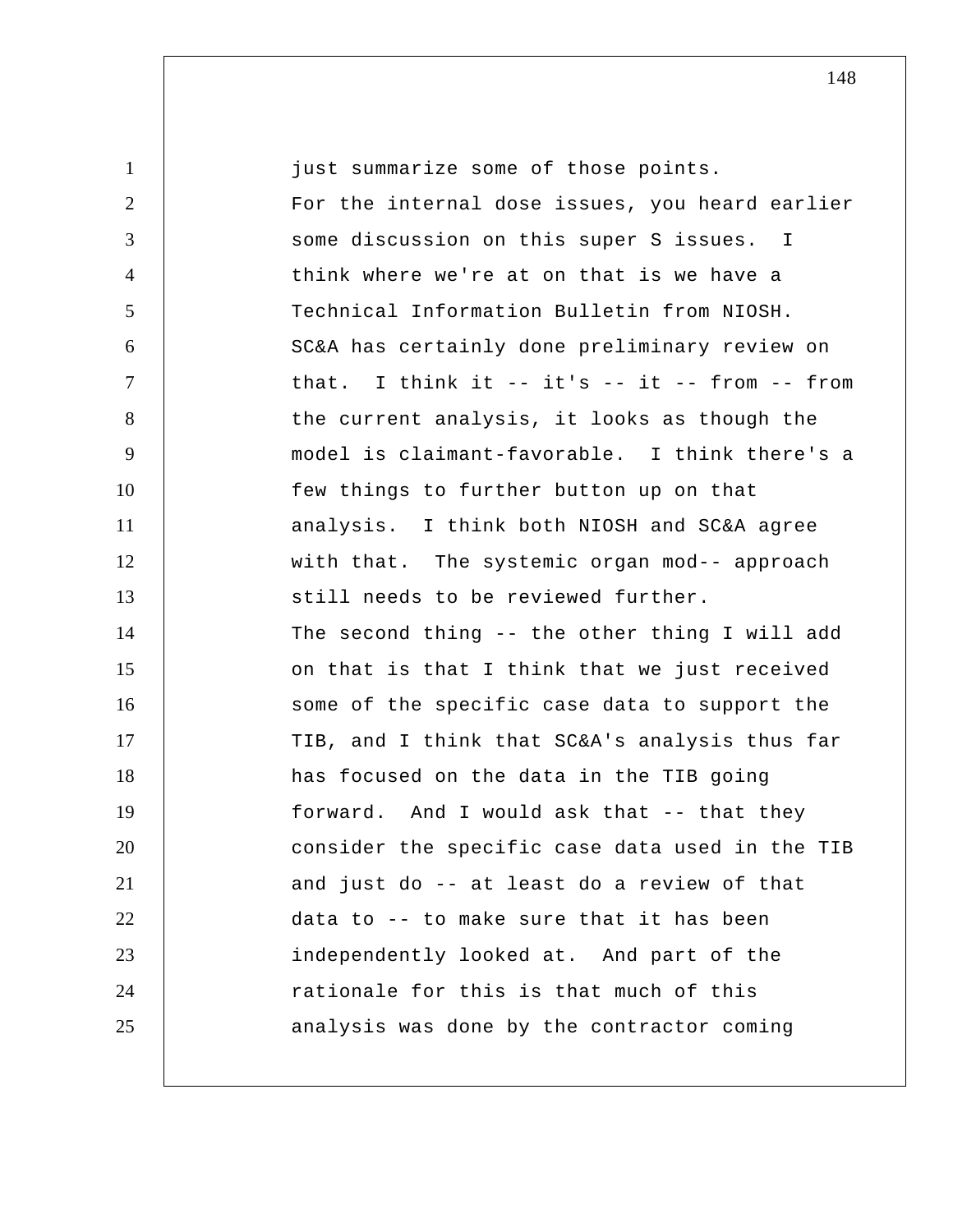just summarize some of those points.

For the internal dose issues, you heard earlier some discussion on this super S issues. I think where we're at on that is we have a Technical Information Bulletin from NIOSH. SC&A has certainly done preliminary review on that. I think it -- it's -- it -- from -- from the current analysis, it looks as though the model is claimant-favorable. I think there's a few things to further button up on that analysis. I think both NIOSH and SC&A agree with that. The systemic organ mod-- approach still needs to be reviewed further.

The second thing -- the other thing I will add on that is that I think that we just received some of the specific case data to support the TIB, and I think that SC&A's analysis thus far has focused on the data in the TIB going forward. And I would ask that -- that they consider the specific case data used in the TIB and just do -- at least do a review of that data to -- to make sure that it has been independently looked at. And part of the rationale for this is that much of this analysis was done by the contractor coming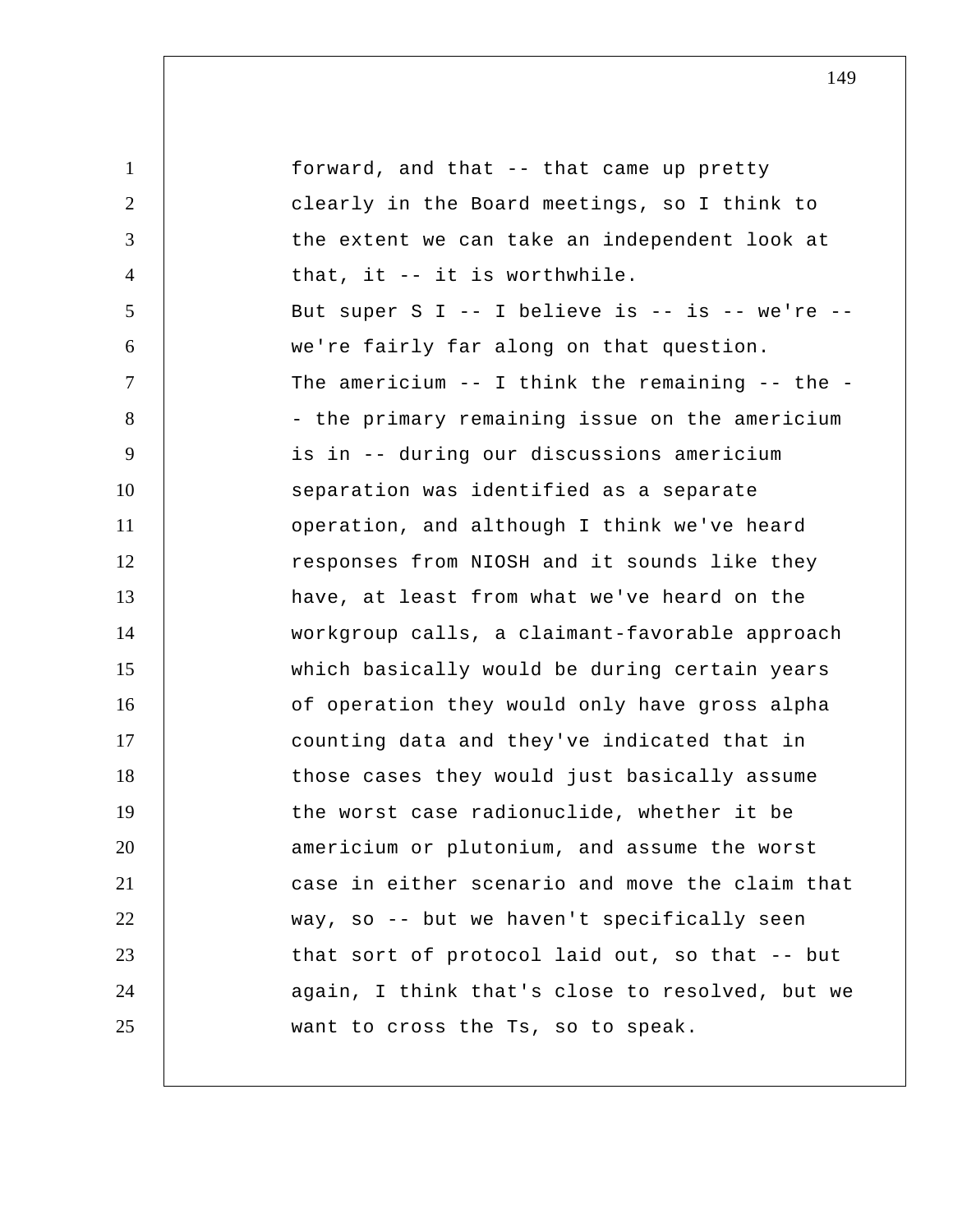forward, and that -- that came up pretty clearly in the Board meetings, so I think to the extent we can take an independent look at that, it -- it is worthwhile.

But super S I -- I believe is -- is -- we're -- we're fairly far along on that question.

The americium -- I think the remaining -- the -- the primary remaining issue on the americium is in -- during our discussions americium separation was identified as a separate operation, and although I think we've heard responses from NIOSH and it sounds like they have, at least from what we've heard on the workgroup calls, a claimant-favorable approach which basically would be during certain years of operation they would only have gross alpha counting data and they've indicated that in those cases they would just basically assume the worst case radionuclide, whether it be americium or plutonium, and assume the worst case in either scenario and move the claim that way, so -- but we haven't specifically seen that sort of protocol laid out, so that -- but again, I think that's close to resolved, but we want to cross the Ts, so to speak.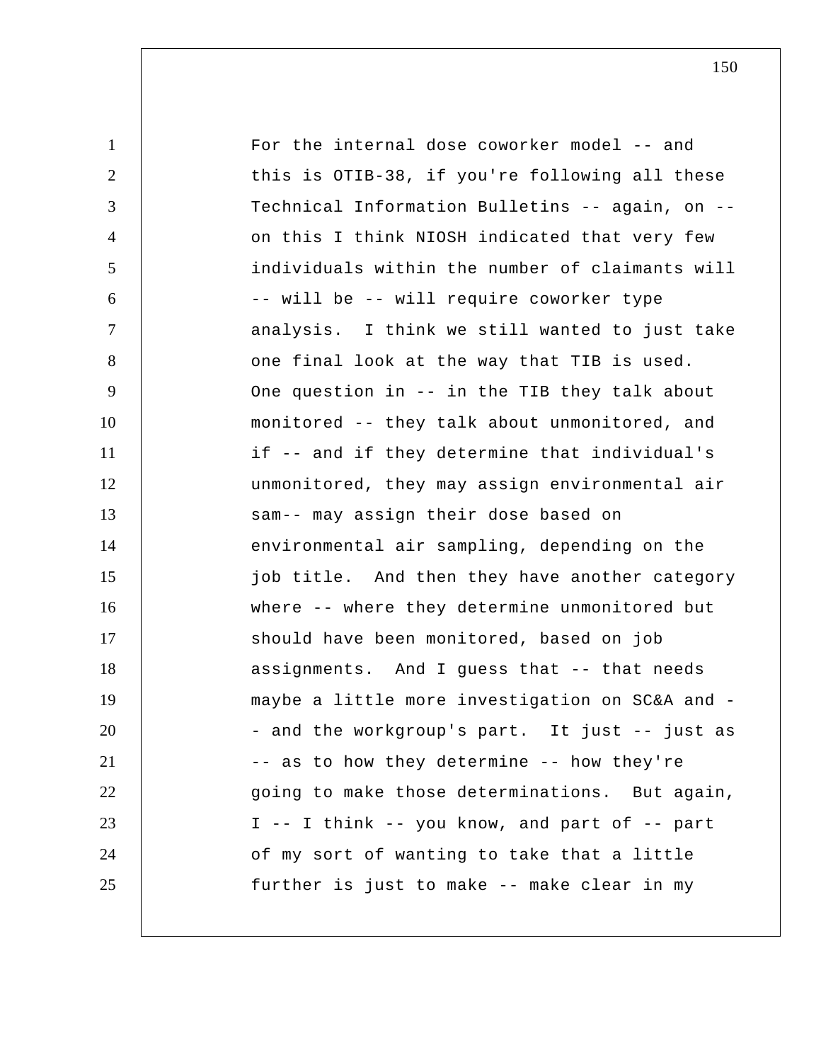For the internal dose coworker model -- and this is OTIB-38, if you're following all these Technical Information Bulletins -- again, on -- on this I think NIOSH indicated that very few individuals within the number of claimants will -- will be -- will require coworker type analysis. I think we still wanted to just take one final look at the way that TIB is used. One question in -- in the TIB they talk about monitored -- they talk about unmonitored, and if -- and if they determine that individual's unmonitored, they may assign environmental air sam-- may assign their dose based on environmental air sampling, depending on the job title. And then they have another category where -- where they determine unmonitored but should have been monitored, based on job assignments. And I guess that -- that needs maybe a little more investigation on SC&A and -- and the workgroup's part. It just -- just as -- as to how they determine -- how they're going to make those determinations. But again, I -- I think -- you know, and part of -- part of my sort of wanting to take that a little further is just to make -- make clear in my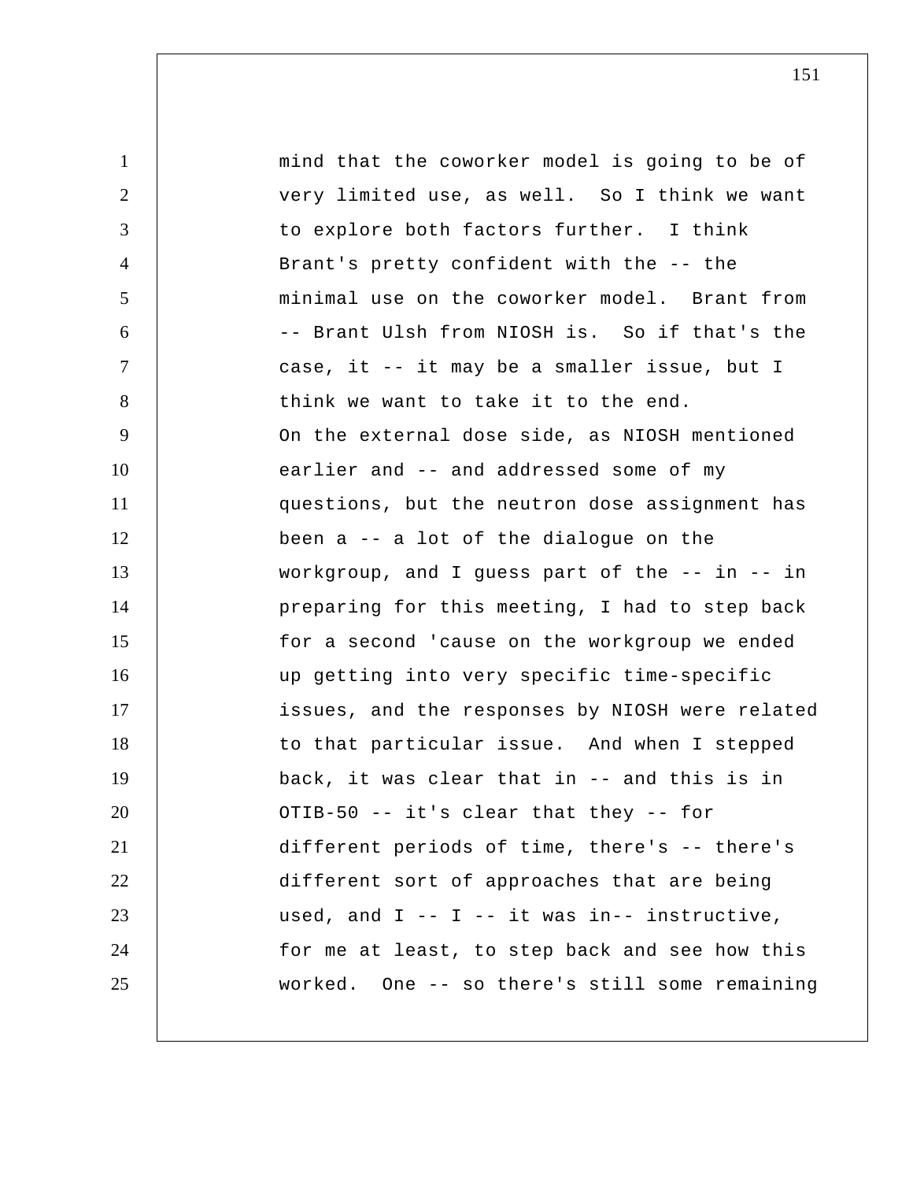mind that the coworker model is going to be of very limited use, as well. So I think we want to explore both factors further. I think Brant's pretty confident with the -- the minimal use on the coworker model. Brant from -- Brant Ulsh from NIOSH is. So if that's the case, it -- it may be a smaller issue, but I think we want to take it to the end.

On the external dose side, as NIOSH mentioned earlier and -- and addressed some of my questions, but the neutron dose assignment has been a -- a lot of the dialogue on the workgroup, and I guess part of the -- in -- in preparing for this meeting, I had to step back for a second 'cause on the workgroup we ended up getting into very specific time-specific issues, and the responses by NIOSH were related to that particular issue. And when I stepped back, it was clear that in -- and this is in OTIB-50 -- it's clear that they -- for different periods of time, there's -- there's different sort of approaches that are being used, and I -- I -- it was in-- instructive, for me at least, to step back and see how this worked. One -- so there's still some remaining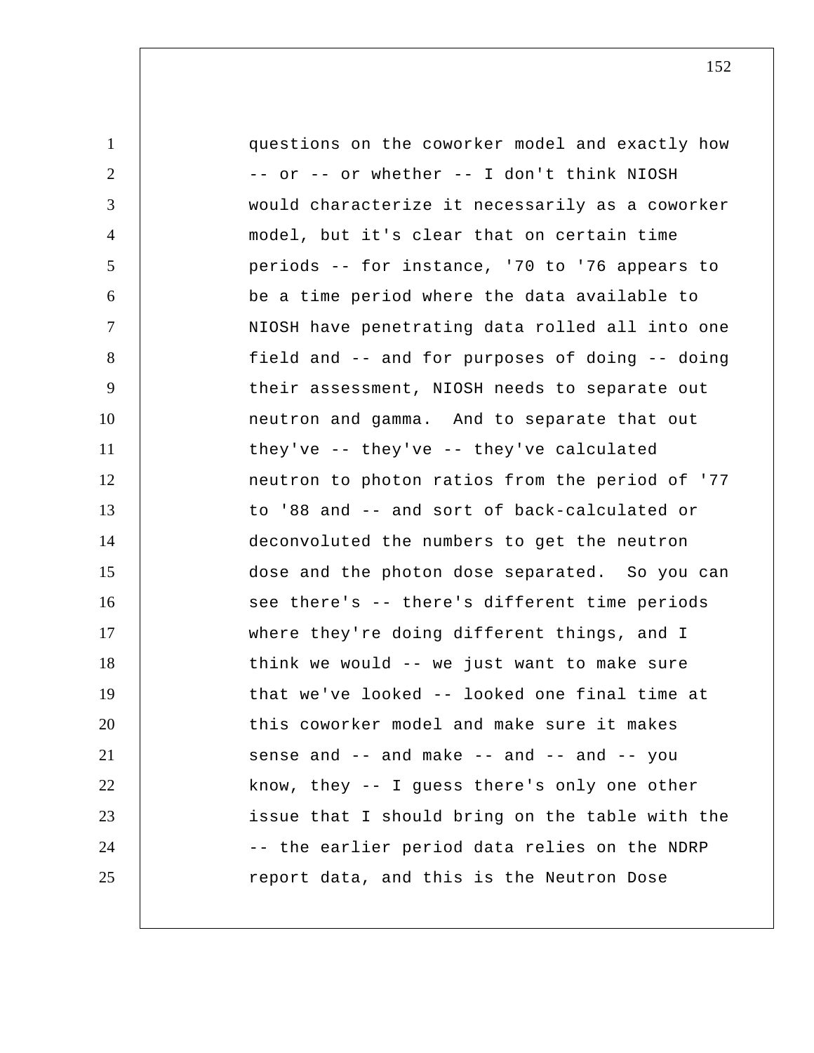questions on the coworker model and exactly how -- or -- or whether -- I don't think NIOSH would characterize it necessarily as a coworker model, but it's clear that on certain time periods -- for instance, '70 to '76 appears to be a time period where the data available to NIOSH have penetrating data rolled all into one field and -- and for purposes of doing -- doing their assessment, NIOSH needs to separate out neutron and gamma. And to separate that out they've -- they've -- they've calculated neutron to photon ratios from the period of '77 to '88 and -- and sort of back-calculated or deconvoluted the numbers to get the neutron dose and the photon dose separated. So you can see there's -- there's different time periods where they're doing different things, and I think we would -- we just want to make sure that we've looked -- looked one final time at this coworker model and make sure it makes sense and -- and make -- and -- and -- you know, they -- I guess there's only one other issue that I should bring on the table with the -- the earlier period data relies on the NDRP report data, and this is the Neutron Dose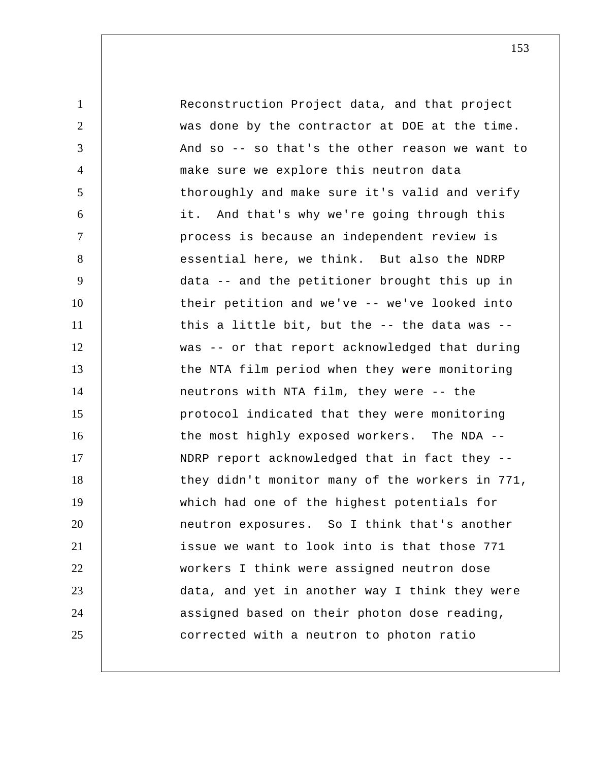Reconstruction Project data, and that project was done by the contractor at DOE at the time. And so -- so that's the other reason we want to make sure we explore this neutron data thoroughly and make sure it's valid and verify it. And that's why we're going through this process is because an independent review is essential here, we think. But also the NDRP data -- and the petitioner brought this up in their petition and we've -- we've looked into this a little bit, but the -- the data was -- was -- or that report acknowledged that during the NTA film period when they were monitoring neutrons with NTA film, they were -- the protocol indicated that they were monitoring the most highly exposed workers. The NDA -- NDRP report acknowledged that in fact they -- they didn't monitor many of the workers in 771, which had one of the highest potentials for neutron exposures. So I think that's another issue we want to look into is that those 771 workers I think were assigned neutron dose data, and yet in another way I think they were assigned based on their photon dose reading, corrected with a neutron to photon ratio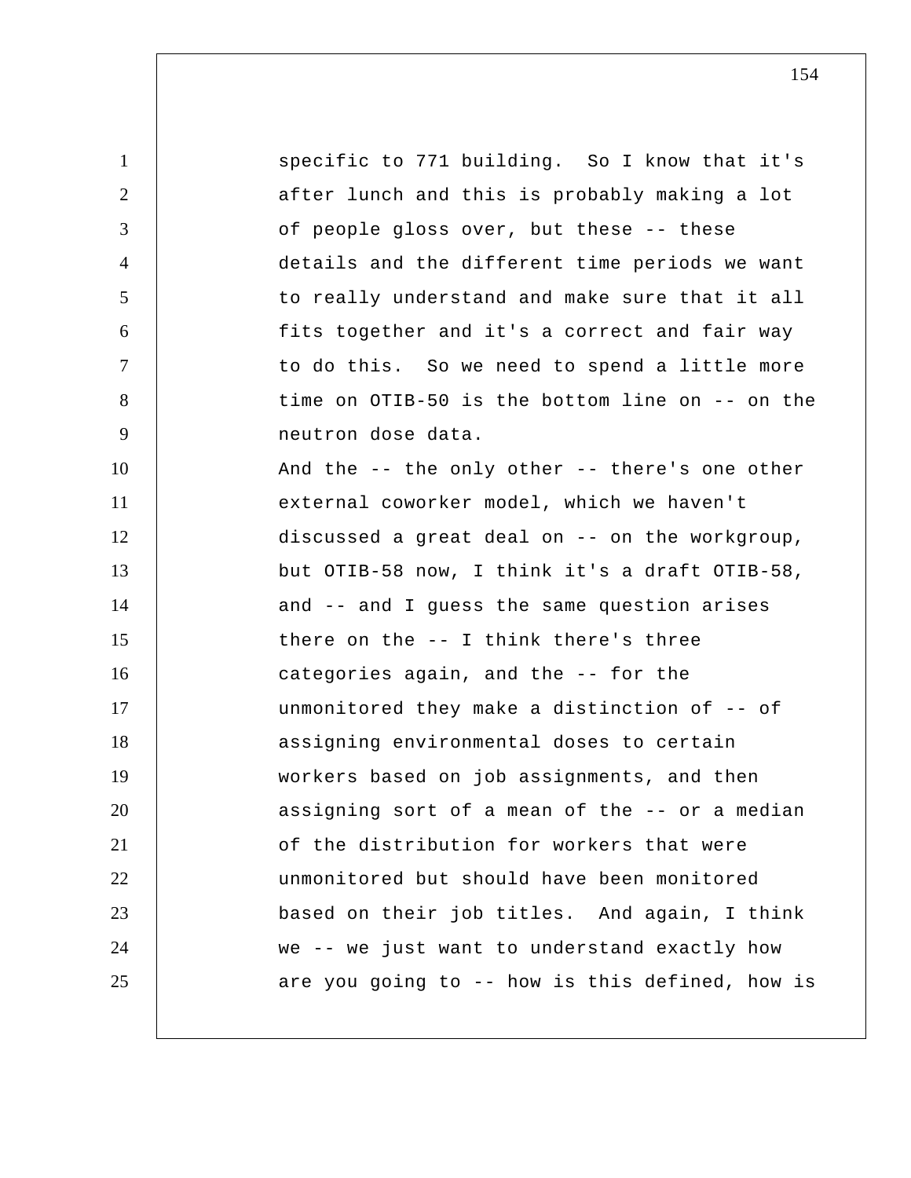specific to 771 building. So I know that it's after lunch and this is probably making a lot of people gloss over, but these -- these details and the different time periods we want to really understand and make sure that it all fits together and it's a correct and fair way to do this. So we need to spend a little more time on OTIB-50 is the bottom line on -- on the neutron dose data.

And the -- the only other -- there's one other external coworker model, which we haven't discussed a great deal on -- on the workgroup, but OTIB-58 now, I think it's a draft OTIB-58, and -- and I guess the same question arises there on the -- I think there's three categories again, and the -- for the unmonitored they make a distinction of -- of assigning environmental doses to certain workers based on job assignments, and then assigning sort of a mean of the -- or a median of the distribution for workers that were unmonitored but should have been monitored based on their job titles. And again, I think we -- we just want to understand exactly how are you going to -- how is this defined, how is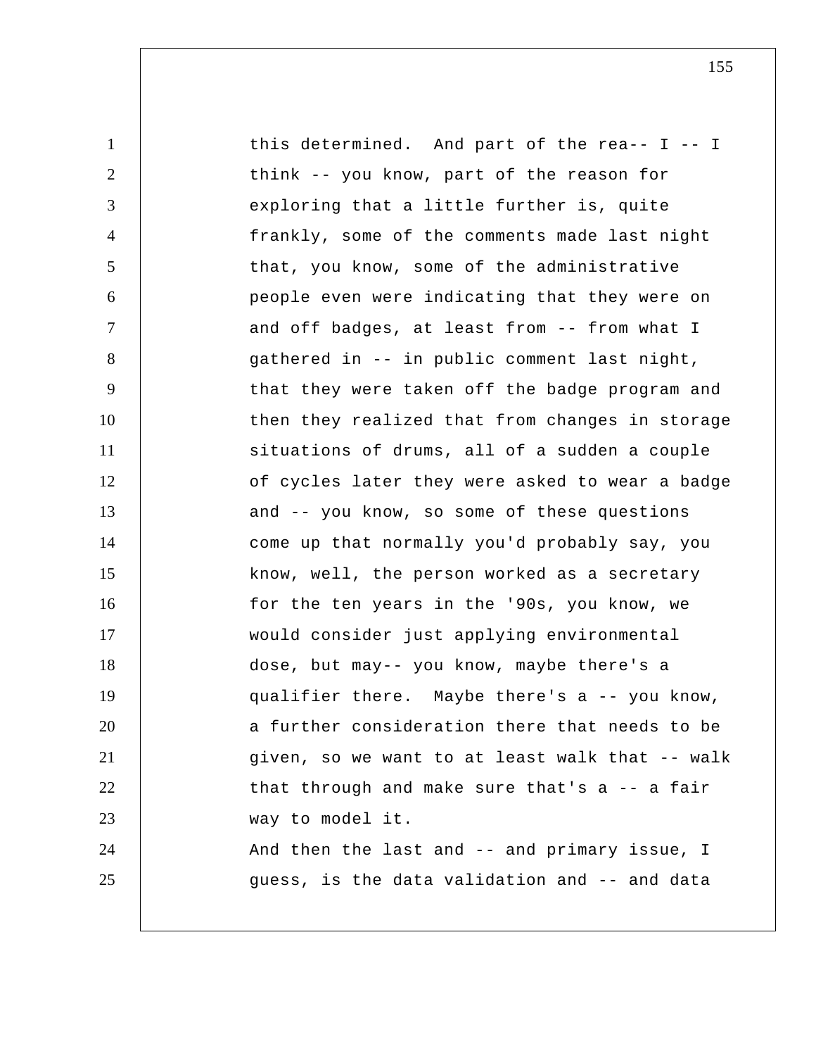this determined. And part of the rea-- I -- I think -- you know, part of the reason for exploring that a little further is, quite frankly, some of the comments made last night that, you know, some of the administrative people even were indicating that they were on and off badges, at least from -- from what I gathered in -- in public comment last night, that they were taken off the badge program and then they realized that from changes in storage situations of drums, all of a sudden a couple of cycles later they were asked to wear a badge and -- you know, so some of these questions come up that normally you'd probably say, you know, well, the person worked as a secretary for the ten years in the '90s, you know, we would consider just applying environmental dose, but may-- you know, maybe there's a qualifier there. Maybe there's a -- you know, a further consideration there that needs to be given, so we want to at least walk that -- walk that through and make sure that's a -- a fair way to model it.

And then the last and -- and primary issue, I guess, is the data validation and -- and data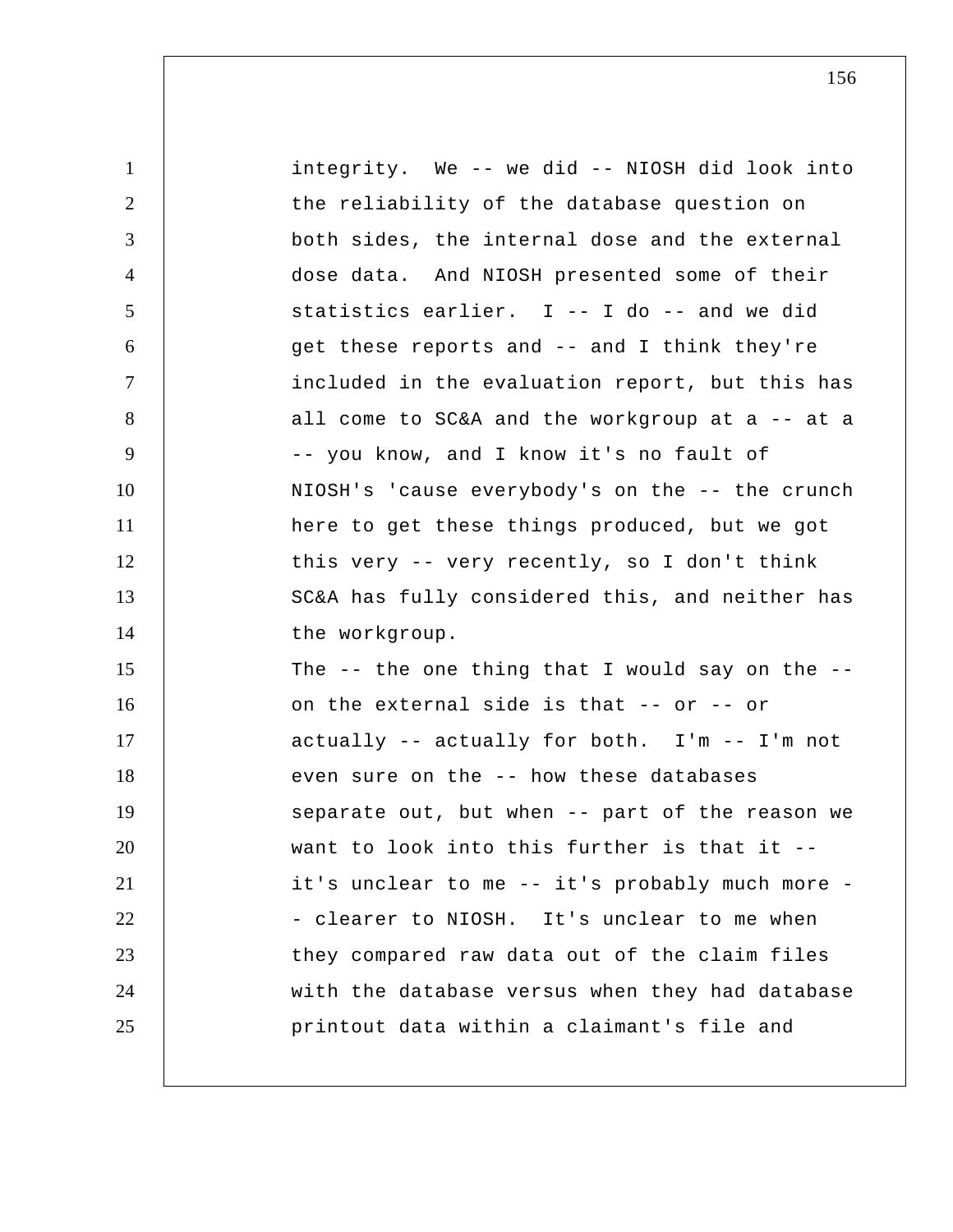integrity. We -- we did -- NIOSH did look into the reliability of the database question on both sides, the internal dose and the external dose data. And NIOSH presented some of their statistics earlier. I -- I do -- and we did get these reports and -- and I think they're included in the evaluation report, but this has all come to SC&A and the workgroup at a -- at a -- you know, and I know it's no fault of NIOSH's 'cause everybody's on the -- the crunch here to get these things produced, but we got this very -- very recently, so I don't think SC&A has fully considered this, and neither has the workgroup.

The -- the one thing that I would say on the -- on the external side is that -- or -- or actually -- actually for both. I'm -- I'm not even sure on the -- how these databases separate out, but when -- part of the reason we want to look into this further is that it -- it's unclear to me -- it's probably much more -- clearer to NIOSH. It's unclear to me when they compared raw data out of the claim files with the database versus when they had database printout data within a claimant's file and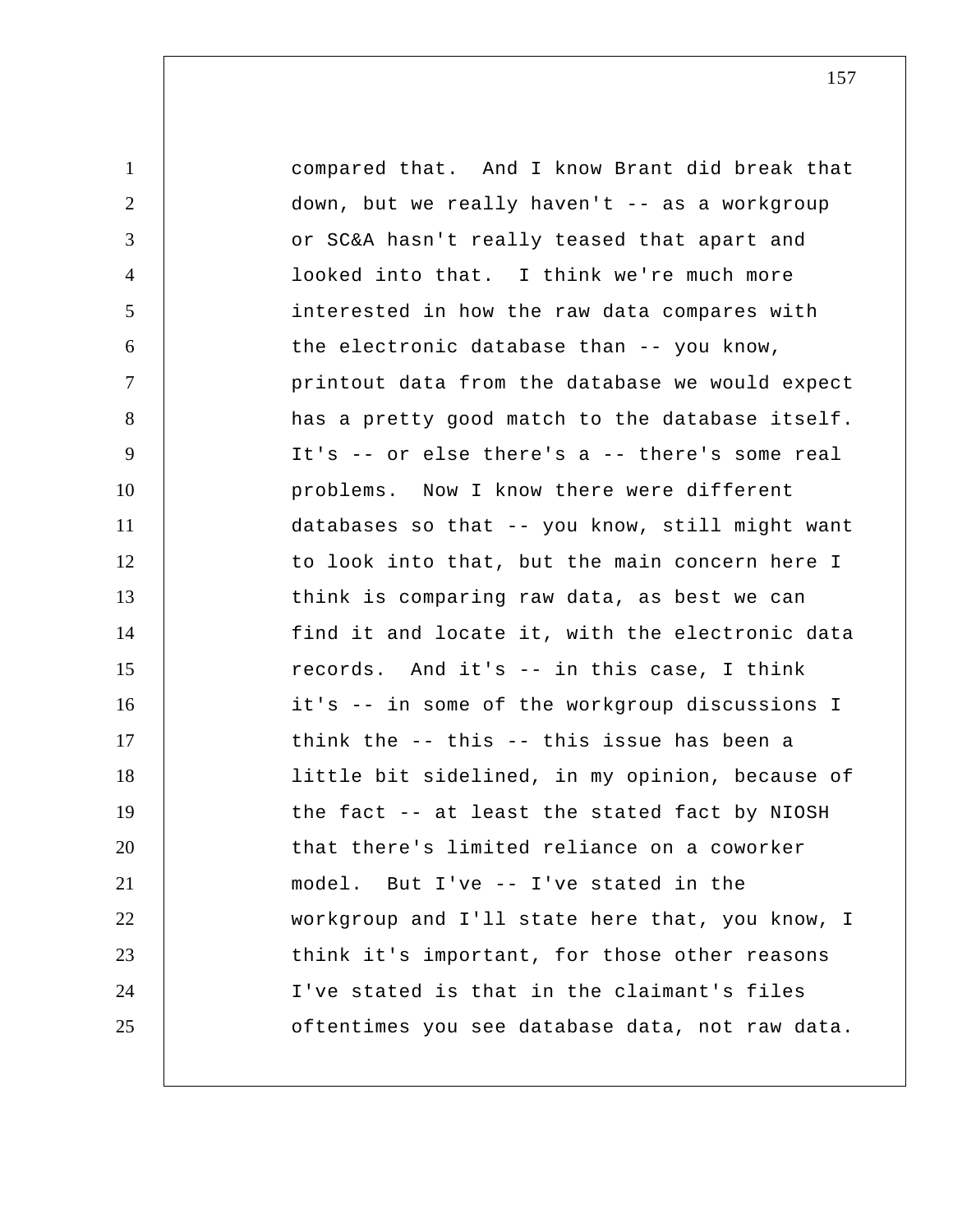compared that. And I know Brant did break that down, but we really haven't -- as a workgroup or SC&A hasn't really teased that apart and looked into that. I think we're much more interested in how the raw data compares with the electronic database than -- you know, printout data from the database we would expect has a pretty good match to the database itself. It's -- or else there's a -- there's some real problems. Now I know there were different databases so that -- you know, still might want to look into that, but the main concern here I think is comparing raw data, as best we can find it and locate it, with the electronic data records. And it's -- in this case, I think it's -- in some of the workgroup discussions I think the -- this -- this issue has been a little bit sidelined, in my opinion, because of the fact -- at least the stated fact by NIOSH that there's limited reliance on a coworker model. But I've -- I've stated in the workgroup and I'll state here that, you know, I think it's important, for those other reasons I've stated is that in the claimant's files oftentimes you see database data, not raw data.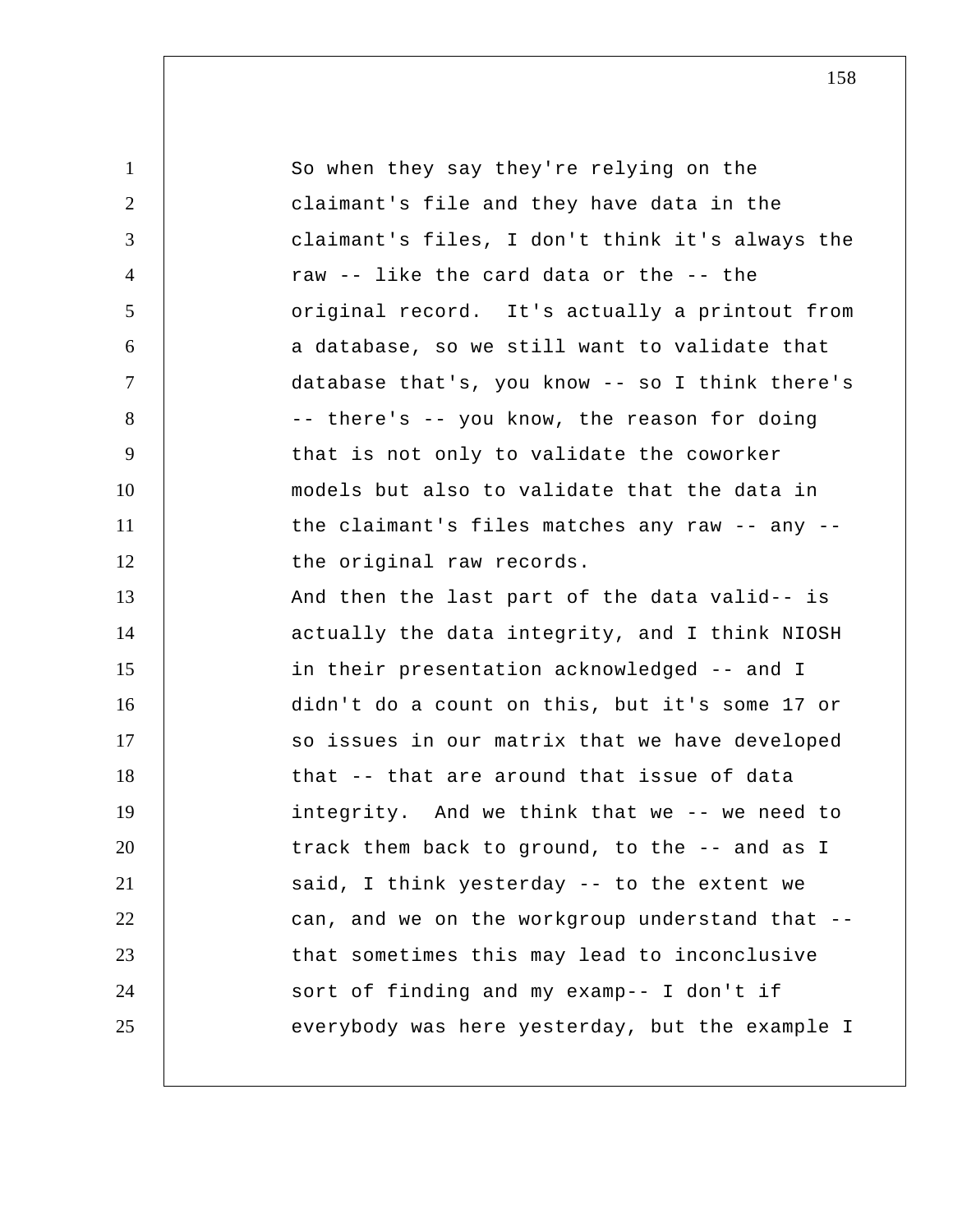So when they say they're relying on the claimant's file and they have data in the claimant's files, I don't think it's always the raw -- like the card data or the -- the original record. It's actually a printout from a database, so we still want to validate that database that's, you know -- so I think there's -- there's -- you know, the reason for doing that is not only to validate the coworker models but also to validate that the data in the claimant's files matches any raw -- any -- the original raw records.

And then the last part of the data valid-- is actually the data integrity, and I think NIOSH in their presentation acknowledged -- and I didn't do a count on this, but it's some 17 or so issues in our matrix that we have developed that -- that are around that issue of data integrity. And we think that we -- we need to track them back to ground, to the -- and as I said, I think yesterday -- to the extent we can, and we on the workgroup understand that -- that sometimes this may lead to inconclusive sort of finding and my examp-- I don't if everybody was here yesterday, but the example I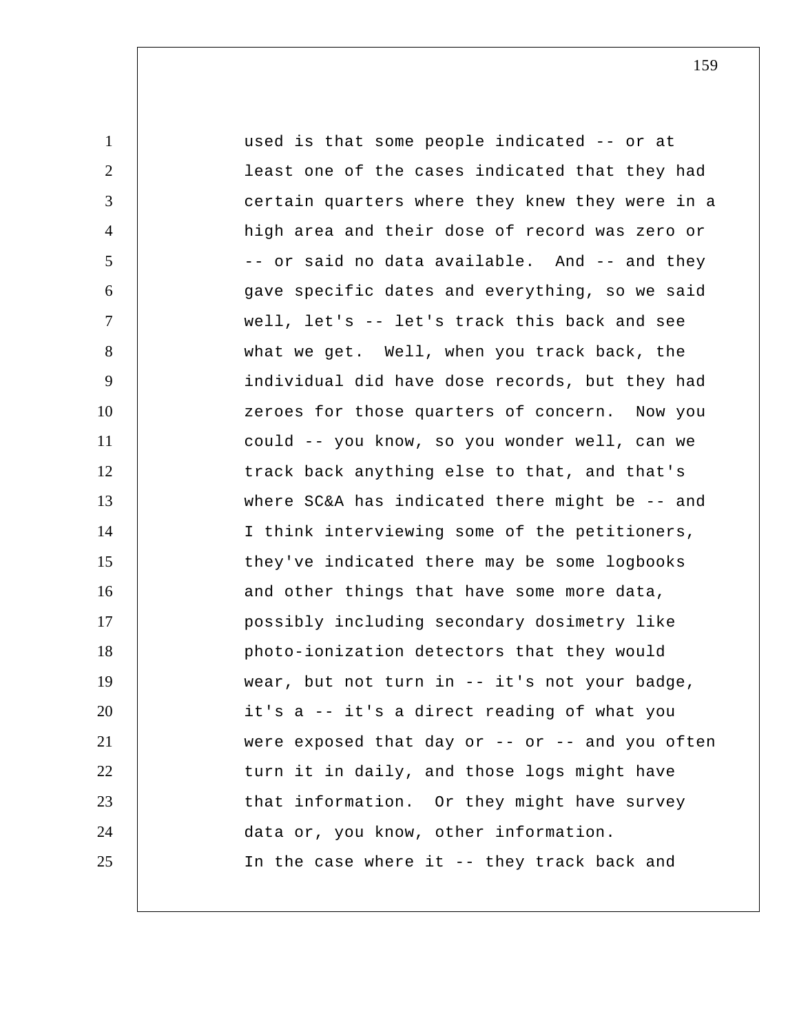used is that some people indicated -- or at least one of the cases indicated that they had certain quarters where they knew they were in a high area and their dose of record was zero or -- or said no data available. And -- and they gave specific dates and everything, so we said well, let's -- let's track this back and see what we get. Well, when you track back, the individual did have dose records, but they had zeroes for those quarters of concern. Now you could -- you know, so you wonder well, can we track back anything else to that, and that's where SC&A has indicated there might be -- and I think interviewing some of the petitioners, they've indicated there may be some logbooks and other things that have some more data, possibly including secondary dosimetry like photo-ionization detectors that they would wear, but not turn in -- it's not your badge, it's a -- it's a direct reading of what you were exposed that day or -- or -- and you often turn it in daily, and those logs might have that information. Or they might have survey data or, you know, other information.

In the case where it -- they track back and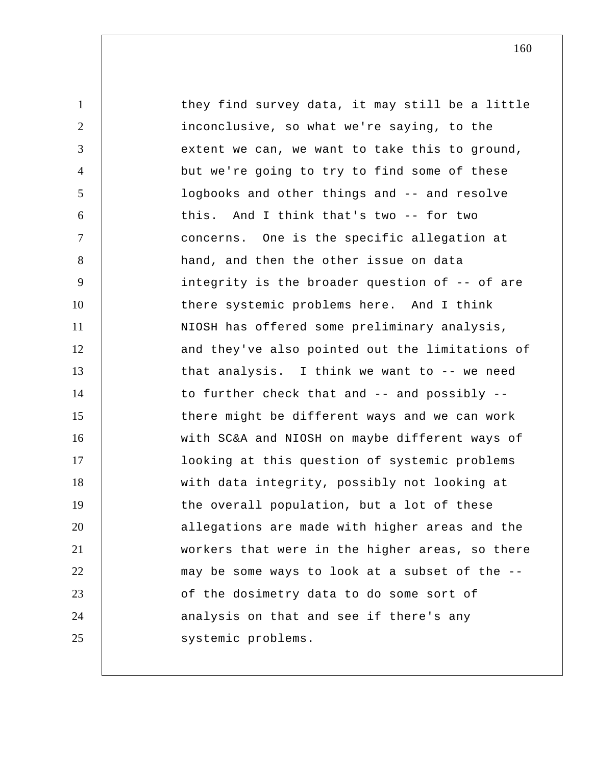they find survey data, it may still be a little inconclusive, so what we're saying, to the extent we can, we want to take this to ground, but we're going to try to find some of these logbooks and other things and -- and resolve this. And I think that's two -- for two concerns. One is the specific allegation at hand, and then the other issue on data integrity is the broader question of -- of are there systemic problems here. And I think NIOSH has offered some preliminary analysis, and they've also pointed out the limitations of that analysis. I think we want to -- we need to further check that and -- and possibly -- there might be different ways and we can work with SC&A and NIOSH on maybe different ways of looking at this question of systemic problems with data integrity, possibly not looking at the overall population, but a lot of these allegations are made with higher areas and the workers that were in the higher areas, so there may be some ways to look at a subset of the -- of the dosimetry data to do some sort of analysis on that and see if there's any systemic problems.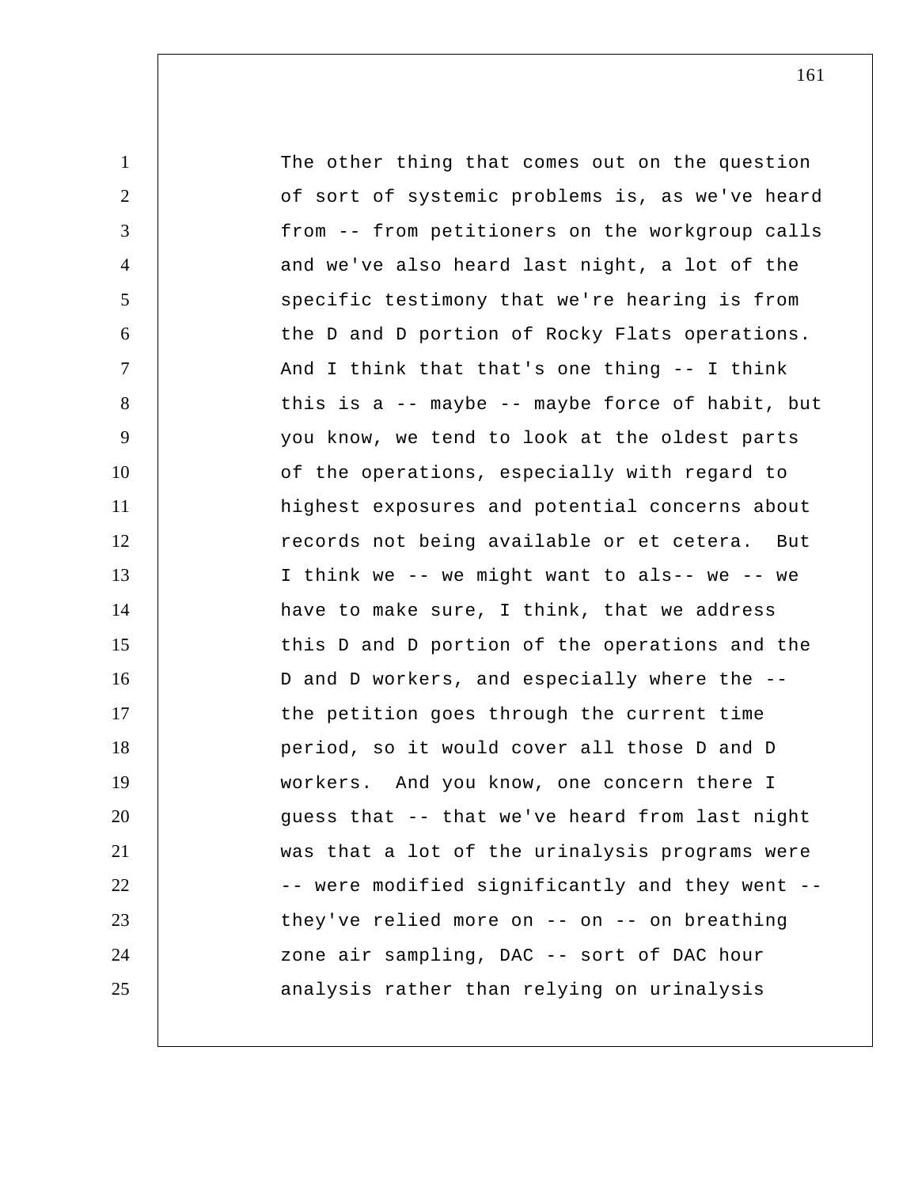The other thing that comes out on the question of sort of systemic problems is, as we've heard from -- from petitioners on the workgroup calls and we've also heard last night, a lot of the specific testimony that we're hearing is from the D and D portion of Rocky Flats operations. And I think that that's one thing -- I think this is a -- maybe -- maybe force of habit, but you know, we tend to look at the oldest parts of the operations, especially with regard to highest exposures and potential concerns about records not being available or et cetera. But I think we -- we might want to als-- we -- we have to make sure, I think, that we address this D and D portion of the operations and the D and D workers, and especially where the -- the petition goes through the current time period, so it would cover all those D and D workers. And you know, one concern there I guess that -- that we've heard from last night was that a lot of the urinalysis programs were -- were modified significantly and they went -- they've relied more on -- on -- on breathing zone air sampling, DAC -- sort of DAC hour analysis rather than relying on urinalysis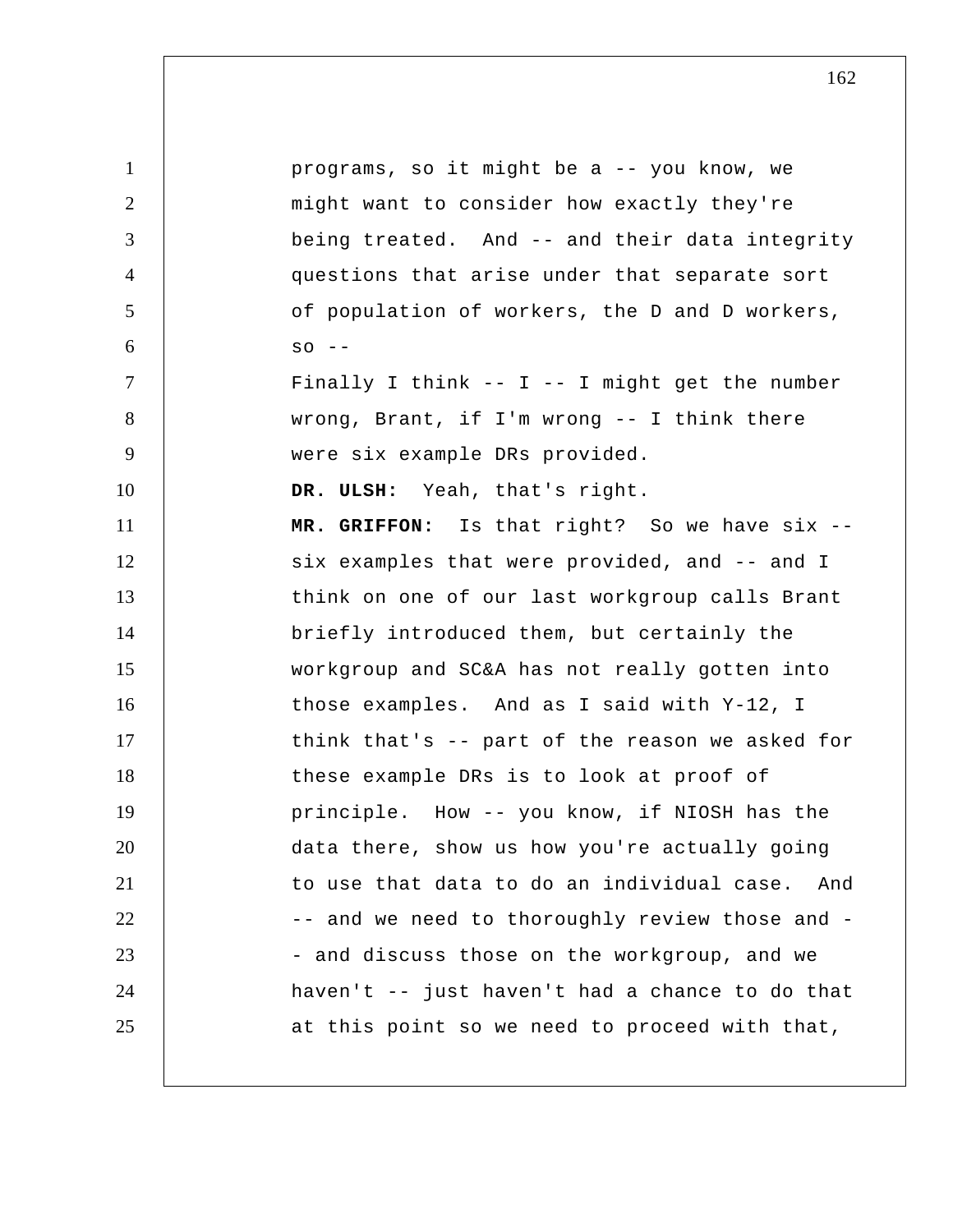programs, so it might be a -- you know, we might want to consider how exactly they're being treated. And -- and their data integrity questions that arise under that separate sort of population of workers, the D and D workers, so --

Finally I think -- I -- I might get the number wrong, Brant, if I'm wrong -- I think there were six example DRs provided.

**DR. ULSH:** Yeah, that's right.

**MR. GRIFFON:** Is that right? So we have six -- six examples that were provided, and -- and I think on one of our last workgroup calls Brant briefly introduced them, but certainly the workgroup and SC&A has not really gotten into those examples. And as I said with Y-12, I think that's -- part of the reason we asked for these example DRs is to look at proof of principle. How -- you know, if NIOSH has the data there, show us how you're actually going to use that data to do an individual case. And -- and we need to thoroughly review those and -- and discuss those on the workgroup, and we haven't -- just haven't had a chance to do that at this point so we need to proceed with that,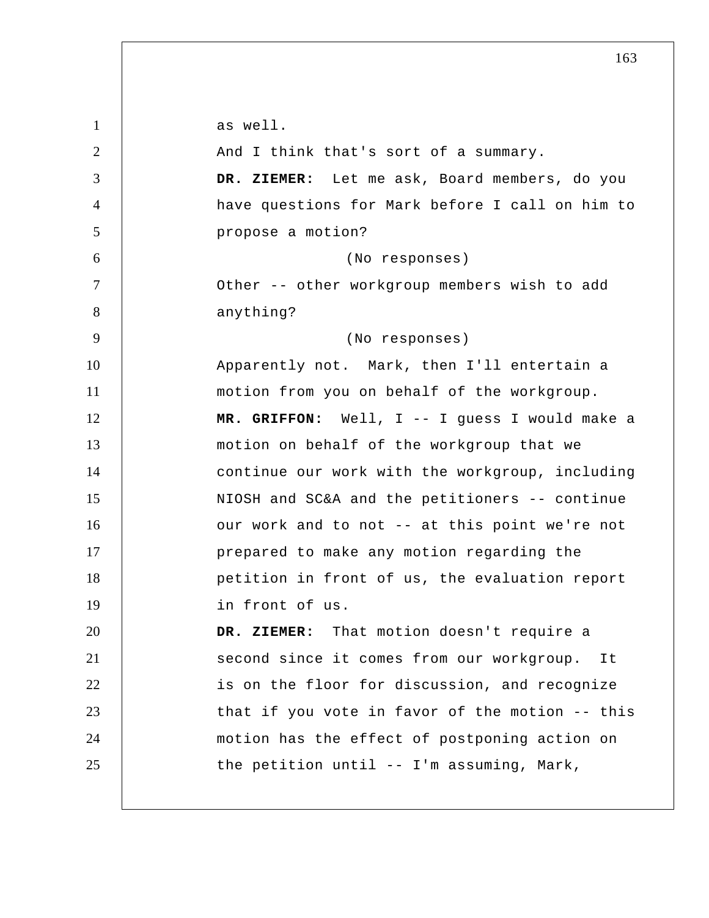as well.

And I think that's sort of a summary.

**DR. ZIEMER:** Let me ask, Board members, do you have questions for Mark before I call on him to propose a motion?

(No responses)

Other -- other workgroup members wish to add anything?

(No responses)

Apparently not. Mark, then I'll entertain a motion from you on behalf of the workgroup.

**MR. GRIFFON:** Well, I -- I guess I would make a motion on behalf of the workgroup that we continue our work with the workgroup, including NIOSH and SC&A and the petitioners -- continue our work and to not -- at this point we're not prepared to make any motion regarding the petition in front of us, the evaluation report in front of us.

**DR. ZIEMER:** That motion doesn't require a second since it comes from our workgroup. It is on the floor for discussion, and recognize that if you vote in favor of the motion -- this motion has the effect of postponing action on the petition until -- I'm assuming, Mark,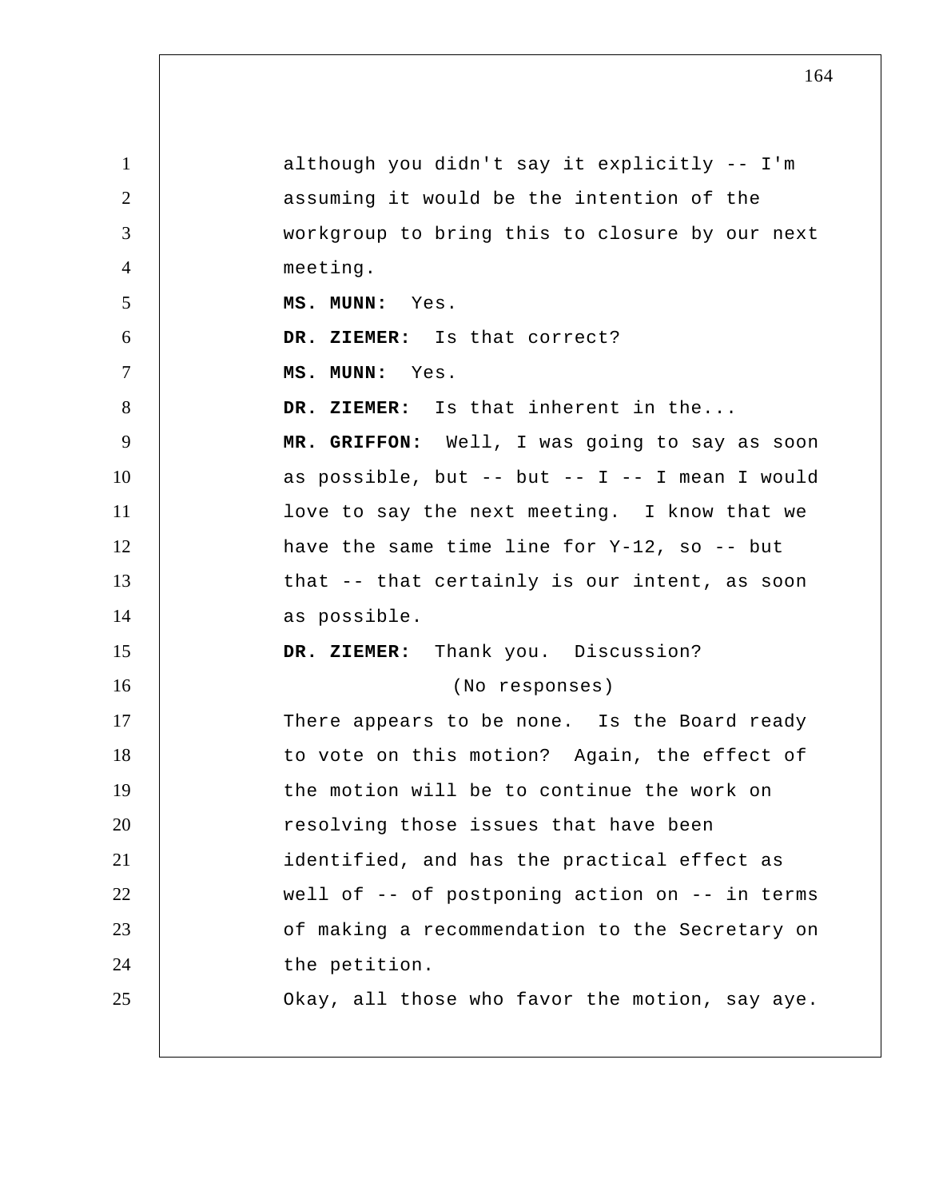although you didn't say it explicitly -- I'm assuming it would be the intention of the workgroup to bring this to closure by our next meeting.

**MS. MUNN:** Yes.

**DR. ZIEMER:** Is that correct?

**MS. MUNN:** Yes.

**DR. ZIEMER:** Is that inherent in the...

**MR. GRIFFON:** Well, I was going to say as soon as possible, but -- but -- I -- I mean I would love to say the next meeting. I know that we have the same time line for Y-12, so -- but that -- that certainly is our intent, as soon as possible.

**DR. ZIEMER:** Thank you. Discussion?

(No responses)

There appears to be none. Is the Board ready to vote on this motion? Again, the effect of the motion will be to continue the work on resolving those issues that have been identified, and has the practical effect as well of -- of postponing action on -- in terms of making a recommendation to the Secretary on the petition.

Okay, all those who favor the motion, say aye.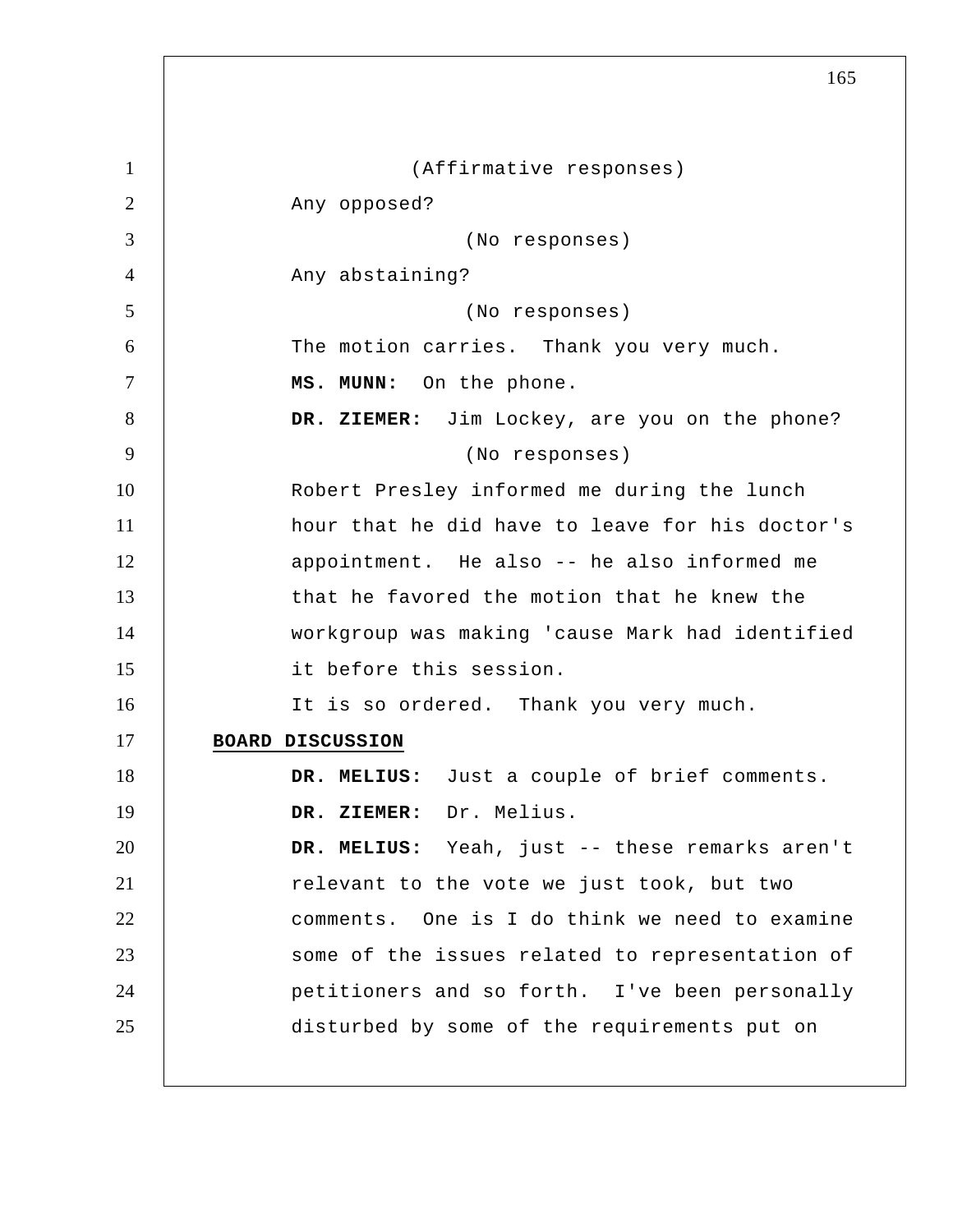(Affirmative responses)

Any opposed?

(No responses)

Any abstaining?

(No responses)

The motion carries. Thank you very much.

**MS. MUNN:** On the phone.

**DR. ZIEMER:** Jim Lockey, are you on the phone?

(No responses)

Robert Presley informed me during the lunch hour that he did have to leave for his doctor's appointment. He also -- he also informed me that he favored the motion that he knew the workgroup was making 'cause Mark had identified it before this session.

It is so ordered. Thank you very much.

## BOARD DISCUSSION

**DR. MELIUS:** Just a couple of brief comments.

**DR. ZIEMER:** Dr. Melius.

**DR. MELIUS:** Yeah, just -- these remarks aren't relevant to the vote we just took, but two comments. One is I do think we need to examine some of the issues related to representation of petitioners and so forth. I've been personally disturbed by some of the requirements put on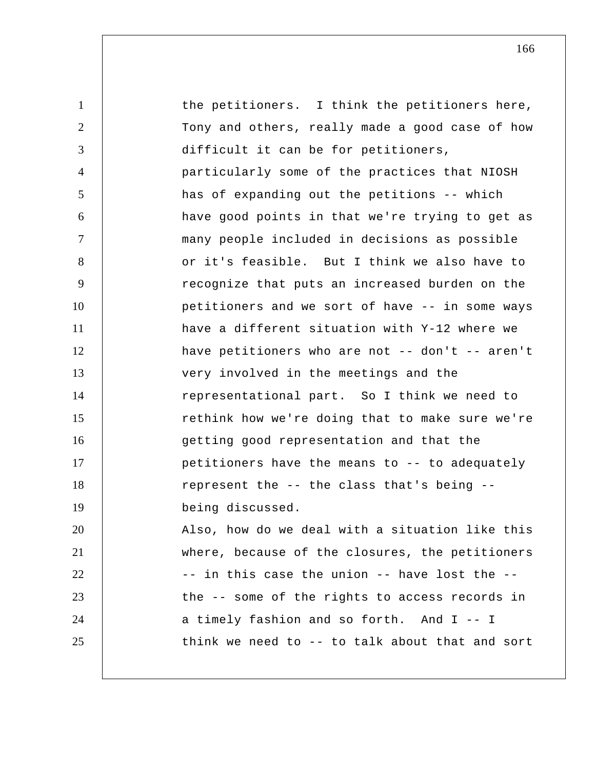the petitioners. I think the petitioners here, Tony and others, really made a good case of how difficult it can be for petitioners, particularly some of the practices that NIOSH has of expanding out the petitions -- which have good points in that we're trying to get as many people included in decisions as possible or it's feasible. But I think we also have to recognize that puts an increased burden on the petitioners and we sort of have -- in some ways have a different situation with Y-12 where we have petitioners who are not -- don't -- aren't very involved in the meetings and the representational part. So I think we need to rethink how we're doing that to make sure we're getting good representation and that the petitioners have the means to -- to adequately represent the -- the class that's being -- being discussed.

Also, how do we deal with a situation like this where, because of the closures, the petitioners -- in this case the union -- have lost the -- the -- some of the rights to access records in a timely fashion and so forth. And I -- I think we need to -- to talk about that and sort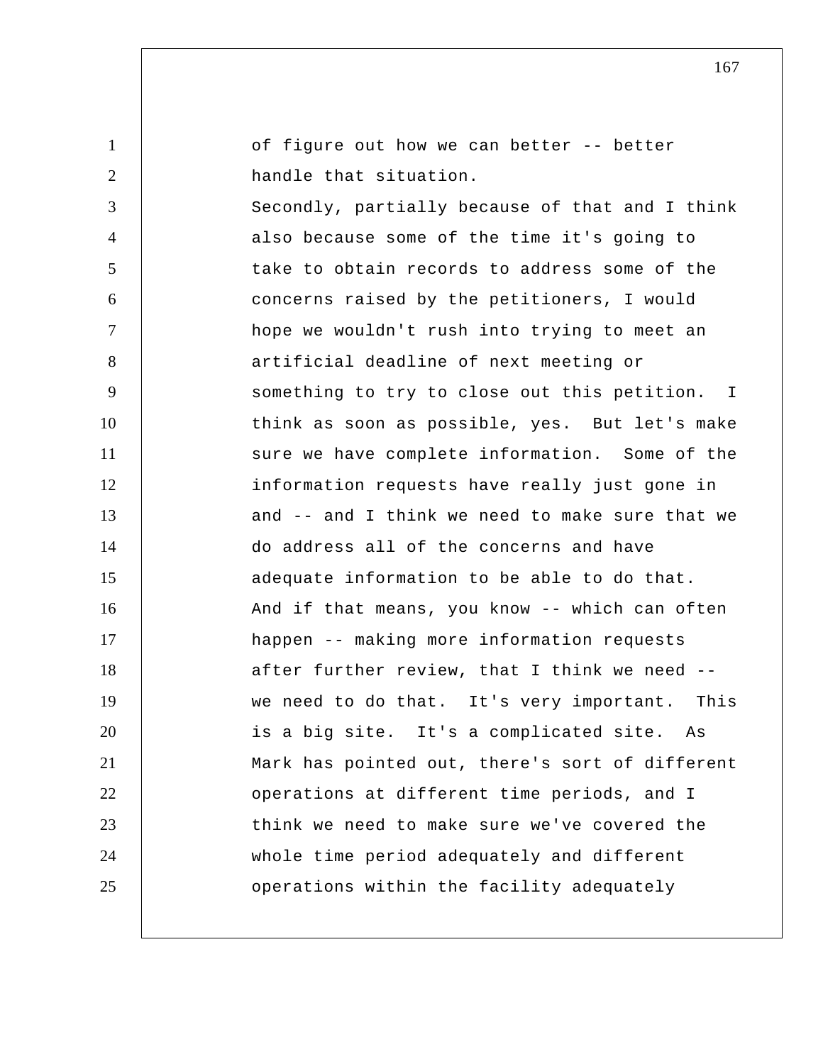of figure out how we can better -- better handle that situation.

Secondly, partially because of that and I think also because some of the time it's going to take to obtain records to address some of the concerns raised by the petitioners, I would hope we wouldn't rush into trying to meet an artificial deadline of next meeting or something to try to close out this petition. I think as soon as possible, yes. But let's make sure we have complete information. Some of the information requests have really just gone in and -- and I think we need to make sure that we do address all of the concerns and have adequate information to be able to do that. And if that means, you know -- which can often happen -- making more information requests after further review, that I think we need -- we need to do that. It's very important. This is a big site. It's a complicated site. As Mark has pointed out, there's sort of different operations at different time periods, and I think we need to make sure we've covered the whole time period adequately and different operations within the facility adequately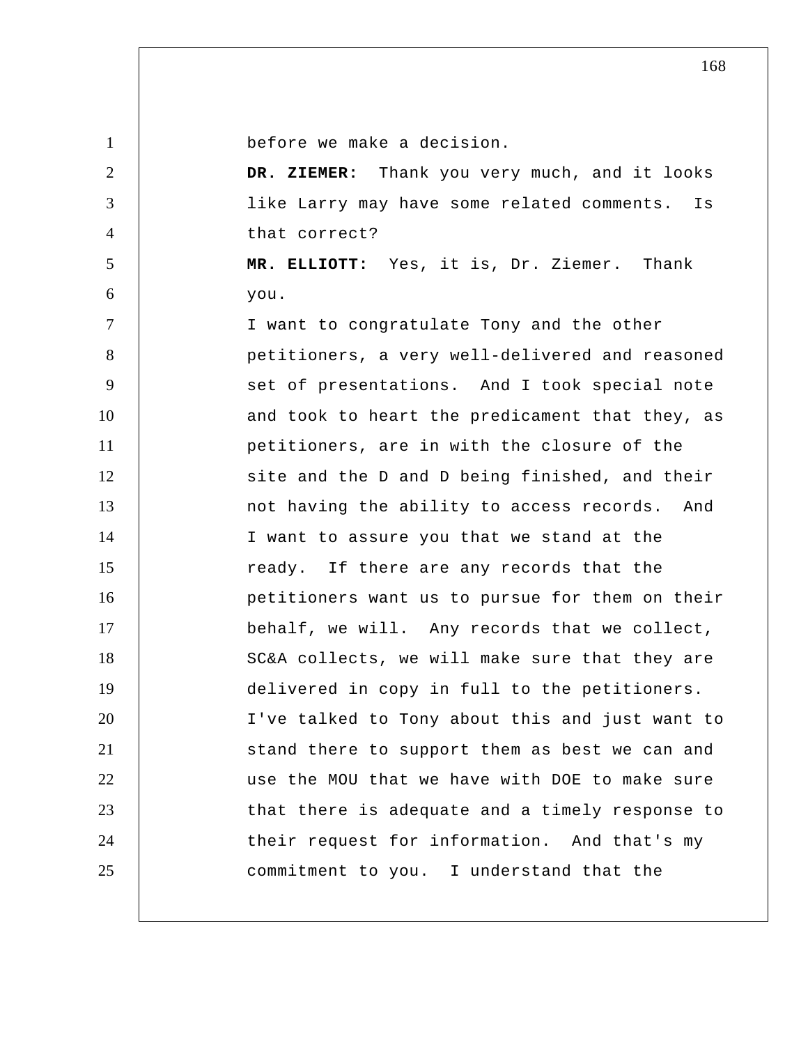before we make a decision.

**DR. ZIEMER:** Thank you very much, and it looks like Larry may have some related comments. Is that correct?

**MR. ELLIOTT:** Yes, it is, Dr. Ziemer. Thank you.

I want to congratulate Tony and the other petitioners, a very well-delivered and reasoned set of presentations. And I took special note and took to heart the predicament that they, as petitioners, are in with the closure of the site and the D and D being finished, and their not having the ability to access records. And I want to assure you that we stand at the ready. If there are any records that the petitioners want us to pursue for them on their behalf, we will. Any records that we collect, SC&A collects, we will make sure that they are delivered in copy in full to the petitioners. I've talked to Tony about this and just want to stand there to support them as best we can and use the MOU that we have with DOE to make sure that there is adequate and a timely response to their request for information. And that's my commitment to you. I understand that the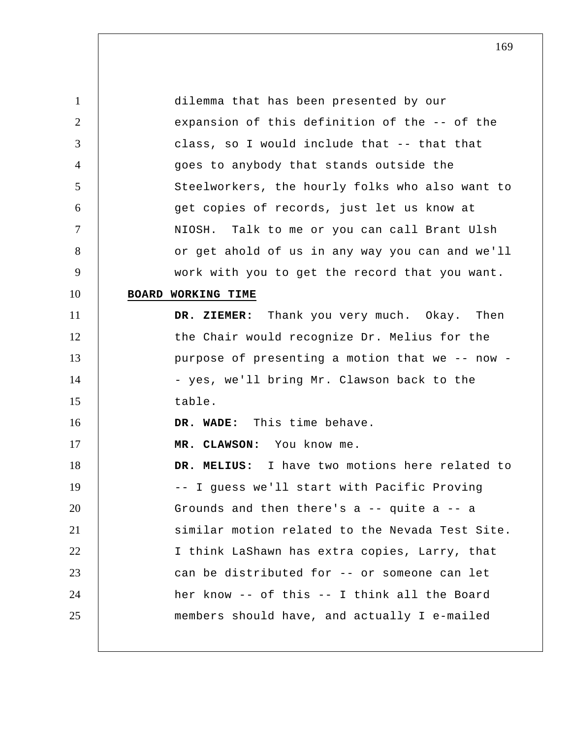dilemma that has been presented by our expansion of this definition of the -- of the class, so I would include that -- that that goes to anybody that stands outside the Steelworkers, the hourly folks who also want to get copies of records, just let us know at NIOSH. Talk to me or you can call Brant Ulsh or get ahold of us in any way you can and we'll work with you to get the record that you want.

## BOARD WORKING TIME

**DR. ZIEMER:** Thank you very much. Okay. Then the Chair would recognize Dr. Melius for the purpose of presenting a motion that we -- now -- yes, we'll bring Mr. Clawson back to the table.

**DR. WADE:** This time behave.

**MR. CLAWSON:** You know me.

**DR. MELIUS:** I have two motions here related to -- I guess we'll start with Pacific Proving Grounds and then there's a -- quite a -- a similar motion related to the Nevada Test Site. I think LaShawn has extra copies, Larry, that can be distributed for -- or someone can let her know -- of this -- I think all the Board members should have, and actually I e-mailed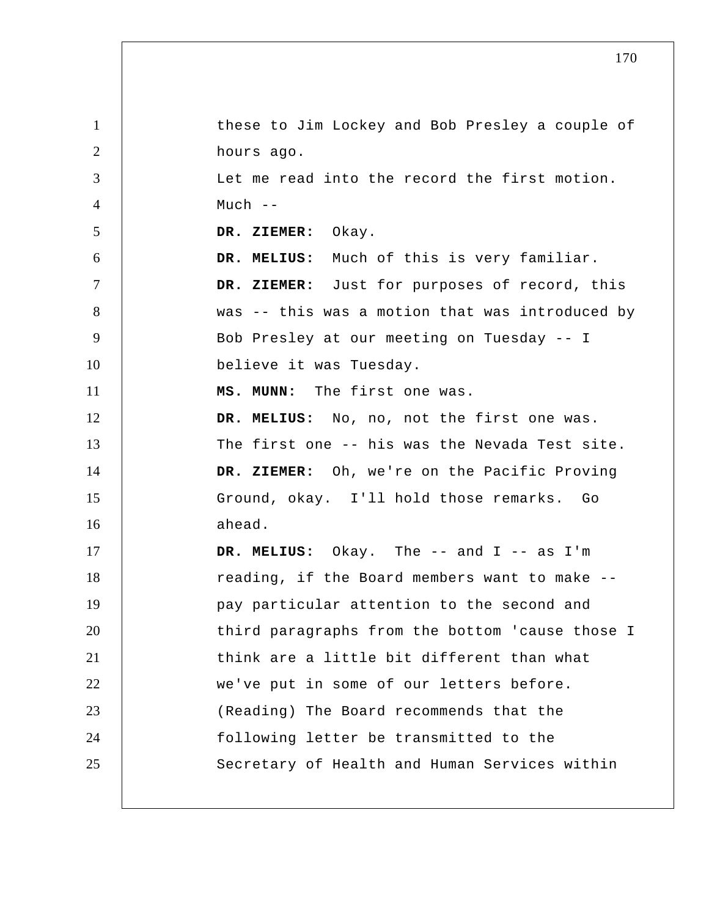these to Jim Lockey and Bob Presley a couple of hours ago.

Let me read into the record the first motion. Much --

**DR. ZIEMER:** Okay.

**DR. MELIUS:** Much of this is very familiar.

**DR. ZIEMER:** Just for purposes of record, this was -- this was a motion that was introduced by Bob Presley at our meeting on Tuesday -- I believe it was Tuesday.

**MS. MUNN:** The first one was.

**DR. MELIUS:** No, no, not the first one was. The first one -- his was the Nevada Test site.

**DR. ZIEMER:** Oh, we're on the Pacific Proving Ground, okay. I'll hold those remarks. Go ahead.

**DR. MELIUS:** Okay. The -- and I -- as I'm reading, if the Board members want to make -- pay particular attention to the second and third paragraphs from the bottom 'cause those I think are a little bit different than what we've put in some of our letters before.

(Reading) The Board recommends that the following letter be transmitted to the Secretary of Health and Human Services within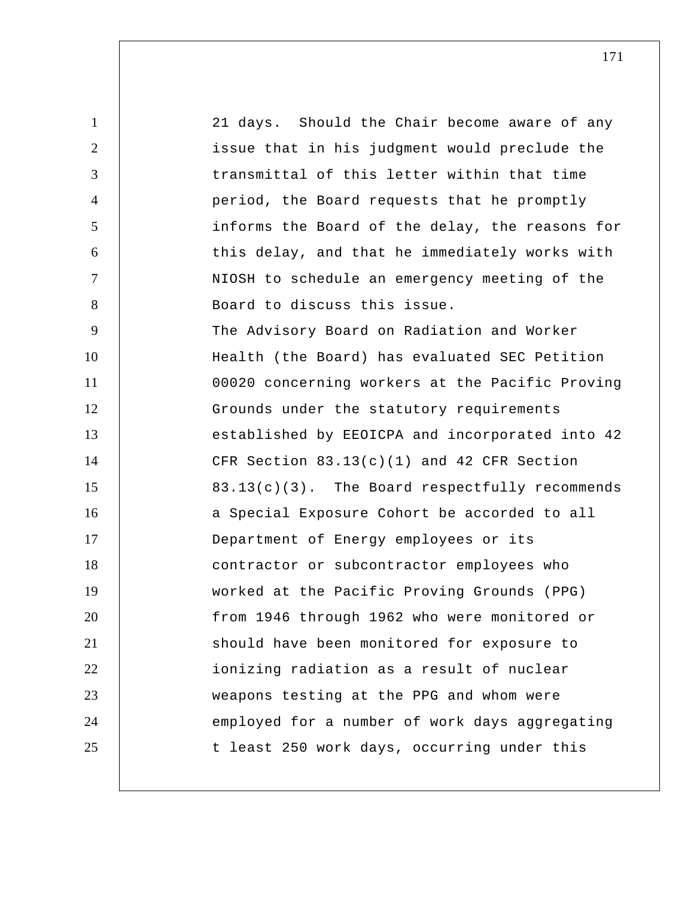21 days. Should the Chair become aware of any issue that in his judgment would preclude the transmittal of this letter within that time period, the Board requests that he promptly informs the Board of the delay, the reasons for this delay, and that he immediately works with NIOSH to schedule an emergency meeting of the Board to discuss this issue.

The Advisory Board on Radiation and Worker Health (the Board) has evaluated SEC Petition 00020 concerning workers at the Pacific Proving Grounds under the statutory requirements established by EEOICPA and incorporated into 42 CFR Section 83.13(c)(1) and 42 CFR Section 83.13(c)(3). The Board respectfully recommends a Special Exposure Cohort be accorded to all Department of Energy employees or its contractor or subcontractor employees who worked at the Pacific Proving Grounds (PPG) from 1946 through 1962 who were monitored or should have been monitored for exposure to ionizing radiation as a result of nuclear weapons testing at the PPG and whom were employed for a number of work days aggregating t least 250 work days, occurring under this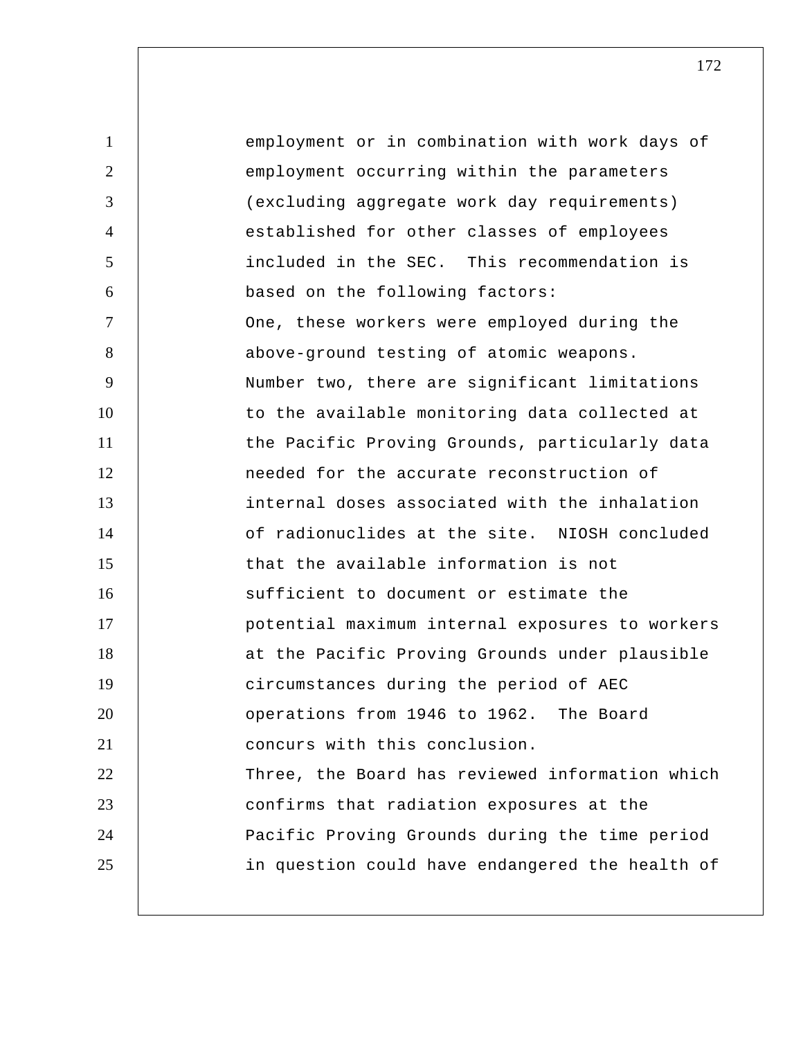employment or in combination with work days of employment occurring within the parameters (excluding aggregate work day requirements) established for other classes of employees included in the SEC. This recommendation is based on the following factors:

One, these workers were employed during the above-ground testing of atomic weapons.

Number two, there are significant limitations to the available monitoring data collected at the Pacific Proving Grounds, particularly data needed for the accurate reconstruction of internal doses associated with the inhalation of radionuclides at the site. NIOSH concluded that the available information is not sufficient to document or estimate the potential maximum internal exposures to workers at the Pacific Proving Grounds under plausible circumstances during the period of AEC operations from 1946 to 1962. The Board concurs with this conclusion.

Three, the Board has reviewed information which confirms that radiation exposures at the Pacific Proving Grounds during the time period in question could have endangered the health of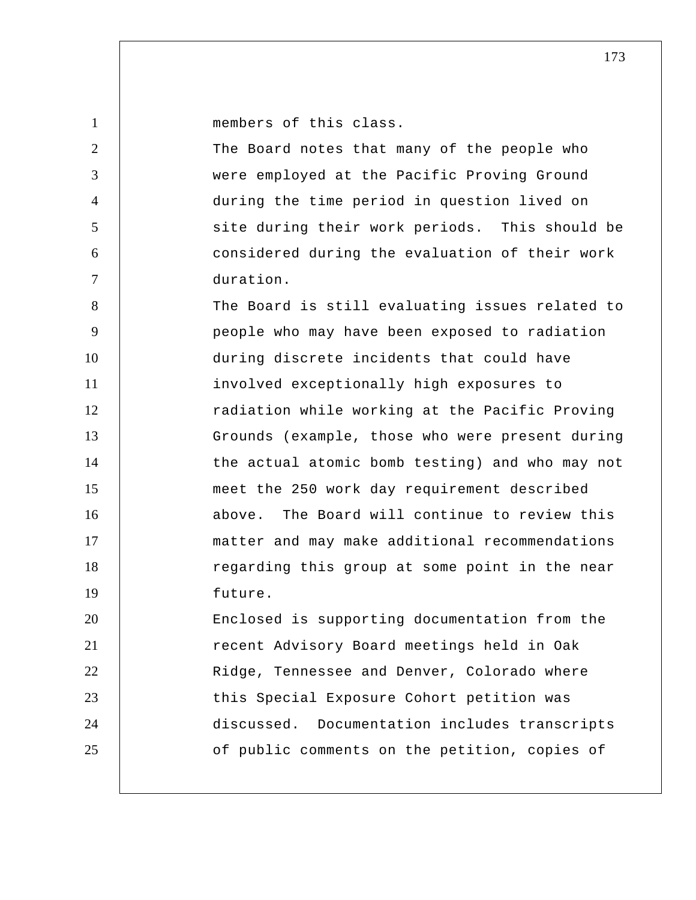members of this class.

The Board notes that many of the people who were employed at the Pacific Proving Ground during the time period in question lived on site during their work periods. This should be considered during the evaluation of their work duration.

The Board is still evaluating issues related to people who may have been exposed to radiation during discrete incidents that could have involved exceptionally high exposures to radiation while working at the Pacific Proving Grounds (example, those who were present during the actual atomic bomb testing) and who may not meet the 250 work day requirement described above. The Board will continue to review this matter and may make additional recommendations regarding this group at some point in the near future.

Enclosed is supporting documentation from the recent Advisory Board meetings held in Oak Ridge, Tennessee and Denver, Colorado where this Special Exposure Cohort petition was discussed. Documentation includes transcripts of public comments on the petition, copies of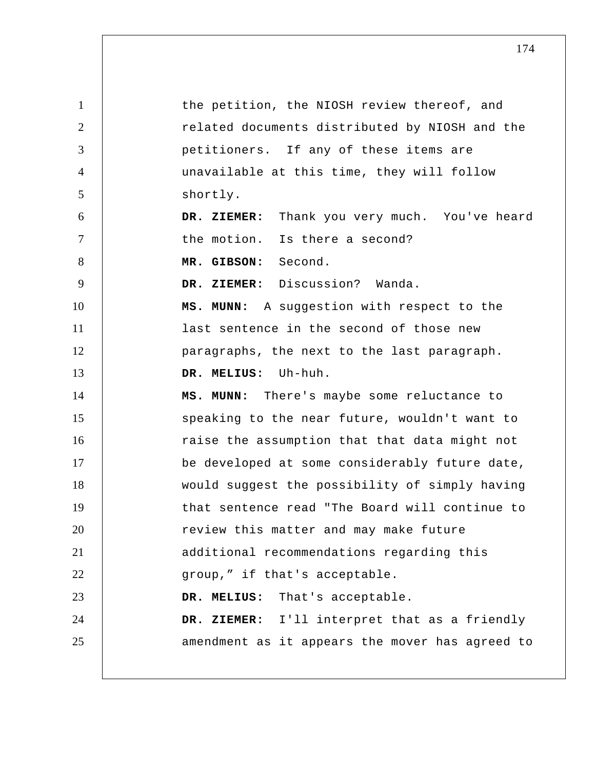the petition, the NIOSH review thereof, and related documents distributed by NIOSH and the petitioners. If any of these items are unavailable at this time, they will follow shortly.

**DR. ZIEMER:** Thank you very much. You've heard the motion. Is there a second?

**MR. GIBSON:** Second.

**DR. ZIEMER:** Discussion? Wanda.

**MS. MUNN:** A suggestion with respect to the last sentence in the second of those new paragraphs, the next to the last paragraph.

**DR. MELIUS:** Uh-huh.

**MS. MUNN:** There's maybe some reluctance to speaking to the near future, wouldn't want to raise the assumption that that data might not be developed at some considerably future date, would suggest the possibility of simply having that sentence read "The Board will continue to review this matter and may make future additional recommendations regarding this group," if that's acceptable.

**DR. MELIUS:** That's acceptable.

**DR. ZIEMER:** I'll interpret that as a friendly amendment as it appears the mover has agreed to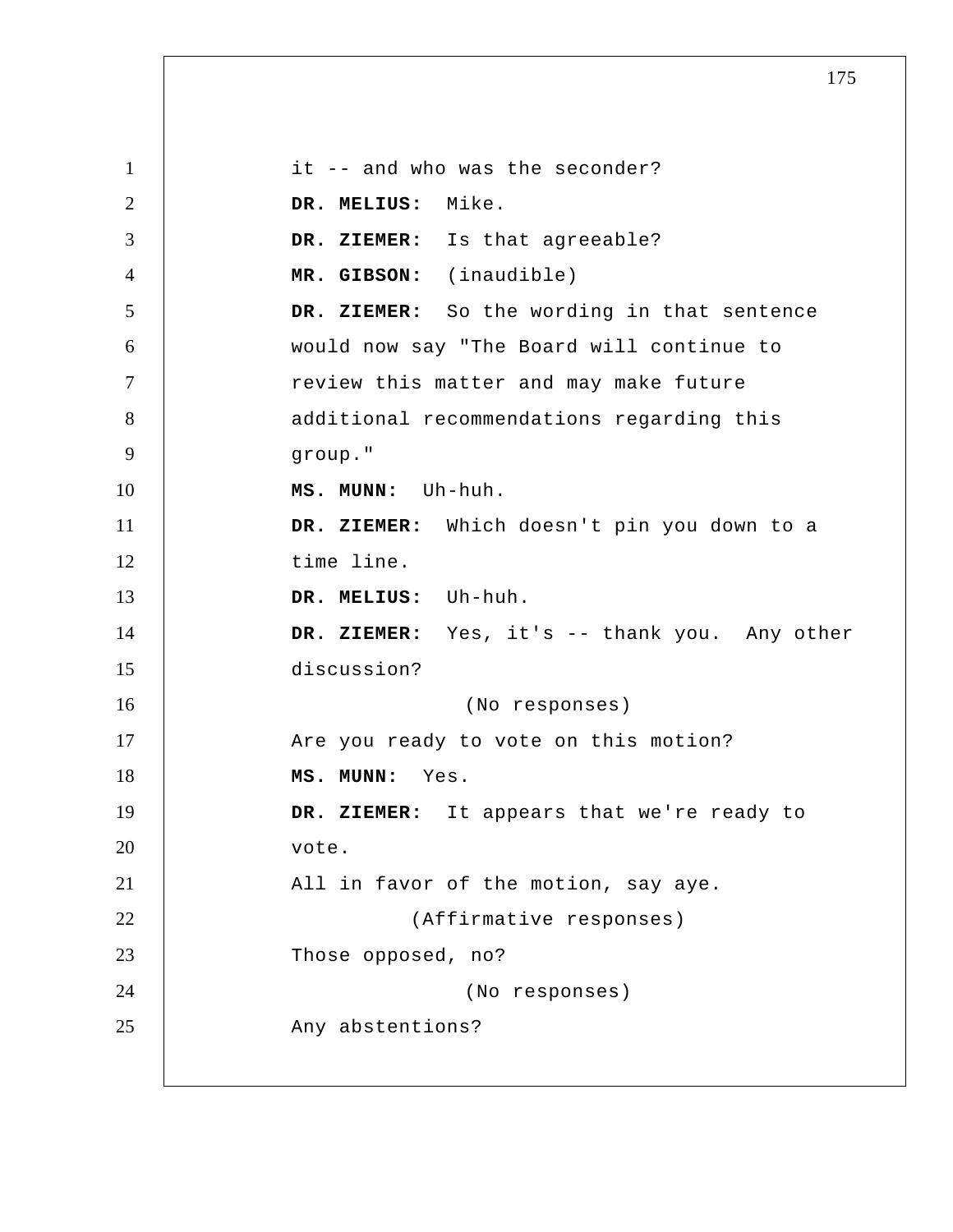it -- and who was the seconder?

**DR. MELIUS:** Mike.

**DR. ZIEMER:** Is that agreeable?

**MR. GIBSON:** (inaudible)

**DR. ZIEMER:** So the wording in that sentence would now say "The Board will continue to review this matter and may make future additional recommendations regarding this group."

**MS. MUNN:** Uh-huh.

**DR. ZIEMER:** Which doesn't pin you down to a time line.

**DR. MELIUS:** Uh-huh.

**DR. ZIEMER:** Yes, it's -- thank you. Any other discussion?

(No responses)

Are you ready to vote on this motion?

**MS. MUNN:** Yes.

**DR. ZIEMER:** It appears that we're ready to vote.

All in favor of the motion, say aye.

(Affirmative responses)

Those opposed, no?

(No responses)

Any abstentions?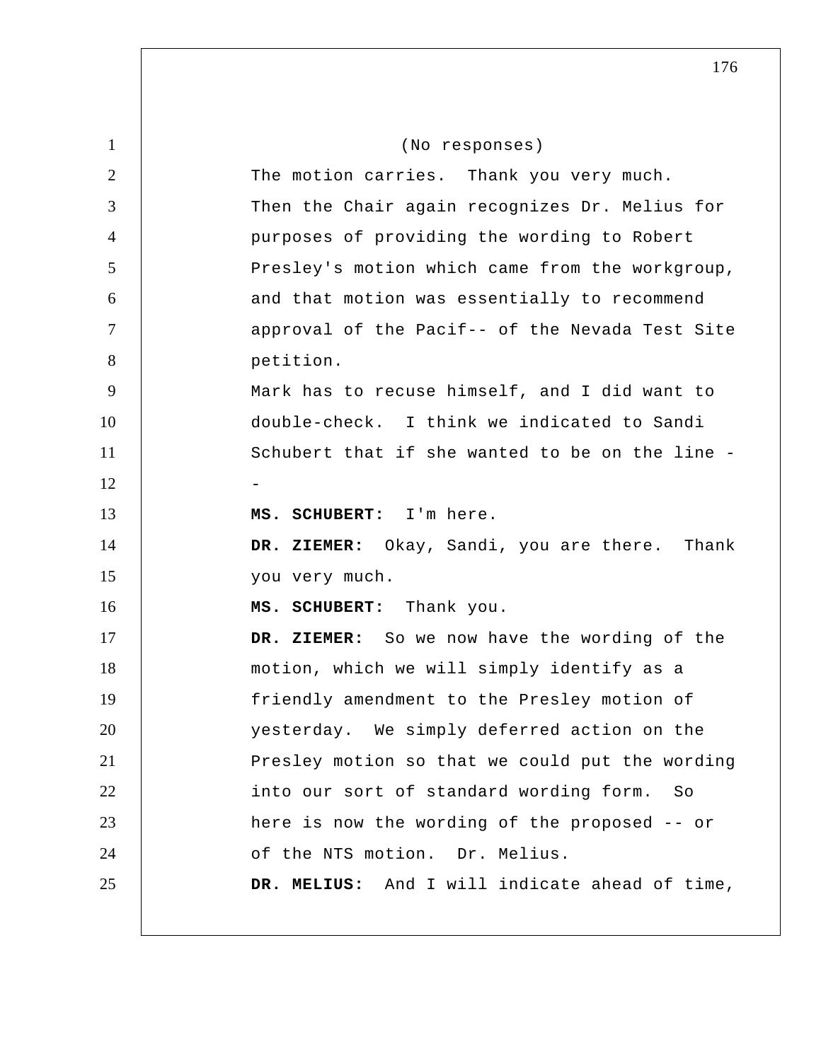(No responses)

The motion carries. Thank you very much. Then the Chair again recognizes Dr. Melius for purposes of providing the wording to Robert Presley's motion which came from the workgroup, and that motion was essentially to recommend approval of the Pacif-- of the Nevada Test Site petition.

Mark has to recuse himself, and I did want to double-check. I think we indicated to Sandi Schubert that if she wanted to be on the line --

**MS. SCHUBERT:** I'm here.

**DR. ZIEMER:** Okay, Sandi, you are there. Thank you very much.

**MS. SCHUBERT:** Thank you.

**DR. ZIEMER:** So we now have the wording of the motion, which we will simply identify as a friendly amendment to the Presley motion of yesterday. We simply deferred action on the Presley motion so that we could put the wording into our sort of standard wording form. So here is now the wording of the proposed -- or of the NTS motion. Dr. Melius.

**DR. MELIUS:** And I will indicate ahead of time,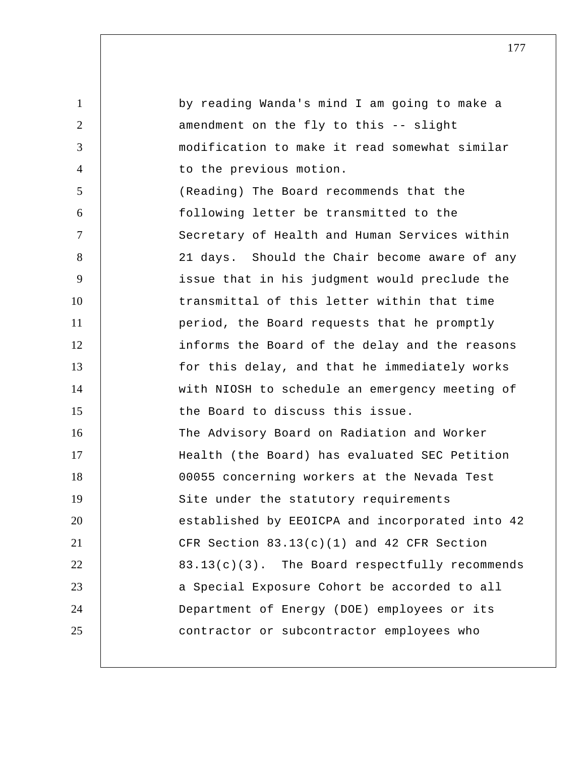by reading Wanda's mind I am going to make a amendment on the fly to this -- slight modification to make it read somewhat similar to the previous motion.

(Reading) The Board recommends that the following letter be transmitted to the Secretary of Health and Human Services within 21 days. Should the Chair become aware of any issue that in his judgment would preclude the transmittal of this letter within that time period, the Board requests that he promptly informs the Board of the delay and the reasons for this delay, and that he immediately works with NIOSH to schedule an emergency meeting of the Board to discuss this issue.

The Advisory Board on Radiation and Worker Health (the Board) has evaluated SEC Petition 00055 concerning workers at the Nevada Test Site under the statutory requirements established by EEOICPA and incorporated into 42 CFR Section 83.13(c)(1) and 42 CFR Section 83.13(c)(3). The Board respectfully recommends a Special Exposure Cohort be accorded to all Department of Energy (DOE) employees or its contractor or subcontractor employees who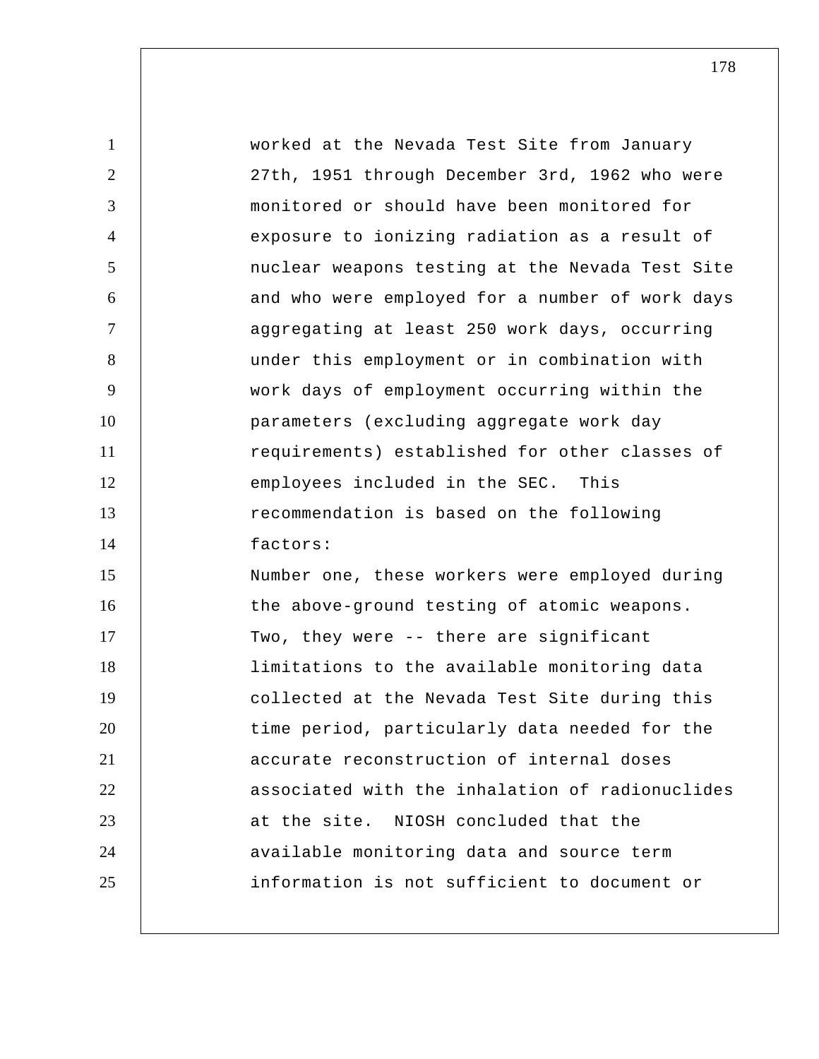worked at the Nevada Test Site from January 27th, 1951 through December 3rd, 1962 who were monitored or should have been monitored for exposure to ionizing radiation as a result of nuclear weapons testing at the Nevada Test Site and who were employed for a number of work days aggregating at least 250 work days, occurring under this employment or in combination with work days of employment occurring within the parameters (excluding aggregate work day requirements) established for other classes of employees included in the SEC. This recommendation is based on the following factors:

Number one, these workers were employed during the above-ground testing of atomic weapons.

Two, they were -- there are significant limitations to the available monitoring data collected at the Nevada Test Site during this time period, particularly data needed for the accurate reconstruction of internal doses associated with the inhalation of radionuclides at the site. NIOSH concluded that the available monitoring data and source term information is not sufficient to document or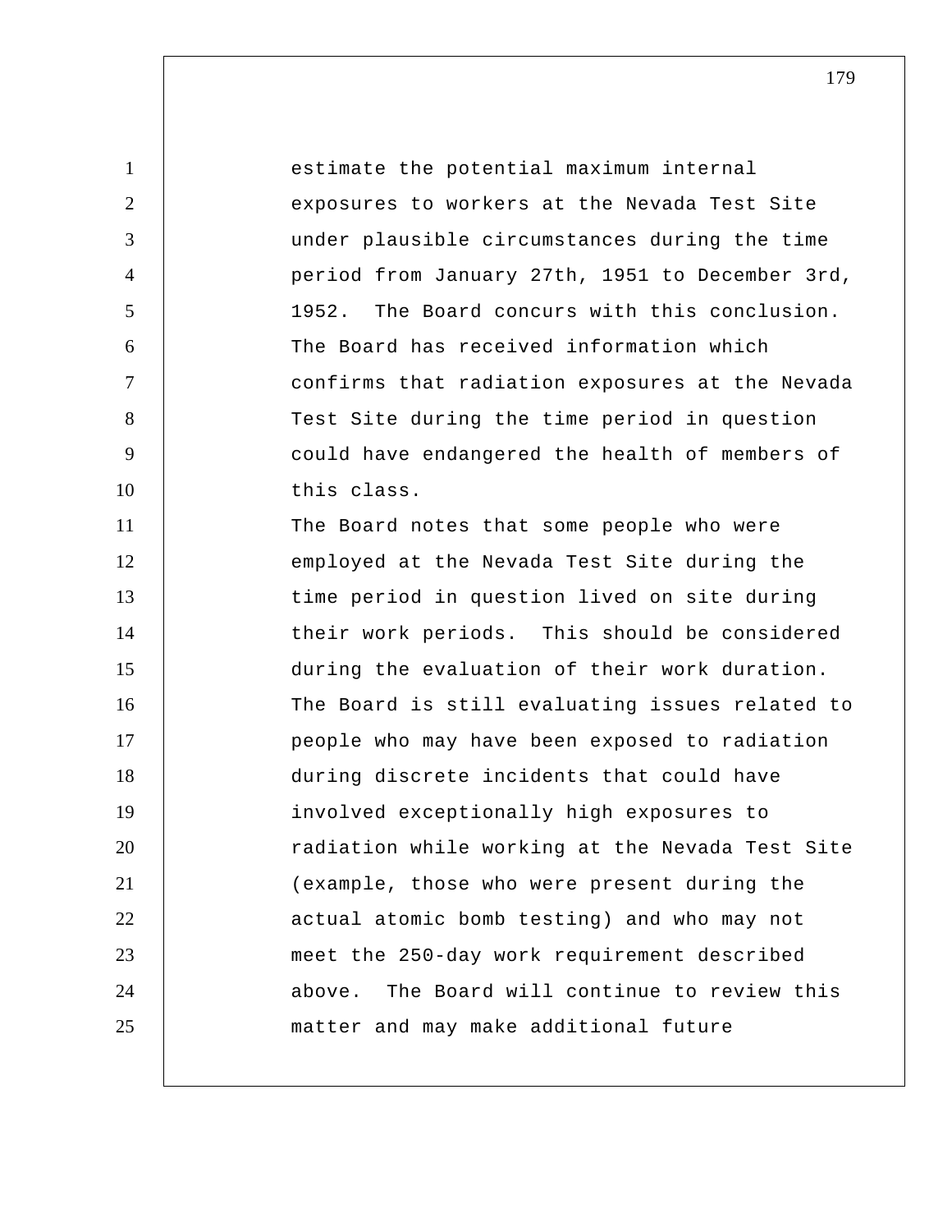estimate the potential maximum internal exposures to workers at the Nevada Test Site under plausible circumstances during the time period from January 27th, 1951 to December 3rd, 1952. The Board concurs with this conclusion. The Board has received information which confirms that radiation exposures at the Nevada Test Site during the time period in question could have endangered the health of members of this class.

The Board notes that some people who were employed at the Nevada Test Site during the time period in question lived on site during their work periods. This should be considered during the evaluation of their work duration. The Board is still evaluating issues related to people who may have been exposed to radiation during discrete incidents that could have involved exceptionally high exposures to radiation while working at the Nevada Test Site (example, those who were present during the actual atomic bomb testing) and who may not meet the 250-day work requirement described above. The Board will continue to review this matter and may make additional future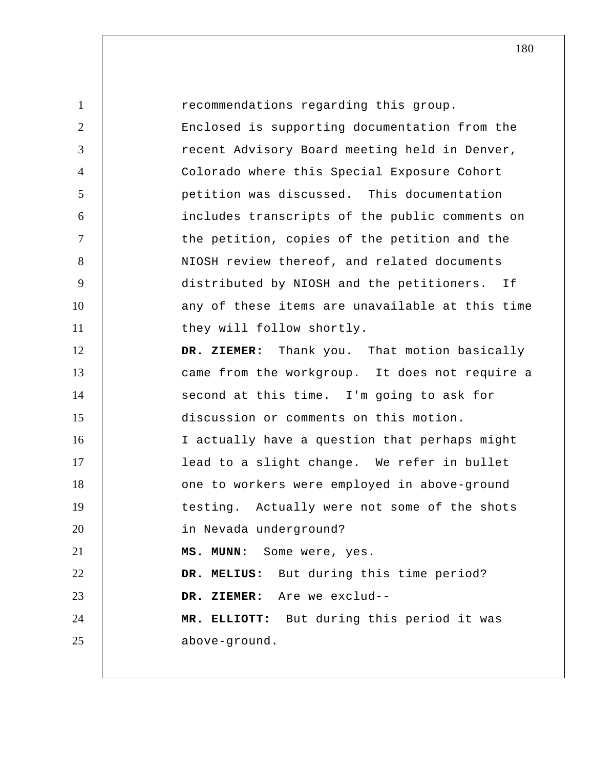recommendations regarding this group. Enclosed is supporting documentation from the recent Advisory Board meeting held in Denver, Colorado where this Special Exposure Cohort petition was discussed. This documentation includes transcripts of the public comments on the petition, copies of the petition and the NIOSH review thereof, and related documents distributed by NIOSH and the petitioners. If any of these items are unavailable at this time they will follow shortly.

**DR. ZIEMER:** Thank you. That motion basically came from the workgroup. It does not require a second at this time. I'm going to ask for discussion or comments on this motion.

I actually have a question that perhaps might lead to a slight change. We refer in bullet one to workers were employed in above-ground testing. Actually were not some of the shots in Nevada underground?

**MS. MUNN:** Some were, yes.

**DR. MELIUS:** But during this time period?

**DR. ZIEMER:** Are we exclud--

**MR. ELLIOTT:** But during this period it was above-ground.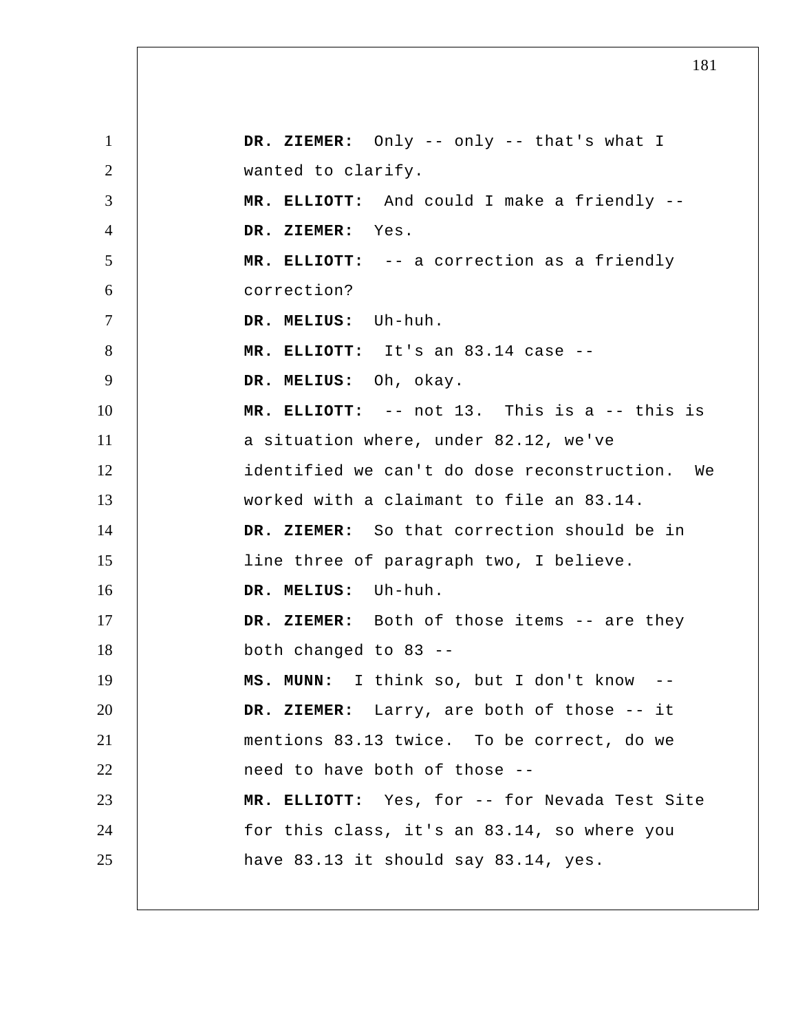**DR. ZIEMER:** Only -- only -- that's what I wanted to clarify.

**MR. ELLIOTT:** And could I make a friendly --

**DR. ZIEMER:** Yes.

**MR. ELLIOTT:** -- a correction as a friendly correction?

**DR. MELIUS:** Uh-huh.

**MR. ELLIOTT:** It's an 83.14 case --

**DR. MELIUS:** Oh, okay.

**MR. ELLIOTT:** -- not 13. This is a -- this is a situation where, under 82.12, we've identified we can't do dose reconstruction. We worked with a claimant to file an 83.14.

**DR. ZIEMER:** So that correction should be in line three of paragraph two, I believe.

**DR. MELIUS:** Uh-huh.

**DR. ZIEMER:** Both of those items -- are they both changed to 83 --

**MS. MUNN:** I think so, but I don't know --

**DR. ZIEMER:** Larry, are both of those -- it mentions 83.13 twice. To be correct, do we need to have both of those --

**MR. ELLIOTT:** Yes, for -- for Nevada Test Site for this class, it's an 83.14, so where you have 83.13 it should say 83.14, yes.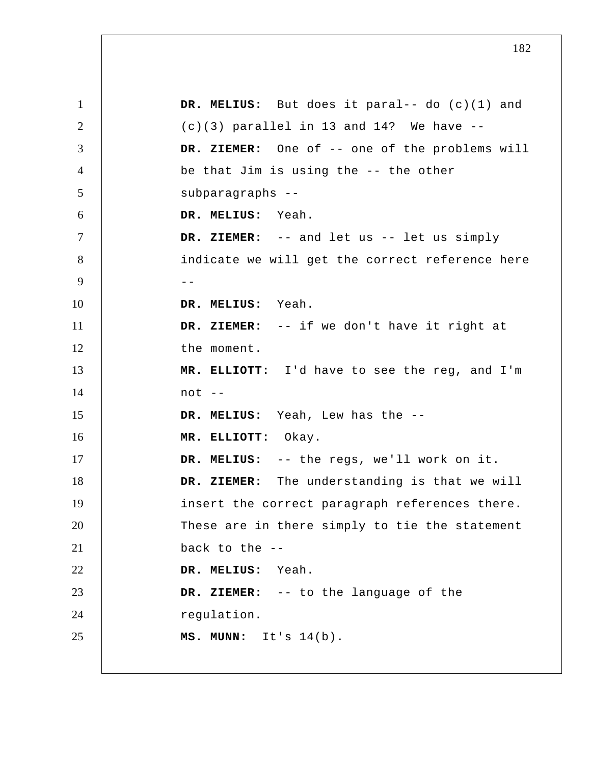**DR. MELIUS:** But does it paral-- do (c)(1) and (c)(3) parallel in 13 and 14? We have --

**DR. ZIEMER:** One of -- one of the problems will be that Jim is using the -- the other subparagraphs --

**DR. MELIUS:** Yeah.

**DR. ZIEMER:** -- and let us -- let us simply indicate we will get the correct reference here --

**DR. MELIUS:** Yeah.

**DR. ZIEMER:** -- if we don't have it right at the moment.

**MR. ELLIOTT:** I'd have to see the reg, and I'm not --

**DR. MELIUS:** Yeah, Lew has the --

**MR. ELLIOTT:** Okay.

**DR. MELIUS:** -- the regs, we'll work on it.

**DR. ZIEMER:** The understanding is that we will insert the correct paragraph references there. These are in there simply to tie the statement back to the --

**DR. MELIUS:** Yeah.

**DR. ZIEMER:** -- to the language of the regulation.

**MS. MUNN:** It's 14(b).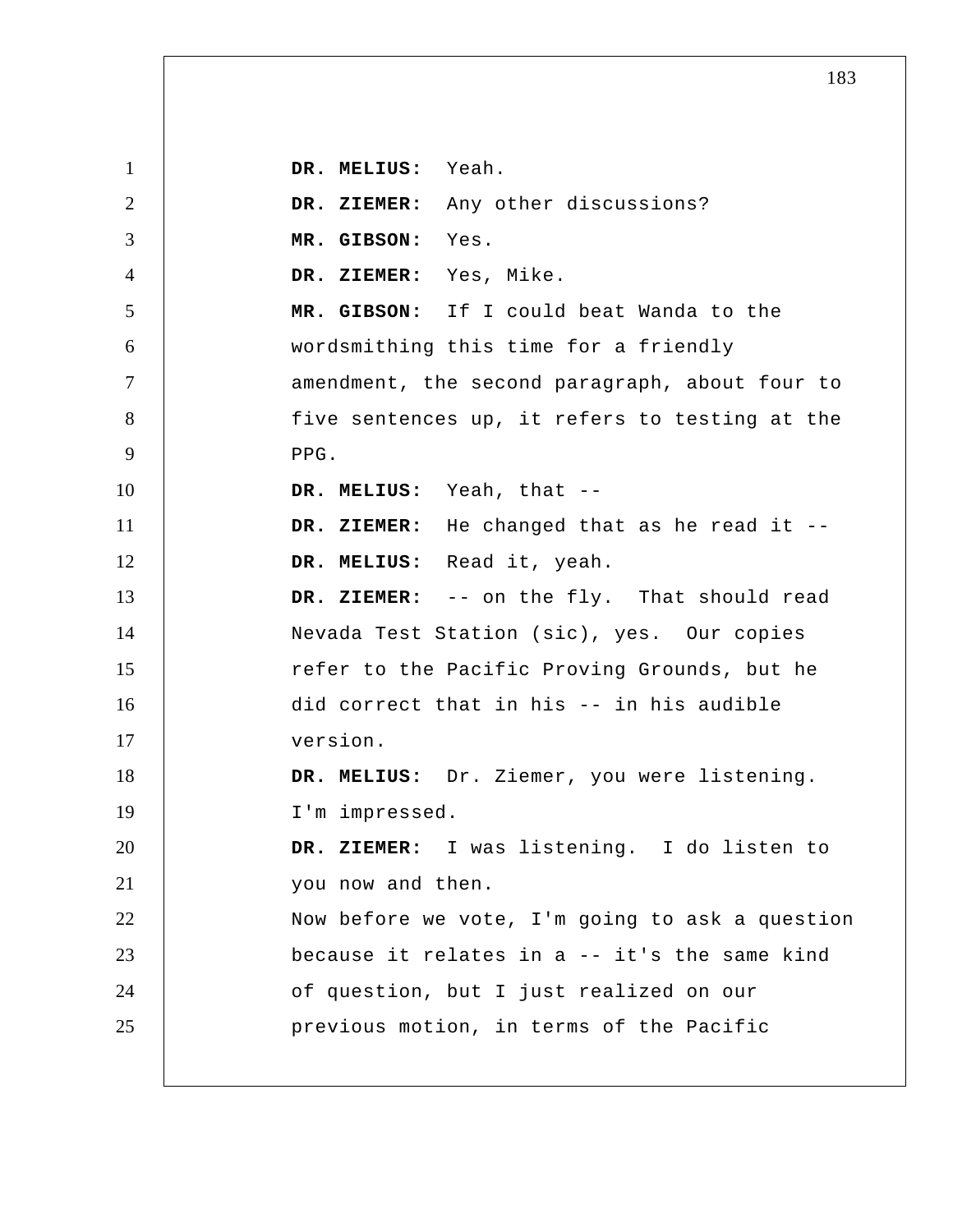**DR. MELIUS:** Yeah.

**DR. ZIEMER:** Any other discussions?

**MR. GIBSON:** Yes.

**DR. ZIEMER:** Yes, Mike.

**MR. GIBSON:** If I could beat Wanda to the wordsmithing this time for a friendly amendment, the second paragraph, about four to five sentences up, it refers to testing at the PPG.

**DR. MELIUS:** Yeah, that --

**DR. ZIEMER:** He changed that as he read it --

**DR. MELIUS:** Read it, yeah.

**DR. ZIEMER:** -- on the fly. That should read Nevada Test Station (sic), yes. Our copies refer to the Pacific Proving Grounds, but he did correct that in his -- in his audible version.

**DR. MELIUS:** Dr. Ziemer, you were listening. I'm impressed.

**DR. ZIEMER:** I was listening. I do listen to you now and then.

Now before we vote, I'm going to ask a question because it relates in a -- it's the same kind of question, but I just realized on our previous motion, in terms of the Pacific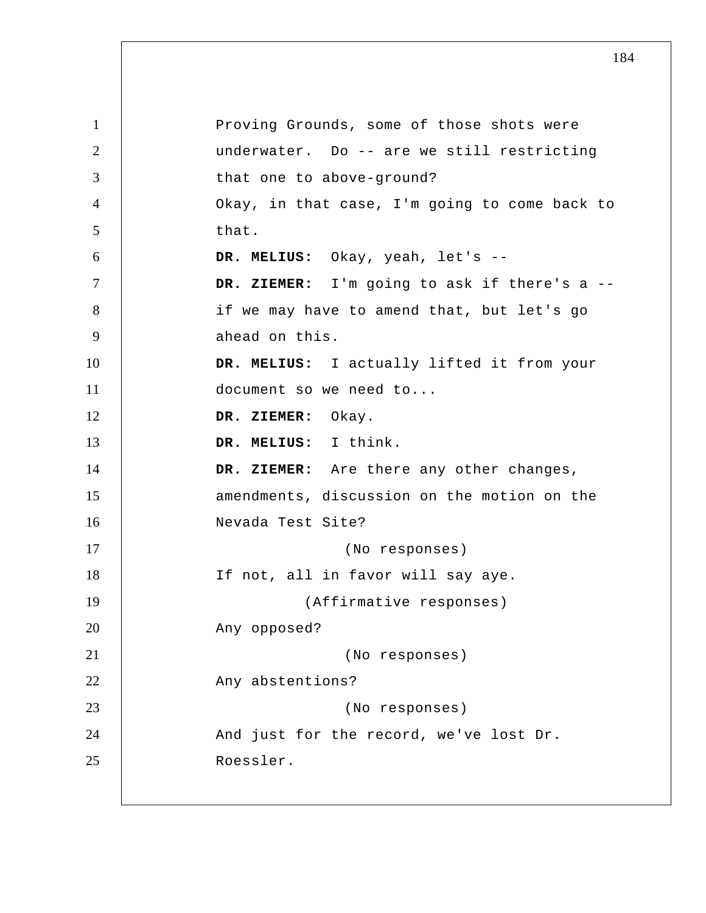Proving Grounds, some of those shots were underwater. Do -- are we still restricting that one to above-ground?

Okay, in that case, I'm going to come back to that.

**DR. MELIUS:** Okay, yeah, let's --

**DR. ZIEMER:** I'm going to ask if there's a -- if we may have to amend that, but let's go ahead on this.

**DR. MELIUS:** I actually lifted it from your document so we need to...

**DR. ZIEMER:** Okay.

**DR. MELIUS:** I think.

**DR. ZIEMER:** Are there any other changes, amendments, discussion on the motion on the Nevada Test Site?

(No responses)

If not, all in favor will say aye.

(Affirmative responses)

Any opposed?

(No responses)

Any abstentions?

(No responses)

And just for the record, we've lost Dr. Roessler.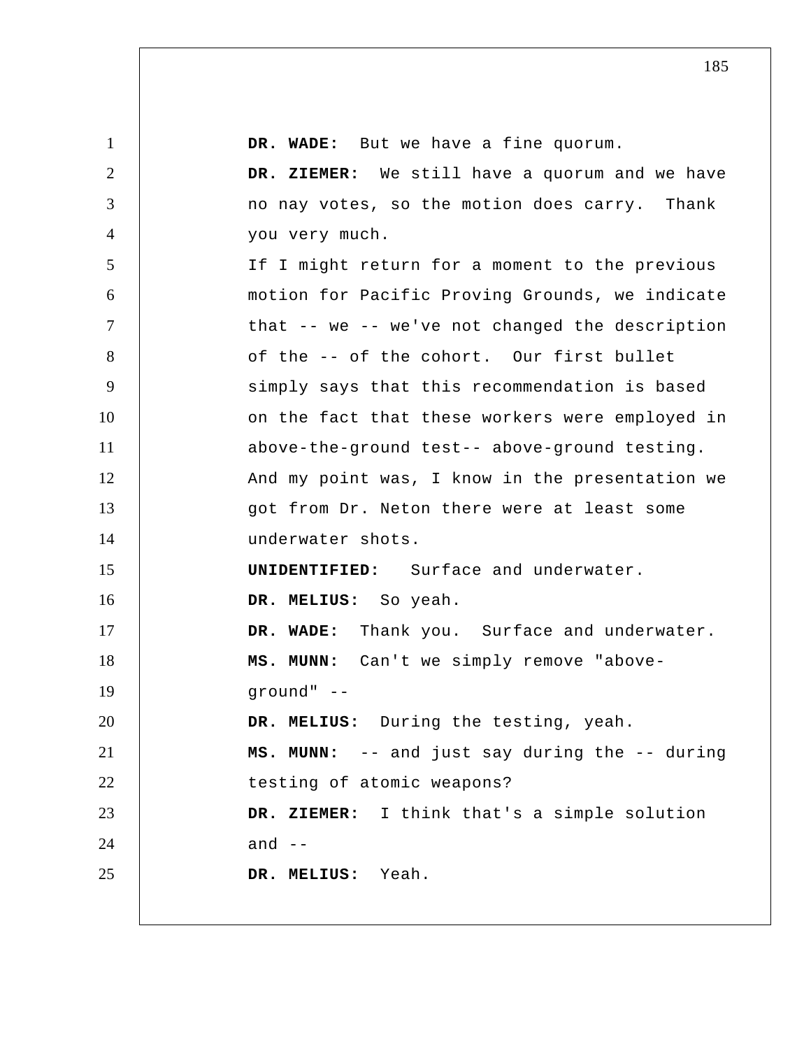**DR. WADE:** But we have a fine quorum.

**DR. ZIEMER:** We still have a quorum and we have no nay votes, so the motion does carry. Thank you very much.

If I might return for a moment to the previous motion for Pacific Proving Grounds, we indicate that -- we -- we've not changed the description of the -- of the cohort. Our first bullet simply says that this recommendation is based on the fact that these workers were employed in above-the-ground test-- above-ground testing. And my point was, I know in the presentation we got from Dr. Neton there were at least some underwater shots.

**UNIDENTIFIED:** Surface and underwater.

**DR. MELIUS:** So yeah.

**DR. WADE:** Thank you. Surface and underwater.

**MS. MUNN:** Can't we simply remove "above-ground" --

**DR. MELIUS:** During the testing, yeah.

**MS. MUNN:** -- and just say during the -- during testing of atomic weapons?

**DR. ZIEMER:** I think that's a simple solution and --

**DR. MELIUS:** Yeah.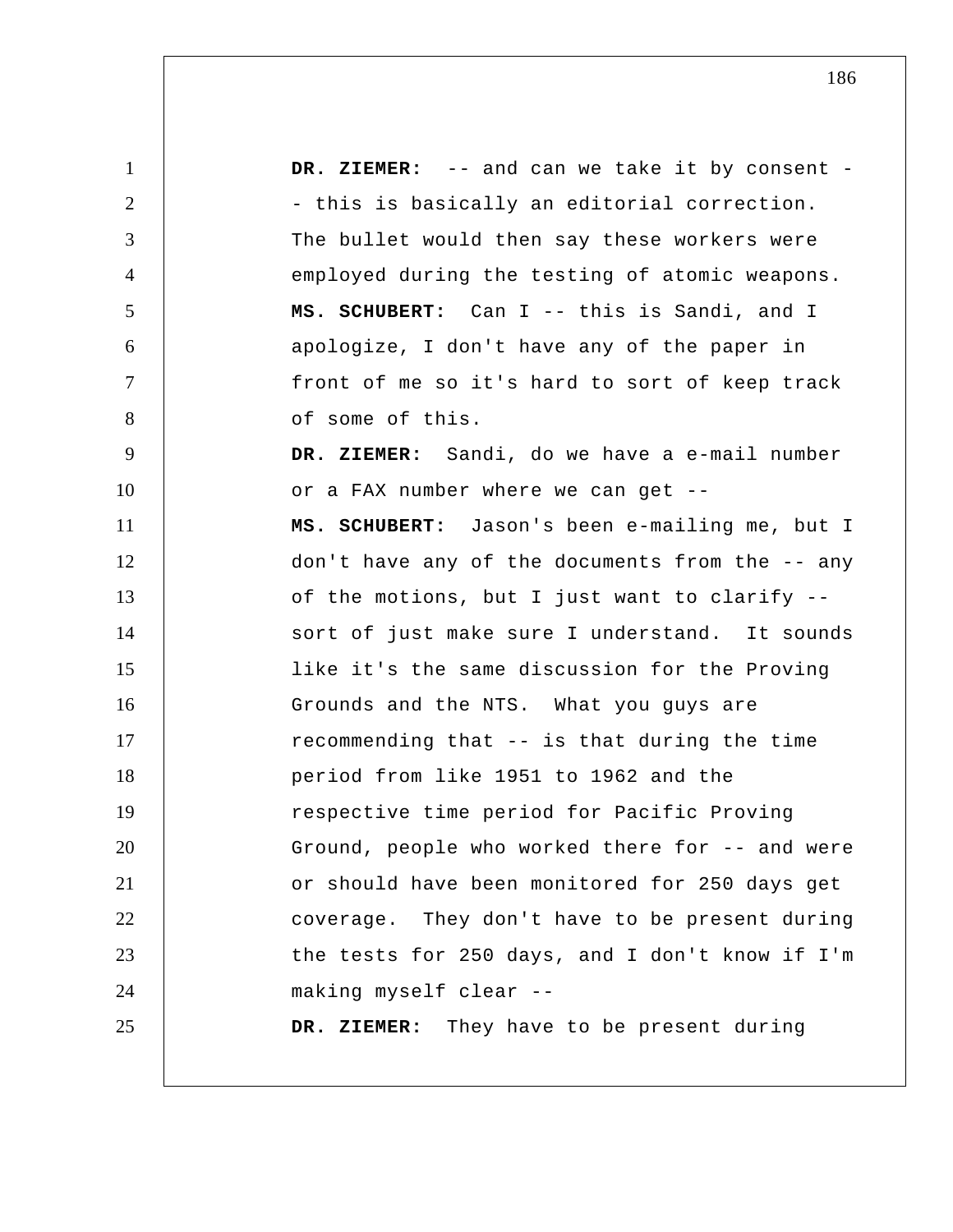**DR. ZIEMER:** -- and can we take it by consent -- this is basically an editorial correction. The bullet would then say these workers were employed during the testing of atomic weapons.

**MS. SCHUBERT:** Can I -- this is Sandi, and I apologize, I don't have any of the paper in front of me so it's hard to sort of keep track of some of this.

**DR. ZIEMER:** Sandi, do we have a e-mail number or a FAX number where we can get --

**MS. SCHUBERT:** Jason's been e-mailing me, but I don't have any of the documents from the -- any of the motions, but I just want to clarify -- sort of just make sure I understand. It sounds like it's the same discussion for the Proving Grounds and the NTS. What you guys are recommending that -- is that during the time period from like 1951 to 1962 and the respective time period for Pacific Proving Ground, people who worked there for -- and were or should have been monitored for 250 days get coverage. They don't have to be present during the tests for 250 days, and I don't know if I'm making myself clear --

**DR. ZIEMER:** They have to be present during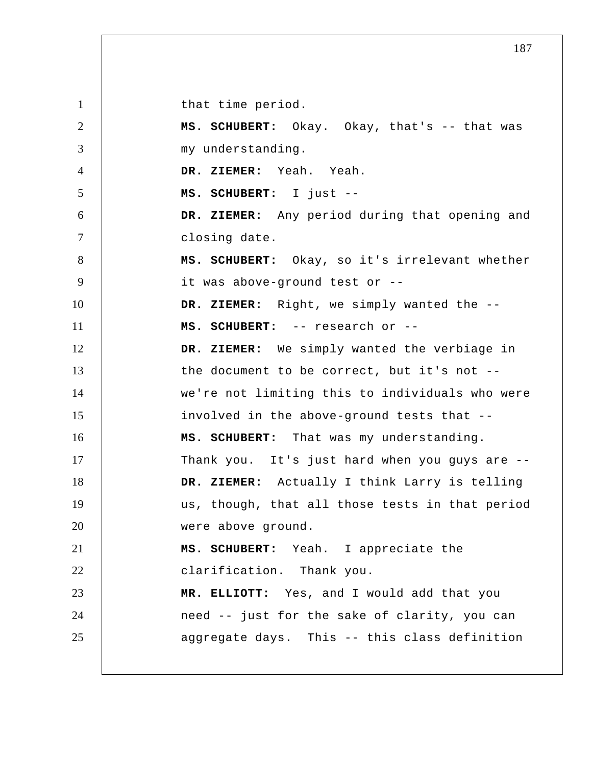that time period.

**MS. SCHUBERT:** Okay. Okay, that's -- that was my understanding.

**DR. ZIEMER:** Yeah. Yeah.

**MS. SCHUBERT:** I just --

**DR. ZIEMER:** Any period during that opening and closing date.

**MS. SCHUBERT:** Okay, so it's irrelevant whether it was above-ground test or --

**DR. ZIEMER:** Right, we simply wanted the --

**MS. SCHUBERT:** -- research or --

**DR. ZIEMER:** We simply wanted the verbiage in the document to be correct, but it's not -- we're not limiting this to individuals who were involved in the above-ground tests that --

**MS. SCHUBERT:** That was my understanding. Thank you. It's just hard when you guys are --

**DR. ZIEMER:** Actually I think Larry is telling us, though, that all those tests in that period were above ground.

**MS. SCHUBERT:** Yeah. I appreciate the clarification. Thank you.

**MR. ELLIOTT:** Yes, and I would add that you need -- just for the sake of clarity, you can aggregate days. This -- this class definition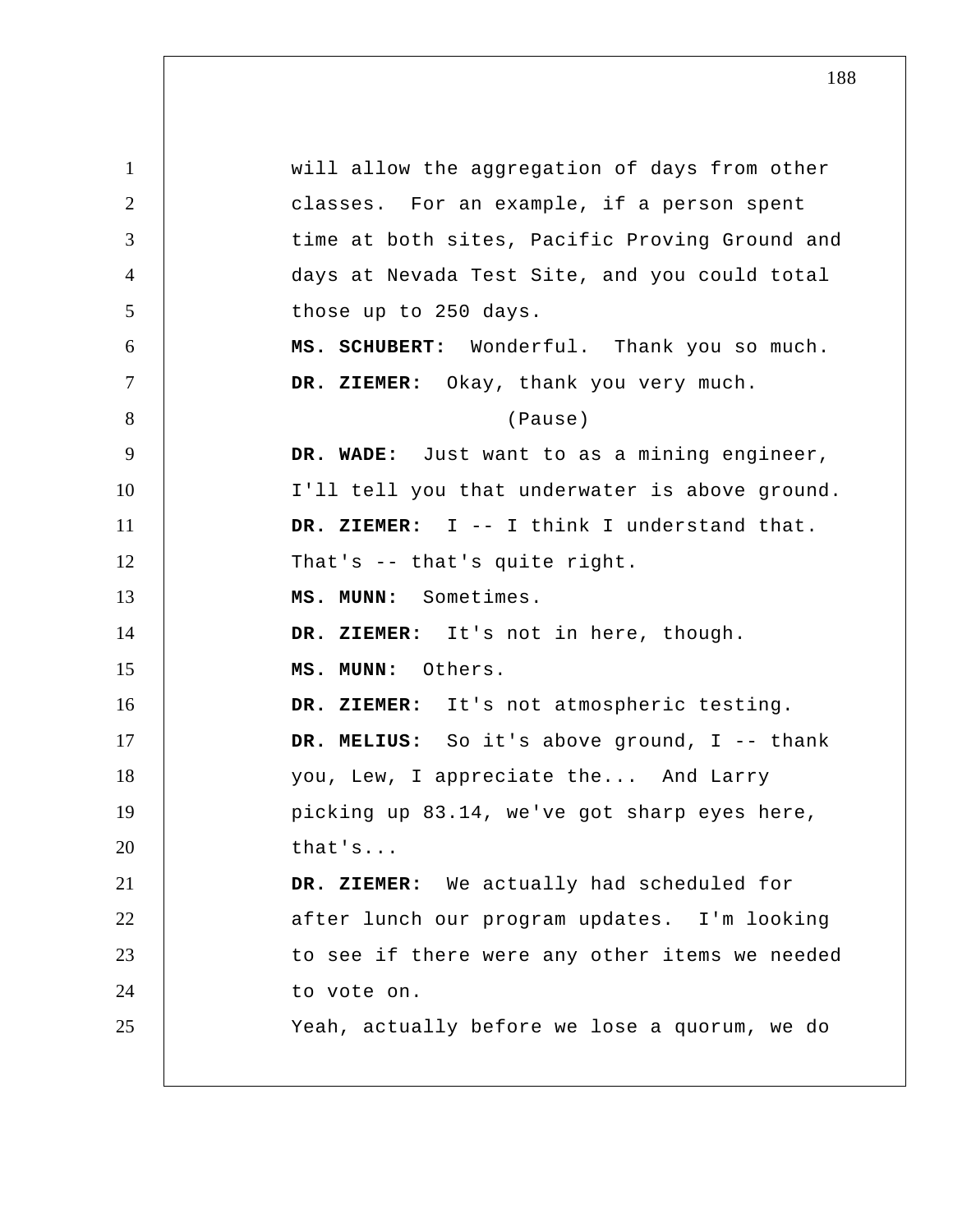will allow the aggregation of days from other classes. For an example, if a person spent time at both sites, Pacific Proving Ground and days at Nevada Test Site, and you could total those up to 250 days.

**MS. SCHUBERT:** Wonderful. Thank you so much.

**DR. ZIEMER:** Okay, thank you very much.

(Pause)

**DR. WADE:** Just want to as a mining engineer, I'll tell you that underwater is above ground.

**DR. ZIEMER:** I -- I think I understand that. That's -- that's quite right.

**MS. MUNN:** Sometimes.

**DR. ZIEMER:** It's not in here, though.

**MS. MUNN:** Others.

**DR. ZIEMER:** It's not atmospheric testing.

**DR. MELIUS:** So it's above ground, I -- thank you, Lew, I appreciate the... And Larry picking up 83.14, we've got sharp eyes here, that's...

**DR. ZIEMER:** We actually had scheduled for after lunch our program updates. I'm looking to see if there were any other items we needed to vote on.

Yeah, actually before we lose a quorum, we do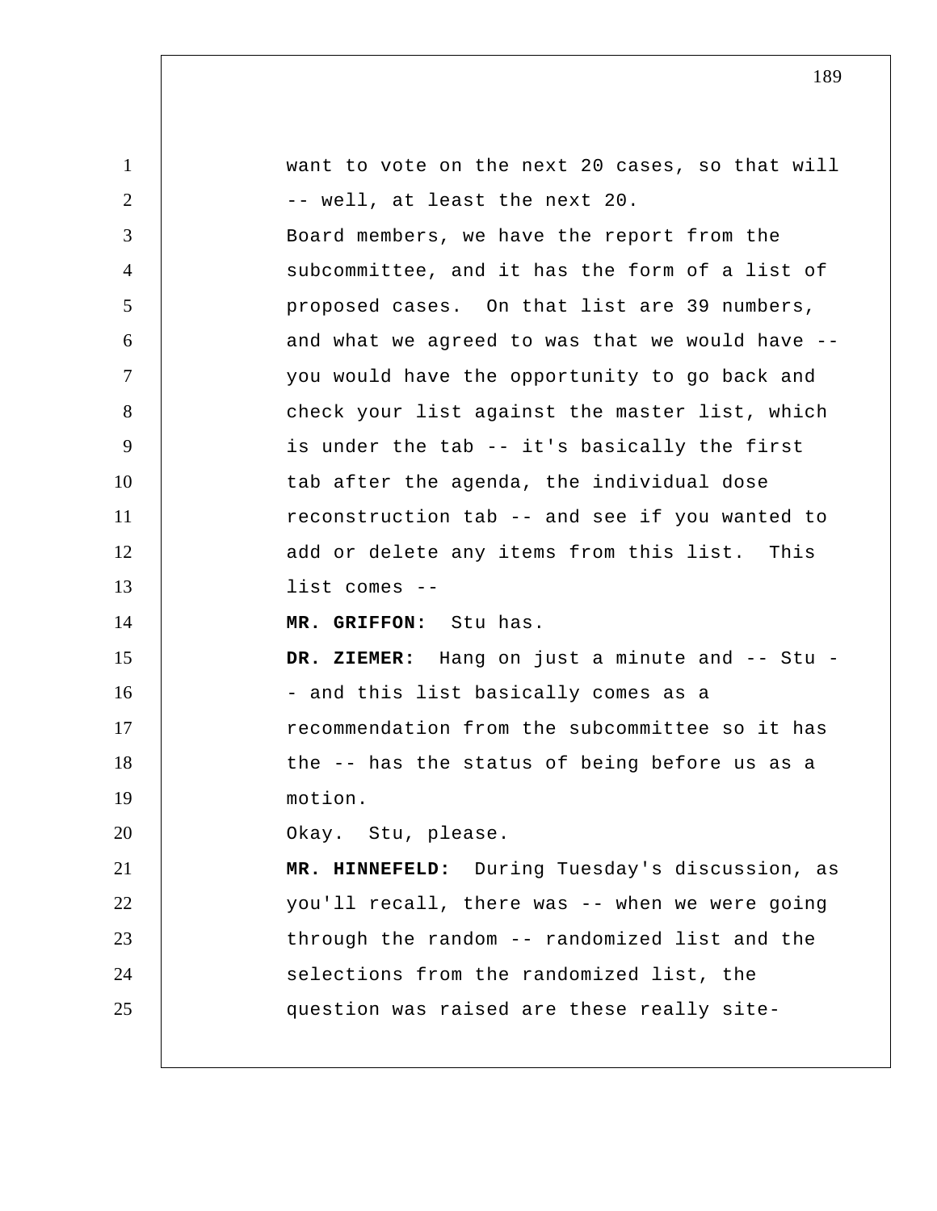want to vote on the next 20 cases, so that will -- well, at least the next 20.

Board members, we have the report from the subcommittee, and it has the form of a list of proposed cases. On that list are 39 numbers, and what we agreed to was that we would have -- you would have the opportunity to go back and check your list against the master list, which is under the tab -- it's basically the first tab after the agenda, the individual dose reconstruction tab -- and see if you wanted to add or delete any items from this list. This list comes --

**MR. GRIFFON:** Stu has.

**DR. ZIEMER:** Hang on just a minute and -- Stu -- and this list basically comes as a recommendation from the subcommittee so it has the -- has the status of being before us as a motion.

Okay. Stu, please.

**MR. HINNEFELD:** During Tuesday's discussion, as you'll recall, there was -- when we were going through the random -- randomized list and the selections from the randomized list, the question was raised are these really site-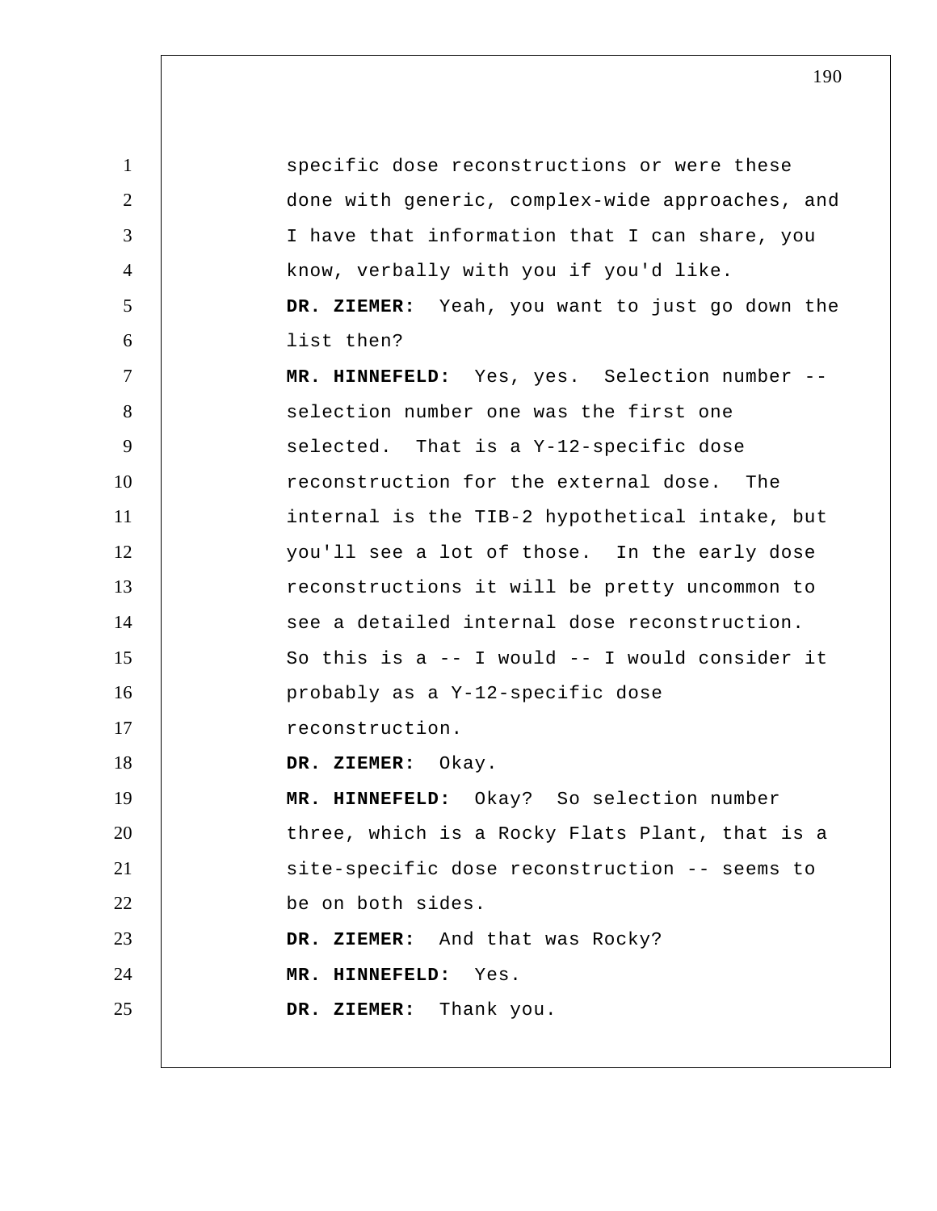specific dose reconstructions or were these done with generic, complex-wide approaches, and I have that information that I can share, you know, verbally with you if you'd like.

**DR. ZIEMER:** Yeah, you want to just go down the list then?

**MR. HINNEFELD:** Yes, yes. Selection number -- selection number one was the first one selected. That is a Y-12-specific dose reconstruction for the external dose. The internal is the TIB-2 hypothetical intake, but you'll see a lot of those. In the early dose reconstructions it will be pretty uncommon to see a detailed internal dose reconstruction. So this is a -- I would -- I would consider it probably as a Y-12-specific dose reconstruction.

**DR. ZIEMER:** Okay.

**MR. HINNEFELD:** Okay? So selection number three, which is a Rocky Flats Plant, that is a site-specific dose reconstruction -- seems to be on both sides.

**DR. ZIEMER:** And that was Rocky?

**MR. HINNEFELD:** Yes.

**DR. ZIEMER:** Thank you.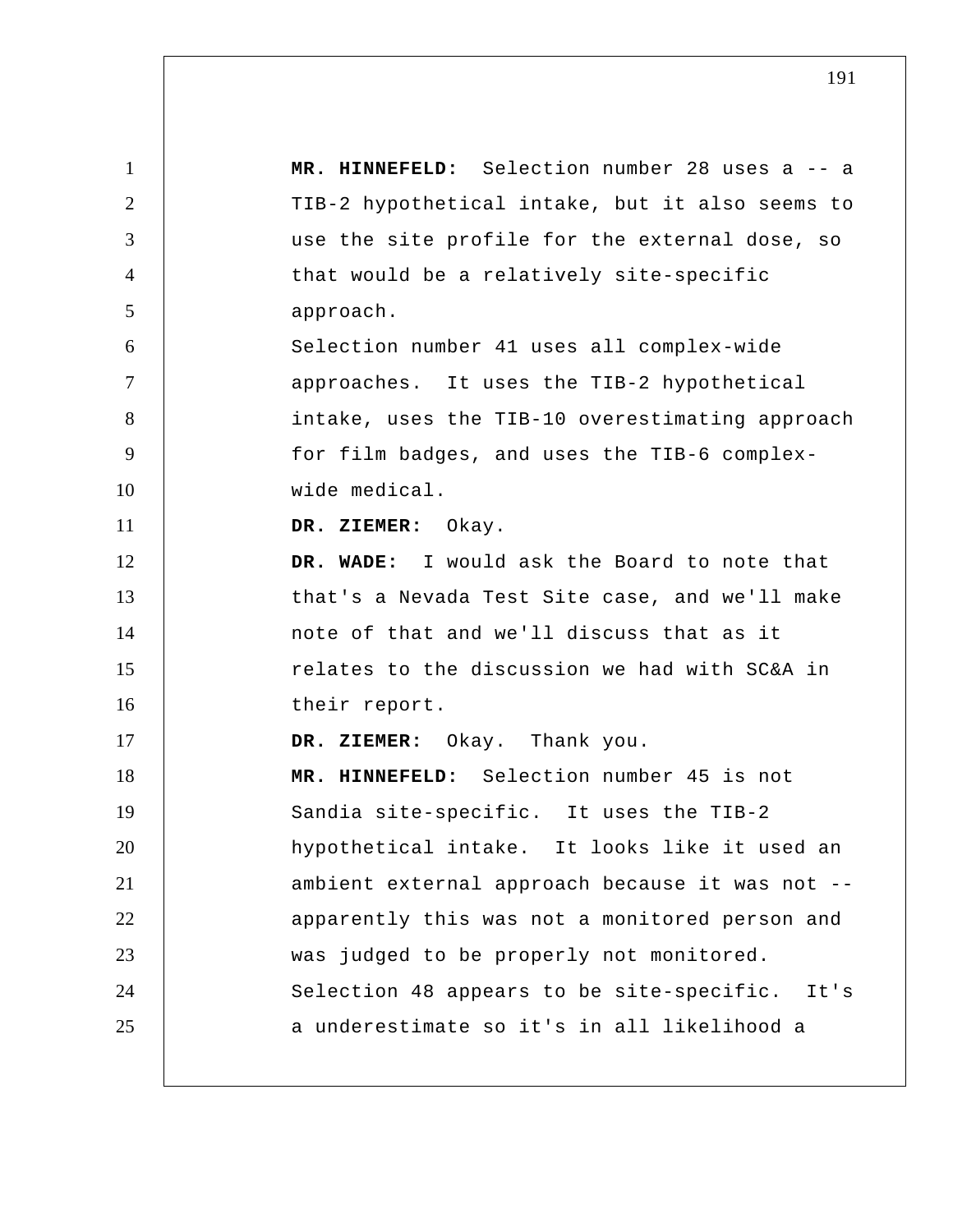**MR. HINNEFELD:** Selection number 28 uses a -- a TIB-2 hypothetical intake, but it also seems to use the site profile for the external dose, so that would be a relatively site-specific approach.

Selection number 41 uses all complex-wide approaches. It uses the TIB-2 hypothetical intake, uses the TIB-10 overestimating approach for film badges, and uses the TIB-6 complex-wide medical.

**DR. ZIEMER:** Okay.

**DR. WADE:** I would ask the Board to note that that's a Nevada Test Site case, and we'll make note of that and we'll discuss that as it relates to the discussion we had with SC&A in their report.

**DR. ZIEMER:** Okay. Thank you.

**MR. HINNEFELD:** Selection number 45 is not Sandia site-specific. It uses the TIB-2 hypothetical intake. It looks like it used an ambient external approach because it was not -- apparently this was not a monitored person and was judged to be properly not monitored.

Selection 48 appears to be site-specific. It's a underestimate so it's in all likelihood a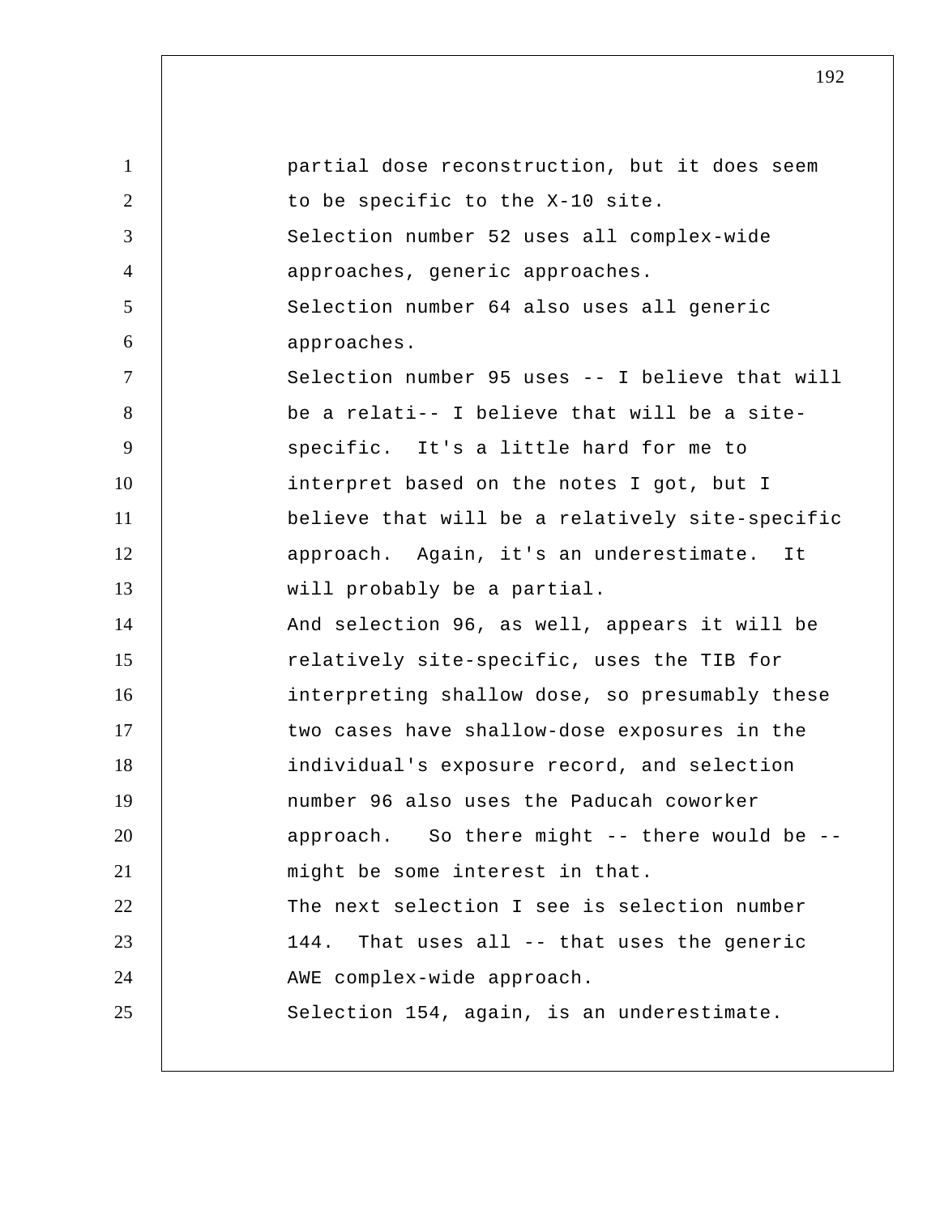partial dose reconstruction, but it does seem to be specific to the X-10 site.

Selection number 52 uses all complex-wide approaches, generic approaches.

Selection number 64 also uses all generic approaches.

Selection number 95 uses -- I believe that will be a relati-- I believe that will be a site-specific. It's a little hard for me to interpret based on the notes I got, but I believe that will be a relatively site-specific approach. Again, it's an underestimate. It will probably be a partial.

And selection 96, as well, appears it will be relatively site-specific, uses the TIB for interpreting shallow dose, so presumably these two cases have shallow-dose exposures in the individual's exposure record, and selection number 96 also uses the Paducah coworker approach. So there might -- there would be -- might be some interest in that.

The next selection I see is selection number 144. That uses all -- that uses the generic AWE complex-wide approach.

Selection 154, again, is an underestimate.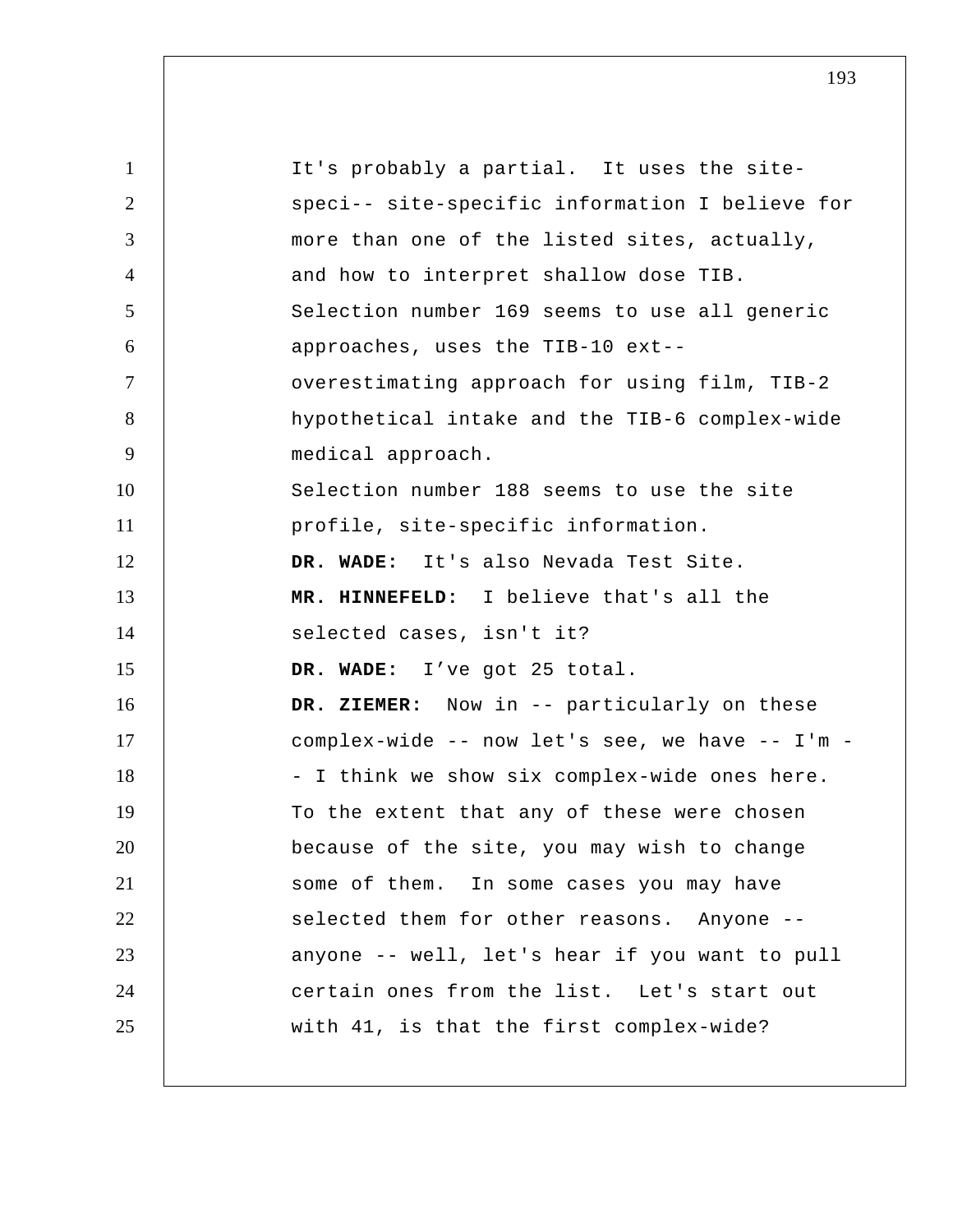It's probably a partial. It uses the site-speci-- site-specific information I believe for more than one of the listed sites, actually, and how to interpret shallow dose TIB.

Selection number 169 seems to use all generic approaches, uses the TIB-10 ext-- overestimating approach for using film, TIB-2 hypothetical intake and the TIB-6 complex-wide medical approach.

Selection number 188 seems to use the site profile, site-specific information.

**DR. WADE:** It's also Nevada Test Site.

**MR. HINNEFELD:** I believe that's all the selected cases, isn't it?

**DR. WADE:** I've got 25 total.

**DR. ZIEMER:** Now in -- particularly on these complex-wide -- now let's see, we have -- I'm -- I think we show six complex-wide ones here. To the extent that any of these were chosen because of the site, you may wish to change some of them. In some cases you may have selected them for other reasons. Anyone -- anyone -- well, let's hear if you want to pull certain ones from the list. Let's start out with 41, is that the first complex-wide?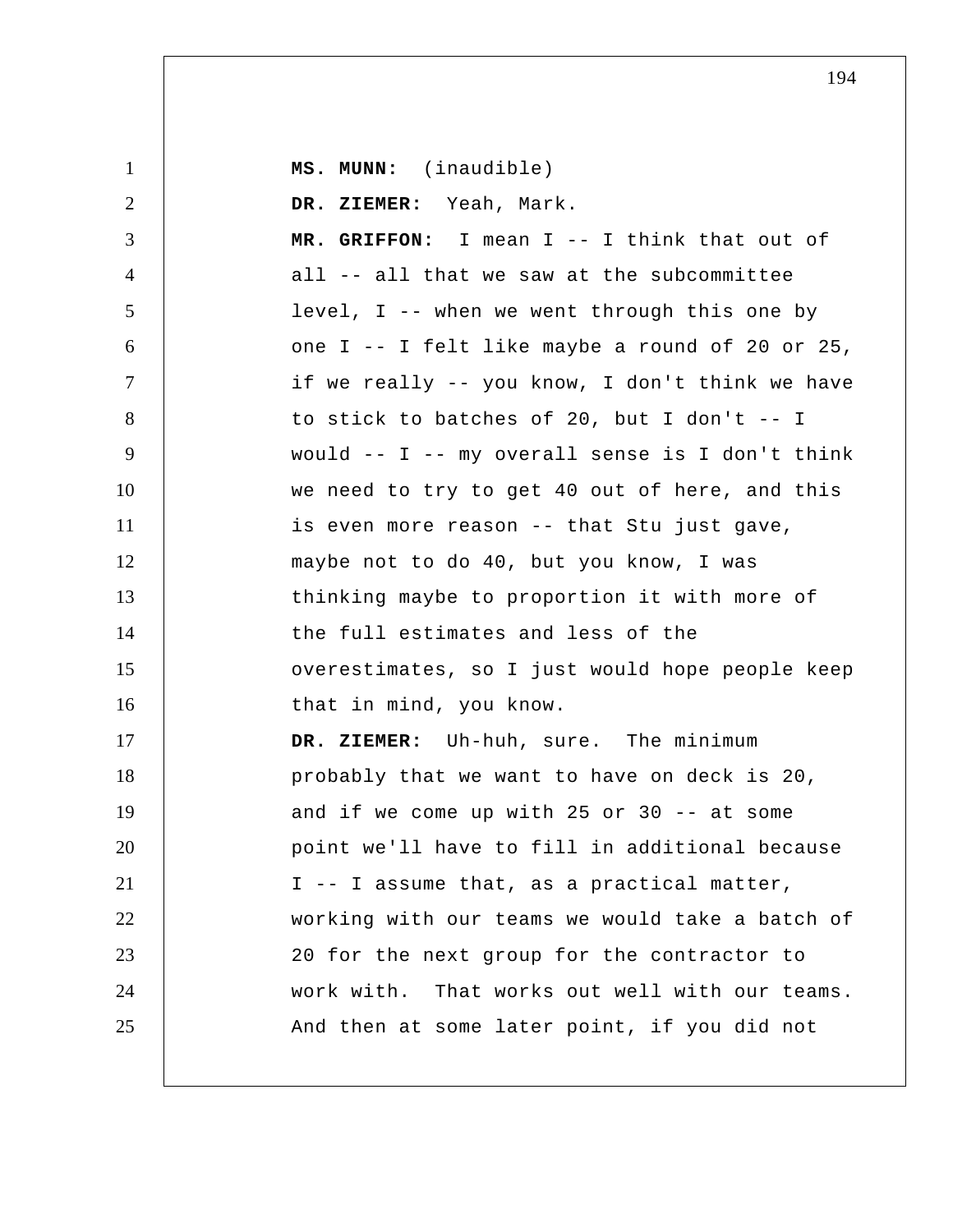**MS. MUNN:** (inaudible)

**DR. ZIEMER:** Yeah, Mark.

**MR. GRIFFON:** I mean I -- I think that out of all -- all that we saw at the subcommittee level, I -- when we went through this one by one I -- I felt like maybe a round of 20 or 25, if we really -- you know, I don't think we have to stick to batches of 20, but I don't -- I would -- I -- my overall sense is I don't think we need to try to get 40 out of here, and this is even more reason -- that Stu just gave, maybe not to do 40, but you know, I was thinking maybe to proportion it with more of the full estimates and less of the overestimates, so I just would hope people keep that in mind, you know.

**DR. ZIEMER:** Uh-huh, sure. The minimum probably that we want to have on deck is 20, and if we come up with 25 or 30 -- at some point we'll have to fill in additional because I -- I assume that, as a practical matter, working with our teams we would take a batch of 20 for the next group for the contractor to work with. That works out well with our teams. And then at some later point, if you did not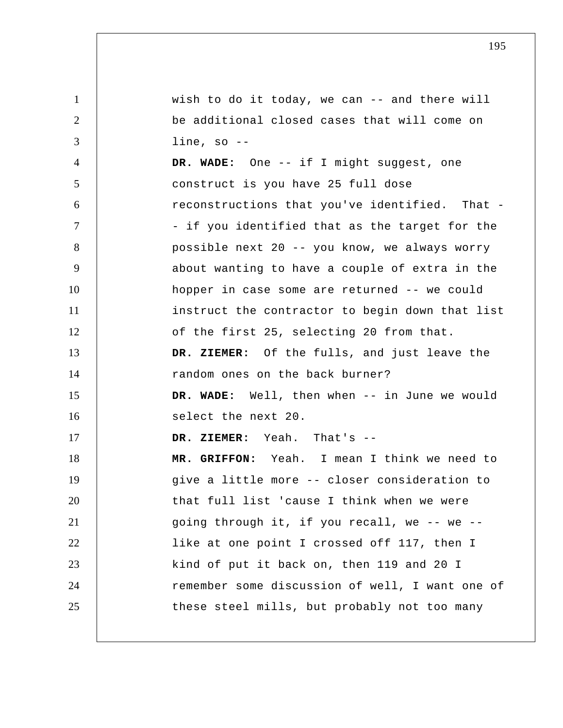wish to do it today, we can -- and there will be additional closed cases that will come on line, so --

**DR. WADE:** One -- if I might suggest, one construct is you have 25 full dose reconstructions that you've identified. That -- if you identified that as the target for the possible next 20 -- you know, we always worry about wanting to have a couple of extra in the hopper in case some are returned -- we could instruct the contractor to begin down that list of the first 25, selecting 20 from that.

**DR. ZIEMER:** Of the fulls, and just leave the random ones on the back burner?

**DR. WADE:** Well, then when -- in June we would select the next 20.

**DR. ZIEMER:** Yeah. That's --

**MR. GRIFFON:** Yeah. I mean I think we need to give a little more -- closer consideration to that full list 'cause I think when we were going through it, if you recall, we -- we -- like at one point I crossed off 117, then I kind of put it back on, then 119 and 20 I remember some discussion of well, I want one of these steel mills, but probably not too many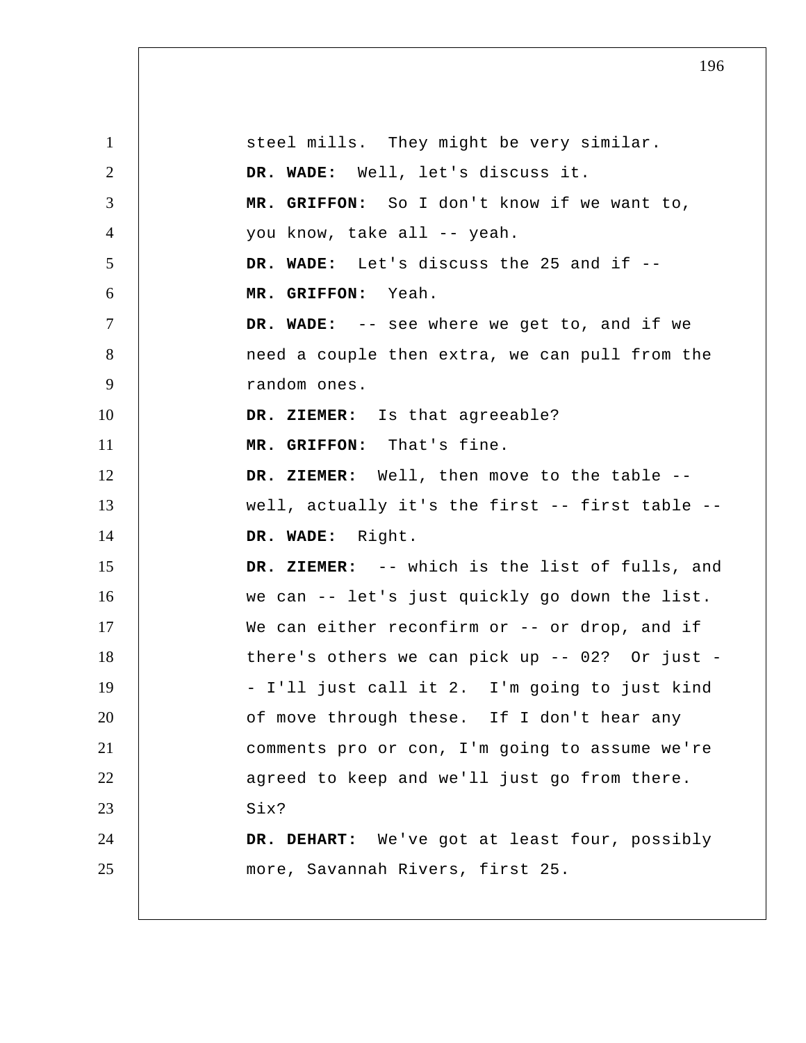steel mills. They might be very similar.

**DR. WADE:** Well, let's discuss it.

**MR. GRIFFON:** So I don't know if we want to, you know, take all -- yeah.

**DR. WADE:** Let's discuss the 25 and if --

**MR. GRIFFON:** Yeah.

**DR. WADE:** -- see where we get to, and if we need a couple then extra, we can pull from the random ones.

**DR. ZIEMER:** Is that agreeable?

**MR. GRIFFON:** That's fine.

**DR. ZIEMER:** Well, then move to the table -- well, actually it's the first -- first table --

**DR. WADE:** Right.

**DR. ZIEMER:** -- which is the list of fulls, and we can -- let's just quickly go down the list. We can either reconfirm or -- or drop, and if there's others we can pick up -- 02? Or just -- I'll just call it 2. I'm going to just kind of move through these. If I don't hear any comments pro or con, I'm going to assume we're agreed to keep and we'll just go from there. Six?

**DR. DEHART:** We've got at least four, possibly more, Savannah Rivers, first 25.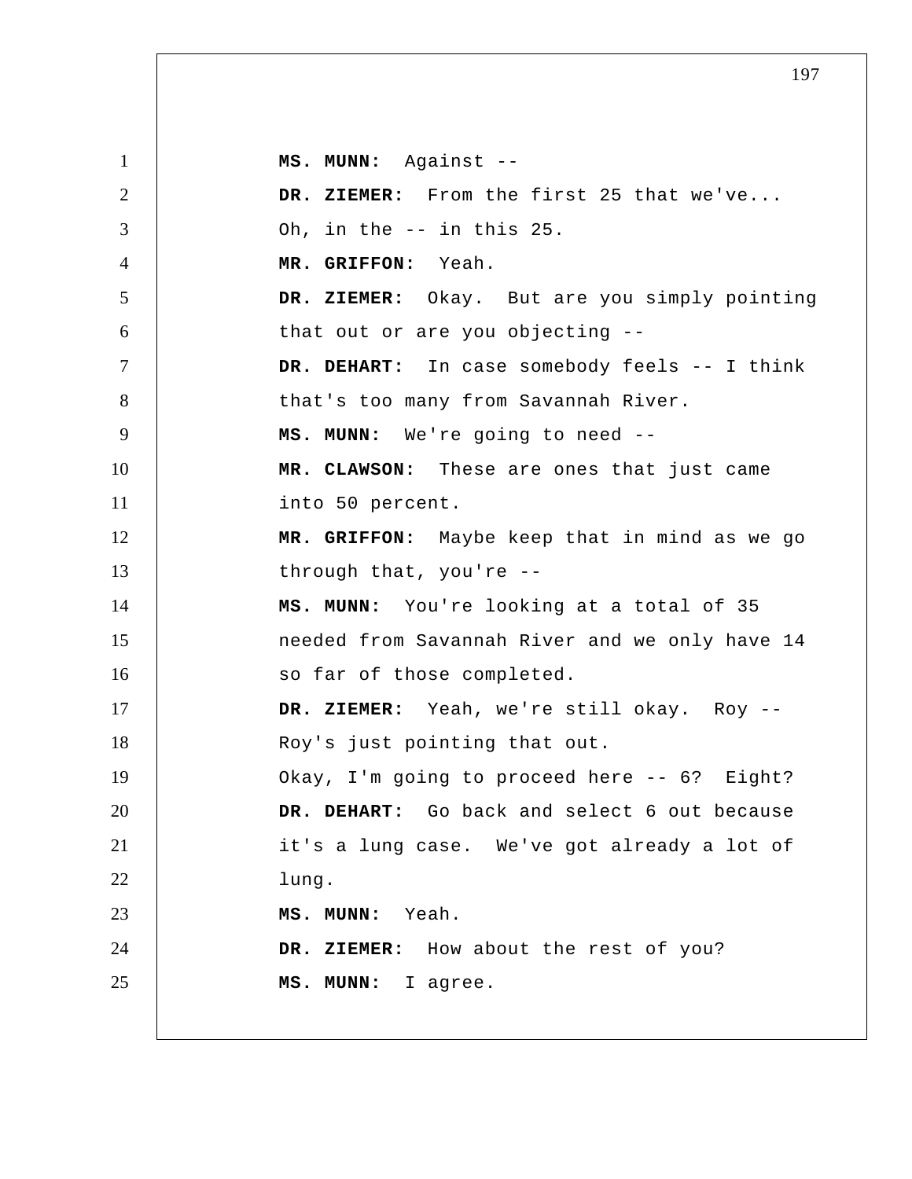**MS. MUNN:** Against --

**DR. ZIEMER:** From the first 25 that we've... Oh, in the -- in this 25.

**MR. GRIFFON:** Yeah.

**DR. ZIEMER:** Okay. But are you simply pointing that out or are you objecting --

**DR. DEHART:** In case somebody feels -- I think that's too many from Savannah River.

**MS. MUNN:** We're going to need --

**MR. CLAWSON:** These are ones that just came into 50 percent.

**MR. GRIFFON:** Maybe keep that in mind as we go through that, you're --

**MS. MUNN:** You're looking at a total of 35 needed from Savannah River and we only have 14 so far of those completed.

**DR. ZIEMER:** Yeah, we're still okay. Roy -- Roy's just pointing that out.

Okay, I'm going to proceed here -- 6? Eight?

**DR. DEHART:** Go back and select 6 out because it's a lung case. We've got already a lot of lung.

**MS. MUNN:** Yeah.

**DR. ZIEMER:** How about the rest of you?

**MS. MUNN:** I agree.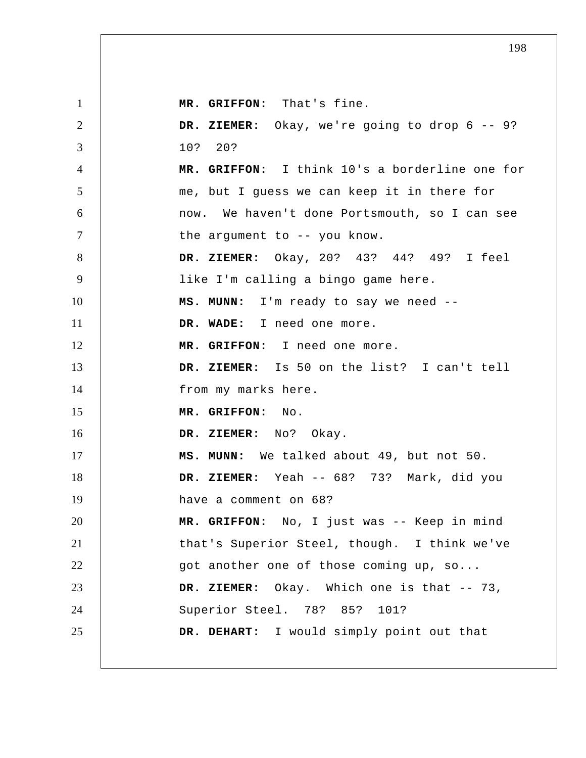**MR. GRIFFON:** That's fine.

**DR. ZIEMER:** Okay, we're going to drop 6 -- 9? 10? 20?

**MR. GRIFFON:** I think 10's a borderline one for me, but I guess we can keep it in there for now. We haven't done Portsmouth, so I can see the argument to -- you know.

**DR. ZIEMER:** Okay, 20? 43? 44? 49? I feel like I'm calling a bingo game here.

**MS. MUNN:** I'm ready to say we need --

**DR. WADE:** I need one more.

**MR. GRIFFON:** I need one more.

**DR. ZIEMER:** Is 50 on the list? I can't tell from my marks here.

**MR. GRIFFON:** No.

**DR. ZIEMER:** No? Okay.

**MS. MUNN:** We talked about 49, but not 50.

**DR. ZIEMER:** Yeah -- 68? 73? Mark, did you have a comment on 68?

**MR. GRIFFON:** No, I just was -- Keep in mind that's Superior Steel, though. I think we've got another one of those coming up, so...

**DR. ZIEMER:** Okay. Which one is that -- 73, Superior Steel. 78? 85? 101?

**DR. DEHART:** I would simply point out that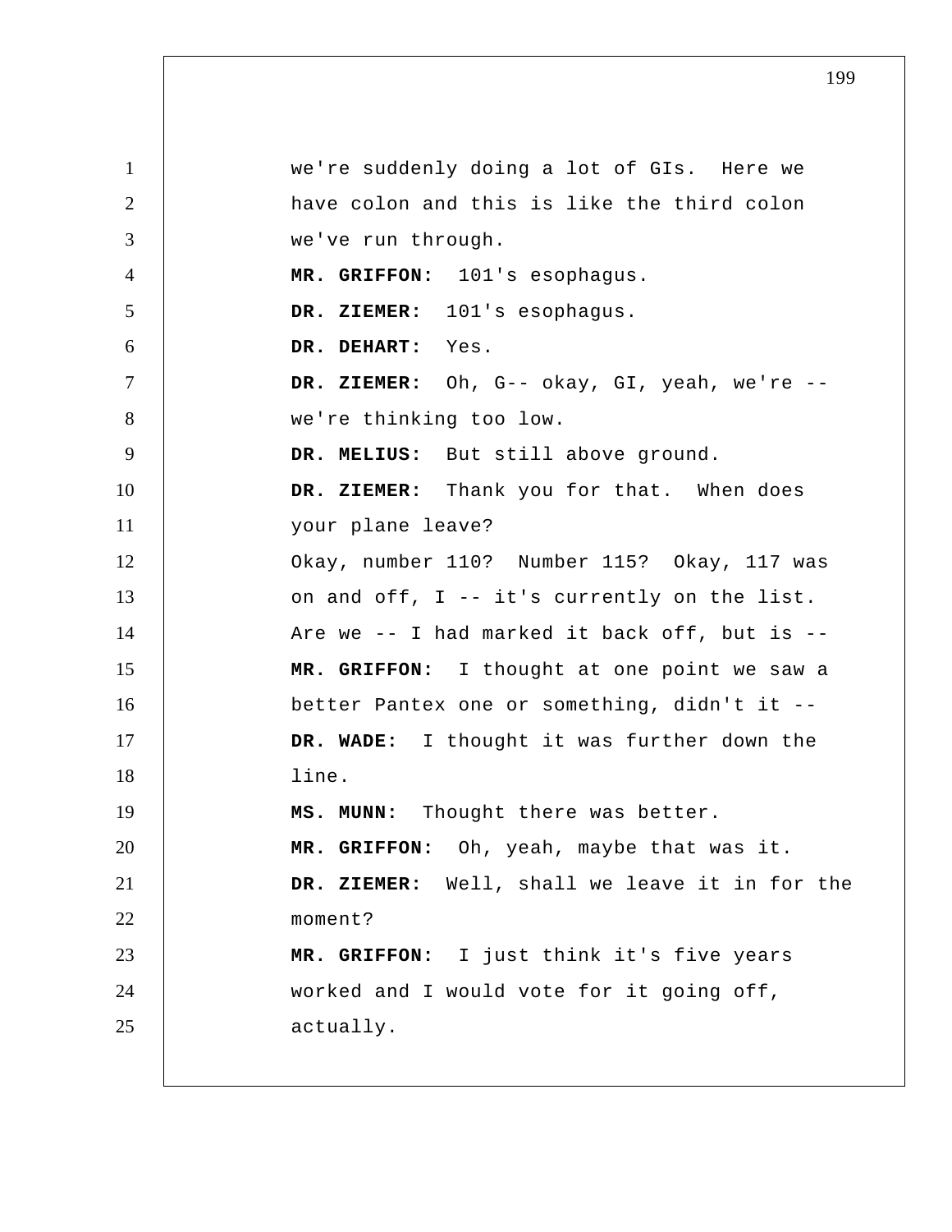we're suddenly doing a lot of GIs. Here we have colon and this is like the third colon we've run through.

**MR. GRIFFON:** 101's esophagus.

**DR. ZIEMER:** 101's esophagus.

**DR. DEHART:** Yes.

**DR. ZIEMER:** Oh, G-- okay, GI, yeah, we're -- we're thinking too low.

**DR. MELIUS:** But still above ground.

**DR. ZIEMER:** Thank you for that. When does your plane leave?

Okay, number 110? Number 115? Okay, 117 was on and off, I -- it's currently on the list. Are we -- I had marked it back off, but is --

**MR. GRIFFON:** I thought at one point we saw a better Pantex one or something, didn't it --

**DR. WADE:** I thought it was further down the line.

**MS. MUNN:** Thought there was better.

**MR. GRIFFON:** Oh, yeah, maybe that was it.

**DR. ZIEMER:** Well, shall we leave it in for the moment?

**MR. GRIFFON:** I just think it's five years worked and I would vote for it going off, actually.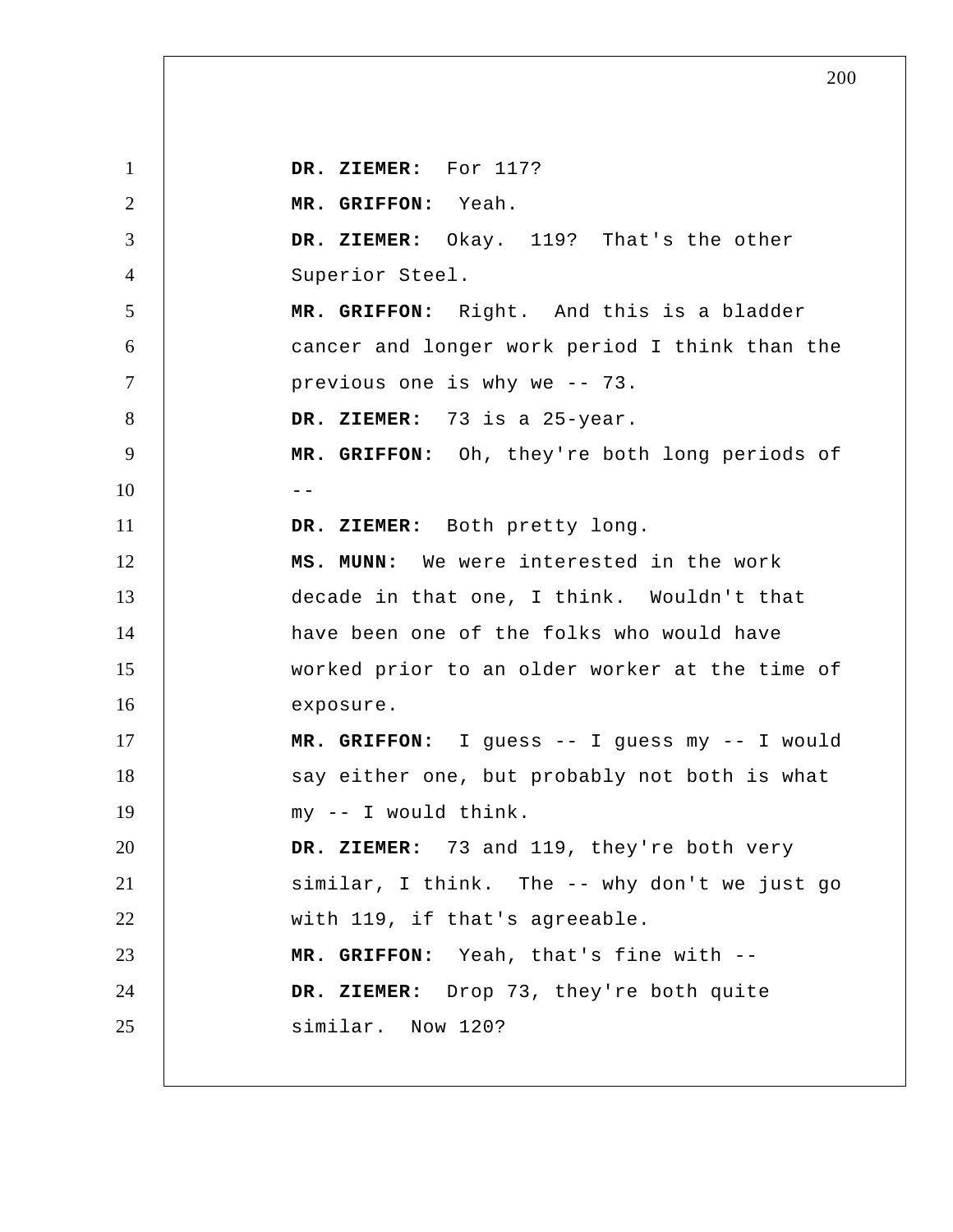**DR. ZIEMER:** For 117?

**MR. GRIFFON:** Yeah.

**DR. ZIEMER:** Okay. 119? That's the other Superior Steel.

**MR. GRIFFON:** Right. And this is a bladder cancer and longer work period I think than the previous one is why we -- 73.

**DR. ZIEMER:** 73 is a 25-year.

**MR. GRIFFON:** Oh, they're both long periods of --

**DR. ZIEMER:** Both pretty long.

**MS. MUNN:** We were interested in the work decade in that one, I think. Wouldn't that have been one of the folks who would have worked prior to an older worker at the time of exposure.

**MR. GRIFFON:** I guess -- I guess my -- I would say either one, but probably not both is what my -- I would think.

**DR. ZIEMER:** 73 and 119, they're both very similar, I think. The -- why don't we just go with 119, if that's agreeable.

**MR. GRIFFON:** Yeah, that's fine with --

**DR. ZIEMER:** Drop 73, they're both quite similar. Now 120?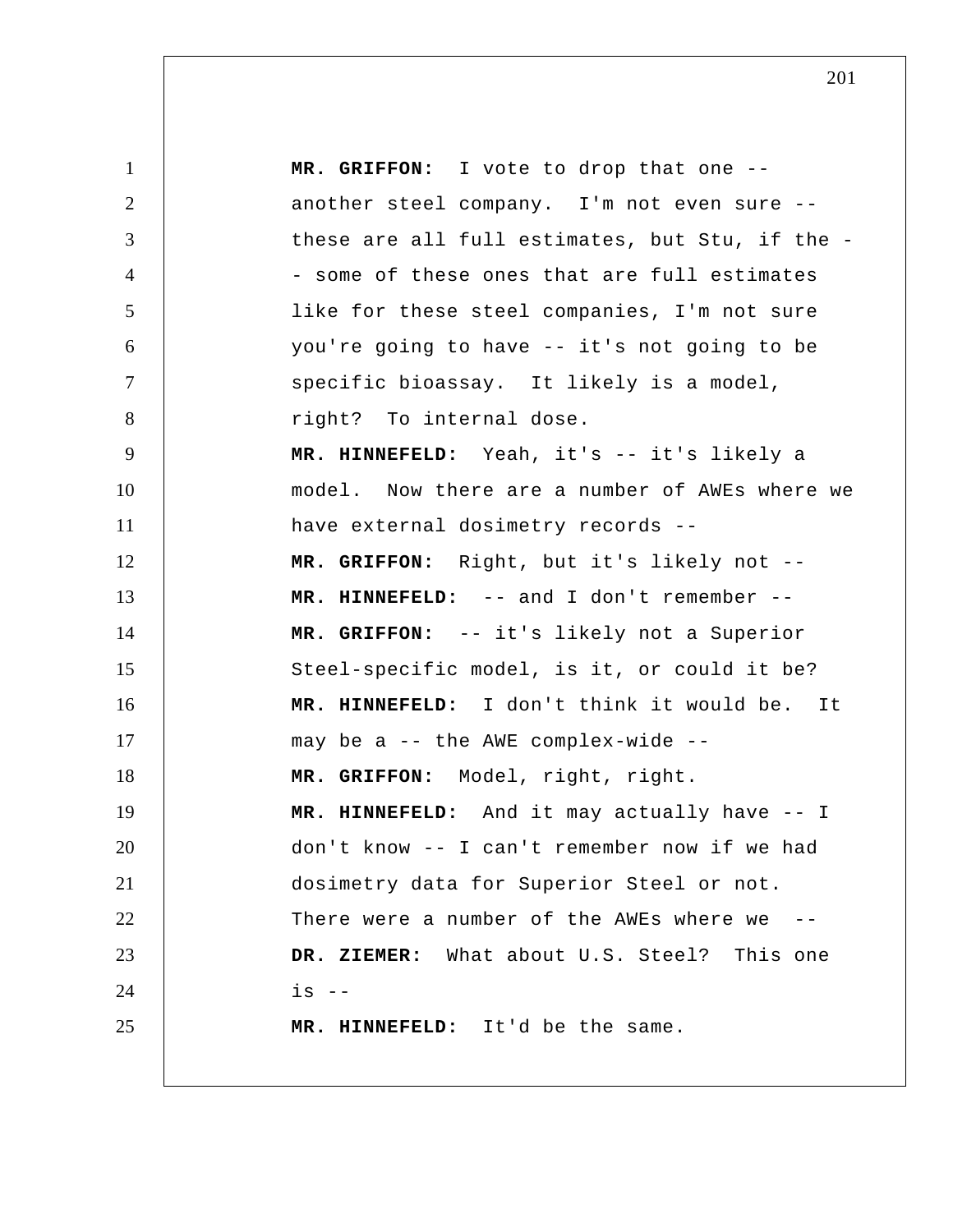**MR. GRIFFON:** I vote to drop that one -- another steel company. I'm not even sure -- these are all full estimates, but Stu, if the - - some of these ones that are full estimates like for these steel companies, I'm not sure you're going to have -- it's not going to be specific bioassay. It likely is a model, right? To internal dose.

**MR. HINNEFELD:** Yeah, it's -- it's likely a model. Now there are a number of AWEs where we have external dosimetry records --

**MR. GRIFFON:** Right, but it's likely not --

**MR. HINNEFELD:** -- and I don't remember --

**MR. GRIFFON:** -- it's likely not a Superior Steel-specific model, is it, or could it be?

**MR. HINNEFELD:** I don't think it would be. It may be a -- the AWE complex-wide --

**MR. GRIFFON:** Model, right, right.

**MR. HINNEFELD:** And it may actually have -- I don't know -- I can't remember now if we had dosimetry data for Superior Steel or not. There were a number of the AWEs where we --

**DR. ZIEMER:** What about U.S. Steel? This one is --

**MR. HINNEFELD:** It'd be the same.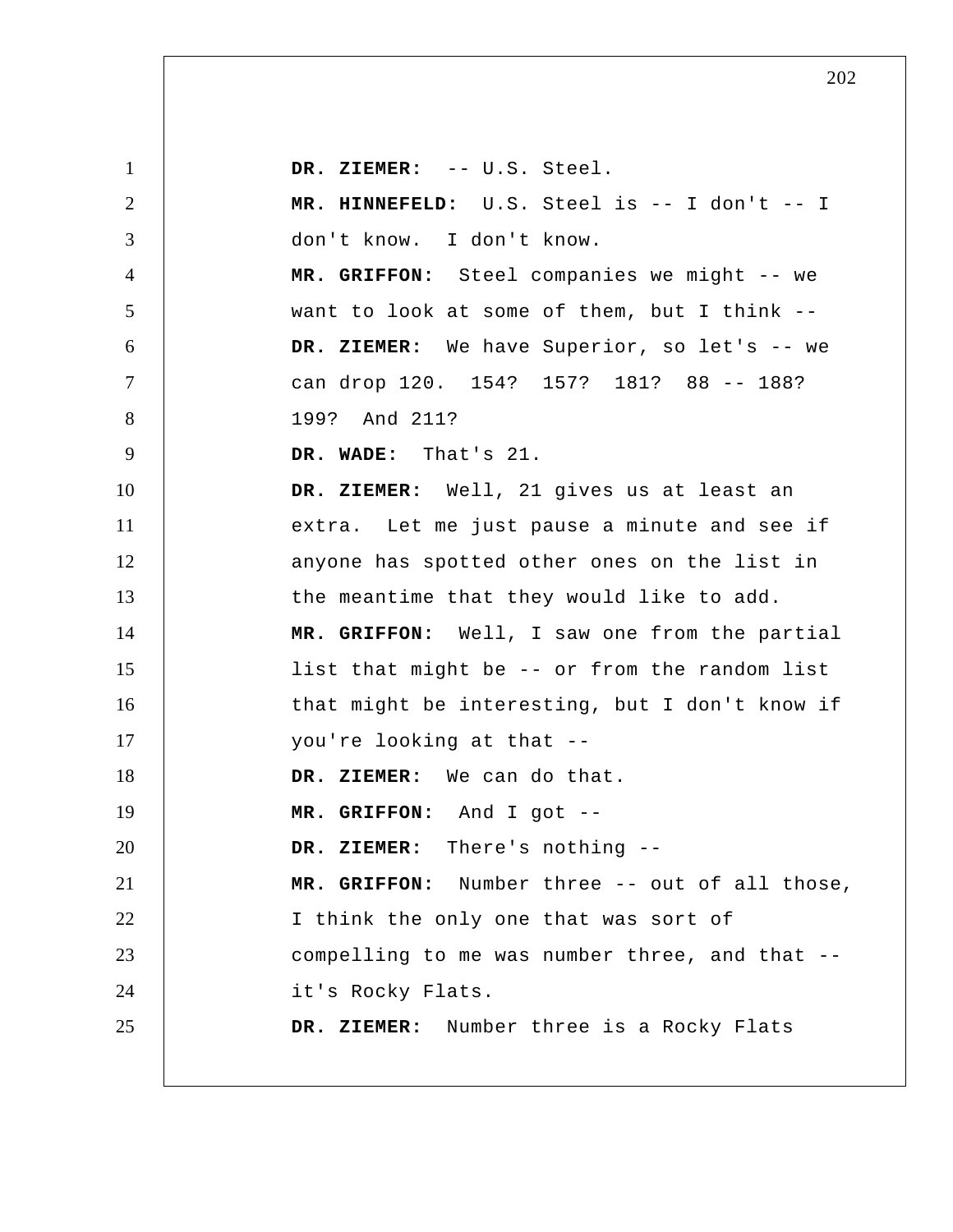**DR. ZIEMER:** -- U.S. Steel.

**MR. HINNEFELD:** U.S. Steel is -- I don't -- I don't know. I don't know.

**MR. GRIFFON:** Steel companies we might -- we want to look at some of them, but I think --

**DR. ZIEMER:** We have Superior, so let's -- we can drop 120. 154? 157? 181? 88 -- 188? 199? And 211?

**DR. WADE:** That's 21.

**DR. ZIEMER:** Well, 21 gives us at least an extra. Let me just pause a minute and see if anyone has spotted other ones on the list in the meantime that they would like to add.

**MR. GRIFFON:** Well, I saw one from the partial list that might be -- or from the random list that might be interesting, but I don't know if you're looking at that --

**DR. ZIEMER:** We can do that.

**MR. GRIFFON:** And I got --

**DR. ZIEMER:** There's nothing --

**MR. GRIFFON:** Number three -- out of all those, I think the only one that was sort of compelling to me was number three, and that -- it's Rocky Flats.

**DR. ZIEMER:** Number three is a Rocky Flats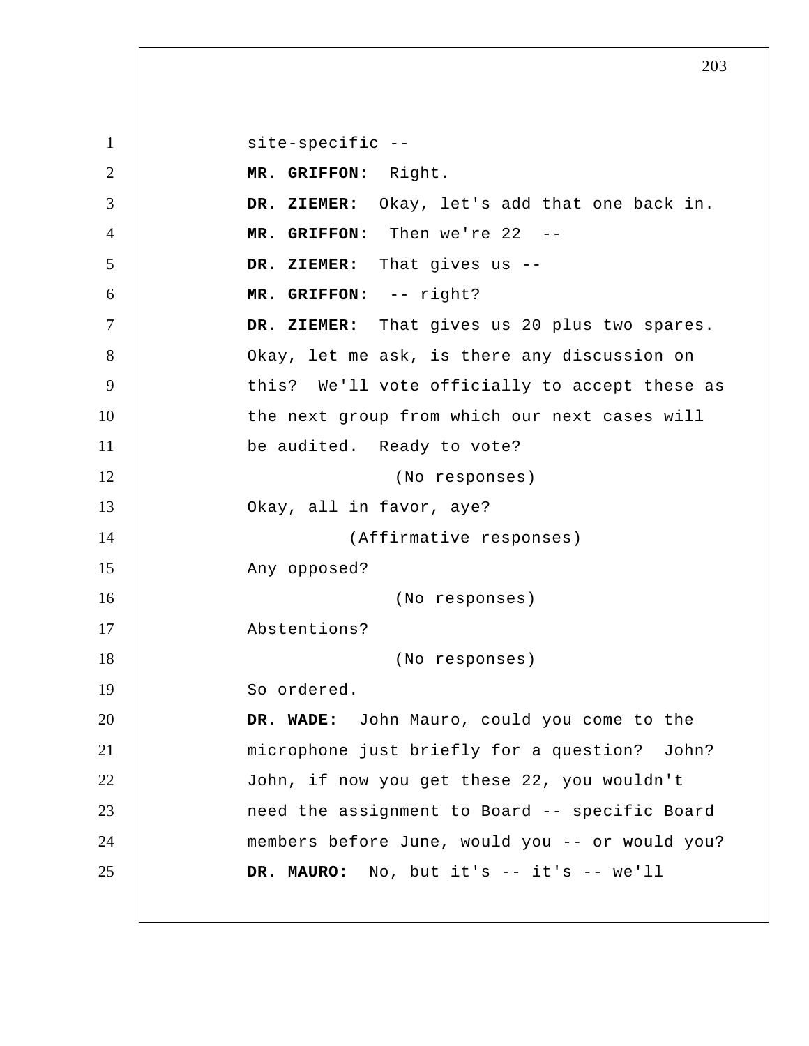site-specific --

**MR. GRIFFON:** Right.

**DR. ZIEMER:** Okay, let's add that one back in.

**MR. GRIFFON:** Then we're 22 --

**DR. ZIEMER:** That gives us --

**MR. GRIFFON:** -- right?

**DR. ZIEMER:** That gives us 20 plus two spares. Okay, let me ask, is there any discussion on this? We'll vote officially to accept these as the next group from which our next cases will be audited. Ready to vote?

(No responses)

Okay, all in favor, aye?

(Affirmative responses)

Any opposed?

(No responses)

Abstentions?

(No responses)

So ordered.

**DR. WADE:** John Mauro, could you come to the microphone just briefly for a question? John? John, if now you get these 22, you wouldn't need the assignment to Board -- specific Board members before June, would you -- or would you?

**DR. MAURO:** No, but it's -- it's -- we'll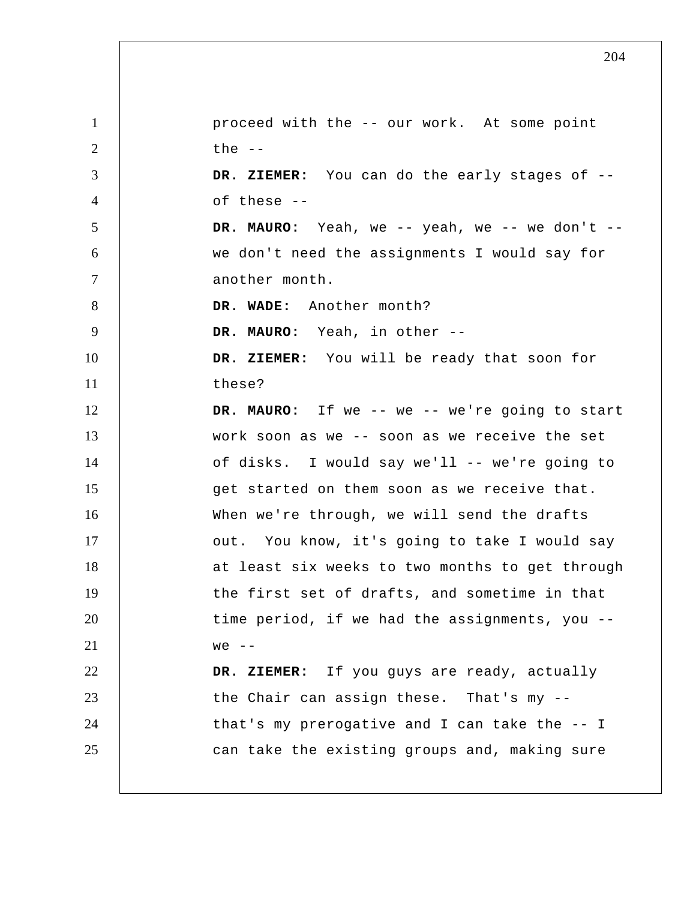proceed with the -- our work. At some point the --

**DR. ZIEMER:** You can do the early stages of -- of these --

**DR. MAURO:** Yeah, we -- yeah, we -- we don't -- we don't need the assignments I would say for another month.

**DR. WADE:** Another month?

**DR. MAURO:** Yeah, in other --

**DR. ZIEMER:** You will be ready that soon for these?

**DR. MAURO:** If we -- we -- we're going to start work soon as we -- soon as we receive the set of disks. I would say we'll -- we're going to get started on them soon as we receive that. When we're through, we will send the drafts out. You know, it's going to take I would say at least six weeks to two months to get through the first set of drafts, and sometime in that time period, if we had the assignments, you -- we --

**DR. ZIEMER:** If you guys are ready, actually the Chair can assign these. That's my -- that's my prerogative and I can take the -- I can take the existing groups and, making sure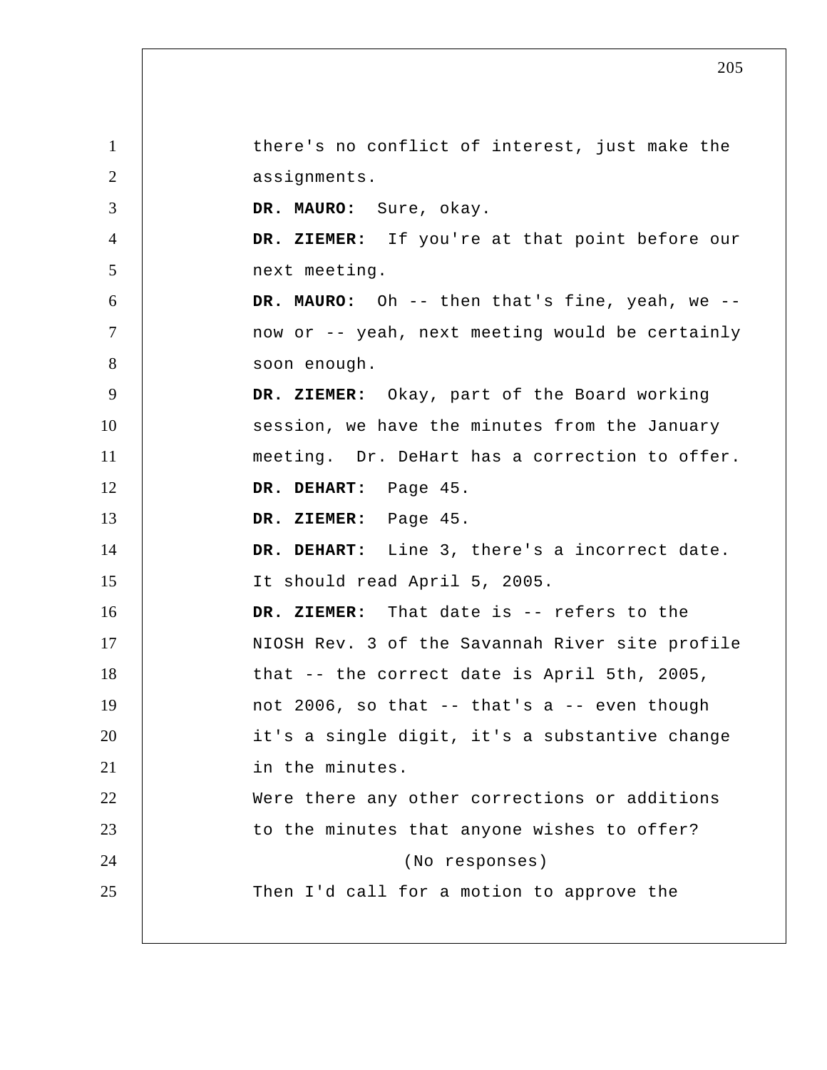there's no conflict of interest, just make the assignments.

**DR. MAURO:** Sure, okay.

**DR. ZIEMER:** If you're at that point before our next meeting.

**DR. MAURO:** Oh -- then that's fine, yeah, we -- now or -- yeah, next meeting would be certainly soon enough.

**DR. ZIEMER:** Okay, part of the Board working session, we have the minutes from the January meeting. Dr. DeHart has a correction to offer.

**DR. DEHART:** Page 45.

**DR. ZIEMER:** Page 45.

**DR. DEHART:** Line 3, there's a incorrect date. It should read April 5, 2005.

**DR. ZIEMER:** That date is -- refers to the NIOSH Rev. 3 of the Savannah River site profile that -- the correct date is April 5th, 2005, not 2006, so that -- that's a -- even though it's a single digit, it's a substantive change in the minutes.

Were there any other corrections or additions to the minutes that anyone wishes to offer?

(No responses)

Then I'd call for a motion to approve the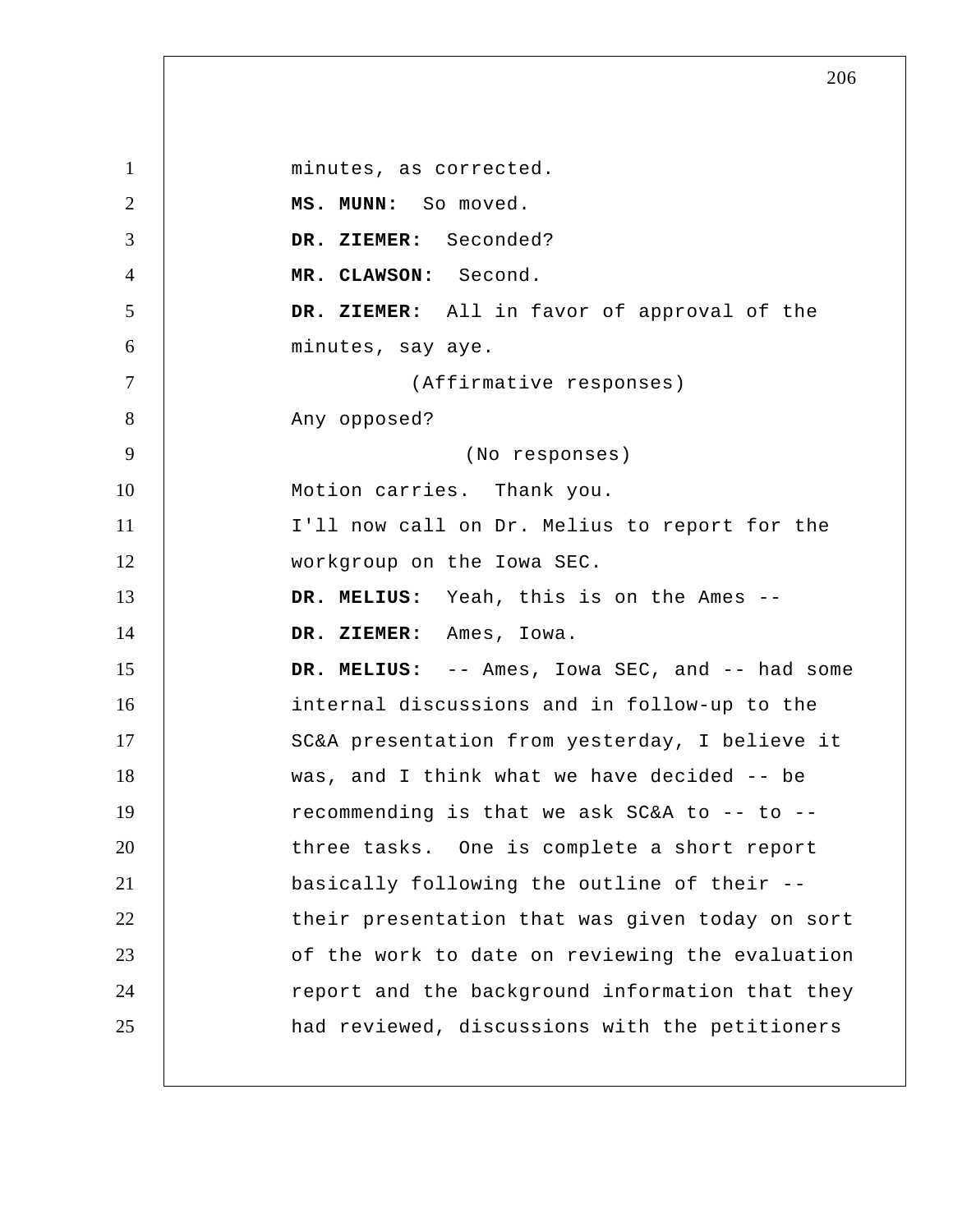minutes, as corrected.

**MS. MUNN:** So moved.

**DR. ZIEMER:** Seconded?

**MR. CLAWSON:** Second.

**DR. ZIEMER:** All in favor of approval of the minutes, say aye.

(Affirmative responses)

Any opposed?

(No responses)

Motion carries. Thank you.

I'll now call on Dr. Melius to report for the workgroup on the Iowa SEC.

**DR. MELIUS:** Yeah, this is on the Ames --

**DR. ZIEMER:** Ames, Iowa.

**DR. MELIUS:** -- Ames, Iowa SEC, and -- had some internal discussions and in follow-up to the SC&A presentation from yesterday, I believe it was, and I think what we have decided -- be recommending is that we ask SC&A to -- to -- three tasks. One is complete a short report basically following the outline of their -- their presentation that was given today on sort of the work to date on reviewing the evaluation report and the background information that they had reviewed, discussions with the petitioners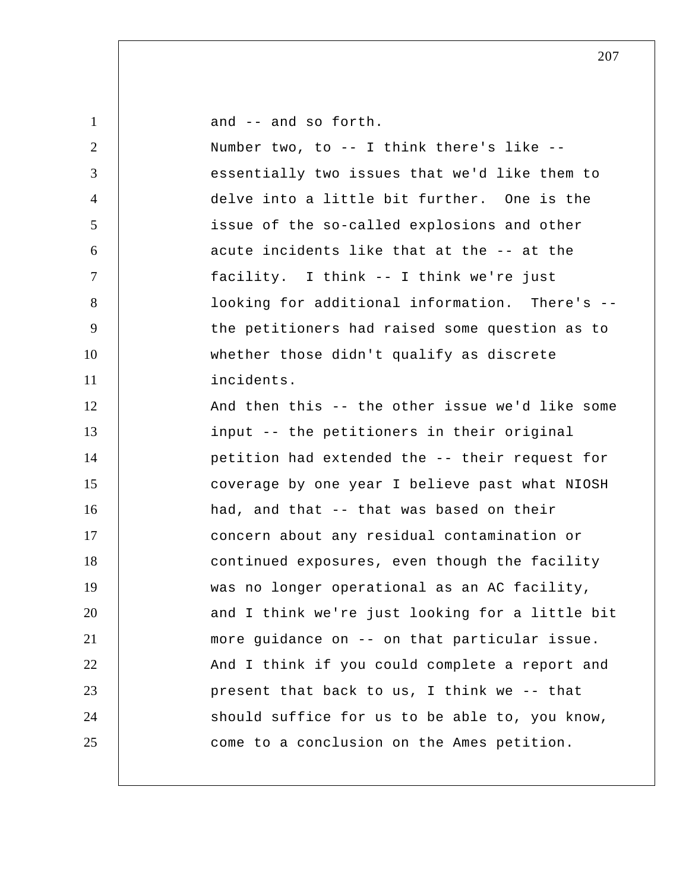and -- and so forth.

Number two, to -- I think there's like -- essentially two issues that we'd like them to delve into a little bit further. One is the issue of the so-called explosions and other acute incidents like that at the -- at the facility. I think -- I think we're just looking for additional information. There's -- the petitioners had raised some question as to whether those didn't qualify as discrete incidents.

And then this -- the other issue we'd like some input -- the petitioners in their original petition had extended the -- their request for coverage by one year I believe past what NIOSH had, and that -- that was based on their concern about any residual contamination or continued exposures, even though the facility was no longer operational as an AC facility, and I think we're just looking for a little bit more guidance on -- on that particular issue.

And I think if you could complete a report and present that back to us, I think we -- that should suffice for us to be able to, you know, come to a conclusion on the Ames petition.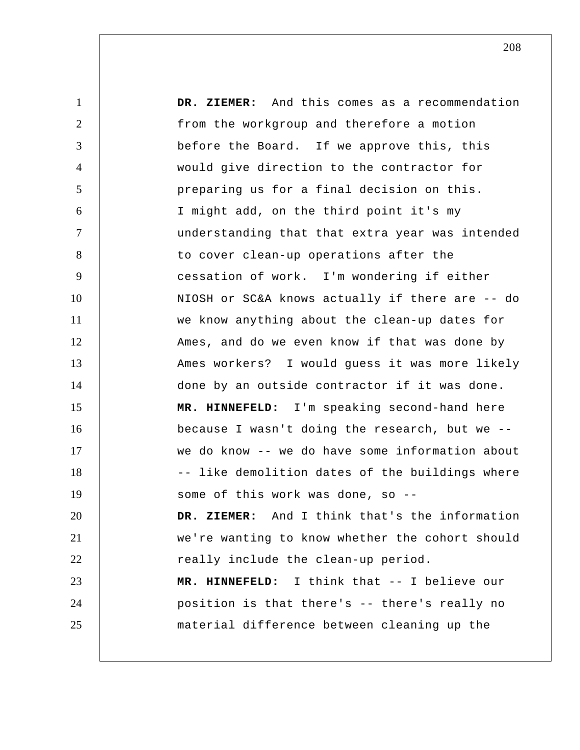**DR. ZIEMER:** And this comes as a recommendation from the workgroup and therefore a motion before the Board. If we approve this, this would give direction to the contractor for preparing us for a final decision on this. I might add, on the third point it's my understanding that that extra year was intended to cover clean-up operations after the cessation of work. I'm wondering if either NIOSH or SC&A knows actually if there are -- do we know anything about the clean-up dates for Ames, and do we even know if that was done by Ames workers? I would guess it was more likely done by an outside contractor if it was done.

**MR. HINNEFELD:** I'm speaking second-hand here because I wasn't doing the research, but we -- we do know -- we do have some information about -- like demolition dates of the buildings where some of this work was done, so --

**DR. ZIEMER:** And I think that's the information we're wanting to know whether the cohort should really include the clean-up period.

**MR. HINNEFELD:** I think that -- I believe our position is that there's -- there's really no material difference between cleaning up the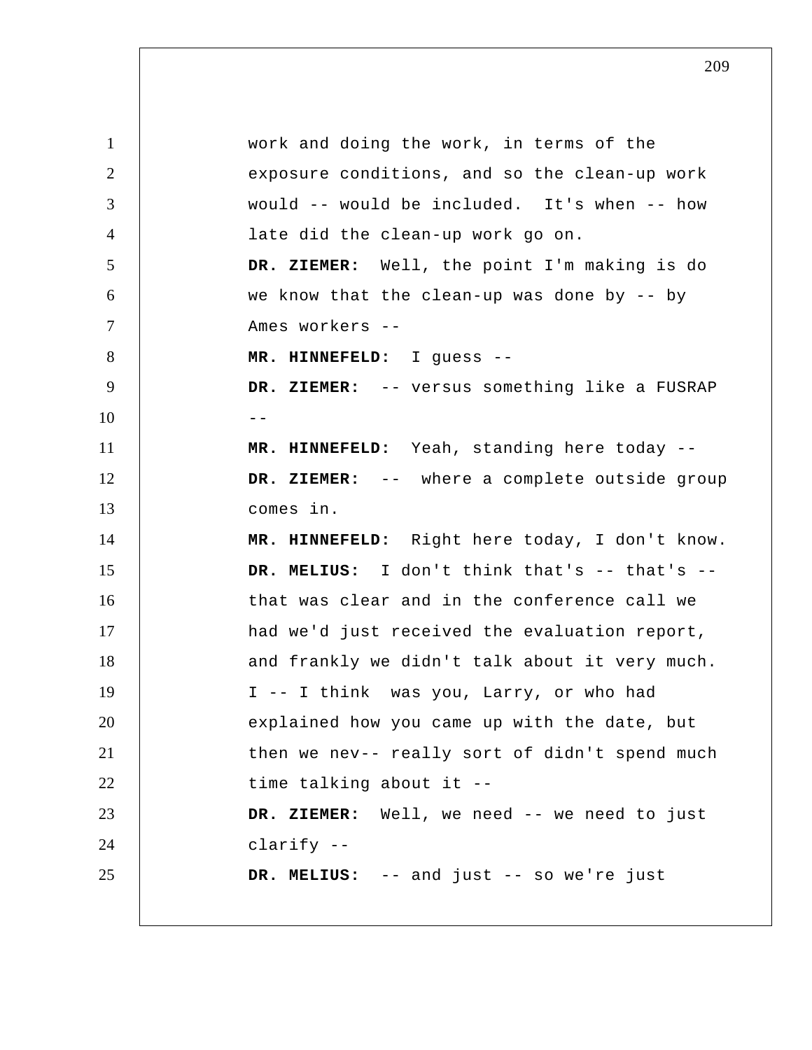work and doing the work, in terms of the exposure conditions, and so the clean-up work would -- would be included. It's when -- how late did the clean-up work go on.

**DR. ZIEMER:** Well, the point I'm making is do we know that the clean-up was done by -- by Ames workers --

**MR. HINNEFELD:** I guess --

**DR. ZIEMER:** -- versus something like a FUSRAP --

**MR. HINNEFELD:** Yeah, standing here today --

**DR. ZIEMER:** -- where a complete outside group comes in.

**MR. HINNEFELD:** Right here today, I don't know.

**DR. MELIUS:** I don't think that's -- that's -- that was clear and in the conference call we had we'd just received the evaluation report, and frankly we didn't talk about it very much. I -- I think was you, Larry, or who had explained how you came up with the date, but then we nev-- really sort of didn't spend much time talking about it --

**DR. ZIEMER:** Well, we need -- we need to just clarify --

**DR. MELIUS:** -- and just -- so we're just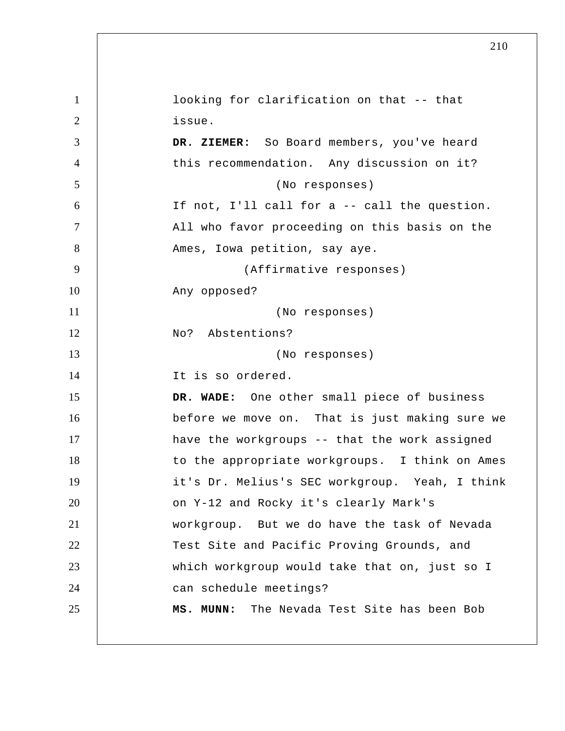looking for clarification on that -- that issue.

**DR. ZIEMER:** So Board members, you've heard this recommendation. Any discussion on it?

(No responses)

If not, I'll call for a -- call the question. All who favor proceeding on this basis on the Ames, Iowa petition, say aye.

(Affirmative responses)

Any opposed?

(No responses)

No? Abstentions?

(No responses)

It is so ordered.

**DR. WADE:** One other small piece of business before we move on. That is just making sure we have the workgroups -- that the work assigned to the appropriate workgroups. I think on Ames it's Dr. Melius's SEC workgroup. Yeah, I think on Y-12 and Rocky it's clearly Mark's workgroup. But we do have the task of Nevada Test Site and Pacific Proving Grounds, and which workgroup would take that on, just so I can schedule meetings?

**MS. MUNN:** The Nevada Test Site has been Bob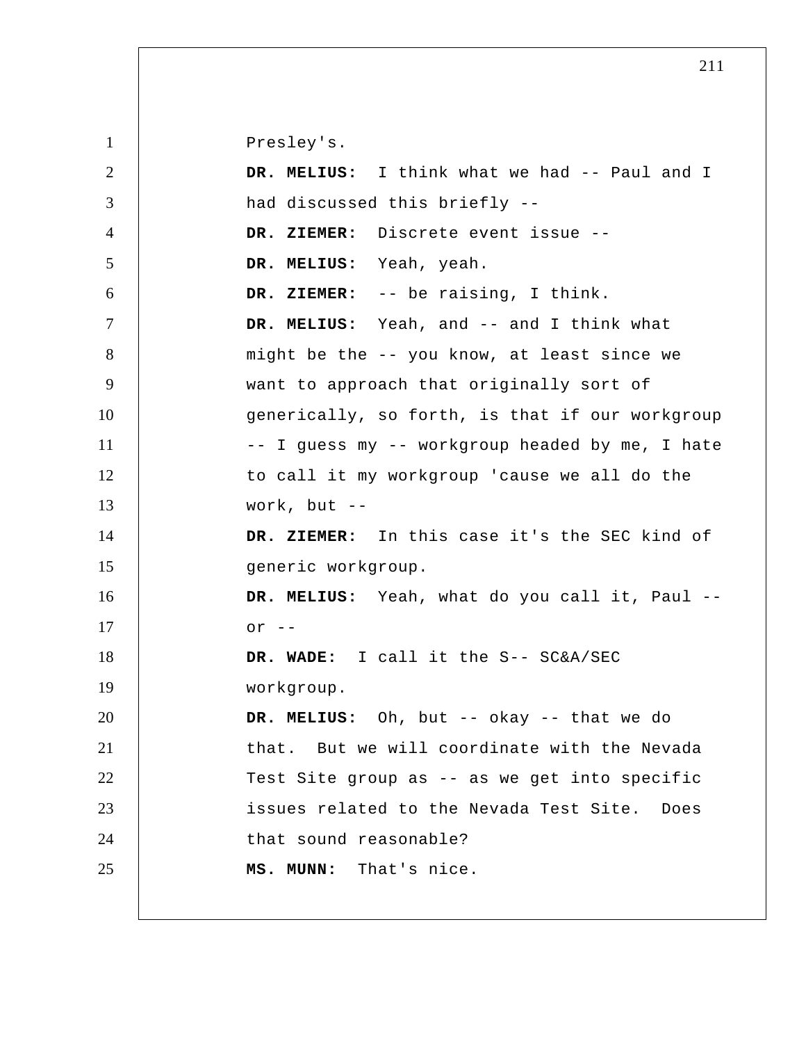Presley's.

**DR. MELIUS:** I think what we had -- Paul and I had discussed this briefly --

**DR. ZIEMER:** Discrete event issue --

**DR. MELIUS:** Yeah, yeah.

**DR. ZIEMER:** -- be raising, I think.

**DR. MELIUS:** Yeah, and -- and I think what might be the -- you know, at least since we want to approach that originally sort of generically, so forth, is that if our workgroup -- I guess my -- workgroup headed by me, I hate to call it my workgroup 'cause we all do the work, but --

**DR. ZIEMER:** In this case it's the SEC kind of generic workgroup.

**DR. MELIUS:** Yeah, what do you call it, Paul -- or --

**DR. WADE:** I call it the S-- SC&A/SEC workgroup.

**DR. MELIUS:** Oh, but -- okay -- that we do that. But we will coordinate with the Nevada Test Site group as -- as we get into specific issues related to the Nevada Test Site. Does that sound reasonable?

**MS. MUNN:** That's nice.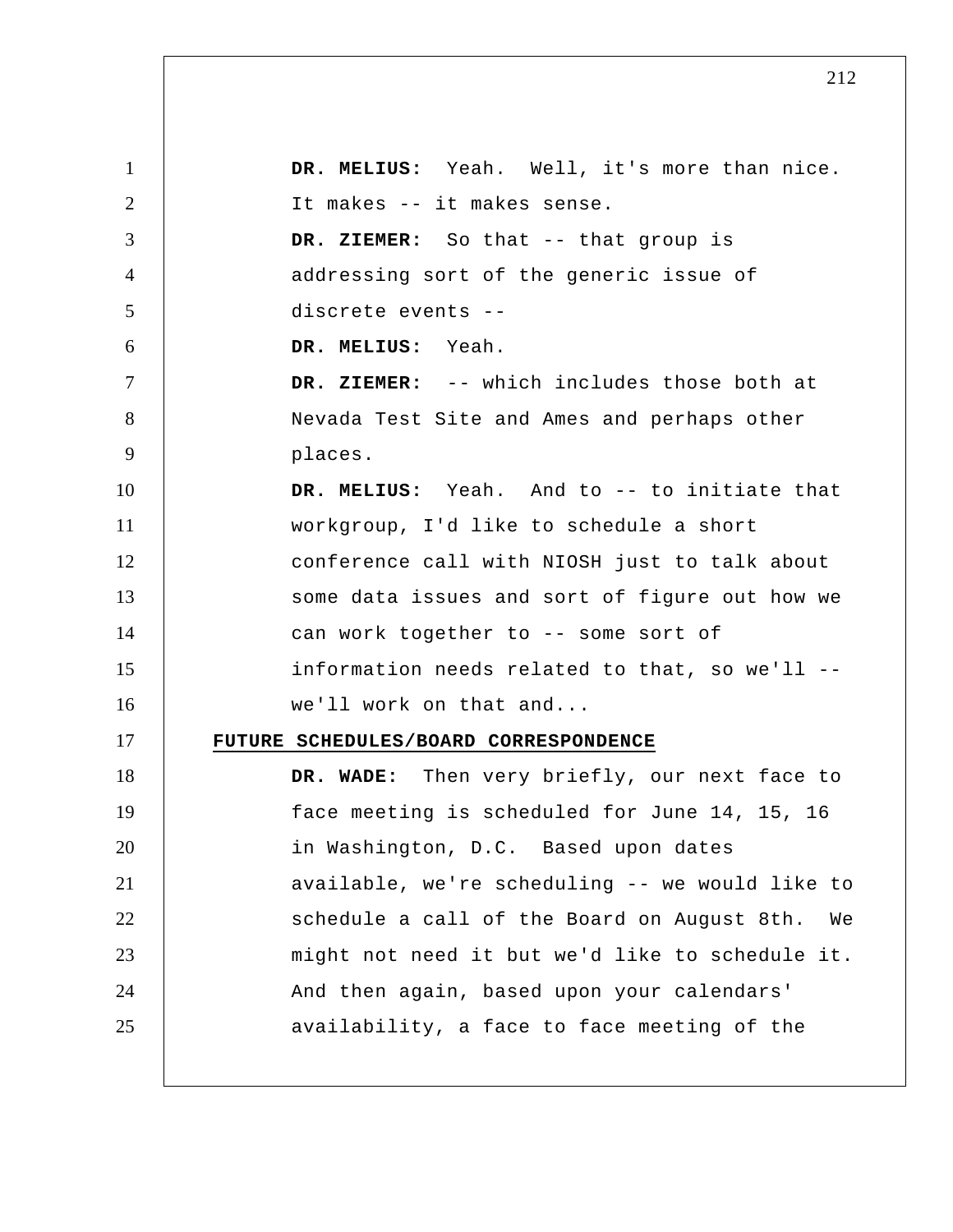**DR. MELIUS:** Yeah. Well, it's more than nice. It makes -- it makes sense.

**DR. ZIEMER:** So that -- that group is addressing sort of the generic issue of discrete events --

**DR. MELIUS:** Yeah.

**DR. ZIEMER:** -- which includes those both at Nevada Test Site and Ames and perhaps other places.

**DR. MELIUS:** Yeah. And to -- to initiate that workgroup, I'd like to schedule a short conference call with NIOSH just to talk about some data issues and sort of figure out how we can work together to -- some sort of information needs related to that, so we'll -- we'll work on that and...

**FUTURE SCHEDULES/BOARD CORRESPONDENCE**

**DR. WADE:** Then very briefly, our next face to face meeting is scheduled for June 14, 15, 16 in Washington, D.C. Based upon dates available, we're scheduling -- we would like to schedule a call of the Board on August 8th. We might not need it but we'd like to schedule it. And then again, based upon your calendars' availability, a face to face meeting of the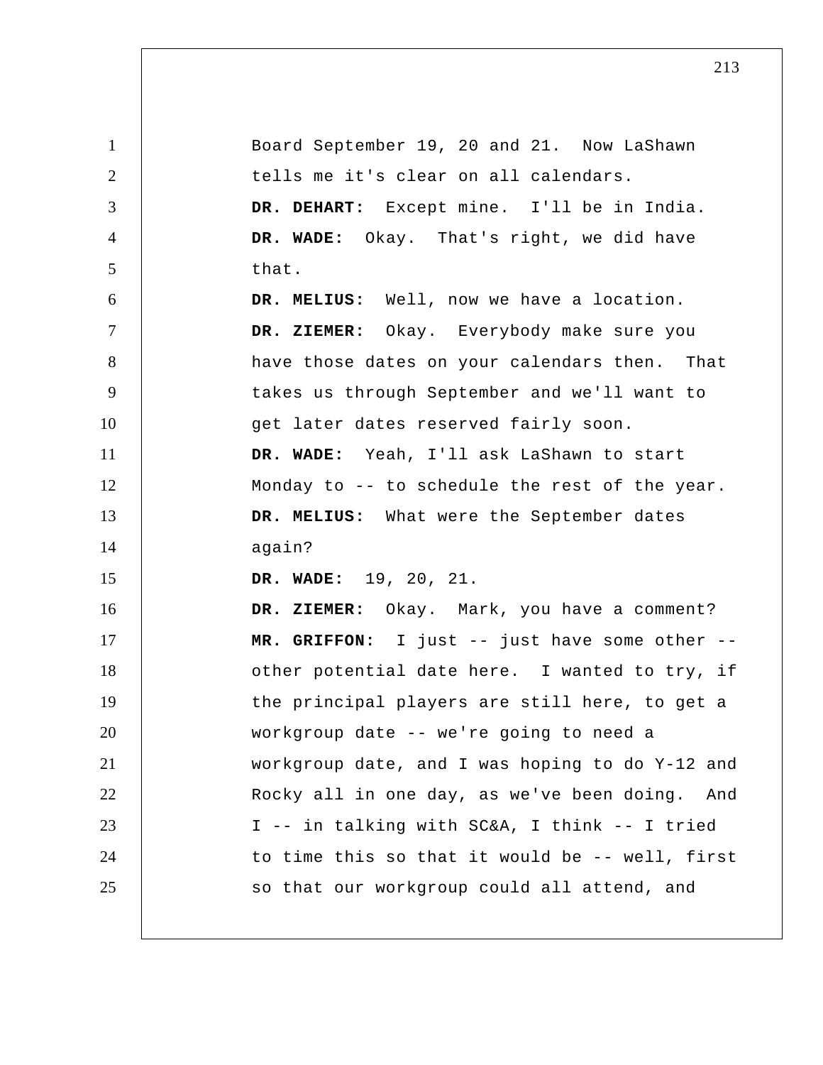Board September 19, 20 and 21. Now LaShawn tells me it's clear on all calendars.

**DR. DEHART:** Except mine. I'll be in India.

**DR. WADE:** Okay. That's right, we did have that.

**DR. MELIUS:** Well, now we have a location.

**DR. ZIEMER:** Okay. Everybody make sure you have those dates on your calendars then. That takes us through September and we'll want to get later dates reserved fairly soon.

**DR. WADE:** Yeah, I'll ask LaShawn to start Monday to -- to schedule the rest of the year.

**DR. MELIUS:** What were the September dates again?

**DR. WADE:** 19, 20, 21.

**DR. ZIEMER:** Okay. Mark, you have a comment?

**MR. GRIFFON:** I just -- just have some other -- other potential date here. I wanted to try, if the principal players are still here, to get a workgroup date -- we're going to need a workgroup date, and I was hoping to do Y-12 and Rocky all in one day, as we've been doing. And I -- in talking with SC&A, I think -- I tried to time this so that it would be -- well, first so that our workgroup could all attend, and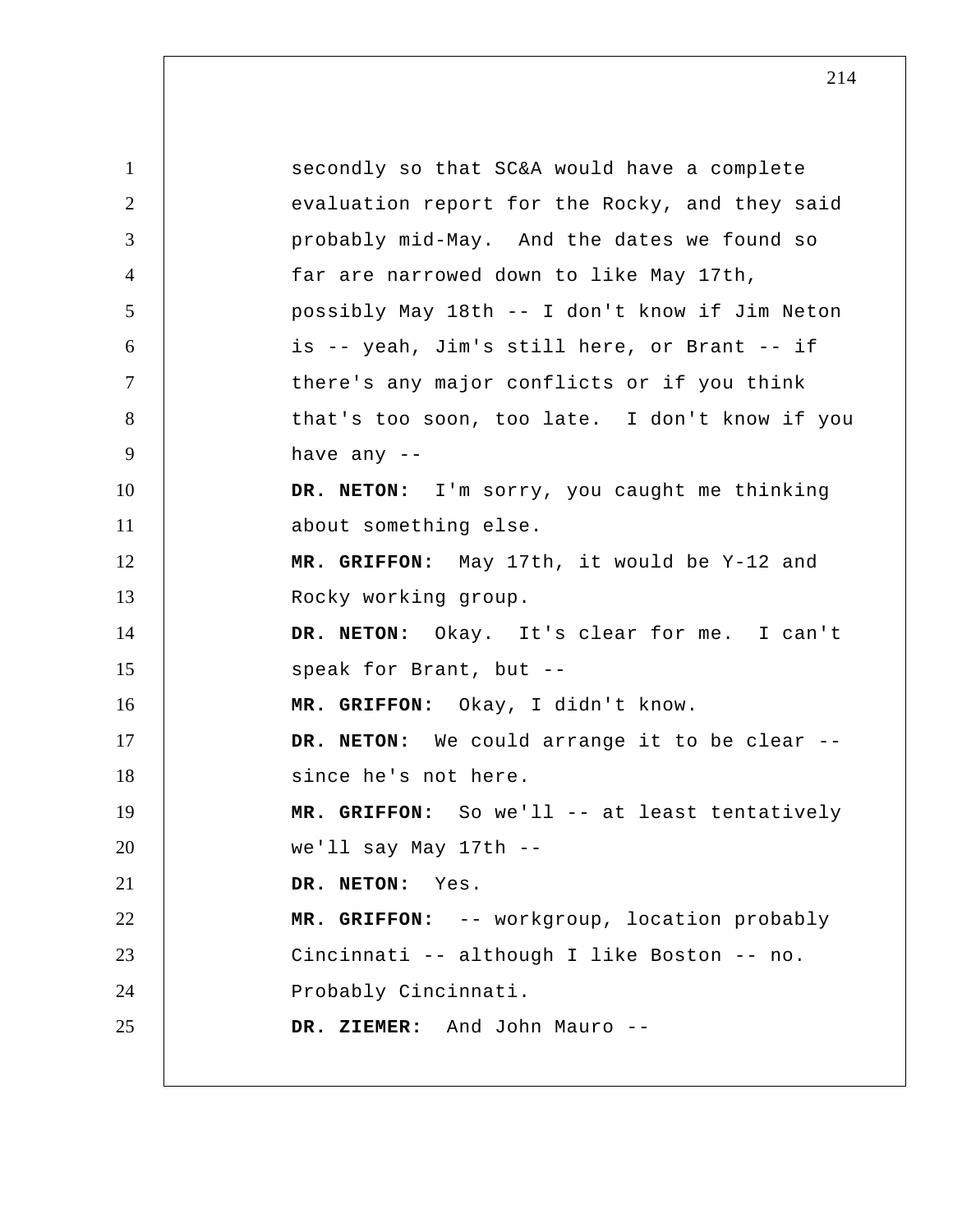secondly so that SC&A would have a complete evaluation report for the Rocky, and they said probably mid-May. And the dates we found so far are narrowed down to like May 17th, possibly May 18th -- I don't know if Jim Neton is -- yeah, Jim's still here, or Brant -- if there's any major conflicts or if you think that's too soon, too late. I don't know if you have any --

**DR. NETON:** I'm sorry, you caught me thinking about something else.

**MR. GRIFFON:** May 17th, it would be Y-12 and Rocky working group.

**DR. NETON:** Okay. It's clear for me. I can't speak for Brant, but --

**MR. GRIFFON:** Okay, I didn't know.

**DR. NETON:** We could arrange it to be clear -- since he's not here.

**MR. GRIFFON:** So we'll -- at least tentatively we'll say May 17th --

**DR. NETON:** Yes.

**MR. GRIFFON:** -- workgroup, location probably Cincinnati -- although I like Boston -- no. Probably Cincinnati.

**DR. ZIEMER:** And John Mauro --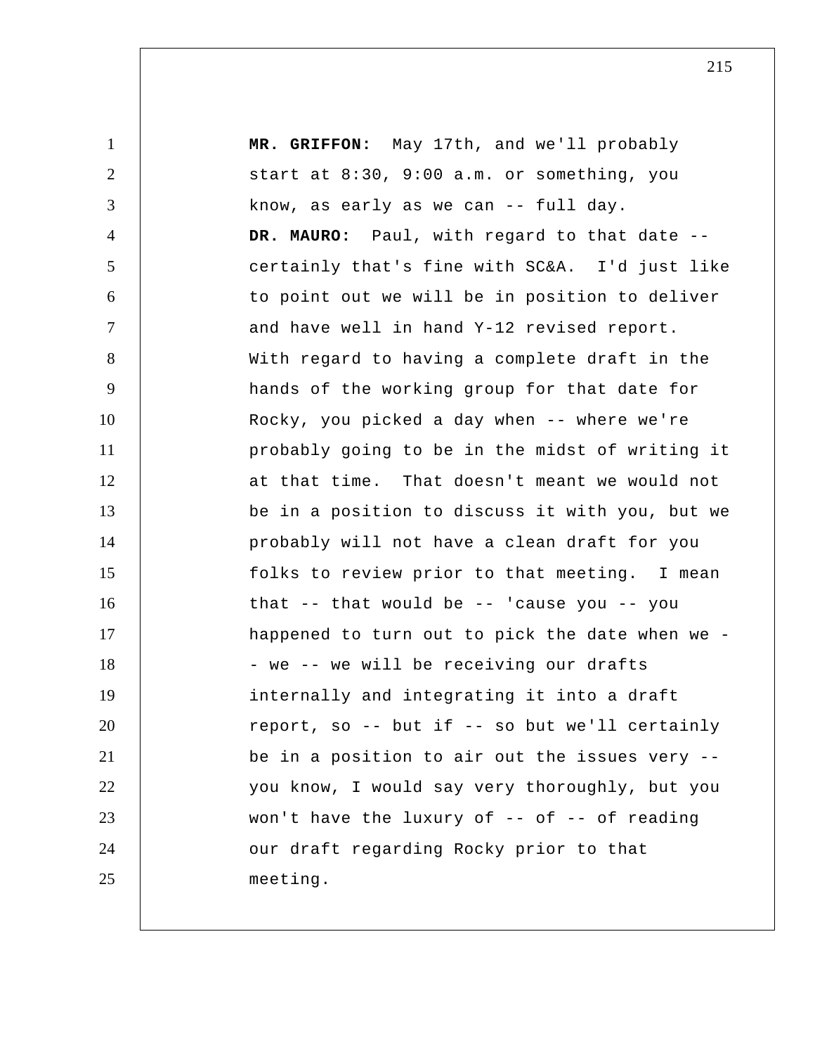**MR. GRIFFON:** May 17th, and we'll probably start at 8:30, 9:00 a.m. or something, you know, as early as we can -- full day.

**DR. MAURO:** Paul, with regard to that date -- certainly that's fine with SC&A. I'd just like to point out we will be in position to deliver and have well in hand Y-12 revised report. With regard to having a complete draft in the hands of the working group for that date for Rocky, you picked a day when -- where we're probably going to be in the midst of writing it at that time. That doesn't meant we would not be in a position to discuss it with you, but we probably will not have a clean draft for you folks to review prior to that meeting. I mean that -- that would be -- 'cause you -- you happened to turn out to pick the date when we -- we -- we will be receiving our drafts internally and integrating it into a draft report, so -- but if -- so but we'll certainly be in a position to air out the issues very -- you know, I would say very thoroughly, but you won't have the luxury of -- of -- of reading our draft regarding Rocky prior to that meeting.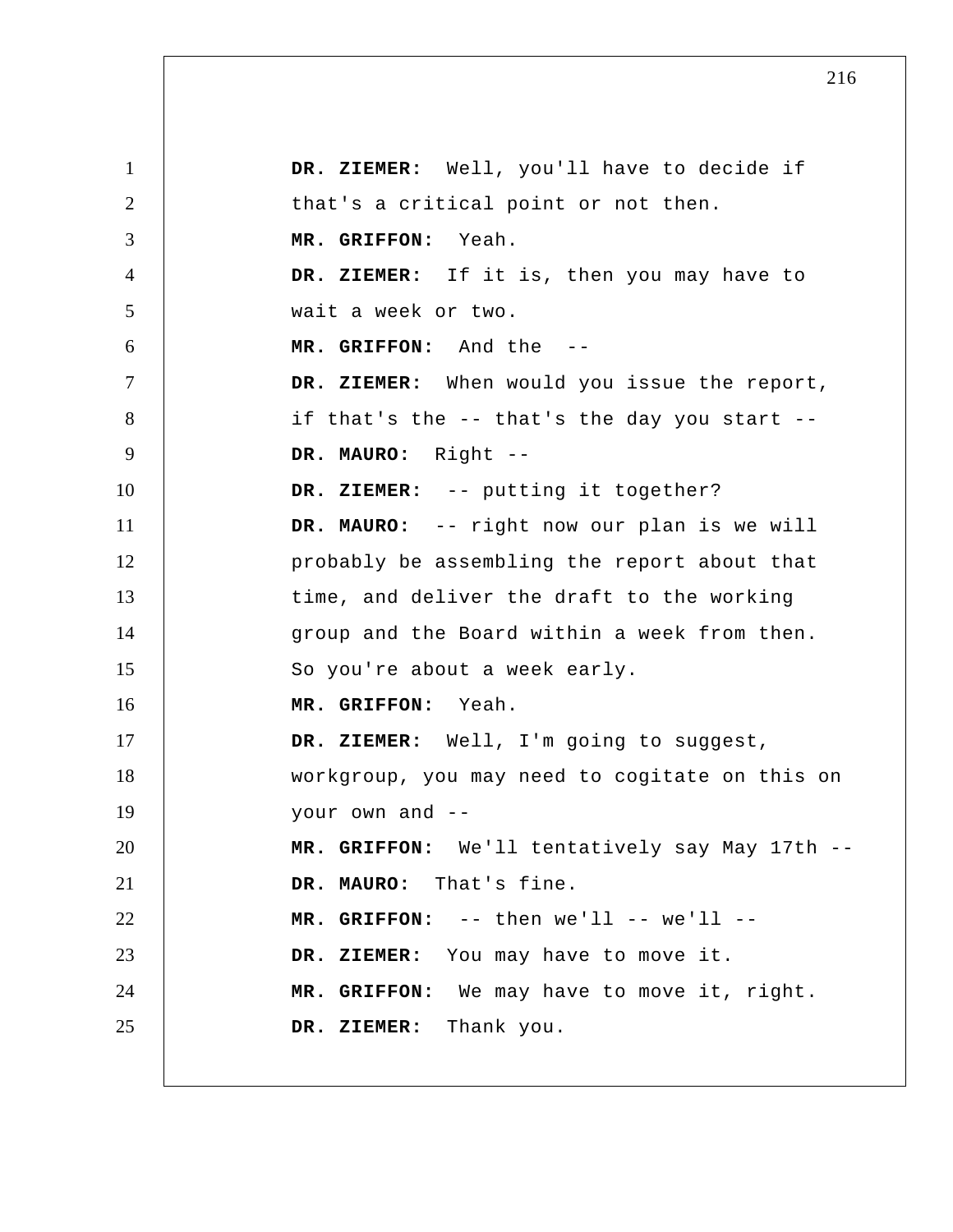**DR. ZIEMER:** Well, you'll have to decide if that's a critical point or not then.

**MR. GRIFFON:** Yeah.

**DR. ZIEMER:** If it is, then you may have to wait a week or two.

**MR. GRIFFON:** And the --

**DR. ZIEMER:** When would you issue the report, if that's the -- that's the day you start --

**DR. MAURO:** Right --

**DR. ZIEMER:** -- putting it together?

**DR. MAURO:** -- right now our plan is we will probably be assembling the report about that time, and deliver the draft to the working group and the Board within a week from then. So you're about a week early.

**MR. GRIFFON:** Yeah.

**DR. ZIEMER:** Well, I'm going to suggest, workgroup, you may need to cogitate on this on your own and --

**MR. GRIFFON:** We'll tentatively say May 17th --

**DR. MAURO:** That's fine.

**MR. GRIFFON:** -- then we'll -- we'll --

**DR. ZIEMER:** You may have to move it.

**MR. GRIFFON:** We may have to move it, right.

**DR. ZIEMER:** Thank you.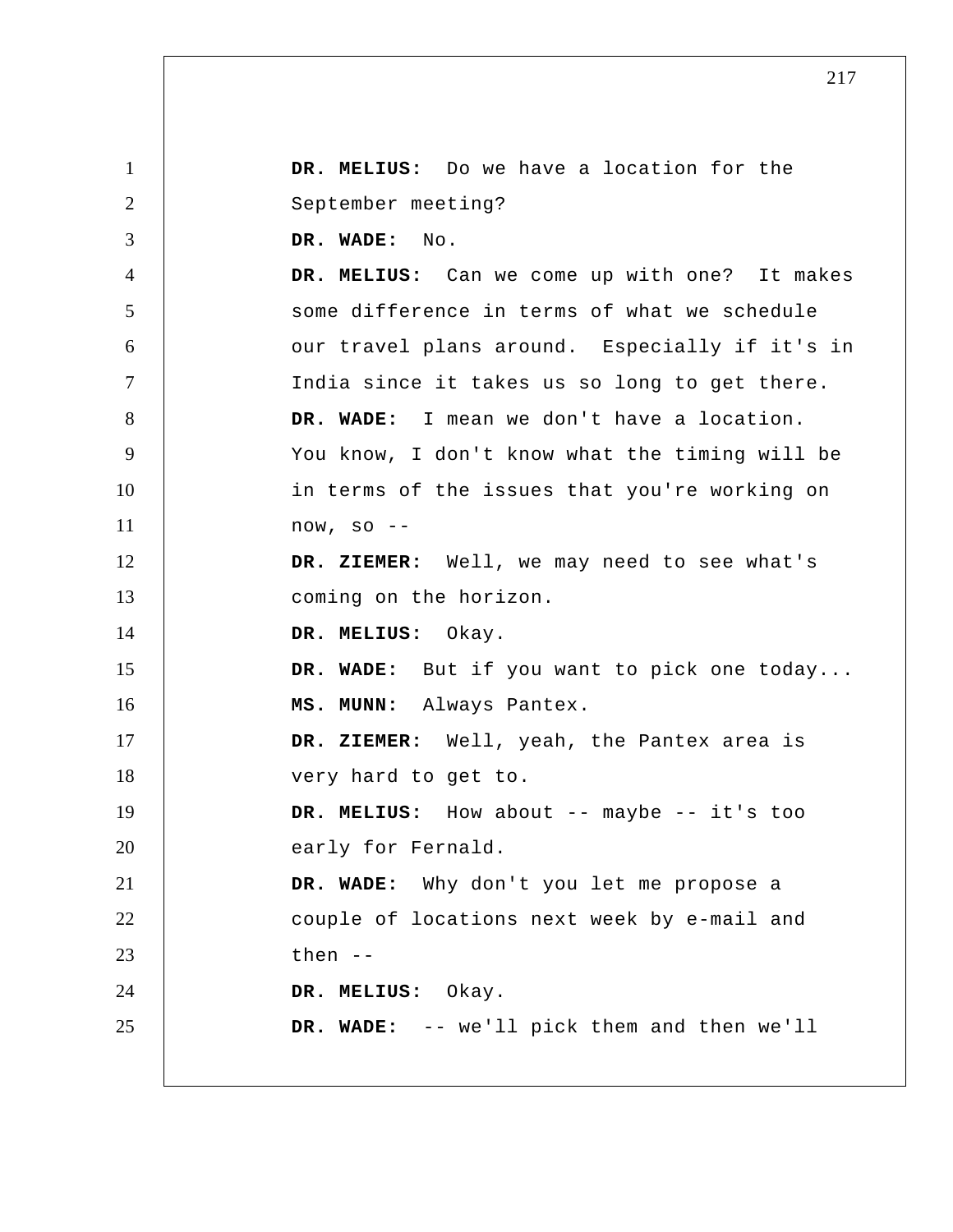**DR. MELIUS:** Do we have a location for the September meeting?

**DR. WADE:** No.

**DR. MELIUS:** Can we come up with one? It makes some difference in terms of what we schedule our travel plans around. Especially if it's in India since it takes us so long to get there.

**DR. WADE:** I mean we don't have a location. You know, I don't know what the timing will be in terms of the issues that you're working on now, so --

**DR. ZIEMER:** Well, we may need to see what's coming on the horizon.

**DR. MELIUS:** Okay.

**DR. WADE:** But if you want to pick one today...

**MS. MUNN:** Always Pantex.

**DR. ZIEMER:** Well, yeah, the Pantex area is very hard to get to.

**DR. MELIUS:** How about -- maybe -- it's too early for Fernald.

**DR. WADE:** Why don't you let me propose a couple of locations next week by e-mail and then --

**DR. MELIUS:** Okay.

**DR. WADE:** -- we'll pick them and then we'll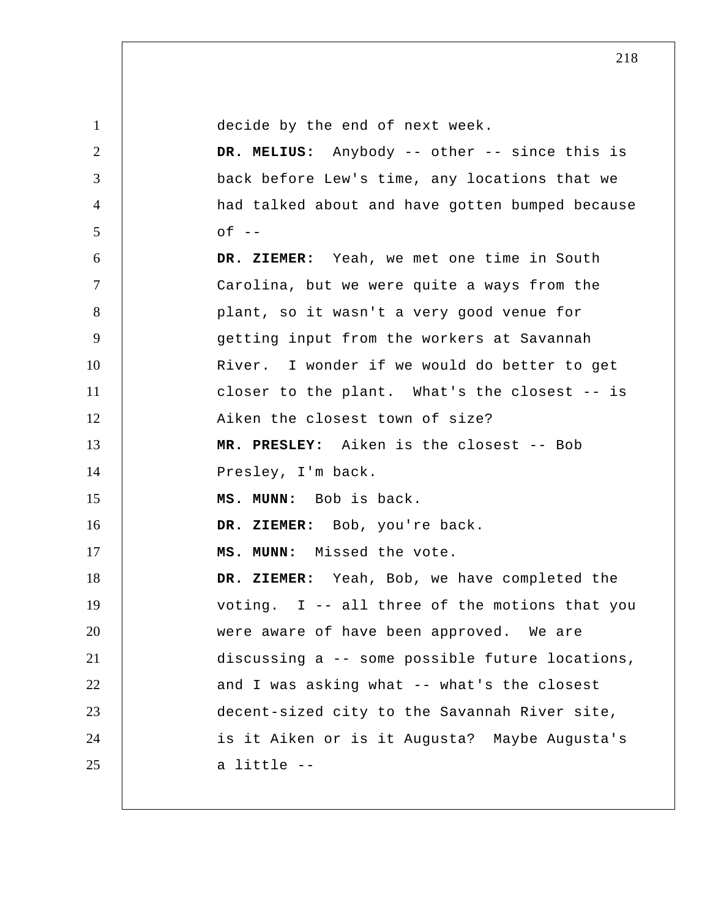decide by the end of next week.

**DR. MELIUS:** Anybody -- other -- since this is back before Lew's time, any locations that we had talked about and have gotten bumped because of --

**DR. ZIEMER:** Yeah, we met one time in South Carolina, but we were quite a ways from the plant, so it wasn't a very good venue for getting input from the workers at Savannah River. I wonder if we would do better to get closer to the plant. What's the closest -- is Aiken the closest town of size?

**MR. PRESLEY:** Aiken is the closest -- Bob Presley, I'm back.

**MS. MUNN:** Bob is back.

**DR. ZIEMER:** Bob, you're back.

**MS. MUNN:** Missed the vote.

**DR. ZIEMER:** Yeah, Bob, we have completed the voting. I -- all three of the motions that you were aware of have been approved. We are discussing a -- some possible future locations, and I was asking what -- what's the closest decent-sized city to the Savannah River site, is it Aiken or is it Augusta? Maybe Augusta's a little --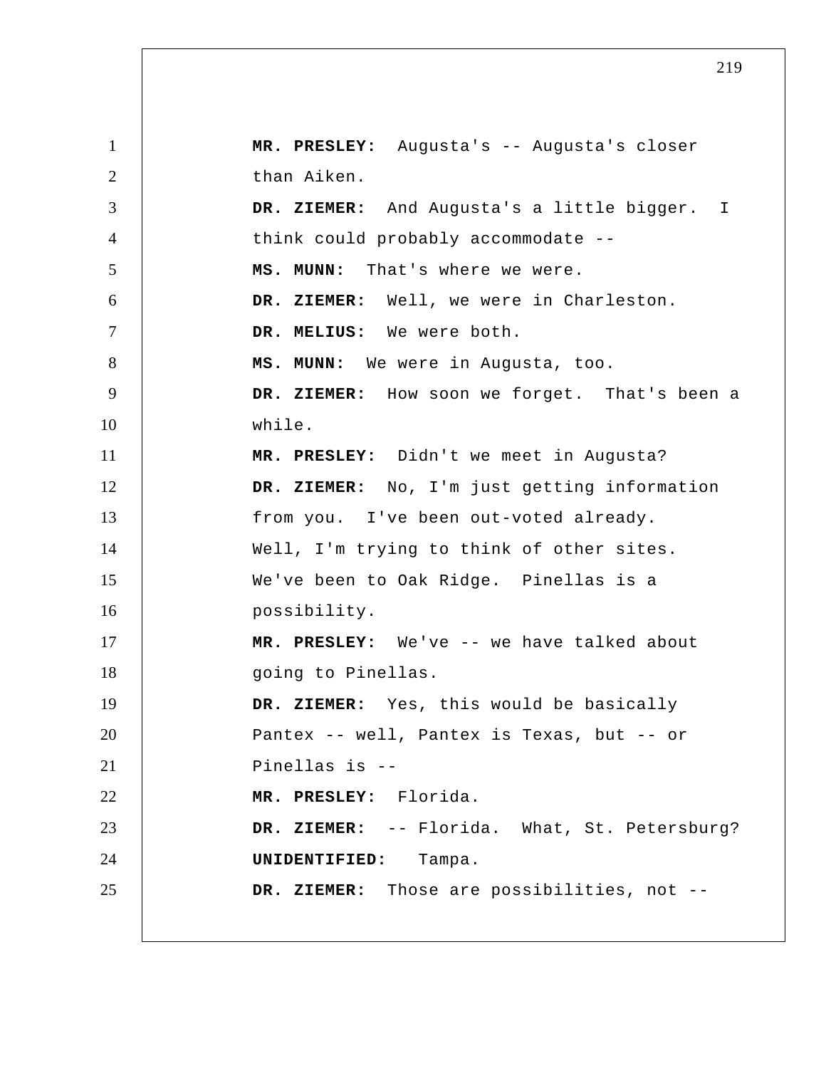**MR. PRESLEY:** Augusta's -- Augusta's closer than Aiken.

**DR. ZIEMER:** And Augusta's a little bigger. I think could probably accommodate --

**MS. MUNN:** That's where we were.

**DR. ZIEMER:** Well, we were in Charleston.

**DR. MELIUS:** We were both.

**MS. MUNN:** We were in Augusta, too.

**DR. ZIEMER:** How soon we forget. That's been a while.

**MR. PRESLEY:** Didn't we meet in Augusta?

**DR. ZIEMER:** No, I'm just getting information from you. I've been out-voted already. Well, I'm trying to think of other sites. We've been to Oak Ridge. Pinellas is a possibility.

**MR. PRESLEY:** We've -- we have talked about going to Pinellas.

**DR. ZIEMER:** Yes, this would be basically Pantex -- well, Pantex is Texas, but -- or Pinellas is --

**MR. PRESLEY:** Florida.

**DR. ZIEMER:** -- Florida. What, St. Petersburg?

**UNIDENTIFIED:** Tampa.

**DR. ZIEMER:** Those are possibilities, not --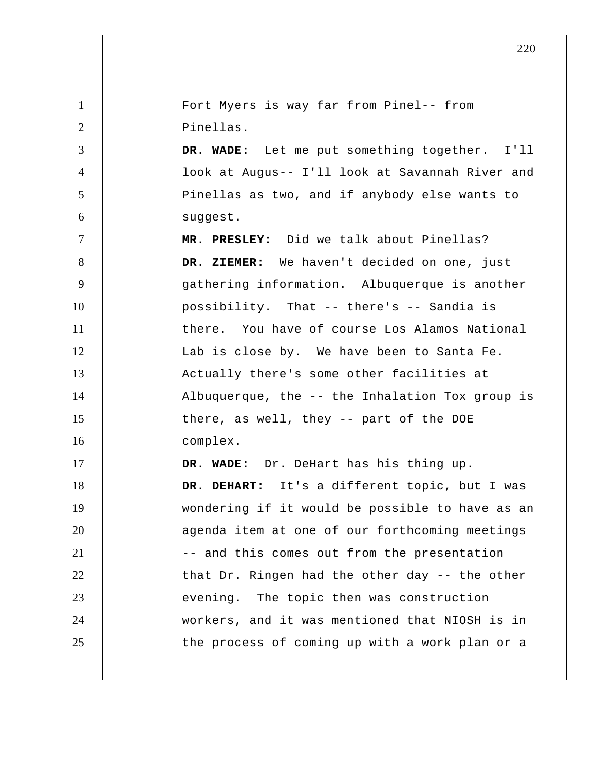Fort Myers is way far from Pinel-- from Pinellas.

**DR. WADE:** Let me put something together. I'll look at Augus-- I'll look at Savannah River and Pinellas as two, and if anybody else wants to suggest.

**MR. PRESLEY:** Did we talk about Pinellas?

**DR. ZIEMER:** We haven't decided on one, just gathering information. Albuquerque is another possibility. That -- there's -- Sandia is there. You have of course Los Alamos National Lab is close by. We have been to Santa Fe. Actually there's some other facilities at Albuquerque, the -- the Inhalation Tox group is there, as well, they -- part of the DOE complex.

**DR. WADE:** Dr. DeHart has his thing up.

**DR. DEHART:** It's a different topic, but I was wondering if it would be possible to have as an agenda item at one of our forthcoming meetings -- and this comes out from the presentation that Dr. Ringen had the other day -- the other evening. The topic then was construction workers, and it was mentioned that NIOSH is in the process of coming up with a work plan or a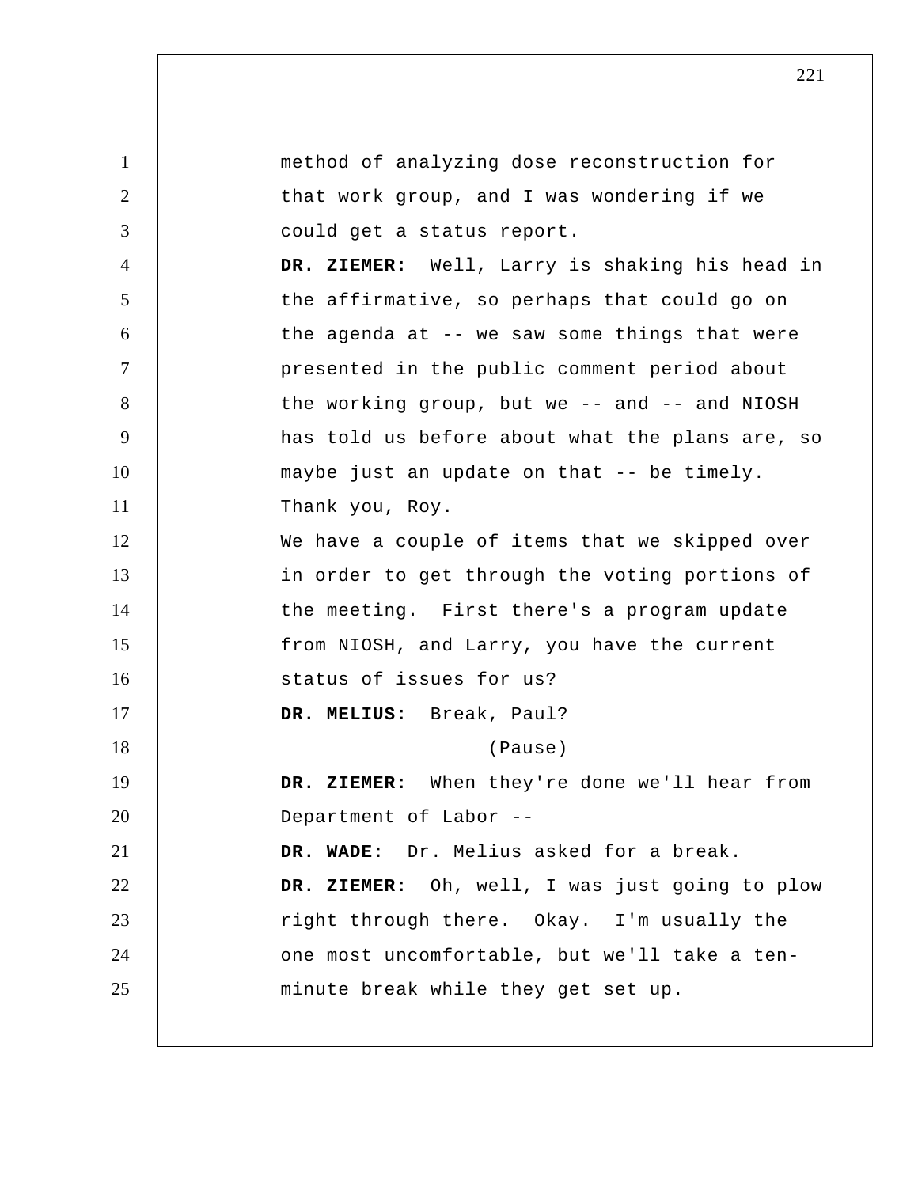method of analyzing dose reconstruction for that work group, and I was wondering if we could get a status report.

**DR. ZIEMER:** Well, Larry is shaking his head in the affirmative, so perhaps that could go on the agenda at -- we saw some things that were presented in the public comment period about the working group, but we -- and -- and NIOSH has told us before about what the plans are, so maybe just an update on that -- be timely. Thank you, Roy.

We have a couple of items that we skipped over in order to get through the voting portions of the meeting. First there's a program update from NIOSH, and Larry, you have the current status of issues for us?

**DR. MELIUS:** Break, Paul?

(Pause)

**DR. ZIEMER:** When they're done we'll hear from Department of Labor --

**DR. WADE:** Dr. Melius asked for a break.

**DR. ZIEMER:** Oh, well, I was just going to plow right through there. Okay. I'm usually the one most uncomfortable, but we'll take a ten-minute break while they get set up.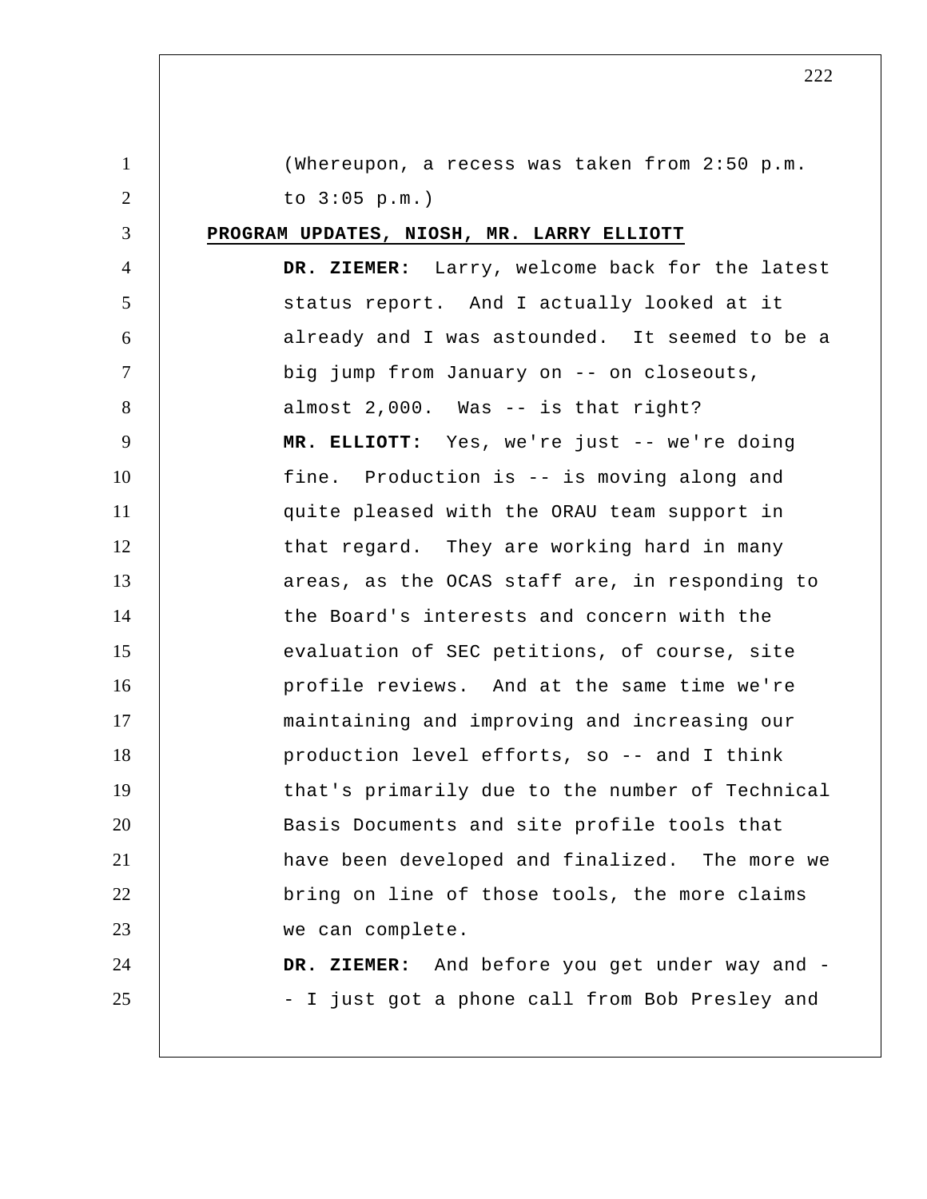(Whereupon, a recess was taken from 2:50 p.m. to 3:05 p.m.)

**PROGRAM UPDATES, NIOSH, MR. LARRY ELLIOTT**

**DR. ZIEMER:** Larry, welcome back for the latest status report. And I actually looked at it already and I was astounded. It seemed to be a big jump from January on -- on closeouts, almost 2,000. Was -- is that right?

**MR. ELLIOTT:** Yes, we're just -- we're doing fine. Production is -- is moving along and quite pleased with the ORAU team support in that regard. They are working hard in many areas, as the OCAS staff are, in responding to the Board's interests and concern with the evaluation of SEC petitions, of course, site profile reviews. And at the same time we're maintaining and improving and increasing our production level efforts, so -- and I think that's primarily due to the number of Technical Basis Documents and site profile tools that have been developed and finalized. The more we bring on line of those tools, the more claims we can complete.

**DR. ZIEMER:** And before you get under way and -- I just got a phone call from Bob Presley and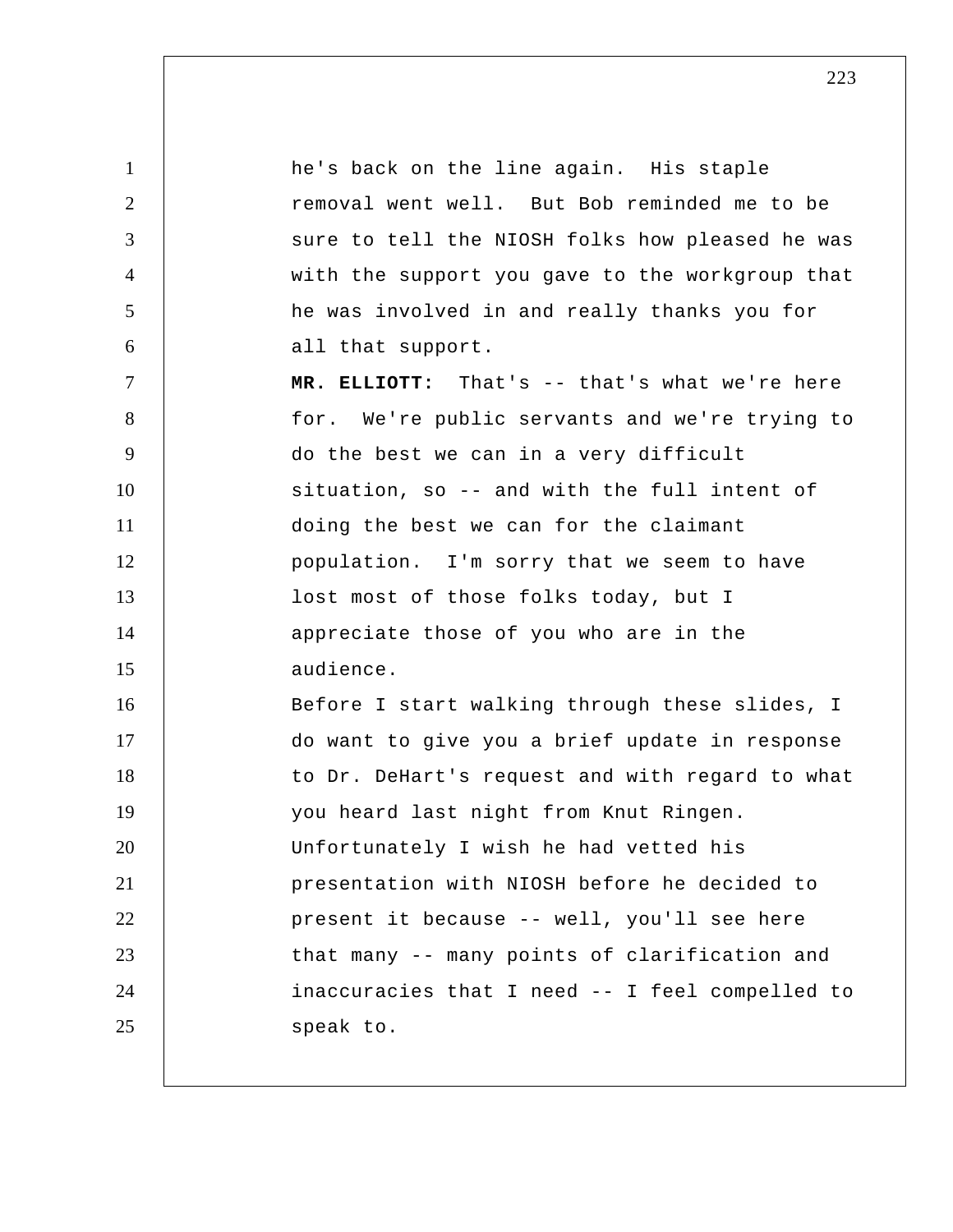he's back on the line again. His staple removal went well. But Bob reminded me to be sure to tell the NIOSH folks how pleased he was with the support you gave to the workgroup that he was involved in and really thanks you for all that support.

**MR. ELLIOTT:** That's -- that's what we're here for. We're public servants and we're trying to do the best we can in a very difficult situation, so -- and with the full intent of doing the best we can for the claimant population. I'm sorry that we seem to have lost most of those folks today, but I appreciate those of you who are in the audience.

Before I start walking through these slides, I do want to give you a brief update in response to Dr. DeHart's request and with regard to what you heard last night from Knut Ringen. Unfortunately I wish he had vetted his presentation with NIOSH before he decided to present it because -- well, you'll see here that many -- many points of clarification and inaccuracies that I need -- I feel compelled to speak to.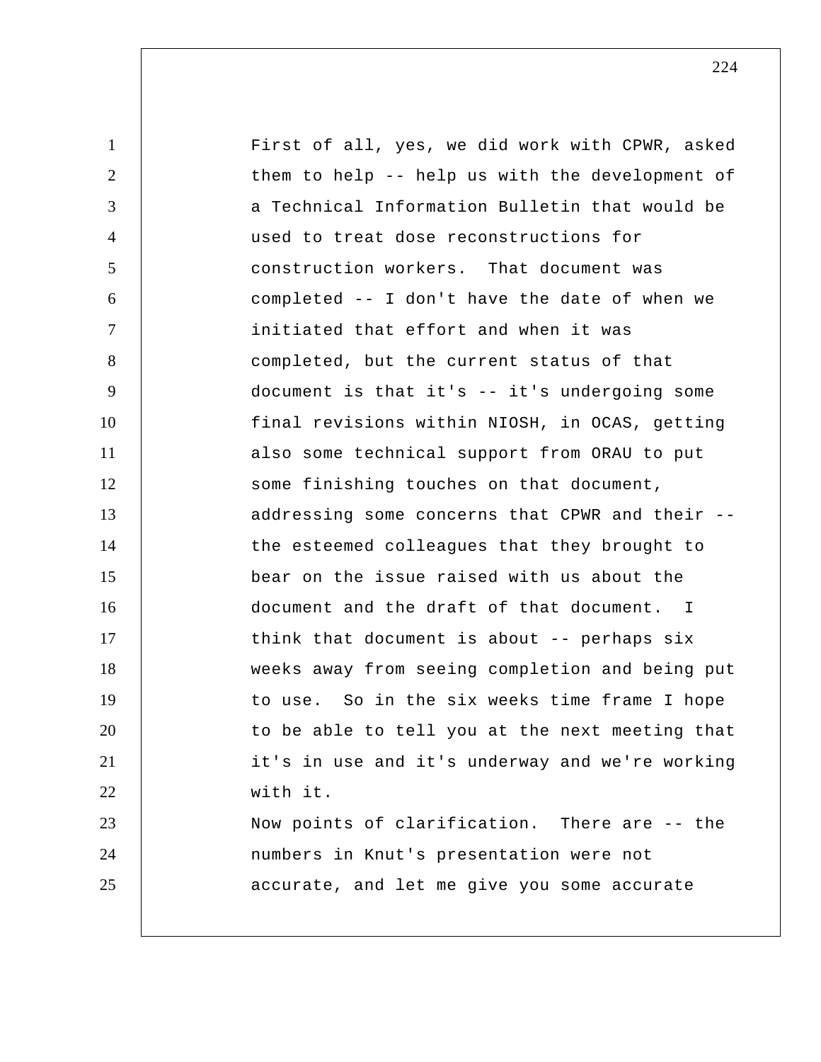First of all, yes, we did work with CPWR, asked them to help -- help us with the development of a Technical Information Bulletin that would be used to treat dose reconstructions for construction workers. That document was completed -- I don't have the date of when we initiated that effort and when it was completed, but the current status of that document is that it's -- it's undergoing some final revisions within NIOSH, in OCAS, getting also some technical support from ORAU to put some finishing touches on that document, addressing some concerns that CPWR and their -- the esteemed colleagues that they brought to bear on the issue raised with us about the document and the draft of that document. I think that document is about -- perhaps six weeks away from seeing completion and being put to use. So in the six weeks time frame I hope to be able to tell you at the next meeting that it's in use and it's underway and we're working with it.

Now points of clarification. There are -- the numbers in Knut's presentation were not accurate, and let me give you some accurate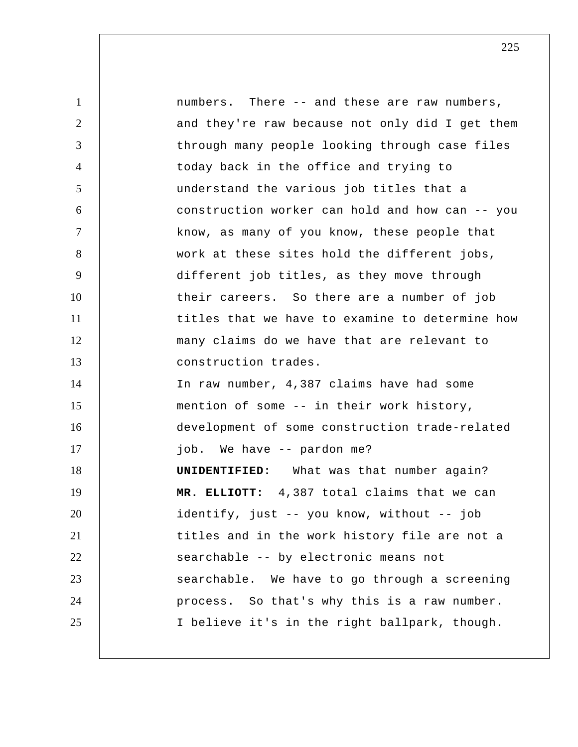numbers. There -- and these are raw numbers, and they're raw because not only did I get them through many people looking through case files today back in the office and trying to understand the various job titles that a construction worker can hold and how can -- you know, as many of you know, these people that work at these sites hold the different jobs, different job titles, as they move through their careers. So there are a number of job titles that we have to examine to determine how many claims do we have that are relevant to construction trades.

In raw number, 4,387 claims have had some mention of some -- in their work history, development of some construction trade-related job. We have -- pardon me?

**UNIDENTIFIED:** What was that number again?

**MR. ELLIOTT:** 4,387 total claims that we can identify, just -- you know, without -- job titles and in the work history file are not a searchable -- by electronic means not searchable. We have to go through a screening process. So that's why this is a raw number. I believe it's in the right ballpark, though.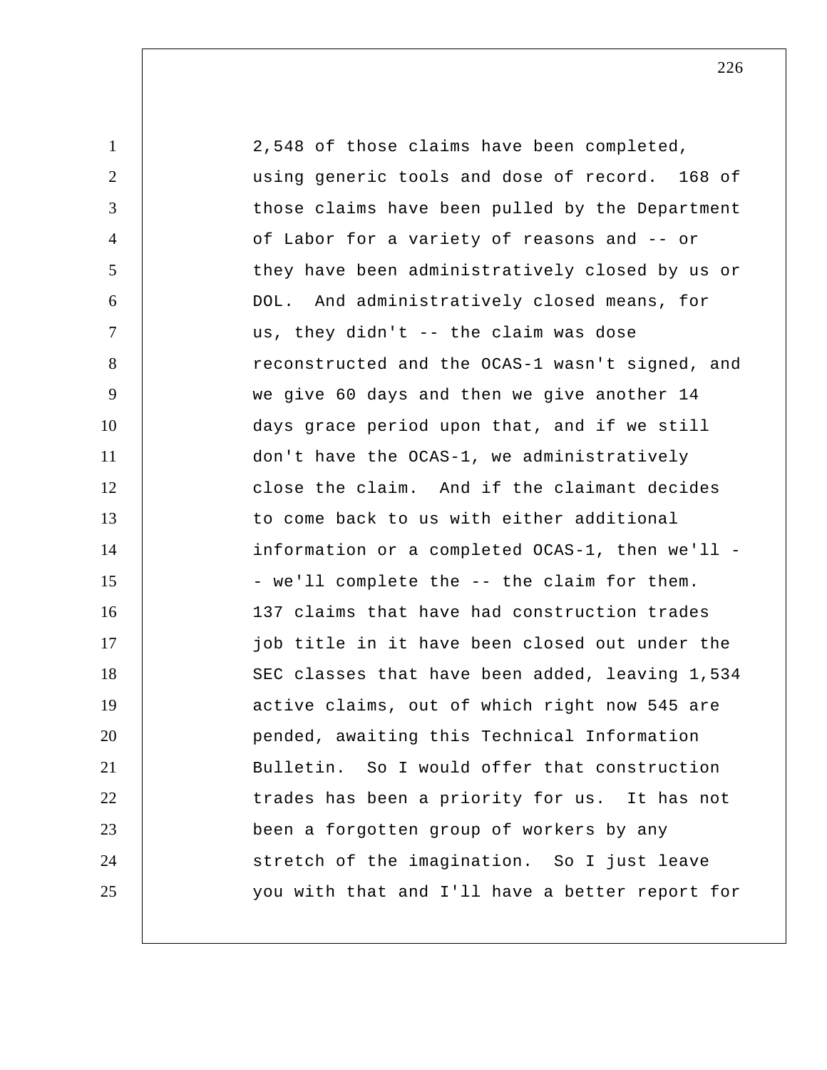2,548 of those claims have been completed, using generic tools and dose of record. 168 of those claims have been pulled by the Department of Labor for a variety of reasons and -- or they have been administratively closed by us or DOL. And administratively closed means, for us, they didn't -- the claim was dose reconstructed and the OCAS-1 wasn't signed, and we give 60 days and then we give another 14 days grace period upon that, and if we still don't have the OCAS-1, we administratively close the claim. And if the claimant decides to come back to us with either additional information or a completed OCAS-1, then we'll -- we'll complete the -- the claim for them. 137 claims that have had construction trades job title in it have been closed out under the SEC classes that have been added, leaving 1,534 active claims, out of which right now 545 are pended, awaiting this Technical Information Bulletin. So I would offer that construction trades has been a priority for us. It has not been a forgotten group of workers by any stretch of the imagination. So I just leave you with that and I'll have a better report for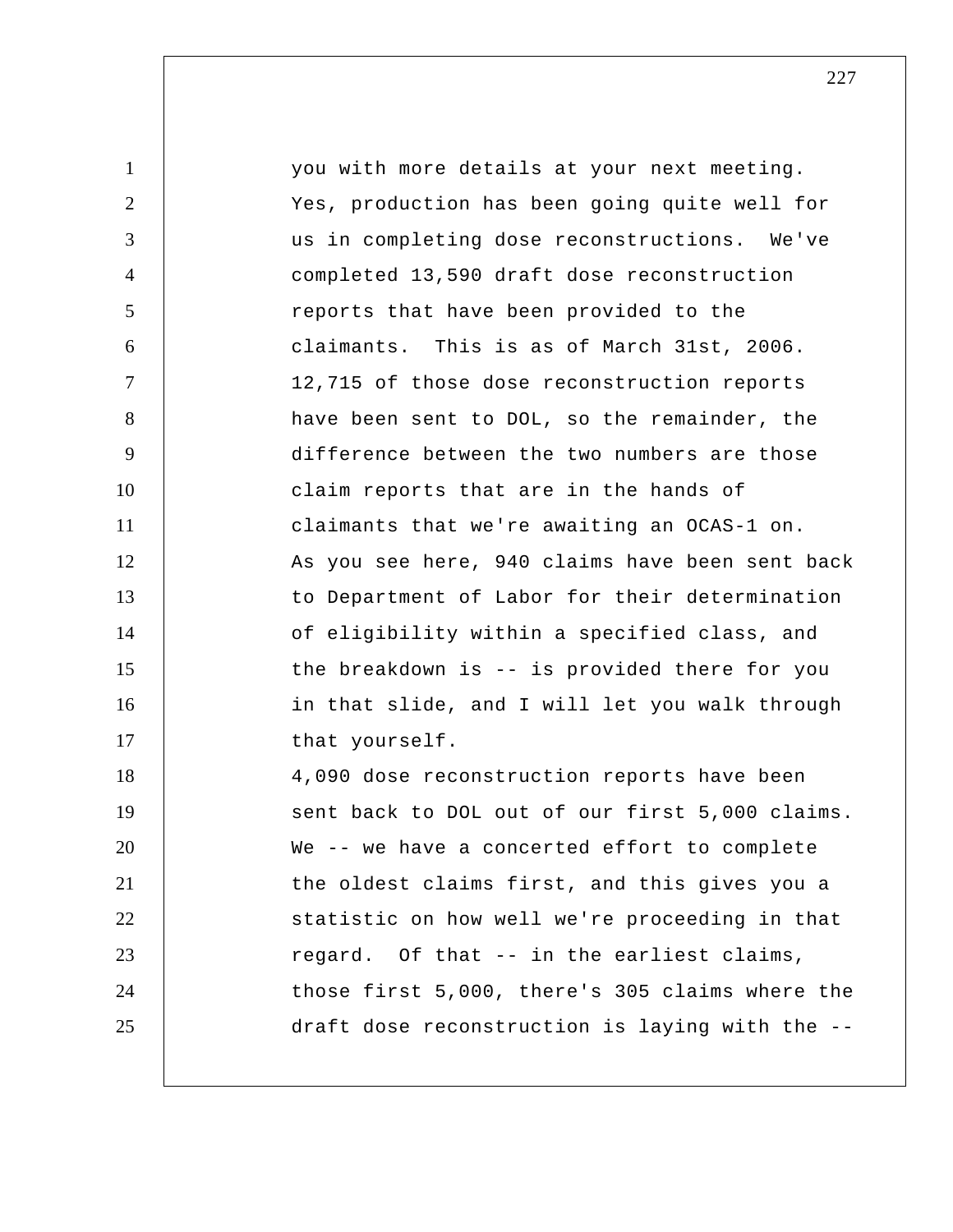you with more details at your next meeting.

Yes, production has been going quite well for us in completing dose reconstructions. We've completed 13,590 draft dose reconstruction reports that have been provided to the claimants. This is as of March 31st, 2006.

12,715 of those dose reconstruction reports have been sent to DOL, so the remainder, the difference between the two numbers are those claim reports that are in the hands of claimants that we're awaiting an OCAS-1 on.

As you see here, 940 claims have been sent back to Department of Labor for their determination of eligibility within a specified class, and the breakdown is -- is provided there for you in that slide, and I will let you walk through that yourself.

4,090 dose reconstruction reports have been sent back to DOL out of our first 5,000 claims.

We -- we have a concerted effort to complete the oldest claims first, and this gives you a statistic on how well we're proceeding in that regard. Of that -- in the earliest claims, those first 5,000, there's 305 claims where the draft dose reconstruction is laying with the --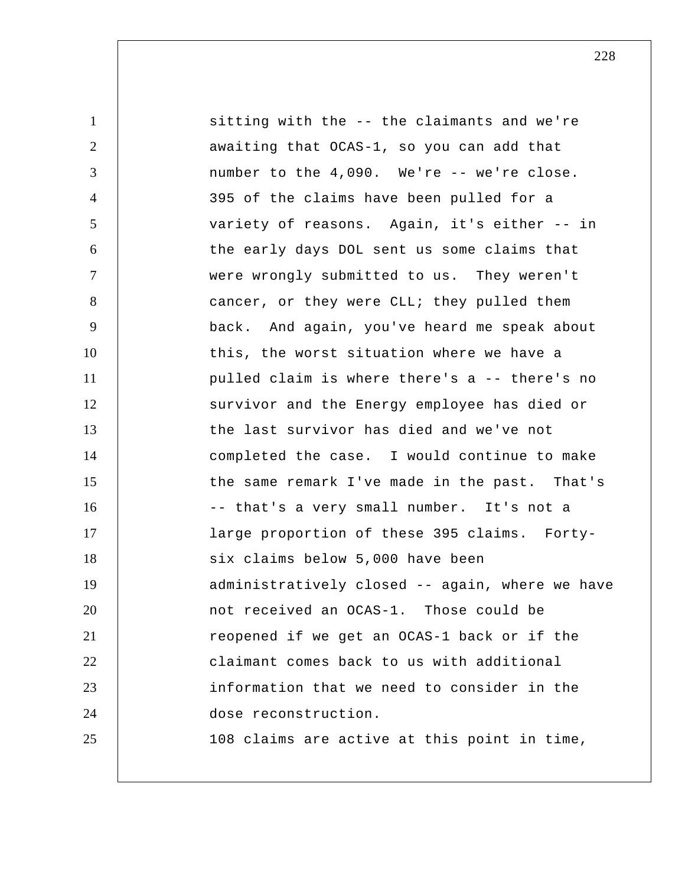sitting with the -- the claimants and we're awaiting that OCAS-1, so you can add that number to the 4,090. We're -- we're close. 395 of the claims have been pulled for a variety of reasons. Again, it's either -- in the early days DOL sent us some claims that were wrongly submitted to us. They weren't cancer, or they were CLL; they pulled them back. And again, you've heard me speak about this, the worst situation where we have a pulled claim is where there's a -- there's no survivor and the Energy employee has died or the last survivor has died and we've not completed the case. I would continue to make the same remark I've made in the past. That's -- that's a very small number. It's not a large proportion of these 395 claims. Forty-six claims below 5,000 have been administratively closed -- again, where we have not received an OCAS-1. Those could be reopened if we get an OCAS-1 back or if the claimant comes back to us with additional information that we need to consider in the dose reconstruction.

108 claims are active at this point in time,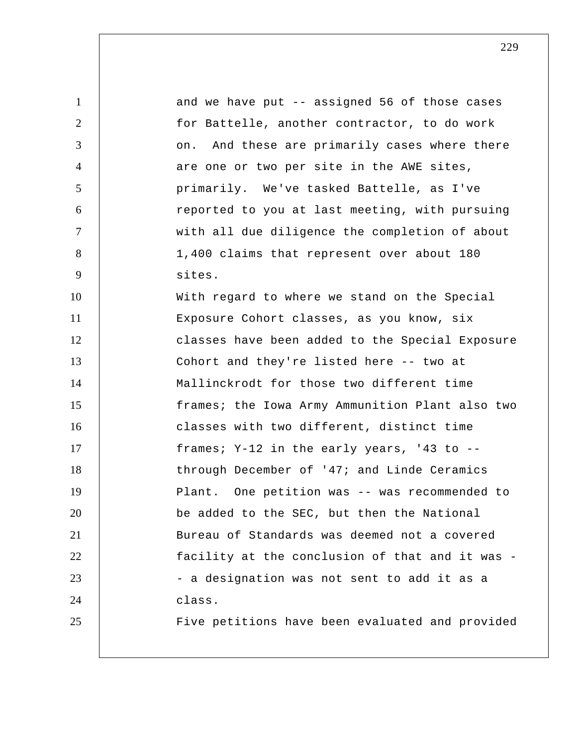and we have put -- assigned 56 of those cases for Battelle, another contractor, to do work on. And these are primarily cases where there are one or two per site in the AWE sites, primarily. We've tasked Battelle, as I've reported to you at last meeting, with pursuing with all due diligence the completion of about 1,400 claims that represent over about 180 sites.

With regard to where we stand on the Special Exposure Cohort classes, as you know, six classes have been added to the Special Exposure Cohort and they're listed here -- two at Mallinckrodt for those two different time frames; the Iowa Army Ammunition Plant also two classes with two different, distinct time frames; Y-12 in the early years, '43 to -- through December of '47; and Linde Ceramics Plant. One petition was -- was recommended to be added to the SEC, but then the National Bureau of Standards was deemed not a covered facility at the conclusion of that and it was -- a designation was not sent to add it as a class.

Five petitions have been evaluated and provided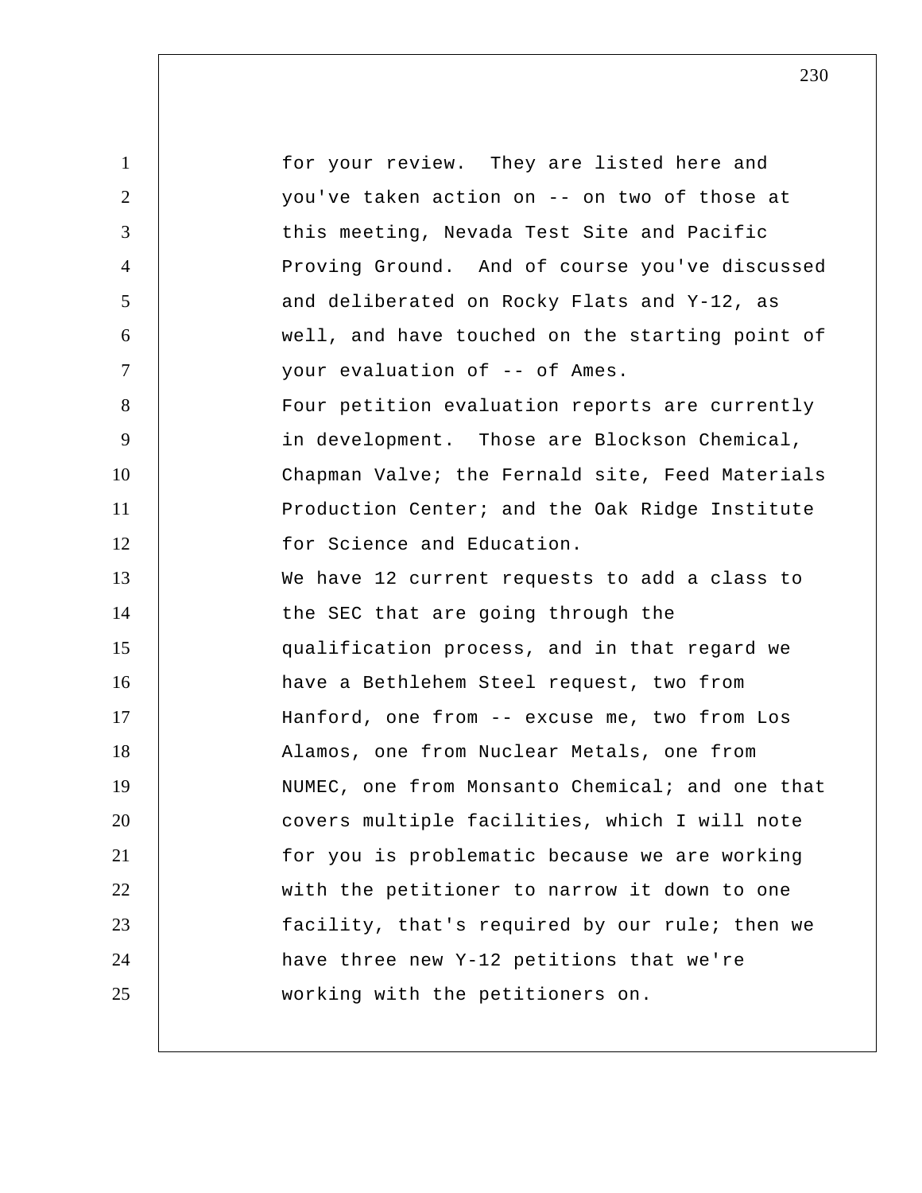for your review. They are listed here and you've taken action on -- on two of those at this meeting, Nevada Test Site and Pacific Proving Ground. And of course you've discussed and deliberated on Rocky Flats and Y-12, as well, and have touched on the starting point of your evaluation of -- of Ames.

Four petition evaluation reports are currently in development. Those are Blockson Chemical, Chapman Valve; the Fernald site, Feed Materials Production Center; and the Oak Ridge Institute for Science and Education.

We have 12 current requests to add a class to the SEC that are going through the qualification process, and in that regard we have a Bethlehem Steel request, two from Hanford, one from -- excuse me, two from Los Alamos, one from Nuclear Metals, one from NUMEC, one from Monsanto Chemical; and one that covers multiple facilities, which I will note for you is problematic because we are working with the petitioner to narrow it down to one facility, that's required by our rule; then we have three new Y-12 petitions that we're working with the petitioners on.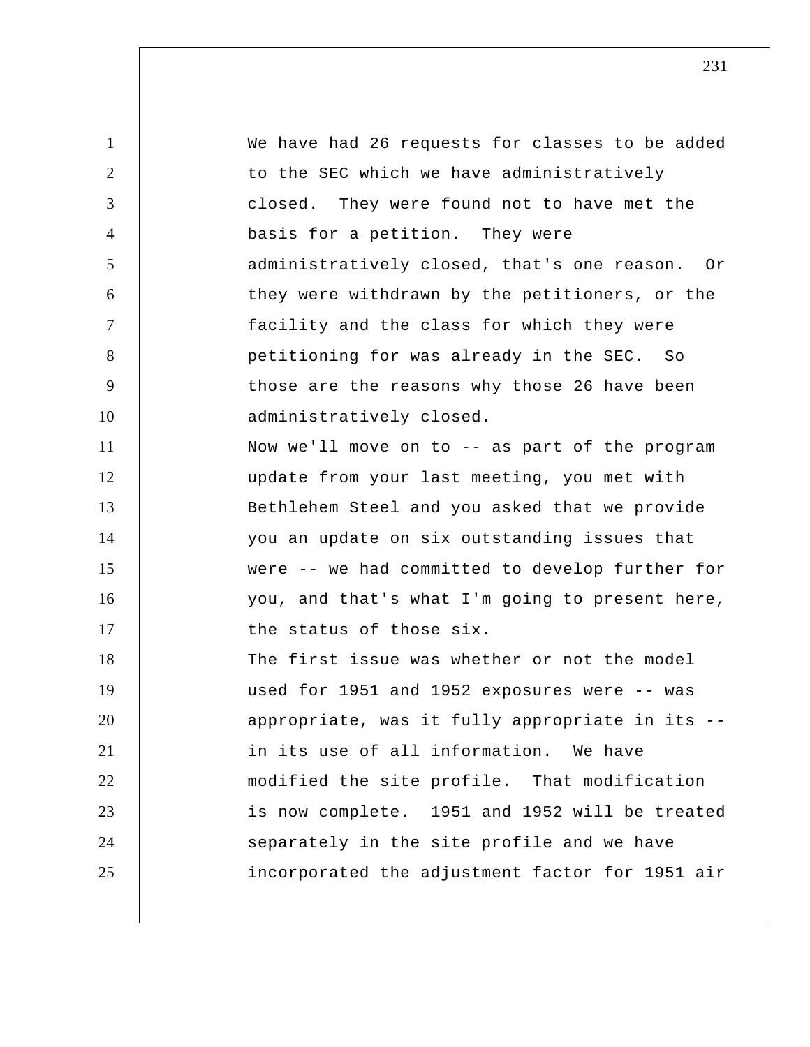We have had 26 requests for classes to be added to the SEC which we have administratively closed. They were found not to have met the basis for a petition. They were administratively closed, that's one reason. Or they were withdrawn by the petitioners, or the facility and the class for which they were petitioning for was already in the SEC. So those are the reasons why those 26 have been administratively closed.

Now we'll move on to -- as part of the program update from your last meeting, you met with Bethlehem Steel and you asked that we provide you an update on six outstanding issues that were -- we had committed to develop further for you, and that's what I'm going to present here, the status of those six.

The first issue was whether or not the model used for 1951 and 1952 exposures were -- was appropriate, was it fully appropriate in its -- in its use of all information. We have modified the site profile. That modification is now complete. 1951 and 1952 will be treated separately in the site profile and we have incorporated the adjustment factor for 1951 air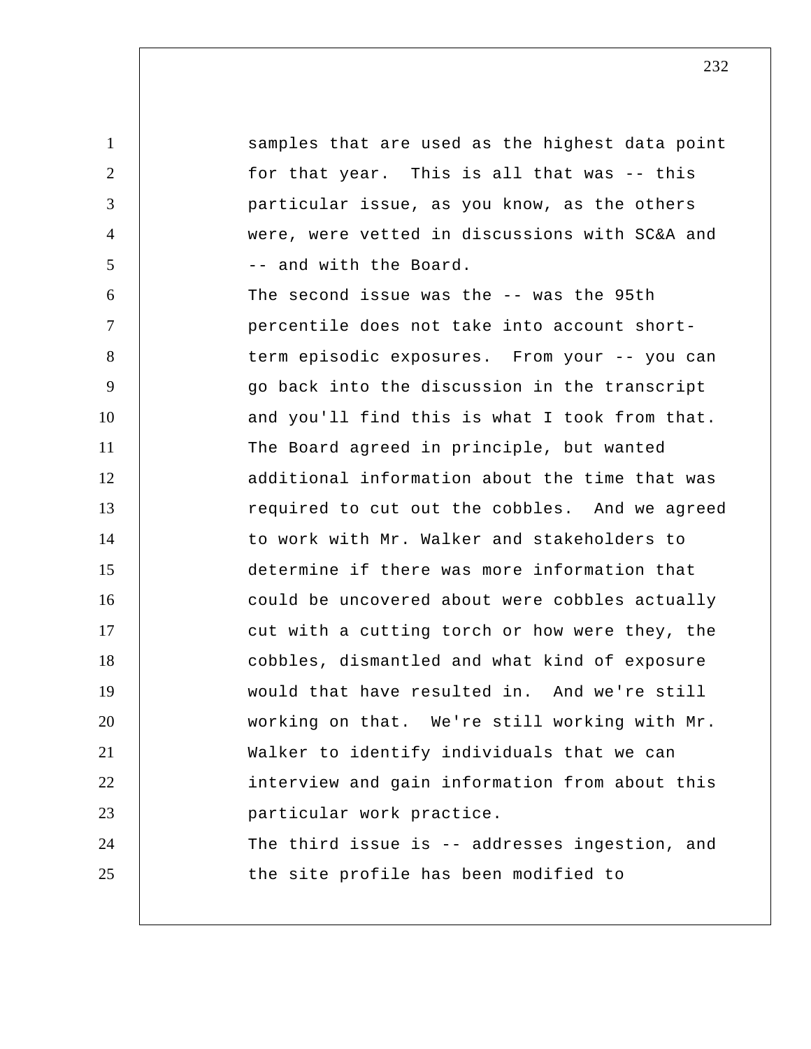samples that are used as the highest data point for that year. This is all that was -- this particular issue, as you know, as the others were, were vetted in discussions with SC&A and -- and with the Board.

The second issue was the -- was the 95th percentile does not take into account short-term episodic exposures. From your -- you can go back into the discussion in the transcript and you'll find this is what I took from that. The Board agreed in principle, but wanted additional information about the time that was required to cut out the cobbles. And we agreed to work with Mr. Walker and stakeholders to determine if there was more information that could be uncovered about were cobbles actually cut with a cutting torch or how were they, the cobbles, dismantled and what kind of exposure would that have resulted in. And we're still working on that. We're still working with Mr. Walker to identify individuals that we can interview and gain information from about this particular work practice.

The third issue is -- addresses ingestion, and the site profile has been modified to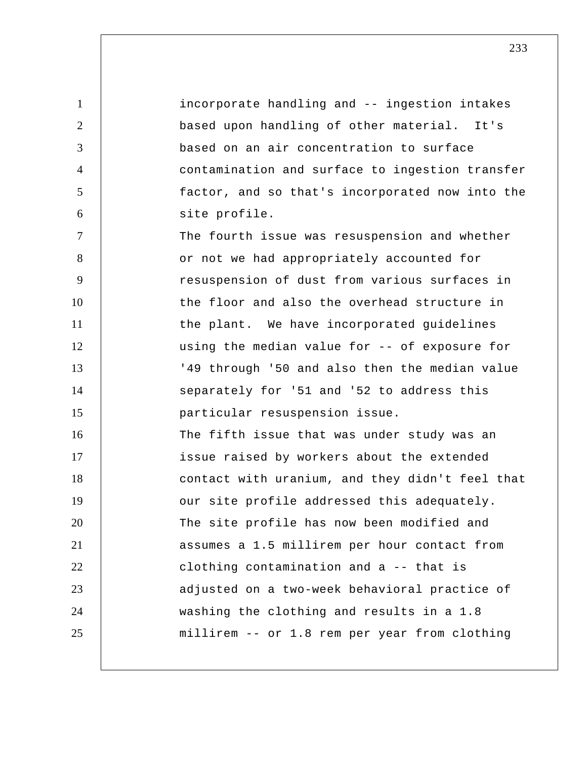incorporate handling and -- ingestion intakes based upon handling of other material. It's based on an air concentration to surface contamination and surface to ingestion transfer factor, and so that's incorporated now into the site profile.

The fourth issue was resuspension and whether or not we had appropriately accounted for resuspension of dust from various surfaces in the floor and also the overhead structure in the plant. We have incorporated guidelines using the median value for -- of exposure for '49 through '50 and also then the median value separately for '51 and '52 to address this particular resuspension issue.

The fifth issue that was under study was an issue raised by workers about the extended contact with uranium, and they didn't feel that our site profile addressed this adequately. The site profile has now been modified and assumes a 1.5 millirem per hour contact from clothing contamination and a -- that is adjusted on a two-week behavioral practice of washing the clothing and results in a 1.8 millirem -- or 1.8 rem per year from clothing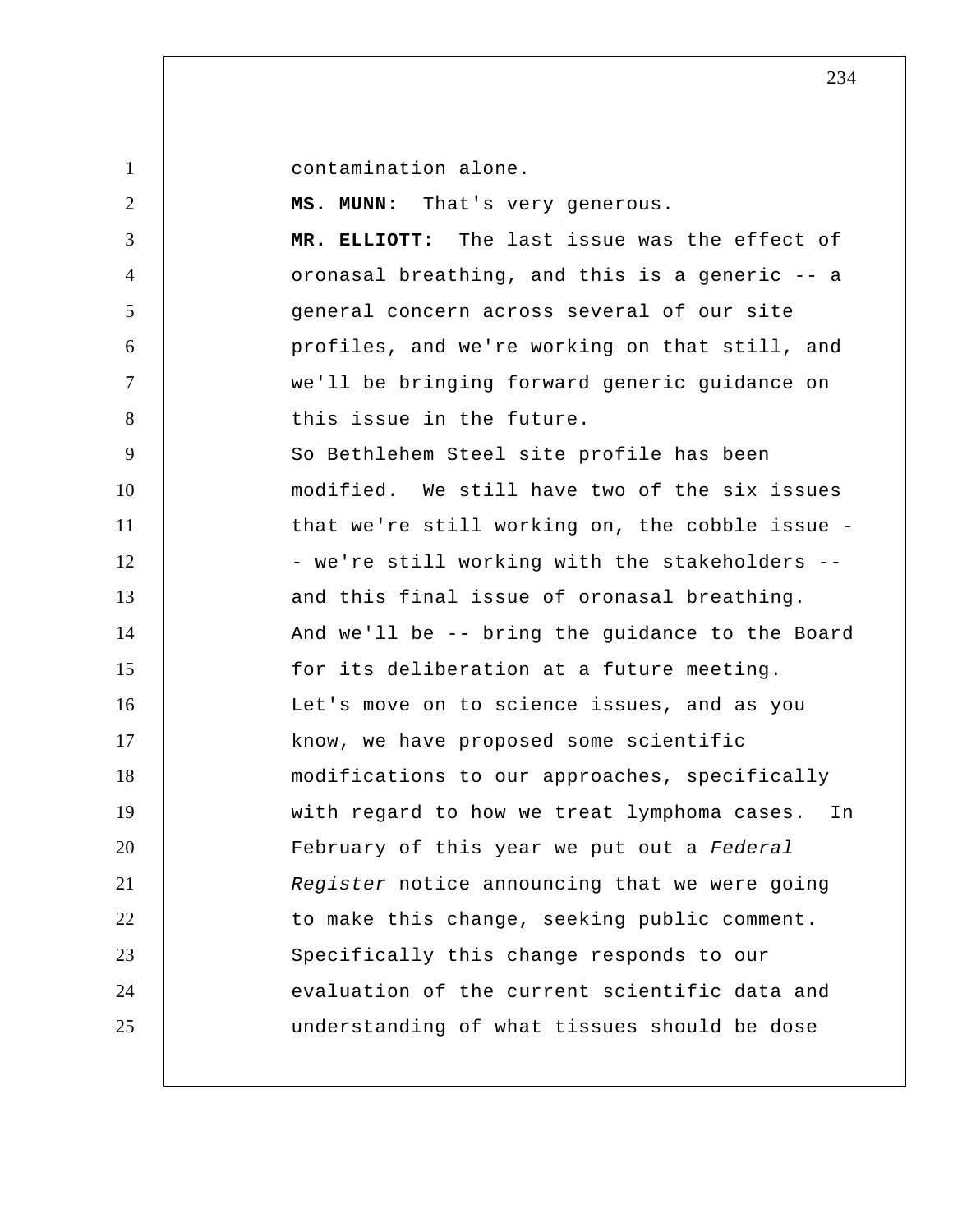contamination alone.

**MS. MUNN:** That's very generous.

**MR. ELLIOTT:** The last issue was the effect of oronasal breathing, and this is a generic -- a general concern across several of our site profiles, and we're working on that still, and we'll be bringing forward generic guidance on this issue in the future.

So Bethlehem Steel site profile has been modified. We still have two of the six issues that we're still working on, the cobble issue -- we're still working with the stakeholders -- and this final issue of oronasal breathing. And we'll be -- bring the guidance to the Board for its deliberation at a future meeting.

Let's move on to science issues, and as you know, we have proposed some scientific modifications to our approaches, specifically with regard to how we treat lymphoma cases. In February of this year we put out a *Federal Register* notice announcing that we were going to make this change, seeking public comment. Specifically this change responds to our evaluation of the current scientific data and understanding of what tissues should be dose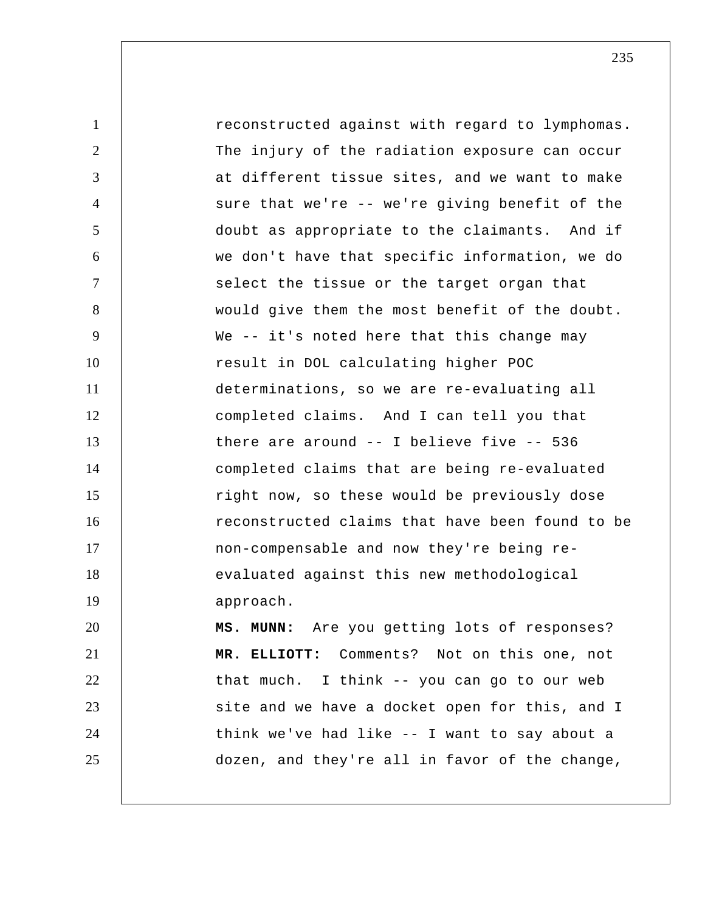reconstructed against with regard to lymphomas. The injury of the radiation exposure can occur at different tissue sites, and we want to make sure that we're -- we're giving benefit of the doubt as appropriate to the claimants. And if we don't have that specific information, we do select the tissue or the target organ that would give them the most benefit of the doubt. We -- it's noted here that this change may result in DOL calculating higher POC determinations, so we are re-evaluating all completed claims. And I can tell you that there are around -- I believe five -- 536 completed claims that are being re-evaluated right now, so these would be previously dose reconstructed claims that have been found to be non-compensable and now they're being re-evaluated against this new methodological approach.

**MS. MUNN:** Are you getting lots of responses?

**MR. ELLIOTT:** Comments? Not on this one, not that much. I think -- you can go to our web site and we have a docket open for this, and I think we've had like -- I want to say about a dozen, and they're all in favor of the change,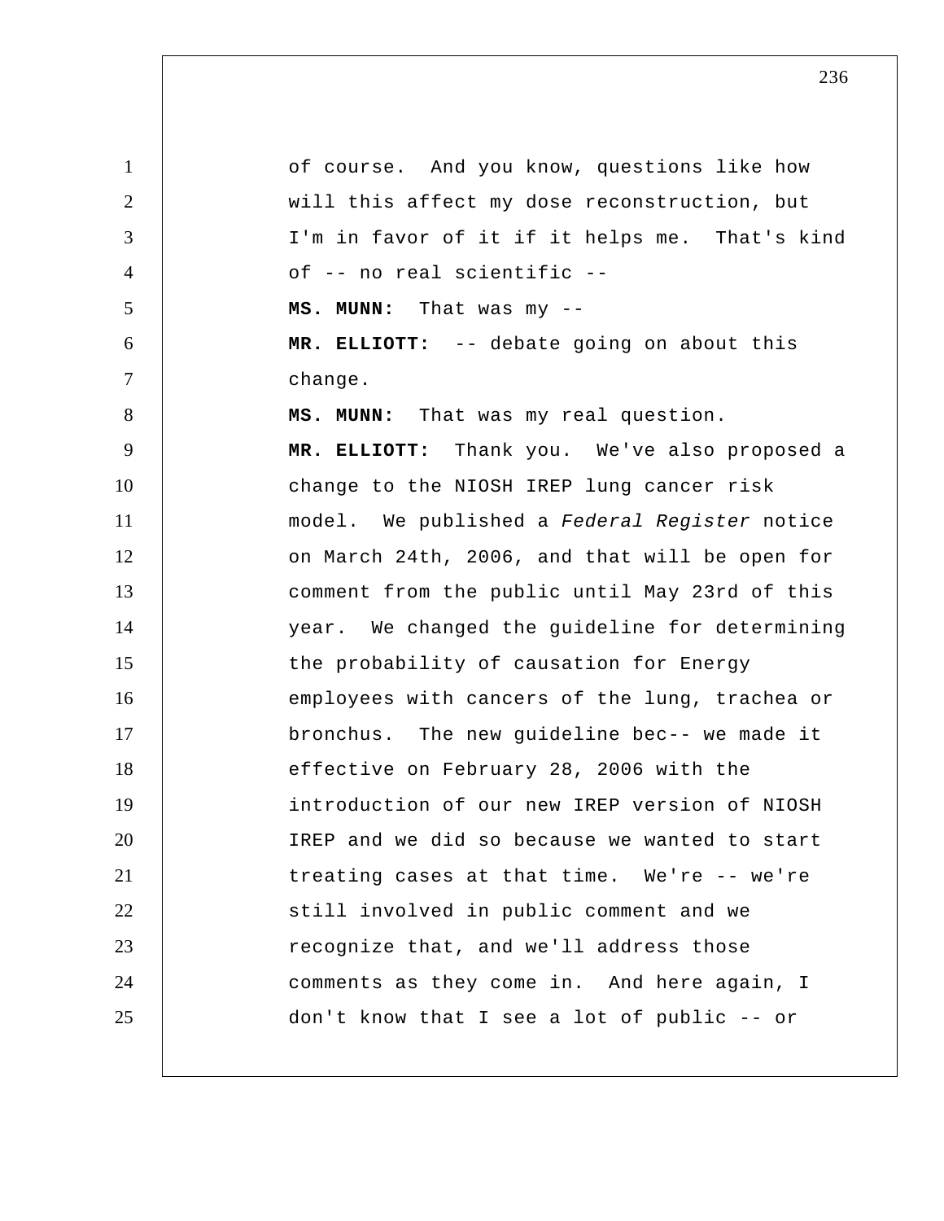of course. And you know, questions like how will this affect my dose reconstruction, but I'm in favor of it if it helps me. That's kind of -- no real scientific --

**MS. MUNN:** That was my --

**MR. ELLIOTT:** -- debate going on about this change.

**MS. MUNN:** That was my real question.

**MR. ELLIOTT:** Thank you. We've also proposed a change to the NIOSH IREP lung cancer risk model. We published a *Federal Register* notice on March 24th, 2006, and that will be open for comment from the public until May 23rd of this year. We changed the guideline for determining the probability of causation for Energy employees with cancers of the lung, trachea or bronchus. The new guideline bec-- we made it effective on February 28, 2006 with the introduction of our new IREP version of NIOSH IREP and we did so because we wanted to start treating cases at that time. We're -- we're still involved in public comment and we recognize that, and we'll address those comments as they come in. And here again, I don't know that I see a lot of public -- or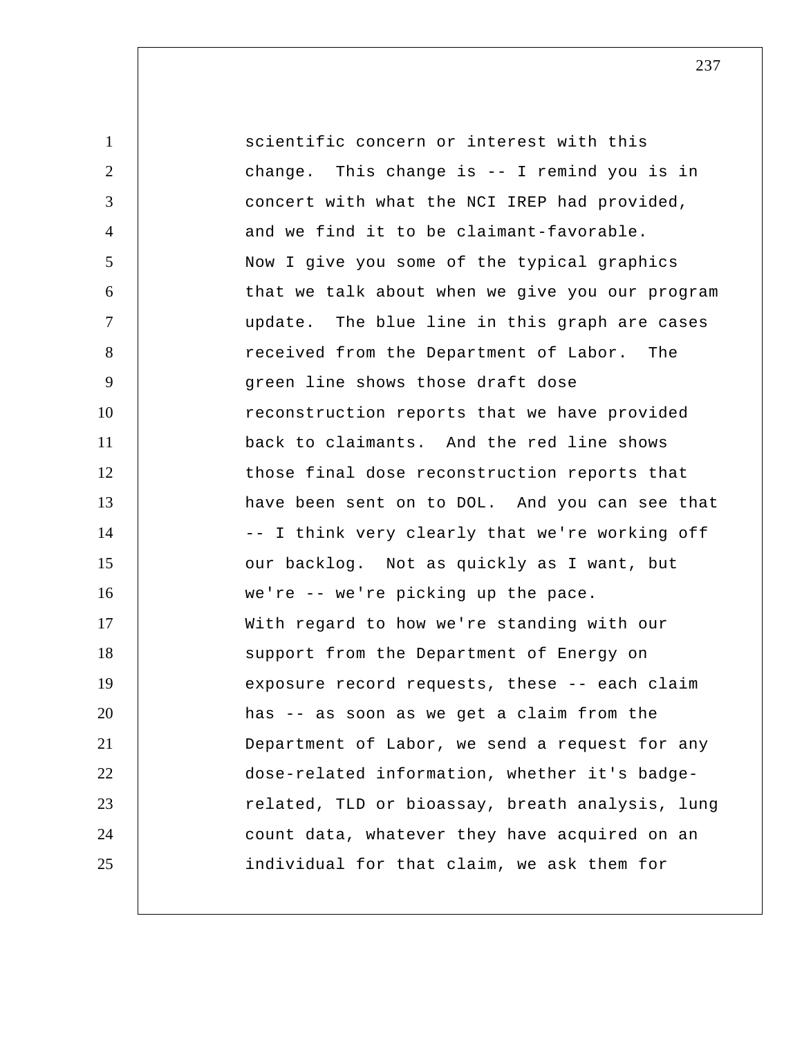scientific concern or interest with this change. This change is -- I remind you is in concert with what the NCI IREP had provided, and we find it to be claimant-favorable.

Now I give you some of the typical graphics that we talk about when we give you our program update. The blue line in this graph are cases received from the Department of Labor. The green line shows those draft dose reconstruction reports that we have provided back to claimants. And the red line shows those final dose reconstruction reports that have been sent on to DOL. And you can see that -- I think very clearly that we're working off our backlog. Not as quickly as I want, but we're -- we're picking up the pace.

With regard to how we're standing with our support from the Department of Energy on exposure record requests, these -- each claim has -- as soon as we get a claim from the Department of Labor, we send a request for any dose-related information, whether it's badge-related, TLD or bioassay, breath analysis, lung count data, whatever they have acquired on an individual for that claim, we ask them for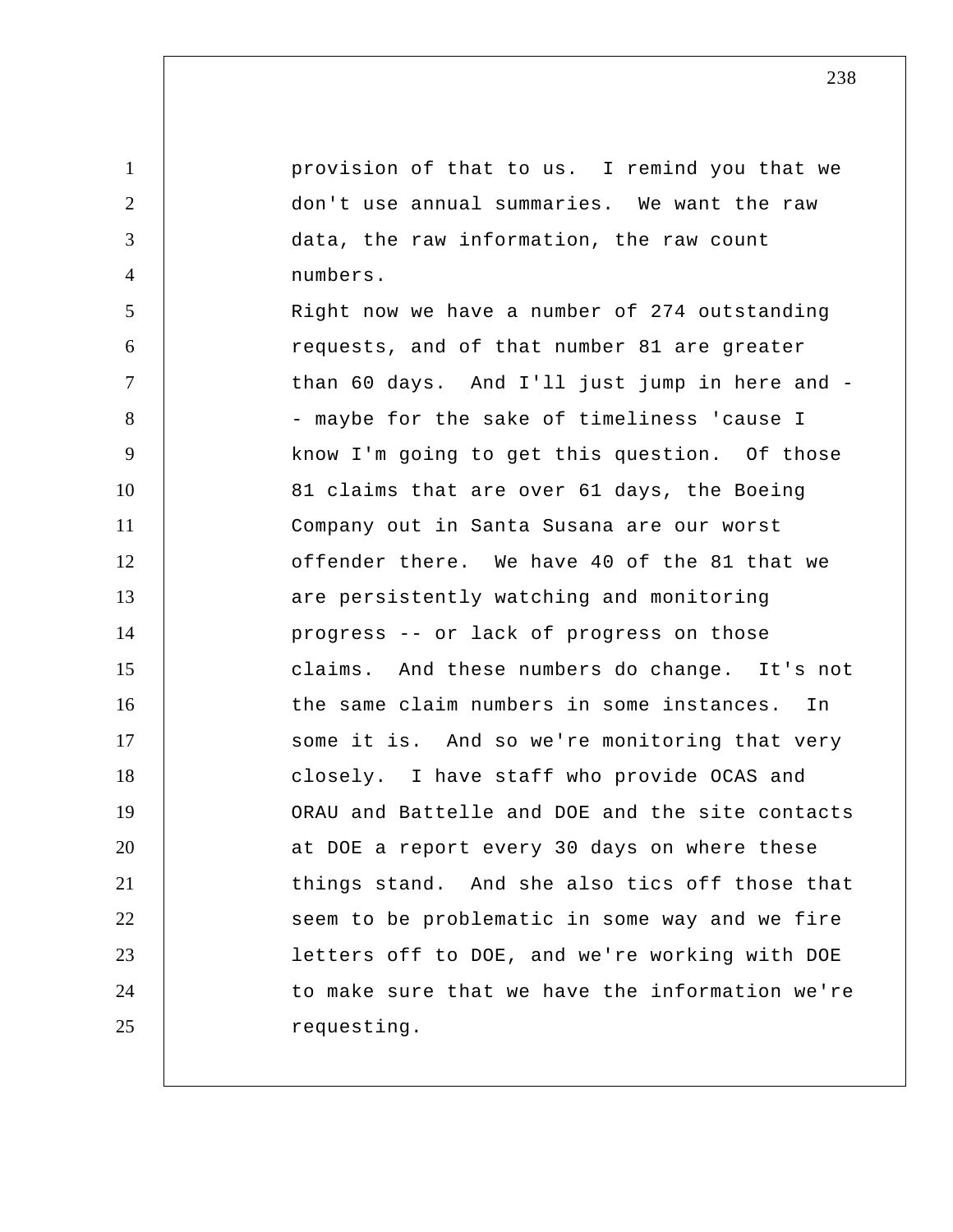provision of that to us. I remind you that we don't use annual summaries. We want the raw data, the raw information, the raw count numbers.

Right now we have a number of 274 outstanding requests, and of that number 81 are greater than 60 days. And I'll just jump in here and -- maybe for the sake of timeliness 'cause I know I'm going to get this question. Of those 81 claims that are over 61 days, the Boeing Company out in Santa Susana are our worst offender there. We have 40 of the 81 that we are persistently watching and monitoring progress -- or lack of progress on those claims. And these numbers do change. It's not the same claim numbers in some instances. In some it is. And so we're monitoring that very closely. I have staff who provide OCAS and ORAU and Battelle and DOE and the site contacts at DOE a report every 30 days on where these things stand. And she also tics off those that seem to be problematic in some way and we fire letters off to DOE, and we're working with DOE to make sure that we have the information we're requesting.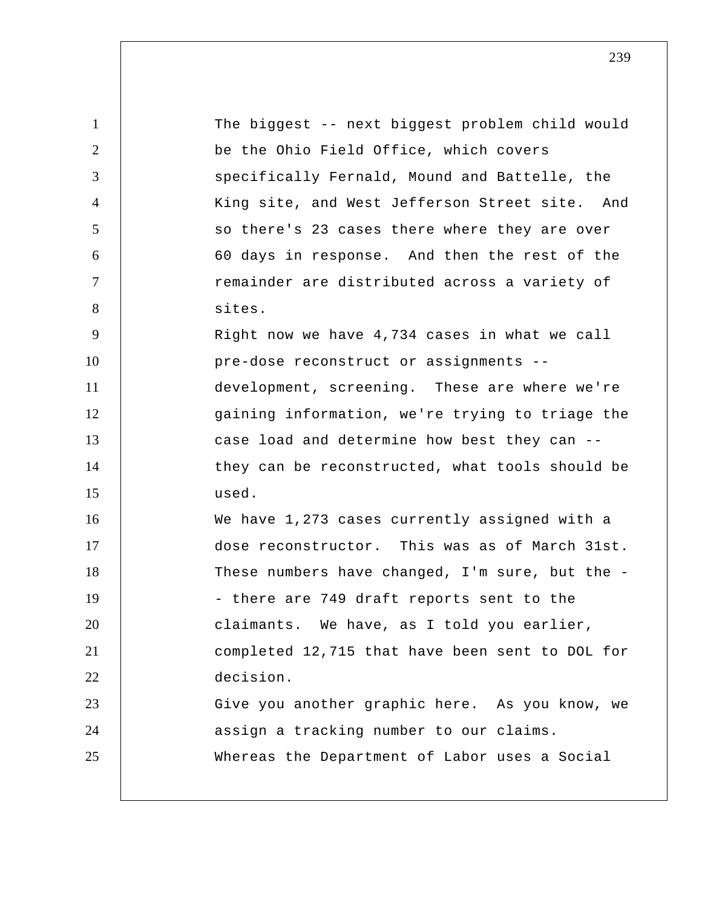The biggest -- next biggest problem child would be the Ohio Field Office, which covers specifically Fernald, Mound and Battelle, the King site, and West Jefferson Street site. And so there's 23 cases there where they are over 60 days in response. And then the rest of the remainder are distributed across a variety of sites.

Right now we have 4,734 cases in what we call pre-dose reconstruct or assignments -- development, screening. These are where we're gaining information, we're trying to triage the case load and determine how best they can -- they can be reconstructed, what tools should be used.

We have 1,273 cases currently assigned with a dose reconstructor. This was as of March 31st. These numbers have changed, I'm sure, but the -- there are 749 draft reports sent to the claimants. We have, as I told you earlier, completed 12,715 that have been sent to DOL for decision.

Give you another graphic here. As you know, we assign a tracking number to our claims. Whereas the Department of Labor uses a Social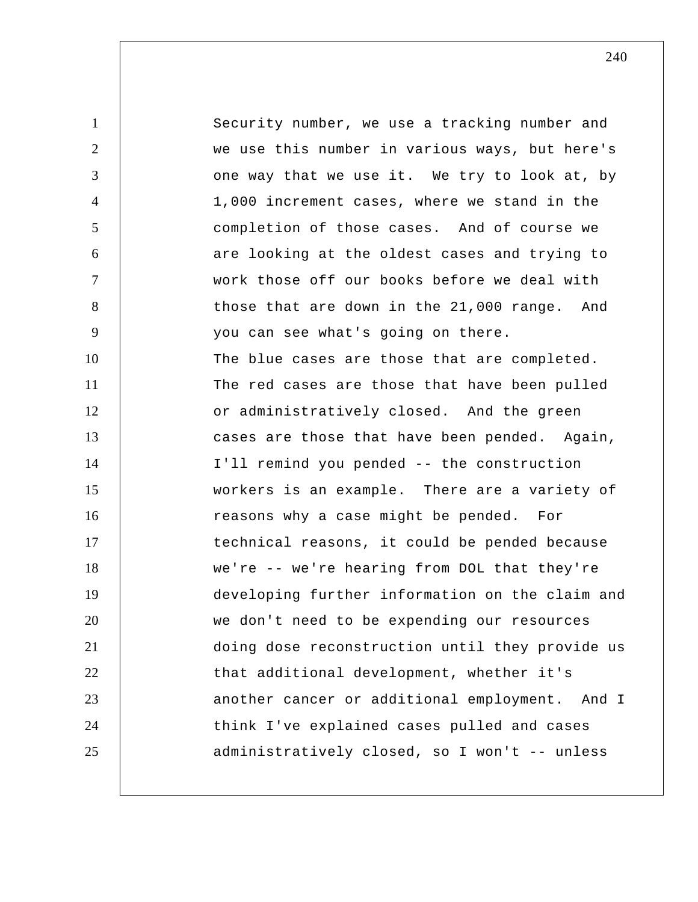Security number, we use a tracking number and we use this number in various ways, but here's one way that we use it. We try to look at, by 1,000 increment cases, where we stand in the completion of those cases. And of course we are looking at the oldest cases and trying to work those off our books before we deal with those that are down in the 21,000 range. And you can see what's going on there.

The blue cases are those that are completed. The red cases are those that have been pulled or administratively closed. And the green cases are those that have been pended. Again, I'll remind you pended -- the construction workers is an example. There are a variety of reasons why a case might be pended. For technical reasons, it could be pended because we're -- we're hearing from DOL that they're developing further information on the claim and we don't need to be expending our resources doing dose reconstruction until they provide us that additional development, whether it's another cancer or additional employment. And I think I've explained cases pulled and cases administratively closed, so I won't -- unless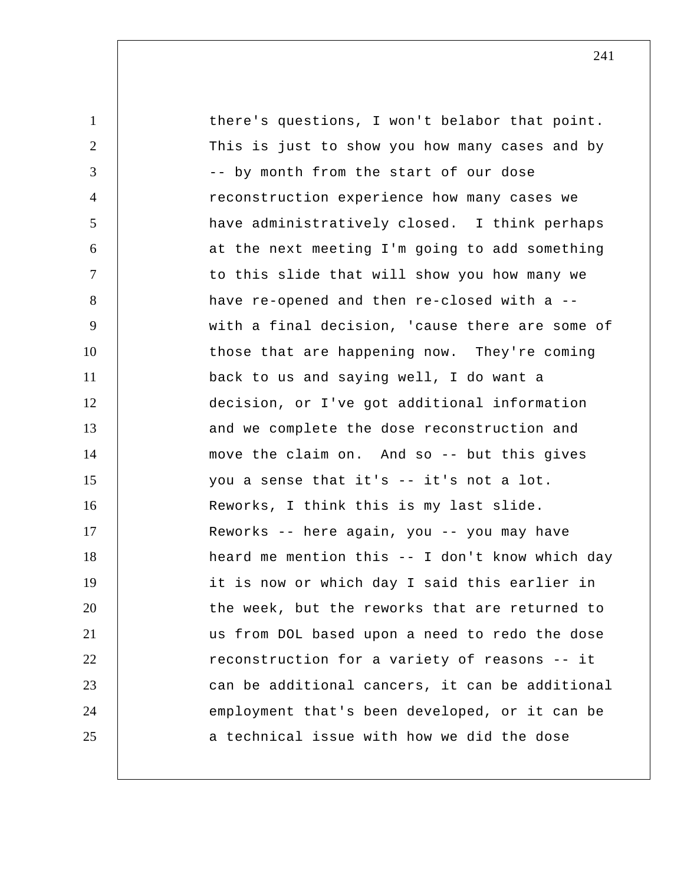there's questions, I won't belabor that point. This is just to show you how many cases and by -- by month from the start of our dose reconstruction experience how many cases we have administratively closed. I think perhaps at the next meeting I'm going to add something to this slide that will show you how many we have re-opened and then re-closed with a -- with a final decision, 'cause there are some of those that are happening now. They're coming back to us and saying well, I do want a decision, or I've got additional information and we complete the dose reconstruction and move the claim on. And so -- but this gives you a sense that it's -- it's not a lot. Reworks, I think this is my last slide. Reworks -- here again, you -- you may have heard me mention this -- I don't know which day it is now or which day I said this earlier in the week, but the reworks that are returned to us from DOL based upon a need to redo the dose reconstruction for a variety of reasons -- it can be additional cancers, it can be additional employment that's been developed, or it can be a technical issue with how we did the dose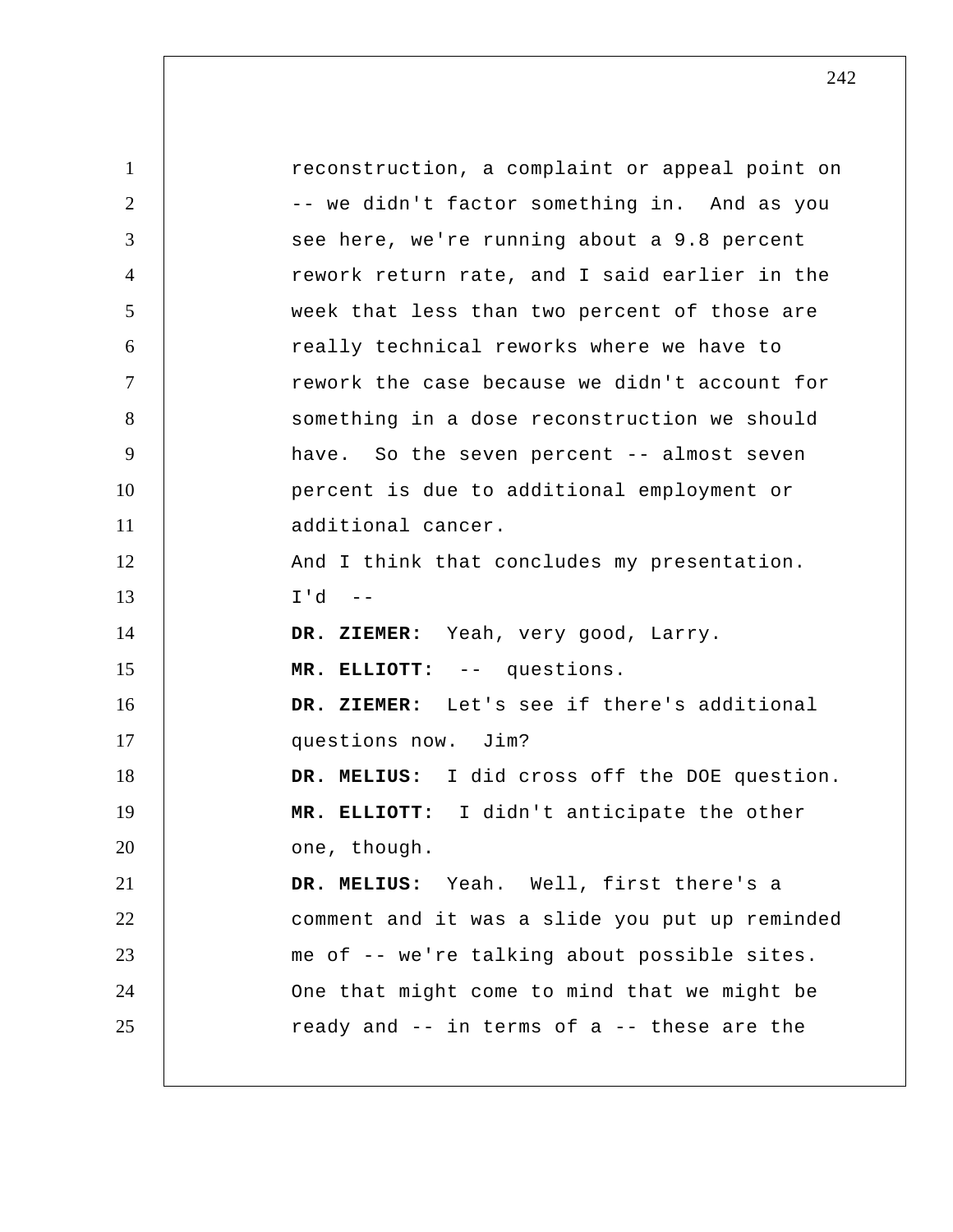reconstruction, a complaint or appeal point on -- we didn't factor something in. And as you see here, we're running about a 9.8 percent rework return rate, and I said earlier in the week that less than two percent of those are really technical reworks where we have to rework the case because we didn't account for something in a dose reconstruction we should have. So the seven percent -- almost seven percent is due to additional employment or additional cancer.

And I think that concludes my presentation. I'd --

**DR. ZIEMER:** Yeah, very good, Larry.

**MR. ELLIOTT:** -- questions.

**DR. ZIEMER:** Let's see if there's additional questions now. Jim?

**DR. MELIUS:** I did cross off the DOE question.

**MR. ELLIOTT:** I didn't anticipate the other one, though.

**DR. MELIUS:** Yeah. Well, first there's a comment and it was a slide you put up reminded me of -- we're talking about possible sites. One that might come to mind that we might be ready and -- in terms of a -- these are the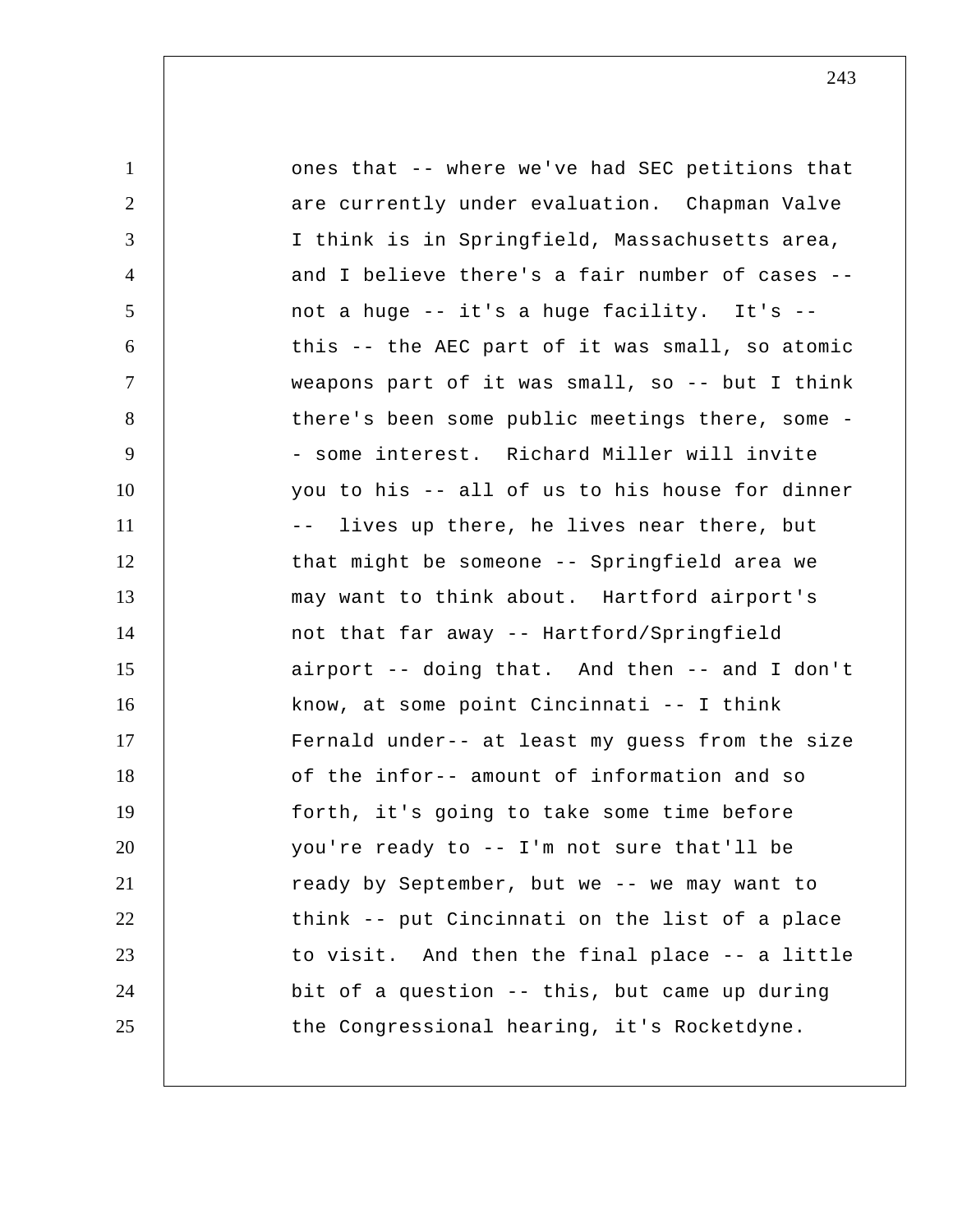ones that -- where we've had SEC petitions that are currently under evaluation. Chapman Valve I think is in Springfield, Massachusetts area, and I believe there's a fair number of cases -- not a huge -- it's a huge facility. It's -- this -- the AEC part of it was small, so atomic weapons part of it was small, so -- but I think there's been some public meetings there, some - - some interest. Richard Miller will invite you to his -- all of us to his house for dinner -- lives up there, he lives near there, but that might be someone -- Springfield area we may want to think about. Hartford airport's not that far away -- Hartford/Springfield airport -- doing that. And then -- and I don't know, at some point Cincinnati -- I think Fernald under-- at least my guess from the size of the infor-- amount of information and so forth, it's going to take some time before you're ready to -- I'm not sure that'll be ready by September, but we -- we may want to think -- put Cincinnati on the list of a place to visit. And then the final place -- a little bit of a question -- this, but came up during the Congressional hearing, it's Rocketdyne.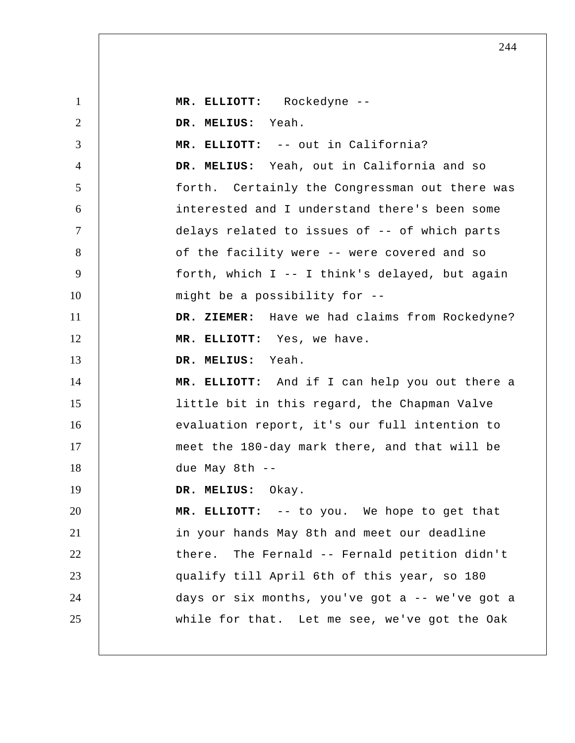**MR. ELLIOTT:** Rockedyne --

**DR. MELIUS:** Yeah.

**MR. ELLIOTT:** -- out in California?

**DR. MELIUS:** Yeah, out in California and so forth. Certainly the Congressman out there was interested and I understand there's been some delays related to issues of -- of which parts of the facility were -- were covered and so forth, which I -- I think's delayed, but again might be a possibility for --

**DR. ZIEMER:** Have we had claims from Rockedyne?

**MR. ELLIOTT:** Yes, we have.

**DR. MELIUS:** Yeah.

**MR. ELLIOTT:** And if I can help you out there a little bit in this regard, the Chapman Valve evaluation report, it's our full intention to meet the 180-day mark there, and that will be due May 8th --

**DR. MELIUS:** Okay.

**MR. ELLIOTT:** -- to you. We hope to get that in your hands May 8th and meet our deadline there. The Fernald -- Fernald petition didn't qualify till April 6th of this year, so 180 days or six months, you've got a -- we've got a while for that. Let me see, we've got the Oak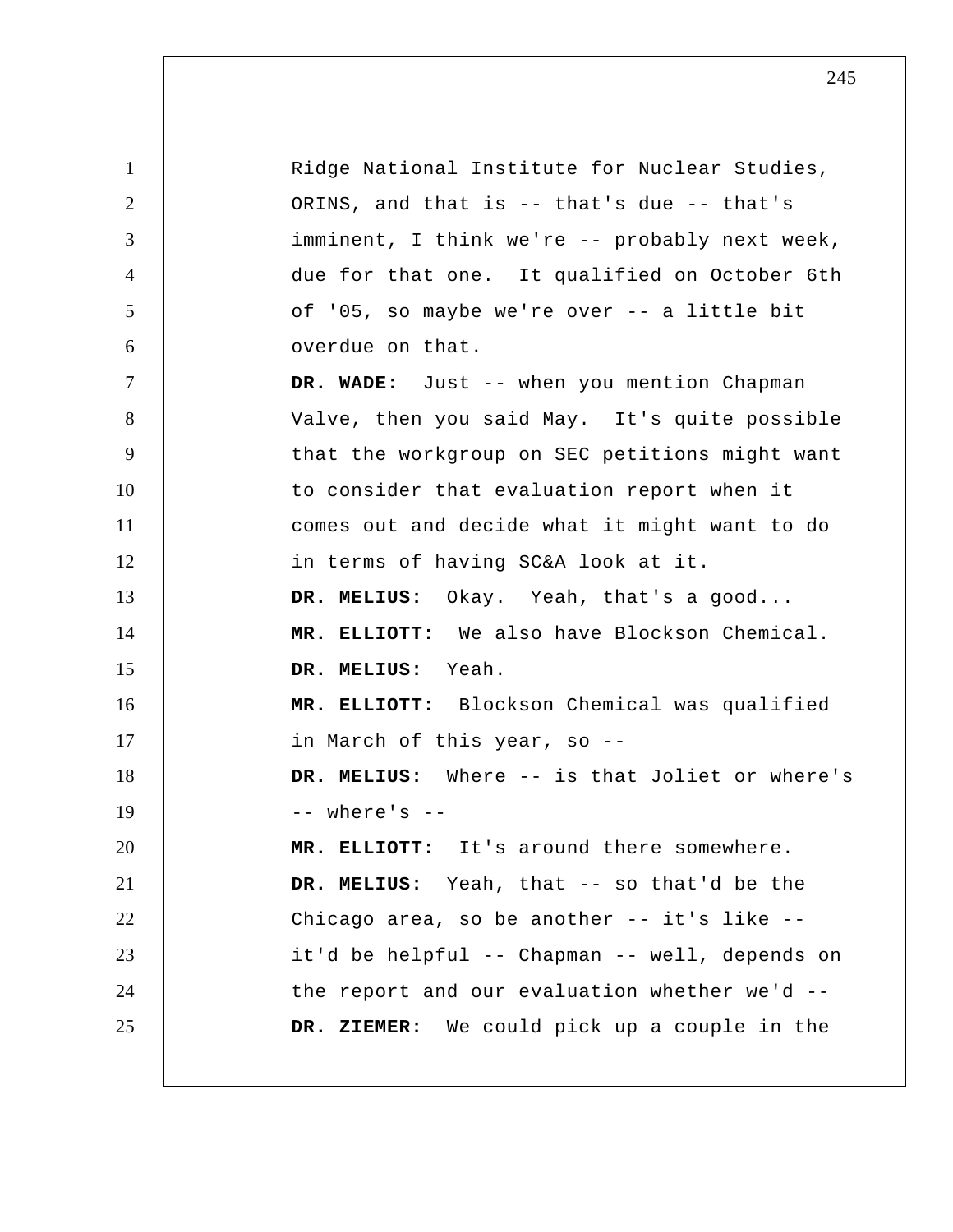Ridge National Institute for Nuclear Studies, ORINS, and that is -- that's due -- that's imminent, I think we're -- probably next week, due for that one. It qualified on October 6th of '05, so maybe we're over -- a little bit overdue on that.

**DR. WADE:** Just -- when you mention Chapman Valve, then you said May. It's quite possible that the workgroup on SEC petitions might want to consider that evaluation report when it comes out and decide what it might want to do in terms of having SC&A look at it.

**DR. MELIUS:** Okay. Yeah, that's a good...

**MR. ELLIOTT:** We also have Blockson Chemical.

**DR. MELIUS:** Yeah.

**MR. ELLIOTT:** Blockson Chemical was qualified in March of this year, so --

**DR. MELIUS:** Where -- is that Joliet or where's -- where's --

**MR. ELLIOTT:** It's around there somewhere.

**DR. MELIUS:** Yeah, that -- so that'd be the Chicago area, so be another -- it's like -- it'd be helpful -- Chapman -- well, depends on the report and our evaluation whether we'd --

**DR. ZIEMER:** We could pick up a couple in the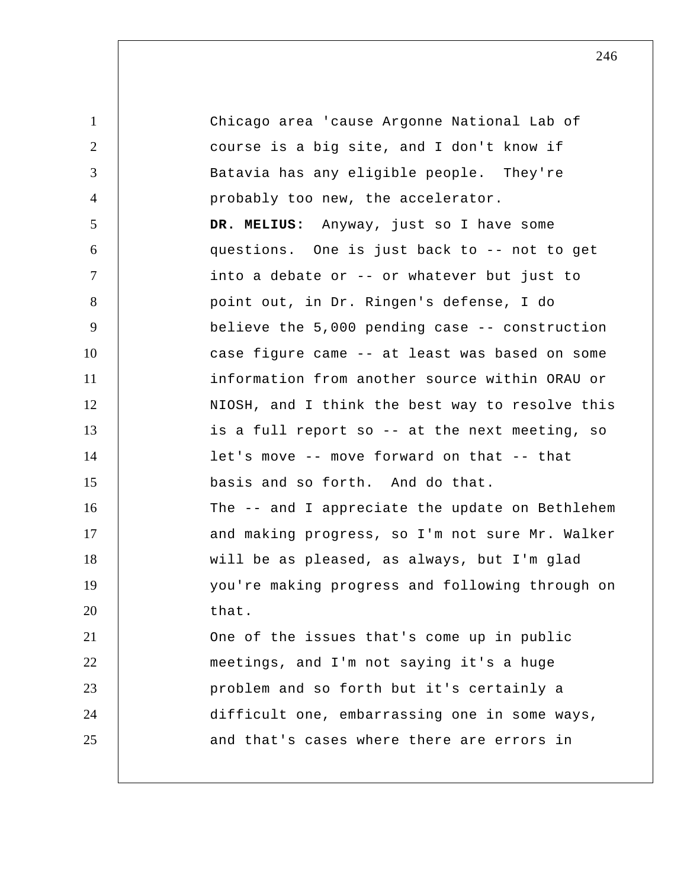Chicago area 'cause Argonne National Lab of course is a big site, and I don't know if Batavia has any eligible people. They're probably too new, the accelerator.

**DR. MELIUS:** Anyway, just so I have some questions. One is just back to -- not to get into a debate or -- or whatever but just to point out, in Dr. Ringen's defense, I do believe the 5,000 pending case -- construction case figure came -- at least was based on some information from another source within ORAU or NIOSH, and I think the best way to resolve this is a full report so -- at the next meeting, so let's move -- move forward on that -- that basis and so forth. And do that.

The -- and I appreciate the update on Bethlehem and making progress, so I'm not sure Mr. Walker will be as pleased, as always, but I'm glad you're making progress and following through on that.

One of the issues that's come up in public meetings, and I'm not saying it's a huge problem and so forth but it's certainly a difficult one, embarrassing one in some ways, and that's cases where there are errors in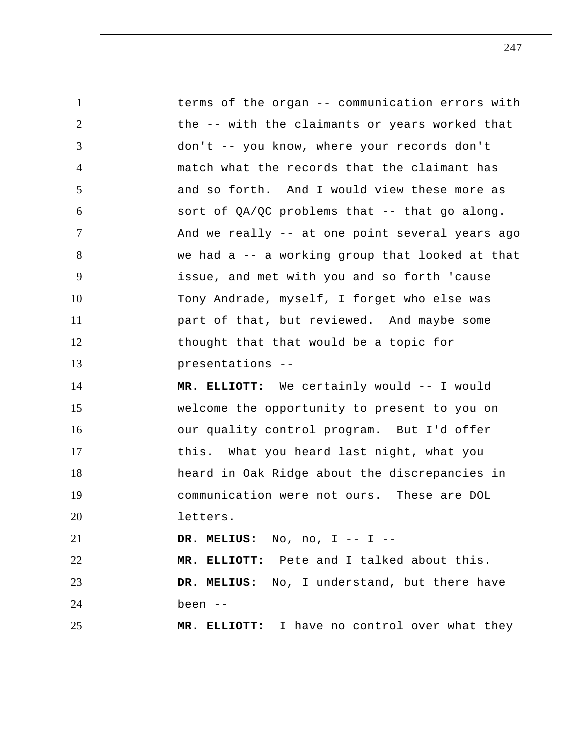terms of the organ -- communication errors with the -- with the claimants or years worked that don't -- you know, where your records don't match what the records that the claimant has and so forth. And I would view these more as sort of QA/QC problems that -- that go along. And we really -- at one point several years ago we had a -- a working group that looked at that issue, and met with you and so forth 'cause Tony Andrade, myself, I forget who else was part of that, but reviewed. And maybe some thought that that would be a topic for presentations --

**MR. ELLIOTT:** We certainly would -- I would welcome the opportunity to present to you on our quality control program. But I'd offer this. What you heard last night, what you heard in Oak Ridge about the discrepancies in communication were not ours. These are DOL letters.

**DR. MELIUS:** No, no, I -- I --

**MR. ELLIOTT:** Pete and I talked about this.

**DR. MELIUS:** No, I understand, but there have been --

**MR. ELLIOTT:** I have no control over what they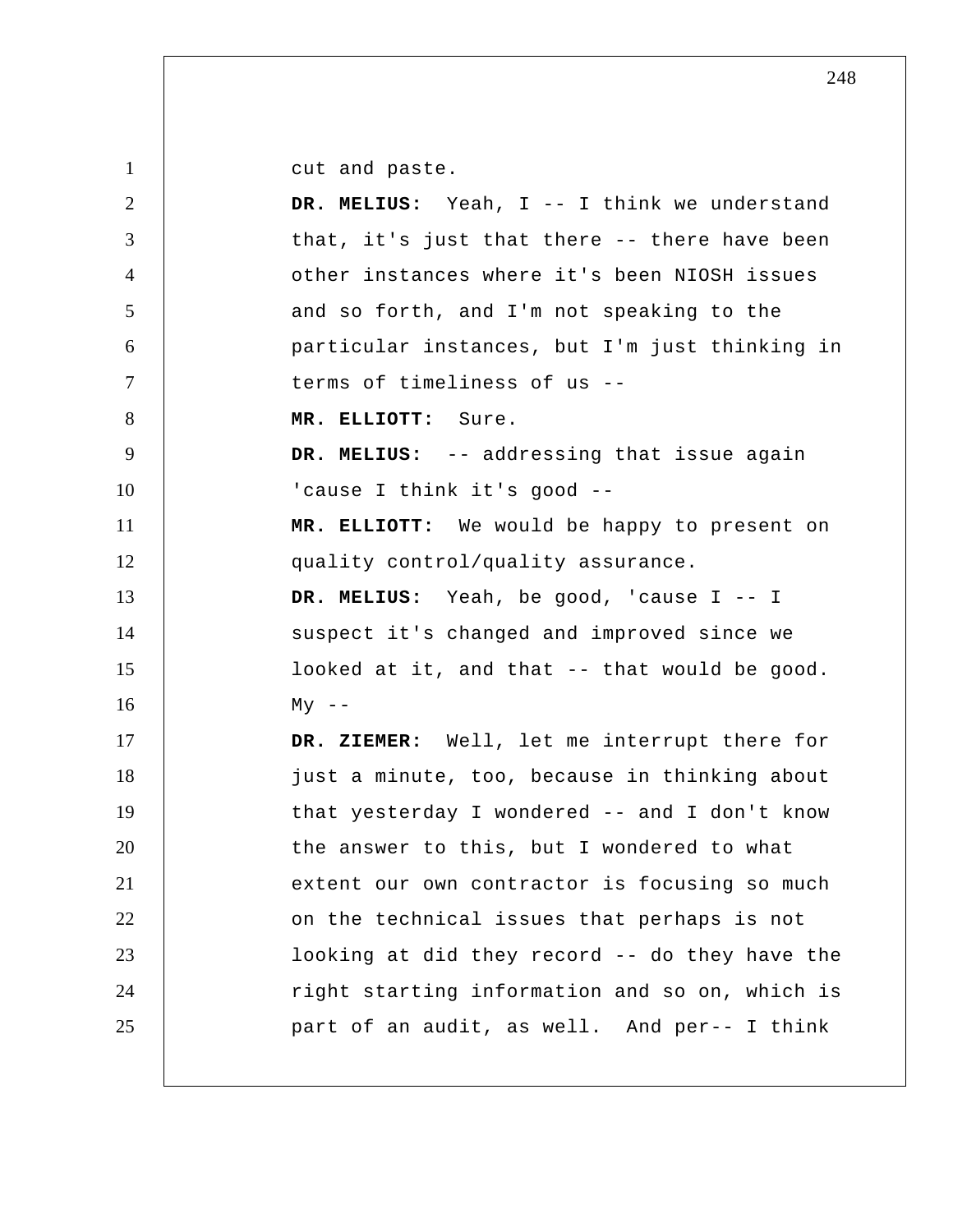cut and paste.

**DR. MELIUS:** Yeah, I -- I think we understand that, it's just that there -- there have been other instances where it's been NIOSH issues and so forth, and I'm not speaking to the particular instances, but I'm just thinking in terms of timeliness of us --

**MR. ELLIOTT:** Sure.

**DR. MELIUS:** -- addressing that issue again 'cause I think it's good --

**MR. ELLIOTT:** We would be happy to present on quality control/quality assurance.

**DR. MELIUS:** Yeah, be good, 'cause I -- I suspect it's changed and improved since we looked at it, and that -- that would be good. My --

**DR. ZIEMER:** Well, let me interrupt there for just a minute, too, because in thinking about that yesterday I wondered -- and I don't know the answer to this, but I wondered to what extent our own contractor is focusing so much on the technical issues that perhaps is not looking at did they record -- do they have the right starting information and so on, which is part of an audit, as well. And per-- I think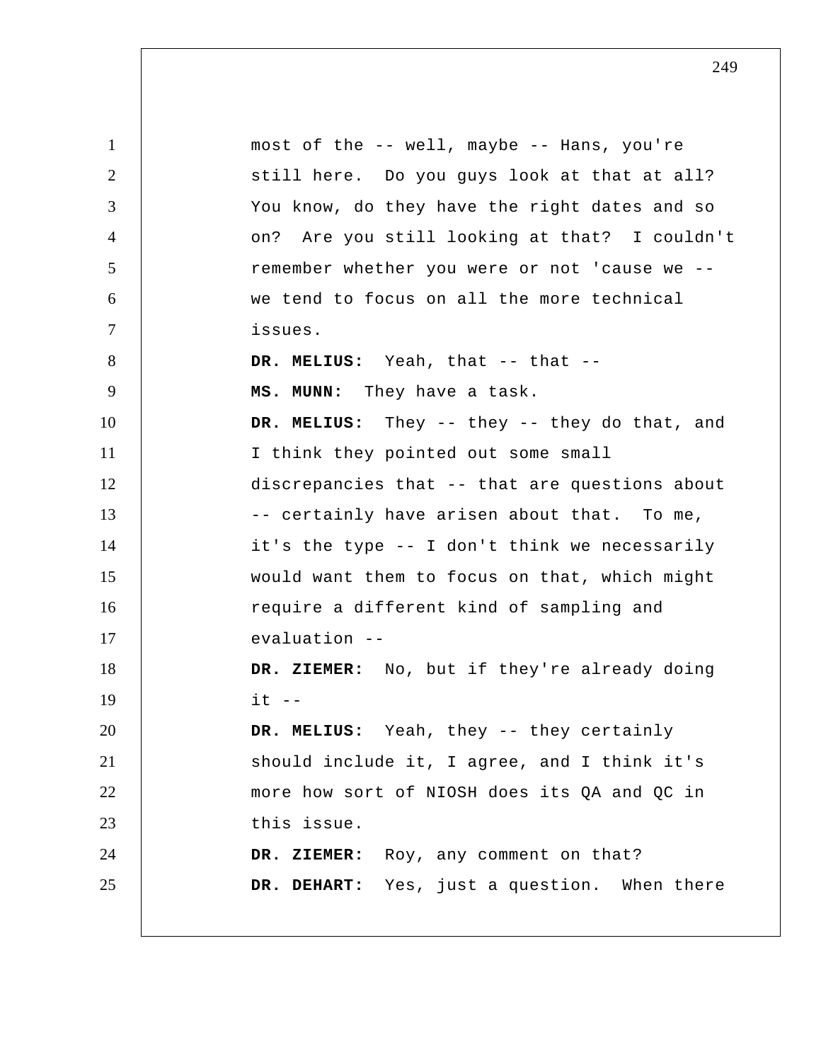most of the -- well, maybe -- Hans, you're still here. Do you guys look at that at all? You know, do they have the right dates and so on? Are you still looking at that? I couldn't remember whether you were or not 'cause we -- we tend to focus on all the more technical issues.

**DR. MELIUS:** Yeah, that -- that --

**MS. MUNN:** They have a task.

**DR. MELIUS:** They -- they -- they do that, and I think they pointed out some small discrepancies that -- that are questions about -- certainly have arisen about that. To me, it's the type -- I don't think we necessarily would want them to focus on that, which might require a different kind of sampling and evaluation --

**DR. ZIEMER:** No, but if they're already doing it --

**DR. MELIUS:** Yeah, they -- they certainly should include it, I agree, and I think it's more how sort of NIOSH does its QA and QC in this issue.

**DR. ZIEMER:** Roy, any comment on that?

**DR. DEHART:** Yes, just a question. When there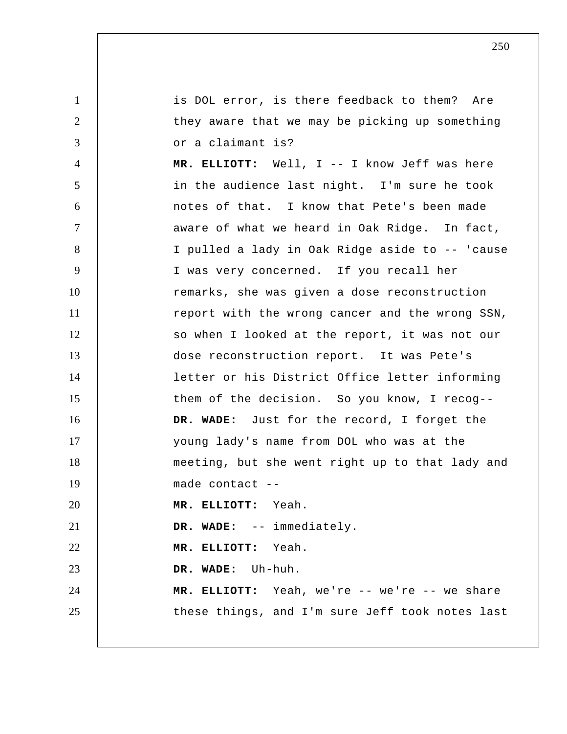is DOL error, is there feedback to them? Are they aware that we may be picking up something or a claimant is?

**MR. ELLIOTT:** Well, I -- I know Jeff was here in the audience last night. I'm sure he took notes of that. I know that Pete's been made aware of what we heard in Oak Ridge. In fact, I pulled a lady in Oak Ridge aside to -- 'cause I was very concerned. If you recall her remarks, she was given a dose reconstruction report with the wrong cancer and the wrong SSN, so when I looked at the report, it was not our dose reconstruction report. It was Pete's letter or his District Office letter informing them of the decision. So you know, I recog--

**DR. WADE:** Just for the record, I forget the young lady's name from DOL who was at the meeting, but she went right up to that lady and made contact --

**MR. ELLIOTT:** Yeah.

**DR. WADE:** -- immediately.

**MR. ELLIOTT:** Yeah.

**DR. WADE:** Uh-huh.

**MR. ELLIOTT:** Yeah, we're -- we're -- we share these things, and I'm sure Jeff took notes last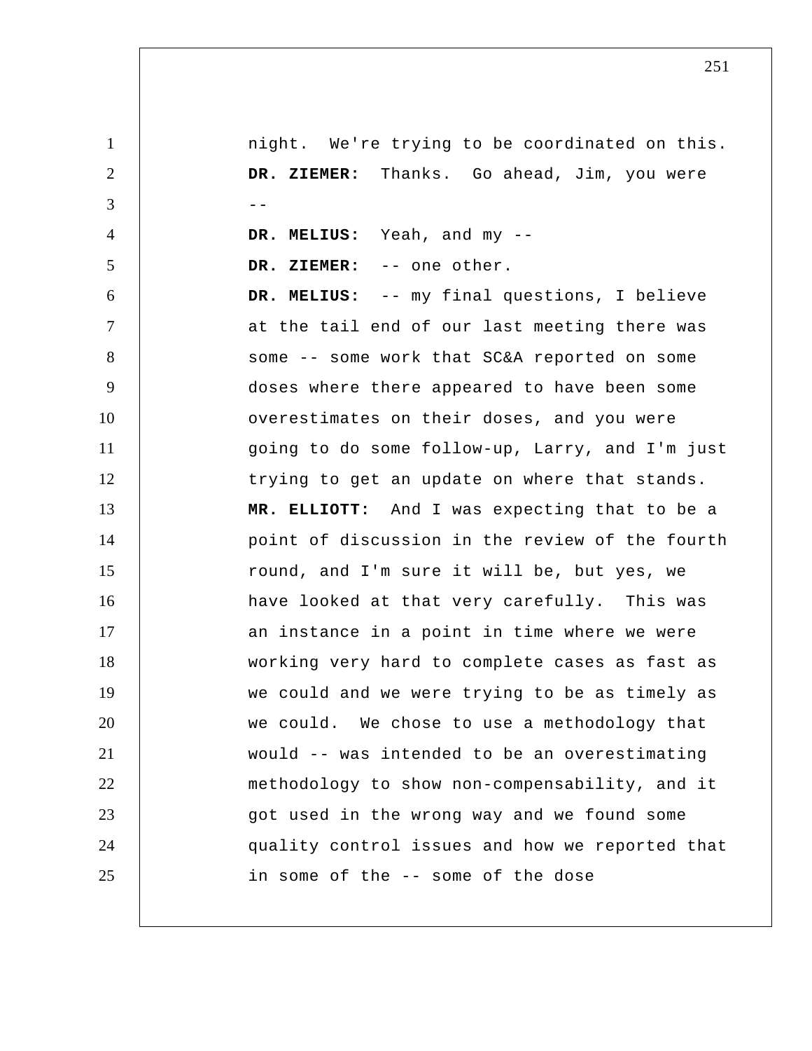night. We're trying to be coordinated on this.

**DR. ZIEMER:** Thanks. Go ahead, Jim, you were --

**DR. MELIUS:** Yeah, and my --

**DR. ZIEMER:** -- one other.

**DR. MELIUS:** -- my final questions, I believe at the tail end of our last meeting there was some -- some work that SC&A reported on some doses where there appeared to have been some overestimates on their doses, and you were going to do some follow-up, Larry, and I'm just trying to get an update on where that stands.

**MR. ELLIOTT:** And I was expecting that to be a point of discussion in the review of the fourth round, and I'm sure it will be, but yes, we have looked at that very carefully. This was an instance in a point in time where we were working very hard to complete cases as fast as we could and we were trying to be as timely as we could. We chose to use a methodology that would -- was intended to be an overestimating methodology to show non-compensability, and it got used in the wrong way and we found some quality control issues and how we reported that in some of the -- some of the dose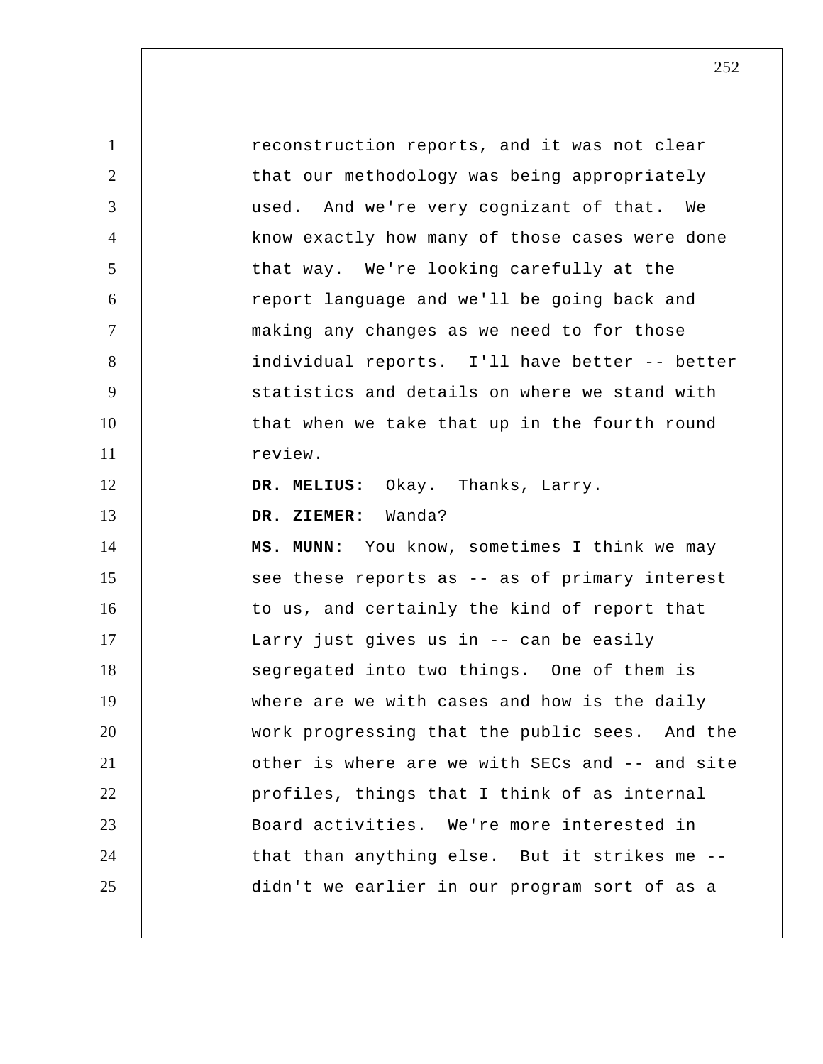reconstruction reports, and it was not clear that our methodology was being appropriately used. And we're very cognizant of that. We know exactly how many of those cases were done that way. We're looking carefully at the report language and we'll be going back and making any changes as we need to for those individual reports. I'll have better -- better statistics and details on where we stand with that when we take that up in the fourth round review.

**DR. MELIUS:** Okay. Thanks, Larry.

**DR. ZIEMER:** Wanda?

**MS. MUNN:** You know, sometimes I think we may see these reports as -- as of primary interest to us, and certainly the kind of report that Larry just gives us in -- can be easily segregated into two things. One of them is where are we with cases and how is the daily work progressing that the public sees. And the other is where are we with SECs and -- and site profiles, things that I think of as internal Board activities. We're more interested in that than anything else. But it strikes me -- didn't we earlier in our program sort of as a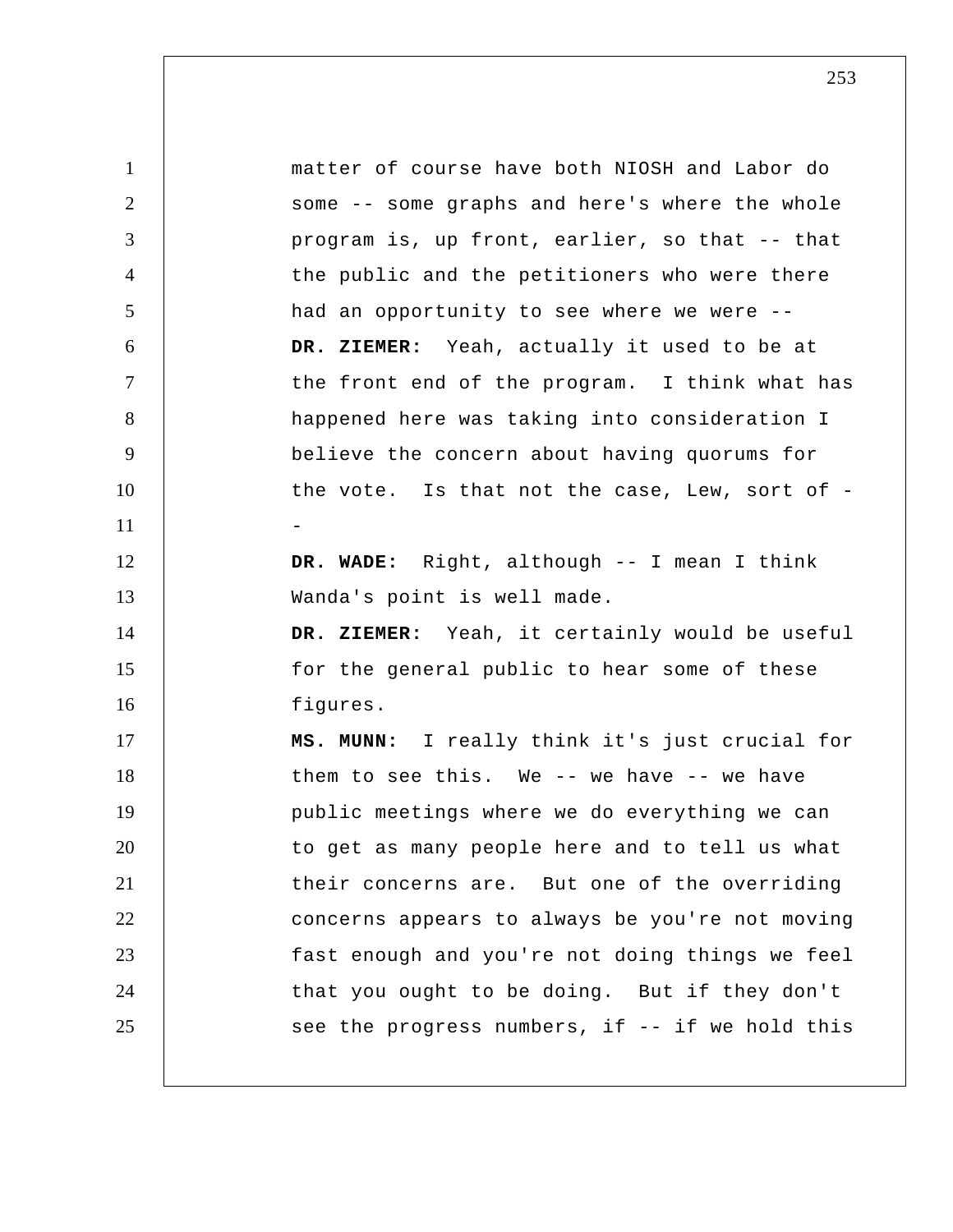matter of course have both NIOSH and Labor do some -- some graphs and here's where the whole program is, up front, earlier, so that -- that the public and the petitioners who were there had an opportunity to see where we were --

**DR. ZIEMER:** Yeah, actually it used to be at the front end of the program. I think what has happened here was taking into consideration I believe the concern about having quorums for the vote. Is that not the case, Lew, sort of --

**DR. WADE:** Right, although -- I mean I think Wanda's point is well made.

**DR. ZIEMER:** Yeah, it certainly would be useful for the general public to hear some of these figures.

**MS. MUNN:** I really think it's just crucial for them to see this. We -- we have -- we have public meetings where we do everything we can to get as many people here and to tell us what their concerns are. But one of the overriding concerns appears to always be you're not moving fast enough and you're not doing things we feel that you ought to be doing. But if they don't see the progress numbers, if -- if we hold this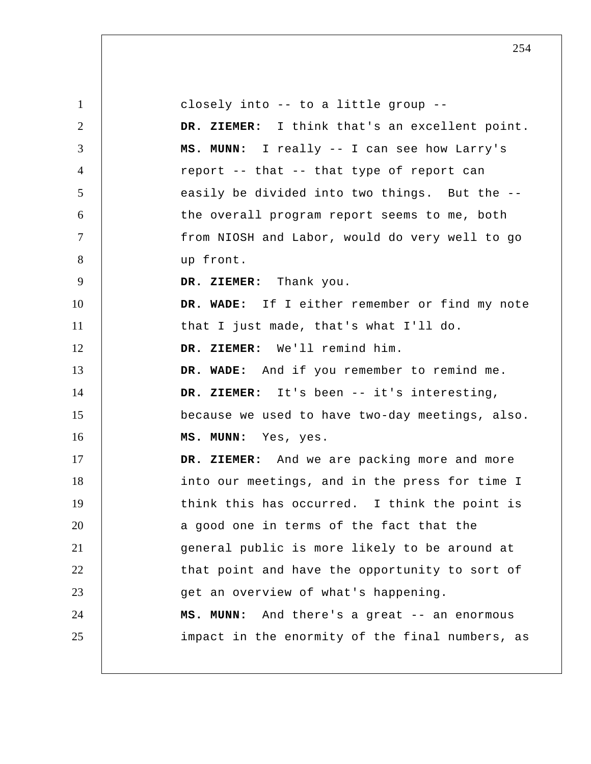closely into -- to a little group --

**DR. ZIEMER:** I think that's an excellent point.

**MS. MUNN:** I really -- I can see how Larry's report -- that -- that type of report can easily be divided into two things. But the -- the overall program report seems to me, both from NIOSH and Labor, would do very well to go up front.

**DR. ZIEMER:** Thank you.

**DR. WADE:** If I either remember or find my note that I just made, that's what I'll do.

**DR. ZIEMER:** We'll remind him.

**DR. WADE:** And if you remember to remind me.

**DR. ZIEMER:** It's been -- it's interesting, because we used to have two-day meetings, also.

**MS. MUNN:** Yes, yes.

**DR. ZIEMER:** And we are packing more and more into our meetings, and in the press for time I think this has occurred. I think the point is a good one in terms of the fact that the general public is more likely to be around at that point and have the opportunity to sort of get an overview of what's happening.

**MS. MUNN:** And there's a great -- an enormous impact in the enormity of the final numbers, as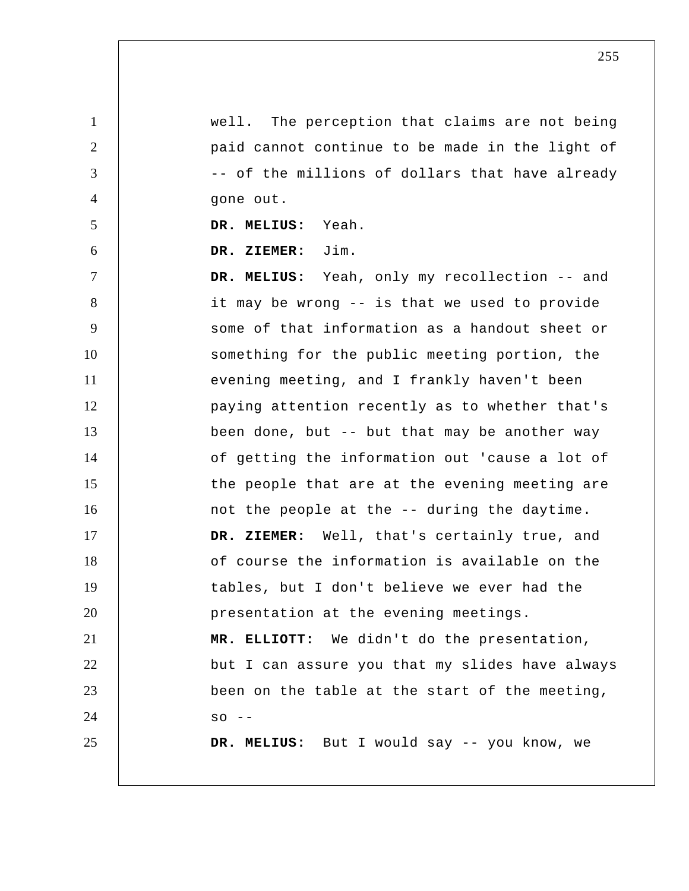well. The perception that claims are not being paid cannot continue to be made in the light of -- of the millions of dollars that have already gone out.

**DR. MELIUS:** Yeah.

**DR. ZIEMER:** Jim.

**DR. MELIUS:** Yeah, only my recollection -- and it may be wrong -- is that we used to provide some of that information as a handout sheet or something for the public meeting portion, the evening meeting, and I frankly haven't been paying attention recently as to whether that's been done, but -- but that may be another way of getting the information out 'cause a lot of the people that are at the evening meeting are not the people at the -- during the daytime.

**DR. ZIEMER:** Well, that's certainly true, and of course the information is available on the tables, but I don't believe we ever had the presentation at the evening meetings.

**MR. ELLIOTT:** We didn't do the presentation, but I can assure you that my slides have always been on the table at the start of the meeting, so --

**DR. MELIUS:** But I would say -- you know, we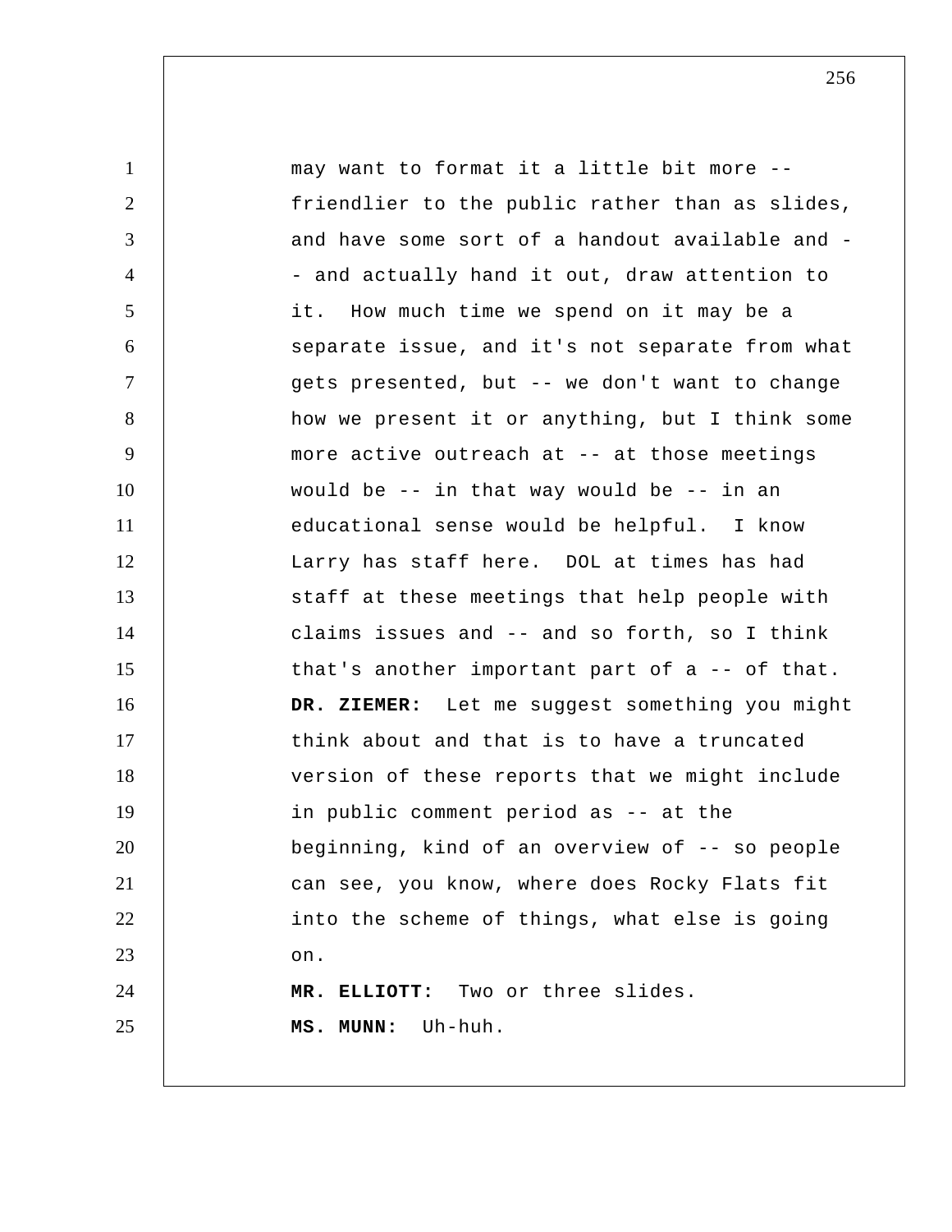may want to format it a little bit more -- friendlier to the public rather than as slides, and have some sort of a handout available and -- and actually hand it out, draw attention to it. How much time we spend on it may be a separate issue, and it's not separate from what gets presented, but -- we don't want to change how we present it or anything, but I think some more active outreach at -- at those meetings would be -- in that way would be -- in an educational sense would be helpful. I know Larry has staff here. DOL at times has had staff at these meetings that help people with claims issues and -- and so forth, so I think that's another important part of a -- of that.

**DR. ZIEMER:** Let me suggest something you might think about and that is to have a truncated version of these reports that we might include in public comment period as -- at the beginning, kind of an overview of -- so people can see, you know, where does Rocky Flats fit into the scheme of things, what else is going on.

**MR. ELLIOTT:** Two or three slides.

**MS. MUNN:** Uh-huh.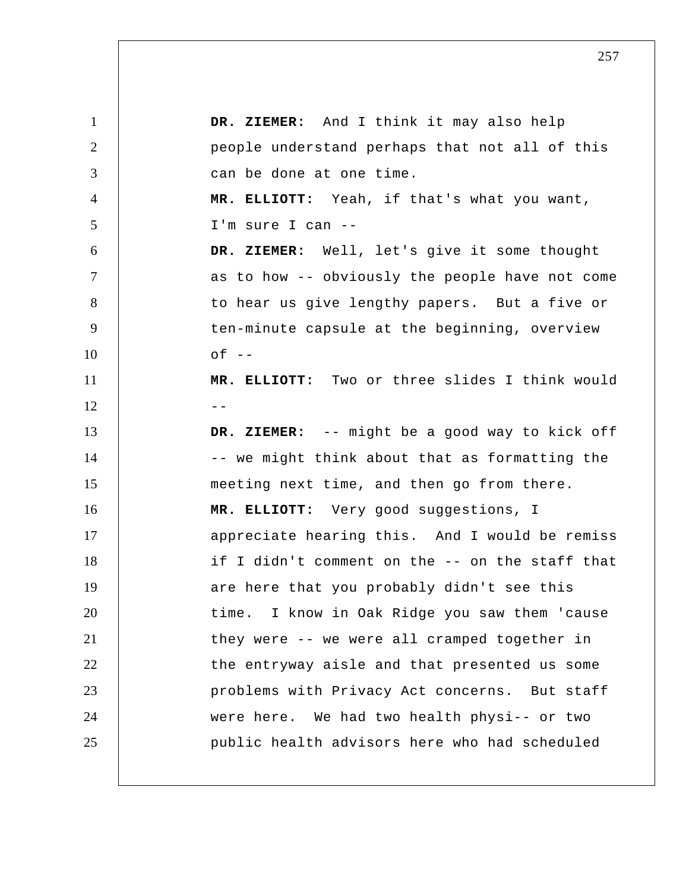**DR. ZIEMER:** And I think it may also help people understand perhaps that not all of this can be done at one time.

**MR. ELLIOTT:** Yeah, if that's what you want, I'm sure I can --

**DR. ZIEMER:** Well, let's give it some thought as to how -- obviously the people have not come to hear us give lengthy papers. But a five or ten-minute capsule at the beginning, overview of --

**MR. ELLIOTT:** Two or three slides I think would --

**DR. ZIEMER:** -- might be a good way to kick off -- we might think about that as formatting the meeting next time, and then go from there.

**MR. ELLIOTT:** Very good suggestions, I appreciate hearing this. And I would be remiss if I didn't comment on the -- on the staff that are here that you probably didn't see this time. I know in Oak Ridge you saw them 'cause they were -- we were all cramped together in the entryway aisle and that presented us some problems with Privacy Act concerns. But staff were here. We had two health physi-- or two public health advisors here who had scheduled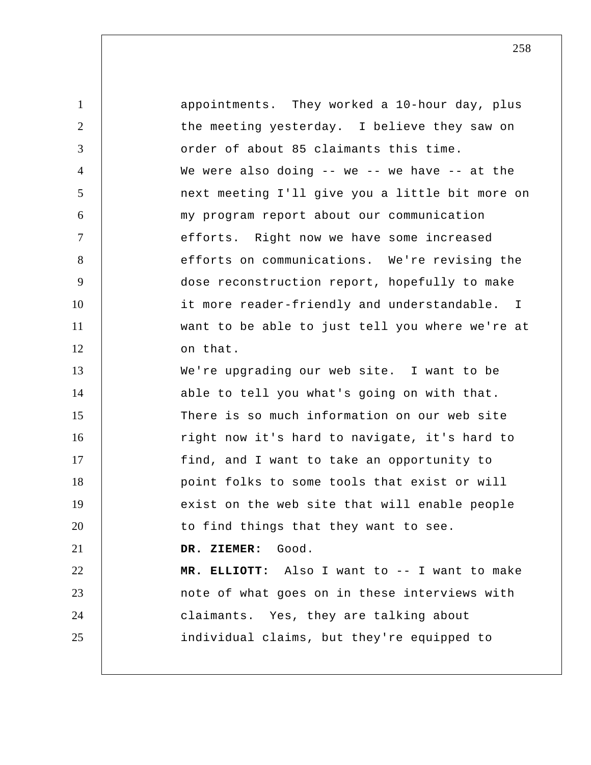appointments. They worked a 10-hour day, plus the meeting yesterday. I believe they saw on order of about 85 claimants this time.

We were also doing -- we -- we have -- at the next meeting I'll give you a little bit more on my program report about our communication efforts. Right now we have some increased efforts on communications. We're revising the dose reconstruction report, hopefully to make it more reader-friendly and understandable. I want to be able to just tell you where we're at on that.

We're upgrading our web site. I want to be able to tell you what's going on with that. There is so much information on our web site right now it's hard to navigate, it's hard to find, and I want to take an opportunity to point folks to some tools that exist or will exist on the web site that will enable people to find things that they want to see.

**DR. ZIEMER:** Good.

**MR. ELLIOTT:** Also I want to -- I want to make note of what goes on in these interviews with claimants. Yes, they are talking about individual claims, but they're equipped to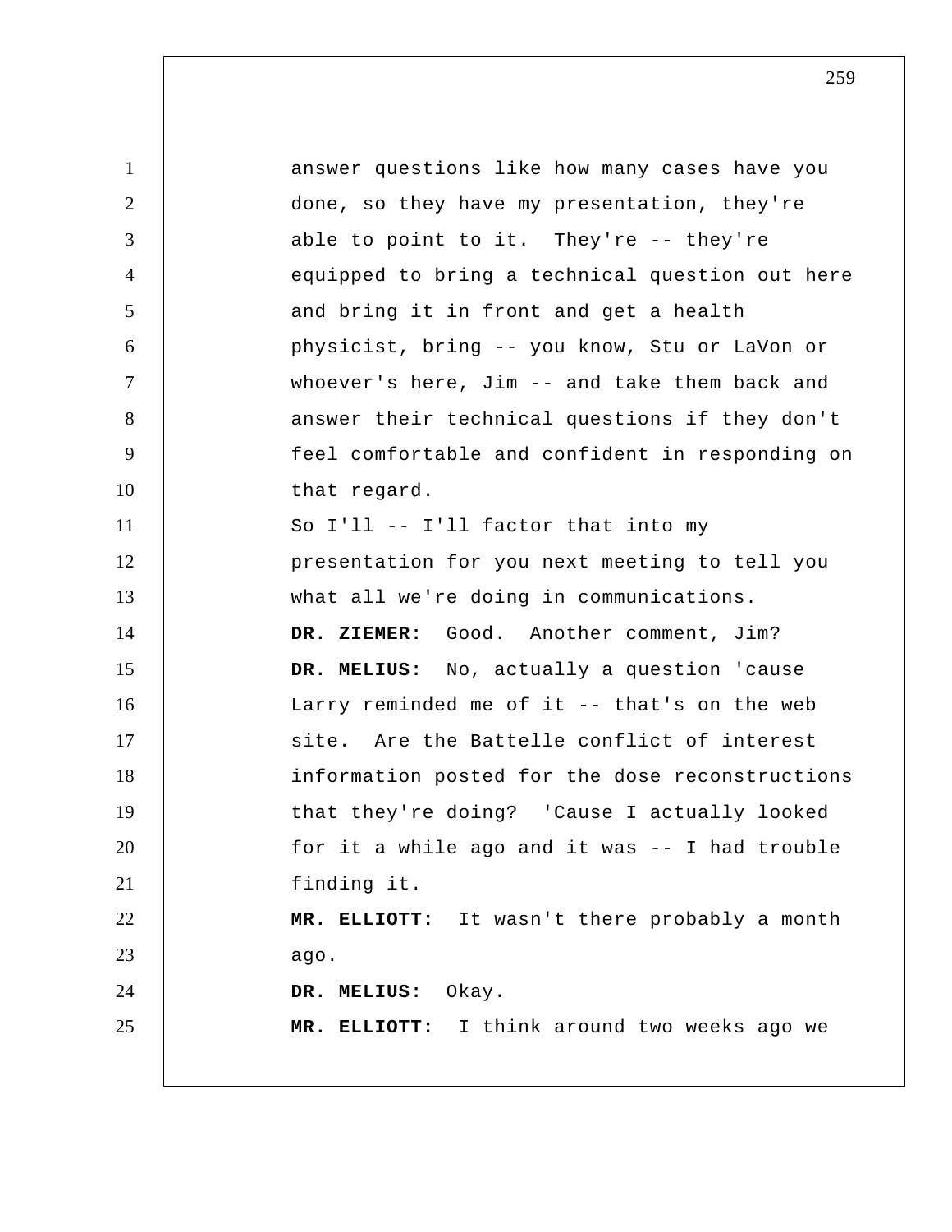answer questions like how many cases have you done, so they have my presentation, they're able to point to it. They're -- they're equipped to bring a technical question out here and bring it in front and get a health physicist, bring -- you know, Stu or LaVon or whoever's here, Jim -- and take them back and answer their technical questions if they don't feel comfortable and confident in responding on that regard.

So I'll -- I'll factor that into my presentation for you next meeting to tell you what all we're doing in communications.

**DR. ZIEMER:** Good. Another comment, Jim?

**DR. MELIUS:** No, actually a question 'cause Larry reminded me of it -- that's on the web site. Are the Battelle conflict of interest information posted for the dose reconstructions that they're doing? 'Cause I actually looked for it a while ago and it was -- I had trouble finding it.

**MR. ELLIOTT:** It wasn't there probably a month ago.

**DR. MELIUS:** Okay.

**MR. ELLIOTT:** I think around two weeks ago we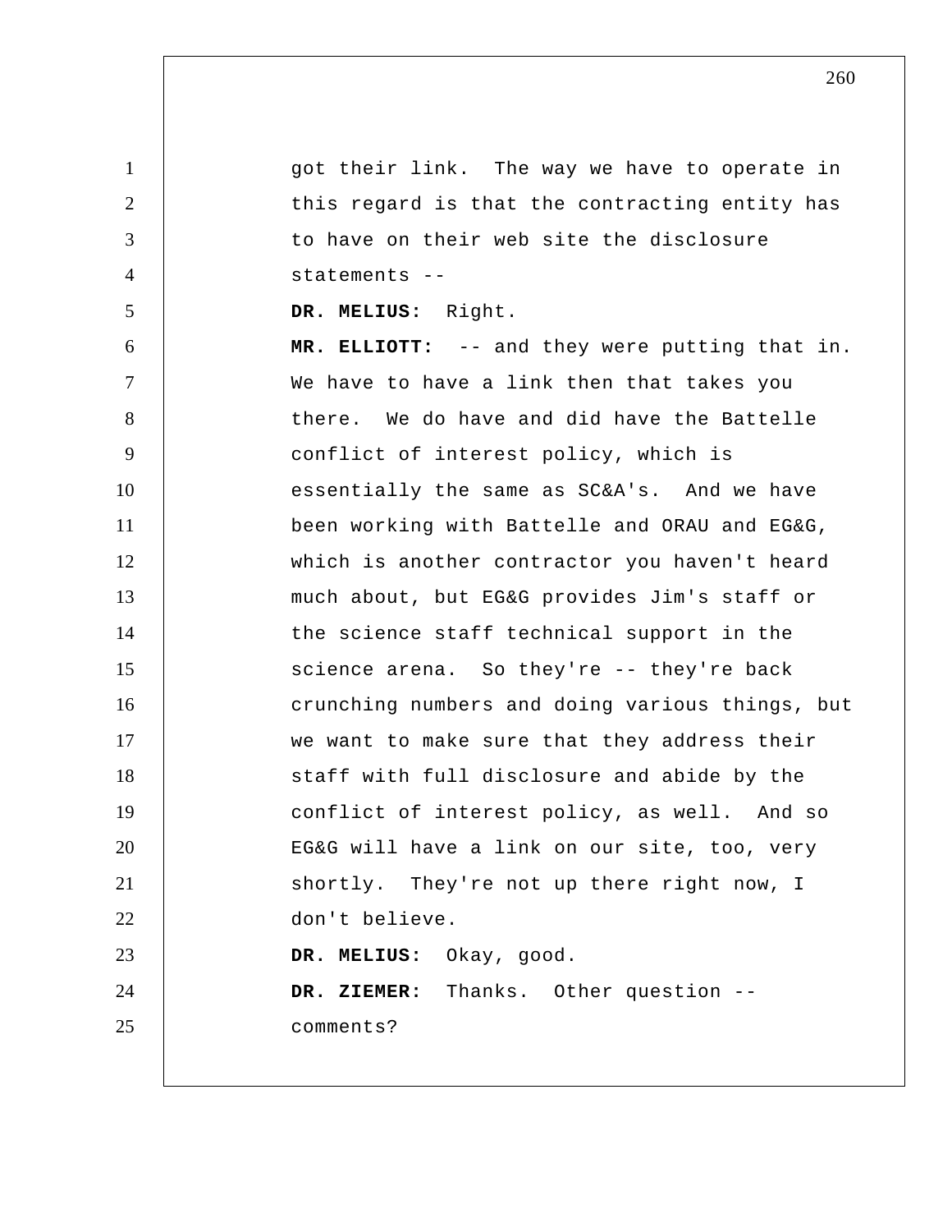got their link. The way we have to operate in this regard is that the contracting entity has to have on their web site the disclosure statements --

**DR. MELIUS:** Right.

**MR. ELLIOTT:** -- and they were putting that in. We have to have a link then that takes you there. We do have and did have the Battelle conflict of interest policy, which is essentially the same as SC&A's. And we have been working with Battelle and ORAU and EG&G, which is another contractor you haven't heard much about, but EG&G provides Jim's staff or the science staff technical support in the science arena. So they're -- they're back crunching numbers and doing various things, but we want to make sure that they address their staff with full disclosure and abide by the conflict of interest policy, as well. And so EG&G will have a link on our site, too, very shortly. They're not up there right now, I don't believe.

**DR. MELIUS:** Okay, good.

**DR. ZIEMER:** Thanks. Other question -- comments?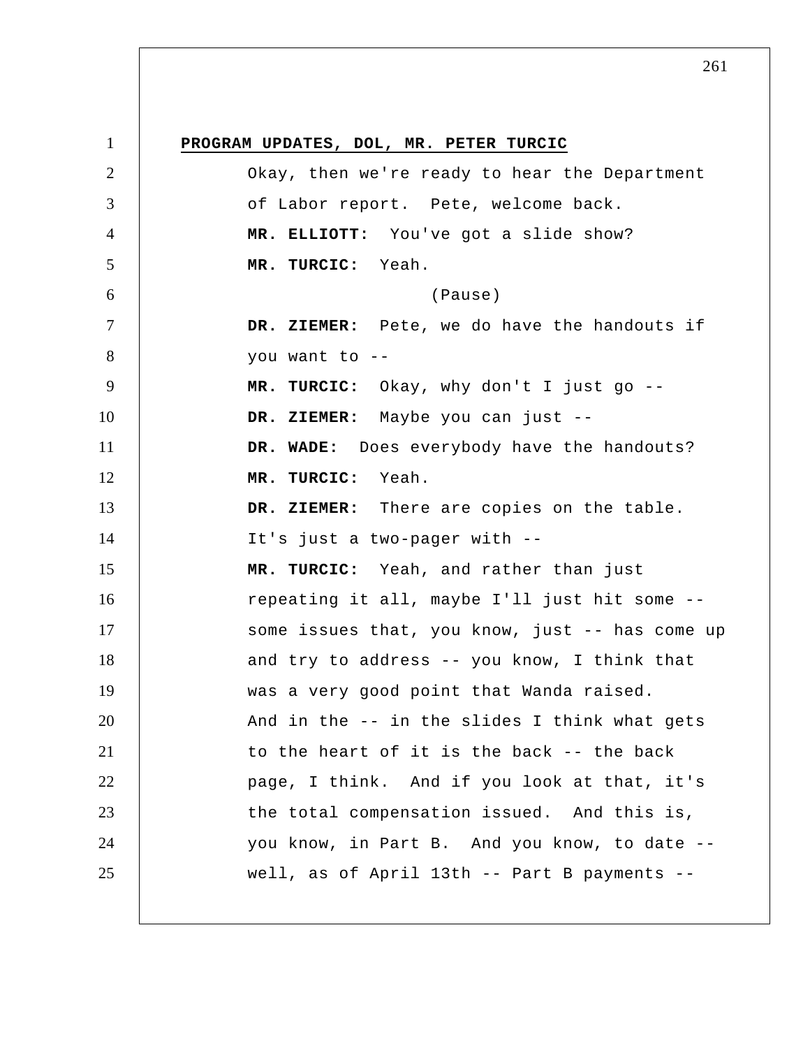**PROGRAM UPDATES, DOL, MR. PETER TURCIC**

Okay, then we're ready to hear the Department of Labor report. Pete, welcome back.

**MR. ELLIOTT:** You've got a slide show?

**MR. TURCIC:** Yeah.

(Pause)

**DR. ZIEMER:** Pete, we do have the handouts if you want to --

**MR. TURCIC:** Okay, why don't I just go --

**DR. ZIEMER:** Maybe you can just --

**DR. WADE:** Does everybody have the handouts?

**MR. TURCIC:** Yeah.

**DR. ZIEMER:** There are copies on the table. It's just a two-pager with --

**MR. TURCIC:** Yeah, and rather than just repeating it all, maybe I'll just hit some -- some issues that, you know, just -- has come up and try to address -- you know, I think that was a very good point that Wanda raised. And in the -- in the slides I think what gets to the heart of it is the back -- the back page, I think. And if you look at that, it's the total compensation issued. And this is, you know, in Part B. And you know, to date -- well, as of April 13th -- Part B payments --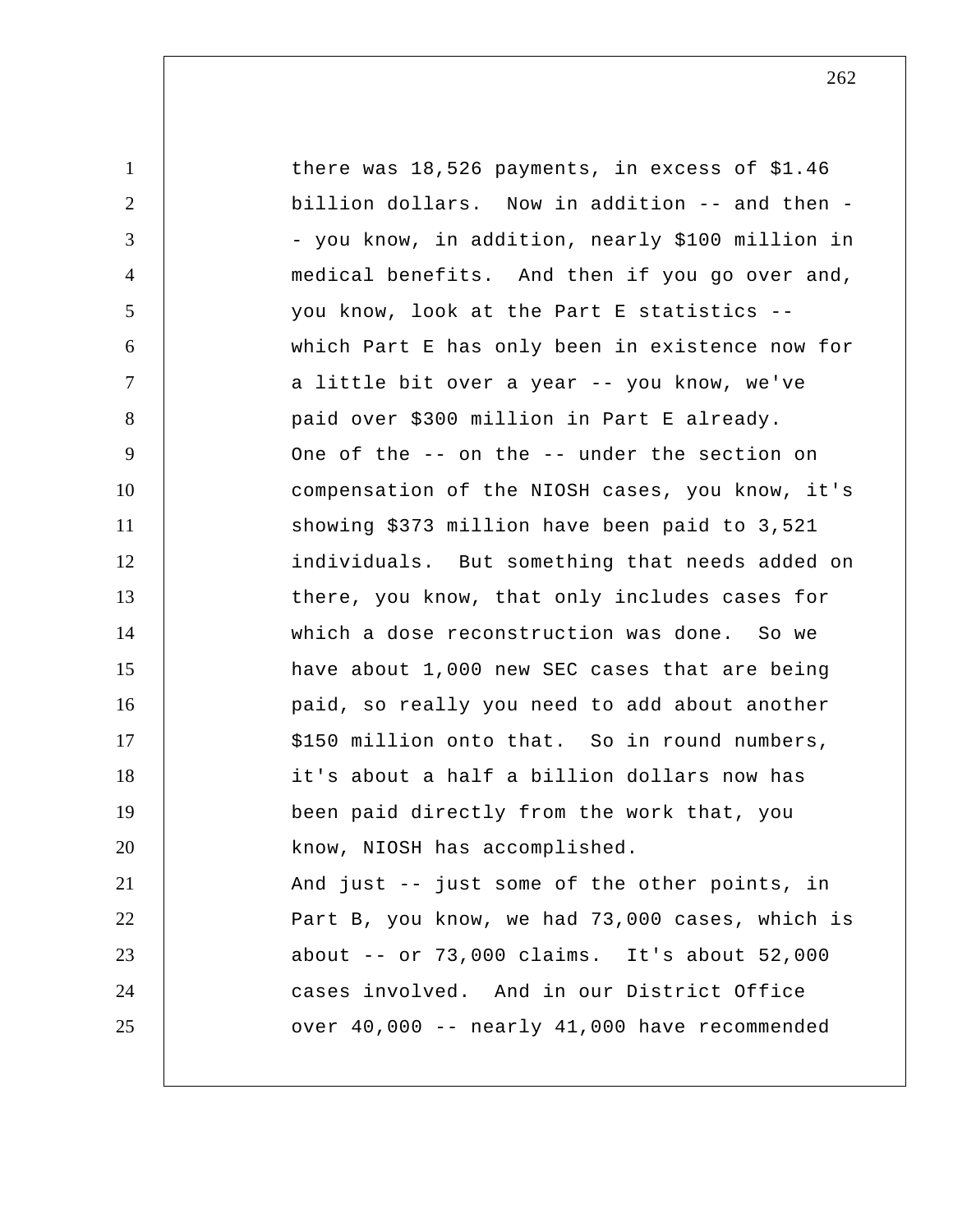there was 18,526 payments, in excess of $1.46 billion dollars. Now in addition -- and then -- you know, in addition, nearly $100 million in medical benefits. And then if you go over and, you know, look at the Part E statistics -- which Part E has only been in existence now for a little bit over a year -- you know, we've paid over $300 million in Part E already.

One of the -- on the -- under the section on compensation of the NIOSH cases, you know, it's showing $373 million have been paid to 3,521 individuals. But something that needs added on there, you know, that only includes cases for which a dose reconstruction was done. So we have about 1,000 new SEC cases that are being paid, so really you need to add about another $150 million onto that. So in round numbers, it's about a half a billion dollars now has been paid directly from the work that, you know, NIOSH has accomplished.

And just -- just some of the other points, in Part B, you know, we had 73,000 cases, which is about -- or 73,000 claims. It's about 52,000 cases involved. And in our District Office over 40,000 -- nearly 41,000 have recommended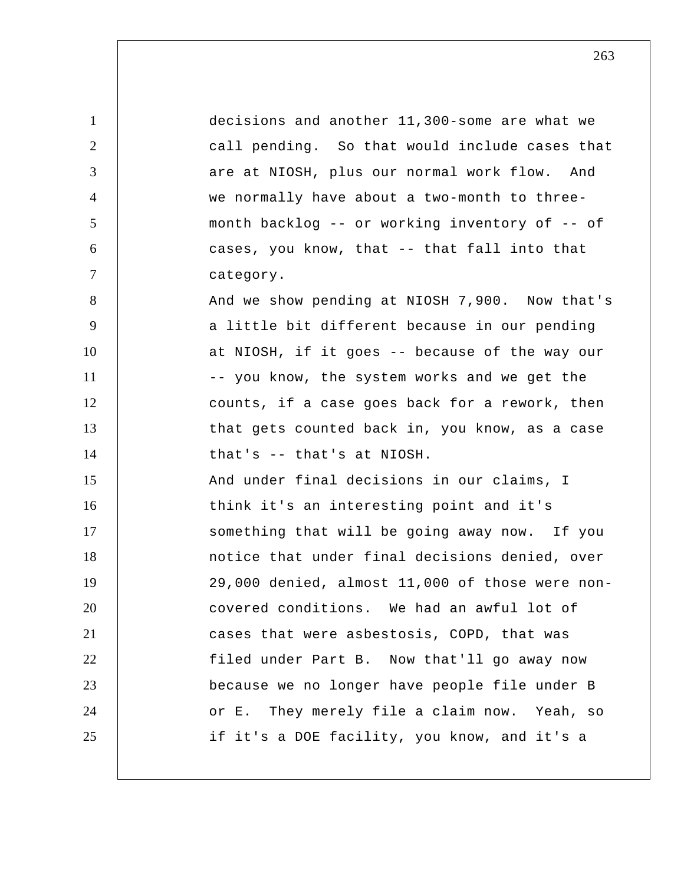decisions and another 11,300-some are what we call pending. So that would include cases that are at NIOSH, plus our normal work flow. And we normally have about a two-month to three-month backlog -- or working inventory of -- of cases, you know, that -- that fall into that category.

And we show pending at NIOSH 7,900. Now that's a little bit different because in our pending at NIOSH, if it goes -- because of the way our -- you know, the system works and we get the counts, if a case goes back for a rework, then that gets counted back in, you know, as a case that's -- that's at NIOSH.

And under final decisions in our claims, I think it's an interesting point and it's something that will be going away now. If you notice that under final decisions denied, over 29,000 denied, almost 11,000 of those were non-covered conditions. We had an awful lot of cases that were asbestosis, COPD, that was filed under Part B. Now that'll go away now because we no longer have people file under B or E. They merely file a claim now. Yeah, so if it's a DOE facility, you know, and it's a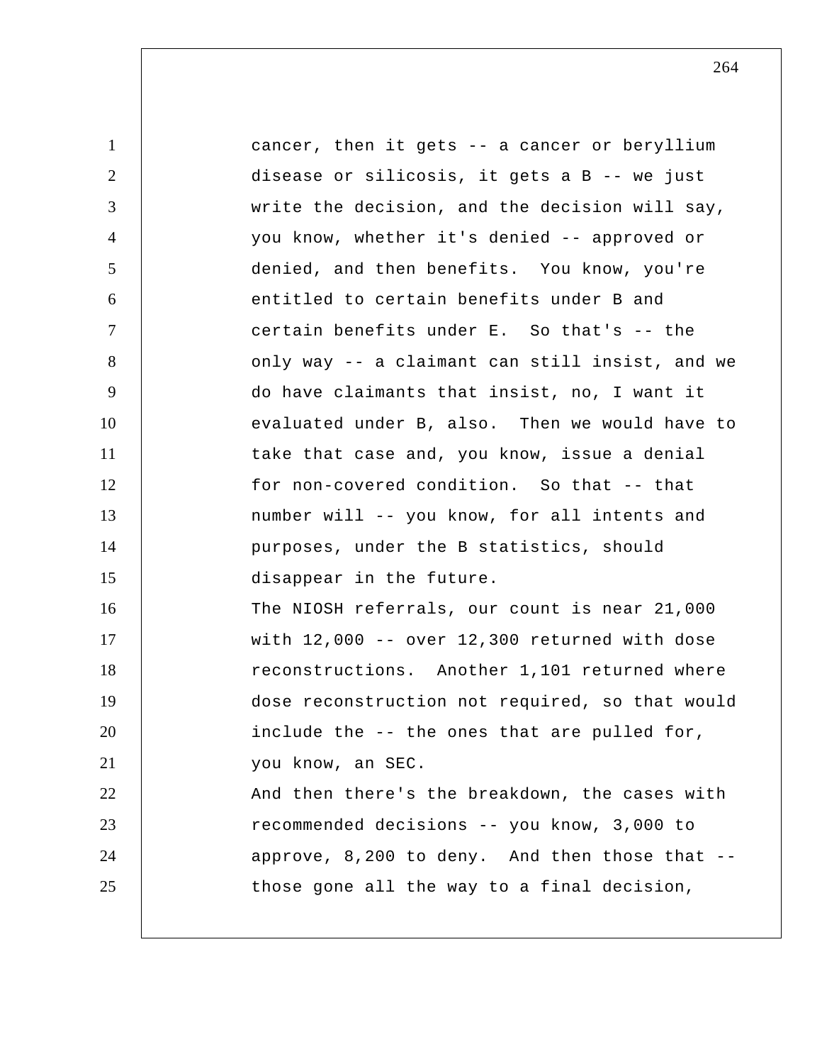cancer, then it gets -- a cancer or beryllium disease or silicosis, it gets a B -- we just write the decision, and the decision will say, you know, whether it's denied -- approved or denied, and then benefits. You know, you're entitled to certain benefits under B and certain benefits under E. So that's -- the only way -- a claimant can still insist, and we do have claimants that insist, no, I want it evaluated under B, also. Then we would have to take that case and, you know, issue a denial for non-covered condition. So that -- that number will -- you know, for all intents and purposes, under the B statistics, should disappear in the future.

The NIOSH referrals, our count is near 21,000 with 12,000 -- over 12,300 returned with dose reconstructions. Another 1,101 returned where dose reconstruction not required, so that would include the -- the ones that are pulled for, you know, an SEC.

And then there's the breakdown, the cases with recommended decisions -- you know, 3,000 to approve, 8,200 to deny. And then those that -- those gone all the way to a final decision,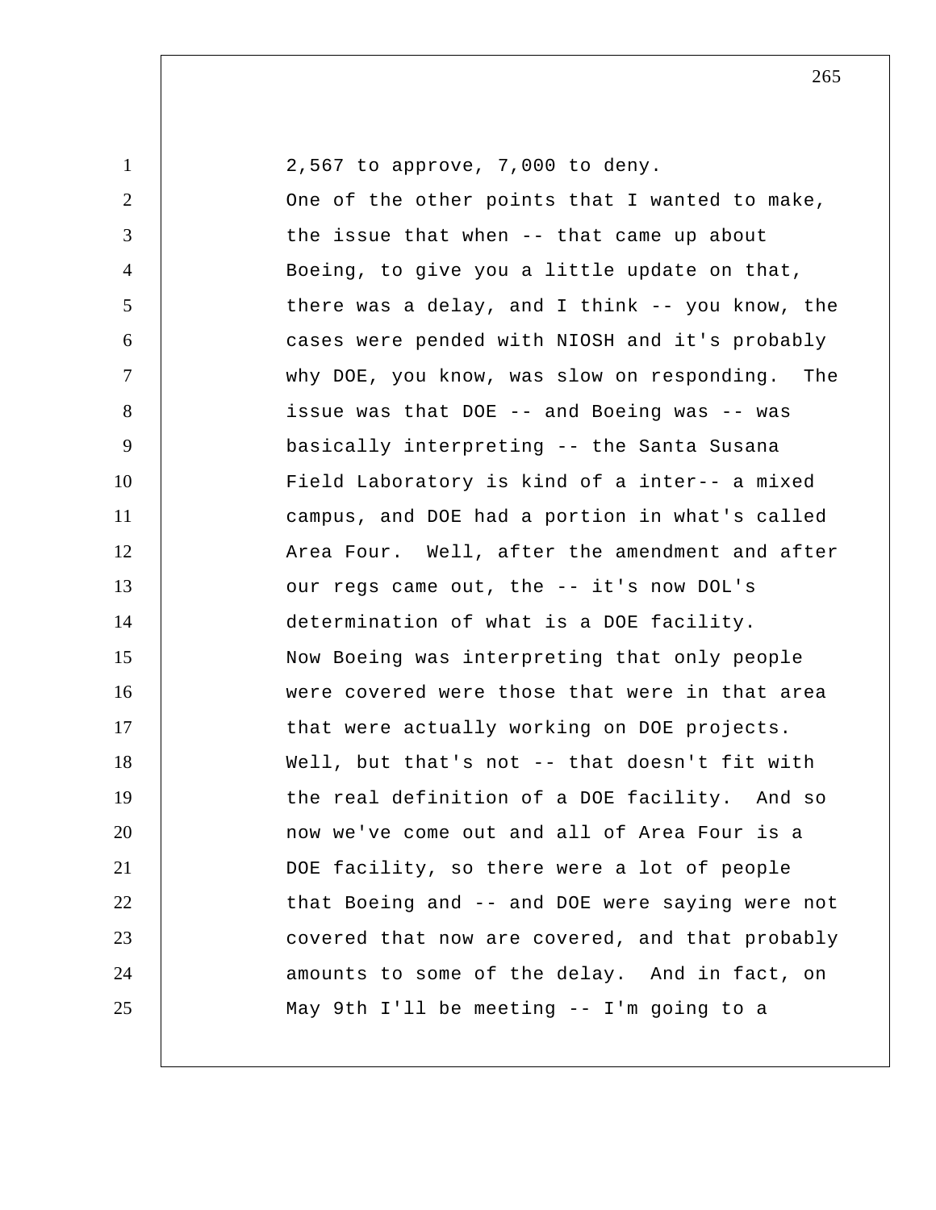2,567 to approve, 7,000 to deny.

One of the other points that I wanted to make, the issue that when -- that came up about Boeing, to give you a little update on that, there was a delay, and I think -- you know, the cases were pended with NIOSH and it's probably why DOE, you know, was slow on responding. The issue was that DOE -- and Boeing was -- was basically interpreting -- the Santa Susana Field Laboratory is kind of a inter-- a mixed campus, and DOE had a portion in what's called Area Four. Well, after the amendment and after our regs came out, the -- it's now DOL's determination of what is a DOE facility.

Now Boeing was interpreting that only people were covered were those that were in that area that were actually working on DOE projects.

Well, but that's not -- that doesn't fit with the real definition of a DOE facility. And so now we've come out and all of Area Four is a DOE facility, so there were a lot of people that Boeing and -- and DOE were saying were not covered that now are covered, and that probably amounts to some of the delay. And in fact, on May 9th I'll be meeting -- I'm going to a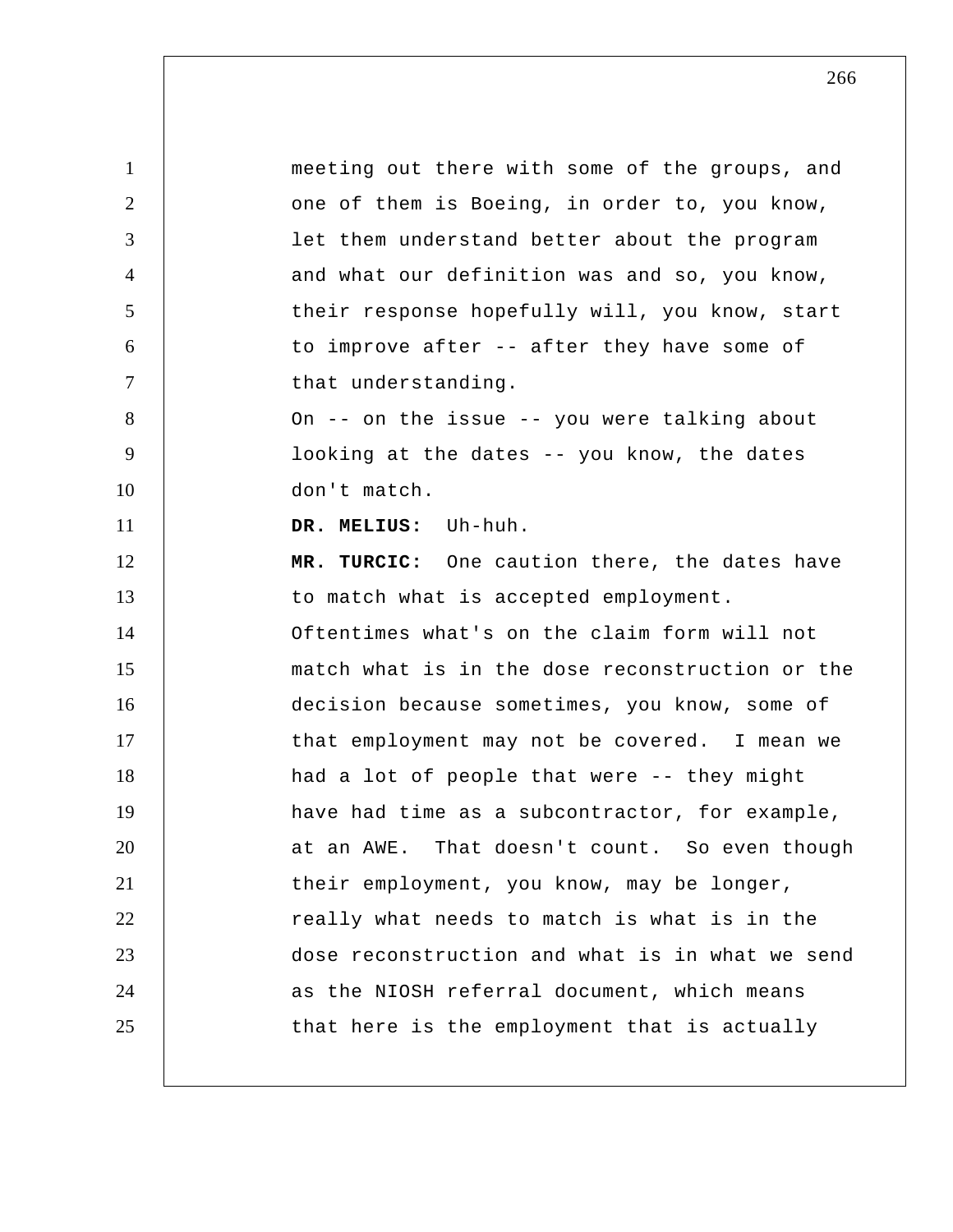meeting out there with some of the groups, and one of them is Boeing, in order to, you know, let them understand better about the program and what our definition was and so, you know, their response hopefully will, you know, start to improve after -- after they have some of that understanding.

On -- on the issue -- you were talking about looking at the dates -- you know, the dates don't match.

**DR. MELIUS:** Uh-huh.

**MR. TURCIC:** One caution there, the dates have to match what is accepted employment. Oftentimes what's on the claim form will not match what is in the dose reconstruction or the decision because sometimes, you know, some of that employment may not be covered. I mean we had a lot of people that were -- they might have had time as a subcontractor, for example, at an AWE. That doesn't count. So even though their employment, you know, may be longer, really what needs to match is what is in the dose reconstruction and what is in what we send as the NIOSH referral document, which means that here is the employment that is actually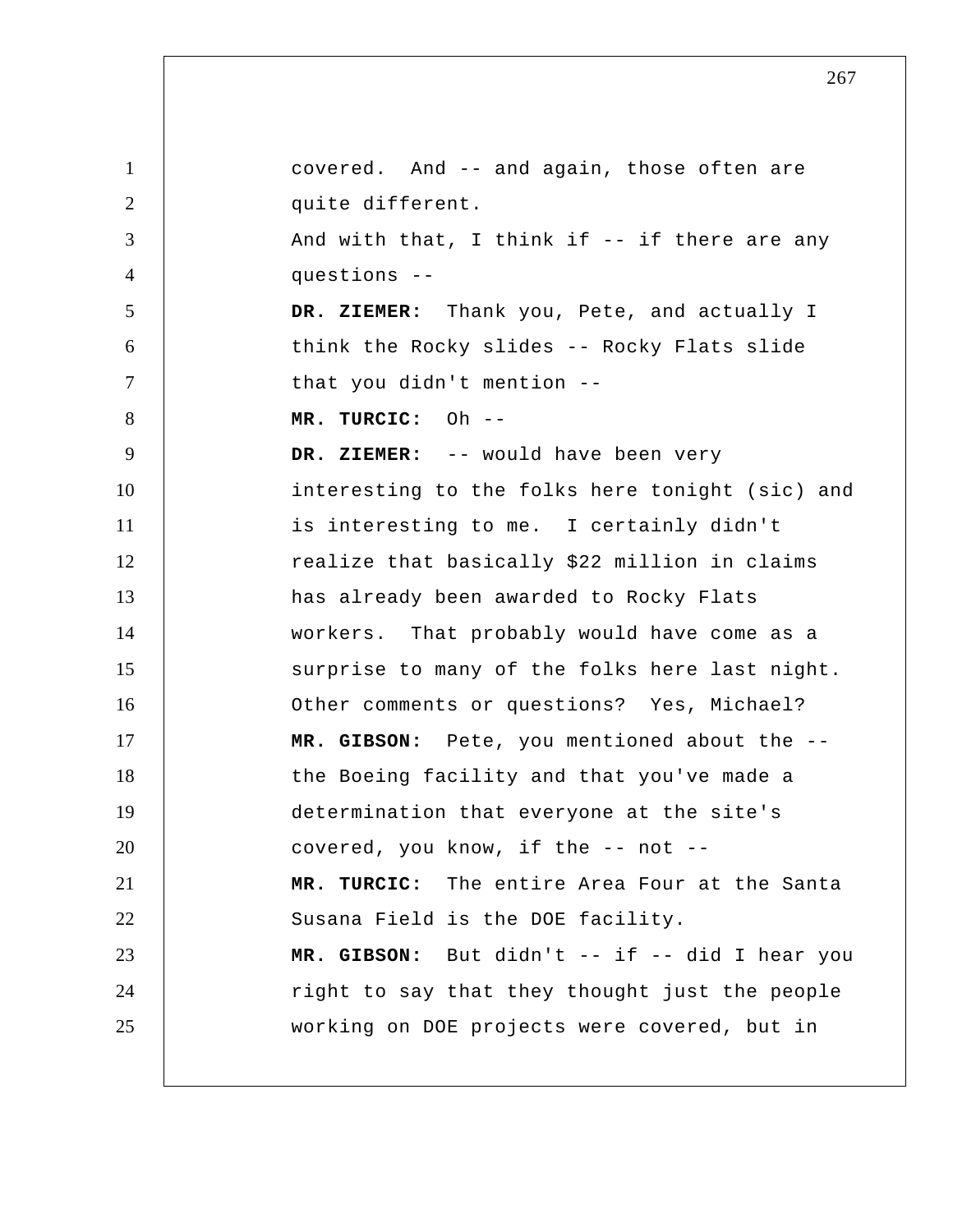covered. And -- and again, those often are quite different.

And with that, I think if -- if there are any questions --

**DR. ZIEMER:** Thank you, Pete, and actually I think the Rocky slides -- Rocky Flats slide that you didn't mention --

**MR. TURCIC:** Oh --

**DR. ZIEMER:** -- would have been very interesting to the folks here tonight (sic) and is interesting to me. I certainly didn't realize that basically $22 million in claims has already been awarded to Rocky Flats workers. That probably would have come as a surprise to many of the folks here last night. Other comments or questions? Yes, Michael?

**MR. GIBSON:** Pete, you mentioned about the -- the Boeing facility and that you've made a determination that everyone at the site's covered, you know, if the -- not --

**MR. TURCIC:** The entire Area Four at the Santa Susana Field is the DOE facility.

**MR. GIBSON:** But didn't -- if -- did I hear you right to say that they thought just the people working on DOE projects were covered, but in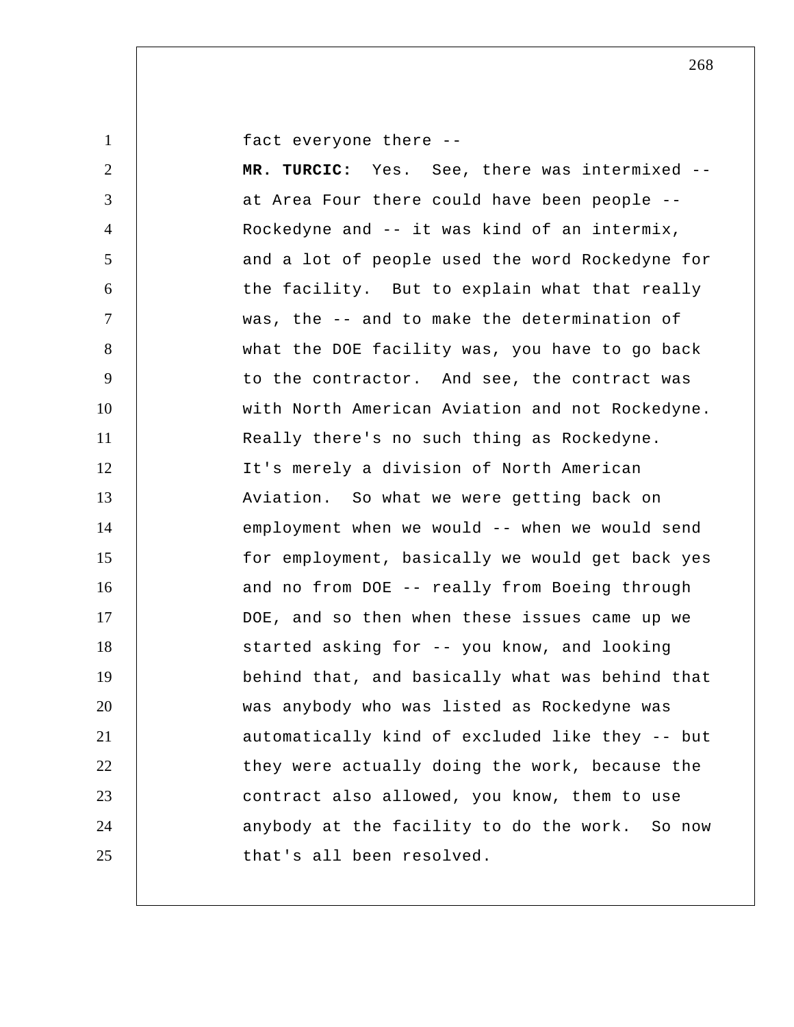fact everyone there --

**MR. TURCIC:** Yes. See, there was intermixed -- at Area Four there could have been people -- Rockedyne and -- it was kind of an intermix, and a lot of people used the word Rockedyne for the facility. But to explain what that really was, the -- and to make the determination of what the DOE facility was, you have to go back to the contractor. And see, the contract was with North American Aviation and not Rockedyne. Really there's no such thing as Rockedyne. It's merely a division of North American Aviation. So what we were getting back on employment when we would -- when we would send for employment, basically we would get back yes and no from DOE -- really from Boeing through DOE, and so then when these issues came up we started asking for -- you know, and looking behind that, and basically what was behind that was anybody who was listed as Rockedyne was automatically kind of excluded like they -- but they were actually doing the work, because the contract also allowed, you know, them to use anybody at the facility to do the work. So now that's all been resolved.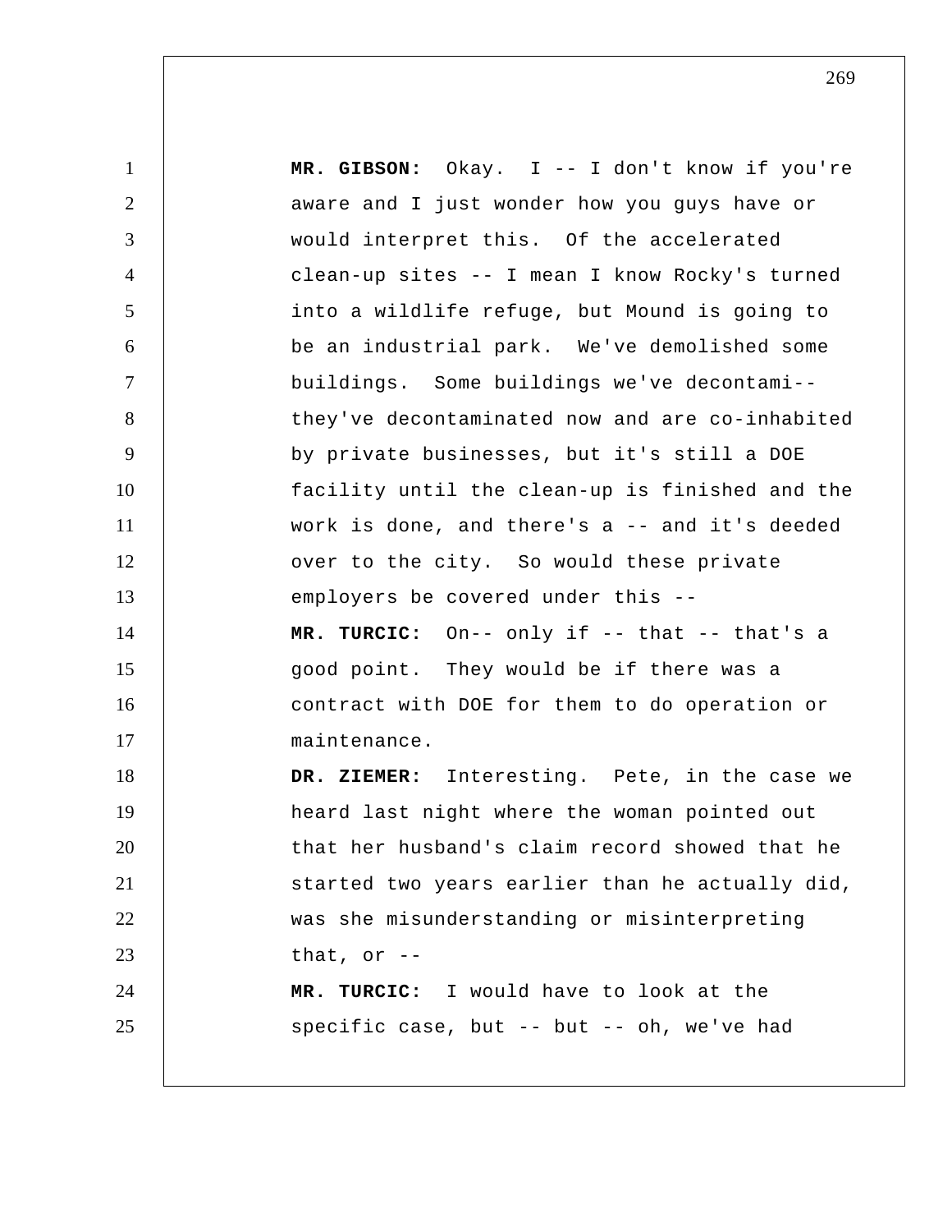**MR. GIBSON:** Okay. I -- I don't know if you're aware and I just wonder how you guys have or would interpret this. Of the accelerated clean-up sites -- I mean I know Rocky's turned into a wildlife refuge, but Mound is going to be an industrial park. We've demolished some buildings. Some buildings we've decontami-- they've decontaminated now and are co-inhabited by private businesses, but it's still a DOE facility until the clean-up is finished and the work is done, and there's a -- and it's deeded over to the city. So would these private employers be covered under this --

**MR. TURCIC:** On-- only if -- that -- that's a good point. They would be if there was a contract with DOE for them to do operation or maintenance.

**DR. ZIEMER:** Interesting. Pete, in the case we heard last night where the woman pointed out that her husband's claim record showed that he started two years earlier than he actually did, was she misunderstanding or misinterpreting that, or --

**MR. TURCIC:** I would have to look at the specific case, but -- but -- oh, we've had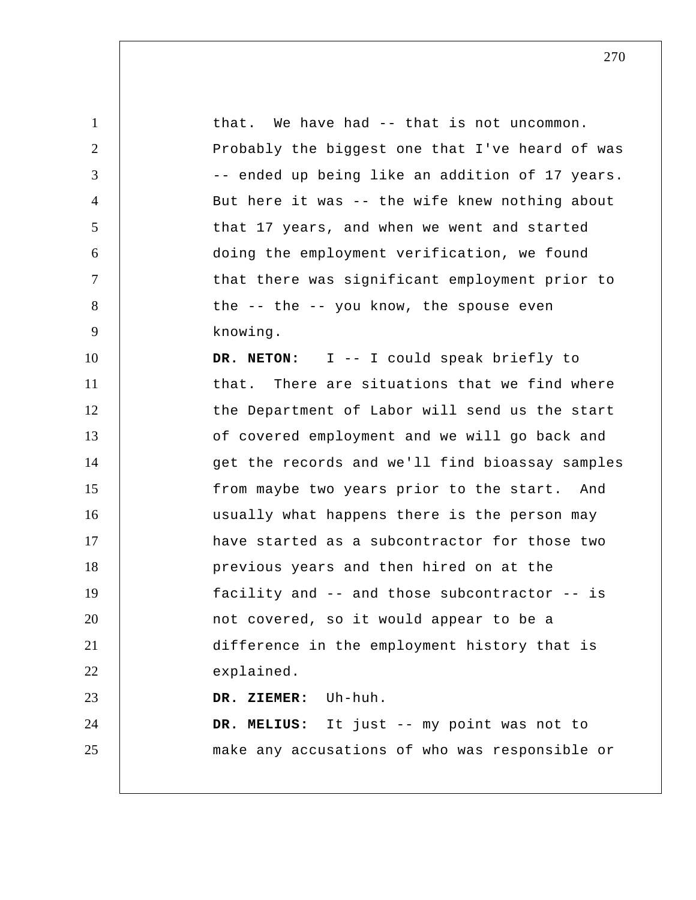that. We have had -- that is not uncommon. Probably the biggest one that I've heard of was -- ended up being like an addition of 17 years. But here it was -- the wife knew nothing about that 17 years, and when we went and started doing the employment verification, we found that there was significant employment prior to the -- the -- you know, the spouse even knowing.

**DR. NETON:** I -- I could speak briefly to that. There are situations that we find where the Department of Labor will send us the start of covered employment and we will go back and get the records and we'll find bioassay samples from maybe two years prior to the start. And usually what happens there is the person may have started as a subcontractor for those two previous years and then hired on at the facility and -- and those subcontractor -- is not covered, so it would appear to be a difference in the employment history that is explained.

**DR. ZIEMER:** Uh-huh.

**DR. MELIUS:** It just -- my point was not to make any accusations of who was responsible or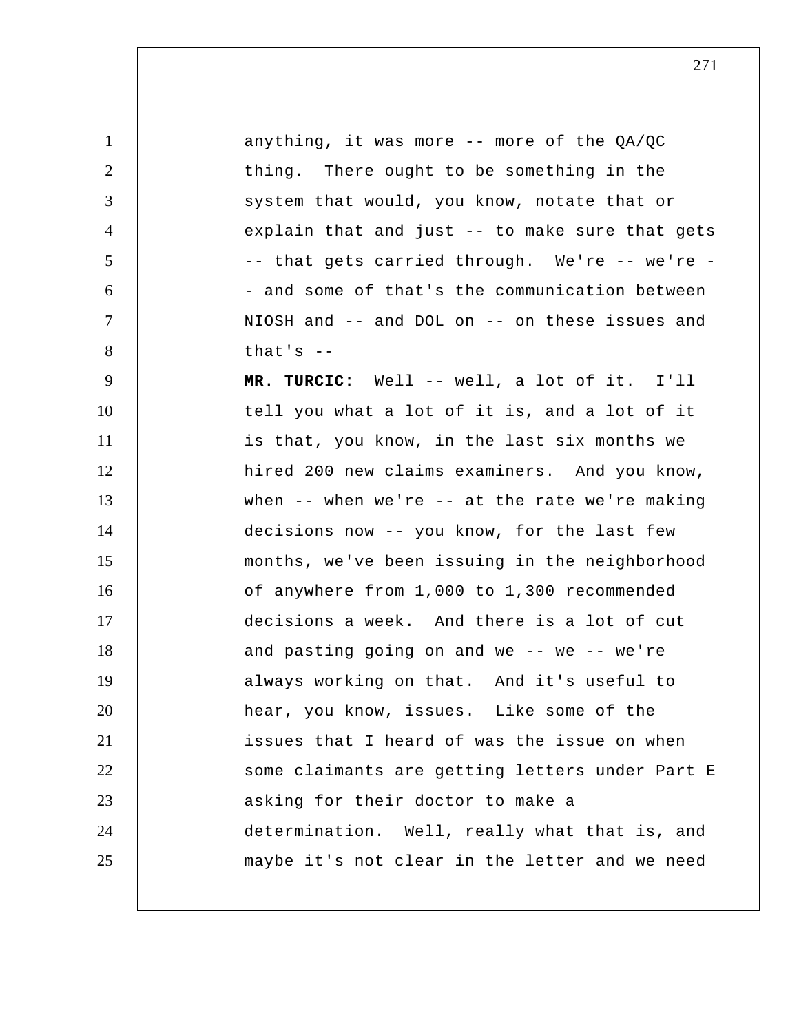anything, it was more -- more of the QA/QC thing. There ought to be something in the system that would, you know, notate that or explain that and just -- to make sure that gets -- that gets carried through. We're -- we're -- and some of that's the communication between NIOSH and -- and DOL on -- on these issues and that's --

**MR. TURCIC:** Well -- well, a lot of it. I'll tell you what a lot of it is, and a lot of it is that, you know, in the last six months we hired 200 new claims examiners. And you know, when -- when we're -- at the rate we're making decisions now -- you know, for the last few months, we've been issuing in the neighborhood of anywhere from 1,000 to 1,300 recommended decisions a week. And there is a lot of cut and pasting going on and we -- we -- we're always working on that. And it's useful to hear, you know, issues. Like some of the issues that I heard of was the issue on when some claimants are getting letters under Part E asking for their doctor to make a determination. Well, really what that is, and maybe it's not clear in the letter and we need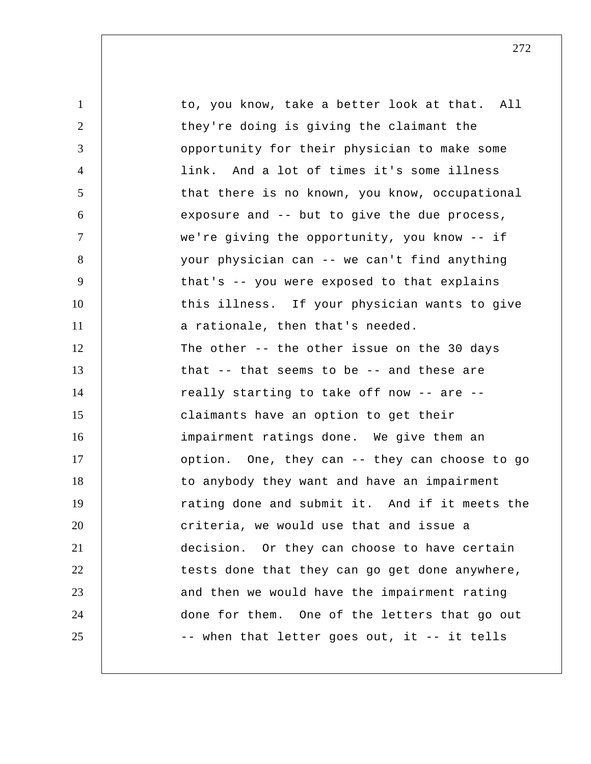to, you know, take a better look at that. All they're doing is giving the claimant the opportunity for their physician to make some link. And a lot of times it's some illness that there is no known, you know, occupational exposure and -- but to give the due process, we're giving the opportunity, you know -- if your physician can -- we can't find anything that's -- you were exposed to that explains this illness. If your physician wants to give a rationale, then that's needed.

The other -- the other issue on the 30 days that -- that seems to be -- and these are really starting to take off now -- are -- claimants have an option to get their impairment ratings done. We give them an option. One, they can -- they can choose to go to anybody they want and have an impairment rating done and submit it. And if it meets the criteria, we would use that and issue a decision. Or they can choose to have certain tests done that they can go get done anywhere, and then we would have the impairment rating done for them. One of the letters that go out -- when that letter goes out, it -- it tells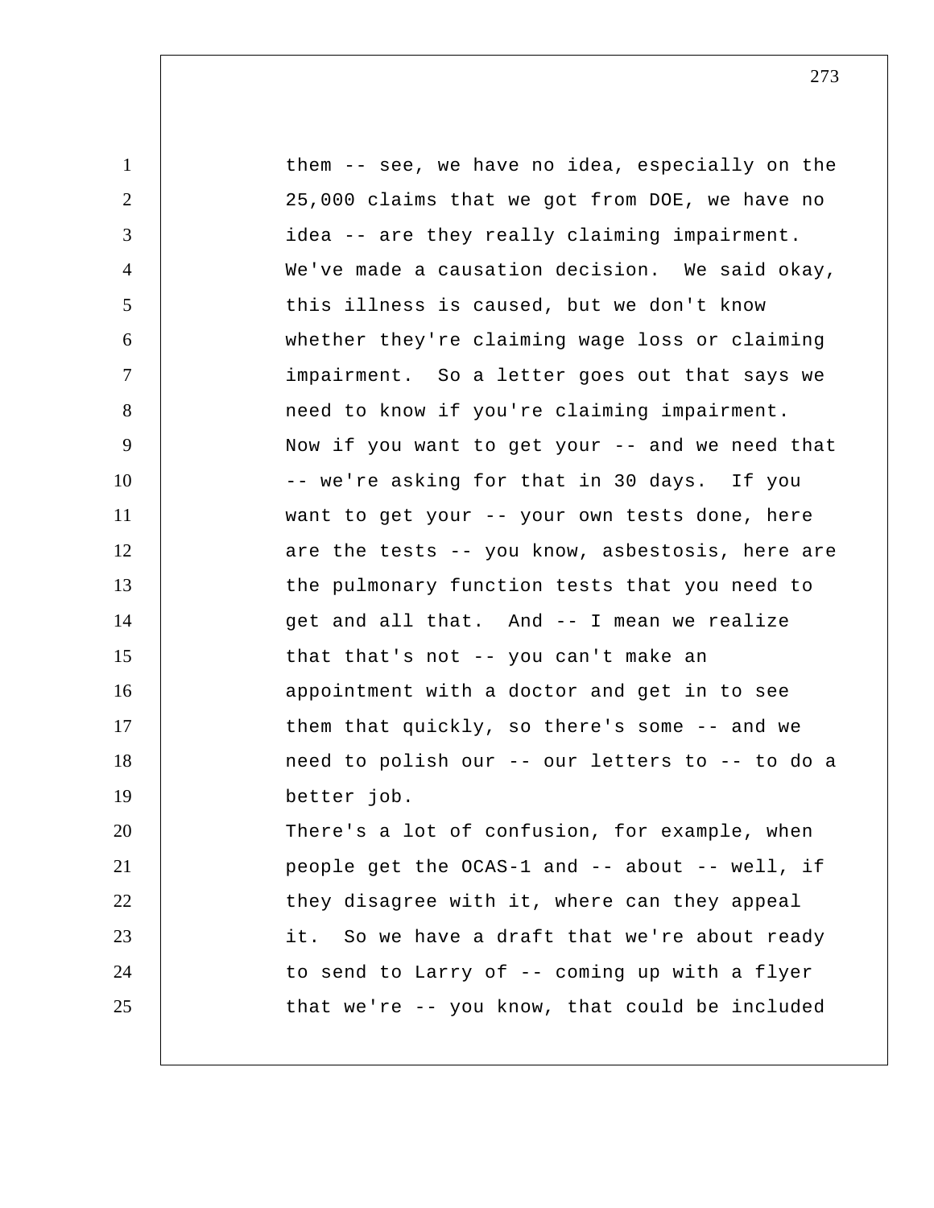them -- see, we have no idea, especially on the 25,000 claims that we got from DOE, we have no idea -- are they really claiming impairment. We've made a causation decision. We said okay, this illness is caused, but we don't know whether they're claiming wage loss or claiming impairment. So a letter goes out that says we need to know if you're claiming impairment. Now if you want to get your -- and we need that -- we're asking for that in 30 days. If you want to get your -- your own tests done, here are the tests -- you know, asbestosis, here are the pulmonary function tests that you need to get and all that. And -- I mean we realize that that's not -- you can't make an appointment with a doctor and get in to see them that quickly, so there's some -- and we need to polish our -- our letters to -- to do a better job.

There's a lot of confusion, for example, when people get the OCAS-1 and -- about -- well, if they disagree with it, where can they appeal it. So we have a draft that we're about ready to send to Larry of -- coming up with a flyer that we're -- you know, that could be included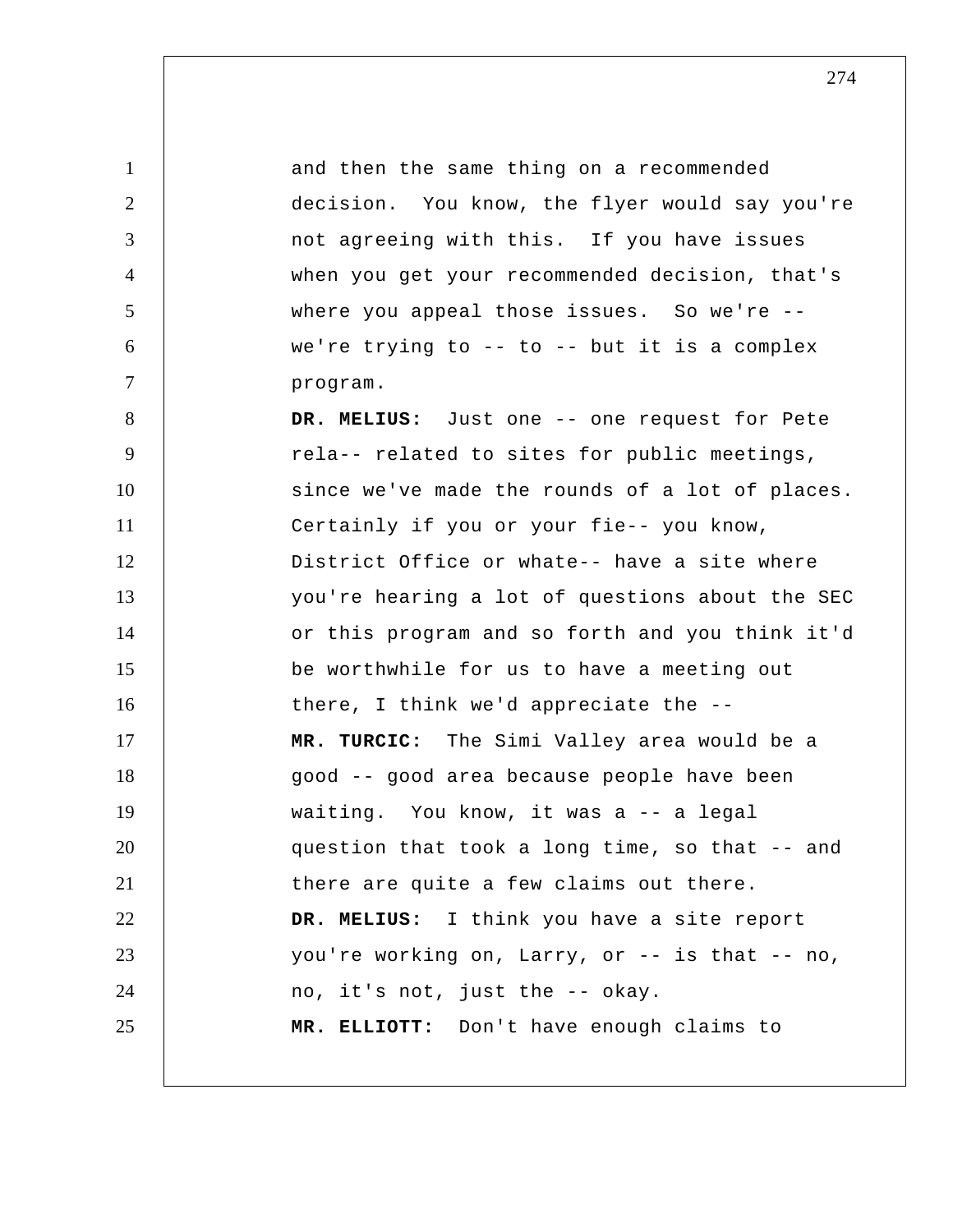and then the same thing on a recommended decision. You know, the flyer would say you're not agreeing with this. If you have issues when you get your recommended decision, that's where you appeal those issues. So we're -- we're trying to -- to -- but it is a complex program.

**DR. MELIUS:** Just one -- one request for Pete rela-- related to sites for public meetings, since we've made the rounds of a lot of places. Certainly if you or your fie-- you know, District Office or whate-- have a site where you're hearing a lot of questions about the SEC or this program and so forth and you think it'd be worthwhile for us to have a meeting out there, I think we'd appreciate the --

**MR. TURCIC:** The Simi Valley area would be a good -- good area because people have been waiting. You know, it was a -- a legal question that took a long time, so that -- and there are quite a few claims out there.

**DR. MELIUS:** I think you have a site report you're working on, Larry, or -- is that -- no, no, it's not, just the -- okay.

**MR. ELLIOTT:** Don't have enough claims to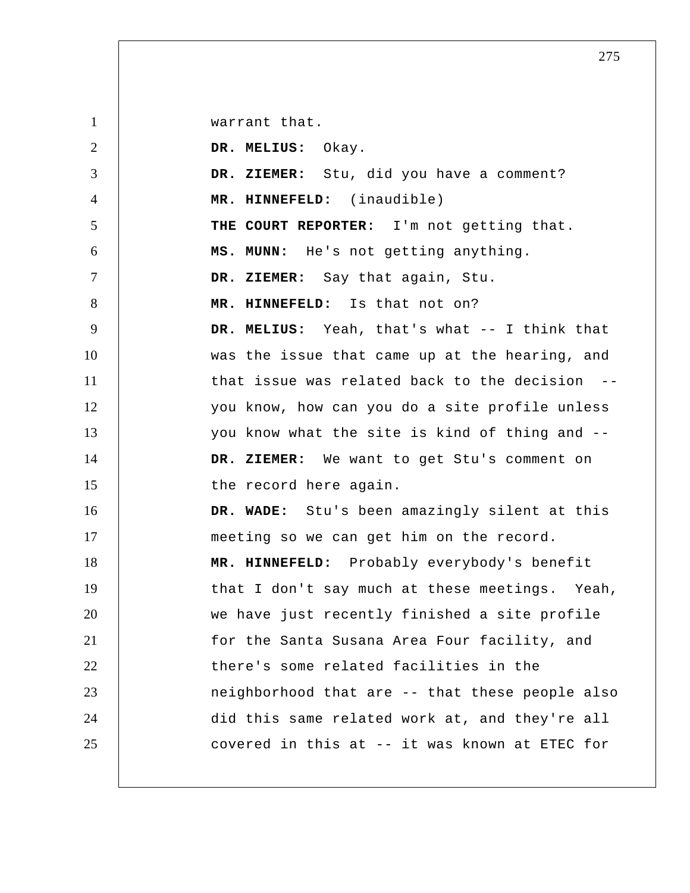warrant that.

**DR. MELIUS:** Okay.

**DR. ZIEMER:** Stu, did you have a comment?

**MR. HINNEFELD:** (inaudible)

**THE COURT REPORTER:** I'm not getting that.

**MS. MUNN:** He's not getting anything.

**DR. ZIEMER:** Say that again, Stu.

**MR. HINNEFELD:** Is that not on?

**DR. MELIUS:** Yeah, that's what -- I think that was the issue that came up at the hearing, and that issue was related back to the decision -- you know, how can you do a site profile unless you know what the site is kind of thing and --

**DR. ZIEMER:** We want to get Stu's comment on the record here again.

**DR. WADE:** Stu's been amazingly silent at this meeting so we can get him on the record.

**MR. HINNEFELD:** Probably everybody's benefit that I don't say much at these meetings. Yeah, we have just recently finished a site profile for the Santa Susana Area Four facility, and there's some related facilities in the neighborhood that are -- that these people also did this same related work at, and they're all covered in this at -- it was known at ETEC for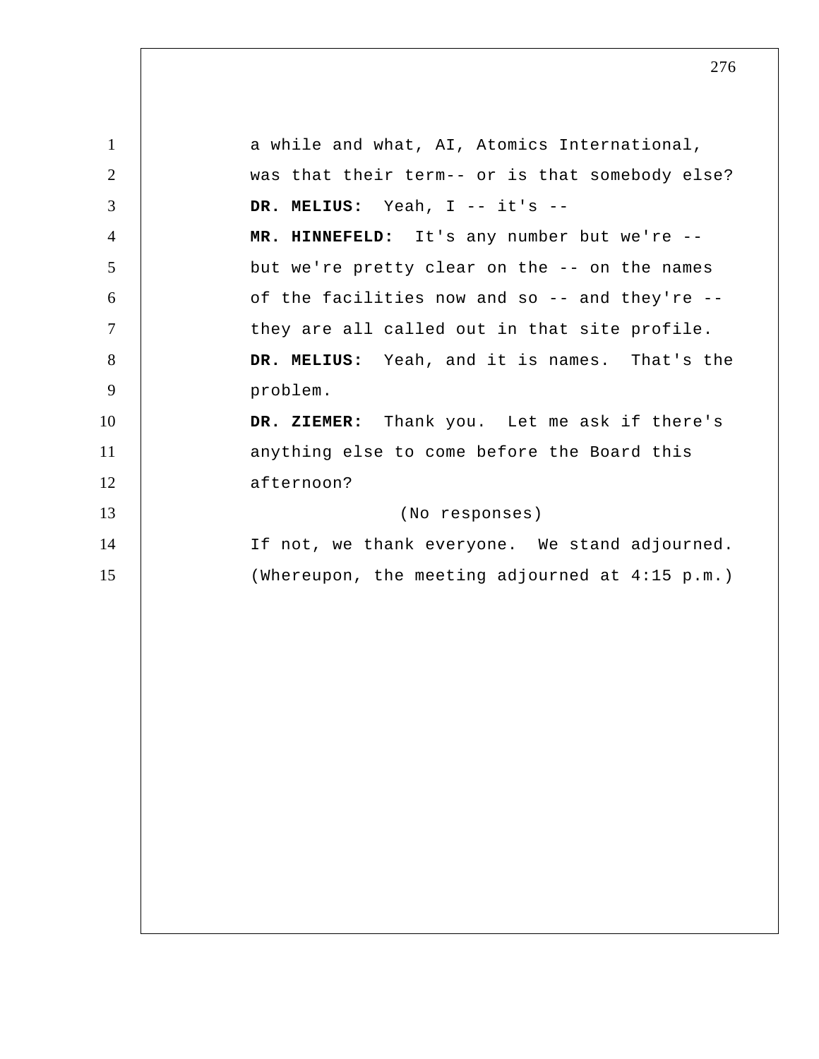a while and what, AI, Atomics International, was that their term-- or is that somebody else?

**DR. MELIUS:** Yeah, I -- it's --

**MR. HINNEFELD:** It's any number but we're -- but we're pretty clear on the -- on the names of the facilities now and so -- and they're -- they are all called out in that site profile.

**DR. MELIUS:** Yeah, and it is names. That's the problem.

**DR. ZIEMER:** Thank you. Let me ask if there's anything else to come before the Board this afternoon?

(No responses)

If not, we thank everyone. We stand adjourned.

(Whereupon, the meeting adjourned at 4:15 p.m.)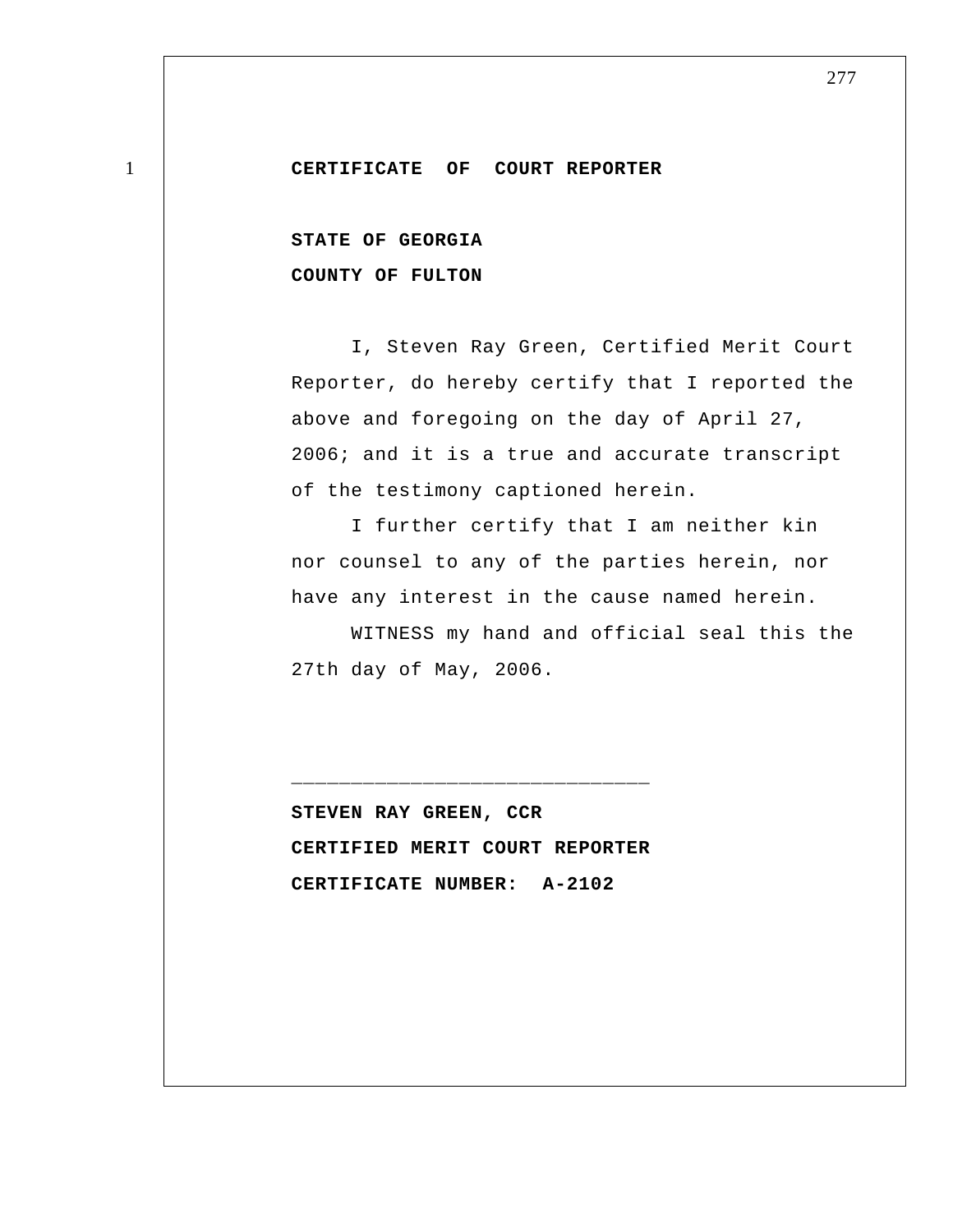**CERTIFICATE OF COURT REPORTER**

**STATE OF GEORGIA**
**COUNTY OF FULTON**

I, Steven Ray Green, Certified Merit Court Reporter, do hereby certify that I reported the above and foregoing on the day of April 27, 2006; and it is a true and accurate transcript of the testimony captioned herein.

I further certify that I am neither kin nor counsel to any of the parties herein, nor have any interest in the cause named herein.

WITNESS my hand and official seal this the 27th day of May, 2006.

______________________________

**STEVEN RAY GREEN, CCR**
**CERTIFIED MERIT COURT REPORTER**
**CERTIFICATE NUMBER: A-2102**